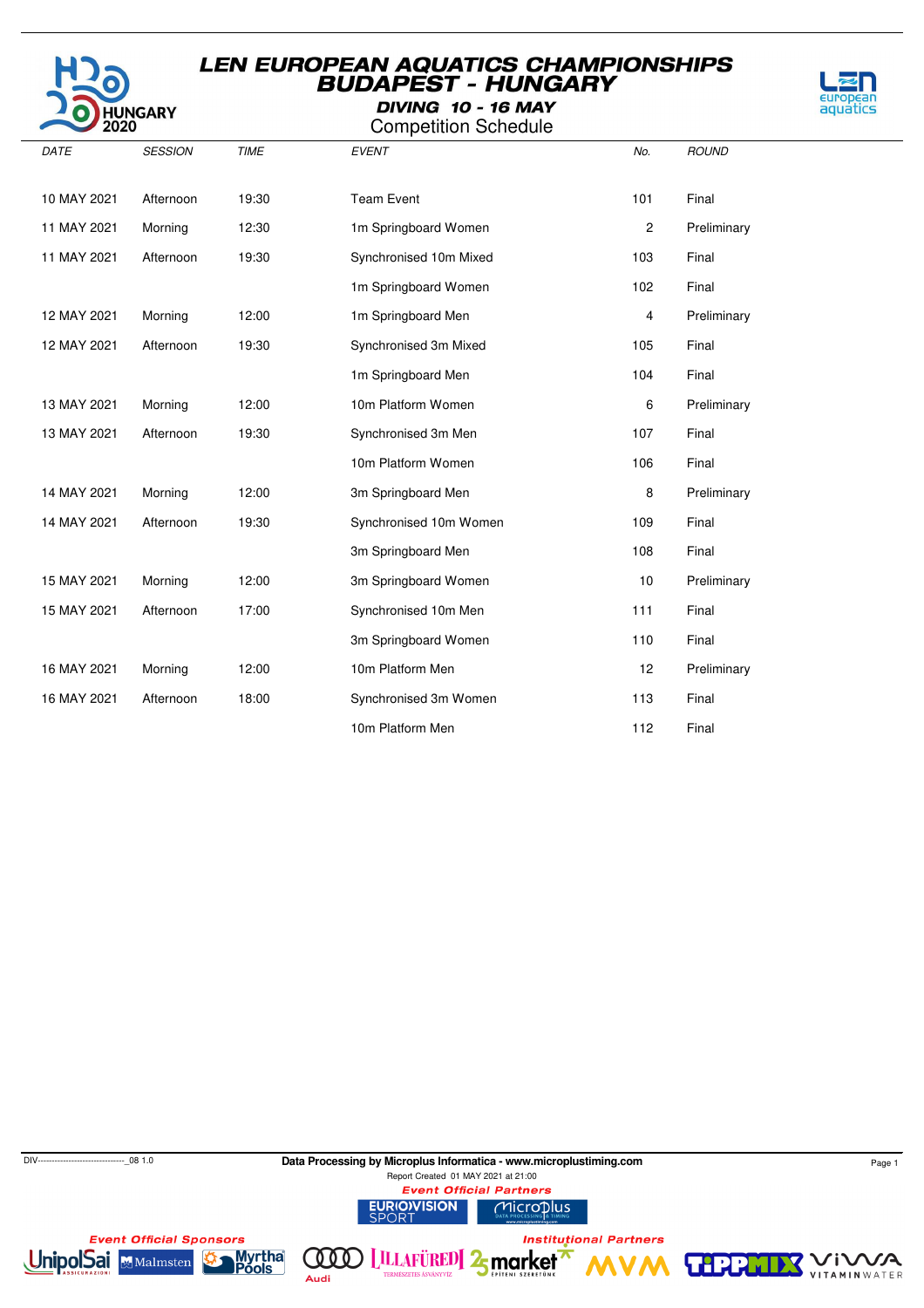# LEN EUROPEAN AQUATICS CHAMPIONSHIPS
## BUDAPEST - HUNGARY
### DIVING 10 - 16 MAY
### Competition Schedule

| DATE | SESSION | TIME | EVENT | No. | ROUND |
|---|---|---|---|---|---|
| 10 MAY 2021 | Afternoon | 19:30 | Team Event | 101 | Final |
| 11 MAY 2021 | Morning | 12:30 | 1m Springboard Women | 2 | Preliminary |
| 11 MAY 2021 | Afternoon | 19:30 | Synchronised 10m Mixed | 103 | Final |
| | | | 1m Springboard Women | 102 | Final |
| 12 MAY 2021 | Morning | 12:00 | 1m Springboard Men | 4 | Preliminary |
| 12 MAY 2021 | Afternoon | 19:30 | Synchronised 3m Mixed | 105 | Final |
| | | | 1m Springboard Men | 104 | Final |
| 13 MAY 2021 | Morning | 12:00 | 10m Platform Women | 6 | Preliminary |
| 13 MAY 2021 | Afternoon | 19:30 | Synchronised 3m Men | 107 | Final |
| | | | 10m Platform Women | 106 | Final |
| 14 MAY 2021 | Morning | 12:00 | 3m Springboard Men | 8 | Preliminary |
| 14 MAY 2021 | Afternoon | 19:30 | Synchronised 10m Women | 109 | Final |
| | | | 3m Springboard Men | 108 | Final |
| 15 MAY 2021 | Morning | 12:00 | 3m Springboard Women | 10 | Preliminary |
| 15 MAY 2021 | Afternoon | 17:00 | Synchronised 10m Men | 111 | Final |
| | | | 3m Springboard Women | 110 | Final |
| 16 MAY 2021 | Morning | 12:00 | 10m Platform Men | 12 | Preliminary |
| 16 MAY 2021 | Afternoon | 18:00 | Synchronised 3m Women | 113 | Final |
| | | | 10m Platform Men | 112 | Final |

DIV------------------------------_08 1.0

Data Processing by Microplus Informatica - www.microplustiming.com

Report Created 01 MAY 2021 at 21:00

Event Official Partners

Event Official Sponsors

Institutional Partners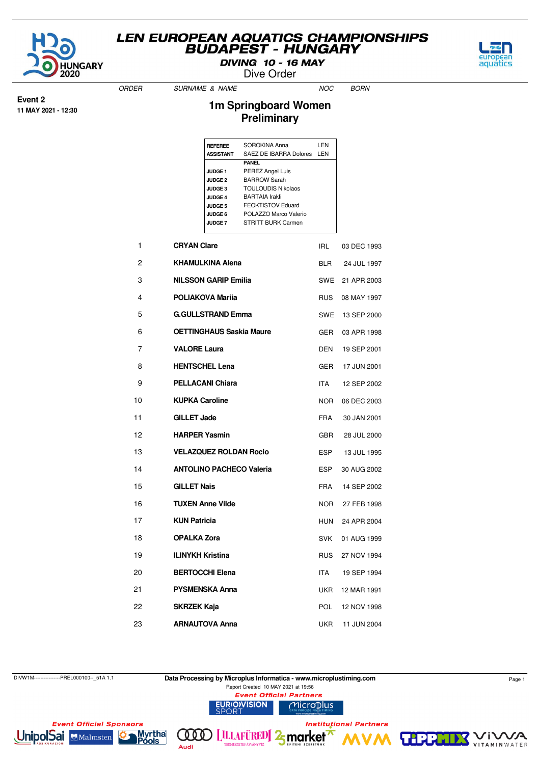# LEN EUROPEAN AQUATICS CHAMPIONSHIPS
## BUDAPEST - HUNGARY

**DIVING 10 - 16 MAY**

Dive Order

**Event 2**
**11 MAY 2021 - 12:30**

## 1m Springboard Women
## Preliminary

| | | |
|---|---|---|
| **REFEREE** | SOROKINA Anna | LEN |
| **ASSISTANT** | SAEZ DE IBARRA Dolores | LEN |
| | **PANEL** | |
| **JUDGE 1** | PEREZ Angel Luis | |
| **JUDGE 2** | BARROW Sarah | |
| **JUDGE 3** | TOULOUDIS Nikolaos | |
| **JUDGE 4** | BARTAIA Irakli | |
| **JUDGE 5** | FEOKTISTOV Eduard | |
| **JUDGE 6** | POLAZZO Marco Valerio | |
| **JUDGE 7** | STRITT BURK Carmen | |

| ORDER | SURNAME & NAME | NOC | BORN |
|---|---|---|---|
| 1 | **CRYAN Clare** | IRL | 03 DEC 1993 |
| 2 | **KHAMULKINA Alena** | BLR | 24 JUL 1997 |
| 3 | **NILSSON GARIP Emilia** | SWE | 21 APR 2003 |
| 4 | **POLIAKOVA Mariia** | RUS | 08 MAY 1997 |
| 5 | **G.GULLSTRAND Emma** | SWE | 13 SEP 2000 |
| 6 | **OETTINGHAUS Saskia Maure** | GER | 03 APR 1998 |
| 7 | **VALORE Laura** | DEN | 19 SEP 2001 |
| 8 | **HENTSCHEL Lena** | GER | 17 JUN 2001 |
| 9 | **PELLACANI Chiara** | ITA | 12 SEP 2002 |
| 10 | **KUPKA Caroline** | NOR | 06 DEC 2003 |
| 11 | **GILLET Jade** | FRA | 30 JAN 2001 |
| 12 | **HARPER Yasmin** | GBR | 28 JUL 2000 |
| 13 | **VELAZQUEZ ROLDAN Rocio** | ESP | 13 JUL 1995 |
| 14 | **ANTOLINO PACHECO Valeria** | ESP | 30 AUG 2002 |
| 15 | **GILLET Nais** | FRA | 14 SEP 2002 |
| 16 | **TUXEN Anne Vilde** | NOR | 27 FEB 1998 |
| 17 | **KUN Patricia** | HUN | 24 APR 2004 |
| 18 | **OPALKA Zora** | SVK | 01 AUG 1999 |
| 19 | **ILINYKH Kristina** | RUS | 27 NOV 1994 |
| 20 | **BERTOCCHI Elena** | ITA | 19 SEP 1994 |
| 21 | **PYSMENSKA Anna** | UKR | 12 MAR 1991 |
| 22 | **SKRZEK Kaja** | POL | 12 NOV 1998 |
| 23 | **ARNAUTOVA Anna** | UKR | 11 JUN 2004 |

DIVW1M----------------PREL000100--_51A 1.1

**Data Processing by Microplus Informatica - www.microplustiming.com**

Report Created 10 MAY 2021 at 19:56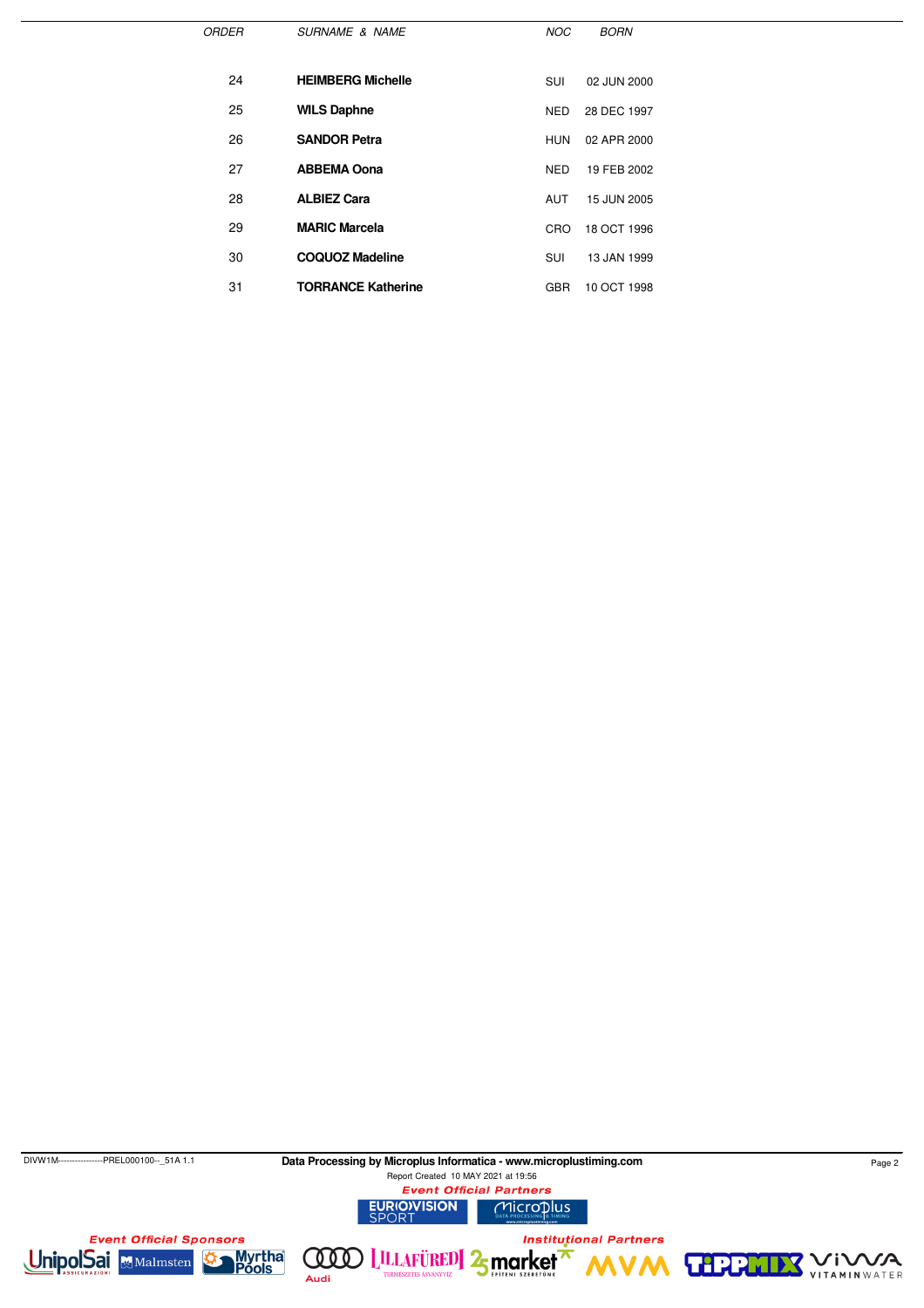| ORDER | SURNAME & NAME | NOC | BORN |
|---|---|---|---|
| 24 | **HEIMBERG Michelle** | SUI | 02 JUN 2000 |
| 25 | **WILS Daphne** | NED | 28 DEC 1997 |
| 26 | **SANDOR Petra** | HUN | 02 APR 2000 |
| 27 | **ABBEMA Oona** | NED | 19 FEB 2002 |
| 28 | **ALBIEZ Cara** | AUT | 15 JUN 2005 |
| 29 | **MARIC Marcela** | CRO | 18 OCT 1996 |
| 30 | **COQUOZ Madeline** | SUI | 13 JAN 1999 |
| 31 | **TORRANCE Katherine** | GBR | 10 OCT 1998 |

DIVW1M----------------PREL000100--_51A 1.1

**Data Processing by Microplus Informatica - www.microplustiming.com**

Report Created 10 MAY 2021 at 19:56

*Event Official Partners*

*Event Official Sponsors*

*Institutional Partners*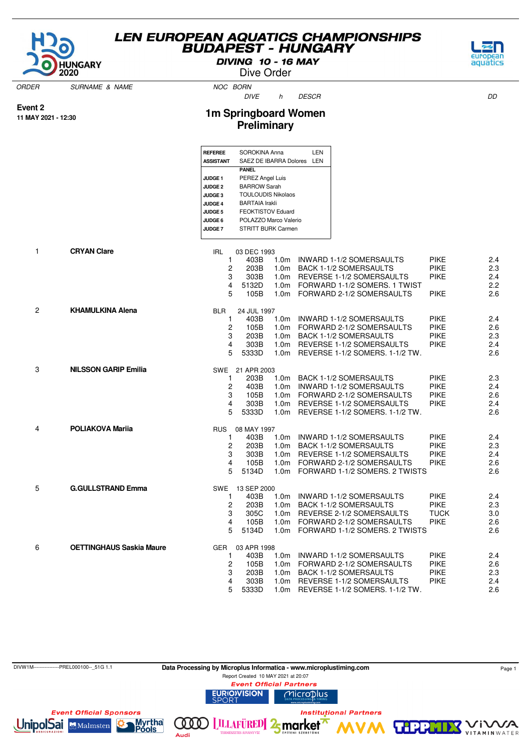# LEN EUROPEAN AQUATICS CHAMPIONSHIPS
## BUDAPEST - HUNGARY

**DIVING 10 - 16 MAY**

Dive Order

**Event 2**
**11 MAY 2021 - 12:30**

## 1m Springboard Women
## Preliminary

| | | |
|---|---|---|
| **REFEREE** | SOROKINA Anna | LEN |
| **ASSISTANT** | SAEZ DE IBARRA Dolores | LEN |
| | **PANEL** | |
| **JUDGE 1** | PEREZ Angel Luis | |
| **JUDGE 2** | BARROW Sarah | |
| **JUDGE 3** | TOULOUDIS Nikolaos | |
| **JUDGE 4** | BARTAIA Irakli | |
| **JUDGE 5** | FEOKTISTOV Eduard | |
| **JUDGE 6** | POLAZZO Marco Valerio | |
| **JUDGE 7** | STRITT BURK Carmen | |

| ORDER | SURNAME & NAME | NOC | BORN / DIVE | h | DESCR | | DD |
|---|---|---|---|---|---|---|---|
| 1 | **CRYAN Clare** | IRL | 03 DEC 1993 | | | | |
| | | 1 | 403B | 1.0m | INWARD 1-1/2 SOMERSAULTS | PIKE | 2.4 |
| | | 2 | 203B | 1.0m | BACK 1-1/2 SOMERSAULTS | PIKE | 2.3 |
| | | 3 | 303B | 1.0m | REVERSE 1-1/2 SOMERSAULTS | PIKE | 2.4 |
| | | 4 | 5132D | 1.0m | FORWARD 1-1/2 SOMERS. 1 TWIST | | 2.2 |
| | | 5 | 105B | 1.0m | FORWARD 2-1/2 SOMERSAULTS | PIKE | 2.6 |
| 2 | **KHAMULKINA Alena** | BLR | 24 JUL 1997 | | | | |
| | | 1 | 403B | 1.0m | INWARD 1-1/2 SOMERSAULTS | PIKE | 2.4 |
| | | 2 | 105B | 1.0m | FORWARD 2-1/2 SOMERSAULTS | PIKE | 2.6 |
| | | 3 | 203B | 1.0m | BACK 1-1/2 SOMERSAULTS | PIKE | 2.3 |
| | | 4 | 303B | 1.0m | REVERSE 1-1/2 SOMERSAULTS | PIKE | 2.4 |
| | | 5 | 5333D | 1.0m | REVERSE 1-1/2 SOMERS. 1-1/2 TW. | | 2.6 |
| 3 | **NILSSON GARIP Emilia** | SWE | 21 APR 2003 | | | | |
| | | 1 | 203B | 1.0m | BACK 1-1/2 SOMERSAULTS | PIKE | 2.3 |
| | | 2 | 403B | 1.0m | INWARD 1-1/2 SOMERSAULTS | PIKE | 2.4 |
| | | 3 | 105B | 1.0m | FORWARD 2-1/2 SOMERSAULTS | PIKE | 2.6 |
| | | 4 | 303B | 1.0m | REVERSE 1-1/2 SOMERSAULTS | PIKE | 2.4 |
| | | 5 | 5333D | 1.0m | REVERSE 1-1/2 SOMERS. 1-1/2 TW. | | 2.6 |
| 4 | **POLIAKOVA Mariia** | RUS | 08 MAY 1997 | | | | |
| | | 1 | 403B | 1.0m | INWARD 1-1/2 SOMERSAULTS | PIKE | 2.4 |
| | | 2 | 203B | 1.0m | BACK 1-1/2 SOMERSAULTS | PIKE | 2.3 |
| | | 3 | 303B | 1.0m | REVERSE 1-1/2 SOMERSAULTS | PIKE | 2.4 |
| | | 4 | 105B | 1.0m | FORWARD 2-1/2 SOMERSAULTS | PIKE | 2.6 |
| | | 5 | 5134D | 1.0m | FORWARD 1-1/2 SOMERS. 2 TWISTS | | 2.6 |
| 5 | **G.GULLSTRAND Emma** | SWE | 13 SEP 2000 | | | | |
| | | 1 | 403B | 1.0m | INWARD 1-1/2 SOMERSAULTS | PIKE | 2.4 |
| | | 2 | 203B | 1.0m | BACK 1-1/2 SOMERSAULTS | PIKE | 2.3 |
| | | 3 | 305C | 1.0m | REVERSE 2-1/2 SOMERSAULTS | TUCK | 3.0 |
| | | 4 | 105B | 1.0m | FORWARD 2-1/2 SOMERSAULTS | PIKE | 2.6 |
| | | 5 | 5134D | 1.0m | FORWARD 1-1/2 SOMERS. 2 TWISTS | | 2.6 |
| 6 | **OETTINGHAUS Saskia Maure** | GER | 03 APR 1998 | | | | |
| | | 1 | 403B | 1.0m | INWARD 1-1/2 SOMERSAULTS | PIKE | 2.4 |
| | | 2 | 105B | 1.0m | FORWARD 2-1/2 SOMERSAULTS | PIKE | 2.6 |
| | | 3 | 203B | 1.0m | BACK 1-1/2 SOMERSAULTS | PIKE | 2.3 |
| | | 4 | 303B | 1.0m | REVERSE 1-1/2 SOMERSAULTS | PIKE | 2.4 |
| | | 5 | 5333D | 1.0m | REVERSE 1-1/2 SOMERS. 1-1/2 TW. | | 2.6 |

DIVW1M----------------PREL000100--_51G 1.1 **Data Processing by Microplus Informatica - www.microplustiming.com**

Report Created 10 MAY 2021 at 20:07

*Event Official Partners* *Event Official Sponsors* *Institutional Partners*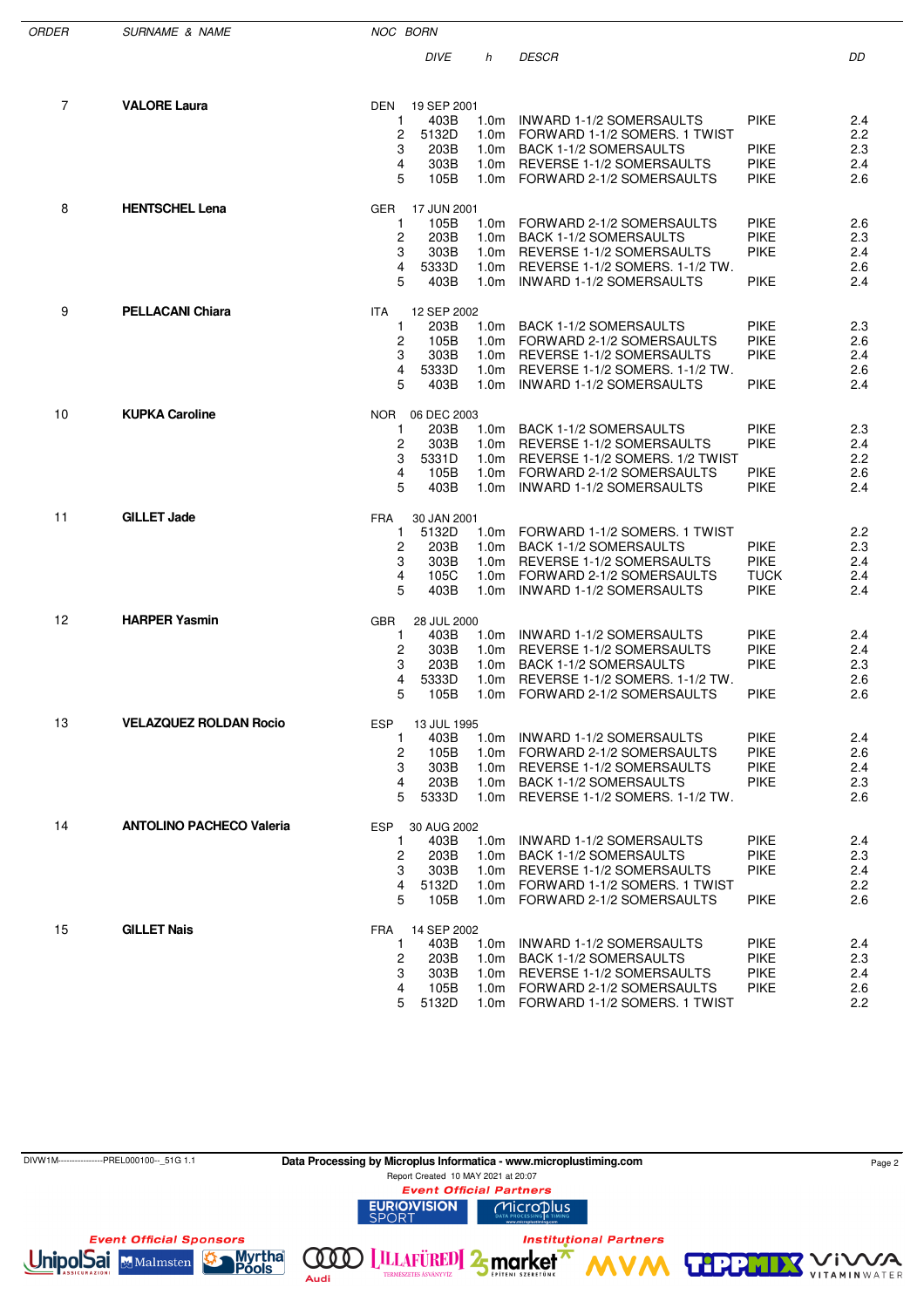| ORDER | SURNAME & NAME | NOC | BORN | DIVE | h | DESCR | | DD |
|---|---|---|---|---|---|---|---|---|
| 7 | **VALORE Laura** | DEN | 19 SEP 2001 | | | | | |
| | | | 1 | 403B | 1.0m | INWARD 1-1/2 SOMERSAULTS | PIKE | 2.4 |
| | | | 2 | 5132D | 1.0m | FORWARD 1-1/2 SOMERS. 1 TWIST | | 2.2 |
| | | | 3 | 203B | 1.0m | BACK 1-1/2 SOMERSAULTS | PIKE | 2.3 |
| | | | 4 | 303B | 1.0m | REVERSE 1-1/2 SOMERSAULTS | PIKE | 2.4 |
| | | | 5 | 105B | 1.0m | FORWARD 2-1/2 SOMERSAULTS | PIKE | 2.6 |
| 8 | **HENTSCHEL Lena** | GER | 17 JUN 2001 | | | | | |
| | | | 1 | 105B | 1.0m | FORWARD 2-1/2 SOMERSAULTS | PIKE | 2.6 |
| | | | 2 | 203B | 1.0m | BACK 1-1/2 SOMERSAULTS | PIKE | 2.3 |
| | | | 3 | 303B | 1.0m | REVERSE 1-1/2 SOMERSAULTS | PIKE | 2.4 |
| | | | 4 | 5333D | 1.0m | REVERSE 1-1/2 SOMERS. 1-1/2 TW. | | 2.6 |
| | | | 5 | 403B | 1.0m | INWARD 1-1/2 SOMERSAULTS | PIKE | 2.4 |
| 9 | **PELLACANI Chiara** | ITA | 12 SEP 2002 | | | | | |
| | | | 1 | 203B | 1.0m | BACK 1-1/2 SOMERSAULTS | PIKE | 2.3 |
| | | | 2 | 105B | 1.0m | FORWARD 2-1/2 SOMERSAULTS | PIKE | 2.6 |
| | | | 3 | 303B | 1.0m | REVERSE 1-1/2 SOMERSAULTS | PIKE | 2.4 |
| | | | 4 | 5333D | 1.0m | REVERSE 1-1/2 SOMERS. 1-1/2 TW. | | 2.6 |
| | | | 5 | 403B | 1.0m | INWARD 1-1/2 SOMERSAULTS | PIKE | 2.4 |
| 10 | **KUPKA Caroline** | NOR | 06 DEC 2003 | | | | | |
| | | | 1 | 203B | 1.0m | BACK 1-1/2 SOMERSAULTS | PIKE | 2.3 |
| | | | 2 | 303B | 1.0m | REVERSE 1-1/2 SOMERSAULTS | PIKE | 2.4 |
| | | | 3 | 5331D | 1.0m | REVERSE 1-1/2 SOMERS. 1/2 TWIST | | 2.2 |
| | | | 4 | 105B | 1.0m | FORWARD 2-1/2 SOMERSAULTS | PIKE | 2.6 |
| | | | 5 | 403B | 1.0m | INWARD 1-1/2 SOMERSAULTS | PIKE | 2.4 |
| 11 | **GILLET Jade** | FRA | 30 JAN 2001 | | | | | |
| | | | 1 | 5132D | 1.0m | FORWARD 1-1/2 SOMERS. 1 TWIST | | 2.2 |
| | | | 2 | 203B | 1.0m | BACK 1-1/2 SOMERSAULTS | PIKE | 2.3 |
| | | | 3 | 303B | 1.0m | REVERSE 1-1/2 SOMERSAULTS | PIKE | 2.4 |
| | | | 4 | 105C | 1.0m | FORWARD 2-1/2 SOMERSAULTS | TUCK | 2.4 |
| | | | 5 | 403B | 1.0m | INWARD 1-1/2 SOMERSAULTS | PIKE | 2.4 |
| 12 | **HARPER Yasmin** | GBR | 28 JUL 2000 | | | | | |
| | | | 1 | 403B | 1.0m | INWARD 1-1/2 SOMERSAULTS | PIKE | 2.4 |
| | | | 2 | 303B | 1.0m | REVERSE 1-1/2 SOMERSAULTS | PIKE | 2.4 |
| | | | 3 | 203B | 1.0m | BACK 1-1/2 SOMERSAULTS | PIKE | 2.3 |
| | | | 4 | 5333D | 1.0m | REVERSE 1-1/2 SOMERS. 1-1/2 TW. | | 2.6 |
| | | | 5 | 105B | 1.0m | FORWARD 2-1/2 SOMERSAULTS | PIKE | 2.6 |
| 13 | **VELAZQUEZ ROLDAN Rocio** | ESP | 13 JUL 1995 | | | | | |
| | | | 1 | 403B | 1.0m | INWARD 1-1/2 SOMERSAULTS | PIKE | 2.4 |
| | | | 2 | 105B | 1.0m | FORWARD 2-1/2 SOMERSAULTS | PIKE | 2.6 |
| | | | 3 | 303B | 1.0m | REVERSE 1-1/2 SOMERSAULTS | PIKE | 2.4 |
| | | | 4 | 203B | 1.0m | BACK 1-1/2 SOMERSAULTS | PIKE | 2.3 |
| | | | 5 | 5333D | 1.0m | REVERSE 1-1/2 SOMERS. 1-1/2 TW. | | 2.6 |
| 14 | **ANTOLINO PACHECO Valeria** | ESP | 30 AUG 2002 | | | | | |
| | | | 1 | 403B | 1.0m | INWARD 1-1/2 SOMERSAULTS | PIKE | 2.4 |
| | | | 2 | 203B | 1.0m | BACK 1-1/2 SOMERSAULTS | PIKE | 2.3 |
| | | | 3 | 303B | 1.0m | REVERSE 1-1/2 SOMERSAULTS | PIKE | 2.4 |
| | | | 4 | 5132D | 1.0m | FORWARD 1-1/2 SOMERS. 1 TWIST | | 2.2 |
| | | | 5 | 105B | 1.0m | FORWARD 2-1/2 SOMERSAULTS | PIKE | 2.6 |
| 15 | **GILLET Nais** | FRA | 14 SEP 2002 | | | | | |
| | | | 1 | 403B | 1.0m | INWARD 1-1/2 SOMERSAULTS | PIKE | 2.4 |
| | | | 2 | 203B | 1.0m | BACK 1-1/2 SOMERSAULTS | PIKE | 2.3 |
| | | | 3 | 303B | 1.0m | REVERSE 1-1/2 SOMERSAULTS | PIKE | 2.4 |
| | | | 4 | 105B | 1.0m | FORWARD 2-1/2 SOMERSAULTS | PIKE | 2.6 |
| | | | 5 | 5132D | 1.0m | FORWARD 1-1/2 SOMERS. 1 TWIST | | 2.2 |

DIVW1M----------------PREL000100--_51G 1.1

**Data Processing by Microplus Informatica - www.microplustiming.com**

Report Created 10 MAY 2021 at 20:07

*Event Official Partners*

*Event Official Sponsors*

*Institutional Partners*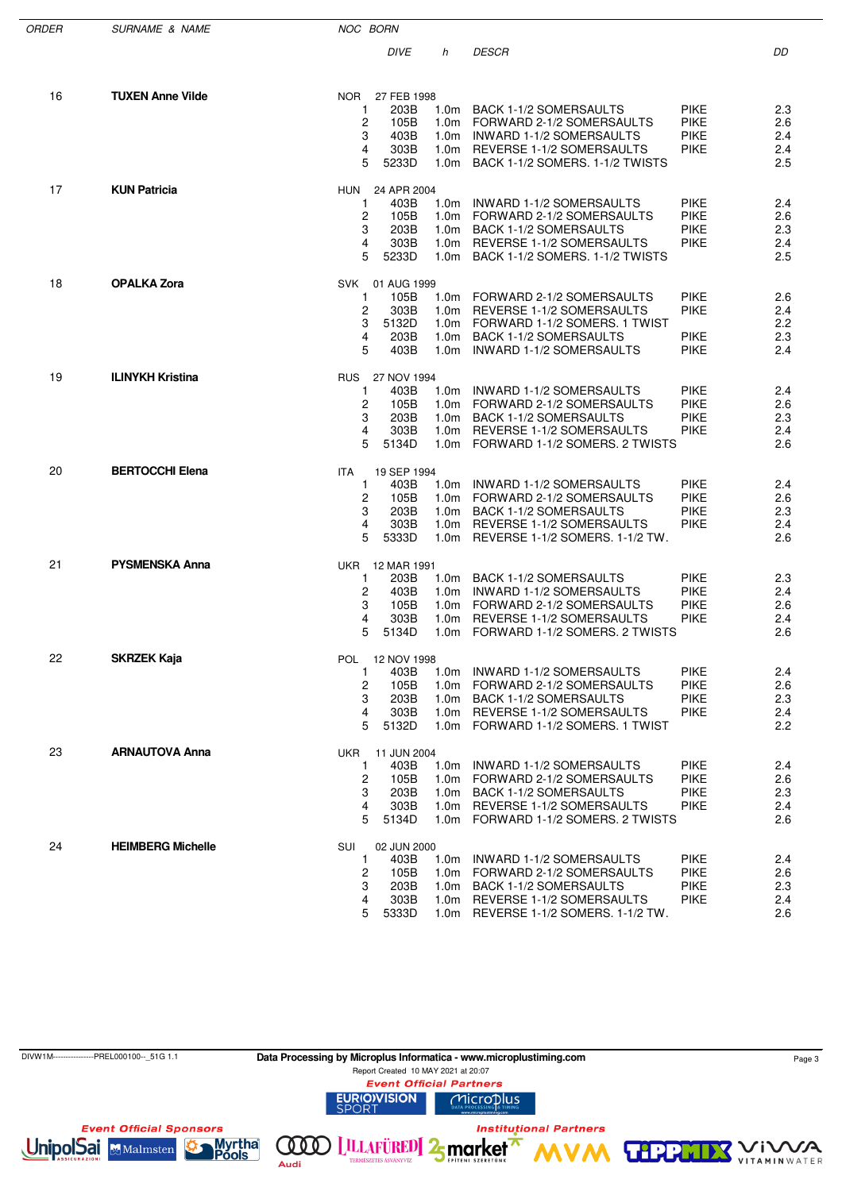| ORDER | SURNAME & NAME | NOC | BORN | | | | | |
|---|---|---|---|---|---|---|---|---|
| | | | DIVE | h | DESCR | | | DD |
| 16 | **TUXEN Anne Vilde** | NOR | 27 FEB 1998 | | | | | |
| | | 1 | 203B | 1.0m | BACK 1-1/2 SOMERSAULTS | PIKE | | 2.3 |
| | | 2 | 105B | 1.0m | FORWARD 2-1/2 SOMERSAULTS | PIKE | | 2.6 |
| | | 3 | 403B | 1.0m | INWARD 1-1/2 SOMERSAULTS | PIKE | | 2.4 |
| | | 4 | 303B | 1.0m | REVERSE 1-1/2 SOMERSAULTS | PIKE | | 2.4 |
| | | 5 | 5233D | 1.0m | BACK 1-1/2 SOMERS. 1-1/2 TWISTS | | | 2.5 |
| 17 | **KUN Patricia** | HUN | 24 APR 2004 | | | | | |
| | | 1 | 403B | 1.0m | INWARD 1-1/2 SOMERSAULTS | PIKE | | 2.4 |
| | | 2 | 105B | 1.0m | FORWARD 2-1/2 SOMERSAULTS | PIKE | | 2.6 |
| | | 3 | 203B | 1.0m | BACK 1-1/2 SOMERSAULTS | PIKE | | 2.3 |
| | | 4 | 303B | 1.0m | REVERSE 1-1/2 SOMERSAULTS | PIKE | | 2.4 |
| | | 5 | 5233D | 1.0m | BACK 1-1/2 SOMERS. 1-1/2 TWISTS | | | 2.5 |
| 18 | **OPALKA Zora** | SVK | 01 AUG 1999 | | | | | |
| | | 1 | 105B | 1.0m | FORWARD 2-1/2 SOMERSAULTS | PIKE | | 2.6 |
| | | 2 | 303B | 1.0m | REVERSE 1-1/2 SOMERSAULTS | PIKE | | 2.4 |
| | | 3 | 5132D | 1.0m | FORWARD 1-1/2 SOMERS. 1 TWIST | | | 2.2 |
| | | 4 | 203B | 1.0m | BACK 1-1/2 SOMERSAULTS | PIKE | | 2.3 |
| | | 5 | 403B | 1.0m | INWARD 1-1/2 SOMERSAULTS | PIKE | | 2.4 |
| 19 | **ILINYKH Kristina** | RUS | 27 NOV 1994 | | | | | |
| | | 1 | 403B | 1.0m | INWARD 1-1/2 SOMERSAULTS | PIKE | | 2.4 |
| | | 2 | 105B | 1.0m | FORWARD 2-1/2 SOMERSAULTS | PIKE | | 2.6 |
| | | 3 | 203B | 1.0m | BACK 1-1/2 SOMERSAULTS | PIKE | | 2.3 |
| | | 4 | 303B | 1.0m | REVERSE 1-1/2 SOMERSAULTS | PIKE | | 2.4 |
| | | 5 | 5134D | 1.0m | FORWARD 1-1/2 SOMERS. 2 TWISTS | | | 2.6 |
| 20 | **BERTOCCHI Elena** | ITA | 19 SEP 1994 | | | | | |
| | | 1 | 403B | 1.0m | INWARD 1-1/2 SOMERSAULTS | PIKE | | 2.4 |
| | | 2 | 105B | 1.0m | FORWARD 2-1/2 SOMERSAULTS | PIKE | | 2.6 |
| | | 3 | 203B | 1.0m | BACK 1-1/2 SOMERSAULTS | PIKE | | 2.3 |
| | | 4 | 303B | 1.0m | REVERSE 1-1/2 SOMERSAULTS | PIKE | | 2.4 |
| | | 5 | 5333D | 1.0m | REVERSE 1-1/2 SOMERS. 1-1/2 TW. | | | 2.6 |
| 21 | **PYSMENSKA Anna** | UKR | 12 MAR 1991 | | | | | |
| | | 1 | 203B | 1.0m | BACK 1-1/2 SOMERSAULTS | PIKE | | 2.3 |
| | | 2 | 403B | 1.0m | INWARD 1-1/2 SOMERSAULTS | PIKE | | 2.4 |
| | | 3 | 105B | 1.0m | FORWARD 2-1/2 SOMERSAULTS | PIKE | | 2.6 |
| | | 4 | 303B | 1.0m | REVERSE 1-1/2 SOMERSAULTS | PIKE | | 2.4 |
| | | 5 | 5134D | 1.0m | FORWARD 1-1/2 SOMERS. 2 TWISTS | | | 2.6 |
| 22 | **SKRZEK Kaja** | POL | 12 NOV 1998 | | | | | |
| | | 1 | 403B | 1.0m | INWARD 1-1/2 SOMERSAULTS | PIKE | | 2.4 |
| | | 2 | 105B | 1.0m | FORWARD 2-1/2 SOMERSAULTS | PIKE | | 2.6 |
| | | 3 | 203B | 1.0m | BACK 1-1/2 SOMERSAULTS | PIKE | | 2.3 |
| | | 4 | 303B | 1.0m | REVERSE 1-1/2 SOMERSAULTS | PIKE | | 2.4 |
| | | 5 | 5132D | 1.0m | FORWARD 1-1/2 SOMERS. 1 TWIST | | | 2.2 |
| 23 | **ARNAUTOVA Anna** | UKR | 11 JUN 2004 | | | | | |
| | | 1 | 403B | 1.0m | INWARD 1-1/2 SOMERSAULTS | PIKE | | 2.4 |
| | | 2 | 105B | 1.0m | FORWARD 2-1/2 SOMERSAULTS | PIKE | | 2.6 |
| | | 3 | 203B | 1.0m | BACK 1-1/2 SOMERSAULTS | PIKE | | 2.3 |
| | | 4 | 303B | 1.0m | REVERSE 1-1/2 SOMERSAULTS | PIKE | | 2.4 |
| | | 5 | 5134D | 1.0m | FORWARD 1-1/2 SOMERS. 2 TWISTS | | | 2.6 |
| 24 | **HEIMBERG Michelle** | SUI | 02 JUN 2000 | | | | | |
| | | 1 | 403B | 1.0m | INWARD 1-1/2 SOMERSAULTS | PIKE | | 2.4 |
| | | 2 | 105B | 1.0m | FORWARD 2-1/2 SOMERSAULTS | PIKE | | 2.6 |
| | | 3 | 203B | 1.0m | BACK 1-1/2 SOMERSAULTS | PIKE | | 2.3 |
| | | 4 | 303B | 1.0m | REVERSE 1-1/2 SOMERSAULTS | PIKE | | 2.4 |
| | | 5 | 5333D | 1.0m | REVERSE 1-1/2 SOMERS. 1-1/2 TW. | | | 2.6 |

DIVW1M----------------PREL000100--_51G 1.1

**Data Processing by Microplus Informatica - www.microplustiming.com**

Report Created 10 MAY 2021 at 20:07

*Event Official Partners*

*Event Official Sponsors*

*Institutional Partners*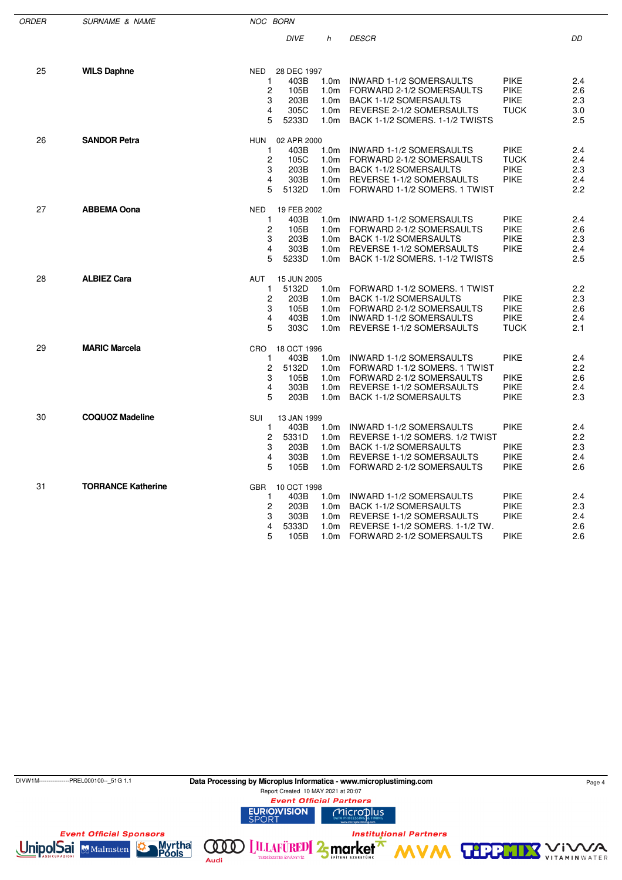| ORDER | SURNAME & NAME | NOC | BORN | | | | | |
|---|---|---|---|---|---|---|---|---|
| | | | | DIVE | h | DESCR | | DD |
| 25 | **WILS Daphne** | NED | 28 DEC 1997 | | | | | |
| | | | 1 | 403B | 1.0m | INWARD 1-1/2 SOMERSAULTS | PIKE | 2.4 |
| | | | 2 | 105B | 1.0m | FORWARD 2-1/2 SOMERSAULTS | PIKE | 2.6 |
| | | | 3 | 203B | 1.0m | BACK 1-1/2 SOMERSAULTS | PIKE | 2.3 |
| | | | 4 | 305C | 1.0m | REVERSE 2-1/2 SOMERSAULTS | TUCK | 3.0 |
| | | | 5 | 5233D | 1.0m | BACK 1-1/2 SOMERS. 1-1/2 TWISTS | | 2.5 |
| 26 | **SANDOR Petra** | HUN | 02 APR 2000 | | | | | |
| | | | 1 | 403B | 1.0m | INWARD 1-1/2 SOMERSAULTS | PIKE | 2.4 |
| | | | 2 | 105C | 1.0m | FORWARD 2-1/2 SOMERSAULTS | TUCK | 2.4 |
| | | | 3 | 203B | 1.0m | BACK 1-1/2 SOMERSAULTS | PIKE | 2.3 |
| | | | 4 | 303B | 1.0m | REVERSE 1-1/2 SOMERSAULTS | PIKE | 2.4 |
| | | | 5 | 5132D | 1.0m | FORWARD 1-1/2 SOMERS. 1 TWIST | | 2.2 |
| 27 | **ABBEMA Oona** | NED | 19 FEB 2002 | | | | | |
| | | | 1 | 403B | 1.0m | INWARD 1-1/2 SOMERSAULTS | PIKE | 2.4 |
| | | | 2 | 105B | 1.0m | FORWARD 2-1/2 SOMERSAULTS | PIKE | 2.6 |
| | | | 3 | 203B | 1.0m | BACK 1-1/2 SOMERSAULTS | PIKE | 2.3 |
| | | | 4 | 303B | 1.0m | REVERSE 1-1/2 SOMERSAULTS | PIKE | 2.4 |
| | | | 5 | 5233D | 1.0m | BACK 1-1/2 SOMERS. 1-1/2 TWISTS | | 2.5 |
| 28 | **ALBIEZ Cara** | AUT | 15 JUN 2005 | | | | | |
| | | | 1 | 5132D | 1.0m | FORWARD 1-1/2 SOMERS. 1 TWIST | | 2.2 |
| | | | 2 | 203B | 1.0m | BACK 1-1/2 SOMERSAULTS | PIKE | 2.3 |
| | | | 3 | 105B | 1.0m | FORWARD 2-1/2 SOMERSAULTS | PIKE | 2.6 |
| | | | 4 | 403B | 1.0m | INWARD 1-1/2 SOMERSAULTS | PIKE | 2.4 |
| | | | 5 | 303C | 1.0m | REVERSE 1-1/2 SOMERSAULTS | TUCK | 2.1 |
| 29 | **MARIC Marcela** | CRO | 18 OCT 1996 | | | | | |
| | | | 1 | 403B | 1.0m | INWARD 1-1/2 SOMERSAULTS | PIKE | 2.4 |
| | | | 2 | 5132D | 1.0m | FORWARD 1-1/2 SOMERS. 1 TWIST | | 2.2 |
| | | | 3 | 105B | 1.0m | FORWARD 2-1/2 SOMERSAULTS | PIKE | 2.6 |
| | | | 4 | 303B | 1.0m | REVERSE 1-1/2 SOMERSAULTS | PIKE | 2.4 |
| | | | 5 | 203B | 1.0m | BACK 1-1/2 SOMERSAULTS | PIKE | 2.3 |
| 30 | **COQUOZ Madeline** | SUI | 13 JAN 1999 | | | | | |
| | | | 1 | 403B | 1.0m | INWARD 1-1/2 SOMERSAULTS | PIKE | 2.4 |
| | | | 2 | 5331D | 1.0m | REVERSE 1-1/2 SOMERS. 1/2 TWIST | | 2.2 |
| | | | 3 | 203B | 1.0m | BACK 1-1/2 SOMERSAULTS | PIKE | 2.3 |
| | | | 4 | 303B | 1.0m | REVERSE 1-1/2 SOMERSAULTS | PIKE | 2.4 |
| | | | 5 | 105B | 1.0m | FORWARD 2-1/2 SOMERSAULTS | PIKE | 2.6 |
| 31 | **TORRANCE Katherine** | GBR | 10 OCT 1998 | | | | | |
| | | | 1 | 403B | 1.0m | INWARD 1-1/2 SOMERSAULTS | PIKE | 2.4 |
| | | | 2 | 203B | 1.0m | BACK 1-1/2 SOMERSAULTS | PIKE | 2.3 |
| | | | 3 | 303B | 1.0m | REVERSE 1-1/2 SOMERSAULTS | PIKE | 2.4 |
| | | | 4 | 5333D | 1.0m | REVERSE 1-1/2 SOMERS. 1-1/2 TW. | | 2.6 |
| | | | 5 | 105B | 1.0m | FORWARD 2-1/2 SOMERSAULTS | PIKE | 2.6 |

DIVW1M----------------PREL000100--_51G 1.1

Data Processing by Microplus Informatica - www.microplustiming.com

Report Created 10 MAY 2021 at 20:07

Event Official Partners

Event Official Sponsors

Institutional Partners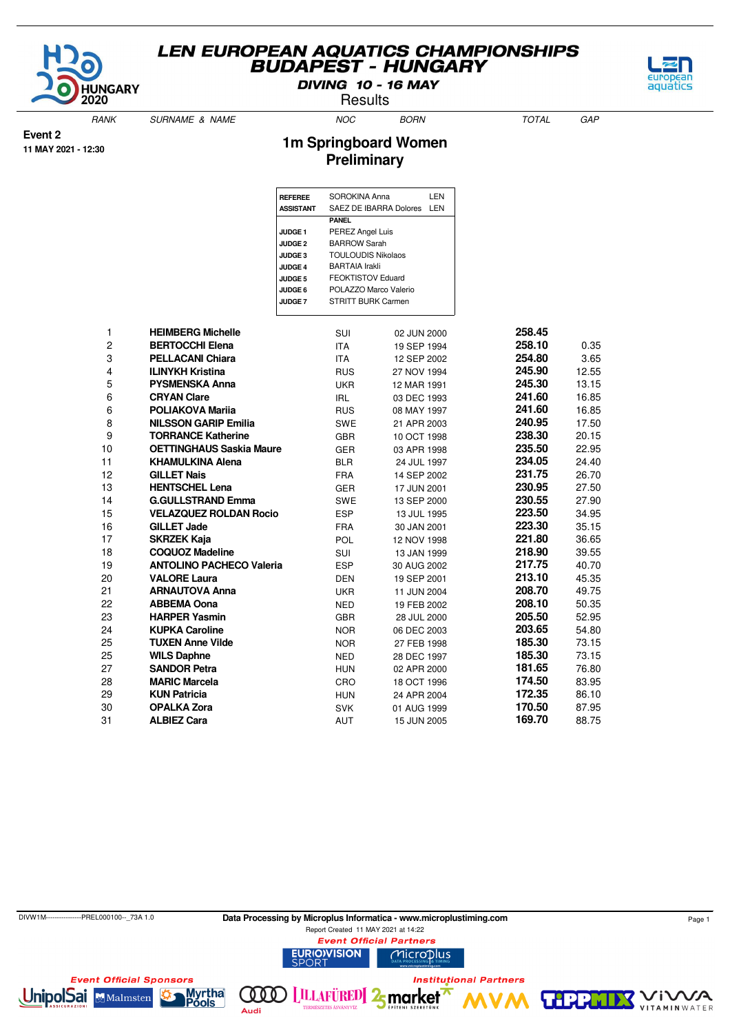# LEN EUROPEAN AQUATICS CHAMPIONSHIPS
## BUDAPEST - HUNGARY
**DIVING 10 - 16 MAY**
Results

**Event 2**
**11 MAY 2021 - 12:30**

## 1m Springboard Women
### Preliminary

| | | |
|---|---|---|
| REFEREE | SOROKINA Anna | LEN |
| ASSISTANT | SAEZ DE IBARRA Dolores | LEN |
| | PANEL | |
| JUDGE 1 | PEREZ Angel Luis | |
| JUDGE 2 | BARROW Sarah | |
| JUDGE 3 | TOULOUDIS Nikolaos | |
| JUDGE 4 | BARTAIA Irakli | |
| JUDGE 5 | FEOKTISTOV Eduard | |
| JUDGE 6 | POLAZZO Marco Valerio | |
| JUDGE 7 | STRITT BURK Carmen | |

| RANK | SURNAME & NAME | NOC | BORN | TOTAL | GAP |
|---|---|---|---|---|---|
| 1 | **HEIMBERG Michelle** | SUI | 02 JUN 2000 | **258.45** | |
| 2 | **BERTOCCHI Elena** | ITA | 19 SEP 1994 | **258.10** | 0.35 |
| 3 | **PELLACANI Chiara** | ITA | 12 SEP 2002 | **254.80** | 3.65 |
| 4 | **ILINYKH Kristina** | RUS | 27 NOV 1994 | **245.90** | 12.55 |
| 5 | **PYSMENSKA Anna** | UKR | 12 MAR 1991 | **245.30** | 13.15 |
| 6 | **CRYAN Clare** | IRL | 03 DEC 1993 | **241.60** | 16.85 |
| 6 | **POLIAKOVA Mariia** | RUS | 08 MAY 1997 | **241.60** | 16.85 |
| 8 | **NILSSON GARIP Emilia** | SWE | 21 APR 2003 | **240.95** | 17.50 |
| 9 | **TORRANCE Katherine** | GBR | 10 OCT 1998 | **238.30** | 20.15 |
| 10 | **OETTINGHAUS Saskia Maure** | GER | 03 APR 1998 | **235.50** | 22.95 |
| 11 | **KHAMULKINA Alena** | BLR | 24 JUL 1997 | **234.05** | 24.40 |
| 12 | **GILLET Nais** | FRA | 14 SEP 2002 | **231.75** | 26.70 |
| 13 | **HENTSCHEL Lena** | GER | 17 JUN 2001 | **230.95** | 27.50 |
| 14 | **G.GULLSTRAND Emma** | SWE | 13 SEP 2000 | **230.55** | 27.90 |
| 15 | **VELAZQUEZ ROLDAN Rocio** | ESP | 13 JUL 1995 | **223.50** | 34.95 |
| 16 | **GILLET Jade** | FRA | 30 JAN 2001 | **223.30** | 35.15 |
| 17 | **SKRZEK Kaja** | POL | 12 NOV 1998 | **221.80** | 36.65 |
| 18 | **COQUOZ Madeline** | SUI | 13 JAN 1999 | **218.90** | 39.55 |
| 19 | **ANTOLINO PACHECO Valeria** | ESP | 30 AUG 2002 | **217.75** | 40.70 |
| 20 | **VALORE Laura** | DEN | 19 SEP 2001 | **213.10** | 45.35 |
| 21 | **ARNAUTOVA Anna** | UKR | 11 JUN 2004 | **208.70** | 49.75 |
| 22 | **ABBEMA Oona** | NED | 19 FEB 2002 | **208.10** | 50.35 |
| 23 | **HARPER Yasmin** | GBR | 28 JUL 2000 | **205.50** | 52.95 |
| 24 | **KUPKA Caroline** | NOR | 06 DEC 2003 | **203.65** | 54.80 |
| 25 | **TUXEN Anne Vilde** | NOR | 27 FEB 1998 | **185.30** | 73.15 |
| 25 | **WILS Daphne** | NED | 28 DEC 1997 | **185.30** | 73.15 |
| 27 | **SANDOR Petra** | HUN | 02 APR 2000 | **181.65** | 76.80 |
| 28 | **MARIC Marcela** | CRO | 18 OCT 1996 | **174.50** | 83.95 |
| 29 | **KUN Patricia** | HUN | 24 APR 2004 | **172.35** | 86.10 |
| 30 | **OPALKA Zora** | SVK | 01 AUG 1999 | **170.50** | 87.95 |
| 31 | **ALBIEZ Cara** | AUT | 15 JUN 2005 | **169.70** | 88.75 |

DIVW1M----------------PREL000100--_73A 1.0

**Data Processing by Microplus Informatica - www.microplustiming.com**
Report Created 11 MAY 2021 at 14:22

*Event Official Partners* — EUROVISION SPORT, Microplus
*Event Official Sponsors* — UnipolSai, Malmsten, Myrtha Pools
*Institutional Partners* — Audi, Lillafüredi, 2market, MVM, TippMix, Viva Vitaminwater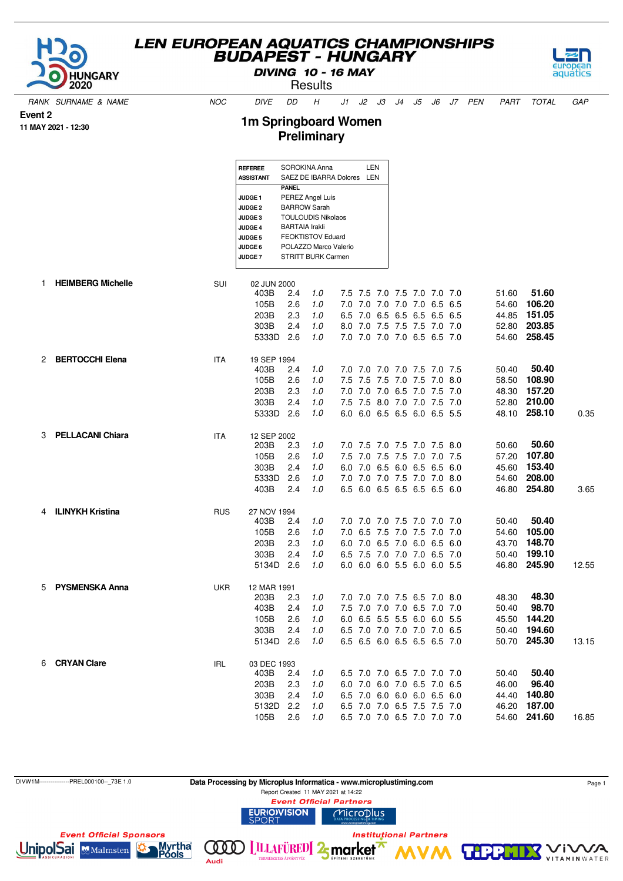# LEN EUROPEAN AQUATICS CHAMPIONSHIPS
# BUDAPEST - HUNGARY

**DIVING 10 - 16 MAY**

Results

**Event 2**
**11 MAY 2021 - 12:30**

## 1m Springboard Women
## Preliminary

| | | |
|---|---|---|
| **REFEREE** | SOROKINA Anna | LEN |
| **ASSISTANT** | SAEZ DE IBARRA Dolores | LEN |
| | **PANEL** | |
| **JUDGE 1** | PEREZ Angel Luis | |
| **JUDGE 2** | BARROW Sarah | |
| **JUDGE 3** | TOULOUDIS Nikolaos | |
| **JUDGE 4** | BARTAIA Irakli | |
| **JUDGE 5** | FEOKTISTOV Eduard | |
| **JUDGE 6** | POLAZZO Marco Valerio | |
| **JUDGE 7** | STRITT BURK Carmen | |

| RANK | SURNAME & NAME | NOC | DIVE | DD | H | J1 | J2 | J3 | J4 | J5 | J6 | J7 | PEN | PART | TOTAL | GAP |
|---|---|---|---|---|---|---|---|---|---|---|---|---|---|---|---|---|
| 1 | **HEIMBERG Michelle** | SUI | 02 JUN 2000 | | | | | | | | | | | | | |
| | | | 403B | 2.4 | *1.0* | 7.5 | 7.5 | 7.0 | 7.5 | 7.0 | 7.0 | 7.0 | | 51.60 | **51.60** | |
| | | | 105B | 2.6 | *1.0* | 7.0 | 7.0 | 7.0 | 7.0 | 7.0 | 6.5 | 6.5 | | 54.60 | **106.20** | |
| | | | 203B | 2.3 | *1.0* | 6.5 | 7.0 | 6.5 | 6.5 | 6.5 | 6.5 | 6.5 | | 44.85 | **151.05** | |
| | | | 303B | 2.4 | *1.0* | 8.0 | 7.0 | 7.5 | 7.5 | 7.5 | 7.0 | 7.0 | | 52.80 | **203.85** | |
| | | | 5333D | 2.6 | *1.0* | 7.0 | 7.0 | 7.0 | 7.0 | 6.5 | 6.5 | 7.0 | | 54.60 | **258.45** | |
| 2 | **BERTOCCHI Elena** | ITA | 19 SEP 1994 | | | | | | | | | | | | | |
| | | | 403B | 2.4 | *1.0* | 7.0 | 7.0 | 7.0 | 7.0 | 7.5 | 7.0 | 7.5 | | 50.40 | **50.40** | |
| | | | 105B | 2.6 | *1.0* | 7.5 | 7.5 | 7.5 | 7.0 | 7.5 | 7.0 | 8.0 | | 58.50 | **108.90** | |
| | | | 203B | 2.3 | *1.0* | 7.0 | 7.0 | 7.0 | 6.5 | 7.0 | 7.5 | 7.0 | | 48.30 | **157.20** | |
| | | | 303B | 2.4 | *1.0* | 7.5 | 7.5 | 8.0 | 7.0 | 7.0 | 7.5 | 7.0 | | 52.80 | **210.00** | |
| | | | 5333D | 2.6 | *1.0* | 6.0 | 6.0 | 6.5 | 6.5 | 6.0 | 6.5 | 5.5 | | 48.10 | **258.10** | 0.35 |
| 3 | **PELLACANI Chiara** | ITA | 12 SEP 2002 | | | | | | | | | | | | | |
| | | | 203B | 2.3 | *1.0* | 7.0 | 7.5 | 7.0 | 7.5 | 7.0 | 7.5 | 8.0 | | 50.60 | **50.60** | |
| | | | 105B | 2.6 | *1.0* | 7.5 | 7.0 | 7.5 | 7.5 | 7.0 | 7.0 | 7.5 | | 57.20 | **107.80** | |
| | | | 303B | 2.4 | *1.0* | 6.0 | 7.0 | 6.5 | 6.0 | 6.5 | 6.5 | 6.0 | | 45.60 | **153.40** | |
| | | | 5333D | 2.6 | *1.0* | 7.0 | 7.0 | 7.0 | 7.5 | 7.0 | 7.0 | 8.0 | | 54.60 | **208.00** | |
| | | | 403B | 2.4 | *1.0* | 6.5 | 6.0 | 6.5 | 6.5 | 6.5 | 6.5 | 6.0 | | 46.80 | **254.80** | 3.65 |
| 4 | **ILINYKH Kristina** | RUS | 27 NOV 1994 | | | | | | | | | | | | | |
| | | | 403B | 2.4 | *1.0* | 7.0 | 7.0 | 7.0 | 7.5 | 7.0 | 7.0 | 7.0 | | 50.40 | **50.40** | |
| | | | 105B | 2.6 | *1.0* | 7.0 | 6.5 | 7.5 | 7.0 | 7.5 | 7.0 | 7.0 | | 54.60 | **105.00** | |
| | | | 203B | 2.3 | *1.0* | 6.0 | 7.0 | 6.5 | 7.0 | 6.0 | 6.5 | 6.0 | | 43.70 | **148.70** | |
| | | | 303B | 2.4 | *1.0* | 6.5 | 7.5 | 7.0 | 7.0 | 7.0 | 6.5 | 7.0 | | 50.40 | **199.10** | |
| | | | 5134D | 2.6 | *1.0* | 6.0 | 6.0 | 6.0 | 5.5 | 6.0 | 6.0 | 5.5 | | 46.80 | **245.90** | 12.55 |
| 5 | **PYSMENSKA Anna** | UKR | 12 MAR 1991 | | | | | | | | | | | | | |
| | | | 203B | 2.3 | *1.0* | 7.0 | 7.0 | 7.0 | 7.5 | 6.5 | 7.0 | 8.0 | | 48.30 | **48.30** | |
| | | | 403B | 2.4 | *1.0* | 7.5 | 7.0 | 7.0 | 7.0 | 6.5 | 7.0 | 7.0 | | 50.40 | **98.70** | |
| | | | 105B | 2.6 | *1.0* | 6.0 | 6.5 | 5.5 | 5.5 | 6.0 | 6.0 | 5.5 | | 45.50 | **144.20** | |
| | | | 303B | 2.4 | *1.0* | 6.5 | 7.0 | 7.0 | 7.0 | 7.0 | 7.0 | 6.5 | | 50.40 | **194.60** | |
| | | | 5134D | 2.6 | *1.0* | 6.5 | 6.5 | 6.0 | 6.5 | 6.5 | 6.5 | 7.0 | | 50.70 | **245.30** | 13.15 |
| 6 | **CRYAN Clare** | IRL | 03 DEC 1993 | | | | | | | | | | | | | |
| | | | 403B | 2.4 | *1.0* | 6.5 | 7.0 | 7.0 | 6.5 | 7.0 | 7.0 | 7.0 | | 50.40 | **50.40** | |
| | | | 203B | 2.3 | *1.0* | 6.0 | 7.0 | 6.0 | 7.0 | 6.5 | 7.0 | 6.5 | | 46.00 | **96.40** | |
| | | | 303B | 2.4 | *1.0* | 6.5 | 7.0 | 6.0 | 6.0 | 6.0 | 6.5 | 6.0 | | 44.40 | **140.80** | |
| | | | 5132D | 2.2 | *1.0* | 6.5 | 7.0 | 7.0 | 6.5 | 7.5 | 7.5 | 7.0 | | 46.20 | **187.00** | |
| | | | 105B | 2.6 | *1.0* | 6.5 | 7.0 | 7.0 | 6.5 | 7.0 | 7.0 | 7.0 | | 54.60 | **241.60** | 16.85 |

DIVW1M----------------PREL000100--_73E 1.0

**Data Processing by Microplus Informatica - www.microplustiming.com**

Report Created 11 MAY 2021 at 14:22

*Event Official Partners*

*Event Official Sponsors*

*Institutional Partners*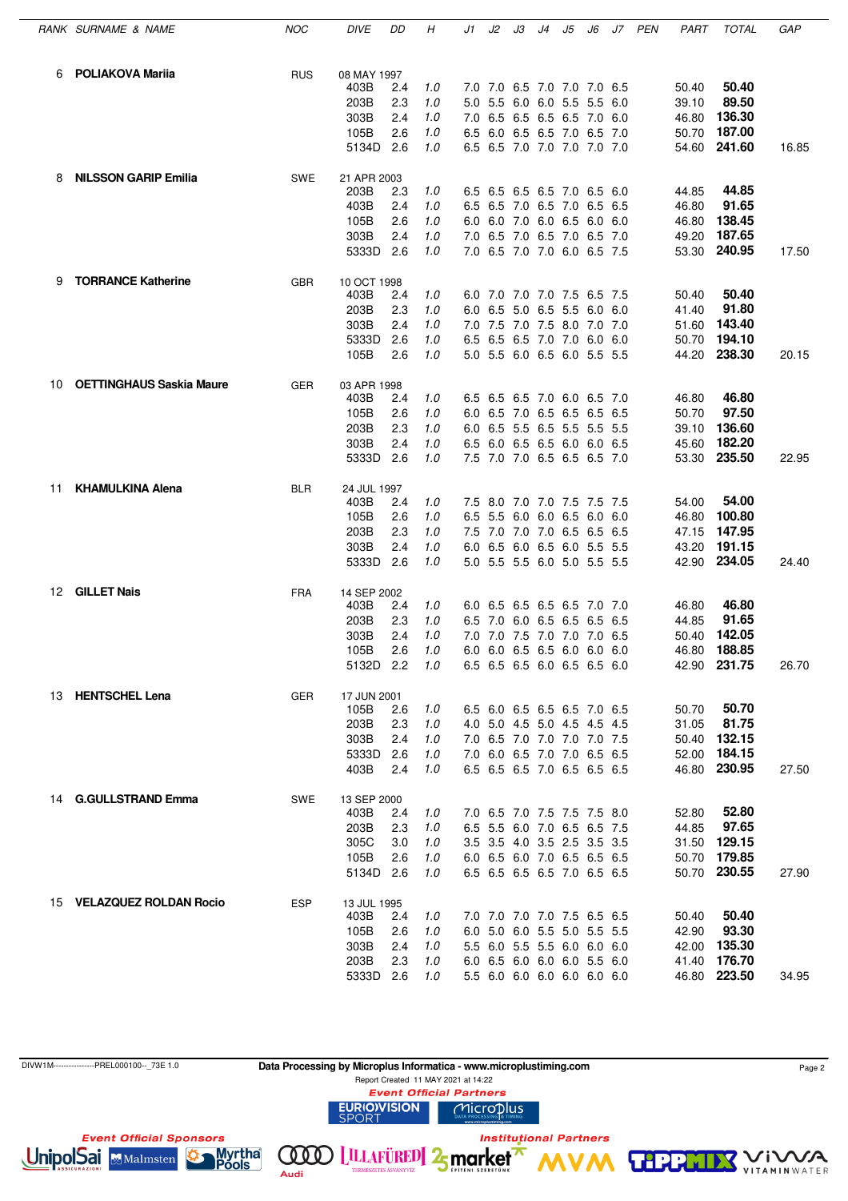| RANK | SURNAME & NAME | NOC | DIVE | DD | H | J1 | J2 | J3 | J4 | J5 | J6 | J7 | PEN | PART | TOTAL | GAP |
|---|---|---|---|---|---|---|---|---|---|---|---|---|---|---|---|---|
| 6 | **POLIAKOVA Mariia** | RUS | 08 MAY 1997 | | | | | | | | | | | | | |
| | | | 403B | 2.4 | 1.0 | 7.0 | 7.0 | 6.5 | 7.0 | 7.0 | 7.0 | 6.5 | | 50.40 | **50.40** | |
| | | | 203B | 2.3 | 1.0 | 5.0 | 5.5 | 6.0 | 6.0 | 5.5 | 5.5 | 6.0 | | 39.10 | **89.50** | |
| | | | 303B | 2.4 | 1.0 | 7.0 | 6.5 | 6.5 | 6.5 | 6.5 | 7.0 | 6.0 | | 46.80 | **136.30** | |
| | | | 105B | 2.6 | 1.0 | 6.5 | 6.0 | 6.5 | 6.5 | 7.0 | 6.5 | 7.0 | | 50.70 | **187.00** | |
| | | | 5134D | 2.6 | 1.0 | 6.5 | 6.5 | 7.0 | 7.0 | 7.0 | 7.0 | 7.0 | | 54.60 | **241.60** | 16.85 |
| 8 | **NILSSON GARIP Emilia** | SWE | 21 APR 2003 | | | | | | | | | | | | | |
| | | | 203B | 2.3 | 1.0 | 6.5 | 6.5 | 6.5 | 6.5 | 7.0 | 6.5 | 6.0 | | 44.85 | **44.85** | |
| | | | 403B | 2.4 | 1.0 | 6.5 | 6.5 | 7.0 | 6.5 | 7.0 | 6.5 | 6.5 | | 46.80 | **91.65** | |
| | | | 105B | 2.6 | 1.0 | 6.0 | 6.0 | 7.0 | 6.0 | 6.5 | 6.0 | 6.0 | | 46.80 | **138.45** | |
| | | | 303B | 2.4 | 1.0 | 7.0 | 6.5 | 7.0 | 6.5 | 7.0 | 6.5 | 7.0 | | 49.20 | **187.65** | |
| | | | 5333D | 2.6 | 1.0 | 7.0 | 6.5 | 7.0 | 7.0 | 6.0 | 6.5 | 7.5 | | 53.30 | **240.95** | 17.50 |
| 9 | **TORRANCE Katherine** | GBR | 10 OCT 1998 | | | | | | | | | | | | | |
| | | | 403B | 2.4 | 1.0 | 6.0 | 7.0 | 7.0 | 7.0 | 7.5 | 6.5 | 7.5 | | 50.40 | **50.40** | |
| | | | 203B | 2.3 | 1.0 | 6.0 | 6.5 | 5.0 | 6.5 | 5.5 | 6.0 | 6.0 | | 41.40 | **91.80** | |
| | | | 303B | 2.4 | 1.0 | 7.0 | 7.5 | 7.0 | 7.5 | 8.0 | 7.0 | 7.0 | | 51.60 | **143.40** | |
| | | | 5333D | 2.6 | 1.0 | 6.5 | 6.5 | 6.5 | 7.0 | 7.0 | 6.0 | 6.0 | | 50.70 | **194.10** | |
| | | | 105B | 2.6 | 1.0 | 5.0 | 5.5 | 6.0 | 6.5 | 6.0 | 5.5 | 5.5 | | 44.20 | **238.30** | 20.15 |
| 10 | **OETTINGHAUS Saskia Maure** | GER | 03 APR 1998 | | | | | | | | | | | | | |
| | | | 403B | 2.4 | 1.0 | 6.5 | 6.5 | 6.5 | 7.0 | 6.0 | 6.5 | 7.0 | | 46.80 | **46.80** | |
| | | | 105B | 2.6 | 1.0 | 6.0 | 6.5 | 7.0 | 6.5 | 6.5 | 6.5 | 6.5 | | 50.70 | **97.50** | |
| | | | 203B | 2.3 | 1.0 | 6.0 | 6.5 | 5.5 | 6.5 | 5.5 | 5.5 | 5.5 | | 39.10 | **136.60** | |
| | | | 303B | 2.4 | 1.0 | 6.5 | 6.0 | 6.5 | 6.5 | 6.0 | 6.0 | 6.5 | | 45.60 | **182.20** | |
| | | | 5333D | 2.6 | 1.0 | 7.5 | 7.0 | 7.0 | 6.5 | 6.5 | 6.5 | 7.0 | | 53.30 | **235.50** | 22.95 |
| 11 | **KHAMULKINA Alena** | BLR | 24 JUL 1997 | | | | | | | | | | | | | |
| | | | 403B | 2.4 | 1.0 | 7.5 | 8.0 | 7.0 | 7.0 | 7.5 | 7.5 | 7.5 | | 54.00 | **54.00** | |
| | | | 105B | 2.6 | 1.0 | 6.5 | 5.5 | 6.0 | 6.0 | 6.5 | 6.0 | 6.0 | | 46.80 | **100.80** | |
| | | | 203B | 2.3 | 1.0 | 7.5 | 7.0 | 7.0 | 7.0 | 6.5 | 6.5 | 6.5 | | 47.15 | **147.95** | |
| | | | 303B | 2.4 | 1.0 | 6.0 | 6.5 | 6.0 | 6.5 | 6.0 | 5.5 | 5.5 | | 43.20 | **191.15** | |
| | | | 5333D | 2.6 | 1.0 | 5.0 | 5.5 | 5.5 | 6.0 | 5.0 | 5.5 | 5.5 | | 42.90 | **234.05** | 24.40 |
| 12 | **GILLET Nais** | FRA | 14 SEP 2002 | | | | | | | | | | | | | |
| | | | 403B | 2.4 | 1.0 | 6.0 | 6.5 | 6.5 | 6.5 | 6.5 | 7.0 | 7.0 | | 46.80 | **46.80** | |
| | | | 203B | 2.3 | 1.0 | 6.5 | 7.0 | 6.0 | 6.5 | 6.5 | 6.5 | 6.5 | | 44.85 | **91.65** | |
| | | | 303B | 2.4 | 1.0 | 7.0 | 7.0 | 7.5 | 7.0 | 7.0 | 7.0 | 6.5 | | 50.40 | **142.05** | |
| | | | 105B | 2.6 | 1.0 | 6.0 | 6.0 | 6.5 | 6.5 | 6.0 | 6.0 | 6.0 | | 46.80 | **188.85** | |
| | | | 5132D | 2.2 | 1.0 | 6.5 | 6.5 | 6.5 | 6.0 | 6.5 | 6.5 | 6.0 | | 42.90 | **231.75** | 26.70 |
| 13 | **HENTSCHEL Lena** | GER | 17 JUN 2001 | | | | | | | | | | | | | |
| | | | 105B | 2.6 | 1.0 | 6.5 | 6.0 | 6.5 | 6.5 | 6.5 | 7.0 | 6.5 | | 50.70 | **50.70** | |
| | | | 203B | 2.3 | 1.0 | 4.0 | 5.0 | 4.5 | 5.0 | 4.5 | 4.5 | 4.5 | | 31.05 | **81.75** | |
| | | | 303B | 2.4 | 1.0 | 7.0 | 6.5 | 7.0 | 7.0 | 7.0 | 7.0 | 7.5 | | 50.40 | **132.15** | |
| | | | 5333D | 2.6 | 1.0 | 7.0 | 6.0 | 6.5 | 7.0 | 7.0 | 6.5 | 6.5 | | 52.00 | **184.15** | |
| | | | 403B | 2.4 | 1.0 | 6.5 | 6.5 | 6.5 | 7.0 | 6.5 | 6.5 | 6.5 | | 46.80 | **230.95** | 27.50 |
| 14 | **G.GULLSTRAND Emma** | SWE | 13 SEP 2000 | | | | | | | | | | | | | |
| | | | 403B | 2.4 | 1.0 | 7.0 | 6.5 | 7.0 | 7.5 | 7.5 | 7.5 | 8.0 | | 52.80 | **52.80** | |
| | | | 203B | 2.3 | 1.0 | 6.5 | 5.5 | 6.0 | 7.0 | 6.5 | 6.5 | 7.5 | | 44.85 | **97.65** | |
| | | | 305C | 3.0 | 1.0 | 3.5 | 3.5 | 4.0 | 3.5 | 2.5 | 3.5 | 3.5 | | 31.50 | **129.15** | |
| | | | 105B | 2.6 | 1.0 | 6.0 | 6.0 | 6.0 | 7.0 | 6.5 | 6.5 | 6.5 | | 50.70 | **179.85** | |
| | | | 5134D | 2.6 | 1.0 | 6.5 | 6.5 | 6.5 | 6.5 | 7.0 | 6.5 | 6.5 | | 50.70 | **230.55** | 27.90 |
| 15 | **VELAZQUEZ ROLDAN Rocio** | ESP | 13 JUL 1995 | | | | | | | | | | | | | |
| | | | 403B | 2.4 | 1.0 | 7.0 | 7.0 | 7.0 | 7.0 | 7.5 | 6.5 | 6.5 | | 50.40 | **50.40** | |
| | | | 105B | 2.6 | 1.0 | 6.0 | 5.0 | 6.0 | 5.5 | 5.0 | 5.5 | 5.5 | | 42.90 | **93.30** | |
| | | | 303B | 2.4 | 1.0 | 5.5 | 6.0 | 5.5 | 5.5 | 6.0 | 6.0 | 6.0 | | 42.00 | **135.30** | |
| | | | 203B | 2.3 | 1.0 | 6.0 | 6.5 | 6.0 | 6.0 | 6.0 | 5.5 | 6.0 | | 41.40 | **176.70** | |
| | | | 5333D | 2.6 | 1.0 | 5.5 | 6.0 | 6.0 | 6.0 | 6.0 | 6.0 | 6.0 | | 46.80 | **223.50** | 34.95 |

DIVW1M----------------PREL000100--_73E 1.0

**Data Processing by Microplus Informatica - www.microplustiming.com**

Report Created 11 MAY 2021 at 14:22

*Event Official Partners*

*Event Official Sponsors*

*Institutional Partners*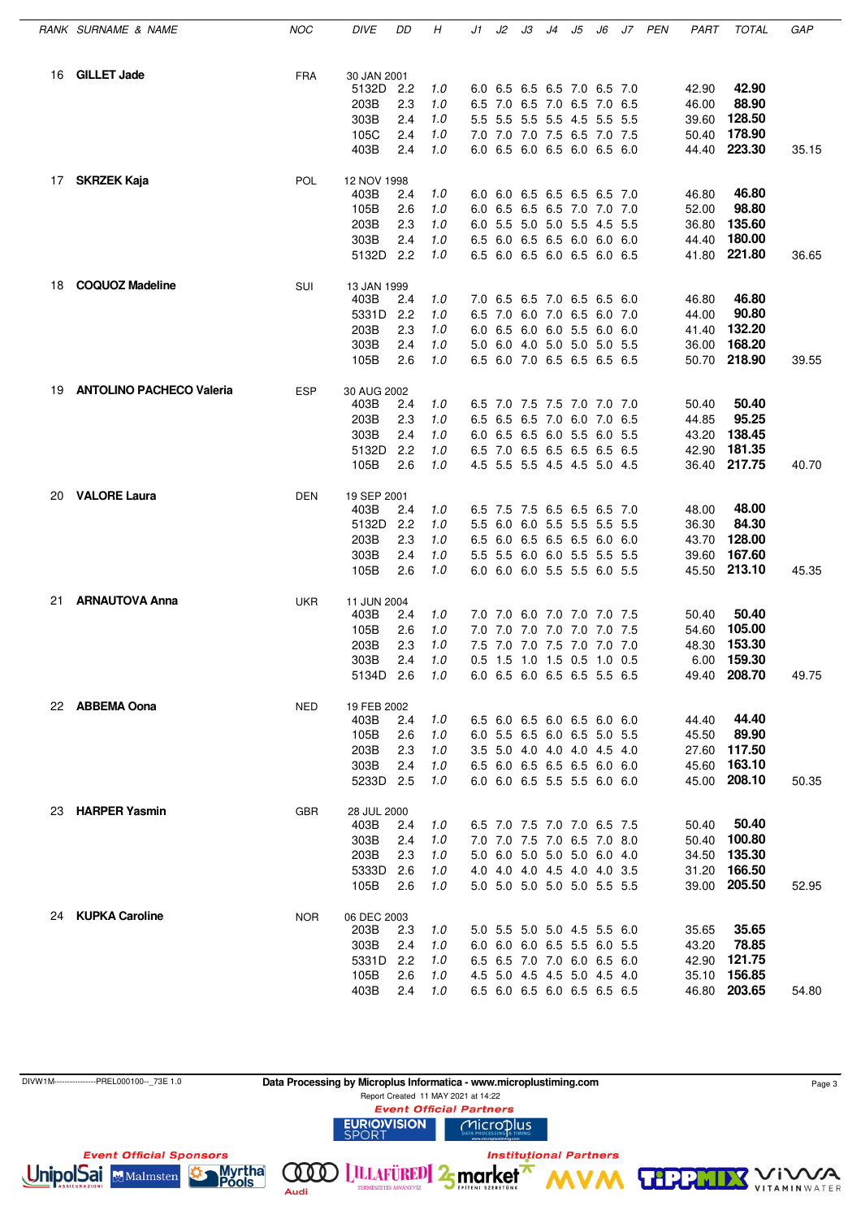| RANK | SURNAME & NAME | NOC | DIVE | DD | H | J1 | J2 | J3 | J4 | J5 | J6 | J7 | PEN | PART | TOTAL | GAP |
|---|---|---|---|---|---|---|---|---|---|---|---|---|---|---|---|---|
| 16 | **GILLET Jade** | FRA | 30 JAN 2001 | | | | | | | | | | | | | |
| | | | 5132D | 2.2 | 1.0 | 6.0 | 6.5 | 6.5 | 6.5 | 7.0 | 6.5 | 7.0 | | 42.90 | **42.90** | |
| | | | 203B | 2.3 | 1.0 | 6.5 | 7.0 | 6.5 | 7.0 | 6.5 | 7.0 | 6.5 | | 46.00 | **88.90** | |
| | | | 303B | 2.4 | 1.0 | 5.5 | 5.5 | 5.5 | 5.5 | 4.5 | 5.5 | 5.5 | | 39.60 | **128.50** | |
| | | | 105C | 2.4 | 1.0 | 7.0 | 7.0 | 7.0 | 7.5 | 6.5 | 7.0 | 7.5 | | 50.40 | **178.90** | |
| | | | 403B | 2.4 | 1.0 | 6.0 | 6.5 | 6.0 | 6.5 | 6.0 | 6.5 | 6.0 | | 44.40 | **223.30** | 35.15 |
| 17 | **SKRZEK Kaja** | POL | 12 NOV 1998 | | | | | | | | | | | | | |
| | | | 403B | 2.4 | 1.0 | 6.0 | 6.0 | 6.5 | 6.5 | 6.5 | 6.5 | 7.0 | | 46.80 | **46.80** | |
| | | | 105B | 2.6 | 1.0 | 6.0 | 6.5 | 6.5 | 6.5 | 7.0 | 7.0 | 7.0 | | 52.00 | **98.80** | |
| | | | 203B | 2.3 | 1.0 | 6.0 | 5.5 | 5.0 | 5.0 | 5.5 | 4.5 | 5.5 | | 36.80 | **135.60** | |
| | | | 303B | 2.4 | 1.0 | 6.5 | 6.0 | 6.5 | 6.5 | 6.0 | 6.0 | 6.0 | | 44.40 | **180.00** | |
| | | | 5132D | 2.2 | 1.0 | 6.5 | 6.0 | 6.5 | 6.0 | 6.5 | 6.0 | 6.5 | | 41.80 | **221.80** | 36.65 |
| 18 | **COQUOZ Madeline** | SUI | 13 JAN 1999 | | | | | | | | | | | | | |
| | | | 403B | 2.4 | 1.0 | 7.0 | 6.5 | 6.5 | 7.0 | 6.5 | 6.5 | 6.0 | | 46.80 | **46.80** | |
| | | | 5331D | 2.2 | 1.0 | 6.5 | 7.0 | 6.0 | 7.0 | 6.5 | 6.0 | 7.0 | | 44.00 | **90.80** | |
| | | | 203B | 2.3 | 1.0 | 6.0 | 6.5 | 6.0 | 6.0 | 5.5 | 6.0 | 6.0 | | 41.40 | **132.20** | |
| | | | 303B | 2.4 | 1.0 | 5.0 | 6.0 | 4.0 | 5.0 | 5.0 | 5.0 | 5.5 | | 36.00 | **168.20** | |
| | | | 105B | 2.6 | 1.0 | 6.5 | 6.0 | 7.0 | 6.5 | 6.5 | 6.5 | 6.5 | | 50.70 | **218.90** | 39.55 |
| 19 | **ANTOLINO PACHECO Valeria** | ESP | 30 AUG 2002 | | | | | | | | | | | | | |
| | | | 403B | 2.4 | 1.0 | 6.5 | 7.0 | 7.5 | 7.5 | 7.0 | 7.0 | 7.0 | | 50.40 | **50.40** | |
| | | | 203B | 2.3 | 1.0 | 6.5 | 6.5 | 6.5 | 7.0 | 6.0 | 7.0 | 6.5 | | 44.85 | **95.25** | |
| | | | 303B | 2.4 | 1.0 | 6.0 | 6.5 | 6.5 | 6.0 | 5.5 | 6.0 | 5.5 | | 43.20 | **138.45** | |
| | | | 5132D | 2.2 | 1.0 | 6.5 | 7.0 | 6.5 | 6.5 | 6.5 | 6.5 | 6.5 | | 42.90 | **181.35** | |
| | | | 105B | 2.6 | 1.0 | 4.5 | 5.5 | 5.5 | 4.5 | 4.5 | 5.0 | 4.5 | | 36.40 | **217.75** | 40.70 |
| 20 | **VALORE Laura** | DEN | 19 SEP 2001 | | | | | | | | | | | | | |
| | | | 403B | 2.4 | 1.0 | 6.5 | 7.5 | 7.5 | 6.5 | 6.5 | 6.5 | 7.0 | | 48.00 | **48.00** | |
| | | | 5132D | 2.2 | 1.0 | 5.5 | 6.0 | 6.0 | 5.5 | 5.5 | 5.5 | 5.5 | | 36.30 | **84.30** | |
| | | | 203B | 2.3 | 1.0 | 6.5 | 6.0 | 6.5 | 6.5 | 6.5 | 6.0 | 6.0 | | 43.70 | **128.00** | |
| | | | 303B | 2.4 | 1.0 | 5.5 | 5.5 | 6.0 | 6.0 | 5.5 | 5.5 | 5.5 | | 39.60 | **167.60** | |
| | | | 105B | 2.6 | 1.0 | 6.0 | 6.0 | 6.0 | 5.5 | 5.5 | 6.0 | 5.5 | | 45.50 | **213.10** | 45.35 |
| 21 | **ARNAUTOVA Anna** | UKR | 11 JUN 2004 | | | | | | | | | | | | | |
| | | | 403B | 2.4 | 1.0 | 7.0 | 7.0 | 6.0 | 7.0 | 7.0 | 7.0 | 7.5 | | 50.40 | **50.40** | |
| | | | 105B | 2.6 | 1.0 | 7.0 | 7.0 | 7.0 | 7.0 | 7.0 | 7.0 | 7.5 | | 54.60 | **105.00** | |
| | | | 203B | 2.3 | 1.0 | 7.5 | 7.0 | 7.0 | 7.5 | 7.0 | 7.0 | 7.0 | | 48.30 | **153.30** | |
| | | | 303B | 2.4 | 1.0 | 0.5 | 1.5 | 1.0 | 1.5 | 0.5 | 1.0 | 0.5 | | 6.00 | **159.30** | |
| | | | 5134D | 2.6 | 1.0 | 6.0 | 6.5 | 6.0 | 6.5 | 6.5 | 5.5 | 6.5 | | 49.40 | **208.70** | 49.75 |
| 22 | **ABBEMA Oona** | NED | 19 FEB 2002 | | | | | | | | | | | | | |
| | | | 403B | 2.4 | 1.0 | 6.5 | 6.0 | 6.5 | 6.0 | 6.5 | 6.0 | 6.0 | | 44.40 | **44.40** | |
| | | | 105B | 2.6 | 1.0 | 6.0 | 5.5 | 6.5 | 6.0 | 6.5 | 5.0 | 5.5 | | 45.50 | **89.90** | |
| | | | 203B | 2.3 | 1.0 | 3.5 | 5.0 | 4.0 | 4.0 | 4.0 | 4.5 | 4.0 | | 27.60 | **117.50** | |
| | | | 303B | 2.4 | 1.0 | 6.5 | 6.0 | 6.5 | 6.5 | 6.5 | 6.0 | 6.0 | | 45.60 | **163.10** | |
| | | | 5233D | 2.5 | 1.0 | 6.0 | 6.0 | 6.5 | 5.5 | 5.5 | 6.0 | 6.0 | | 45.00 | **208.10** | 50.35 |
| 23 | **HARPER Yasmin** | GBR | 28 JUL 2000 | | | | | | | | | | | | | |
| | | | 403B | 2.4 | 1.0 | 6.5 | 7.0 | 7.5 | 7.0 | 7.0 | 6.5 | 7.5 | | 50.40 | **50.40** | |
| | | | 303B | 2.4 | 1.0 | 7.0 | 7.0 | 7.5 | 7.0 | 6.5 | 7.0 | 8.0 | | 50.40 | **100.80** | |
| | | | 203B | 2.3 | 1.0 | 5.0 | 6.0 | 5.0 | 5.0 | 5.0 | 6.0 | 4.0 | | 34.50 | **135.30** | |
| | | | 5333D | 2.6 | 1.0 | 4.0 | 4.0 | 4.0 | 4.5 | 4.0 | 4.0 | 3.5 | | 31.20 | **166.50** | |
| | | | 105B | 2.6 | 1.0 | 5.0 | 5.0 | 5.0 | 5.0 | 5.0 | 5.5 | 5.5 | | 39.00 | **205.50** | 52.95 |
| 24 | **KUPKA Caroline** | NOR | 06 DEC 2003 | | | | | | | | | | | | | |
| | | | 203B | 2.3 | 1.0 | 5.0 | 5.5 | 5.0 | 5.0 | 4.5 | 5.5 | 6.0 | | 35.65 | **35.65** | |
| | | | 303B | 2.4 | 1.0 | 6.0 | 6.0 | 6.0 | 6.5 | 5.5 | 6.0 | 5.5 | | 43.20 | **78.85** | |
| | | | 5331D | 2.2 | 1.0 | 6.5 | 6.5 | 7.0 | 7.0 | 6.0 | 6.5 | 6.0 | | 42.90 | **121.75** | |
| | | | 105B | 2.6 | 1.0 | 4.5 | 5.0 | 4.5 | 4.5 | 5.0 | 4.5 | 4.0 | | 35.10 | **156.85** | |
| | | | 403B | 2.4 | 1.0 | 6.5 | 6.0 | 6.5 | 6.0 | 6.5 | 6.5 | 6.5 | | 46.80 | **203.65** | 54.80 |

DIVW1M----------------PREL000100--_73E 1.0

**Data Processing by Microplus Informatica - www.microplustiming.com**

Report Created 11 MAY 2021 at 14:22

*Event Official Partners*

*Event Official Sponsors*

*Institutional Partners*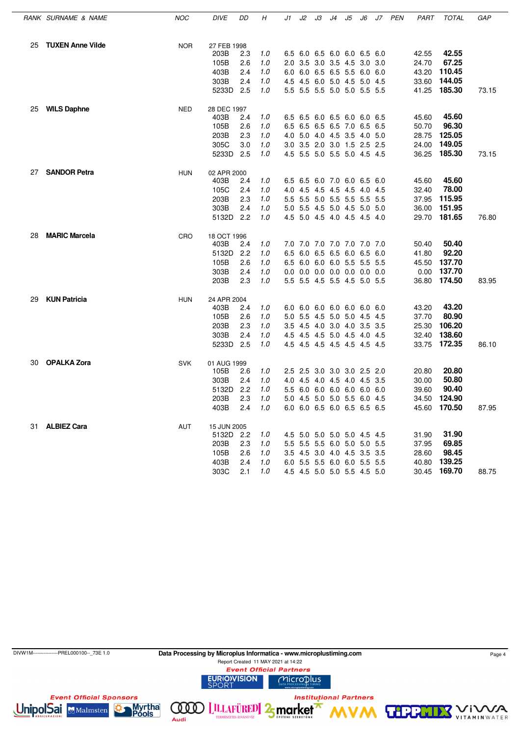| RANK | SURNAME & NAME | NOC | DIVE | DD | H | J1 | J2 | J3 | J4 | J5 | J6 | J7 | PEN | PART | TOTAL | GAP |
|---|---|---|---|---|---|---|---|---|---|---|---|---|---|---|---|---|
| 25 | **TUXEN Anne Vilde** | NOR | 27 FEB 1998 | | | | | | | | | | | | | |
| | | | 203B | 2.3 | 1.0 | 6.5 | 6.0 | 6.5 | 6.0 | 6.0 | 6.5 | 6.0 | | 42.55 | **42.55** | |
| | | | 105B | 2.6 | 1.0 | 2.0 | 3.5 | 3.0 | 3.5 | 4.5 | 3.0 | 3.0 | | 24.70 | **67.25** | |
| | | | 403B | 2.4 | 1.0 | 6.0 | 6.0 | 6.5 | 6.5 | 5.5 | 6.0 | 6.0 | | 43.20 | **110.45** | |
| | | | 303B | 2.4 | 1.0 | 4.5 | 4.5 | 6.0 | 5.0 | 4.5 | 5.0 | 4.5 | | 33.60 | **144.05** | |
| | | | 5233D | 2.5 | 1.0 | 5.5 | 5.5 | 5.5 | 5.0 | 5.0 | 5.5 | 5.5 | | 41.25 | **185.30** | 73.15 |
| 25 | **WILS Daphne** | NED | 28 DEC 1997 | | | | | | | | | | | | | |
| | | | 403B | 2.4 | 1.0 | 6.5 | 6.5 | 6.0 | 6.5 | 6.0 | 6.0 | 6.5 | | 45.60 | **45.60** | |
| | | | 105B | 2.6 | 1.0 | 6.5 | 6.5 | 6.5 | 6.5 | 7.0 | 6.5 | 6.5 | | 50.70 | **96.30** | |
| | | | 203B | 2.3 | 1.0 | 4.0 | 5.0 | 4.0 | 4.5 | 3.5 | 4.0 | 5.0 | | 28.75 | **125.05** | |
| | | | 305C | 3.0 | 1.0 | 3.0 | 3.5 | 2.0 | 3.0 | 1.5 | 2.5 | 2.5 | | 24.00 | **149.05** | |
| | | | 5233D | 2.5 | 1.0 | 4.5 | 5.5 | 5.0 | 5.5 | 5.0 | 4.5 | 4.5 | | 36.25 | **185.30** | 73.15 |
| 27 | **SANDOR Petra** | HUN | 02 APR 2000 | | | | | | | | | | | | | |
| | | | 403B | 2.4 | 1.0 | 6.5 | 6.5 | 6.0 | 7.0 | 6.0 | 6.5 | 6.0 | | 45.60 | **45.60** | |
| | | | 105C | 2.4 | 1.0 | 4.0 | 4.5 | 4.5 | 4.5 | 4.5 | 4.0 | 4.5 | | 32.40 | **78.00** | |
| | | | 203B | 2.3 | 1.0 | 5.5 | 5.5 | 5.0 | 5.5 | 5.5 | 5.5 | 5.5 | | 37.95 | **115.95** | |
| | | | 303B | 2.4 | 1.0 | 5.0 | 5.5 | 4.5 | 5.0 | 4.5 | 5.0 | 5.0 | | 36.00 | **151.95** | |
| | | | 5132D | 2.2 | 1.0 | 4.5 | 5.0 | 4.5 | 4.0 | 4.5 | 4.5 | 4.0 | | 29.70 | **181.65** | 76.80 |
| 28 | **MARIC Marcela** | CRO | 18 OCT 1996 | | | | | | | | | | | | | |
| | | | 403B | 2.4 | 1.0 | 7.0 | 7.0 | 7.0 | 7.0 | 7.0 | 7.0 | 7.0 | | 50.40 | **50.40** | |
| | | | 5132D | 2.2 | 1.0 | 6.5 | 6.0 | 6.5 | 6.5 | 6.0 | 6.5 | 6.0 | | 41.80 | **92.20** | |
| | | | 105B | 2.6 | 1.0 | 6.5 | 6.0 | 6.0 | 6.0 | 5.5 | 5.5 | 5.5 | | 45.50 | **137.70** | |
| | | | 303B | 2.4 | 1.0 | 0.0 | 0.0 | 0.0 | 0.0 | 0.0 | 0.0 | 0.0 | | 0.00 | **137.70** | |
| | | | 203B | 2.3 | 1.0 | 5.5 | 5.5 | 4.5 | 5.5 | 4.5 | 5.0 | 5.5 | | 36.80 | **174.50** | 83.95 |
| 29 | **KUN Patricia** | HUN | 24 APR 2004 | | | | | | | | | | | | | |
| | | | 403B | 2.4 | 1.0 | 6.0 | 6.0 | 6.0 | 6.0 | 6.0 | 6.0 | 6.0 | | 43.20 | **43.20** | |
| | | | 105B | 2.6 | 1.0 | 5.0 | 5.5 | 4.5 | 5.0 | 5.0 | 4.5 | 4.5 | | 37.70 | **80.90** | |
| | | | 203B | 2.3 | 1.0 | 3.5 | 4.5 | 4.0 | 3.0 | 4.0 | 3.5 | 3.5 | | 25.30 | **106.20** | |
| | | | 303B | 2.4 | 1.0 | 4.5 | 4.5 | 4.5 | 5.0 | 4.5 | 4.0 | 4.5 | | 32.40 | **138.60** | |
| | | | 5233D | 2.5 | 1.0 | 4.5 | 4.5 | 4.5 | 4.5 | 4.5 | 4.5 | 4.5 | | 33.75 | **172.35** | 86.10 |
| 30 | **OPALKA Zora** | SVK | 01 AUG 1999 | | | | | | | | | | | | | |
| | | | 105B | 2.6 | 1.0 | 2.5 | 2.5 | 3.0 | 3.0 | 3.0 | 2.5 | 2.0 | | 20.80 | **20.80** | |
| | | | 303B | 2.4 | 1.0 | 4.0 | 4.5 | 4.0 | 4.5 | 4.0 | 4.5 | 3.5 | | 30.00 | **50.80** | |
| | | | 5132D | 2.2 | 1.0 | 5.5 | 6.0 | 6.0 | 6.0 | 6.0 | 6.0 | 6.0 | | 39.60 | **90.40** | |
| | | | 203B | 2.3 | 1.0 | 5.0 | 4.5 | 5.0 | 5.0 | 5.5 | 6.0 | 4.5 | | 34.50 | **124.90** | |
| | | | 403B | 2.4 | 1.0 | 6.0 | 6.0 | 6.5 | 6.0 | 6.5 | 6.5 | 6.5 | | 45.60 | **170.50** | 87.95 |
| 31 | **ALBIEZ Cara** | AUT | 15 JUN 2005 | | | | | | | | | | | | | |
| | | | 5132D | 2.2 | 1.0 | 4.5 | 5.0 | 5.0 | 5.0 | 5.0 | 4.5 | 4.5 | | 31.90 | **31.90** | |
| | | | 203B | 2.3 | 1.0 | 5.5 | 5.5 | 5.5 | 6.0 | 5.0 | 5.0 | 5.5 | | 37.95 | **69.85** | |
| | | | 105B | 2.6 | 1.0 | 3.5 | 4.5 | 3.0 | 4.0 | 4.5 | 3.5 | 3.5 | | 28.60 | **98.45** | |
| | | | 403B | 2.4 | 1.0 | 6.0 | 5.5 | 5.5 | 6.0 | 6.0 | 5.5 | 5.5 | | 40.80 | **139.25** | |
| | | | 303C | 2.1 | 1.0 | 4.5 | 4.5 | 5.0 | 5.0 | 5.5 | 4.5 | 5.0 | | 30.45 | **169.70** | 88.75 |

DIVW1M----------------PREL000100--_73E 1.0

**Data Processing by Microplus Informatica - www.microplustiming.com**

Report Created 11 MAY 2021 at 14:22

*Event Official Partners*

*Event Official Sponsors*

*Institutional Partners*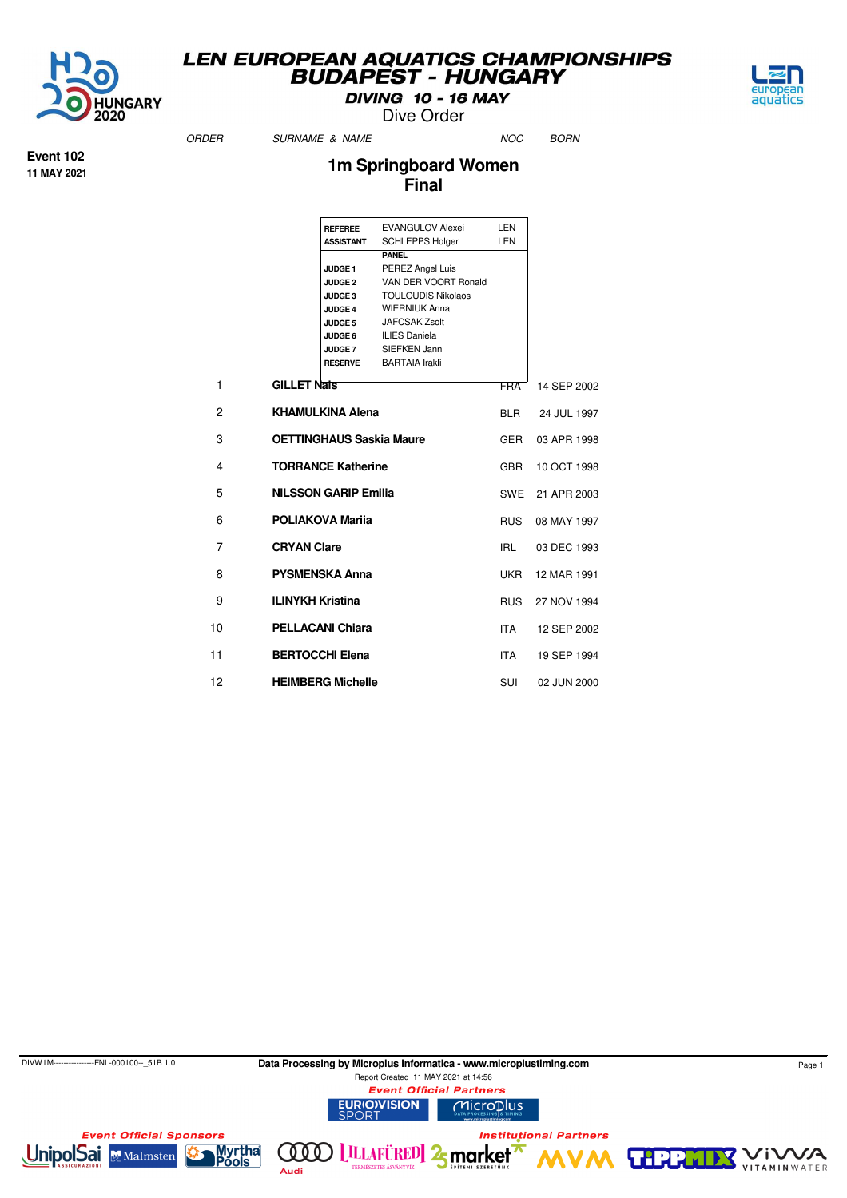# LEN EUROPEAN AQUATICS CHAMPIONSHIPS BUDAPEST - HUNGARY

**DIVING 10 - 16 MAY**

Dive Order

**Event 102**
**11 MAY 2021**

## 1m Springboard Women
## Final

| | | |
|---|---|---|
| **REFEREE** | EVANGULOV Alexei | LEN |
| **ASSISTANT** | SCHLEPPS Holger | LEN |
| | **PANEL** | |
| **JUDGE 1** | PEREZ Angel Luis | |
| **JUDGE 2** | VAN DER VOORT Ronald | |
| **JUDGE 3** | TOULOUDIS Nikolaos | |
| **JUDGE 4** | WIERNIUK Anna | |
| **JUDGE 5** | JAFCSAK Zsolt | |
| **JUDGE 6** | ILIES Daniela | |
| **JUDGE 7** | SIEFKEN Jann | |
| **RESERVE** | BARTAIA Irakli | |

| ORDER | SURNAME & NAME | NOC | BORN |
|---|---|---|---|
| 1 | **GILLET Naïs** | FRA | 14 SEP 2002 |
| 2 | **KHAMULKINA Alena** | BLR | 24 JUL 1997 |
| 3 | **OETTINGHAUS Saskia Maure** | GER | 03 APR 1998 |
| 4 | **TORRANCE Katherine** | GBR | 10 OCT 1998 |
| 5 | **NILSSON GARIP Emilia** | SWE | 21 APR 2003 |
| 6 | **POLIAKOVA Mariia** | RUS | 08 MAY 1997 |
| 7 | **CRYAN Clare** | IRL | 03 DEC 1993 |
| 8 | **PYSMENSKA Anna** | UKR | 12 MAR 1991 |
| 9 | **ILINYKH Kristina** | RUS | 27 NOV 1994 |
| 10 | **PELLACANI Chiara** | ITA | 12 SEP 2002 |
| 11 | **BERTOCCHI Elena** | ITA | 19 SEP 1994 |
| 12 | **HEIMBERG Michelle** | SUI | 02 JUN 2000 |

DIVW1M----------------FNL-000100--_51B 1.0

**Data Processing by Microplus Informatica - www.microplustiming.com**

Report Created 11 MAY 2021 at 14:56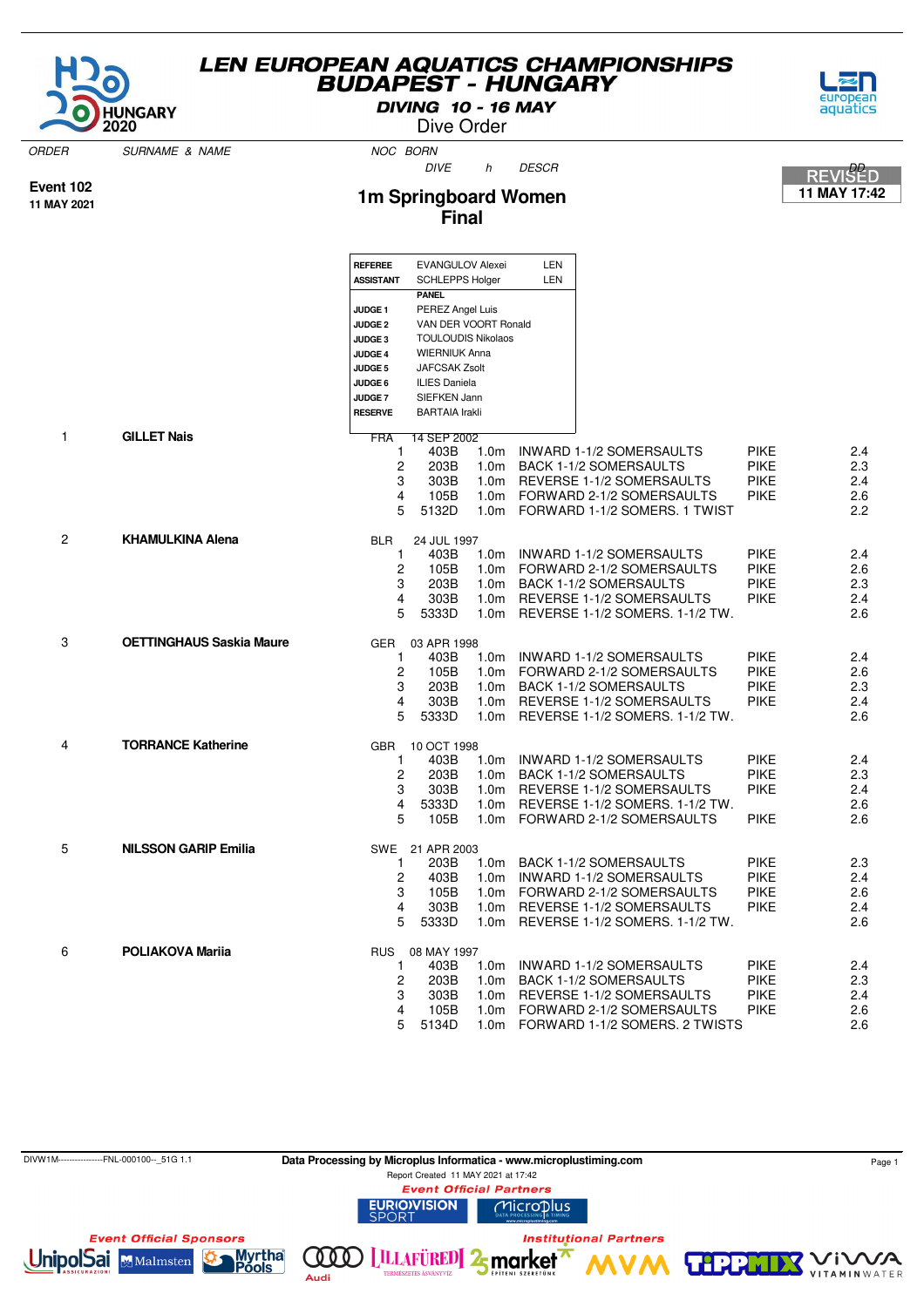# LEN EUROPEAN AQUATICS CHAMPIONSHIPS
## BUDAPEST - HUNGARY
### DIVING 10 - 16 MAY
### Dive Order

**Event 102**
**11 MAY 2021**

## 1m Springboard Women
## Final

REVISED
11 MAY 17:42

| | | |
|---|---|---|
| **REFEREE** | EVANGULOV Alexei | LEN |
| **ASSISTANT** | SCHLEPPS Holger | LEN |
| | **PANEL** | |
| **JUDGE 1** | PEREZ Angel Luis | |
| **JUDGE 2** | VAN DER VOORT Ronald | |
| **JUDGE 3** | TOULOUDIS Nikolaos | |
| **JUDGE 4** | WIERNIUK Anna | |
| **JUDGE 5** | JAFCSAK Zsolt | |
| **JUDGE 6** | ILIES Daniela | |
| **JUDGE 7** | SIEFKEN Jann | |
| **RESERVE** | BARTAIA Irakli | |

| ORDER | SURNAME & NAME | NOC | BORN / # | DIVE | h | DESCR | | DD |
|---|---|---|---|---|---|---|---|---|
| 1 | **GILLET Nais** | FRA | 14 SEP 2002 | | | | | |
| | | | 1 | 403B | 1.0m | INWARD 1-1/2 SOMERSAULTS | PIKE | 2.4 |
| | | | 2 | 203B | 1.0m | BACK 1-1/2 SOMERSAULTS | PIKE | 2.3 |
| | | | 3 | 303B | 1.0m | REVERSE 1-1/2 SOMERSAULTS | PIKE | 2.4 |
| | | | 4 | 105B | 1.0m | FORWARD 2-1/2 SOMERSAULTS | PIKE | 2.6 |
| | | | 5 | 5132D | 1.0m | FORWARD 1-1/2 SOMERS. 1 TWIST | | 2.2 |
| 2 | **KHAMULKINA Alena** | BLR | 24 JUL 1997 | | | | | |
| | | | 1 | 403B | 1.0m | INWARD 1-1/2 SOMERSAULTS | PIKE | 2.4 |
| | | | 2 | 105B | 1.0m | FORWARD 2-1/2 SOMERSAULTS | PIKE | 2.6 |
| | | | 3 | 203B | 1.0m | BACK 1-1/2 SOMERSAULTS | PIKE | 2.3 |
| | | | 4 | 303B | 1.0m | REVERSE 1-1/2 SOMERSAULTS | PIKE | 2.4 |
| | | | 5 | 5333D | 1.0m | REVERSE 1-1/2 SOMERS. 1-1/2 TW. | | 2.6 |
| 3 | **OETTINGHAUS Saskia Maure** | GER | 03 APR 1998 | | | | | |
| | | | 1 | 403B | 1.0m | INWARD 1-1/2 SOMERSAULTS | PIKE | 2.4 |
| | | | 2 | 105B | 1.0m | FORWARD 2-1/2 SOMERSAULTS | PIKE | 2.6 |
| | | | 3 | 203B | 1.0m | BACK 1-1/2 SOMERSAULTS | PIKE | 2.3 |
| | | | 4 | 303B | 1.0m | REVERSE 1-1/2 SOMERSAULTS | PIKE | 2.4 |
| | | | 5 | 5333D | 1.0m | REVERSE 1-1/2 SOMERS. 1-1/2 TW. | | 2.6 |
| 4 | **TORRANCE Katherine** | GBR | 10 OCT 1998 | | | | | |
| | | | 1 | 403B | 1.0m | INWARD 1-1/2 SOMERSAULTS | PIKE | 2.4 |
| | | | 2 | 203B | 1.0m | BACK 1-1/2 SOMERSAULTS | PIKE | 2.3 |
| | | | 3 | 303B | 1.0m | REVERSE 1-1/2 SOMERSAULTS | PIKE | 2.4 |
| | | | 4 | 5333D | 1.0m | REVERSE 1-1/2 SOMERS. 1-1/2 TW. | | 2.6 |
| | | | 5 | 105B | 1.0m | FORWARD 2-1/2 SOMERSAULTS | PIKE | 2.6 |
| 5 | **NILSSON GARIP Emilia** | SWE | 21 APR 2003 | | | | | |
| | | | 1 | 203B | 1.0m | BACK 1-1/2 SOMERSAULTS | PIKE | 2.3 |
| | | | 2 | 403B | 1.0m | INWARD 1-1/2 SOMERSAULTS | PIKE | 2.4 |
| | | | 3 | 105B | 1.0m | FORWARD 2-1/2 SOMERSAULTS | PIKE | 2.6 |
| | | | 4 | 303B | 1.0m | REVERSE 1-1/2 SOMERSAULTS | PIKE | 2.4 |
| | | | 5 | 5333D | 1.0m | REVERSE 1-1/2 SOMERS. 1-1/2 TW. | | 2.6 |
| 6 | **POLIAKOVA Mariia** | RUS | 08 MAY 1997 | | | | | |
| | | | 1 | 403B | 1.0m | INWARD 1-1/2 SOMERSAULTS | PIKE | 2.4 |
| | | | 2 | 203B | 1.0m | BACK 1-1/2 SOMERSAULTS | PIKE | 2.3 |
| | | | 3 | 303B | 1.0m | REVERSE 1-1/2 SOMERSAULTS | PIKE | 2.4 |
| | | | 4 | 105B | 1.0m | FORWARD 2-1/2 SOMERSAULTS | PIKE | 2.6 |
| | | | 5 | 5134D | 1.0m | FORWARD 1-1/2 SOMERS. 2 TWISTS | | 2.6 |

DIVW1M----------------FNL-000100--_51G 1.1 Data Processing by Microplus Informatica - www.microplustiming.com

Report Created 11 MAY 2021 at 17:42

Event Official Partners · Event Official Sponsors · Institutional Partners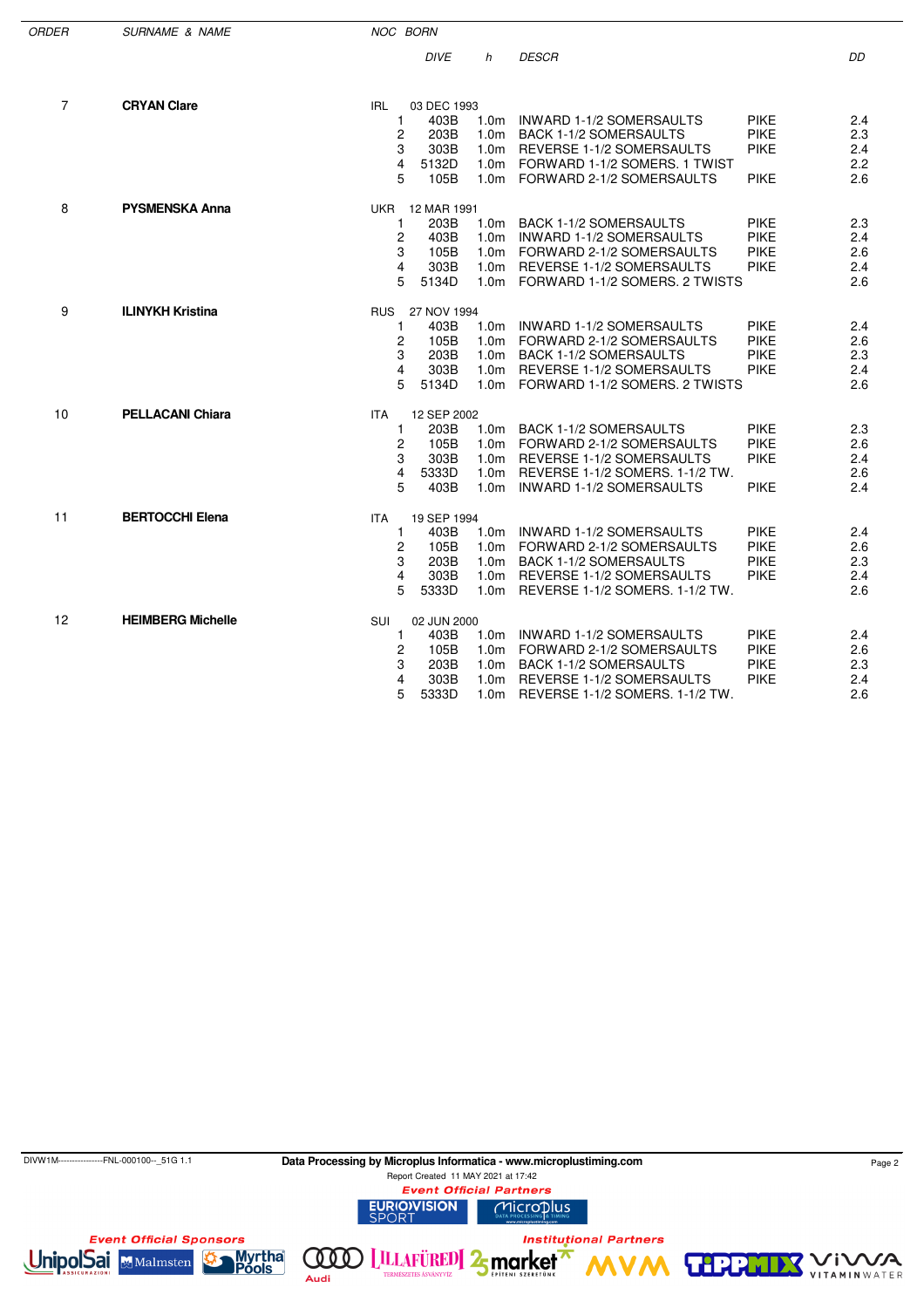| ORDER | SURNAME & NAME | NOC | BORN | | | | | |
|---|---|---|---|---|---|---|---|---|
| | | | | DIVE | h | DESCR | | DD |
| 7 | **CRYAN Clare** | IRL | 03 DEC 1993 | | | | | |
| | | | 1 | 403B | 1.0m | INWARD 1-1/2 SOMERSAULTS | PIKE | 2.4 |
| | | | 2 | 203B | 1.0m | BACK 1-1/2 SOMERSAULTS | PIKE | 2.3 |
| | | | 3 | 303B | 1.0m | REVERSE 1-1/2 SOMERSAULTS | PIKE | 2.4 |
| | | | 4 | 5132D | 1.0m | FORWARD 1-1/2 SOMERS. 1 TWIST | | 2.2 |
| | | | 5 | 105B | 1.0m | FORWARD 2-1/2 SOMERSAULTS | PIKE | 2.6 |
| 8 | **PYSMENSKA Anna** | UKR | 12 MAR 1991 | | | | | |
| | | | 1 | 203B | 1.0m | BACK 1-1/2 SOMERSAULTS | PIKE | 2.3 |
| | | | 2 | 403B | 1.0m | INWARD 1-1/2 SOMERSAULTS | PIKE | 2.4 |
| | | | 3 | 105B | 1.0m | FORWARD 2-1/2 SOMERSAULTS | PIKE | 2.6 |
| | | | 4 | 303B | 1.0m | REVERSE 1-1/2 SOMERSAULTS | PIKE | 2.4 |
| | | | 5 | 5134D | 1.0m | FORWARD 1-1/2 SOMERS. 2 TWISTS | | 2.6 |
| 9 | **ILINYKH Kristina** | RUS | 27 NOV 1994 | | | | | |
| | | | 1 | 403B | 1.0m | INWARD 1-1/2 SOMERSAULTS | PIKE | 2.4 |
| | | | 2 | 105B | 1.0m | FORWARD 2-1/2 SOMERSAULTS | PIKE | 2.6 |
| | | | 3 | 203B | 1.0m | BACK 1-1/2 SOMERSAULTS | PIKE | 2.3 |
| | | | 4 | 303B | 1.0m | REVERSE 1-1/2 SOMERSAULTS | PIKE | 2.4 |
| | | | 5 | 5134D | 1.0m | FORWARD 1-1/2 SOMERS. 2 TWISTS | | 2.6 |
| 10 | **PELLACANI Chiara** | ITA | 12 SEP 2002 | | | | | |
| | | | 1 | 203B | 1.0m | BACK 1-1/2 SOMERSAULTS | PIKE | 2.3 |
| | | | 2 | 105B | 1.0m | FORWARD 2-1/2 SOMERSAULTS | PIKE | 2.6 |
| | | | 3 | 303B | 1.0m | REVERSE 1-1/2 SOMERSAULTS | PIKE | 2.4 |
| | | | 4 | 5333D | 1.0m | REVERSE 1-1/2 SOMERS. 1-1/2 TW. | | 2.6 |
| | | | 5 | 403B | 1.0m | INWARD 1-1/2 SOMERSAULTS | PIKE | 2.4 |
| 11 | **BERTOCCHI Elena** | ITA | 19 SEP 1994 | | | | | |
| | | | 1 | 403B | 1.0m | INWARD 1-1/2 SOMERSAULTS | PIKE | 2.4 |
| | | | 2 | 105B | 1.0m | FORWARD 2-1/2 SOMERSAULTS | PIKE | 2.6 |
| | | | 3 | 203B | 1.0m | BACK 1-1/2 SOMERSAULTS | PIKE | 2.3 |
| | | | 4 | 303B | 1.0m | REVERSE 1-1/2 SOMERSAULTS | PIKE | 2.4 |
| | | | 5 | 5333D | 1.0m | REVERSE 1-1/2 SOMERS. 1-1/2 TW. | | 2.6 |
| 12 | **HEIMBERG Michelle** | SUI | 02 JUN 2000 | | | | | |
| | | | 1 | 403B | 1.0m | INWARD 1-1/2 SOMERSAULTS | PIKE | 2.4 |
| | | | 2 | 105B | 1.0m | FORWARD 2-1/2 SOMERSAULTS | PIKE | 2.6 |
| | | | 3 | 203B | 1.0m | BACK 1-1/2 SOMERSAULTS | PIKE | 2.3 |
| | | | 4 | 303B | 1.0m | REVERSE 1-1/2 SOMERSAULTS | PIKE | 2.4 |
| | | | 5 | 5333D | 1.0m | REVERSE 1-1/2 SOMERS. 1-1/2 TW. | | 2.6 |

DIVW1M----------------FNL-000100--_51G 1.1

Data Processing by Microplus Informatica - www.microplustiming.com

Report Created 11 MAY 2021 at 17:42

Event Official Partners

Event Official Sponsors

Institutional Partners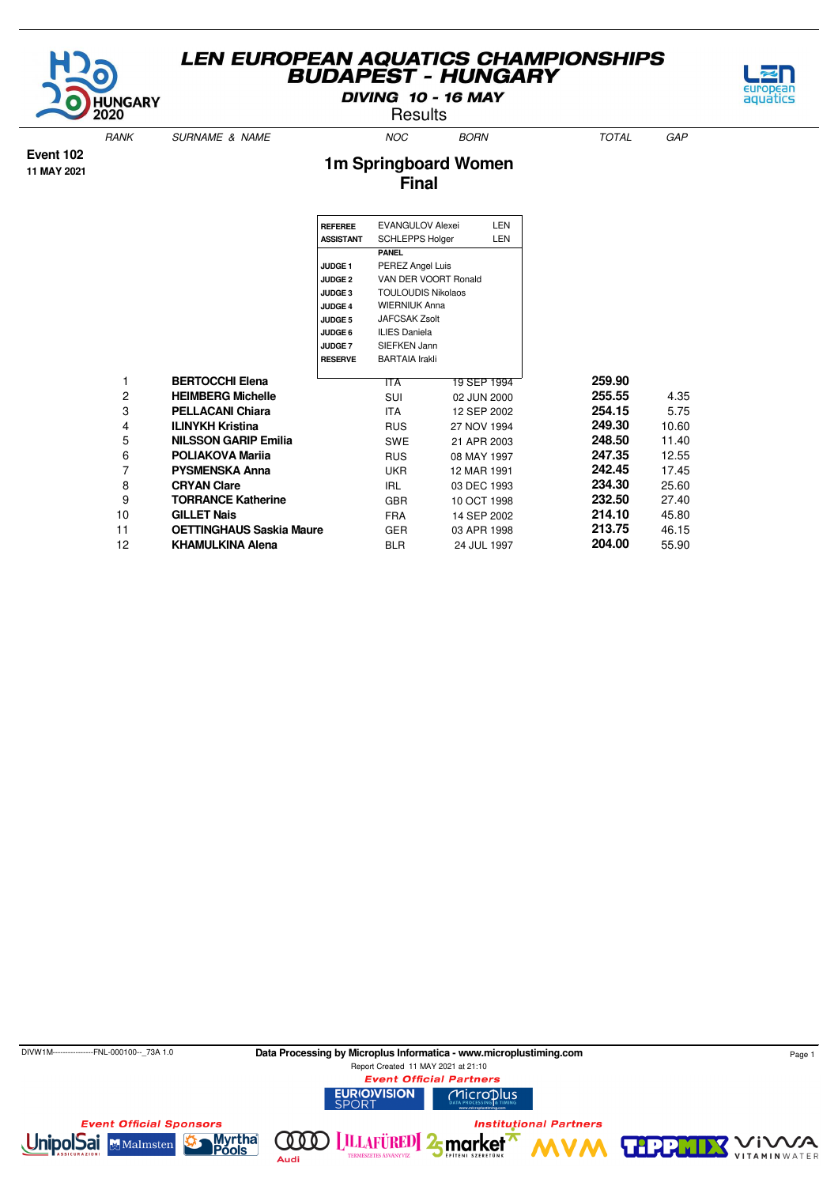# LEN EUROPEAN AQUATICS CHAMPIONSHIPS
## BUDAPEST - HUNGARY

**DIVING 10 - 16 MAY**

Results

**Event 102**
**11 MAY 2021**

## 1m Springboard Women
## Final

| | | |
|---|---|---|
| **REFEREE** | EVANGULOV Alexei | LEN |
| **ASSISTANT** | SCHLEPPS Holger | LEN |
| | **PANEL** | |
| **JUDGE 1** | PEREZ Angel Luis | |
| **JUDGE 2** | VAN DER VOORT Ronald | |
| **JUDGE 3** | TOULOUDIS Nikolaos | |
| **JUDGE 4** | WIERNIUK Anna | |
| **JUDGE 5** | JAFCSAK Zsolt | |
| **JUDGE 6** | ILIES Daniela | |
| **JUDGE 7** | SIEFKEN Jann | |
| **RESERVE** | BARTAIA Irakli | |

| RANK | SURNAME & NAME | NOC | BORN | TOTAL | GAP |
|---|---|---|---|---|---|
| 1 | **BERTOCCHI Elena** | ITA | 19 SEP 1994 | **259.90** | |
| 2 | **HEIMBERG Michelle** | SUI | 02 JUN 2000 | **255.55** | 4.35 |
| 3 | **PELLACANI Chiara** | ITA | 12 SEP 2002 | **254.15** | 5.75 |
| 4 | **ILINYKH Kristina** | RUS | 27 NOV 1994 | **249.30** | 10.60 |
| 5 | **NILSSON GARIP Emilia** | SWE | 21 APR 2003 | **248.50** | 11.40 |
| 6 | **POLIAKOVA Mariia** | RUS | 08 MAY 1997 | **247.35** | 12.55 |
| 7 | **PYSMENSKA Anna** | UKR | 12 MAR 1991 | **242.45** | 17.45 |
| 8 | **CRYAN Clare** | IRL | 03 DEC 1993 | **234.30** | 25.60 |
| 9 | **TORRANCE Katherine** | GBR | 10 OCT 1998 | **232.50** | 27.40 |
| 10 | **GILLET Nais** | FRA | 14 SEP 2002 | **214.10** | 45.80 |
| 11 | **OETTINGHAUS Saskia Maure** | GER | 03 APR 1998 | **213.75** | 46.15 |
| 12 | **KHAMULKINA Alena** | BLR | 24 JUL 1997 | **204.00** | 55.90 |

DIVW1M----------------FNL-000100--_73A 1.0

**Data Processing by Microplus Informatica - www.microplustiming.com**

Report Created 11 MAY 2021 at 21:10

*Event Official Partners*

*Event Official Sponsors*

*Institutional Partners*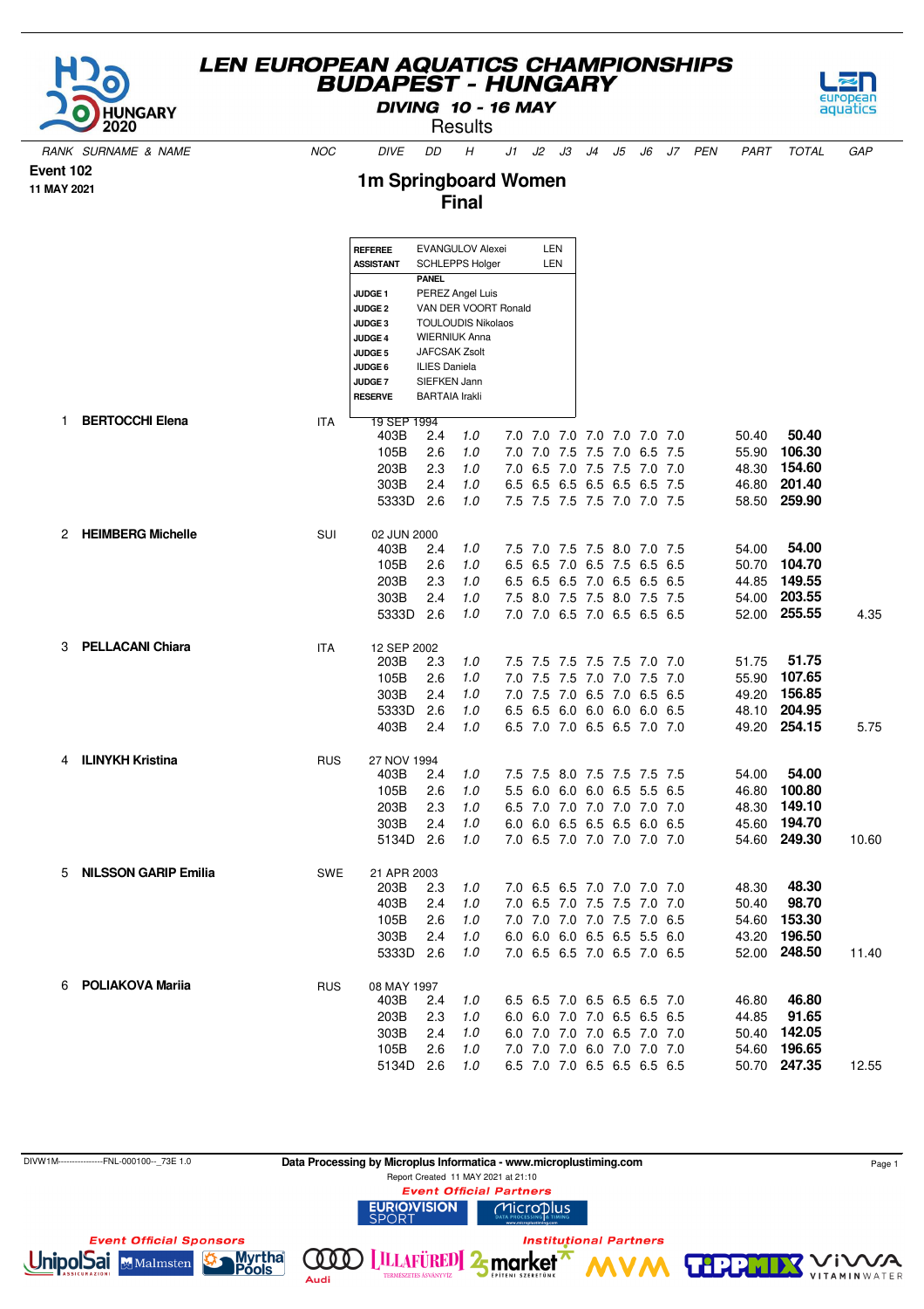# LEN EUROPEAN AQUATICS CHAMPIONSHIPS
# BUDAPEST - HUNGARY
### DIVING 10 - 16 MAY
### Results

**Event 102**
**11 MAY 2021**

## 1m Springboard Women
## Final

| | | |
|---|---|---|
| **REFEREE** | EVANGULOV Alexei | LEN |
| **ASSISTANT** | SCHLEPPS Holger | LEN |
| | **PANEL** | |
| **JUDGE 1** | PEREZ Angel Luis | |
| **JUDGE 2** | VAN DER VOORT Ronald | |
| **JUDGE 3** | TOULOUDIS Nikolaos | |
| **JUDGE 4** | WIERNIUK Anna | |
| **JUDGE 5** | JAFCSAK Zsolt | |
| **JUDGE 6** | ILIES Daniela | |
| **JUDGE 7** | SIEFKEN Jann | |
| **RESERVE** | BARTAIA Irakli | |

| RANK | SURNAME & NAME | NOC | DIVE | DD | H | J1 | J2 | J3 | J4 | J5 | J6 | J7 | PEN | PART | TOTAL | GAP |
|---|---|---|---|---|---|---|---|---|---|---|---|---|---|---|---|---|
| 1 | **BERTOCCHI Elena** | ITA | 19 SEP 1994 | | | | | | | | | | | | | |
| | | | 403B | 2.4 | 1.0 | 7.0 | 7.0 | 7.0 | 7.0 | 7.0 | 7.0 | 7.0 | | 50.40 | **50.40** | |
| | | | 105B | 2.6 | 1.0 | 7.0 | 7.0 | 7.5 | 7.5 | 7.0 | 6.5 | 7.5 | | 55.90 | **106.30** | |
| | | | 203B | 2.3 | 1.0 | 7.0 | 6.5 | 7.0 | 7.5 | 7.5 | 7.0 | 7.0 | | 48.30 | **154.60** | |
| | | | 303B | 2.4 | 1.0 | 6.5 | 6.5 | 6.5 | 6.5 | 6.5 | 6.5 | 7.5 | | 46.80 | **201.40** | |
| | | | 5333D | 2.6 | 1.0 | 7.5 | 7.5 | 7.5 | 7.5 | 7.0 | 7.0 | 7.5 | | 58.50 | **259.90** | |
| 2 | **HEIMBERG Michelle** | SUI | 02 JUN 2000 | | | | | | | | | | | | | |
| | | | 403B | 2.4 | 1.0 | 7.5 | 7.0 | 7.5 | 7.5 | 8.0 | 7.0 | 7.5 | | 54.00 | **54.00** | |
| | | | 105B | 2.6 | 1.0 | 6.5 | 6.5 | 7.0 | 6.5 | 7.5 | 6.5 | 6.5 | | 50.70 | **104.70** | |
| | | | 203B | 2.3 | 1.0 | 6.5 | 6.5 | 6.5 | 7.0 | 6.5 | 6.5 | 6.5 | | 44.85 | **149.55** | |
| | | | 303B | 2.4 | 1.0 | 7.5 | 8.0 | 7.5 | 7.5 | 8.0 | 7.5 | 7.5 | | 54.00 | **203.55** | |
| | | | 5333D | 2.6 | 1.0 | 7.0 | 7.0 | 6.5 | 7.0 | 6.5 | 6.5 | 6.5 | | 52.00 | **255.55** | 4.35 |
| 3 | **PELLACANI Chiara** | ITA | 12 SEP 2002 | | | | | | | | | | | | | |
| | | | 203B | 2.3 | 1.0 | 7.5 | 7.5 | 7.5 | 7.5 | 7.5 | 7.0 | 7.0 | | 51.75 | **51.75** | |
| | | | 105B | 2.6 | 1.0 | 7.0 | 7.5 | 7.5 | 7.0 | 7.0 | 7.5 | 7.0 | | 55.90 | **107.65** | |
| | | | 303B | 2.4 | 1.0 | 7.0 | 7.5 | 7.0 | 6.5 | 7.0 | 6.5 | 6.5 | | 49.20 | **156.85** | |
| | | | 5333D | 2.6 | 1.0 | 6.5 | 6.5 | 6.0 | 6.0 | 6.0 | 6.0 | 6.5 | | 48.10 | **204.95** | |
| | | | 403B | 2.4 | 1.0 | 6.5 | 7.0 | 7.0 | 6.5 | 6.5 | 7.0 | 7.0 | | 49.20 | **254.15** | 5.75 |
| 4 | **ILINYKH Kristina** | RUS | 27 NOV 1994 | | | | | | | | | | | | | |
| | | | 403B | 2.4 | 1.0 | 7.5 | 7.5 | 8.0 | 7.5 | 7.5 | 7.5 | 7.5 | | 54.00 | **54.00** | |
| | | | 105B | 2.6 | 1.0 | 5.5 | 6.0 | 6.0 | 6.0 | 6.5 | 5.5 | 6.5 | | 46.80 | **100.80** | |
| | | | 203B | 2.3 | 1.0 | 6.5 | 7.0 | 7.0 | 7.0 | 7.0 | 7.0 | 7.0 | | 48.30 | **149.10** | |
| | | | 303B | 2.4 | 1.0 | 6.0 | 6.0 | 6.5 | 6.5 | 6.5 | 6.0 | 6.5 | | 45.60 | **194.70** | |
| | | | 5134D | 2.6 | 1.0 | 7.0 | 6.5 | 7.0 | 7.0 | 7.0 | 7.0 | 7.0 | | 54.60 | **249.30** | 10.60 |
| 5 | **NILSSON GARIP Emilia** | SWE | 21 APR 2003 | | | | | | | | | | | | | |
| | | | 203B | 2.3 | 1.0 | 7.0 | 6.5 | 6.5 | 7.0 | 7.0 | 7.0 | 7.0 | | 48.30 | **48.30** | |
| | | | 403B | 2.4 | 1.0 | 7.0 | 6.5 | 7.0 | 7.5 | 7.5 | 7.0 | 7.0 | | 50.40 | **98.70** | |
| | | | 105B | 2.6 | 1.0 | 7.0 | 7.0 | 7.0 | 7.0 | 7.5 | 7.0 | 6.5 | | 54.60 | **153.30** | |
| | | | 303B | 2.4 | 1.0 | 6.0 | 6.0 | 6.0 | 6.5 | 6.5 | 5.5 | 6.0 | | 43.20 | **196.50** | |
| | | | 5333D | 2.6 | 1.0 | 7.0 | 6.5 | 6.5 | 7.0 | 6.5 | 7.0 | 6.5 | | 52.00 | **248.50** | 11.40 |
| 6 | **POLIAKOVA Mariia** | RUS | 08 MAY 1997 | | | | | | | | | | | | | |
| | | | 403B | 2.4 | 1.0 | 6.5 | 6.5 | 7.0 | 6.5 | 6.5 | 6.5 | 7.0 | | 46.80 | **46.80** | |
| | | | 203B | 2.3 | 1.0 | 6.0 | 6.0 | 7.0 | 7.0 | 6.5 | 6.5 | 6.5 | | 44.85 | **91.65** | |
| | | | 303B | 2.4 | 1.0 | 6.0 | 7.0 | 7.0 | 7.0 | 6.5 | 7.0 | 7.0 | | 50.40 | **142.05** | |
| | | | 105B | 2.6 | 1.0 | 7.0 | 7.0 | 7.0 | 6.0 | 7.0 | 7.0 | 7.0 | | 54.60 | **196.65** | |
| | | | 5134D | 2.6 | 1.0 | 6.5 | 7.0 | 7.0 | 6.5 | 6.5 | 6.5 | 6.5 | | 50.70 | **247.35** | 12.55 |

DIVW1M----------------FNL-000100--_73E 1.0

**Data Processing by Microplus Informatica - www.microplustiming.com**

Report Created 11 MAY 2021 at 21:10

*Event Official Partners*

*Event Official Sponsors*

*Institutional Partners*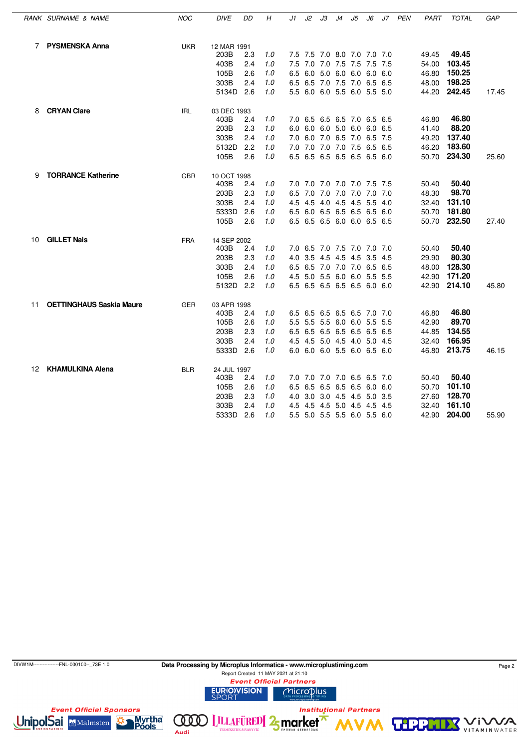| RANK | SURNAME & NAME | NOC | DIVE | DD | H | J1 | J2 | J3 | J4 | J5 | J6 | J7 | PEN | PART | TOTAL | GAP |
|---|---|---|---|---|---|---|---|---|---|---|---|---|---|---|---|---|
| 7 | **PYSMENSKA Anna** | UKR | 12 MAR 1991 | | | | | | | | | | | | | |
| | | | 203B | 2.3 | 1.0 | 7.5 | 7.5 | 7.0 | 8.0 | 7.0 | 7.0 | 7.0 | | 49.45 | **49.45** | |
| | | | 403B | 2.4 | 1.0 | 7.5 | 7.0 | 7.0 | 7.5 | 7.5 | 7.5 | 7.5 | | 54.00 | **103.45** | |
| | | | 105B | 2.6 | 1.0 | 6.5 | 6.0 | 5.0 | 6.0 | 6.0 | 6.0 | 6.0 | | 46.80 | **150.25** | |
| | | | 303B | 2.4 | 1.0 | 6.5 | 6.5 | 7.0 | 7.5 | 7.0 | 6.5 | 6.5 | | 48.00 | **198.25** | |
| | | | 5134D | 2.6 | 1.0 | 5.5 | 6.0 | 6.0 | 5.5 | 6.0 | 5.5 | 5.0 | | 44.20 | **242.45** | 17.45 |
| 8 | **CRYAN Clare** | IRL | 03 DEC 1993 | | | | | | | | | | | | | |
| | | | 403B | 2.4 | 1.0 | 7.0 | 6.5 | 6.5 | 6.5 | 7.0 | 6.5 | 6.5 | | 46.80 | **46.80** | |
| | | | 203B | 2.3 | 1.0 | 6.0 | 6.0 | 6.0 | 5.0 | 6.0 | 6.0 | 6.5 | | 41.40 | **88.20** | |
| | | | 303B | 2.4 | 1.0 | 7.0 | 6.0 | 7.0 | 6.5 | 7.0 | 6.5 | 7.5 | | 49.20 | **137.40** | |
| | | | 5132D | 2.2 | 1.0 | 7.0 | 7.0 | 7.0 | 7.0 | 7.5 | 6.5 | 6.5 | | 46.20 | **183.60** | |
| | | | 105B | 2.6 | 1.0 | 6.5 | 6.5 | 6.5 | 6.5 | 6.5 | 6.5 | 6.0 | | 50.70 | **234.30** | 25.60 |
| 9 | **TORRANCE Katherine** | GBR | 10 OCT 1998 | | | | | | | | | | | | | |
| | | | 403B | 2.4 | 1.0 | 7.0 | 7.0 | 7.0 | 7.0 | 7.0 | 7.5 | 7.5 | | 50.40 | **50.40** | |
| | | | 203B | 2.3 | 1.0 | 6.5 | 7.0 | 7.0 | 7.0 | 7.0 | 7.0 | 7.0 | | 48.30 | **98.70** | |
| | | | 303B | 2.4 | 1.0 | 4.5 | 4.5 | 4.0 | 4.5 | 4.5 | 5.5 | 4.0 | | 32.40 | **131.10** | |
| | | | 5333D | 2.6 | 1.0 | 6.5 | 6.0 | 6.5 | 6.5 | 6.5 | 6.5 | 6.0 | | 50.70 | **181.80** | |
| | | | 105B | 2.6 | 1.0 | 6.5 | 6.5 | 6.5 | 6.0 | 6.0 | 6.5 | 6.5 | | 50.70 | **232.50** | 27.40 |
| 10 | **GILLET Nais** | FRA | 14 SEP 2002 | | | | | | | | | | | | | |
| | | | 403B | 2.4 | 1.0 | 7.0 | 6.5 | 7.0 | 7.5 | 7.0 | 7.0 | 7.0 | | 50.40 | **50.40** | |
| | | | 203B | 2.3 | 1.0 | 4.0 | 3.5 | 4.5 | 4.5 | 4.5 | 3.5 | 4.5 | | 29.90 | **80.30** | |
| | | | 303B | 2.4 | 1.0 | 6.5 | 6.5 | 7.0 | 7.0 | 7.0 | 6.5 | 6.5 | | 48.00 | **128.30** | |
| | | | 105B | 2.6 | 1.0 | 4.5 | 5.0 | 5.5 | 6.0 | 6.0 | 5.5 | 5.5 | | 42.90 | **171.20** | |
| | | | 5132D | 2.2 | 1.0 | 6.5 | 6.5 | 6.5 | 6.5 | 6.5 | 6.0 | 6.0 | | 42.90 | **214.10** | 45.80 |
| 11 | **OETTINGHAUS Saskia Maure** | GER | 03 APR 1998 | | | | | | | | | | | | | |
| | | | 403B | 2.4 | 1.0 | 6.5 | 6.5 | 6.5 | 6.5 | 6.5 | 7.0 | 7.0 | | 46.80 | **46.80** | |
| | | | 105B | 2.6 | 1.0 | 5.5 | 5.5 | 5.5 | 6.0 | 6.0 | 5.5 | 5.5 | | 42.90 | **89.70** | |
| | | | 203B | 2.3 | 1.0 | 6.5 | 6.5 | 6.5 | 6.5 | 6.5 | 6.5 | 6.5 | | 44.85 | **134.55** | |
| | | | 303B | 2.4 | 1.0 | 4.5 | 4.5 | 5.0 | 4.5 | 4.0 | 5.0 | 4.5 | | 32.40 | **166.95** | |
| | | | 5333D | 2.6 | 1.0 | 6.0 | 6.0 | 6.0 | 5.5 | 6.0 | 6.5 | 6.0 | | 46.80 | **213.75** | 46.15 |
| 12 | **KHAMULKINA Alena** | BLR | 24 JUL 1997 | | | | | | | | | | | | | |
| | | | 403B | 2.4 | 1.0 | 7.0 | 7.0 | 7.0 | 7.0 | 6.5 | 6.5 | 7.0 | | 50.40 | **50.40** | |
| | | | 105B | 2.6 | 1.0 | 6.5 | 6.5 | 6.5 | 6.5 | 6.5 | 6.0 | 6.0 | | 50.70 | **101.10** | |
| | | | 203B | 2.3 | 1.0 | 4.0 | 3.0 | 3.0 | 4.5 | 4.5 | 5.0 | 3.5 | | 27.60 | **128.70** | |
| | | | 303B | 2.4 | 1.0 | 4.5 | 4.5 | 4.5 | 5.0 | 4.5 | 4.5 | 4.5 | | 32.40 | **161.10** | |
| | | | 5333D | 2.6 | 1.0 | 5.5 | 5.0 | 5.5 | 5.5 | 6.0 | 5.5 | 6.0 | | 42.90 | **204.00** | 55.90 |

DIVW1M----------------FNL-000100--_73E 1.0

**Data Processing by Microplus Informatica - www.microplustiming.com**

Report Created 11 MAY 2021 at 21:10

*Event Official Partners*

*Event Official Sponsors*

*Institutional Partners*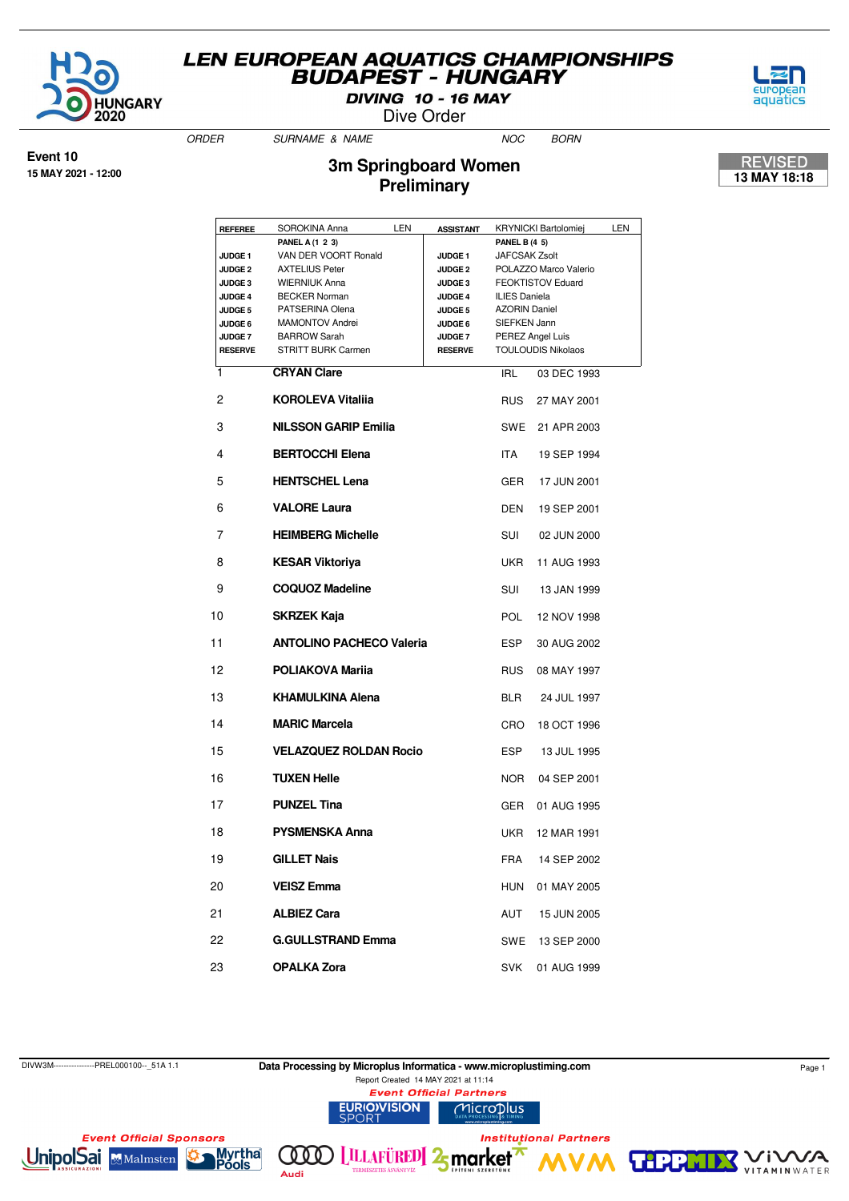# LEN EUROPEAN AQUATICS CHAMPIONSHIPS
# BUDAPEST - HUNGARY

**DIVING 10 - 16 MAY**

Dive Order

**Event 10**
**15 MAY 2021 - 12:00**

## 3m Springboard Women
## Preliminary

**REVISED**
**13 MAY 18:18**

| | | | | | |
|---|---|---|---|---|---|
| **REFEREE** | SOROKINA Anna | LEN | **ASSISTANT** | KRYNICKI Bartolomiej | LEN |
| | **PANEL A (1 2 3)** | | | **PANEL B (4 5)** | |
| **JUDGE 1** | VAN DER VOORT Ronald | | **JUDGE 1** | JAFCSAK Zsolt | |
| **JUDGE 2** | AXTELIUS Peter | | **JUDGE 2** | POLAZZO Marco Valerio | |
| **JUDGE 3** | WIERNIUK Anna | | **JUDGE 3** | FEOKTISTOV Eduard | |
| **JUDGE 4** | BECKER Norman | | **JUDGE 4** | ILIES Daniela | |
| **JUDGE 5** | PATSERINA Olena | | **JUDGE 5** | AZORIN Daniel | |
| **JUDGE 6** | MAMONTOV Andrei | | **JUDGE 6** | SIEFKEN Jann | |
| **JUDGE 7** | BARROW Sarah | | **JUDGE 7** | PEREZ Angel Luis | |
| **RESERVE** | STRITT BURK Carmen | | **RESERVE** | TOULOUDIS Nikolaos | |

| ORDER | SURNAME & NAME | NOC | BORN |
|---|---|---|---|
| 1 | **CRYAN Clare** | IRL | 03 DEC 1993 |
| 2 | **KOROLEVA Vitaliia** | RUS | 27 MAY 2001 |
| 3 | **NILSSON GARIP Emilia** | SWE | 21 APR 2003 |
| 4 | **BERTOCCHI Elena** | ITA | 19 SEP 1994 |
| 5 | **HENTSCHEL Lena** | GER | 17 JUN 2001 |
| 6 | **VALORE Laura** | DEN | 19 SEP 2001 |
| 7 | **HEIMBERG Michelle** | SUI | 02 JUN 2000 |
| 8 | **KESAR Viktoriya** | UKR | 11 AUG 1993 |
| 9 | **COQUOZ Madeline** | SUI | 13 JAN 1999 |
| 10 | **SKRZEK Kaja** | POL | 12 NOV 1998 |
| 11 | **ANTOLINO PACHECO Valeria** | ESP | 30 AUG 2002 |
| 12 | **POLIAKOVA Mariia** | RUS | 08 MAY 1997 |
| 13 | **KHAMULKINA Alena** | BLR | 24 JUL 1997 |
| 14 | **MARIC Marcela** | CRO | 18 OCT 1996 |
| 15 | **VELAZQUEZ ROLDAN Rocio** | ESP | 13 JUL 1995 |
| 16 | **TUXEN Helle** | NOR | 04 SEP 2001 |
| 17 | **PUNZEL Tina** | GER | 01 AUG 1995 |
| 18 | **PYSMENSKA Anna** | UKR | 12 MAR 1991 |
| 19 | **GILLET Nais** | FRA | 14 SEP 2002 |
| 20 | **VEISZ Emma** | HUN | 01 MAY 2005 |
| 21 | **ALBIEZ Cara** | AUT | 15 JUN 2005 |
| 22 | **G.GULLSTRAND Emma** | SWE | 13 SEP 2000 |
| 23 | **OPALKA Zora** | SVK | 01 AUG 1999 |

DIVW3M----------------PREL000100--_51A 1.1

**Data Processing by Microplus Informatica - www.microplustiming.com**

Report Created 14 MAY 2021 at 11:14

*Event Official Partners*

*Event Official Sponsors*

*Institutional Partners*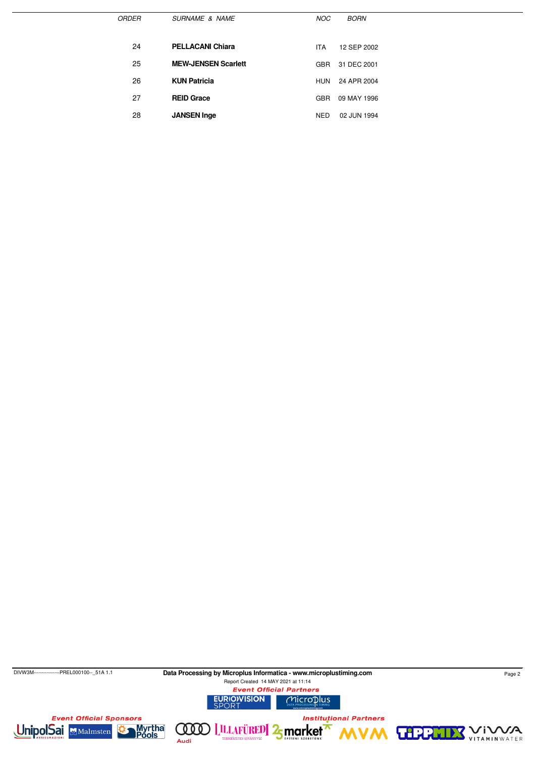| ORDER | SURNAME & NAME | NOC | BORN |
|---|---|---|---|
| 24 | **PELLACANI Chiara** | ITA | 12 SEP 2002 |
| 25 | **MEW-JENSEN Scarlett** | GBR | 31 DEC 2001 |
| 26 | **KUN Patricia** | HUN | 24 APR 2004 |
| 27 | **REID Grace** | GBR | 09 MAY 1996 |
| 28 | **JANSEN Inge** | NED | 02 JUN 1994 |

DIVW3M----------------PREL000100--_51A 1.1

**Data Processing by Microplus Informatica - www.microplustiming.com**

Report Created 14 MAY 2021 at 11:14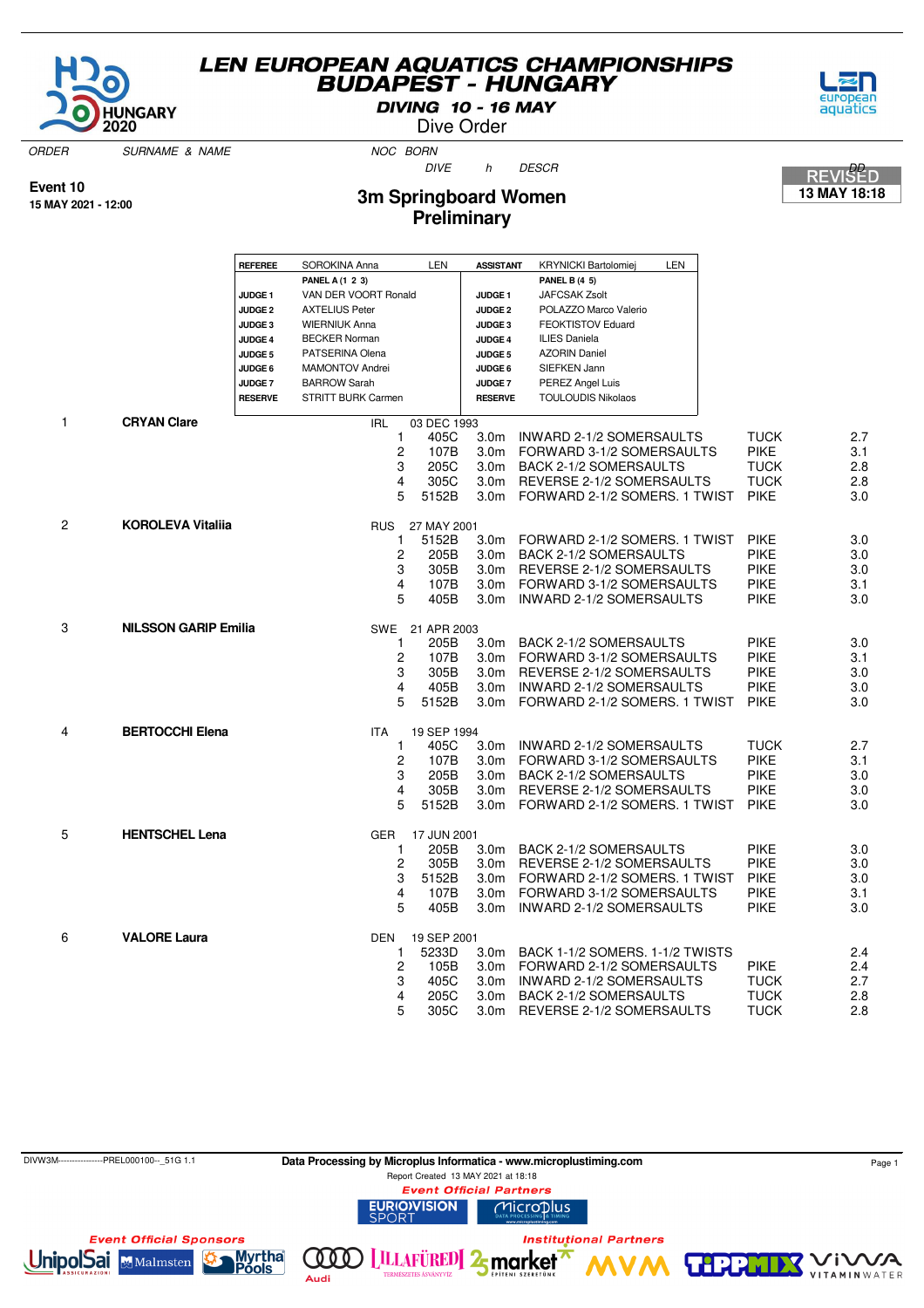# LEN EUROPEAN AQUATICS CHAMPIONSHIPS BUDAPEST - HUNGARY

**DIVING 10 - 16 MAY**

Dive Order

REVISED 13 MAY 18:18

**Event 10**
**15 MAY 2021 - 12:00**

## 3m Springboard Women
## Preliminary

| REFEREE | SOROKINA Anna | LEN | ASSISTANT | KRYNICKI Bartolomiej | LEN |
|---|---|---|---|---|---|
| | PANEL A (1 2 3) | | | PANEL B (4 5) | |
| JUDGE 1 | VAN DER VOORT Ronald | | JUDGE 1 | JAFCSAK Zsolt | |
| JUDGE 2 | AXTELIUS Peter | | JUDGE 2 | POLAZZO Marco Valerio | |
| JUDGE 3 | WIERNIUK Anna | | JUDGE 3 | FEOKTISTOV Eduard | |
| JUDGE 4 | BECKER Norman | | JUDGE 4 | ILIES Daniela | |
| JUDGE 5 | PATSERINA Olena | | JUDGE 5 | AZORIN Daniel | |
| JUDGE 6 | MAMONTOV Andrei | | JUDGE 6 | SIEFKEN Jann | |
| JUDGE 7 | BARROW Sarah | | JUDGE 7 | PEREZ Angel Luis | |
| RESERVE | STRITT BURK Carmen | | RESERVE | TOULOUDIS Nikolaos | |

| ORDER | SURNAME & NAME | NOC | BORN / DIVE | h | DESCR | | DD |
|---|---|---|---|---|---|---|---|
| 1 | **CRYAN Clare** | IRL | 03 DEC 1993 | | | | |
| | | 1 | 405C | 3.0m | INWARD 2-1/2 SOMERSAULTS | TUCK | 2.7 |
| | | 2 | 107B | 3.0m | FORWARD 3-1/2 SOMERSAULTS | PIKE | 3.1 |
| | | 3 | 205C | 3.0m | BACK 2-1/2 SOMERSAULTS | TUCK | 2.8 |
| | | 4 | 305C | 3.0m | REVERSE 2-1/2 SOMERSAULTS | TUCK | 2.8 |
| | | 5 | 5152B | 3.0m | FORWARD 2-1/2 SOMERS. 1 TWIST | PIKE | 3.0 |
| 2 | **KOROLEVA Vitaliia** | RUS | 27 MAY 2001 | | | | |
| | | 1 | 5152B | 3.0m | FORWARD 2-1/2 SOMERS. 1 TWIST | PIKE | 3.0 |
| | | 2 | 205B | 3.0m | BACK 2-1/2 SOMERSAULTS | PIKE | 3.0 |
| | | 3 | 305B | 3.0m | REVERSE 2-1/2 SOMERSAULTS | PIKE | 3.0 |
| | | 4 | 107B | 3.0m | FORWARD 3-1/2 SOMERSAULTS | PIKE | 3.1 |
| | | 5 | 405B | 3.0m | INWARD 2-1/2 SOMERSAULTS | PIKE | 3.0 |
| 3 | **NILSSON GARIP Emilia** | SWE | 21 APR 2003 | | | | |
| | | 1 | 205B | 3.0m | BACK 2-1/2 SOMERSAULTS | PIKE | 3.0 |
| | | 2 | 107B | 3.0m | FORWARD 3-1/2 SOMERSAULTS | PIKE | 3.1 |
| | | 3 | 305B | 3.0m | REVERSE 2-1/2 SOMERSAULTS | PIKE | 3.0 |
| | | 4 | 405B | 3.0m | INWARD 2-1/2 SOMERSAULTS | PIKE | 3.0 |
| | | 5 | 5152B | 3.0m | FORWARD 2-1/2 SOMERS. 1 TWIST | PIKE | 3.0 |
| 4 | **BERTOCCHI Elena** | ITA | 19 SEP 1994 | | | | |
| | | 1 | 405C | 3.0m | INWARD 2-1/2 SOMERSAULTS | TUCK | 2.7 |
| | | 2 | 107B | 3.0m | FORWARD 3-1/2 SOMERSAULTS | PIKE | 3.1 |
| | | 3 | 205B | 3.0m | BACK 2-1/2 SOMERSAULTS | PIKE | 3.0 |
| | | 4 | 305B | 3.0m | REVERSE 2-1/2 SOMERSAULTS | PIKE | 3.0 |
| | | 5 | 5152B | 3.0m | FORWARD 2-1/2 SOMERS. 1 TWIST | PIKE | 3.0 |
| 5 | **HENTSCHEL Lena** | GER | 17 JUN 2001 | | | | |
| | | 1 | 205B | 3.0m | BACK 2-1/2 SOMERSAULTS | PIKE | 3.0 |
| | | 2 | 305B | 3.0m | REVERSE 2-1/2 SOMERSAULTS | PIKE | 3.0 |
| | | 3 | 5152B | 3.0m | FORWARD 2-1/2 SOMERS. 1 TWIST | PIKE | 3.0 |
| | | 4 | 107B | 3.0m | FORWARD 3-1/2 SOMERSAULTS | PIKE | 3.1 |
| | | 5 | 405B | 3.0m | INWARD 2-1/2 SOMERSAULTS | PIKE | 3.0 |
| 6 | **VALORE Laura** | DEN | 19 SEP 2001 | | | | |
| | | 1 | 5233D | 3.0m | BACK 1-1/2 SOMERS. 1-1/2 TWISTS | | 2.4 |
| | | 2 | 105B | 3.0m | FORWARD 2-1/2 SOMERSAULTS | PIKE | 2.4 |
| | | 3 | 405C | 3.0m | INWARD 2-1/2 SOMERSAULTS | TUCK | 2.7 |
| | | 4 | 205C | 3.0m | BACK 2-1/2 SOMERSAULTS | TUCK | 2.8 |
| | | 5 | 305C | 3.0m | REVERSE 2-1/2 SOMERSAULTS | TUCK | 2.8 |

DIVW3M----------------PREL000100--_51G 1.1 Data Processing by Microplus Informatica - www.microplustiming.com
Report Created 13 MAY 2021 at 18:18

Event Official Partners: EUROVISION SPORT, Microplus
Event Official Sponsors: UnipolSai, Malmsten, Myrtha Pools
Institutional Partners: Audi, Lillafüred, 2market, MVM, TippMix, Viva Vitaminwater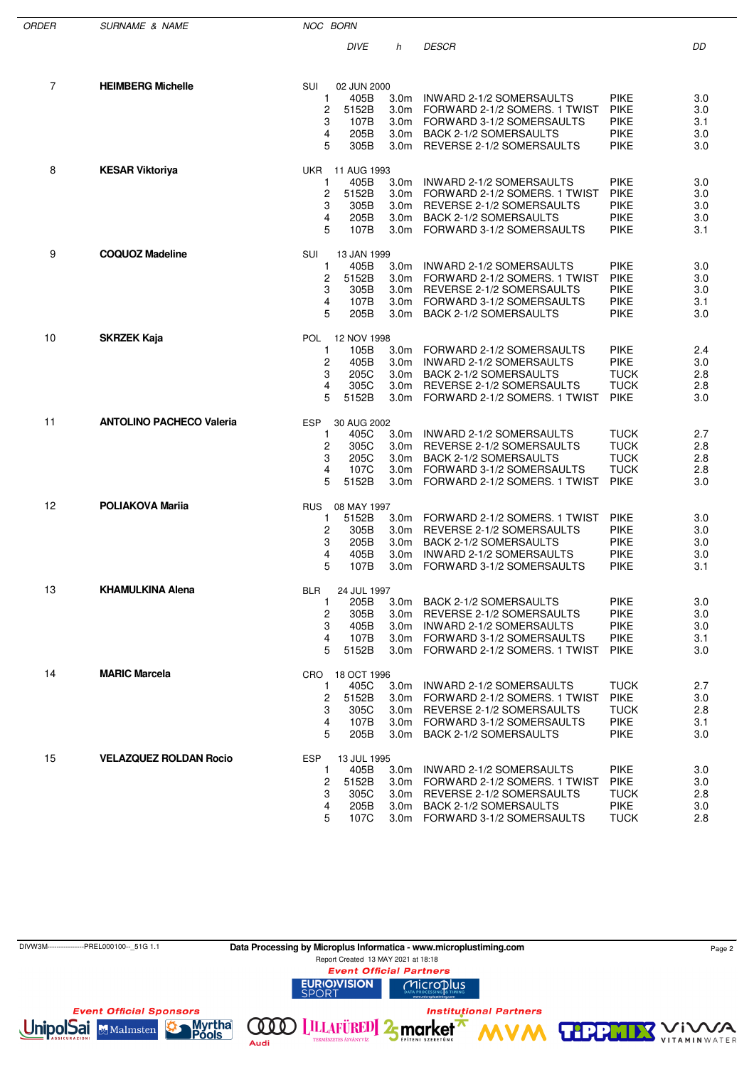| ORDER | SURNAME & NAME | NOC | BORN | DIVE | h | DESCR | | DD |
|---|---|---|---|---|---|---|---|---|
| 7 | **HEIMBERG Michelle** | SUI | 02 JUN 2000 | | | | | |
| | | | 1 | 405B | 3.0m | INWARD 2-1/2 SOMERSAULTS | PIKE | 3.0 |
| | | | 2 | 5152B | 3.0m | FORWARD 2-1/2 SOMERS. 1 TWIST | PIKE | 3.0 |
| | | | 3 | 107B | 3.0m | FORWARD 3-1/2 SOMERSAULTS | PIKE | 3.1 |
| | | | 4 | 205B | 3.0m | BACK 2-1/2 SOMERSAULTS | PIKE | 3.0 |
| | | | 5 | 305B | 3.0m | REVERSE 2-1/2 SOMERSAULTS | PIKE | 3.0 |
| 8 | **KESAR Viktoriya** | UKR | 11 AUG 1993 | | | | | |
| | | | 1 | 405B | 3.0m | INWARD 2-1/2 SOMERSAULTS | PIKE | 3.0 |
| | | | 2 | 5152B | 3.0m | FORWARD 2-1/2 SOMERS. 1 TWIST | PIKE | 3.0 |
| | | | 3 | 305B | 3.0m | REVERSE 2-1/2 SOMERSAULTS | PIKE | 3.0 |
| | | | 4 | 205B | 3.0m | BACK 2-1/2 SOMERSAULTS | PIKE | 3.0 |
| | | | 5 | 107B | 3.0m | FORWARD 3-1/2 SOMERSAULTS | PIKE | 3.1 |
| 9 | **COQUOZ Madeline** | SUI | 13 JAN 1999 | | | | | |
| | | | 1 | 405B | 3.0m | INWARD 2-1/2 SOMERSAULTS | PIKE | 3.0 |
| | | | 2 | 5152B | 3.0m | FORWARD 2-1/2 SOMERS. 1 TWIST | PIKE | 3.0 |
| | | | 3 | 305B | 3.0m | REVERSE 2-1/2 SOMERSAULTS | PIKE | 3.0 |
| | | | 4 | 107B | 3.0m | FORWARD 3-1/2 SOMERSAULTS | PIKE | 3.1 |
| | | | 5 | 205B | 3.0m | BACK 2-1/2 SOMERSAULTS | PIKE | 3.0 |
| 10 | **SKRZEK Kaja** | POL | 12 NOV 1998 | | | | | |
| | | | 1 | 105B | 3.0m | FORWARD 2-1/2 SOMERSAULTS | PIKE | 2.4 |
| | | | 2 | 405B | 3.0m | INWARD 2-1/2 SOMERSAULTS | PIKE | 3.0 |
| | | | 3 | 205C | 3.0m | BACK 2-1/2 SOMERSAULTS | TUCK | 2.8 |
| | | | 4 | 305C | 3.0m | REVERSE 2-1/2 SOMERSAULTS | TUCK | 2.8 |
| | | | 5 | 5152B | 3.0m | FORWARD 2-1/2 SOMERS. 1 TWIST | PIKE | 3.0 |
| 11 | **ANTOLINO PACHECO Valeria** | ESP | 30 AUG 2002 | | | | | |
| | | | 1 | 405C | 3.0m | INWARD 2-1/2 SOMERSAULTS | TUCK | 2.7 |
| | | | 2 | 305C | 3.0m | REVERSE 2-1/2 SOMERSAULTS | TUCK | 2.8 |
| | | | 3 | 205C | 3.0m | BACK 2-1/2 SOMERSAULTS | TUCK | 2.8 |
| | | | 4 | 107C | 3.0m | FORWARD 3-1/2 SOMERSAULTS | TUCK | 2.8 |
| | | | 5 | 5152B | 3.0m | FORWARD 2-1/2 SOMERS. 1 TWIST | PIKE | 3.0 |
| 12 | **POLIAKOVA Mariia** | RUS | 08 MAY 1997 | | | | | |
| | | | 1 | 5152B | 3.0m | FORWARD 2-1/2 SOMERS. 1 TWIST | PIKE | 3.0 |
| | | | 2 | 305B | 3.0m | REVERSE 2-1/2 SOMERSAULTS | PIKE | 3.0 |
| | | | 3 | 205B | 3.0m | BACK 2-1/2 SOMERSAULTS | PIKE | 3.0 |
| | | | 4 | 405B | 3.0m | INWARD 2-1/2 SOMERSAULTS | PIKE | 3.0 |
| | | | 5 | 107B | 3.0m | FORWARD 3-1/2 SOMERSAULTS | PIKE | 3.1 |
| 13 | **KHAMULKINA Alena** | BLR | 24 JUL 1997 | | | | | |
| | | | 1 | 205B | 3.0m | BACK 2-1/2 SOMERSAULTS | PIKE | 3.0 |
| | | | 2 | 305B | 3.0m | REVERSE 2-1/2 SOMERSAULTS | PIKE | 3.0 |
| | | | 3 | 405B | 3.0m | INWARD 2-1/2 SOMERSAULTS | PIKE | 3.0 |
| | | | 4 | 107B | 3.0m | FORWARD 3-1/2 SOMERSAULTS | PIKE | 3.1 |
| | | | 5 | 5152B | 3.0m | FORWARD 2-1/2 SOMERS. 1 TWIST | PIKE | 3.0 |
| 14 | **MARIC Marcela** | CRO | 18 OCT 1996 | | | | | |
| | | | 1 | 405C | 3.0m | INWARD 2-1/2 SOMERSAULTS | TUCK | 2.7 |
| | | | 2 | 5152B | 3.0m | FORWARD 2-1/2 SOMERS. 1 TWIST | PIKE | 3.0 |
| | | | 3 | 305C | 3.0m | REVERSE 2-1/2 SOMERSAULTS | TUCK | 2.8 |
| | | | 4 | 107B | 3.0m | FORWARD 3-1/2 SOMERSAULTS | PIKE | 3.1 |
| | | | 5 | 205B | 3.0m | BACK 2-1/2 SOMERSAULTS | PIKE | 3.0 |
| 15 | **VELAZQUEZ ROLDAN Rocio** | ESP | 13 JUL 1995 | | | | | |
| | | | 1 | 405B | 3.0m | INWARD 2-1/2 SOMERSAULTS | PIKE | 3.0 |
| | | | 2 | 5152B | 3.0m | FORWARD 2-1/2 SOMERS. 1 TWIST | PIKE | 3.0 |
| | | | 3 | 305C | 3.0m | REVERSE 2-1/2 SOMERSAULTS | TUCK | 2.8 |
| | | | 4 | 205B | 3.0m | BACK 2-1/2 SOMERSAULTS | PIKE | 3.0 |
| | | | 5 | 107C | 3.0m | FORWARD 3-1/2 SOMERSAULTS | TUCK | 2.8 |

DIVW3M----------------PREL000100--_51G 1.1

**Data Processing by Microplus Informatica - www.microplustiming.com**

Report Created 13 MAY 2021 at 18:18

*Event Official Partners*

*Event Official Sponsors*

*Institutional Partners*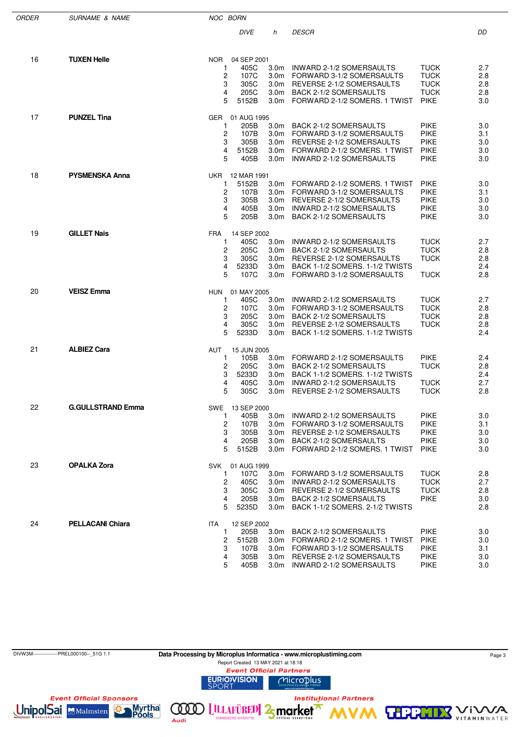| ORDER | SURNAME & NAME | NOC | BORN | DIVE | | h | DESCR | | DD |
|---|---|---|---|---|---|---|---|---|---|
| 16 | **TUXEN Helle** | NOR | 04 SEP 2001 | | | | | | |
| | | | | 1 | 405C | 3.0m | INWARD 2-1/2 SOMERSAULTS | TUCK | 2.7 |
| | | | | 2 | 107C | 3.0m | FORWARD 3-1/2 SOMERSAULTS | TUCK | 2.8 |
| | | | | 3 | 305C | 3.0m | REVERSE 2-1/2 SOMERSAULTS | TUCK | 2.8 |
| | | | | 4 | 205C | 3.0m | BACK 2-1/2 SOMERSAULTS | TUCK | 2.8 |
| | | | | 5 | 5152B | 3.0m | FORWARD 2-1/2 SOMERS. 1 TWIST | PIKE | 3.0 |
| 17 | **PUNZEL Tina** | GER | 01 AUG 1995 | | | | | | |
| | | | | 1 | 205B | 3.0m | BACK 2-1/2 SOMERSAULTS | PIKE | 3.0 |
| | | | | 2 | 107B | 3.0m | FORWARD 3-1/2 SOMERSAULTS | PIKE | 3.1 |
| | | | | 3 | 305B | 3.0m | REVERSE 2-1/2 SOMERSAULTS | PIKE | 3.0 |
| | | | | 4 | 5152B | 3.0m | FORWARD 2-1/2 SOMERS. 1 TWIST | PIKE | 3.0 |
| | | | | 5 | 405B | 3.0m | INWARD 2-1/2 SOMERSAULTS | PIKE | 3.0 |
| 18 | **PYSMENSKA Anna** | UKR | 12 MAR 1991 | | | | | | |
| | | | | 1 | 5152B | 3.0m | FORWARD 2-1/2 SOMERS. 1 TWIST | PIKE | 3.0 |
| | | | | 2 | 107B | 3.0m | FORWARD 3-1/2 SOMERSAULTS | PIKE | 3.1 |
| | | | | 3 | 305B | 3.0m | REVERSE 2-1/2 SOMERSAULTS | PIKE | 3.0 |
| | | | | 4 | 405B | 3.0m | INWARD 2-1/2 SOMERSAULTS | PIKE | 3.0 |
| | | | | 5 | 205B | 3.0m | BACK 2-1/2 SOMERSAULTS | PIKE | 3.0 |
| 19 | **GILLET Nais** | FRA | 14 SEP 2002 | | | | | | |
| | | | | 1 | 405C | 3.0m | INWARD 2-1/2 SOMERSAULTS | TUCK | 2.7 |
| | | | | 2 | 205C | 3.0m | BACK 2-1/2 SOMERSAULTS | TUCK | 2.8 |
| | | | | 3 | 305C | 3.0m | REVERSE 2-1/2 SOMERSAULTS | TUCK | 2.8 |
| | | | | 4 | 5233D | 3.0m | BACK 1-1/2 SOMERS. 1-1/2 TWISTS | | 2.4 |
| | | | | 5 | 107C | 3.0m | FORWARD 3-1/2 SOMERSAULTS | TUCK | 2.8 |
| 20 | **VEISZ Emma** | HUN | 01 MAY 2005 | | | | | | |
| | | | | 1 | 405C | 3.0m | INWARD 2-1/2 SOMERSAULTS | TUCK | 2.7 |
| | | | | 2 | 107C | 3.0m | FORWARD 3-1/2 SOMERSAULTS | TUCK | 2.8 |
| | | | | 3 | 205C | 3.0m | BACK 2-1/2 SOMERSAULTS | TUCK | 2.8 |
| | | | | 4 | 305C | 3.0m | REVERSE 2-1/2 SOMERSAULTS | TUCK | 2.8 |
| | | | | 5 | 5233D | 3.0m | BACK 1-1/2 SOMERS. 1-1/2 TWISTS | | 2.4 |
| 21 | **ALBIEZ Cara** | AUT | 15 JUN 2005 | | | | | | |
| | | | | 1 | 105B | 3.0m | FORWARD 2-1/2 SOMERSAULTS | PIKE | 2.4 |
| | | | | 2 | 205C | 3.0m | BACK 2-1/2 SOMERSAULTS | TUCK | 2.8 |
| | | | | 3 | 5233D | 3.0m | BACK 1-1/2 SOMERS. 1-1/2 TWISTS | | 2.4 |
| | | | | 4 | 405C | 3.0m | INWARD 2-1/2 SOMERSAULTS | TUCK | 2.7 |
| | | | | 5 | 305C | 3.0m | REVERSE 2-1/2 SOMERSAULTS | TUCK | 2.8 |
| 22 | **G.GULLSTRAND Emma** | SWE | 13 SEP 2000 | | | | | | |
| | | | | 1 | 405B | 3.0m | INWARD 2-1/2 SOMERSAULTS | PIKE | 3.0 |
| | | | | 2 | 107B | 3.0m | FORWARD 3-1/2 SOMERSAULTS | PIKE | 3.1 |
| | | | | 3 | 305B | 3.0m | REVERSE 2-1/2 SOMERSAULTS | PIKE | 3.0 |
| | | | | 4 | 205B | 3.0m | BACK 2-1/2 SOMERSAULTS | PIKE | 3.0 |
| | | | | 5 | 5152B | 3.0m | FORWARD 2-1/2 SOMERS. 1 TWIST | PIKE | 3.0 |
| 23 | **OPALKA Zora** | SVK | 01 AUG 1999 | | | | | | |
| | | | | 1 | 107C | 3.0m | FORWARD 3-1/2 SOMERSAULTS | TUCK | 2.8 |
| | | | | 2 | 405C | 3.0m | INWARD 2-1/2 SOMERSAULTS | TUCK | 2.7 |
| | | | | 3 | 305C | 3.0m | REVERSE 2-1/2 SOMERSAULTS | TUCK | 2.8 |
| | | | | 4 | 205B | 3.0m | BACK 2-1/2 SOMERSAULTS | PIKE | 3.0 |
| | | | | 5 | 5235D | 3.0m | BACK 1-1/2 SOMERS. 2-1/2 TWISTS | | 2.8 |
| 24 | **PELLACANI Chiara** | ITA | 12 SEP 2002 | | | | | | |
| | | | | 1 | 205B | 3.0m | BACK 2-1/2 SOMERSAULTS | PIKE | 3.0 |
| | | | | 2 | 5152B | 3.0m | FORWARD 2-1/2 SOMERS. 1 TWIST | PIKE | 3.0 |
| | | | | 3 | 107B | 3.0m | FORWARD 3-1/2 SOMERSAULTS | PIKE | 3.1 |
| | | | | 4 | 305B | 3.0m | REVERSE 2-1/2 SOMERSAULTS | PIKE | 3.0 |
| | | | | 5 | 405B | 3.0m | INWARD 2-1/2 SOMERSAULTS | PIKE | 3.0 |

DIVW3M----------------PREL000100--_51G 1.1

**Data Processing by Microplus Informatica - www.microplustiming.com**

Report Created 13 MAY 2021 at 18:18

*Event Official Partners*

*Event Official Sponsors*

*Institutional Partners*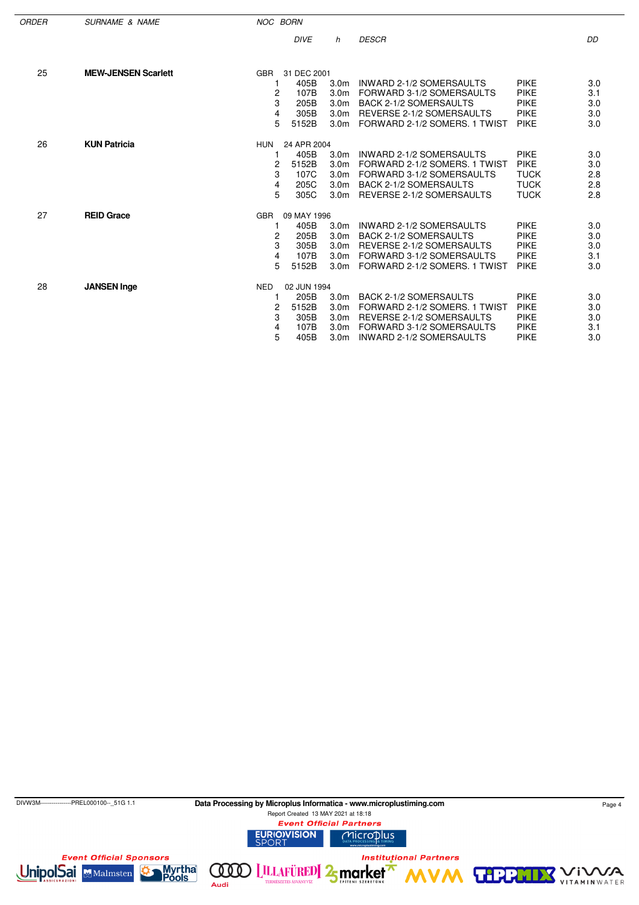| ORDER | SURNAME & NAME | NOC | BORN | | | | |
|---|---|---|---|---|---|---|---|
| | | | DIVE | h | DESCR | | DD |
| 25 | **MEW-JENSEN Scarlett** | GBR | 31 DEC 2001 | | | | |
| | | 1 | 405B | 3.0m | INWARD 2-1/2 SOMERSAULTS | PIKE | 3.0 |
| | | 2 | 107B | 3.0m | FORWARD 3-1/2 SOMERSAULTS | PIKE | 3.1 |
| | | 3 | 205B | 3.0m | BACK 2-1/2 SOMERSAULTS | PIKE | 3.0 |
| | | 4 | 305B | 3.0m | REVERSE 2-1/2 SOMERSAULTS | PIKE | 3.0 |
| | | 5 | 5152B | 3.0m | FORWARD 2-1/2 SOMERS. 1 TWIST | PIKE | 3.0 |
| 26 | **KUN Patricia** | HUN | 24 APR 2004 | | | | |
| | | 1 | 405B | 3.0m | INWARD 2-1/2 SOMERSAULTS | PIKE | 3.0 |
| | | 2 | 5152B | 3.0m | FORWARD 2-1/2 SOMERS. 1 TWIST | PIKE | 3.0 |
| | | 3 | 107C | 3.0m | FORWARD 3-1/2 SOMERSAULTS | TUCK | 2.8 |
| | | 4 | 205C | 3.0m | BACK 2-1/2 SOMERSAULTS | TUCK | 2.8 |
| | | 5 | 305C | 3.0m | REVERSE 2-1/2 SOMERSAULTS | TUCK | 2.8 |
| 27 | **REID Grace** | GBR | 09 MAY 1996 | | | | |
| | | 1 | 405B | 3.0m | INWARD 2-1/2 SOMERSAULTS | PIKE | 3.0 |
| | | 2 | 205B | 3.0m | BACK 2-1/2 SOMERSAULTS | PIKE | 3.0 |
| | | 3 | 305B | 3.0m | REVERSE 2-1/2 SOMERSAULTS | PIKE | 3.0 |
| | | 4 | 107B | 3.0m | FORWARD 3-1/2 SOMERSAULTS | PIKE | 3.1 |
| | | 5 | 5152B | 3.0m | FORWARD 2-1/2 SOMERS. 1 TWIST | PIKE | 3.0 |
| 28 | **JANSEN Inge** | NED | 02 JUN 1994 | | | | |
| | | 1 | 205B | 3.0m | BACK 2-1/2 SOMERSAULTS | PIKE | 3.0 |
| | | 2 | 5152B | 3.0m | FORWARD 2-1/2 SOMERS. 1 TWIST | PIKE | 3.0 |
| | | 3 | 305B | 3.0m | REVERSE 2-1/2 SOMERSAULTS | PIKE | 3.0 |
| | | 4 | 107B | 3.0m | FORWARD 3-1/2 SOMERSAULTS | PIKE | 3.1 |
| | | 5 | 405B | 3.0m | INWARD 2-1/2 SOMERSAULTS | PIKE | 3.0 |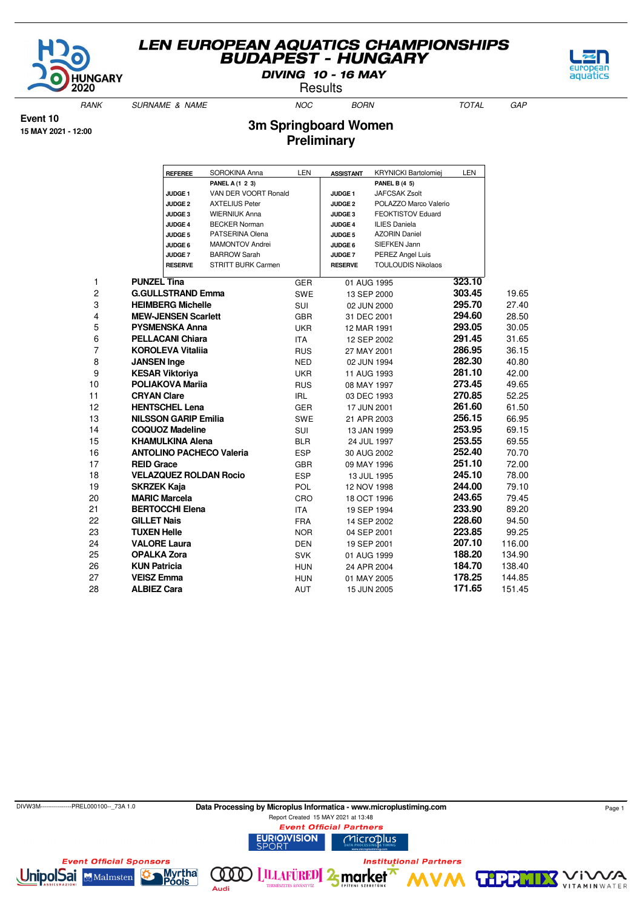# LEN EUROPEAN AQUATICS CHAMPIONSHIPS
## BUDAPEST - HUNGARY
### DIVING 10 - 16 MAY
Results

**Event 10**
**15 MAY 2021 - 12:00**

## 3m Springboard Women
## Preliminary

| REFEREE | SOROKINA Anna | LEN | ASSISTANT | KRYNICKI Bartolomiej | LEN |
|---|---|---|---|---|---|
| | **PANEL A (1 2 3)** | | | **PANEL B (4 5)** | |
| **JUDGE 1** | VAN DER VOORT Ronald | | **JUDGE 1** | JAFCSAK Zsolt | |
| **JUDGE 2** | AXTELIUS Peter | | **JUDGE 2** | POLAZZO Marco Valerio | |
| **JUDGE 3** | WIERNIUK Anna | | **JUDGE 3** | FEOKTISTOV Eduard | |
| **JUDGE 4** | BECKER Norman | | **JUDGE 4** | ILIES Daniela | |
| **JUDGE 5** | PATSERINA Olena | | **JUDGE 5** | AZORIN Daniel | |
| **JUDGE 6** | MAMONTOV Andrei | | **JUDGE 6** | SIEFKEN Jann | |
| **JUDGE 7** | BARROW Sarah | | **JUDGE 7** | PEREZ Angel Luis | |
| **RESERVE** | STRITT BURK Carmen | | **RESERVE** | TOULOUDIS Nikolaos | |

| RANK | SURNAME & NAME | NOC | BORN | TOTAL | GAP |
|---|---|---|---|---|---|
| 1 | **PUNZEL Tina** | GER | 01 AUG 1995 | **323.10** | |
| 2 | **G.GULLSTRAND Emma** | SWE | 13 SEP 2000 | **303.45** | 19.65 |
| 3 | **HEIMBERG Michelle** | SUI | 02 JUN 2000 | **295.70** | 27.40 |
| 4 | **MEW-JENSEN Scarlett** | GBR | 31 DEC 2001 | **294.60** | 28.50 |
| 5 | **PYSMENSKA Anna** | UKR | 12 MAR 1991 | **293.05** | 30.05 |
| 6 | **PELLACANI Chiara** | ITA | 12 SEP 2002 | **291.45** | 31.65 |
| 7 | **KOROLEVA Vitaliia** | RUS | 27 MAY 2001 | **286.95** | 36.15 |
| 8 | **JANSEN Inge** | NED | 02 JUN 1994 | **282.30** | 40.80 |
| 9 | **KESAR Viktoriya** | UKR | 11 AUG 1993 | **281.10** | 42.00 |
| 10 | **POLIAKOVA Mariia** | RUS | 08 MAY 1997 | **273.45** | 49.65 |
| 11 | **CRYAN Clare** | IRL | 03 DEC 1993 | **270.85** | 52.25 |
| 12 | **HENTSCHEL Lena** | GER | 17 JUN 2001 | **261.60** | 61.50 |
| 13 | **NILSSON GARIP Emilia** | SWE | 21 APR 2003 | **256.15** | 66.95 |
| 14 | **COQUOZ Madeline** | SUI | 13 JAN 1999 | **253.95** | 69.15 |
| 15 | **KHAMULKINA Alena** | BLR | 24 JUL 1997 | **253.55** | 69.55 |
| 16 | **ANTOLINO PACHECO Valeria** | ESP | 30 AUG 2002 | **252.40** | 70.70 |
| 17 | **REID Grace** | GBR | 09 MAY 1996 | **251.10** | 72.00 |
| 18 | **VELAZQUEZ ROLDAN Rocio** | ESP | 13 JUL 1995 | **245.10** | 78.00 |
| 19 | **SKRZEK Kaja** | POL | 12 NOV 1998 | **244.00** | 79.10 |
| 20 | **MARIC Marcela** | CRO | 18 OCT 1996 | **243.65** | 79.45 |
| 21 | **BERTOCCHI Elena** | ITA | 19 SEP 1994 | **233.90** | 89.20 |
| 22 | **GILLET Nais** | FRA | 14 SEP 2002 | **228.60** | 94.50 |
| 23 | **TUXEN Helle** | NOR | 04 SEP 2001 | **223.85** | 99.25 |
| 24 | **VALORE Laura** | DEN | 19 SEP 2001 | **207.10** | 116.00 |
| 25 | **OPALKA Zora** | SVK | 01 AUG 1999 | **188.20** | 134.90 |
| 26 | **KUN Patricia** | HUN | 24 APR 2004 | **184.70** | 138.40 |
| 27 | **VEISZ Emma** | HUN | 01 MAY 2005 | **178.25** | 144.85 |
| 28 | **ALBIEZ Cara** | AUT | 15 JUN 2005 | **171.65** | 151.45 |

DIVW3M----------------PREL000100--_73A 1.0

**Data Processing by Microplus Informatica - www.microplustiming.com**
Report Created 15 MAY 2021 at 13:48

*Event Official Partners* — *Event Official Sponsors* — *Institutional Partners*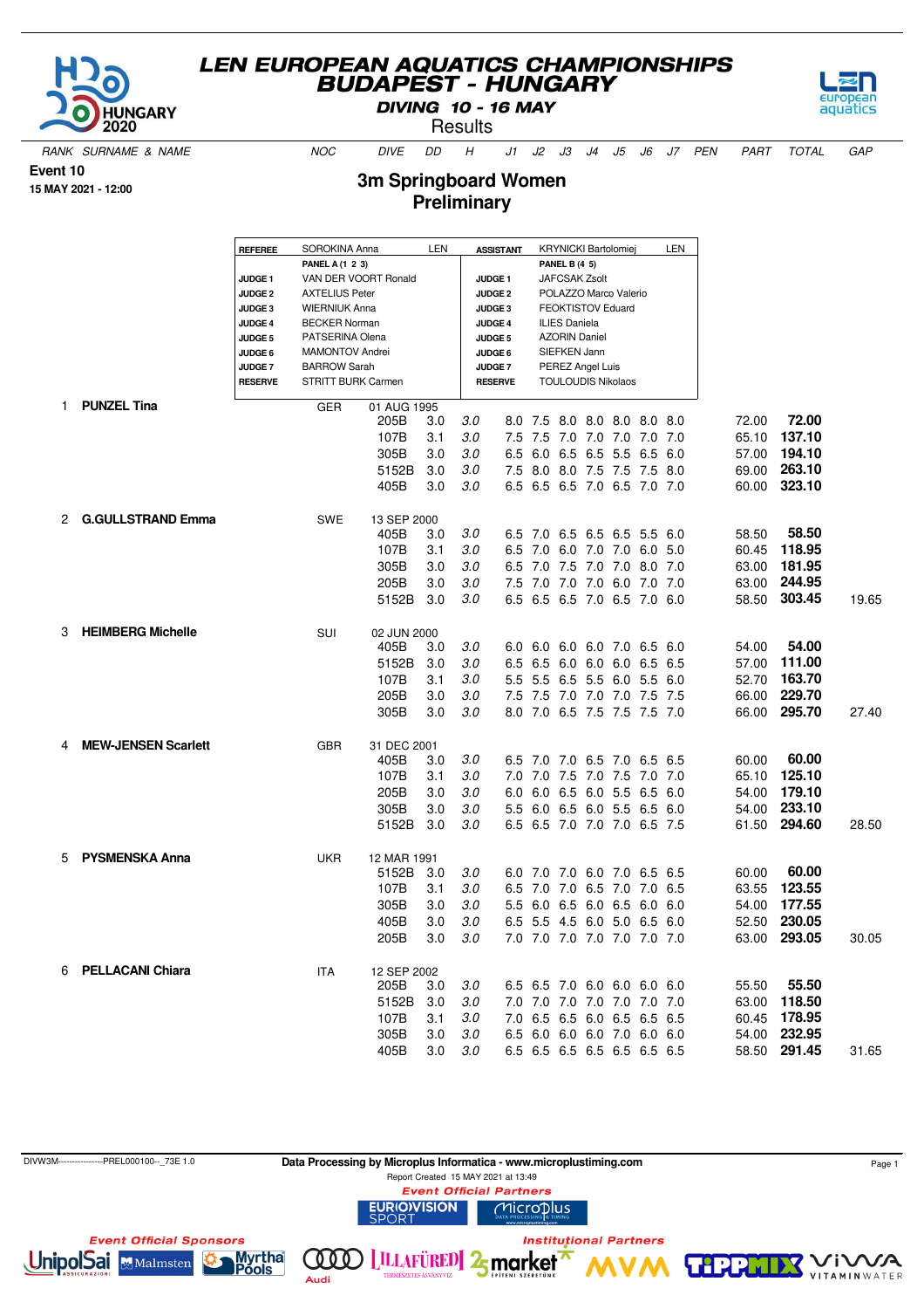# LEN EUROPEAN AQUATICS CHAMPIONSHIPS
## BUDAPEST - HUNGARY
### DIVING 10 - 16 MAY
Results

**Event 10**
**15 MAY 2021 - 12:00**

## 3m Springboard Women
## Preliminary

| | | | | |
|---|---|---|---|---|
| **REFEREE** | SOROKINA Anna | LEN | **ASSISTANT** | KRYNICKI Bartolomiej LEN |
| | **PANEL A (1 2 3)** | | | **PANEL B (4 5)** |
| **JUDGE 1** | VAN DER VOORT Ronald | | **JUDGE 1** | JAFCSAK Zsolt |
| **JUDGE 2** | AXTELIUS Peter | | **JUDGE 2** | POLAZZO Marco Valerio |
| **JUDGE 3** | WIERNIUK Anna | | **JUDGE 3** | FEOKTISTOV Eduard |
| **JUDGE 4** | BECKER Norman | | **JUDGE 4** | ILIES Daniela |
| **JUDGE 5** | PATSERINA Olena | | **JUDGE 5** | AZORIN Daniel |
| **JUDGE 6** | MAMONTOV Andrei | | **JUDGE 6** | SIEFKEN Jann |
| **JUDGE 7** | BARROW Sarah | | **JUDGE 7** | PEREZ Angel Luis |
| **RESERVE** | STRITT BURK Carmen | | **RESERVE** | TOULOUDIS Nikolaos |

| RANK | SURNAME & NAME | NOC | DIVE | DD | H | J1 | J2 | J3 | J4 | J5 | J6 | J7 | PEN | PART | TOTAL | GAP |
|---|---|---|---|---|---|---|---|---|---|---|---|---|---|---|---|---|
| 1 | **PUNZEL Tina** | GER | 01 AUG 1995 | | | | | | | | | | | | | |
| | | | 205B | 3.0 | 3.0 | 8.0 | 7.5 | 8.0 | 8.0 | 8.0 | 8.0 | 8.0 | | 72.00 | **72.00** | |
| | | | 107B | 3.1 | 3.0 | 7.5 | 7.5 | 7.0 | 7.0 | 7.0 | 7.0 | 7.0 | | 65.10 | **137.10** | |
| | | | 305B | 3.0 | 3.0 | 6.5 | 6.0 | 6.5 | 6.5 | 5.5 | 6.5 | 6.0 | | 57.00 | **194.10** | |
| | | | 5152B | 3.0 | 3.0 | 7.5 | 8.0 | 8.0 | 7.5 | 7.5 | 7.5 | 8.0 | | 69.00 | **263.10** | |
| | | | 405B | 3.0 | 3.0 | 6.5 | 6.5 | 6.5 | 7.0 | 6.5 | 7.0 | 7.0 | | 60.00 | **323.10** | |
| 2 | **G.GULLSTRAND Emma** | SWE | 13 SEP 2000 | | | | | | | | | | | | | |
| | | | 405B | 3.0 | 3.0 | 6.5 | 7.0 | 6.5 | 6.5 | 6.5 | 5.5 | 6.0 | | 58.50 | **58.50** | |
| | | | 107B | 3.1 | 3.0 | 6.5 | 7.0 | 6.0 | 7.0 | 7.0 | 6.0 | 5.0 | | 60.45 | **118.95** | |
| | | | 305B | 3.0 | 3.0 | 6.5 | 7.0 | 7.5 | 7.0 | 7.0 | 8.0 | 7.0 | | 63.00 | **181.95** | |
| | | | 205B | 3.0 | 3.0 | 7.5 | 7.0 | 7.0 | 7.0 | 6.0 | 7.0 | 7.0 | | 63.00 | **244.95** | |
| | | | 5152B | 3.0 | 3.0 | 6.5 | 6.5 | 6.5 | 7.0 | 6.5 | 7.0 | 6.0 | | 58.50 | **303.45** | 19.65 |
| 3 | **HEIMBERG Michelle** | SUI | 02 JUN 2000 | | | | | | | | | | | | | |
| | | | 405B | 3.0 | 3.0 | 6.0 | 6.0 | 6.0 | 6.0 | 7.0 | 6.5 | 6.0 | | 54.00 | **54.00** | |
| | | | 5152B | 3.0 | 3.0 | 6.5 | 6.5 | 6.0 | 6.0 | 6.0 | 6.5 | 6.5 | | 57.00 | **111.00** | |
| | | | 107B | 3.1 | 3.0 | 5.5 | 5.5 | 6.5 | 5.5 | 6.0 | 5.5 | 6.0 | | 52.70 | **163.70** | |
| | | | 205B | 3.0 | 3.0 | 7.5 | 7.5 | 7.0 | 7.0 | 7.0 | 7.5 | 7.5 | | 66.00 | **229.70** | |
| | | | 305B | 3.0 | 3.0 | 8.0 | 7.0 | 6.5 | 7.5 | 7.5 | 7.5 | 7.0 | | 66.00 | **295.70** | 27.40 |
| 4 | **MEW-JENSEN Scarlett** | GBR | 31 DEC 2001 | | | | | | | | | | | | | |
| | | | 405B | 3.0 | 3.0 | 6.5 | 7.0 | 7.0 | 6.5 | 7.0 | 6.5 | 6.5 | | 60.00 | **60.00** | |
| | | | 107B | 3.1 | 3.0 | 7.0 | 7.0 | 7.5 | 7.0 | 7.5 | 7.0 | 7.0 | | 65.10 | **125.10** | |
| | | | 205B | 3.0 | 3.0 | 6.0 | 6.0 | 6.5 | 6.0 | 5.5 | 6.5 | 6.0 | | 54.00 | **179.10** | |
| | | | 305B | 3.0 | 3.0 | 5.5 | 6.0 | 6.5 | 6.0 | 5.5 | 6.5 | 6.0 | | 54.00 | **233.10** | |
| | | | 5152B | 3.0 | 3.0 | 6.5 | 6.5 | 7.0 | 7.0 | 7.0 | 6.5 | 7.5 | | 61.50 | **294.60** | 28.50 |
| 5 | **PYSMENSKA Anna** | UKR | 12 MAR 1991 | | | | | | | | | | | | | |
| | | | 5152B | 3.0 | 3.0 | 6.0 | 7.0 | 7.0 | 6.0 | 7.0 | 6.5 | 6.5 | | 60.00 | **60.00** | |
| | | | 107B | 3.1 | 3.0 | 6.5 | 7.0 | 7.0 | 6.5 | 7.0 | 7.0 | 6.5 | | 63.55 | **123.55** | |
| | | | 305B | 3.0 | 3.0 | 5.5 | 6.0 | 6.5 | 6.0 | 6.5 | 6.0 | 6.0 | | 54.00 | **177.55** | |
| | | | 405B | 3.0 | 3.0 | 6.5 | 5.5 | 4.5 | 6.0 | 5.0 | 6.5 | 6.0 | | 52.50 | **230.05** | |
| | | | 205B | 3.0 | 3.0 | 7.0 | 7.0 | 7.0 | 7.0 | 7.0 | 7.0 | 7.0 | | 63.00 | **293.05** | 30.05 |
| 6 | **PELLACANI Chiara** | ITA | 12 SEP 2002 | | | | | | | | | | | | | |
| | | | 205B | 3.0 | 3.0 | 6.5 | 6.5 | 7.0 | 6.0 | 6.0 | 6.0 | 6.0 | | 55.50 | **55.50** | |
| | | | 5152B | 3.0 | 3.0 | 7.0 | 7.0 | 7.0 | 7.0 | 7.0 | 7.0 | 7.0 | | 63.00 | **118.50** | |
| | | | 107B | 3.1 | 3.0 | 7.0 | 6.5 | 6.5 | 6.0 | 6.5 | 6.5 | 6.5 | | 60.45 | **178.95** | |
| | | | 305B | 3.0 | 3.0 | 6.5 | 6.0 | 6.0 | 6.0 | 7.0 | 6.0 | 6.0 | | 54.00 | **232.95** | |
| | | | 405B | 3.0 | 3.0 | 6.5 | 6.5 | 6.5 | 6.5 | 6.5 | 6.5 | 6.5 | | 58.50 | **291.45** | 31.65 |

DIVW3M----------------PREL000100--_73E 1.0

**Data Processing by Microplus Informatica - www.microplustiming.com**

Report Created 15 MAY 2021 at 13:49

*Event Official Partners*

*Event Official Sponsors*

*Institutional Partners*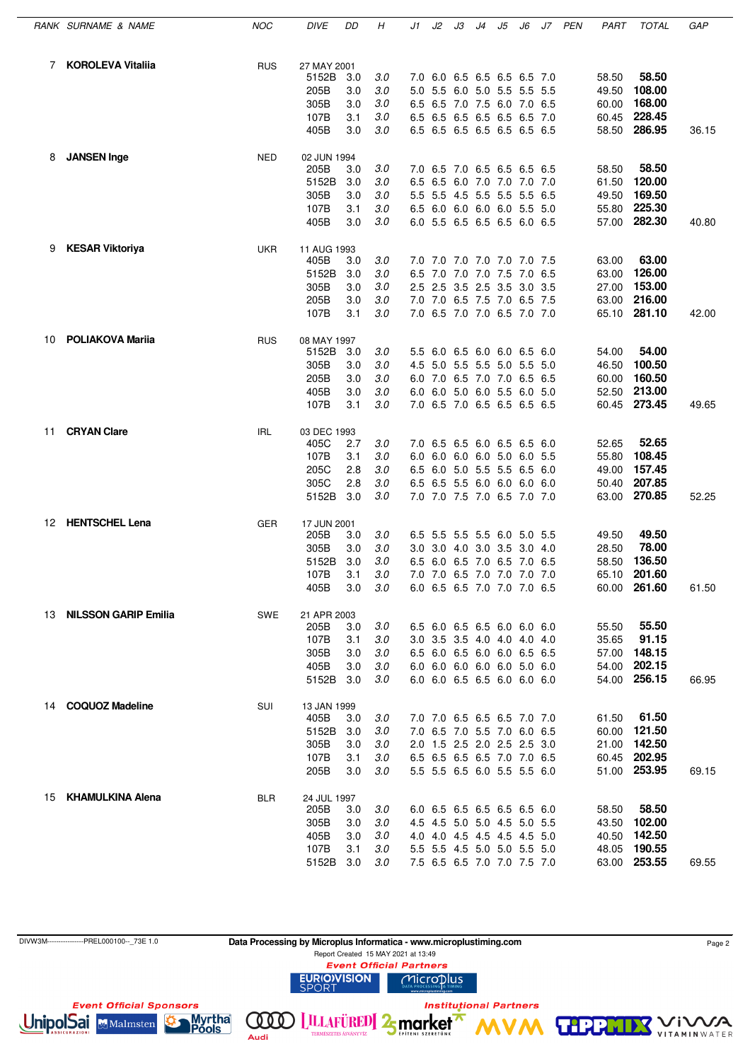| RANK | SURNAME & NAME | NOC | DIVE | DD | H | J1 | J2 | J3 | J4 | J5 | J6 | J7 | PEN | PART | TOTAL | GAP |
|---|---|---|---|---|---|---|---|---|---|---|---|---|---|---|---|---|
| 7 | **KOROLEVA Vitaliia** | RUS | 27 MAY 2001 | | | | | | | | | | | | | |
| | | | 5152B | 3.0 | 3.0 | 7.0 | 6.0 | 6.5 | 6.5 | 6.5 | 6.5 | 7.0 | | 58.50 | **58.50** | |
| | | | 205B | 3.0 | 3.0 | 5.0 | 5.5 | 6.0 | 5.0 | 5.5 | 5.5 | 5.5 | | 49.50 | **108.00** | |
| | | | 305B | 3.0 | 3.0 | 6.5 | 6.5 | 7.0 | 7.5 | 6.0 | 7.0 | 6.5 | | 60.00 | **168.00** | |
| | | | 107B | 3.1 | 3.0 | 6.5 | 6.5 | 6.5 | 6.5 | 6.5 | 6.5 | 7.0 | | 60.45 | **228.45** | |
| | | | 405B | 3.0 | 3.0 | 6.5 | 6.5 | 6.5 | 6.5 | 6.5 | 6.5 | 6.5 | | 58.50 | **286.95** | 36.15 |
| 8 | **JANSEN Inge** | NED | 02 JUN 1994 | | | | | | | | | | | | | |
| | | | 205B | 3.0 | 3.0 | 7.0 | 6.5 | 7.0 | 6.5 | 6.5 | 6.5 | 6.5 | | 58.50 | **58.50** | |
| | | | 5152B | 3.0 | 3.0 | 6.5 | 6.5 | 6.0 | 7.0 | 7.0 | 7.0 | 7.0 | | 61.50 | **120.00** | |
| | | | 305B | 3.0 | 3.0 | 5.5 | 5.5 | 4.5 | 5.5 | 5.5 | 5.5 | 6.5 | | 49.50 | **169.50** | |
| | | | 107B | 3.1 | 3.0 | 6.5 | 6.0 | 6.0 | 6.0 | 6.0 | 5.5 | 5.0 | | 55.80 | **225.30** | |
| | | | 405B | 3.0 | 3.0 | 6.0 | 5.5 | 6.5 | 6.5 | 6.5 | 6.0 | 6.5 | | 57.00 | **282.30** | 40.80 |
| 9 | **KESAR Viktoriya** | UKR | 11 AUG 1993 | | | | | | | | | | | | | |
| | | | 405B | 3.0 | 3.0 | 7.0 | 7.0 | 7.0 | 7.0 | 7.0 | 7.0 | 7.5 | | 63.00 | **63.00** | |
| | | | 5152B | 3.0 | 3.0 | 6.5 | 7.0 | 7.0 | 7.0 | 7.5 | 7.0 | 6.5 | | 63.00 | **126.00** | |
| | | | 305B | 3.0 | 3.0 | 2.5 | 2.5 | 3.5 | 2.5 | 3.5 | 3.0 | 3.5 | | 27.00 | **153.00** | |
| | | | 205B | 3.0 | 3.0 | 7.0 | 7.0 | 6.5 | 7.5 | 7.0 | 6.5 | 7.5 | | 63.00 | **216.00** | |
| | | | 107B | 3.1 | 3.0 | 7.0 | 6.5 | 7.0 | 7.0 | 6.5 | 7.0 | 7.0 | | 65.10 | **281.10** | 42.00 |
| 10 | **POLIAKOVA Mariia** | RUS | 08 MAY 1997 | | | | | | | | | | | | | |
| | | | 5152B | 3.0 | 3.0 | 5.5 | 6.0 | 6.5 | 6.0 | 6.0 | 6.5 | 6.0 | | 54.00 | **54.00** | |
| | | | 305B | 3.0 | 3.0 | 4.5 | 5.0 | 5.5 | 5.5 | 5.0 | 5.5 | 5.0 | | 46.50 | **100.50** | |
| | | | 205B | 3.0 | 3.0 | 6.0 | 7.0 | 6.5 | 7.0 | 7.0 | 6.5 | 6.5 | | 60.00 | **160.50** | |
| | | | 405B | 3.0 | 3.0 | 6.0 | 6.0 | 5.0 | 6.0 | 5.5 | 6.0 | 5.0 | | 52.50 | **213.00** | |
| | | | 107B | 3.1 | 3.0 | 7.0 | 6.5 | 7.0 | 6.5 | 6.5 | 6.5 | 6.5 | | 60.45 | **273.45** | 49.65 |
| 11 | **CRYAN Clare** | IRL | 03 DEC 1993 | | | | | | | | | | | | | |
| | | | 405C | 2.7 | 3.0 | 7.0 | 6.5 | 6.5 | 6.0 | 6.5 | 6.5 | 6.0 | | 52.65 | **52.65** | |
| | | | 107B | 3.1 | 3.0 | 6.0 | 6.0 | 6.0 | 6.0 | 5.0 | 6.0 | 5.5 | | 55.80 | **108.45** | |
| | | | 205C | 2.8 | 3.0 | 6.5 | 6.0 | 5.0 | 5.5 | 5.5 | 6.5 | 6.0 | | 49.00 | **157.45** | |
| | | | 305C | 2.8 | 3.0 | 6.5 | 6.5 | 5.5 | 6.0 | 6.0 | 6.0 | 6.0 | | 50.40 | **207.85** | |
| | | | 5152B | 3.0 | 3.0 | 7.0 | 7.0 | 7.5 | 7.0 | 6.5 | 7.0 | 7.0 | | 63.00 | **270.85** | 52.25 |
| 12 | **HENTSCHEL Lena** | GER | 17 JUN 2001 | | | | | | | | | | | | | |
| | | | 205B | 3.0 | 3.0 | 6.5 | 5.5 | 5.5 | 5.5 | 6.0 | 5.0 | 5.5 | | 49.50 | **49.50** | |
| | | | 305B | 3.0 | 3.0 | 3.0 | 3.0 | 4.0 | 3.0 | 3.5 | 3.0 | 4.0 | | 28.50 | **78.00** | |
| | | | 5152B | 3.0 | 3.0 | 6.5 | 6.0 | 6.5 | 7.0 | 6.5 | 7.0 | 6.5 | | 58.50 | **136.50** | |
| | | | 107B | 3.1 | 3.0 | 7.0 | 7.0 | 6.5 | 7.0 | 7.0 | 7.0 | 7.0 | | 65.10 | **201.60** | |
| | | | 405B | 3.0 | 3.0 | 6.0 | 6.5 | 6.5 | 7.0 | 7.0 | 7.0 | 6.5 | | 60.00 | **261.60** | 61.50 |
| 13 | **NILSSON GARIP Emilia** | SWE | 21 APR 2003 | | | | | | | | | | | | | |
| | | | 205B | 3.0 | 3.0 | 6.5 | 6.0 | 6.5 | 6.5 | 6.0 | 6.0 | 6.0 | | 55.50 | **55.50** | |
| | | | 107B | 3.1 | 3.0 | 3.0 | 3.5 | 3.5 | 4.0 | 4.0 | 4.0 | 4.0 | | 35.65 | **91.15** | |
| | | | 305B | 3.0 | 3.0 | 6.5 | 6.0 | 6.5 | 6.0 | 6.0 | 6.5 | 6.5 | | 57.00 | **148.15** | |
| | | | 405B | 3.0 | 3.0 | 6.0 | 6.0 | 6.0 | 6.0 | 6.0 | 5.0 | 6.0 | | 54.00 | **202.15** | |
| | | | 5152B | 3.0 | 3.0 | 6.0 | 6.0 | 6.5 | 6.5 | 6.0 | 6.0 | 6.0 | | 54.00 | **256.15** | 66.95 |
| 14 | **COQUOZ Madeline** | SUI | 13 JAN 1999 | | | | | | | | | | | | | |
| | | | 405B | 3.0 | 3.0 | 7.0 | 7.0 | 6.5 | 6.5 | 6.5 | 7.0 | 7.0 | | 61.50 | **61.50** | |
| | | | 5152B | 3.0 | 3.0 | 7.0 | 6.5 | 7.0 | 5.5 | 7.0 | 6.0 | 6.5 | | 60.00 | **121.50** | |
| | | | 305B | 3.0 | 3.0 | 2.0 | 1.5 | 2.5 | 2.0 | 2.5 | 2.5 | 3.0 | | 21.00 | **142.50** | |
| | | | 107B | 3.1 | 3.0 | 6.5 | 6.5 | 6.5 | 6.5 | 7.0 | 7.0 | 6.5 | | 60.45 | **202.95** | |
| | | | 205B | 3.0 | 3.0 | 5.5 | 5.5 | 6.5 | 6.0 | 5.5 | 5.5 | 6.0 | | 51.00 | **253.95** | 69.15 |
| 15 | **KHAMULKINA Alena** | BLR | 24 JUL 1997 | | | | | | | | | | | | | |
| | | | 205B | 3.0 | 3.0 | 6.0 | 6.5 | 6.5 | 6.5 | 6.5 | 6.5 | 6.0 | | 58.50 | **58.50** | |
| | | | 305B | 3.0 | 3.0 | 4.5 | 4.5 | 5.0 | 5.0 | 4.5 | 5.0 | 5.5 | | 43.50 | **102.00** | |
| | | | 405B | 3.0 | 3.0 | 4.0 | 4.0 | 4.5 | 4.5 | 4.5 | 4.5 | 5.0 | | 40.50 | **142.50** | |
| | | | 107B | 3.1 | 3.0 | 5.5 | 5.5 | 4.5 | 5.0 | 5.0 | 5.5 | 5.0 | | 48.05 | **190.55** | |
| | | | 5152B | 3.0 | 3.0 | 7.5 | 6.5 | 6.5 | 7.0 | 7.0 | 7.5 | 7.0 | | 63.00 | **253.55** | 69.55 |

DIVW3M----------------PREL000100--_73E 1.0

**Data Processing by Microplus Informatica - www.microplustiming.com**

Report Created 15 MAY 2021 at 13:49

*Event Official Partners*

*Event Official Sponsors*

*Institutional Partners*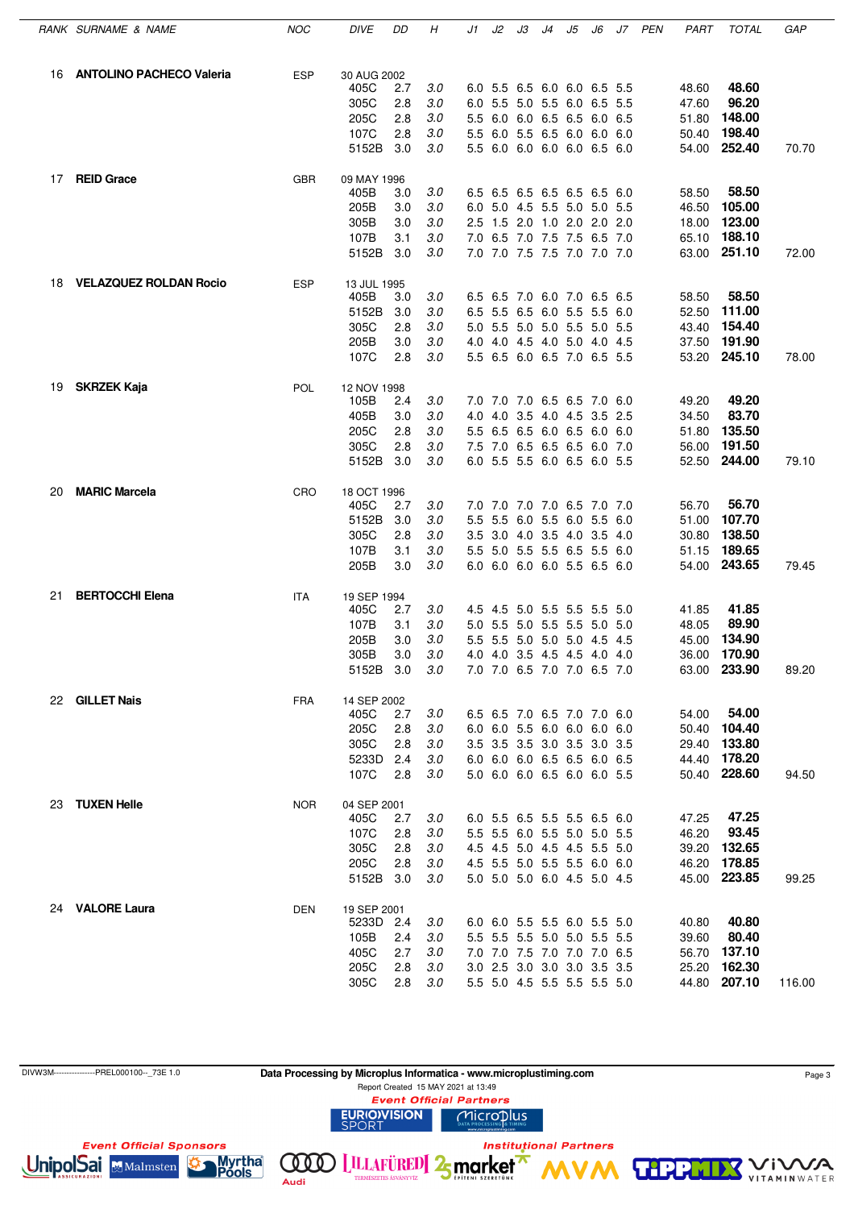| RANK | SURNAME & NAME | NOC | DIVE | DD | H | J1 | J2 | J3 | J4 | J5 | J6 | J7 | PEN | PART | TOTAL | GAP |
|---|---|---|---|---|---|---|---|---|---|---|---|---|---|---|---|---|
| 16 | **ANTOLINO PACHECO Valeria** | ESP | 30 AUG 2002 | | | | | | | | | | | | | |
| | | | 405C | 2.7 | 3.0 | 6.0 | 5.5 | 6.5 | 6.0 | 6.0 | 6.5 | 5.5 | | 48.60 | **48.60** | |
| | | | 305C | 2.8 | 3.0 | 6.0 | 5.5 | 5.0 | 5.5 | 6.0 | 6.5 | 5.5 | | 47.60 | **96.20** | |
| | | | 205C | 2.8 | 3.0 | 5.5 | 6.0 | 6.0 | 6.5 | 6.5 | 6.0 | 6.5 | | 51.80 | **148.00** | |
| | | | 107C | 2.8 | 3.0 | 5.5 | 6.0 | 5.5 | 6.5 | 6.0 | 6.0 | 6.0 | | 50.40 | **198.40** | |
| | | | 5152B | 3.0 | 3.0 | 5.5 | 6.0 | 6.0 | 6.0 | 6.0 | 6.5 | 6.0 | | 54.00 | **252.40** | 70.70 |
| 17 | **REID Grace** | GBR | 09 MAY 1996 | | | | | | | | | | | | | |
| | | | 405B | 3.0 | 3.0 | 6.5 | 6.5 | 6.5 | 6.5 | 6.5 | 6.5 | 6.0 | | 58.50 | **58.50** | |
| | | | 205B | 3.0 | 3.0 | 6.0 | 5.0 | 4.5 | 5.5 | 5.0 | 5.0 | 5.5 | | 46.50 | **105.00** | |
| | | | 305B | 3.0 | 3.0 | 2.5 | 1.5 | 2.0 | 1.0 | 2.0 | 2.0 | 2.0 | | 18.00 | **123.00** | |
| | | | 107B | 3.1 | 3.0 | 7.0 | 6.5 | 7.0 | 7.5 | 7.5 | 6.5 | 7.0 | | 65.10 | **188.10** | |
| | | | 5152B | 3.0 | 3.0 | 7.0 | 7.0 | 7.5 | 7.5 | 7.0 | 7.0 | 7.0 | | 63.00 | **251.10** | 72.00 |
| 18 | **VELAZQUEZ ROLDAN Rocio** | ESP | 13 JUL 1995 | | | | | | | | | | | | | |
| | | | 405B | 3.0 | 3.0 | 6.5 | 6.5 | 7.0 | 6.0 | 7.0 | 6.5 | 6.5 | | 58.50 | **58.50** | |
| | | | 5152B | 3.0 | 3.0 | 6.5 | 5.5 | 6.5 | 6.0 | 5.5 | 5.5 | 6.0 | | 52.50 | **111.00** | |
| | | | 305C | 2.8 | 3.0 | 5.0 | 5.5 | 5.0 | 5.0 | 5.5 | 5.0 | 5.5 | | 43.40 | **154.40** | |
| | | | 205B | 3.0 | 3.0 | 4.0 | 4.0 | 4.5 | 4.0 | 5.0 | 4.0 | 4.5 | | 37.50 | **191.90** | |
| | | | 107C | 2.8 | 3.0 | 5.5 | 6.5 | 6.0 | 6.5 | 7.0 | 6.5 | 5.5 | | 53.20 | **245.10** | 78.00 |
| 19 | **SKRZEK Kaja** | POL | 12 NOV 1998 | | | | | | | | | | | | | |
| | | | 105B | 2.4 | 3.0 | 7.0 | 7.0 | 7.0 | 6.5 | 6.5 | 7.0 | 6.0 | | 49.20 | **49.20** | |
| | | | 405B | 3.0 | 3.0 | 4.0 | 4.0 | 3.5 | 4.0 | 4.5 | 3.5 | 2.5 | | 34.50 | **83.70** | |
| | | | 205C | 2.8 | 3.0 | 5.5 | 6.5 | 6.5 | 6.0 | 6.5 | 6.0 | 6.0 | | 51.80 | **135.50** | |
| | | | 305C | 2.8 | 3.0 | 7.5 | 7.0 | 6.5 | 6.5 | 6.5 | 6.0 | 7.0 | | 56.00 | **191.50** | |
| | | | 5152B | 3.0 | 3.0 | 6.0 | 5.5 | 5.5 | 6.0 | 6.5 | 6.0 | 5.5 | | 52.50 | **244.00** | 79.10 |
| 20 | **MARIC Marcela** | CRO | 18 OCT 1996 | | | | | | | | | | | | | |
| | | | 405C | 2.7 | 3.0 | 7.0 | 7.0 | 7.0 | 7.0 | 6.5 | 7.0 | 7.0 | | 56.70 | **56.70** | |
| | | | 5152B | 3.0 | 3.0 | 5.5 | 5.5 | 6.0 | 5.5 | 6.0 | 5.5 | 6.0 | | 51.00 | **107.70** | |
| | | | 305C | 2.8 | 3.0 | 3.5 | 3.0 | 4.0 | 3.5 | 4.0 | 3.5 | 4.0 | | 30.80 | **138.50** | |
| | | | 107B | 3.1 | 3.0 | 5.5 | 5.0 | 5.5 | 5.5 | 6.5 | 5.5 | 6.0 | | 51.15 | **189.65** | |
| | | | 205B | 3.0 | 3.0 | 6.0 | 6.0 | 6.0 | 6.0 | 5.5 | 6.5 | 6.0 | | 54.00 | **243.65** | 79.45 |
| 21 | **BERTOCCHI Elena** | ITA | 19 SEP 1994 | | | | | | | | | | | | | |
| | | | 405C | 2.7 | 3.0 | 4.5 | 4.5 | 5.0 | 5.5 | 5.5 | 5.5 | 5.0 | | 41.85 | **41.85** | |
| | | | 107B | 3.1 | 3.0 | 5.0 | 5.5 | 5.0 | 5.5 | 5.5 | 5.0 | 5.0 | | 48.05 | **89.90** | |
| | | | 205B | 3.0 | 3.0 | 5.5 | 5.5 | 5.0 | 5.0 | 5.0 | 4.5 | 4.5 | | 45.00 | **134.90** | |
| | | | 305B | 3.0 | 3.0 | 4.0 | 4.0 | 3.5 | 4.5 | 4.5 | 4.0 | 4.0 | | 36.00 | **170.90** | |
| | | | 5152B | 3.0 | 3.0 | 7.0 | 7.0 | 6.5 | 7.0 | 7.0 | 6.5 | 7.0 | | 63.00 | **233.90** | 89.20 |
| 22 | **GILLET Nais** | FRA | 14 SEP 2002 | | | | | | | | | | | | | |
| | | | 405C | 2.7 | 3.0 | 6.5 | 6.5 | 7.0 | 6.5 | 7.0 | 7.0 | 6.0 | | 54.00 | **54.00** | |
| | | | 205C | 2.8 | 3.0 | 6.0 | 6.0 | 5.5 | 6.0 | 6.0 | 6.0 | 6.0 | | 50.40 | **104.40** | |
| | | | 305C | 2.8 | 3.0 | 3.5 | 3.5 | 3.5 | 3.0 | 3.5 | 3.0 | 3.5 | | 29.40 | **133.80** | |
| | | | 5233D | 2.4 | 3.0 | 6.0 | 6.0 | 6.0 | 6.5 | 6.5 | 6.0 | 6.5 | | 44.40 | **178.20** | |
| | | | 107C | 2.8 | 3.0 | 5.0 | 6.0 | 6.0 | 6.5 | 6.0 | 6.0 | 5.5 | | 50.40 | **228.60** | 94.50 |
| 23 | **TUXEN Helle** | NOR | 04 SEP 2001 | | | | | | | | | | | | | |
| | | | 405C | 2.7 | 3.0 | 6.0 | 5.5 | 6.5 | 5.5 | 5.5 | 6.5 | 6.0 | | 47.25 | **47.25** | |
| | | | 107C | 2.8 | 3.0 | 5.5 | 5.5 | 6.0 | 5.5 | 5.0 | 5.0 | 5.5 | | 46.20 | **93.45** | |
| | | | 305C | 2.8 | 3.0 | 4.5 | 4.5 | 5.0 | 4.5 | 4.5 | 5.5 | 5.0 | | 39.20 | **132.65** | |
| | | | 205C | 2.8 | 3.0 | 4.5 | 5.5 | 5.0 | 5.5 | 5.5 | 6.0 | 6.0 | | 46.20 | **178.85** | |
| | | | 5152B | 3.0 | 3.0 | 5.0 | 5.0 | 5.0 | 6.0 | 4.5 | 5.0 | 4.5 | | 45.00 | **223.85** | 99.25 |
| 24 | **VALORE Laura** | DEN | 19 SEP 2001 | | | | | | | | | | | | | |
| | | | 5233D | 2.4 | 3.0 | 6.0 | 6.0 | 5.5 | 5.5 | 6.0 | 5.5 | 5.0 | | 40.80 | **40.80** | |
| | | | 105B | 2.4 | 3.0 | 5.5 | 5.5 | 5.5 | 5.0 | 5.0 | 5.5 | 5.5 | | 39.60 | **80.40** | |
| | | | 405C | 2.7 | 3.0 | 7.0 | 7.0 | 7.5 | 7.0 | 7.0 | 7.0 | 6.5 | | 56.70 | **137.10** | |
| | | | 205C | 2.8 | 3.0 | 3.0 | 2.5 | 3.0 | 3.0 | 3.0 | 3.5 | 3.5 | | 25.20 | **162.30** | |
| | | | 305C | 2.8 | 3.0 | 5.5 | 5.0 | 4.5 | 5.5 | 5.5 | 5.5 | 5.0 | | 44.80 | **207.10** | 116.00 |

DIVW3M----------------PREL000100--_73E 1.0

**Data Processing by Microplus Informatica - www.microplustiming.com**

Report Created 15 MAY 2021 at 13:49

*Event Official Partners*

*Event Official Sponsors*

*Institutional Partners*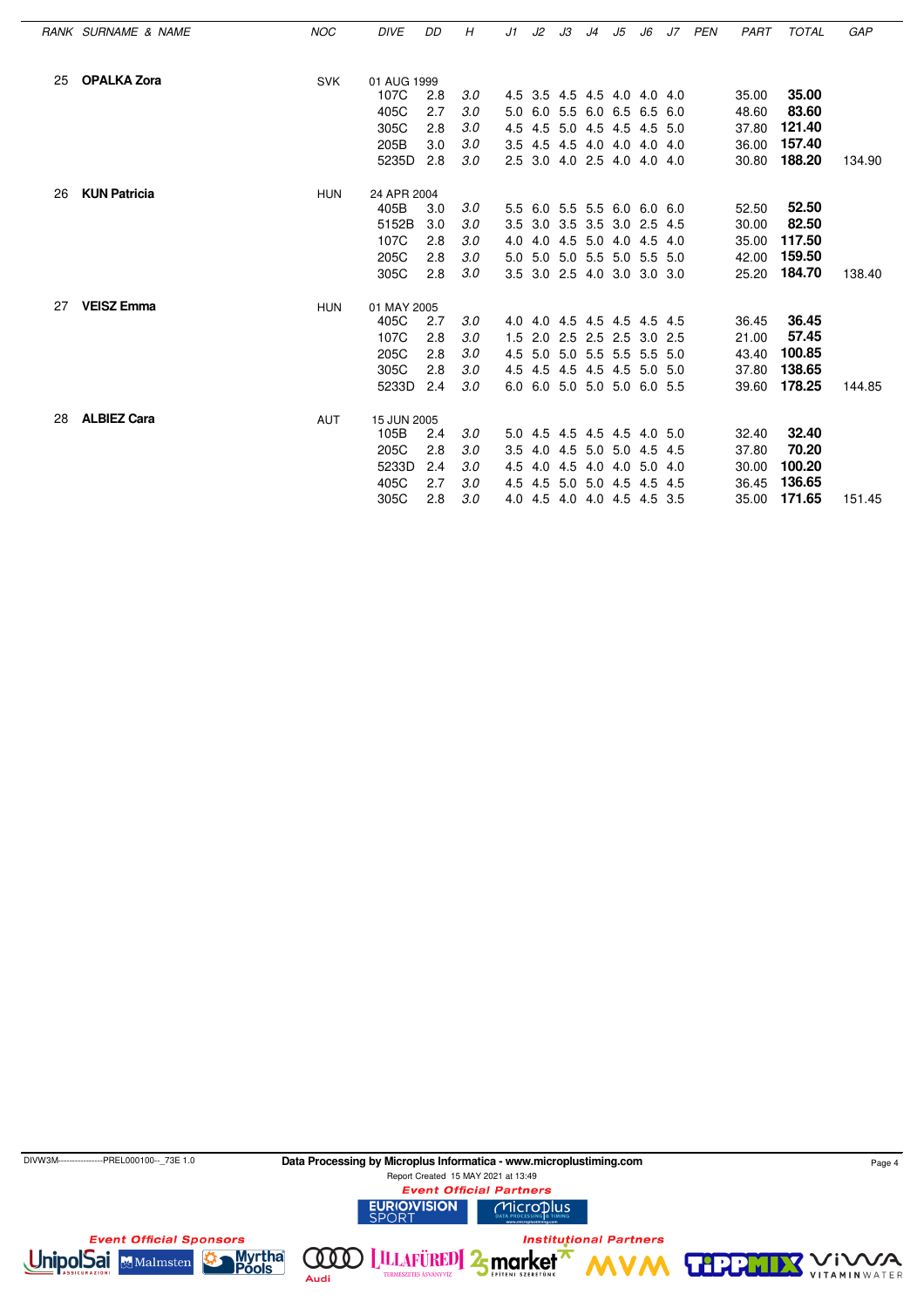| RANK | SURNAME & NAME | NOC | DIVE | DD | H | J1 | J2 | J3 | J4 | J5 | J6 | J7 | PEN | PART | TOTAL | GAP |
|---|---|---|---|---|---|---|---|---|---|---|---|---|---|---|---|---|
| 25 | **OPALKA Zora** | SVK | 01 AUG 1999 | | | | | | | | | | | | | |
| | | | 107C | 2.8 | 3.0 | 4.5 | 3.5 | 4.5 | 4.5 | 4.0 | 4.0 | 4.0 | | 35.00 | **35.00** | |
| | | | 405C | 2.7 | 3.0 | 5.0 | 6.0 | 5.5 | 6.0 | 6.5 | 6.5 | 6.0 | | 48.60 | **83.60** | |
| | | | 305C | 2.8 | 3.0 | 4.5 | 4.5 | 5.0 | 4.5 | 4.5 | 4.5 | 5.0 | | 37.80 | **121.40** | |
| | | | 205B | 3.0 | 3.0 | 3.5 | 4.5 | 4.5 | 4.0 | 4.0 | 4.0 | 4.0 | | 36.00 | **157.40** | |
| | | | 5235D | 2.8 | 3.0 | 2.5 | 3.0 | 4.0 | 2.5 | 4.0 | 4.0 | 4.0 | | 30.80 | **188.20** | 134.90 |
| 26 | **KUN Patricia** | HUN | 24 APR 2004 | | | | | | | | | | | | | |
| | | | 405B | 3.0 | 3.0 | 5.5 | 6.0 | 5.5 | 5.5 | 6.0 | 6.0 | 6.0 | | 52.50 | **52.50** | |
| | | | 5152B | 3.0 | 3.0 | 3.5 | 3.0 | 3.5 | 3.5 | 3.0 | 2.5 | 4.5 | | 30.00 | **82.50** | |
| | | | 107C | 2.8 | 3.0 | 4.0 | 4.0 | 4.5 | 5.0 | 4.0 | 4.5 | 4.0 | | 35.00 | **117.50** | |
| | | | 205C | 2.8 | 3.0 | 5.0 | 5.0 | 5.0 | 5.5 | 5.0 | 5.5 | 5.0 | | 42.00 | **159.50** | |
| | | | 305C | 2.8 | 3.0 | 3.5 | 3.0 | 2.5 | 4.0 | 3.0 | 3.0 | 3.0 | | 25.20 | **184.70** | 138.40 |
| 27 | **VEISZ Emma** | HUN | 01 MAY 2005 | | | | | | | | | | | | | |
| | | | 405C | 2.7 | 3.0 | 4.0 | 4.0 | 4.5 | 4.5 | 4.5 | 4.5 | 4.5 | | 36.45 | **36.45** | |
| | | | 107C | 2.8 | 3.0 | 1.5 | 2.0 | 2.5 | 2.5 | 2.5 | 3.0 | 2.5 | | 21.00 | **57.45** | |
| | | | 205C | 2.8 | 3.0 | 4.5 | 5.0 | 5.0 | 5.5 | 5.5 | 5.5 | 5.0 | | 43.40 | **100.85** | |
| | | | 305C | 2.8 | 3.0 | 4.5 | 4.5 | 4.5 | 4.5 | 4.5 | 5.0 | 5.0 | | 37.80 | **138.65** | |
| | | | 5233D | 2.4 | 3.0 | 6.0 | 6.0 | 5.0 | 5.0 | 5.0 | 6.0 | 5.5 | | 39.60 | **178.25** | 144.85 |
| 28 | **ALBIEZ Cara** | AUT | 15 JUN 2005 | | | | | | | | | | | | | |
| | | | 105B | 2.4 | 3.0 | 5.0 | 4.5 | 4.5 | 4.5 | 4.5 | 4.0 | 5.0 | | 32.40 | **32.40** | |
| | | | 205C | 2.8 | 3.0 | 3.5 | 4.0 | 4.5 | 5.0 | 5.0 | 4.5 | 4.5 | | 37.80 | **70.20** | |
| | | | 5233D | 2.4 | 3.0 | 4.5 | 4.0 | 4.5 | 4.0 | 4.0 | 5.0 | 4.0 | | 30.00 | **100.20** | |
| | | | 405C | 2.7 | 3.0 | 4.5 | 4.5 | 5.0 | 5.0 | 4.5 | 4.5 | 4.5 | | 36.45 | **136.65** | |
| | | | 305C | 2.8 | 3.0 | 4.0 | 4.5 | 4.0 | 4.0 | 4.5 | 4.5 | 3.5 | | 35.00 | **171.65** | 151.45 |

DIVW3M----------------PREL000100--_73E 1.0 **Data Processing by Microplus Informatica - www.microplustiming.com**

Report Created 15 MAY 2021 at 13:49

*Event Official Partners* *Event Official Sponsors* *Institutional Partners*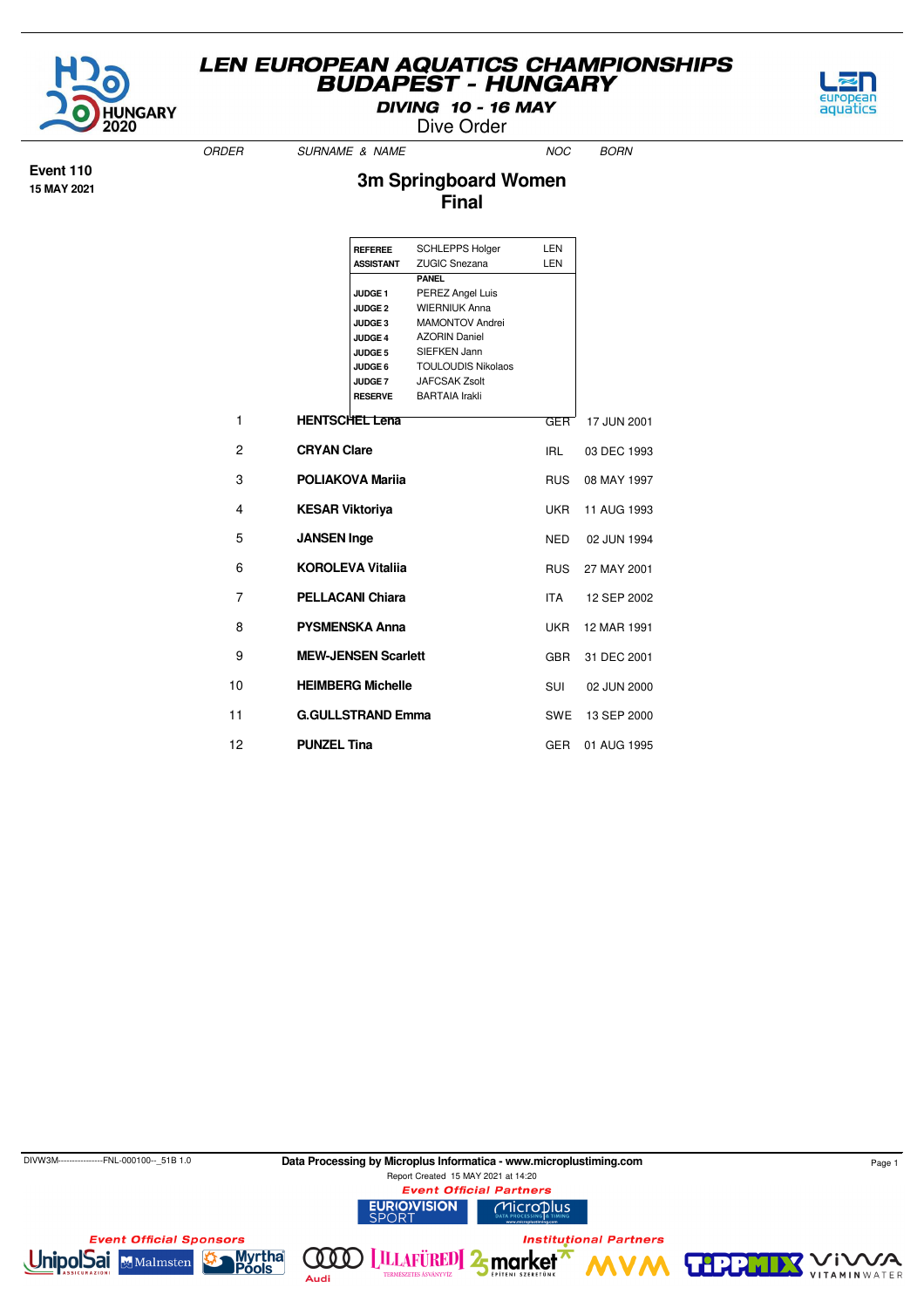# LEN EUROPEAN AQUATICS CHAMPIONSHIPS
## BUDAPEST - HUNGARY

**DIVING 10 - 16 MAY**

Dive Order

**Event 110**
**15 MAY 2021**

## 3m Springboard Women
## Final

| | | |
|---|---|---|
| **REFEREE** | SCHLEPPS Holger | LEN |
| **ASSISTANT** | ZUGIC Snezana | LEN |
| | **PANEL** | |
| **JUDGE 1** | PEREZ Angel Luis | |
| **JUDGE 2** | WIERNIUK Anna | |
| **JUDGE 3** | MAMONTOV Andrei | |
| **JUDGE 4** | AZORIN Daniel | |
| **JUDGE 5** | SIEFKEN Jann | |
| **JUDGE 6** | TOULOUDIS Nikolaos | |
| **JUDGE 7** | JAFCSAK Zsolt | |
| **RESERVE** | BARTAIA Irakli | |

| ORDER | SURNAME & NAME | NOC | BORN |
|---|---|---|---|
| 1 | **HENTSCHEL Lena** | GER | 17 JUN 2001 |
| 2 | **CRYAN Clare** | IRL | 03 DEC 1993 |
| 3 | **POLIAKOVA Mariia** | RUS | 08 MAY 1997 |
| 4 | **KESAR Viktoriya** | UKR | 11 AUG 1993 |
| 5 | **JANSEN Inge** | NED | 02 JUN 1994 |
| 6 | **KOROLEVA Vitaliia** | RUS | 27 MAY 2001 |
| 7 | **PELLACANI Chiara** | ITA | 12 SEP 2002 |
| 8 | **PYSMENSKA Anna** | UKR | 12 MAR 1991 |
| 9 | **MEW-JENSEN Scarlett** | GBR | 31 DEC 2001 |
| 10 | **HEIMBERG Michelle** | SUI | 02 JUN 2000 |
| 11 | **G.GULLSTRAND Emma** | SWE | 13 SEP 2000 |
| 12 | **PUNZEL Tina** | GER | 01 AUG 1995 |

DIVW3M----------------FNL-000100--_51B 1.0

**Data Processing by Microplus Informatica - www.microplustiming.com**

Report Created 15 MAY 2021 at 14:20

*Event Official Partners* · *Event Official Sponsors* · *Institutional Partners*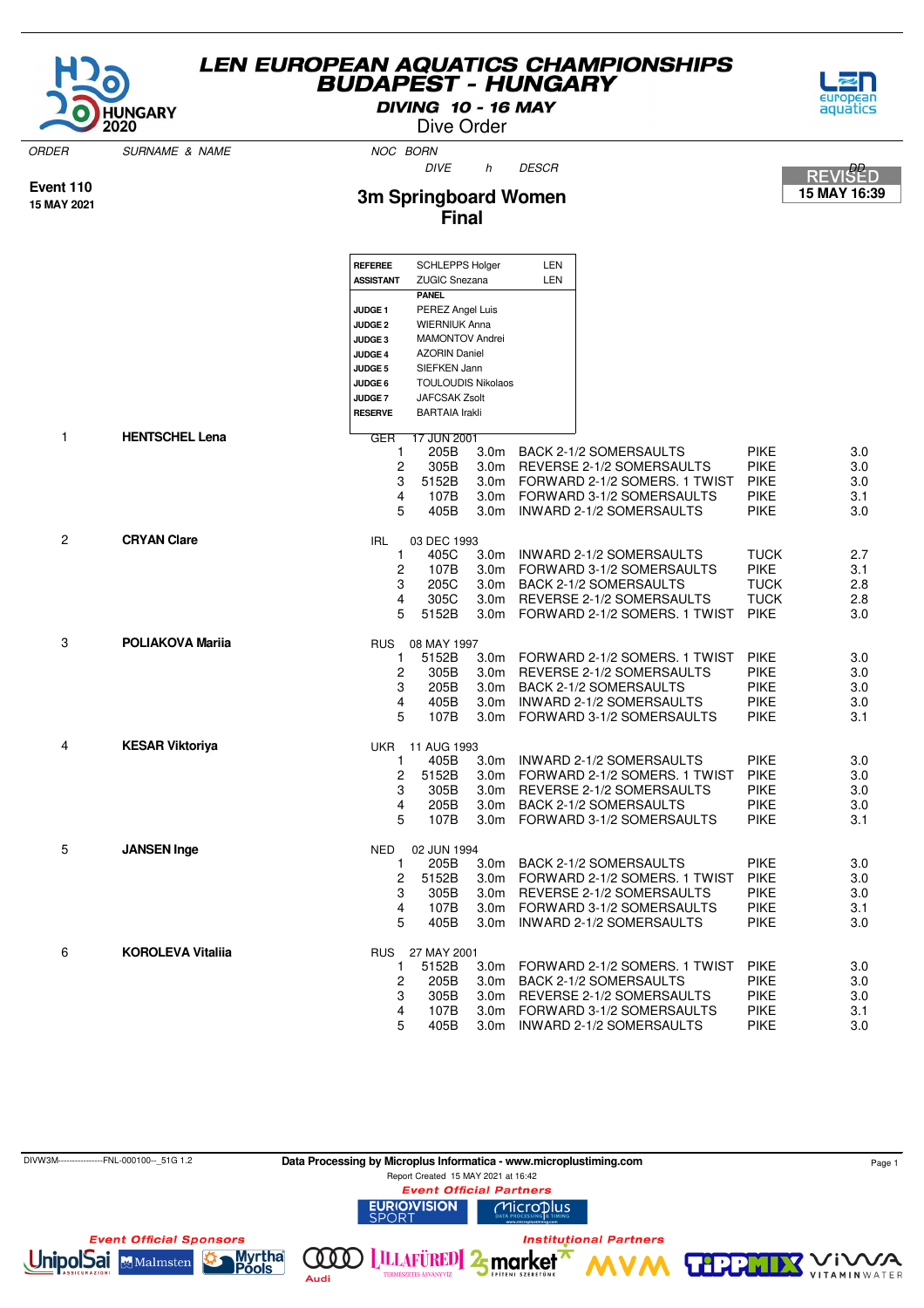# LEN EUROPEAN AQUATICS CHAMPIONSHIPS
## BUDAPEST - HUNGARY

**DIVING 10 - 16 MAY**

Dive Order

| ORDER | SURNAME & NAME | NOC | BORN |
|---|---|---|---|

DIVE h DESCR DD

**Event 110**
**15 MAY 2021**

## 3m Springboard Women
## Final

REVISED
**15 MAY 16:39**

| | | |
|---|---|---|
| **REFEREE** | SCHLEPPS Holger | LEN |
| **ASSISTANT** | ZUGIC Snezana | LEN |
| | **PANEL** | |
| **JUDGE 1** | PEREZ Angel Luis | |
| **JUDGE 2** | WIERNIUK Anna | |
| **JUDGE 3** | MAMONTOV Andrei | |
| **JUDGE 4** | AZORIN Daniel | |
| **JUDGE 5** | SIEFKEN Jann | |
| **JUDGE 6** | TOULOUDIS Nikolaos | |
| **JUDGE 7** | JAFCSAK Zsolt | |
| **RESERVE** | BARTAIA Irakli | |

| ORDER | SURNAME & NAME | NOC | BORN / # | DIVE | h | DESCR | | DD |
|---|---|---|---|---|---|---|---|---|
| 1 | **HENTSCHEL Lena** | GER | 17 JUN 2001 | | | | | |
| | | | 1 | 205B | 3.0m | BACK 2-1/2 SOMERSAULTS | PIKE | 3.0 |
| | | | 2 | 305B | 3.0m | REVERSE 2-1/2 SOMERSAULTS | PIKE | 3.0 |
| | | | 3 | 5152B | 3.0m | FORWARD 2-1/2 SOMERS. 1 TWIST | PIKE | 3.0 |
| | | | 4 | 107B | 3.0m | FORWARD 3-1/2 SOMERSAULTS | PIKE | 3.1 |
| | | | 5 | 405B | 3.0m | INWARD 2-1/2 SOMERSAULTS | PIKE | 3.0 |
| 2 | **CRYAN Clare** | IRL | 03 DEC 1993 | | | | | |
| | | | 1 | 405C | 3.0m | INWARD 2-1/2 SOMERSAULTS | TUCK | 2.7 |
| | | | 2 | 107B | 3.0m | FORWARD 3-1/2 SOMERSAULTS | PIKE | 3.1 |
| | | | 3 | 205C | 3.0m | BACK 2-1/2 SOMERSAULTS | TUCK | 2.8 |
| | | | 4 | 305C | 3.0m | REVERSE 2-1/2 SOMERSAULTS | TUCK | 2.8 |
| | | | 5 | 5152B | 3.0m | FORWARD 2-1/2 SOMERS. 1 TWIST | PIKE | 3.0 |
| 3 | **POLIAKOVA Mariia** | RUS | 08 MAY 1997 | | | | | |
| | | | 1 | 5152B | 3.0m | FORWARD 2-1/2 SOMERS. 1 TWIST | PIKE | 3.0 |
| | | | 2 | 305B | 3.0m | REVERSE 2-1/2 SOMERSAULTS | PIKE | 3.0 |
| | | | 3 | 205B | 3.0m | BACK 2-1/2 SOMERSAULTS | PIKE | 3.0 |
| | | | 4 | 405B | 3.0m | INWARD 2-1/2 SOMERSAULTS | PIKE | 3.0 |
| | | | 5 | 107B | 3.0m | FORWARD 3-1/2 SOMERSAULTS | PIKE | 3.1 |
| 4 | **KESAR Viktoriya** | UKR | 11 AUG 1993 | | | | | |
| | | | 1 | 405B | 3.0m | INWARD 2-1/2 SOMERSAULTS | PIKE | 3.0 |
| | | | 2 | 5152B | 3.0m | FORWARD 2-1/2 SOMERS. 1 TWIST | PIKE | 3.0 |
| | | | 3 | 305B | 3.0m | REVERSE 2-1/2 SOMERSAULTS | PIKE | 3.0 |
| | | | 4 | 205B | 3.0m | BACK 2-1/2 SOMERSAULTS | PIKE | 3.0 |
| | | | 5 | 107B | 3.0m | FORWARD 3-1/2 SOMERSAULTS | PIKE | 3.1 |
| 5 | **JANSEN Inge** | NED | 02 JUN 1994 | | | | | |
| | | | 1 | 205B | 3.0m | BACK 2-1/2 SOMERSAULTS | PIKE | 3.0 |
| | | | 2 | 5152B | 3.0m | FORWARD 2-1/2 SOMERS. 1 TWIST | PIKE | 3.0 |
| | | | 3 | 305B | 3.0m | REVERSE 2-1/2 SOMERSAULTS | PIKE | 3.0 |
| | | | 4 | 107B | 3.0m | FORWARD 3-1/2 SOMERSAULTS | PIKE | 3.1 |
| | | | 5 | 405B | 3.0m | INWARD 2-1/2 SOMERSAULTS | PIKE | 3.0 |
| 6 | **KOROLEVA Vitaliia** | RUS | 27 MAY 2001 | | | | | |
| | | | 1 | 5152B | 3.0m | FORWARD 2-1/2 SOMERS. 1 TWIST | PIKE | 3.0 |
| | | | 2 | 205B | 3.0m | BACK 2-1/2 SOMERSAULTS | PIKE | 3.0 |
| | | | 3 | 305B | 3.0m | REVERSE 2-1/2 SOMERSAULTS | PIKE | 3.0 |
| | | | 4 | 107B | 3.0m | FORWARD 3-1/2 SOMERSAULTS | PIKE | 3.1 |
| | | | 5 | 405B | 3.0m | INWARD 2-1/2 SOMERSAULTS | PIKE | 3.0 |

DIVW3M----------------FNL-000100--_51G 1.2

**Data Processing by Microplus Informatica - www.microplustiming.com**

Report Created 15 MAY 2021 at 16:42

*Event Official Partners*

*Event Official Sponsors*

*Institutional Partners*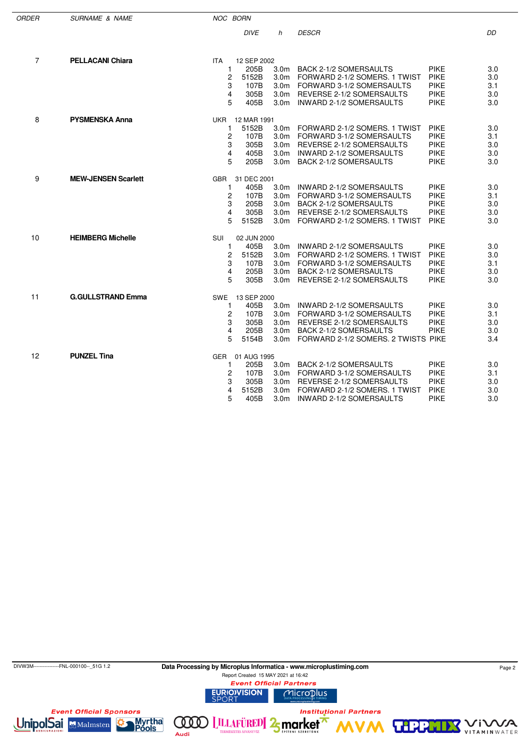| ORDER | SURNAME & NAME | NOC | BORN | DIVE | h | DESCR | | DD |
|---|---|---|---|---|---|---|---|---|
| 7 | **PELLACANI Chiara** | ITA | 12 SEP 2002 | | | | | |
| | | | 1 | 205B | 3.0m | BACK 2-1/2 SOMERSAULTS | PIKE | 3.0 |
| | | | 2 | 5152B | 3.0m | FORWARD 2-1/2 SOMERS. 1 TWIST | PIKE | 3.0 |
| | | | 3 | 107B | 3.0m | FORWARD 3-1/2 SOMERSAULTS | PIKE | 3.1 |
| | | | 4 | 305B | 3.0m | REVERSE 2-1/2 SOMERSAULTS | PIKE | 3.0 |
| | | | 5 | 405B | 3.0m | INWARD 2-1/2 SOMERSAULTS | PIKE | 3.0 |
| 8 | **PYSMENSKA Anna** | UKR | 12 MAR 1991 | | | | | |
| | | | 1 | 5152B | 3.0m | FORWARD 2-1/2 SOMERS. 1 TWIST | PIKE | 3.0 |
| | | | 2 | 107B | 3.0m | FORWARD 3-1/2 SOMERSAULTS | PIKE | 3.1 |
| | | | 3 | 305B | 3.0m | REVERSE 2-1/2 SOMERSAULTS | PIKE | 3.0 |
| | | | 4 | 405B | 3.0m | INWARD 2-1/2 SOMERSAULTS | PIKE | 3.0 |
| | | | 5 | 205B | 3.0m | BACK 2-1/2 SOMERSAULTS | PIKE | 3.0 |
| 9 | **MEW-JENSEN Scarlett** | GBR | 31 DEC 2001 | | | | | |
| | | | 1 | 405B | 3.0m | INWARD 2-1/2 SOMERSAULTS | PIKE | 3.0 |
| | | | 2 | 107B | 3.0m | FORWARD 3-1/2 SOMERSAULTS | PIKE | 3.1 |
| | | | 3 | 205B | 3.0m | BACK 2-1/2 SOMERSAULTS | PIKE | 3.0 |
| | | | 4 | 305B | 3.0m | REVERSE 2-1/2 SOMERSAULTS | PIKE | 3.0 |
| | | | 5 | 5152B | 3.0m | FORWARD 2-1/2 SOMERS. 1 TWIST | PIKE | 3.0 |
| 10 | **HEIMBERG Michelle** | SUI | 02 JUN 2000 | | | | | |
| | | | 1 | 405B | 3.0m | INWARD 2-1/2 SOMERSAULTS | PIKE | 3.0 |
| | | | 2 | 5152B | 3.0m | FORWARD 2-1/2 SOMERS. 1 TWIST | PIKE | 3.0 |
| | | | 3 | 107B | 3.0m | FORWARD 3-1/2 SOMERSAULTS | PIKE | 3.1 |
| | | | 4 | 205B | 3.0m | BACK 2-1/2 SOMERSAULTS | PIKE | 3.0 |
| | | | 5 | 305B | 3.0m | REVERSE 2-1/2 SOMERSAULTS | PIKE | 3.0 |
| 11 | **G.GULLSTRAND Emma** | SWE | 13 SEP 2000 | | | | | |
| | | | 1 | 405B | 3.0m | INWARD 2-1/2 SOMERSAULTS | PIKE | 3.0 |
| | | | 2 | 107B | 3.0m | FORWARD 3-1/2 SOMERSAULTS | PIKE | 3.1 |
| | | | 3 | 305B | 3.0m | REVERSE 2-1/2 SOMERSAULTS | PIKE | 3.0 |
| | | | 4 | 205B | 3.0m | BACK 2-1/2 SOMERSAULTS | PIKE | 3.0 |
| | | | 5 | 5154B | 3.0m | FORWARD 2-1/2 SOMERS. 2 TWISTS | PIKE | 3.4 |
| 12 | **PUNZEL Tina** | GER | 01 AUG 1995 | | | | | |
| | | | 1 | 205B | 3.0m | BACK 2-1/2 SOMERSAULTS | PIKE | 3.0 |
| | | | 2 | 107B | 3.0m | FORWARD 3-1/2 SOMERSAULTS | PIKE | 3.1 |
| | | | 3 | 305B | 3.0m | REVERSE 2-1/2 SOMERSAULTS | PIKE | 3.0 |
| | | | 4 | 5152B | 3.0m | FORWARD 2-1/2 SOMERS. 1 TWIST | PIKE | 3.0 |
| | | | 5 | 405B | 3.0m | INWARD 2-1/2 SOMERSAULTS | PIKE | 3.0 |

DIVW3M----------------FNL-000100--_51G 1.2

Data Processing by Microplus Informatica - www.microplustiming.com

Report Created 15 MAY 2021 at 16:42

Event Official Partners

Event Official Sponsors

Institutional Partners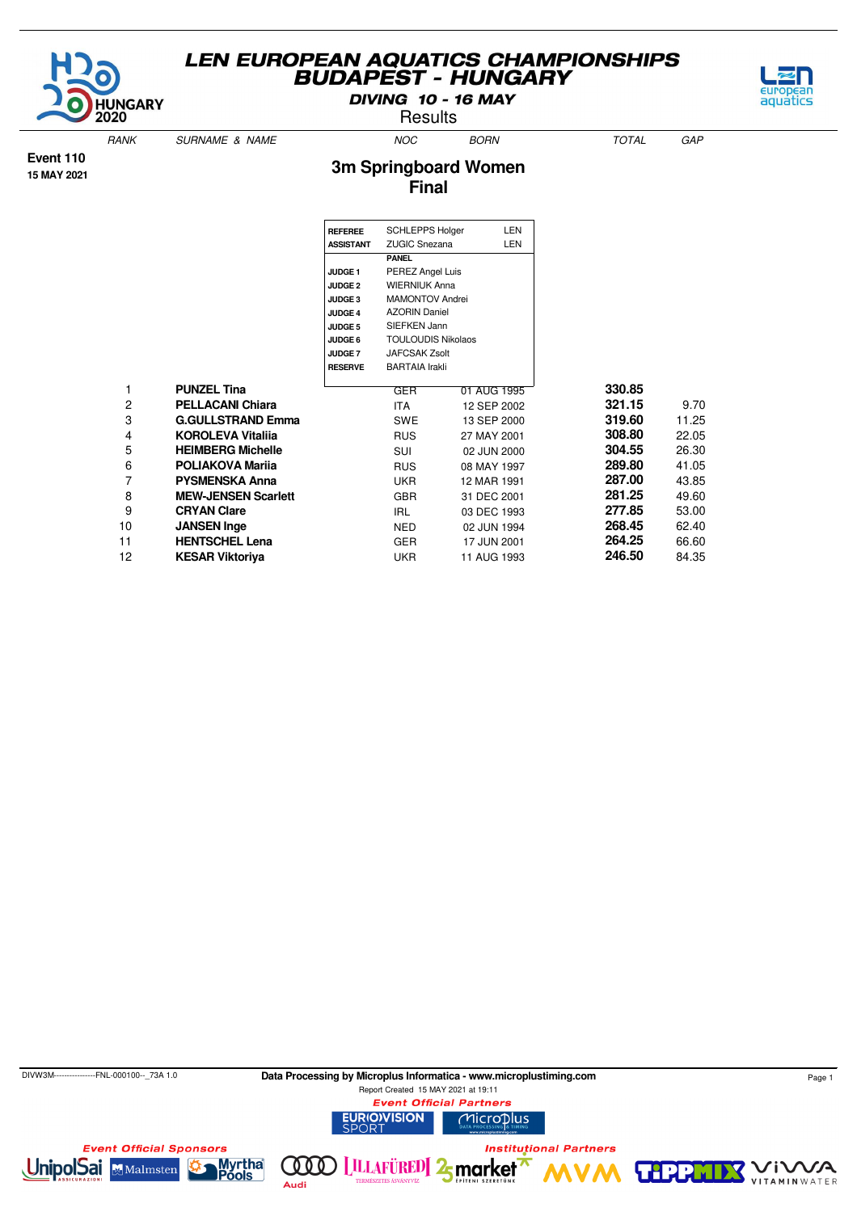# LEN EUROPEAN AQUATICS CHAMPIONSHIPS
# BUDAPEST - HUNGARY

**DIVING 10 - 16 MAY**

Results

**Event 110**
**15 MAY 2021**

## 3m Springboard Women
## Final

| | | |
|---|---|---|
| **REFEREE** | SCHLEPPS Holger | LEN |
| **ASSISTANT** | ZUGIC Snezana | LEN |
| | **PANEL** | |
| **JUDGE 1** | PEREZ Angel Luis | |
| **JUDGE 2** | WIERNIUK Anna | |
| **JUDGE 3** | MAMONTOV Andrei | |
| **JUDGE 4** | AZORIN Daniel | |
| **JUDGE 5** | SIEFKEN Jann | |
| **JUDGE 6** | TOULOUDIS Nikolaos | |
| **JUDGE 7** | JAFCSAK Zsolt | |
| **RESERVE** | BARTAIA Irakli | |

| RANK | SURNAME & NAME | NOC | BORN | TOTAL | GAP |
|---|---|---|---|---|---|
| 1 | **PUNZEL Tina** | GER | 01 AUG 1995 | **330.85** | |
| 2 | **PELLACANI Chiara** | ITA | 12 SEP 2002 | **321.15** | 9.70 |
| 3 | **G.GULLSTRAND Emma** | SWE | 13 SEP 2000 | **319.60** | 11.25 |
| 4 | **KOROLEVA Vitaliia** | RUS | 27 MAY 2001 | **308.80** | 22.05 |
| 5 | **HEIMBERG Michelle** | SUI | 02 JUN 2000 | **304.55** | 26.30 |
| 6 | **POLIAKOVA Mariia** | RUS | 08 MAY 1997 | **289.80** | 41.05 |
| 7 | **PYSMENSKA Anna** | UKR | 12 MAR 1991 | **287.00** | 43.85 |
| 8 | **MEW-JENSEN Scarlett** | GBR | 31 DEC 2001 | **281.25** | 49.60 |
| 9 | **CRYAN Clare** | IRL | 03 DEC 1993 | **277.85** | 53.00 |
| 10 | **JANSEN Inge** | NED | 02 JUN 1994 | **268.45** | 62.40 |
| 11 | **HENTSCHEL Lena** | GER | 17 JUN 2001 | **264.25** | 66.60 |
| 12 | **KESAR Viktoriya** | UKR | 11 AUG 1993 | **246.50** | 84.35 |

DIVW3M----------------FNL-000100--_73A 1.0

**Data Processing by Microplus Informatica - www.microplustiming.com**

Report Created 15 MAY 2021 at 19:11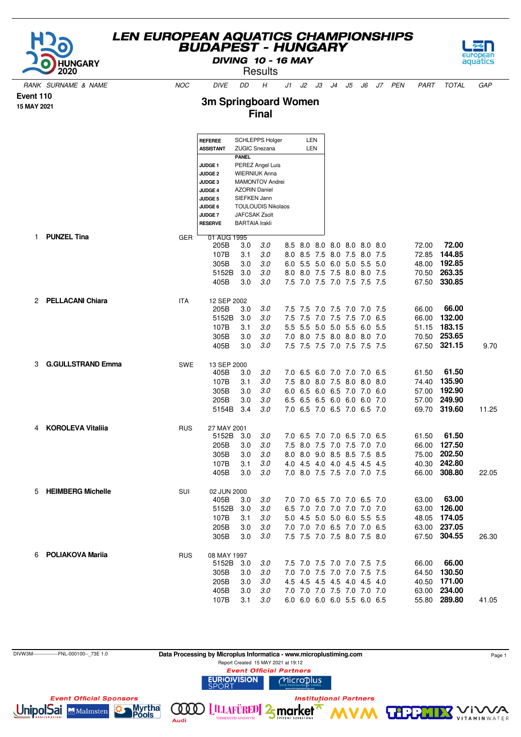# LEN EUROPEAN AQUATICS CHAMPIONSHIPS
## BUDAPEST - HUNGARY
### DIVING 10 - 16 MAY
Results

**Event 110**
**15 MAY 2021**

## 3m Springboard Women
### Final

| | | |
|---|---|---|
| **REFEREE** | SCHLEPPS Holger | LEN |
| **ASSISTANT** | ZUGIC Snezana | LEN |
| | **PANEL** | |
| **JUDGE 1** | PEREZ Angel Luis | |
| **JUDGE 2** | WIERNIUK Anna | |
| **JUDGE 3** | MAMONTOV Andrei | |
| **JUDGE 4** | AZORIN Daniel | |
| **JUDGE 5** | SIEFKEN Jann | |
| **JUDGE 6** | TOULOUDIS Nikolaos | |
| **JUDGE 7** | JAFCSAK Zsolt | |
| **RESERVE** | BARTAIA Irakli | |

| RANK | SURNAME & NAME | NOC | DIVE | DD | H | J1 | J2 | J3 | J4 | J5 | J6 | J7 | PEN | PART | TOTAL | GAP |
|---|---|---|---|---|---|---|---|---|---|---|---|---|---|---|---|---|
| 1 | **PUNZEL Tina** | GER | 01 AUG 1995 | | | | | | | | | | | | | |
| | | | 205B | 3.0 | 3.0 | 8.5 | 8.0 | 8.0 | 8.0 | 8.0 | 8.0 | 8.0 | | 72.00 | **72.00** | |
| | | | 107B | 3.1 | 3.0 | 8.0 | 8.5 | 7.5 | 8.0 | 7.5 | 8.0 | 7.5 | | 72.85 | **144.85** | |
| | | | 305B | 3.0 | 3.0 | 6.0 | 5.5 | 5.0 | 6.0 | 5.0 | 5.5 | 5.0 | | 48.00 | **192.85** | |
| | | | 5152B | 3.0 | 3.0 | 8.0 | 8.0 | 7.5 | 7.5 | 8.0 | 8.0 | 7.5 | | 70.50 | **263.35** | |
| | | | 405B | 3.0 | 3.0 | 7.5 | 7.0 | 7.5 | 7.0 | 7.5 | 7.5 | 7.5 | | 67.50 | **330.85** | |
| 2 | **PELLACANI Chiara** | ITA | 12 SEP 2002 | | | | | | | | | | | | | |
| | | | 205B | 3.0 | 3.0 | 7.5 | 7.5 | 7.0 | 7.5 | 7.0 | 7.0 | 7.5 | | 66.00 | **66.00** | |
| | | | 5152B | 3.0 | 3.0 | 7.5 | 7.5 | 7.0 | 7.5 | 7.5 | 7.0 | 6.5 | | 66.00 | **132.00** | |
| | | | 107B | 3.1 | 3.0 | 5.5 | 5.5 | 5.0 | 5.0 | 5.5 | 6.0 | 5.5 | | 51.15 | **183.15** | |
| | | | 305B | 3.0 | 3.0 | 7.0 | 8.0 | 7.5 | 8.0 | 8.0 | 8.0 | 7.0 | | 70.50 | **253.65** | |
| | | | 405B | 3.0 | 3.0 | 7.5 | 7.5 | 7.5 | 7.0 | 7.5 | 7.5 | 7.5 | | 67.50 | **321.15** | 9.70 |
| 3 | **G.GULLSTRAND Emma** | SWE | 13 SEP 2000 | | | | | | | | | | | | | |
| | | | 405B | 3.0 | 3.0 | 7.0 | 6.5 | 6.0 | 7.0 | 7.0 | 7.0 | 6.5 | | 61.50 | **61.50** | |
| | | | 107B | 3.1 | 3.0 | 7.5 | 8.0 | 8.0 | 7.5 | 8.0 | 8.0 | 8.0 | | 74.40 | **135.90** | |
| | | | 305B | 3.0 | 3.0 | 6.0 | 6.5 | 6.0 | 6.5 | 7.0 | 7.0 | 6.0 | | 57.00 | **192.90** | |
| | | | 205B | 3.0 | 3.0 | 6.5 | 6.5 | 6.5 | 6.0 | 6.0 | 6.0 | 7.0 | | 57.00 | **249.90** | |
| | | | 5154B | 3.4 | 3.0 | 7.0 | 6.5 | 7.0 | 6.5 | 7.0 | 6.5 | 7.0 | | 69.70 | **319.60** | 11.25 |
| 4 | **KOROLEVA Vitaliia** | RUS | 27 MAY 2001 | | | | | | | | | | | | | |
| | | | 5152B | 3.0 | 3.0 | 7.0 | 6.5 | 7.0 | 7.0 | 6.5 | 7.0 | 6.5 | | 61.50 | **61.50** | |
| | | | 205B | 3.0 | 3.0 | 7.5 | 8.0 | 7.5 | 7.0 | 7.5 | 7.0 | 7.0 | | 66.00 | **127.50** | |
| | | | 305B | 3.0 | 3.0 | 8.0 | 8.0 | 9.0 | 8.5 | 8.5 | 7.5 | 8.5 | | 75.00 | **202.50** | |
| | | | 107B | 3.1 | 3.0 | 4.0 | 4.5 | 4.0 | 4.0 | 4.5 | 4.5 | 4.5 | | 40.30 | **242.80** | |
| | | | 405B | 3.0 | 3.0 | 7.0 | 8.0 | 7.5 | 7.5 | 7.0 | 7.0 | 7.5 | | 66.00 | **308.80** | 22.05 |
| 5 | **HEIMBERG Michelle** | SUI | 02 JUN 2000 | | | | | | | | | | | | | |
| | | | 405B | 3.0 | 3.0 | 7.0 | 7.0 | 6.5 | 7.0 | 7.0 | 6.5 | 7.0 | | 63.00 | **63.00** | |
| | | | 5152B | 3.0 | 3.0 | 6.5 | 7.0 | 7.0 | 7.0 | 7.0 | 7.0 | 7.0 | | 63.00 | **126.00** | |
| | | | 107B | 3.1 | 3.0 | 5.0 | 4.5 | 5.0 | 5.0 | 6.0 | 5.5 | 5.5 | | 48.05 | **174.05** | |
| | | | 205B | 3.0 | 3.0 | 7.0 | 7.0 | 7.0 | 6.5 | 7.0 | 7.0 | 6.5 | | 63.00 | **237.05** | |
| | | | 305B | 3.0 | 3.0 | 7.5 | 7.5 | 7.0 | 7.5 | 8.0 | 7.5 | 8.0 | | 67.50 | **304.55** | 26.30 |
| 6 | **POLIAKOVA Mariia** | RUS | 08 MAY 1997 | | | | | | | | | | | | | |
| | | | 5152B | 3.0 | 3.0 | 7.5 | 7.0 | 7.5 | 7.0 | 7.0 | 7.5 | 7.5 | | 66.00 | **66.00** | |
| | | | 305B | 3.0 | 3.0 | 7.0 | 7.0 | 7.5 | 7.0 | 7.0 | 7.5 | 7.5 | | 64.50 | **130.50** | |
| | | | 205B | 3.0 | 3.0 | 4.5 | 4.5 | 4.5 | 4.5 | 4.0 | 4.5 | 4.0 | | 40.50 | **171.00** | |
| | | | 405B | 3.0 | 3.0 | 7.0 | 7.0 | 7.0 | 7.5 | 7.0 | 7.0 | 7.0 | | 63.00 | **234.00** | |
| | | | 107B | 3.1 | 3.0 | 6.0 | 6.0 | 6.0 | 6.0 | 5.5 | 6.0 | 6.5 | | 55.80 | **289.80** | 41.05 |

DIVW3M----------------FNL-000100--_73E 1.0

**Data Processing by Microplus Informatica - www.microplustiming.com**
Report Created 15 MAY 2021 at 19:12

*Event Official Partners*

*Event Official Sponsors*

*Institutional Partners*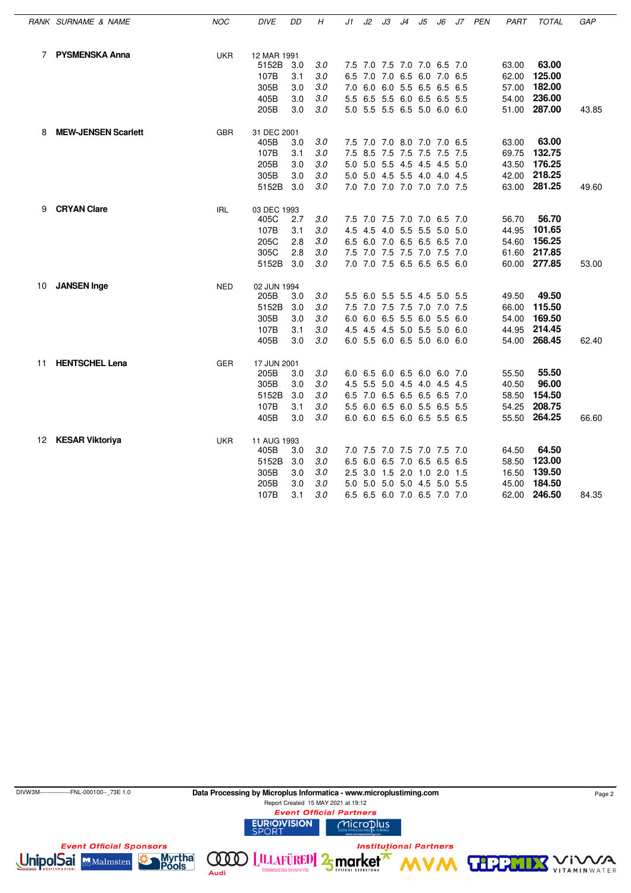| RANK | SURNAME & NAME | NOC | DIVE | DD | H | J1 | J2 | J3 | J4 | J5 | J6 | J7 | PEN | PART | TOTAL | GAP |
|---|---|---|---|---|---|---|---|---|---|---|---|---|---|---|---|---|
| 7 | **PYSMENSKA Anna** | UKR | 12 MAR 1991 | | | | | | | | | | | | | |
| | | | 5152B | 3.0 | *3.0* | 7.5 | 7.0 | 7.5 | 7.0 | 7.0 | 6.5 | 7.0 | | 63.00 | **63.00** | |
| | | | 107B | 3.1 | *3.0* | 6.5 | 7.0 | 7.0 | 6.5 | 6.0 | 7.0 | 6.5 | | 62.00 | **125.00** | |
| | | | 305B | 3.0 | *3.0* | 7.0 | 6.0 | 6.0 | 5.5 | 6.5 | 6.5 | 6.5 | | 57.00 | **182.00** | |
| | | | 405B | 3.0 | *3.0* | 5.5 | 6.5 | 5.5 | 6.0 | 6.5 | 6.5 | 5.5 | | 54.00 | **236.00** | |
| | | | 205B | 3.0 | *3.0* | 5.0 | 5.5 | 5.5 | 6.5 | 5.0 | 6.0 | 6.0 | | 51.00 | **287.00** | 43.85 |
| 8 | **MEW-JENSEN Scarlett** | GBR | 31 DEC 2001 | | | | | | | | | | | | | |
| | | | 405B | 3.0 | *3.0* | 7.5 | 7.0 | 7.0 | 8.0 | 7.0 | 7.0 | 6.5 | | 63.00 | **63.00** | |
| | | | 107B | 3.1 | *3.0* | 7.5 | 8.5 | 7.5 | 7.5 | 7.5 | 7.5 | 7.5 | | 69.75 | **132.75** | |
| | | | 205B | 3.0 | *3.0* | 5.0 | 5.0 | 5.5 | 4.5 | 4.5 | 4.5 | 5.0 | | 43.50 | **176.25** | |
| | | | 305B | 3.0 | *3.0* | 5.0 | 5.0 | 4.5 | 5.5 | 4.0 | 4.0 | 4.5 | | 42.00 | **218.25** | |
| | | | 5152B | 3.0 | *3.0* | 7.0 | 7.0 | 7.0 | 7.0 | 7.0 | 7.0 | 7.5 | | 63.00 | **281.25** | 49.60 |
| 9 | **CRYAN Clare** | IRL | 03 DEC 1993 | | | | | | | | | | | | | |
| | | | 405C | 2.7 | *3.0* | 7.5 | 7.0 | 7.5 | 7.0 | 7.0 | 6.5 | 7.0 | | 56.70 | **56.70** | |
| | | | 107B | 3.1 | *3.0* | 4.5 | 4.5 | 4.0 | 5.5 | 5.5 | 5.0 | 5.0 | | 44.95 | **101.65** | |
| | | | 205C | 2.8 | *3.0* | 6.5 | 6.0 | 7.0 | 6.5 | 6.5 | 6.5 | 7.0 | | 54.60 | **156.25** | |
| | | | 305C | 2.8 | *3.0* | 7.5 | 7.0 | 7.5 | 7.5 | 7.0 | 7.5 | 7.0 | | 61.60 | **217.85** | |
| | | | 5152B | 3.0 | *3.0* | 7.0 | 7.0 | 7.5 | 6.5 | 6.5 | 6.5 | 6.0 | | 60.00 | **277.85** | 53.00 |
| 10 | **JANSEN Inge** | NED | 02 JUN 1994 | | | | | | | | | | | | | |
| | | | 205B | 3.0 | *3.0* | 5.5 | 6.0 | 5.5 | 5.5 | 4.5 | 5.0 | 5.5 | | 49.50 | **49.50** | |
| | | | 5152B | 3.0 | *3.0* | 7.5 | 7.0 | 7.5 | 7.5 | 7.0 | 7.0 | 7.5 | | 66.00 | **115.50** | |
| | | | 305B | 3.0 | *3.0* | 6.0 | 6.0 | 6.5 | 5.5 | 6.0 | 5.5 | 6.0 | | 54.00 | **169.50** | |
| | | | 107B | 3.1 | *3.0* | 4.5 | 4.5 | 4.5 | 5.0 | 5.5 | 5.0 | 6.0 | | 44.95 | **214.45** | |
| | | | 405B | 3.0 | *3.0* | 6.0 | 5.5 | 6.0 | 6.5 | 5.0 | 6.0 | 6.0 | | 54.00 | **268.45** | 62.40 |
| 11 | **HENTSCHEL Lena** | GER | 17 JUN 2001 | | | | | | | | | | | | | |
| | | | 205B | 3.0 | *3.0* | 6.0 | 6.5 | 6.0 | 6.5 | 6.0 | 6.0 | 7.0 | | 55.50 | **55.50** | |
| | | | 305B | 3.0 | *3.0* | 4.5 | 5.5 | 5.0 | 4.5 | 4.0 | 4.5 | 4.5 | | 40.50 | **96.00** | |
| | | | 5152B | 3.0 | *3.0* | 6.5 | 7.0 | 6.5 | 6.5 | 6.5 | 6.5 | 7.0 | | 58.50 | **154.50** | |
| | | | 107B | 3.1 | *3.0* | 5.5 | 6.0 | 6.5 | 6.0 | 5.5 | 6.5 | 5.5 | | 54.25 | **208.75** | |
| | | | 405B | 3.0 | *3.0* | 6.0 | 6.0 | 6.5 | 6.0 | 6.5 | 5.5 | 6.5 | | 55.50 | **264.25** | 66.60 |
| 12 | **KESAR Viktoriya** | UKR | 11 AUG 1993 | | | | | | | | | | | | | |
| | | | 405B | 3.0 | *3.0* | 7.0 | 7.5 | 7.0 | 7.5 | 7.0 | 7.5 | 7.0 | | 64.50 | **64.50** | |
| | | | 5152B | 3.0 | *3.0* | 6.5 | 6.0 | 6.5 | 7.0 | 6.5 | 6.5 | 6.5 | | 58.50 | **123.00** | |
| | | | 305B | 3.0 | *3.0* | 2.5 | 3.0 | 1.5 | 2.0 | 1.0 | 2.0 | 1.5 | | 16.50 | **139.50** | |
| | | | 205B | 3.0 | *3.0* | 5.0 | 5.0 | 5.0 | 5.0 | 4.5 | 5.0 | 5.5 | | 45.00 | **184.50** | |
| | | | 107B | 3.1 | *3.0* | 6.5 | 6.5 | 6.0 | 7.0 | 6.5 | 7.0 | 7.0 | | 62.00 | **246.50** | 84.35 |

DIVW3M----------------FNL-000100--_73E 1.0

**Data Processing by Microplus Informatica - www.microplustiming.com**

Report Created 15 MAY 2021 at 19:12

*Event Official Partners*

*Event Official Sponsors*

*Institutional Partners*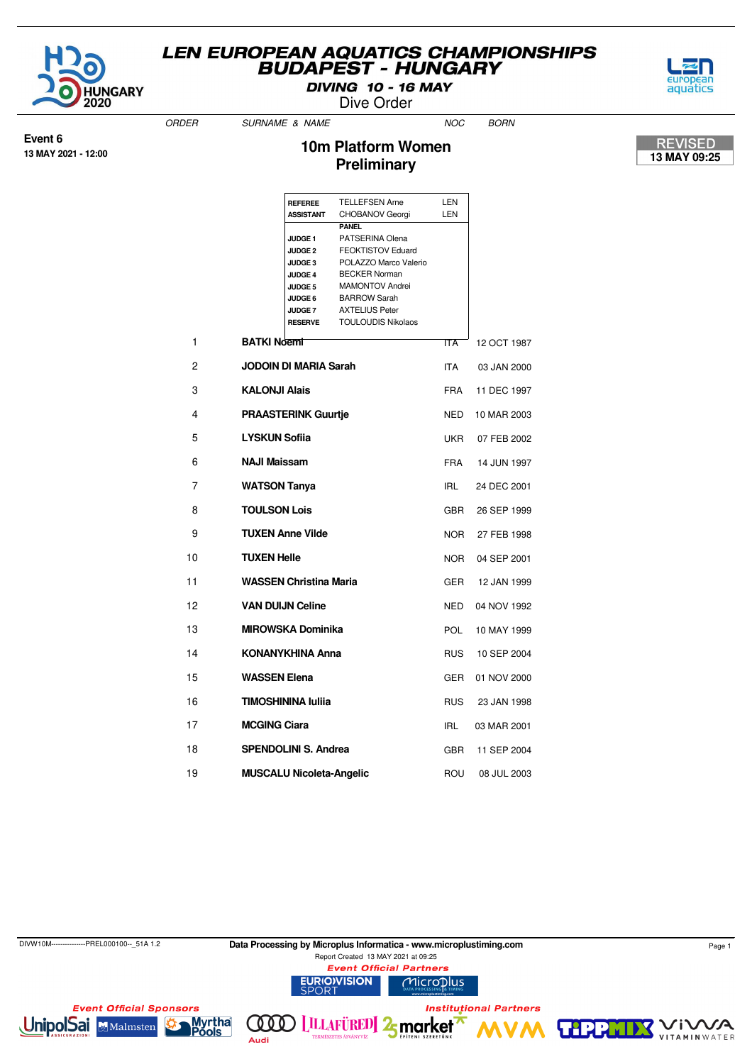# LEN EUROPEAN AQUATICS CHAMPIONSHIPS
# BUDAPEST - HUNGARY

**DIVING 10 - 16 MAY**

Dive Order

**Event 6**
**13 MAY 2021 - 12:00**

## 10m Platform Women
## Preliminary

**REVISED**
**13 MAY 09:25**

| | | |
|---|---|---|
| **REFEREE** | TELLEFSEN Arne | LEN |
| **ASSISTANT** | CHOBANOV Georgi | LEN |
| | **PANEL** | |
| **JUDGE 1** | PATSERINA Olena | |
| **JUDGE 2** | FEOKTISTOV Eduard | |
| **JUDGE 3** | POLAZZO Marco Valerio | |
| **JUDGE 4** | BECKER Norman | |
| **JUDGE 5** | MAMONTOV Andrei | |
| **JUDGE 6** | BARROW Sarah | |
| **JUDGE 7** | AXTELIUS Peter | |
| **RESERVE** | TOULOUDIS Nikolaos | |

| ORDER | SURNAME & NAME | NOC | BORN |
|---|---|---|---|
| 1 | **BATKI Noemi** | ITA | 12 OCT 1987 |
| 2 | **JODOIN DI MARIA Sarah** | ITA | 03 JAN 2000 |
| 3 | **KALONJI Alais** | FRA | 11 DEC 1997 |
| 4 | **PRAASTERINK Guurtje** | NED | 10 MAR 2003 |
| 5 | **LYSKUN Sofiia** | UKR | 07 FEB 2002 |
| 6 | **NAJI Maissam** | FRA | 14 JUN 1997 |
| 7 | **WATSON Tanya** | IRL | 24 DEC 2001 |
| 8 | **TOULSON Lois** | GBR | 26 SEP 1999 |
| 9 | **TUXEN Anne Vilde** | NOR | 27 FEB 1998 |
| 10 | **TUXEN Helle** | NOR | 04 SEP 2001 |
| 11 | **WASSEN Christina Maria** | GER | 12 JAN 1999 |
| 12 | **VAN DUIJN Celine** | NED | 04 NOV 1992 |
| 13 | **MIROWSKA Dominika** | POL | 10 MAY 1999 |
| 14 | **KONANYKHINA Anna** | RUS | 10 SEP 2004 |
| 15 | **WASSEN Elena** | GER | 01 NOV 2000 |
| 16 | **TIMOSHININA Iuliia** | RUS | 23 JAN 1998 |
| 17 | **MCGING Ciara** | IRL | 03 MAR 2001 |
| 18 | **SPENDOLINI S. Andrea** | GBR | 11 SEP 2004 |
| 19 | **MUSCALU Nicoleta-Angelic** | ROU | 08 JUL 2003 |

DIVW10M---------------PREL000100--_51A 1.2

**Data Processing by Microplus Informatica - www.microplustiming.com**

Report Created 13 MAY 2021 at 09:25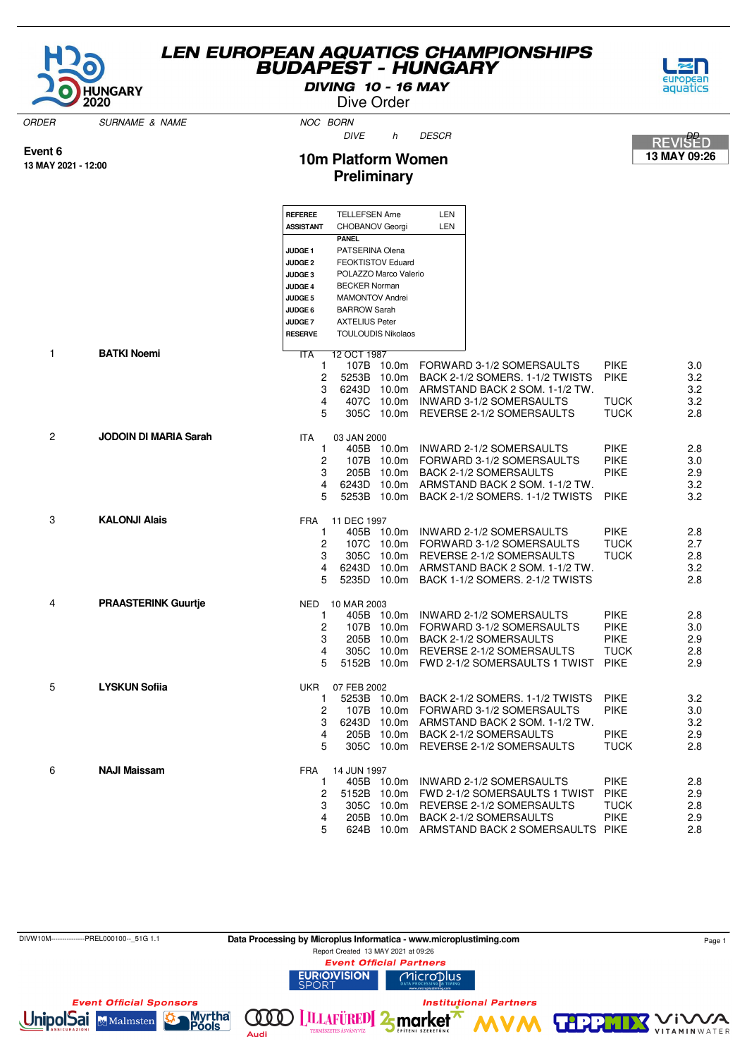# LEN EUROPEAN AQUATICS CHAMPIONSHIPS
## BUDAPEST - HUNGARY
### DIVING 10 - 16 MAY
### Dive Order

**Event 6**
**13 MAY 2021 - 12:00**

## 10m Platform Women
## Preliminary

REVISED
13 MAY 09:26

| | | |
|---|---|---|
| **REFEREE** | TELLEFSEN Arne | LEN |
| **ASSISTANT** | CHOBANOV Georgi | LEN |
| | **PANEL** | |
| **JUDGE 1** | PATSERINA Olena | |
| **JUDGE 2** | FEOKTISTOV Eduard | |
| **JUDGE 3** | POLAZZO Marco Valerio | |
| **JUDGE 4** | BECKER Norman | |
| **JUDGE 5** | MAMONTOV Andrei | |
| **JUDGE 6** | BARROW Sarah | |
| **JUDGE 7** | AXTELIUS Peter | |
| **RESERVE** | TOULOUDIS Nikolaos | |

| ORDER | SURNAME & NAME | NOC | BORN / # | DIVE | h | DESCR | | DD |
|---|---|---|---|---|---|---|---|---|
| 1 | **BATKI Noemi** | ITA | 12 OCT 1987 | | | | | |
| | | | 1 | 107B | 10.0m | FORWARD 3-1/2 SOMERSAULTS | PIKE | 3.0 |
| | | | 2 | 5253B | 10.0m | BACK 2-1/2 SOMERS. 1-1/2 TWISTS | PIKE | 3.2 |
| | | | 3 | 6243D | 10.0m | ARMSTAND BACK 2 SOM. 1-1/2 TW. | | 3.2 |
| | | | 4 | 407C | 10.0m | INWARD 3-1/2 SOMERSAULTS | TUCK | 3.2 |
| | | | 5 | 305C | 10.0m | REVERSE 2-1/2 SOMERSAULTS | TUCK | 2.8 |
| 2 | **JODOIN DI MARIA Sarah** | ITA | 03 JAN 2000 | | | | | |
| | | | 1 | 405B | 10.0m | INWARD 2-1/2 SOMERSAULTS | PIKE | 2.8 |
| | | | 2 | 107B | 10.0m | FORWARD 3-1/2 SOMERSAULTS | PIKE | 3.0 |
| | | | 3 | 205B | 10.0m | BACK 2-1/2 SOMERSAULTS | PIKE | 2.9 |
| | | | 4 | 6243D | 10.0m | ARMSTAND BACK 2 SOM. 1-1/2 TW. | | 3.2 |
| | | | 5 | 5253B | 10.0m | BACK 2-1/2 SOMERS. 1-1/2 TWISTS | PIKE | 3.2 |
| 3 | **KALONJI Alais** | FRA | 11 DEC 1997 | | | | | |
| | | | 1 | 405B | 10.0m | INWARD 2-1/2 SOMERSAULTS | PIKE | 2.8 |
| | | | 2 | 107C | 10.0m | FORWARD 3-1/2 SOMERSAULTS | TUCK | 2.7 |
| | | | 3 | 305C | 10.0m | REVERSE 2-1/2 SOMERSAULTS | TUCK | 2.8 |
| | | | 4 | 6243D | 10.0m | ARMSTAND BACK 2 SOM. 1-1/2 TW. | | 3.2 |
| | | | 5 | 5235D | 10.0m | BACK 1-1/2 SOMERS. 2-1/2 TWISTS | | 2.8 |
| 4 | **PRAASTERINK Guurtje** | NED | 10 MAR 2003 | | | | | |
| | | | 1 | 405B | 10.0m | INWARD 2-1/2 SOMERSAULTS | PIKE | 2.8 |
| | | | 2 | 107B | 10.0m | FORWARD 3-1/2 SOMERSAULTS | PIKE | 3.0 |
| | | | 3 | 205B | 10.0m | BACK 2-1/2 SOMERSAULTS | PIKE | 2.9 |
| | | | 4 | 305C | 10.0m | REVERSE 2-1/2 SOMERSAULTS | TUCK | 2.8 |
| | | | 5 | 5152B | 10.0m | FWD 2-1/2 SOMERSAULTS 1 TWIST | PIKE | 2.9 |
| 5 | **LYSKUN Sofiia** | UKR | 07 FEB 2002 | | | | | |
| | | | 1 | 5253B | 10.0m | BACK 2-1/2 SOMERS. 1-1/2 TWISTS | PIKE | 3.2 |
| | | | 2 | 107B | 10.0m | FORWARD 3-1/2 SOMERSAULTS | PIKE | 3.0 |
| | | | 3 | 6243D | 10.0m | ARMSTAND BACK 2 SOM. 1-1/2 TW. | | 3.2 |
| | | | 4 | 205B | 10.0m | BACK 2-1/2 SOMERSAULTS | PIKE | 2.9 |
| | | | 5 | 305C | 10.0m | REVERSE 2-1/2 SOMERSAULTS | TUCK | 2.8 |
| 6 | **NAJI Maissam** | FRA | 14 JUN 1997 | | | | | |
| | | | 1 | 405B | 10.0m | INWARD 2-1/2 SOMERSAULTS | PIKE | 2.8 |
| | | | 2 | 5152B | 10.0m | FWD 2-1/2 SOMERSAULTS 1 TWIST | PIKE | 2.9 |
| | | | 3 | 305C | 10.0m | REVERSE 2-1/2 SOMERSAULTS | TUCK | 2.8 |
| | | | 4 | 205B | 10.0m | BACK 2-1/2 SOMERSAULTS | PIKE | 2.9 |
| | | | 5 | 624B | 10.0m | ARMSTAND BACK 2 SOMERSAULTS | PIKE | 2.8 |

DIVW10M--------------PREL000100--_51G 1.1

Data Processing by Microplus Informatica - www.microplustiming.com

Report Created 13 MAY 2021 at 09:26

Event Official Partners

Event Official Sponsors

Institutional Partners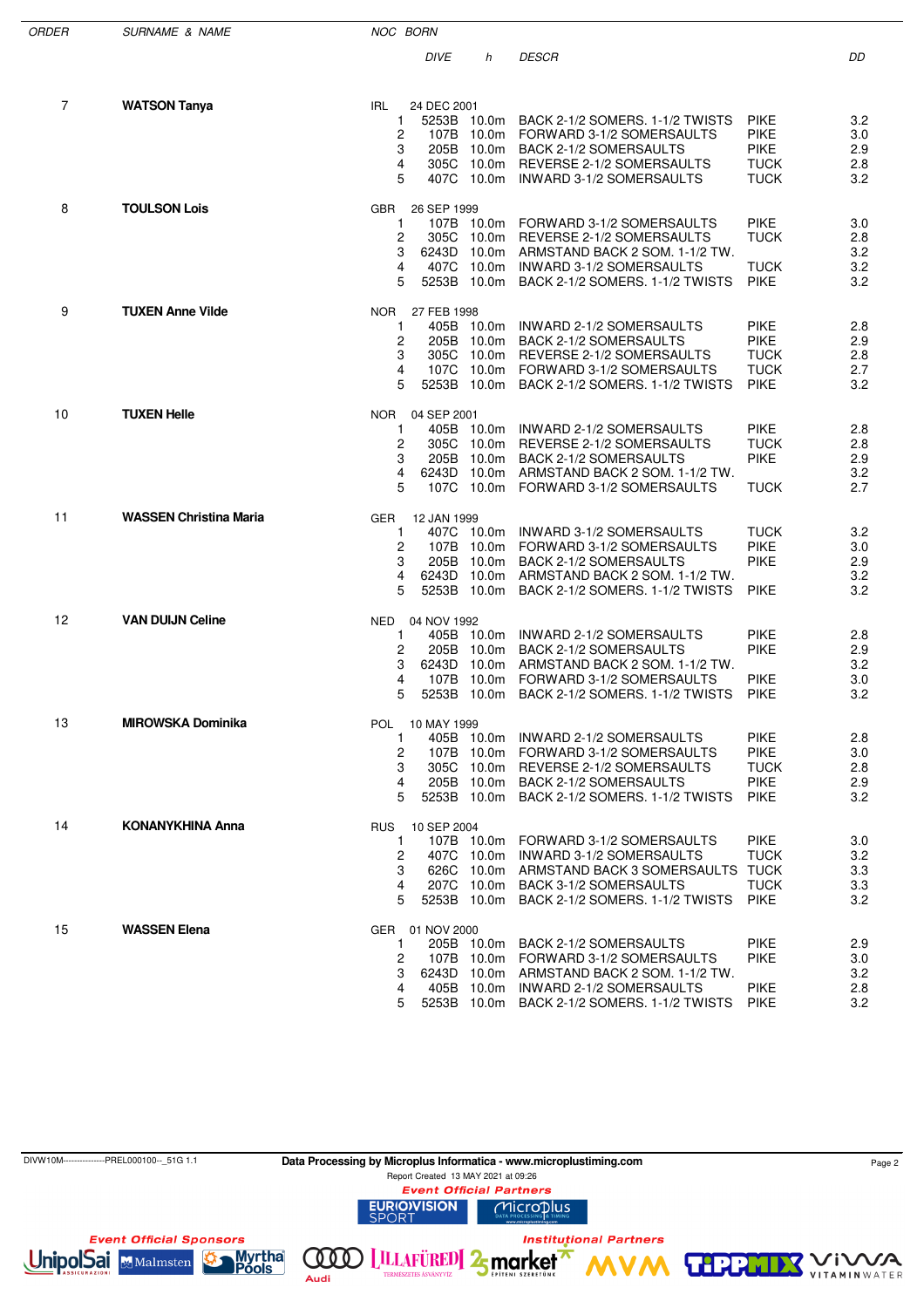| ORDER | SURNAME & NAME | NOC | BORN | | | | | |
|---|---|---|---|---|---|---|---|---|
| | | | | DIVE | h | DESCR | | DD |
| 7 | **WATSON Tanya** | IRL | 24 DEC 2001 | | | | | |
| | | | 1 | 5253B | 10.0m | BACK 2-1/2 SOMERS. 1-1/2 TWISTS | PIKE | 3.2 |
| | | | 2 | 107B | 10.0m | FORWARD 3-1/2 SOMERSAULTS | PIKE | 3.0 |
| | | | 3 | 205B | 10.0m | BACK 2-1/2 SOMERSAULTS | PIKE | 2.9 |
| | | | 4 | 305C | 10.0m | REVERSE 2-1/2 SOMERSAULTS | TUCK | 2.8 |
| | | | 5 | 407C | 10.0m | INWARD 3-1/2 SOMERSAULTS | TUCK | 3.2 |
| 8 | **TOULSON Lois** | GBR | 26 SEP 1999 | | | | | |
| | | | 1 | 107B | 10.0m | FORWARD 3-1/2 SOMERSAULTS | PIKE | 3.0 |
| | | | 2 | 305C | 10.0m | REVERSE 2-1/2 SOMERSAULTS | TUCK | 2.8 |
| | | | 3 | 6243D | 10.0m | ARMSTAND BACK 2 SOM. 1-1/2 TW. | | 3.2 |
| | | | 4 | 407C | 10.0m | INWARD 3-1/2 SOMERSAULTS | TUCK | 3.2 |
| | | | 5 | 5253B | 10.0m | BACK 2-1/2 SOMERS. 1-1/2 TWISTS | PIKE | 3.2 |
| 9 | **TUXEN Anne Vilde** | NOR | 27 FEB 1998 | | | | | |
| | | | 1 | 405B | 10.0m | INWARD 2-1/2 SOMERSAULTS | PIKE | 2.8 |
| | | | 2 | 205B | 10.0m | BACK 2-1/2 SOMERSAULTS | PIKE | 2.9 |
| | | | 3 | 305C | 10.0m | REVERSE 2-1/2 SOMERSAULTS | TUCK | 2.8 |
| | | | 4 | 107C | 10.0m | FORWARD 3-1/2 SOMERSAULTS | TUCK | 2.7 |
| | | | 5 | 5253B | 10.0m | BACK 2-1/2 SOMERS. 1-1/2 TWISTS | PIKE | 3.2 |
| 10 | **TUXEN Helle** | NOR | 04 SEP 2001 | | | | | |
| | | | 1 | 405B | 10.0m | INWARD 2-1/2 SOMERSAULTS | PIKE | 2.8 |
| | | | 2 | 305C | 10.0m | REVERSE 2-1/2 SOMERSAULTS | TUCK | 2.8 |
| | | | 3 | 205B | 10.0m | BACK 2-1/2 SOMERSAULTS | PIKE | 2.9 |
| | | | 4 | 6243D | 10.0m | ARMSTAND BACK 2 SOM. 1-1/2 TW. | | 3.2 |
| | | | 5 | 107C | 10.0m | FORWARD 3-1/2 SOMERSAULTS | TUCK | 2.7 |
| 11 | **WASSEN Christina Maria** | GER | 12 JAN 1999 | | | | | |
| | | | 1 | 407C | 10.0m | INWARD 3-1/2 SOMERSAULTS | TUCK | 3.2 |
| | | | 2 | 107B | 10.0m | FORWARD 3-1/2 SOMERSAULTS | PIKE | 3.0 |
| | | | 3 | 205B | 10.0m | BACK 2-1/2 SOMERSAULTS | PIKE | 2.9 |
| | | | 4 | 6243D | 10.0m | ARMSTAND BACK 2 SOM. 1-1/2 TW. | | 3.2 |
| | | | 5 | 5253B | 10.0m | BACK 2-1/2 SOMERS. 1-1/2 TWISTS | PIKE | 3.2 |
| 12 | **VAN DUIJN Celine** | NED | 04 NOV 1992 | | | | | |
| | | | 1 | 405B | 10.0m | INWARD 2-1/2 SOMERSAULTS | PIKE | 2.8 |
| | | | 2 | 205B | 10.0m | BACK 2-1/2 SOMERSAULTS | PIKE | 2.9 |
| | | | 3 | 6243D | 10.0m | ARMSTAND BACK 2 SOM. 1-1/2 TW. | | 3.2 |
| | | | 4 | 107B | 10.0m | FORWARD 3-1/2 SOMERSAULTS | PIKE | 3.0 |
| | | | 5 | 5253B | 10.0m | BACK 2-1/2 SOMERS. 1-1/2 TWISTS | PIKE | 3.2 |
| 13 | **MIROWSKA Dominika** | POL | 10 MAY 1999 | | | | | |
| | | | 1 | 405B | 10.0m | INWARD 2-1/2 SOMERSAULTS | PIKE | 2.8 |
| | | | 2 | 107B | 10.0m | FORWARD 3-1/2 SOMERSAULTS | PIKE | 3.0 |
| | | | 3 | 305C | 10.0m | REVERSE 2-1/2 SOMERSAULTS | TUCK | 2.8 |
| | | | 4 | 205B | 10.0m | BACK 2-1/2 SOMERSAULTS | PIKE | 2.9 |
| | | | 5 | 5253B | 10.0m | BACK 2-1/2 SOMERS. 1-1/2 TWISTS | PIKE | 3.2 |
| 14 | **KONANYKHINA Anna** | RUS | 10 SEP 2004 | | | | | |
| | | | 1 | 107B | 10.0m | FORWARD 3-1/2 SOMERSAULTS | PIKE | 3.0 |
| | | | 2 | 407C | 10.0m | INWARD 3-1/2 SOMERSAULTS | TUCK | 3.2 |
| | | | 3 | 626C | 10.0m | ARMSTAND BACK 3 SOMERSAULTS | TUCK | 3.3 |
| | | | 4 | 207C | 10.0m | BACK 3-1/2 SOMERSAULTS | TUCK | 3.3 |
| | | | 5 | 5253B | 10.0m | BACK 2-1/2 SOMERS. 1-1/2 TWISTS | PIKE | 3.2 |
| 15 | **WASSEN Elena** | GER | 01 NOV 2000 | | | | | |
| | | | 1 | 205B | 10.0m | BACK 2-1/2 SOMERSAULTS | PIKE | 2.9 |
| | | | 2 | 107B | 10.0m | FORWARD 3-1/2 SOMERSAULTS | PIKE | 3.0 |
| | | | 3 | 6243D | 10.0m | ARMSTAND BACK 2 SOM. 1-1/2 TW. | | 3.2 |
| | | | 4 | 405B | 10.0m | INWARD 2-1/2 SOMERSAULTS | PIKE | 2.8 |
| | | | 5 | 5253B | 10.0m | BACK 2-1/2 SOMERS. 1-1/2 TWISTS | PIKE | 3.2 |

DIVW10M--------------PREL000100--_51G 1.1

**Data Processing by Microplus Informatica - www.microplustiming.com**

Report Created 13 MAY 2021 at 09:26

*Event Official Partners*

*Event Official Sponsors*

*Institutional Partners*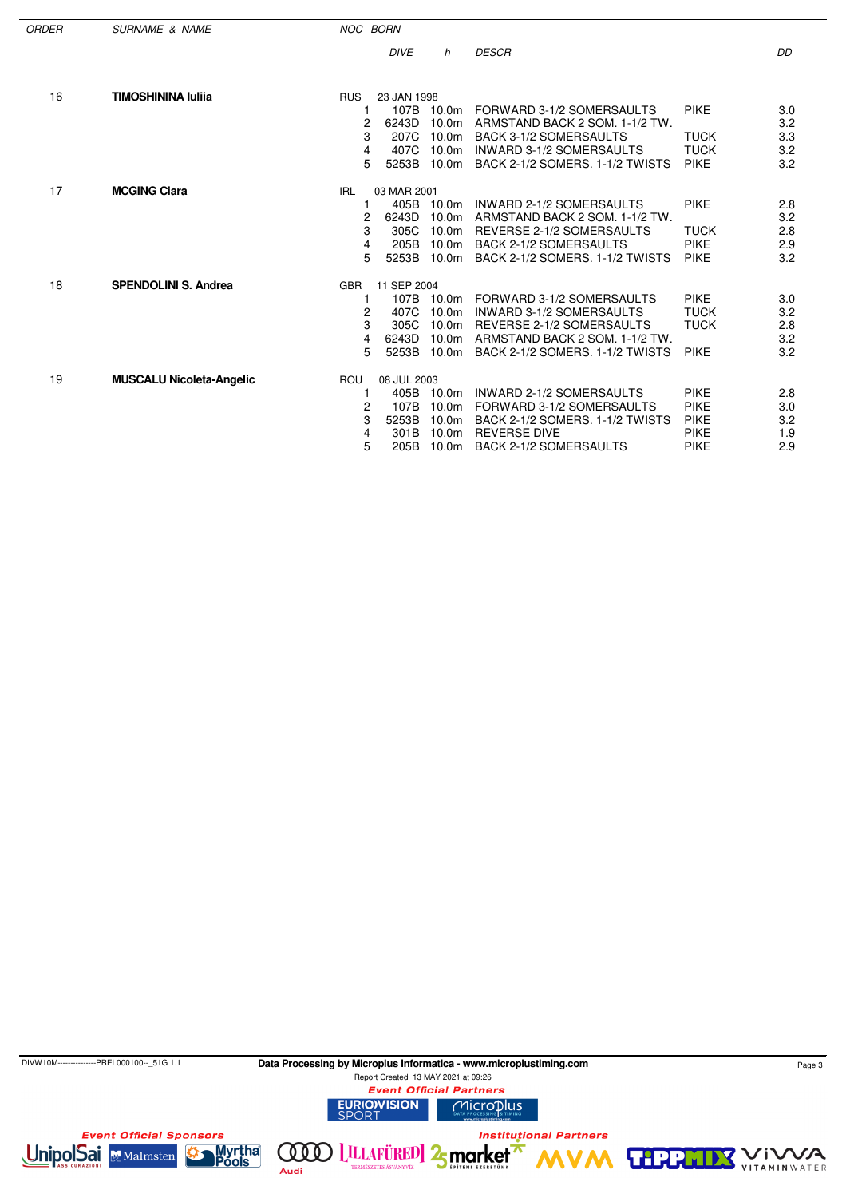| ORDER | SURNAME & NAME | NOC | BORN | | | | | |
|---|---|---|---|---|---|---|---|---|
| | | | DIVE | | h | DESCR | | DD |
| 16 | **TIMOSHININA Iuliia** | RUS | 23 JAN 1998 | | | | | |
| | | 1 | 107B | | 10.0m | FORWARD 3-1/2 SOMERSAULTS | PIKE | 3.0 |
| | | 2 | 6243D | | 10.0m | ARMSTAND BACK 2 SOM. 1-1/2 TW. | | 3.2 |
| | | 3 | 207C | | 10.0m | BACK 3-1/2 SOMERSAULTS | TUCK | 3.3 |
| | | 4 | 407C | | 10.0m | INWARD 3-1/2 SOMERSAULTS | TUCK | 3.2 |
| | | 5 | 5253B | | 10.0m | BACK 2-1/2 SOMERS. 1-1/2 TWISTS | PIKE | 3.2 |
| 17 | **MCGING Ciara** | IRL | 03 MAR 2001 | | | | | |
| | | 1 | 405B | | 10.0m | INWARD 2-1/2 SOMERSAULTS | PIKE | 2.8 |
| | | 2 | 6243D | | 10.0m | ARMSTAND BACK 2 SOM. 1-1/2 TW. | | 3.2 |
| | | 3 | 305C | | 10.0m | REVERSE 2-1/2 SOMERSAULTS | TUCK | 2.8 |
| | | 4 | 205B | | 10.0m | BACK 2-1/2 SOMERSAULTS | PIKE | 2.9 |
| | | 5 | 5253B | | 10.0m | BACK 2-1/2 SOMERS. 1-1/2 TWISTS | PIKE | 3.2 |
| 18 | **SPENDOLINI S. Andrea** | GBR | 11 SEP 2004 | | | | | |
| | | 1 | 107B | | 10.0m | FORWARD 3-1/2 SOMERSAULTS | PIKE | 3.0 |
| | | 2 | 407C | | 10.0m | INWARD 3-1/2 SOMERSAULTS | TUCK | 3.2 |
| | | 3 | 305C | | 10.0m | REVERSE 2-1/2 SOMERSAULTS | TUCK | 2.8 |
| | | 4 | 6243D | | 10.0m | ARMSTAND BACK 2 SOM. 1-1/2 TW. | | 3.2 |
| | | 5 | 5253B | | 10.0m | BACK 2-1/2 SOMERS. 1-1/2 TWISTS | PIKE | 3.2 |
| 19 | **MUSCALU Nicoleta-Angelic** | ROU | 08 JUL 2003 | | | | | |
| | | 1 | 405B | | 10.0m | INWARD 2-1/2 SOMERSAULTS | PIKE | 2.8 |
| | | 2 | 107B | | 10.0m | FORWARD 3-1/2 SOMERSAULTS | PIKE | 3.0 |
| | | 3 | 5253B | | 10.0m | BACK 2-1/2 SOMERS. 1-1/2 TWISTS | PIKE | 3.2 |
| | | 4 | 301B | | 10.0m | REVERSE DIVE | PIKE | 1.9 |
| | | 5 | 205B | | 10.0m | BACK 2-1/2 SOMERSAULTS | PIKE | 2.9 |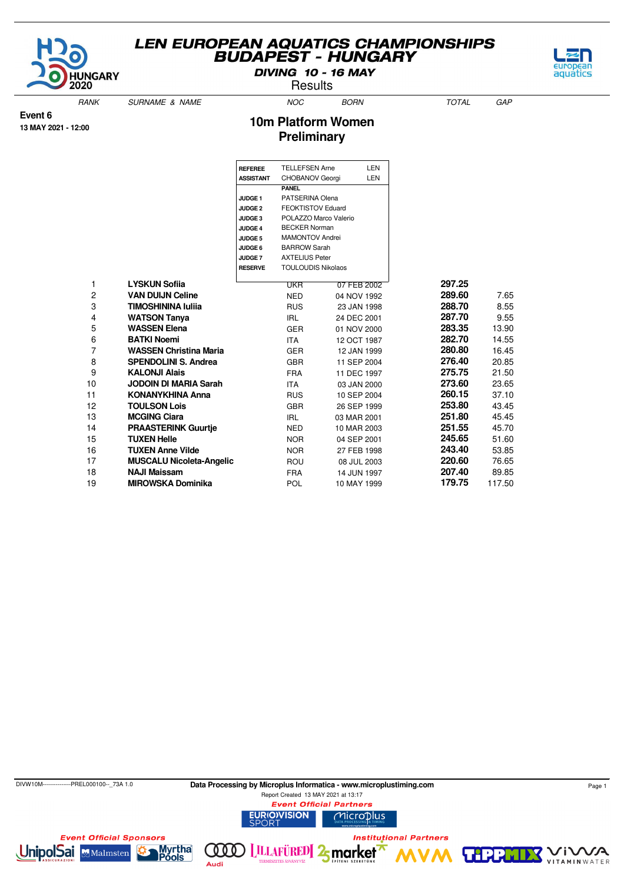# LEN EUROPEAN AQUATICS CHAMPIONSHIPS
## BUDAPEST - HUNGARY

**DIVING 10 - 16 MAY**

Results

**Event 6**
**13 MAY 2021 - 12:00**

## 10m Platform Women
## Preliminary

| | | |
|---|---|---|
| **REFEREE** | TELLEFSEN Arne | LEN |
| **ASSISTANT** | CHOBANOV Georgi | LEN |
| | **PANEL** | |
| **JUDGE 1** | PATSERINA Olena | |
| **JUDGE 2** | FEOKTISTOV Eduard | |
| **JUDGE 3** | POLAZZO Marco Valerio | |
| **JUDGE 4** | BECKER Norman | |
| **JUDGE 5** | MAMONTOV Andrei | |
| **JUDGE 6** | BARROW Sarah | |
| **JUDGE 7** | AXTELIUS Peter | |
| **RESERVE** | TOULOUDIS Nikolaos | |

| RANK | SURNAME & NAME | NOC | BORN | TOTAL | GAP |
|---|---|---|---|---|---|
| 1 | **LYSKUN Sofiia** | UKR | 07 FEB 2002 | **297.25** | |
| 2 | **VAN DUIJN Celine** | NED | 04 NOV 1992 | **289.60** | 7.65 |
| 3 | **TIMOSHININA Iuliia** | RUS | 23 JAN 1998 | **288.70** | 8.55 |
| 4 | **WATSON Tanya** | IRL | 24 DEC 2001 | **287.70** | 9.55 |
| 5 | **WASSEN Elena** | GER | 01 NOV 2000 | **283.35** | 13.90 |
| 6 | **BATKI Noemi** | ITA | 12 OCT 1987 | **282.70** | 14.55 |
| 7 | **WASSEN Christina Maria** | GER | 12 JAN 1999 | **280.80** | 16.45 |
| 8 | **SPENDOLINI S. Andrea** | GBR | 11 SEP 2004 | **276.40** | 20.85 |
| 9 | **KALONJI Alais** | FRA | 11 DEC 1997 | **275.75** | 21.50 |
| 10 | **JODOIN DI MARIA Sarah** | ITA | 03 JAN 2000 | **273.60** | 23.65 |
| 11 | **KONANYKHINA Anna** | RUS | 10 SEP 2004 | **260.15** | 37.10 |
| 12 | **TOULSON Lois** | GBR | 26 SEP 1999 | **253.80** | 43.45 |
| 13 | **MCGING Ciara** | IRL | 03 MAR 2001 | **251.80** | 45.45 |
| 14 | **PRAASTERINK Guurtje** | NED | 10 MAR 2003 | **251.55** | 45.70 |
| 15 | **TUXEN Helle** | NOR | 04 SEP 2001 | **245.65** | 51.60 |
| 16 | **TUXEN Anne Vilde** | NOR | 27 FEB 1998 | **243.40** | 53.85 |
| 17 | **MUSCALU Nicoleta-Angelic** | ROU | 08 JUL 2003 | **220.60** | 76.65 |
| 18 | **NAJI Maissam** | FRA | 14 JUN 1997 | **207.40** | 89.85 |
| 19 | **MIROWSKA Dominika** | POL | 10 MAY 1999 | **179.75** | 117.50 |

DIVW10M--------------PREL000100--_73A 1.0

**Data Processing by Microplus Informatica - www.microplustiming.com**

Report Created 13 MAY 2021 at 13:17

*Event Official Partners*

*Event Official Sponsors*

*Institutional Partners*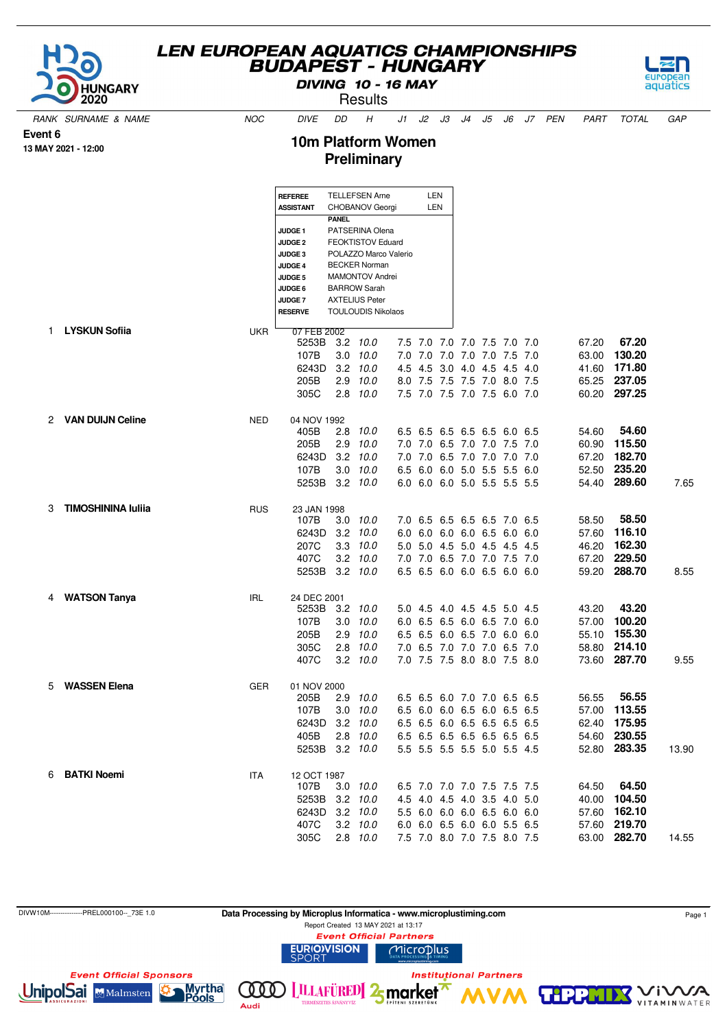# LEN EUROPEAN AQUATICS CHAMPIONSHIPS
## BUDAPEST - HUNGARY

**DIVING 10 - 16 MAY**

Results

**Event 6**
**13 MAY 2021 - 12:00**

## 10m Platform Women
### Preliminary

| | | |
|---|---|---|
| **REFEREE** | TELLEFSEN Arne | LEN |
| **ASSISTANT** | CHOBANOV Georgi | LEN |
| | **PANEL** | |
| **JUDGE 1** | PATSERINA Olena | |
| **JUDGE 2** | FEOKTISTOV Eduard | |
| **JUDGE 3** | POLAZZO Marco Valerio | |
| **JUDGE 4** | BECKER Norman | |
| **JUDGE 5** | MAMONTOV Andrei | |
| **JUDGE 6** | BARROW Sarah | |
| **JUDGE 7** | AXTELIUS Peter | |
| **RESERVE** | TOULOUDIS Nikolaos | |

| RANK | SURNAME & NAME | NOC | DIVE | DD | H | J1 | J2 | J3 | J4 | J5 | J6 | J7 | PEN | PART | TOTAL | GAP |
|---|---|---|---|---|---|---|---|---|---|---|---|---|---|---|---|---|
| 1 | **LYSKUN Sofiia** | UKR | 07 FEB 2002 | | | | | | | | | | | | | |
| | | | 5253B | 3.2 | 10.0 | 7.5 | 7.0 | 7.0 | 7.0 | 7.5 | 7.0 | 7.0 | | 67.20 | **67.20** | |
| | | | 107B | 3.0 | 10.0 | 7.0 | 7.0 | 7.0 | 7.0 | 7.0 | 7.5 | 7.0 | | 63.00 | **130.20** | |
| | | | 6243D | 3.2 | 10.0 | 4.5 | 4.5 | 3.0 | 4.0 | 4.5 | 4.5 | 4.0 | | 41.60 | **171.80** | |
| | | | 205B | 2.9 | 10.0 | 8.0 | 7.5 | 7.5 | 7.5 | 7.0 | 8.0 | 7.5 | | 65.25 | **237.05** | |
| | | | 305C | 2.8 | 10.0 | 7.5 | 7.0 | 7.5 | 7.0 | 7.5 | 6.0 | 7.0 | | 60.20 | **297.25** | |
| 2 | **VAN DUIJN Celine** | NED | 04 NOV 1992 | | | | | | | | | | | | | |
| | | | 405B | 2.8 | 10.0 | 6.5 | 6.5 | 6.5 | 6.5 | 6.5 | 6.0 | 6.5 | | 54.60 | **54.60** | |
| | | | 205B | 2.9 | 10.0 | 7.0 | 7.0 | 6.5 | 7.0 | 7.0 | 7.5 | 7.0 | | 60.90 | **115.50** | |
| | | | 6243D | 3.2 | 10.0 | 7.0 | 7.0 | 6.5 | 7.0 | 7.0 | 7.0 | 7.0 | | 67.20 | **182.70** | |
| | | | 107B | 3.0 | 10.0 | 6.5 | 6.0 | 6.0 | 5.0 | 5.5 | 5.5 | 6.0 | | 52.50 | **235.20** | |
| | | | 5253B | 3.2 | 10.0 | 6.0 | 6.0 | 6.0 | 5.0 | 5.5 | 5.5 | 5.5 | | 54.40 | **289.60** | 7.65 |
| 3 | **TIMOSHININA Iuliia** | RUS | 23 JAN 1998 | | | | | | | | | | | | | |
| | | | 107B | 3.0 | 10.0 | 7.0 | 6.5 | 6.5 | 6.5 | 6.5 | 7.0 | 6.5 | | 58.50 | **58.50** | |
| | | | 6243D | 3.2 | 10.0 | 6.0 | 6.0 | 6.0 | 6.0 | 6.5 | 6.0 | 6.0 | | 57.60 | **116.10** | |
| | | | 207C | 3.3 | 10.0 | 5.0 | 5.0 | 4.5 | 5.0 | 4.5 | 4.5 | 4.5 | | 46.20 | **162.30** | |
| | | | 407C | 3.2 | 10.0 | 7.0 | 7.0 | 6.5 | 7.0 | 7.0 | 7.5 | 7.0 | | 67.20 | **229.50** | |
| | | | 5253B | 3.2 | 10.0 | 6.5 | 6.5 | 6.0 | 6.0 | 6.5 | 6.0 | 6.0 | | 59.20 | **288.70** | 8.55 |
| 4 | **WATSON Tanya** | IRL | 24 DEC 2001 | | | | | | | | | | | | | |
| | | | 5253B | 3.2 | 10.0 | 5.0 | 4.5 | 4.0 | 4.5 | 4.5 | 5.0 | 4.5 | | 43.20 | **43.20** | |
| | | | 107B | 3.0 | 10.0 | 6.0 | 6.5 | 6.5 | 6.0 | 6.5 | 7.0 | 6.0 | | 57.00 | **100.20** | |
| | | | 205B | 2.9 | 10.0 | 6.5 | 6.5 | 6.0 | 6.5 | 7.0 | 6.0 | 6.0 | | 55.10 | **155.30** | |
| | | | 305C | 2.8 | 10.0 | 7.0 | 6.5 | 7.0 | 7.0 | 7.0 | 6.5 | 7.0 | | 58.80 | **214.10** | |
| | | | 407C | 3.2 | 10.0 | 7.0 | 7.5 | 7.5 | 8.0 | 8.0 | 7.5 | 8.0 | | 73.60 | **287.70** | 9.55 |
| 5 | **WASSEN Elena** | GER | 01 NOV 2000 | | | | | | | | | | | | | |
| | | | 205B | 2.9 | 10.0 | 6.5 | 6.5 | 6.0 | 7.0 | 7.0 | 6.5 | 6.5 | | 56.55 | **56.55** | |
| | | | 107B | 3.0 | 10.0 | 6.5 | 6.0 | 6.0 | 6.5 | 6.0 | 6.5 | 6.5 | | 57.00 | **113.55** | |
| | | | 6243D | 3.2 | 10.0 | 6.5 | 6.5 | 6.0 | 6.5 | 6.5 | 6.5 | 6.5 | | 62.40 | **175.95** | |
| | | | 405B | 2.8 | 10.0 | 6.5 | 6.5 | 6.5 | 6.5 | 6.5 | 6.5 | 6.5 | | 54.60 | **230.55** | |
| | | | 5253B | 3.2 | 10.0 | 5.5 | 5.5 | 5.5 | 5.5 | 5.0 | 5.5 | 4.5 | | 52.80 | **283.35** | 13.90 |
| 6 | **BATKI Noemi** | ITA | 12 OCT 1987 | | | | | | | | | | | | | |
| | | | 107B | 3.0 | 10.0 | 6.5 | 7.0 | 7.0 | 7.0 | 7.5 | 7.5 | 7.5 | | 64.50 | **64.50** | |
| | | | 5253B | 3.2 | 10.0 | 4.5 | 4.0 | 4.5 | 4.0 | 3.5 | 4.0 | 5.0 | | 40.00 | **104.50** | |
| | | | 6243D | 3.2 | 10.0 | 5.5 | 6.0 | 6.0 | 6.0 | 6.5 | 6.0 | 6.0 | | 57.60 | **162.10** | |
| | | | 407C | 3.2 | 10.0 | 6.0 | 6.0 | 6.5 | 6.0 | 6.0 | 5.5 | 6.5 | | 57.60 | **219.70** | |
| | | | 305C | 2.8 | 10.0 | 7.5 | 7.0 | 8.0 | 7.0 | 7.5 | 8.0 | 7.5 | | 63.00 | **282.70** | 14.55 |

DIVW10M--------------PREL000100--_73E 1.0

Data Processing by Microplus Informatica - www.microplustiming.com

Report Created 13 MAY 2021 at 13:17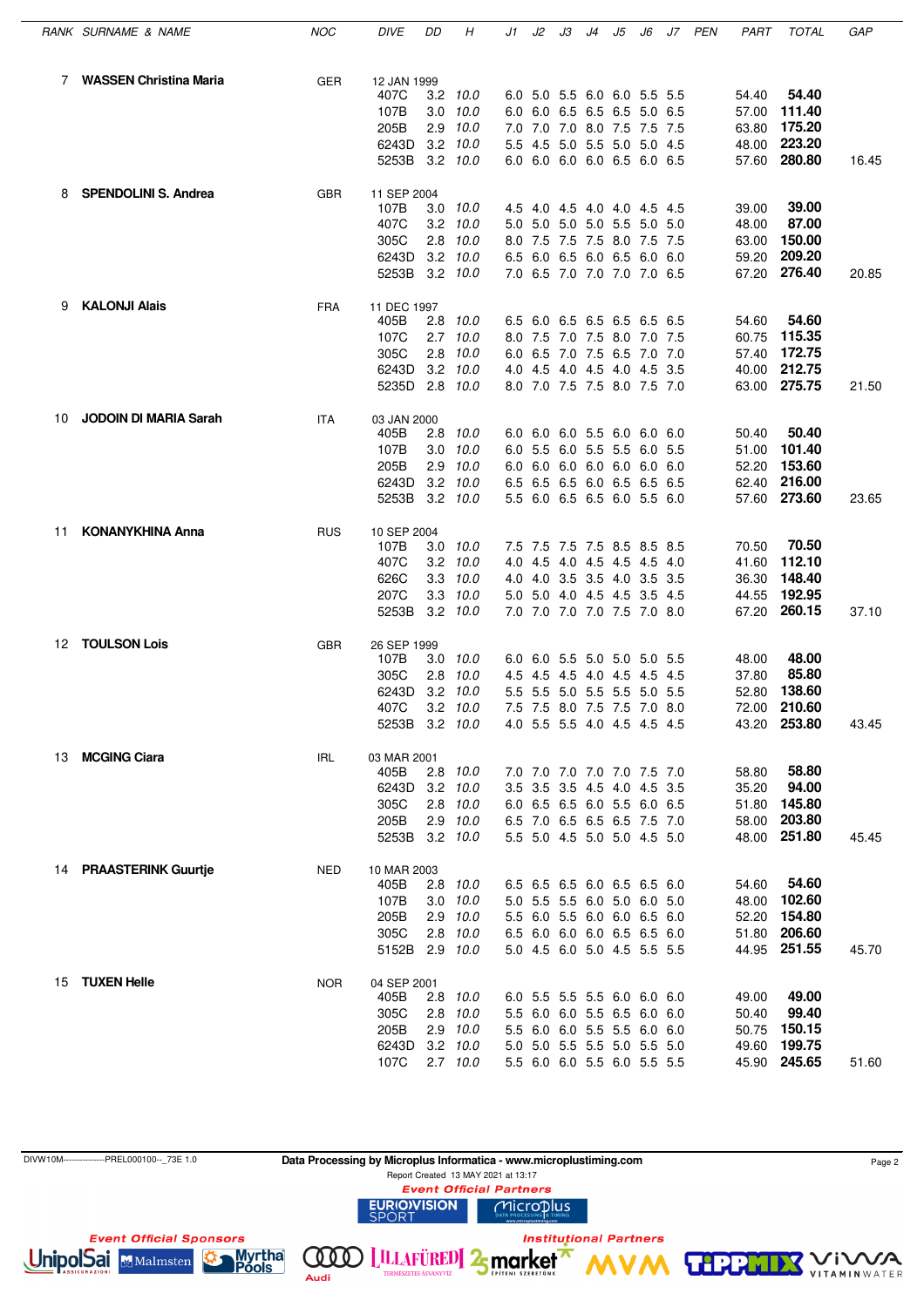| RANK | SURNAME & NAME | NOC | DIVE | DD | H | J1 | J2 | J3 | J4 | J5 | J6 | J7 | PEN | PART | TOTAL | GAP |
|---|---|---|---|---|---|---|---|---|---|---|---|---|---|---|---|---|
| 7 | **WASSEN Christina Maria** | GER | 12 JAN 1999 | | | | | | | | | | | | | |
| | | | 407C | 3.2 | *10.0* | 6.0 | 5.0 | 5.5 | 6.0 | 6.0 | 5.5 | 5.5 | | 54.40 | **54.40** | |
| | | | 107B | 3.0 | *10.0* | 6.0 | 6.0 | 6.5 | 6.5 | 6.5 | 5.0 | 6.5 | | 57.00 | **111.40** | |
| | | | 205B | 2.9 | *10.0* | 7.0 | 7.0 | 7.0 | 8.0 | 7.5 | 7.5 | 7.5 | | 63.80 | **175.20** | |
| | | | 6243D | 3.2 | *10.0* | 5.5 | 4.5 | 5.0 | 5.5 | 5.0 | 5.0 | 4.5 | | 48.00 | **223.20** | |
| | | | 5253B | 3.2 | *10.0* | 6.0 | 6.0 | 6.0 | 6.0 | 6.5 | 6.0 | 6.5 | | 57.60 | **280.80** | 16.45 |
| 8 | **SPENDOLINI S. Andrea** | GBR | 11 SEP 2004 | | | | | | | | | | | | | |
| | | | 107B | 3.0 | *10.0* | 4.5 | 4.0 | 4.5 | 4.0 | 4.0 | 4.5 | 4.5 | | 39.00 | **39.00** | |
| | | | 407C | 3.2 | *10.0* | 5.0 | 5.0 | 5.0 | 5.0 | 5.5 | 5.0 | 5.0 | | 48.00 | **87.00** | |
| | | | 305C | 2.8 | *10.0* | 8.0 | 7.5 | 7.5 | 7.5 | 8.0 | 7.5 | 7.5 | | 63.00 | **150.00** | |
| | | | 6243D | 3.2 | *10.0* | 6.5 | 6.0 | 6.5 | 6.0 | 6.5 | 6.0 | 6.0 | | 59.20 | **209.20** | |
| | | | 5253B | 3.2 | *10.0* | 7.0 | 6.5 | 7.0 | 7.0 | 7.0 | 7.0 | 6.5 | | 67.20 | **276.40** | 20.85 |
| 9 | **KALONJI Alais** | FRA | 11 DEC 1997 | | | | | | | | | | | | | |
| | | | 405B | 2.8 | *10.0* | 6.5 | 6.0 | 6.5 | 6.5 | 6.5 | 6.5 | 6.5 | | 54.60 | **54.60** | |
| | | | 107C | 2.7 | *10.0* | 8.0 | 7.5 | 7.0 | 7.5 | 8.0 | 7.0 | 7.5 | | 60.75 | **115.35** | |
| | | | 305C | 2.8 | *10.0* | 6.0 | 6.5 | 7.0 | 7.5 | 6.5 | 7.0 | 7.0 | | 57.40 | **172.75** | |
| | | | 6243D | 3.2 | *10.0* | 4.0 | 4.5 | 4.0 | 4.5 | 4.0 | 4.5 | 3.5 | | 40.00 | **212.75** | |
| | | | 5235D | 2.8 | *10.0* | 8.0 | 7.0 | 7.5 | 7.5 | 8.0 | 7.5 | 7.0 | | 63.00 | **275.75** | 21.50 |
| 10 | **JODOIN DI MARIA Sarah** | ITA | 03 JAN 2000 | | | | | | | | | | | | | |
| | | | 405B | 2.8 | *10.0* | 6.0 | 6.0 | 6.0 | 5.5 | 6.0 | 6.0 | 6.0 | | 50.40 | **50.40** | |
| | | | 107B | 3.0 | *10.0* | 6.0 | 5.5 | 6.0 | 5.5 | 5.5 | 6.0 | 5.5 | | 51.00 | **101.40** | |
| | | | 205B | 2.9 | *10.0* | 6.0 | 6.0 | 6.0 | 6.0 | 6.0 | 6.0 | 6.0 | | 52.20 | **153.60** | |
| | | | 6243D | 3.2 | *10.0* | 6.5 | 6.5 | 6.5 | 6.0 | 6.5 | 6.5 | 6.5 | | 62.40 | **216.00** | |
| | | | 5253B | 3.2 | *10.0* | 5.5 | 6.0 | 6.5 | 6.5 | 6.0 | 5.5 | 6.0 | | 57.60 | **273.60** | 23.65 |
| 11 | **KONANYKHINA Anna** | RUS | 10 SEP 2004 | | | | | | | | | | | | | |
| | | | 107B | 3.0 | *10.0* | 7.5 | 7.5 | 7.5 | 7.5 | 8.5 | 8.5 | 8.5 | | 70.50 | **70.50** | |
| | | | 407C | 3.2 | *10.0* | 4.0 | 4.5 | 4.0 | 4.5 | 4.5 | 4.5 | 4.0 | | 41.60 | **112.10** | |
| | | | 626C | 3.3 | *10.0* | 4.0 | 4.0 | 3.5 | 3.5 | 4.0 | 3.5 | 3.5 | | 36.30 | **148.40** | |
| | | | 207C | 3.3 | *10.0* | 5.0 | 5.0 | 4.0 | 4.5 | 4.5 | 3.5 | 4.5 | | 44.55 | **192.95** | |
| | | | 5253B | 3.2 | *10.0* | 7.0 | 7.0 | 7.0 | 7.0 | 7.5 | 7.0 | 8.0 | | 67.20 | **260.15** | 37.10 |
| 12 | **TOULSON Lois** | GBR | 26 SEP 1999 | | | | | | | | | | | | | |
| | | | 107B | 3.0 | *10.0* | 6.0 | 6.0 | 5.5 | 5.0 | 5.0 | 5.0 | 5.5 | | 48.00 | **48.00** | |
| | | | 305C | 2.8 | *10.0* | 4.5 | 4.5 | 4.5 | 4.0 | 4.5 | 4.5 | 4.5 | | 37.80 | **85.80** | |
| | | | 6243D | 3.2 | *10.0* | 5.5 | 5.5 | 5.0 | 5.5 | 5.5 | 5.0 | 5.5 | | 52.80 | **138.60** | |
| | | | 407C | 3.2 | *10.0* | 7.5 | 7.5 | 8.0 | 7.5 | 7.5 | 7.0 | 8.0 | | 72.00 | **210.60** | |
| | | | 5253B | 3.2 | *10.0* | 4.0 | 5.5 | 5.5 | 4.0 | 4.5 | 4.5 | 4.5 | | 43.20 | **253.80** | 43.45 |
| 13 | **MCGING Ciara** | IRL | 03 MAR 2001 | | | | | | | | | | | | | |
| | | | 405B | 2.8 | *10.0* | 7.0 | 7.0 | 7.0 | 7.0 | 7.0 | 7.5 | 7.0 | | 58.80 | **58.80** | |
| | | | 6243D | 3.2 | *10.0* | 3.5 | 3.5 | 3.5 | 4.5 | 4.0 | 4.5 | 3.5 | | 35.20 | **94.00** | |
| | | | 305C | 2.8 | *10.0* | 6.0 | 6.5 | 6.5 | 6.0 | 5.5 | 6.0 | 6.5 | | 51.80 | **145.80** | |
| | | | 205B | 2.9 | *10.0* | 6.5 | 7.0 | 6.5 | 6.5 | 6.5 | 7.5 | 7.0 | | 58.00 | **203.80** | |
| | | | 5253B | 3.2 | *10.0* | 5.5 | 5.0 | 4.5 | 5.0 | 5.0 | 4.5 | 5.0 | | 48.00 | **251.80** | 45.45 |
| 14 | **PRAASTERINK Guurtje** | NED | 10 MAR 2003 | | | | | | | | | | | | | |
| | | | 405B | 2.8 | *10.0* | 6.5 | 6.5 | 6.5 | 6.0 | 6.5 | 6.5 | 6.0 | | 54.60 | **54.60** | |
| | | | 107B | 3.0 | *10.0* | 5.0 | 5.5 | 5.5 | 6.0 | 5.0 | 6.0 | 5.0 | | 48.00 | **102.60** | |
| | | | 205B | 2.9 | *10.0* | 5.5 | 6.0 | 5.5 | 6.0 | 6.0 | 6.5 | 6.0 | | 52.20 | **154.80** | |
| | | | 305C | 2.8 | *10.0* | 6.5 | 6.0 | 6.0 | 6.0 | 6.5 | 6.5 | 6.0 | | 51.80 | **206.60** | |
| | | | 5152B | 2.9 | *10.0* | 5.0 | 4.5 | 6.0 | 5.0 | 4.5 | 5.5 | 5.5 | | 44.95 | **251.55** | 45.70 |
| 15 | **TUXEN Helle** | NOR | 04 SEP 2001 | | | | | | | | | | | | | |
| | | | 405B | 2.8 | *10.0* | 6.0 | 5.5 | 5.5 | 5.5 | 6.0 | 6.0 | 6.0 | | 49.00 | **49.00** | |
| | | | 305C | 2.8 | *10.0* | 5.5 | 6.0 | 6.0 | 5.5 | 6.5 | 6.0 | 6.0 | | 50.40 | **99.40** | |
| | | | 205B | 2.9 | *10.0* | 5.5 | 6.0 | 6.0 | 5.5 | 5.5 | 6.0 | 6.0 | | 50.75 | **150.15** | |
| | | | 6243D | 3.2 | *10.0* | 5.0 | 5.0 | 5.5 | 5.5 | 5.0 | 5.5 | 5.0 | | 49.60 | **199.75** | |
| | | | 107C | 2.7 | *10.0* | 5.5 | 6.0 | 6.0 | 5.5 | 6.0 | 5.5 | 5.5 | | 45.90 | **245.65** | 51.60 |

DIVW10M--------------PREL000100--_73E 1.0

**Data Processing by Microplus Informatica - www.microplustiming.com**

Report Created 13 MAY 2021 at 13:17

*Event Official Partners*

*Event Official Sponsors*

*Institutional Partners*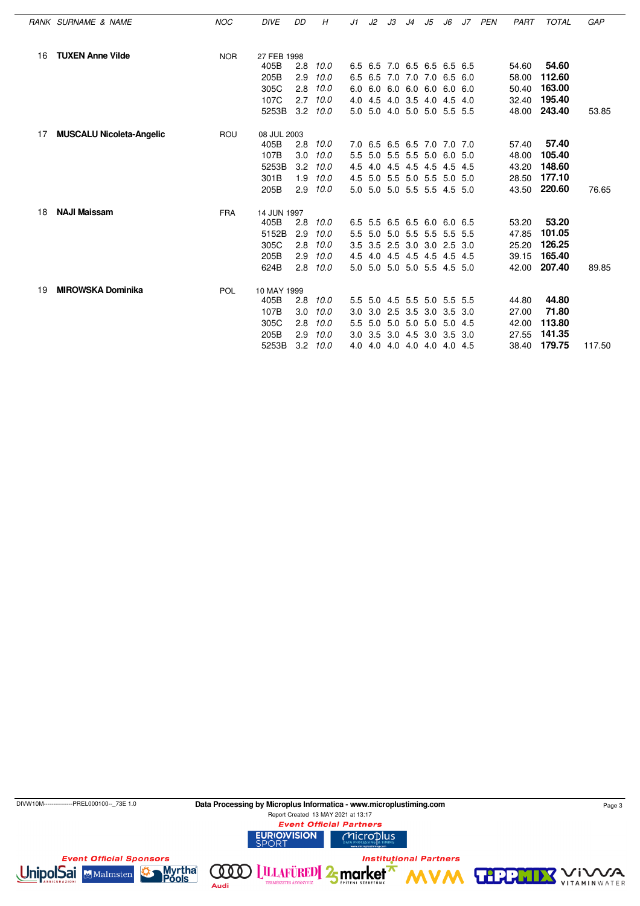| RANK | SURNAME & NAME | NOC | DIVE | DD | H | J1 | J2 | J3 | J4 | J5 | J6 | J7 | PEN | PART | TOTAL | GAP |
|---|---|---|---|---|---|---|---|---|---|---|---|---|---|---|---|---|
| 16 | **TUXEN Anne Vilde** | NOR | 27 FEB 1998 | | | | | | | | | | | | | |
| | | | 405B | 2.8 | *10.0* | 6.5 | 6.5 | 7.0 | 6.5 | 6.5 | 6.5 | 6.5 | | 54.60 | **54.60** | |
| | | | 205B | 2.9 | *10.0* | 6.5 | 6.5 | 7.0 | 7.0 | 7.0 | 6.5 | 6.0 | | 58.00 | **112.60** | |
| | | | 305C | 2.8 | *10.0* | 6.0 | 6.0 | 6.0 | 6.0 | 6.0 | 6.0 | 6.0 | | 50.40 | **163.00** | |
| | | | 107C | 2.7 | *10.0* | 4.0 | 4.5 | 4.0 | 3.5 | 4.0 | 4.5 | 4.0 | | 32.40 | **195.40** | |
| | | | 5253B | 3.2 | *10.0* | 5.0 | 5.0 | 4.0 | 5.0 | 5.0 | 5.5 | 5.5 | | 48.00 | **243.40** | 53.85 |
| 17 | **MUSCALU Nicoleta-Angelic** | ROU | 08 JUL 2003 | | | | | | | | | | | | | |
| | | | 405B | 2.8 | *10.0* | 7.0 | 6.5 | 6.5 | 6.5 | 7.0 | 7.0 | 7.0 | | 57.40 | **57.40** | |
| | | | 107B | 3.0 | *10.0* | 5.5 | 5.0 | 5.5 | 5.5 | 5.0 | 6.0 | 5.0 | | 48.00 | **105.40** | |
| | | | 5253B | 3.2 | *10.0* | 4.5 | 4.0 | 4.5 | 4.5 | 4.5 | 4.5 | 4.5 | | 43.20 | **148.60** | |
| | | | 301B | 1.9 | *10.0* | 4.5 | 5.0 | 5.5 | 5.0 | 5.5 | 5.0 | 5.0 | | 28.50 | **177.10** | |
| | | | 205B | 2.9 | *10.0* | 5.0 | 5.0 | 5.0 | 5.5 | 5.5 | 4.5 | 5.0 | | 43.50 | **220.60** | 76.65 |
| 18 | **NAJI Maissam** | FRA | 14 JUN 1997 | | | | | | | | | | | | | |
| | | | 405B | 2.8 | *10.0* | 6.5 | 5.5 | 6.5 | 6.5 | 6.0 | 6.0 | 6.5 | | 53.20 | **53.20** | |
| | | | 5152B | 2.9 | *10.0* | 5.5 | 5.0 | 5.0 | 5.5 | 5.5 | 5.5 | 5.5 | | 47.85 | **101.05** | |
| | | | 305C | 2.8 | *10.0* | 3.5 | 3.5 | 2.5 | 3.0 | 3.0 | 2.5 | 3.0 | | 25.20 | **126.25** | |
| | | | 205B | 2.9 | *10.0* | 4.5 | 4.0 | 4.5 | 4.5 | 4.5 | 4.5 | 4.5 | | 39.15 | **165.40** | |
| | | | 624B | 2.8 | *10.0* | 5.0 | 5.0 | 5.0 | 5.0 | 5.5 | 4.5 | 5.0 | | 42.00 | **207.40** | 89.85 |
| 19 | **MIROWSKA Dominika** | POL | 10 MAY 1999 | | | | | | | | | | | | | |
| | | | 405B | 2.8 | *10.0* | 5.5 | 5.0 | 4.5 | 5.5 | 5.0 | 5.5 | 5.5 | | 44.80 | **44.80** | |
| | | | 107B | 3.0 | *10.0* | 3.0 | 3.0 | 2.5 | 3.5 | 3.0 | 3.5 | 3.0 | | 27.00 | **71.80** | |
| | | | 305C | 2.8 | *10.0* | 5.5 | 5.0 | 5.0 | 5.0 | 5.0 | 5.0 | 4.5 | | 42.00 | **113.80** | |
| | | | 205B | 2.9 | *10.0* | 3.0 | 3.5 | 3.0 | 4.5 | 3.0 | 3.5 | 3.0 | | 27.55 | **141.35** | |
| | | | 5253B | 3.2 | *10.0* | 4.0 | 4.0 | 4.0 | 4.0 | 4.0 | 4.0 | 4.5 | | 38.40 | **179.75** | 117.50 |

DIVW10M--------------PREL000100--_73E 1.0

**Data Processing by Microplus Informatica - www.microplustiming.com**

Report Created 13 MAY 2021 at 13:17

*Event Official Partners*

*Event Official Sponsors*

*Institutional Partners*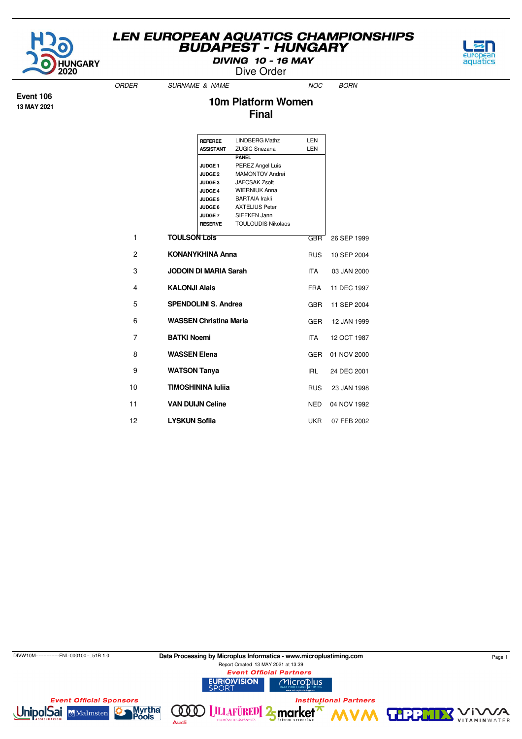# LEN EUROPEAN AQUATICS CHAMPIONSHIPS
## BUDAPEST - HUNGARY

**DIVING 10 - 16 MAY**

Dive Order

**Event 106**
**13 MAY 2021**

## 10m Platform Women
## Final

| | | |
|---|---|---|
| **REFEREE** | LINDBERG Mathz | LEN |
| **ASSISTANT** | ZUGIC Snezana | LEN |
| | **PANEL** | |
| **JUDGE 1** | PEREZ Angel Luis | |
| **JUDGE 2** | MAMONTOV Andrei | |
| **JUDGE 3** | JAFCSAK Zsolt | |
| **JUDGE 4** | WIERNIUK Anna | |
| **JUDGE 5** | BARTAIA Irakli | |
| **JUDGE 6** | AXTELIUS Peter | |
| **JUDGE 7** | SIEFKEN Jann | |
| **RESERVE** | TOULOUDIS Nikolaos | |

| ORDER | SURNAME & NAME | NOC | BORN |
|---|---|---|---|
| 1 | **TOULSON Lois** | GBR | 26 SEP 1999 |
| 2 | **KONANYKHINA Anna** | RUS | 10 SEP 2004 |
| 3 | **JODOIN DI MARIA Sarah** | ITA | 03 JAN 2000 |
| 4 | **KALONJI Alais** | FRA | 11 DEC 1997 |
| 5 | **SPENDOLINI S. Andrea** | GBR | 11 SEP 2004 |
| 6 | **WASSEN Christina Maria** | GER | 12 JAN 1999 |
| 7 | **BATKI Noemi** | ITA | 12 OCT 1987 |
| 8 | **WASSEN Elena** | GER | 01 NOV 2000 |
| 9 | **WATSON Tanya** | IRL | 24 DEC 2001 |
| 10 | **TIMOSHININA Iuliia** | RUS | 23 JAN 1998 |
| 11 | **VAN DUIJN Celine** | NED | 04 NOV 1992 |
| 12 | **LYSKUN Sofiia** | UKR | 07 FEB 2002 |

DIVW10M---------------FNL-000100--_51B 1.0

**Data Processing by Microplus Informatica - www.microplustiming.com**

Report Created 13 MAY 2021 at 13:39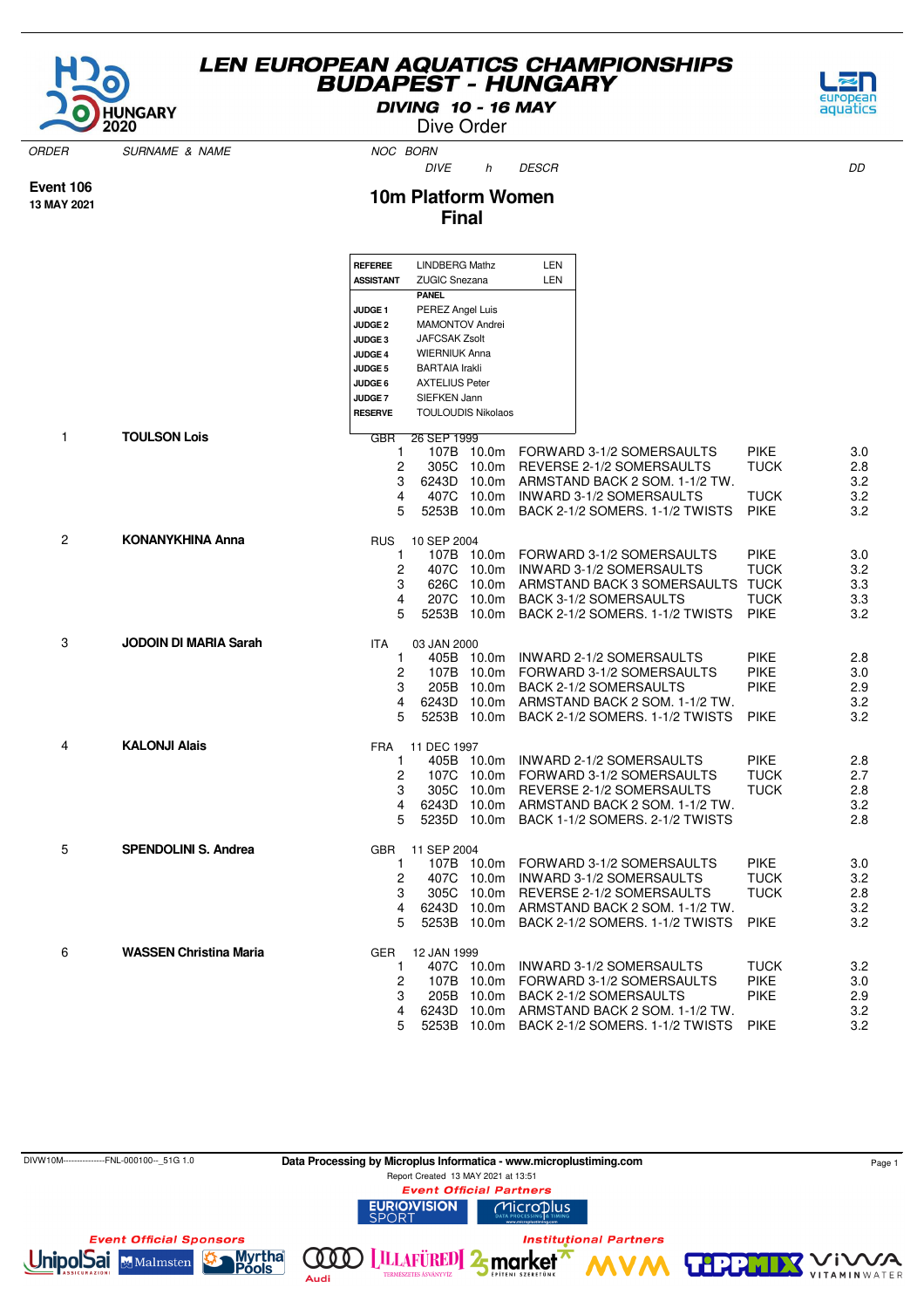# LEN EUROPEAN AQUATICS CHAMPIONSHIPS
## BUDAPEST - HUNGARY
**DIVING 10 - 16 MAY**

Dive Order

**Event 106**
**13 MAY 2021**

## 10m Platform Women
## Final

| | | |
|---|---|---|
| **REFEREE** | LINDBERG Mathz | LEN |
| **ASSISTANT** | ZUGIC Snezana | LEN |
| | **PANEL** | |
| **JUDGE 1** | PEREZ Angel Luis | |
| **JUDGE 2** | MAMONTOV Andrei | |
| **JUDGE 3** | JAFCSAK Zsolt | |
| **JUDGE 4** | WIERNIUK Anna | |
| **JUDGE 5** | BARTAIA Irakli | |
| **JUDGE 6** | AXTELIUS Peter | |
| **JUDGE 7** | SIEFKEN Jann | |
| **RESERVE** | TOULOUDIS Nikolaos | |

| ORDER | SURNAME & NAME | NOC | BORN / # | DIVE | h | DESCR | | DD |
|---|---|---|---|---|---|---|---|---|
| 1 | **TOULSON Lois** | GBR | 26 SEP 1999 | | | | | |
| | | | 1 | 107B | 10.0m | FORWARD 3-1/2 SOMERSAULTS | PIKE | 3.0 |
| | | | 2 | 305C | 10.0m | REVERSE 2-1/2 SOMERSAULTS | TUCK | 2.8 |
| | | | 3 | 6243D | 10.0m | ARMSTAND BACK 2 SOM. 1-1/2 TW. | | 3.2 |
| | | | 4 | 407C | 10.0m | INWARD 3-1/2 SOMERSAULTS | TUCK | 3.2 |
| | | | 5 | 5253B | 10.0m | BACK 2-1/2 SOMERS. 1-1/2 TWISTS | PIKE | 3.2 |
| 2 | **KONANYKHINA Anna** | RUS | 10 SEP 2004 | | | | | |
| | | | 1 | 107B | 10.0m | FORWARD 3-1/2 SOMERSAULTS | PIKE | 3.0 |
| | | | 2 | 407C | 10.0m | INWARD 3-1/2 SOMERSAULTS | TUCK | 3.2 |
| | | | 3 | 626C | 10.0m | ARMSTAND BACK 3 SOMERSAULTS | TUCK | 3.3 |
| | | | 4 | 207C | 10.0m | BACK 3-1/2 SOMERSAULTS | TUCK | 3.3 |
| | | | 5 | 5253B | 10.0m | BACK 2-1/2 SOMERS. 1-1/2 TWISTS | PIKE | 3.2 |
| 3 | **JODOIN DI MARIA Sarah** | ITA | 03 JAN 2000 | | | | | |
| | | | 1 | 405B | 10.0m | INWARD 2-1/2 SOMERSAULTS | PIKE | 2.8 |
| | | | 2 | 107B | 10.0m | FORWARD 3-1/2 SOMERSAULTS | PIKE | 3.0 |
| | | | 3 | 205B | 10.0m | BACK 2-1/2 SOMERSAULTS | PIKE | 2.9 |
| | | | 4 | 6243D | 10.0m | ARMSTAND BACK 2 SOM. 1-1/2 TW. | | 3.2 |
| | | | 5 | 5253B | 10.0m | BACK 2-1/2 SOMERS. 1-1/2 TWISTS | PIKE | 3.2 |
| 4 | **KALONJI Alais** | FRA | 11 DEC 1997 | | | | | |
| | | | 1 | 405B | 10.0m | INWARD 2-1/2 SOMERSAULTS | PIKE | 2.8 |
| | | | 2 | 107C | 10.0m | FORWARD 3-1/2 SOMERSAULTS | TUCK | 2.7 |
| | | | 3 | 305C | 10.0m | REVERSE 2-1/2 SOMERSAULTS | TUCK | 2.8 |
| | | | 4 | 6243D | 10.0m | ARMSTAND BACK 2 SOM. 1-1/2 TW. | | 3.2 |
| | | | 5 | 5235D | 10.0m | BACK 1-1/2 SOMERS. 2-1/2 TWISTS | | 2.8 |
| 5 | **SPENDOLINI S. Andrea** | GBR | 11 SEP 2004 | | | | | |
| | | | 1 | 107B | 10.0m | FORWARD 3-1/2 SOMERSAULTS | PIKE | 3.0 |
| | | | 2 | 407C | 10.0m | INWARD 3-1/2 SOMERSAULTS | TUCK | 3.2 |
| | | | 3 | 305C | 10.0m | REVERSE 2-1/2 SOMERSAULTS | TUCK | 2.8 |
| | | | 4 | 6243D | 10.0m | ARMSTAND BACK 2 SOM. 1-1/2 TW. | | 3.2 |
| | | | 5 | 5253B | 10.0m | BACK 2-1/2 SOMERS. 1-1/2 TWISTS | PIKE | 3.2 |
| 6 | **WASSEN Christina Maria** | GER | 12 JAN 1999 | | | | | |
| | | | 1 | 407C | 10.0m | INWARD 3-1/2 SOMERSAULTS | TUCK | 3.2 |
| | | | 2 | 107B | 10.0m | FORWARD 3-1/2 SOMERSAULTS | PIKE | 3.0 |
| | | | 3 | 205B | 10.0m | BACK 2-1/2 SOMERSAULTS | PIKE | 2.9 |
| | | | 4 | 6243D | 10.0m | ARMSTAND BACK 2 SOM. 1-1/2 TW. | | 3.2 |
| | | | 5 | 5253B | 10.0m | BACK 2-1/2 SOMERS. 1-1/2 TWISTS | PIKE | 3.2 |

DIVW10M--------------FNL-000100--_51G 1.0

Data Processing by Microplus Informatica - www.microplustiming.com

Report Created 13 MAY 2021 at 13:51

Event Official Partners

Event Official Sponsors

Institutional Partners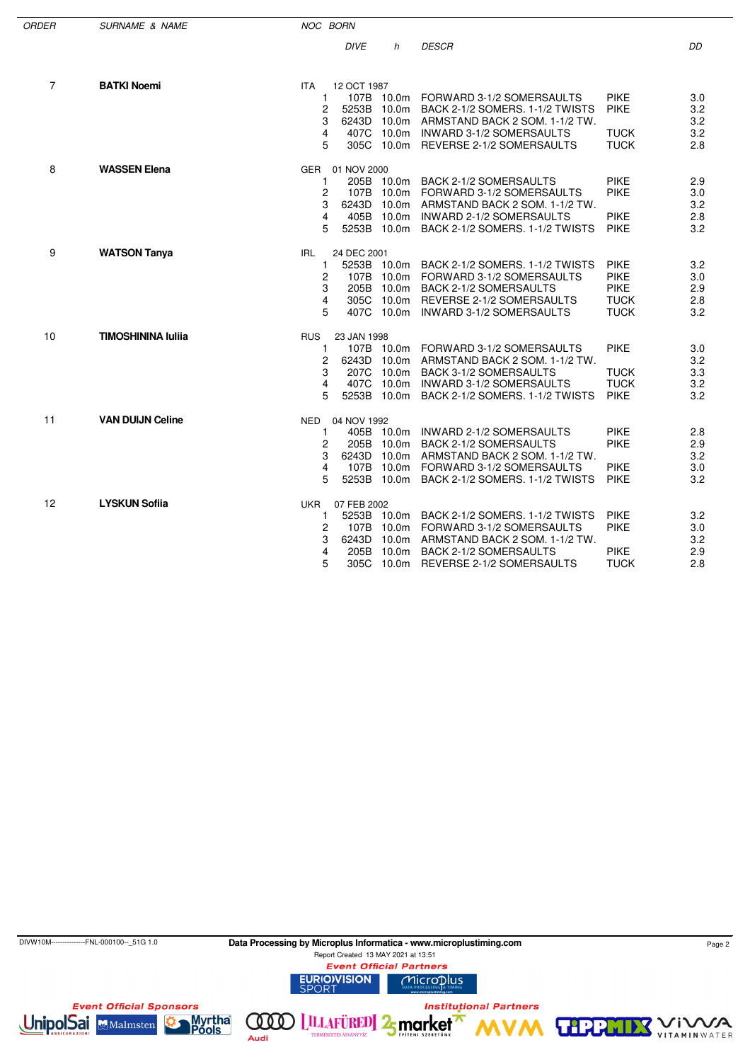| ORDER | SURNAME & NAME | NOC | BORN | | | | | |
|---|---|---|---|---|---|---|---|---|
| | | | | DIVE | h | DESCR | | DD |
| 7 | **BATKI Noemi** | ITA | 12 OCT 1987 | | | | | |
| | | | 1 | 107B | 10.0m | FORWARD 3-1/2 SOMERSAULTS | PIKE | 3.0 |
| | | | 2 | 5253B | 10.0m | BACK 2-1/2 SOMERS. 1-1/2 TWISTS | PIKE | 3.2 |
| | | | 3 | 6243D | 10.0m | ARMSTAND BACK 2 SOM. 1-1/2 TW. | | 3.2 |
| | | | 4 | 407C | 10.0m | INWARD 3-1/2 SOMERSAULTS | TUCK | 3.2 |
| | | | 5 | 305C | 10.0m | REVERSE 2-1/2 SOMERSAULTS | TUCK | 2.8 |
| 8 | **WASSEN Elena** | GER | 01 NOV 2000 | | | | | |
| | | | 1 | 205B | 10.0m | BACK 2-1/2 SOMERSAULTS | PIKE | 2.9 |
| | | | 2 | 107B | 10.0m | FORWARD 3-1/2 SOMERSAULTS | PIKE | 3.0 |
| | | | 3 | 6243D | 10.0m | ARMSTAND BACK 2 SOM. 1-1/2 TW. | | 3.2 |
| | | | 4 | 405B | 10.0m | INWARD 2-1/2 SOMERSAULTS | PIKE | 2.8 |
| | | | 5 | 5253B | 10.0m | BACK 2-1/2 SOMERS. 1-1/2 TWISTS | PIKE | 3.2 |
| 9 | **WATSON Tanya** | IRL | 24 DEC 2001 | | | | | |
| | | | 1 | 5253B | 10.0m | BACK 2-1/2 SOMERS. 1-1/2 TWISTS | PIKE | 3.2 |
| | | | 2 | 107B | 10.0m | FORWARD 3-1/2 SOMERSAULTS | PIKE | 3.0 |
| | | | 3 | 205B | 10.0m | BACK 2-1/2 SOMERSAULTS | PIKE | 2.9 |
| | | | 4 | 305C | 10.0m | REVERSE 2-1/2 SOMERSAULTS | TUCK | 2.8 |
| | | | 5 | 407C | 10.0m | INWARD 3-1/2 SOMERSAULTS | TUCK | 3.2 |
| 10 | **TIMOSHININA Iuliia** | RUS | 23 JAN 1998 | | | | | |
| | | | 1 | 107B | 10.0m | FORWARD 3-1/2 SOMERSAULTS | PIKE | 3.0 |
| | | | 2 | 6243D | 10.0m | ARMSTAND BACK 2 SOM. 1-1/2 TW. | | 3.2 |
| | | | 3 | 207C | 10.0m | BACK 3-1/2 SOMERSAULTS | TUCK | 3.3 |
| | | | 4 | 407C | 10.0m | INWARD 3-1/2 SOMERSAULTS | TUCK | 3.2 |
| | | | 5 | 5253B | 10.0m | BACK 2-1/2 SOMERS. 1-1/2 TWISTS | PIKE | 3.2 |
| 11 | **VAN DUIJN Celine** | NED | 04 NOV 1992 | | | | | |
| | | | 1 | 405B | 10.0m | INWARD 2-1/2 SOMERSAULTS | PIKE | 2.8 |
| | | | 2 | 205B | 10.0m | BACK 2-1/2 SOMERSAULTS | PIKE | 2.9 |
| | | | 3 | 6243D | 10.0m | ARMSTAND BACK 2 SOM. 1-1/2 TW. | | 3.2 |
| | | | 4 | 107B | 10.0m | FORWARD 3-1/2 SOMERSAULTS | PIKE | 3.0 |
| | | | 5 | 5253B | 10.0m | BACK 2-1/2 SOMERS. 1-1/2 TWISTS | PIKE | 3.2 |
| 12 | **LYSKUN Sofiia** | UKR | 07 FEB 2002 | | | | | |
| | | | 1 | 5253B | 10.0m | BACK 2-1/2 SOMERS. 1-1/2 TWISTS | PIKE | 3.2 |
| | | | 2 | 107B | 10.0m | FORWARD 3-1/2 SOMERSAULTS | PIKE | 3.0 |
| | | | 3 | 6243D | 10.0m | ARMSTAND BACK 2 SOM. 1-1/2 TW. | | 3.2 |
| | | | 4 | 205B | 10.0m | BACK 2-1/2 SOMERSAULTS | PIKE | 2.9 |
| | | | 5 | 305C | 10.0m | REVERSE 2-1/2 SOMERSAULTS | TUCK | 2.8 |

DIVW10M--------------FNL-000100--_51G 1.0

**Data Processing by Microplus Informatica - www.microplustiming.com**

Report Created 13 MAY 2021 at 13:51

*Event Official Partners*

*Event Official Sponsors*

*Institutional Partners*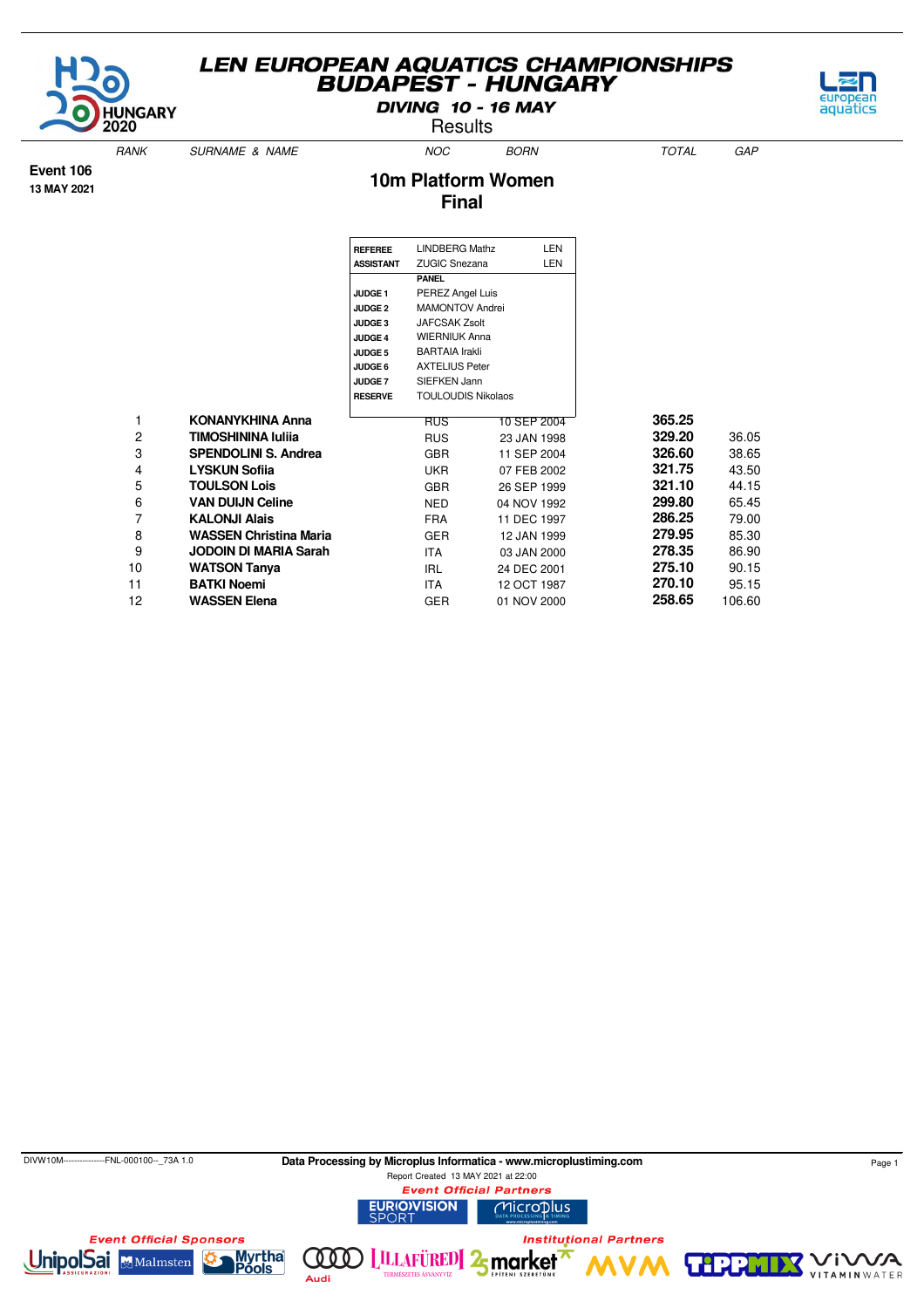# LEN EUROPEAN AQUATICS CHAMPIONSHIPS
## BUDAPEST - HUNGARY
### DIVING 10 - 16 MAY
Results

**Event 106**
**13 MAY 2021**

## 10m Platform Women
## Final

| | | |
|---|---|---|
| **REFEREE** | LINDBERG Mathz | LEN |
| **ASSISTANT** | ZUGIC Snezana | LEN |
| | **PANEL** | |
| **JUDGE 1** | PEREZ Angel Luis | |
| **JUDGE 2** | MAMONTOV Andrei | |
| **JUDGE 3** | JAFCSAK Zsolt | |
| **JUDGE 4** | WIERNIUK Anna | |
| **JUDGE 5** | BARTAIA Irakli | |
| **JUDGE 6** | AXTELIUS Peter | |
| **JUDGE 7** | SIEFKEN Jann | |
| **RESERVE** | TOULOUDIS Nikolaos | |

| RANK | SURNAME & NAME | NOC | BORN | TOTAL | GAP |
|---|---|---|---|---|---|
| 1 | **KONANYKHINA Anna** | RUS | 10 SEP 2004 | **365.25** | |
| 2 | **TIMOSHININA Iuliia** | RUS | 23 JAN 1998 | **329.20** | 36.05 |
| 3 | **SPENDOLINI S. Andrea** | GBR | 11 SEP 2004 | **326.60** | 38.65 |
| 4 | **LYSKUN Sofiia** | UKR | 07 FEB 2002 | **321.75** | 43.50 |
| 5 | **TOULSON Lois** | GBR | 26 SEP 1999 | **321.10** | 44.15 |
| 6 | **VAN DUIJN Celine** | NED | 04 NOV 1992 | **299.80** | 65.45 |
| 7 | **KALONJI Alais** | FRA | 11 DEC 1997 | **286.25** | 79.00 |
| 8 | **WASSEN Christina Maria** | GER | 12 JAN 1999 | **279.95** | 85.30 |
| 9 | **JODOIN DI MARIA Sarah** | ITA | 03 JAN 2000 | **278.35** | 86.90 |
| 10 | **WATSON Tanya** | IRL | 24 DEC 2001 | **275.10** | 90.15 |
| 11 | **BATKI Noemi** | ITA | 12 OCT 1987 | **270.10** | 95.15 |
| 12 | **WASSEN Elena** | GER | 01 NOV 2000 | **258.65** | 106.60 |

DIVW10M---------------FNL-000100--_73A 1.0

**Data Processing by Microplus Informatica - www.microplustiming.com**

Report Created 13 MAY 2021 at 22:00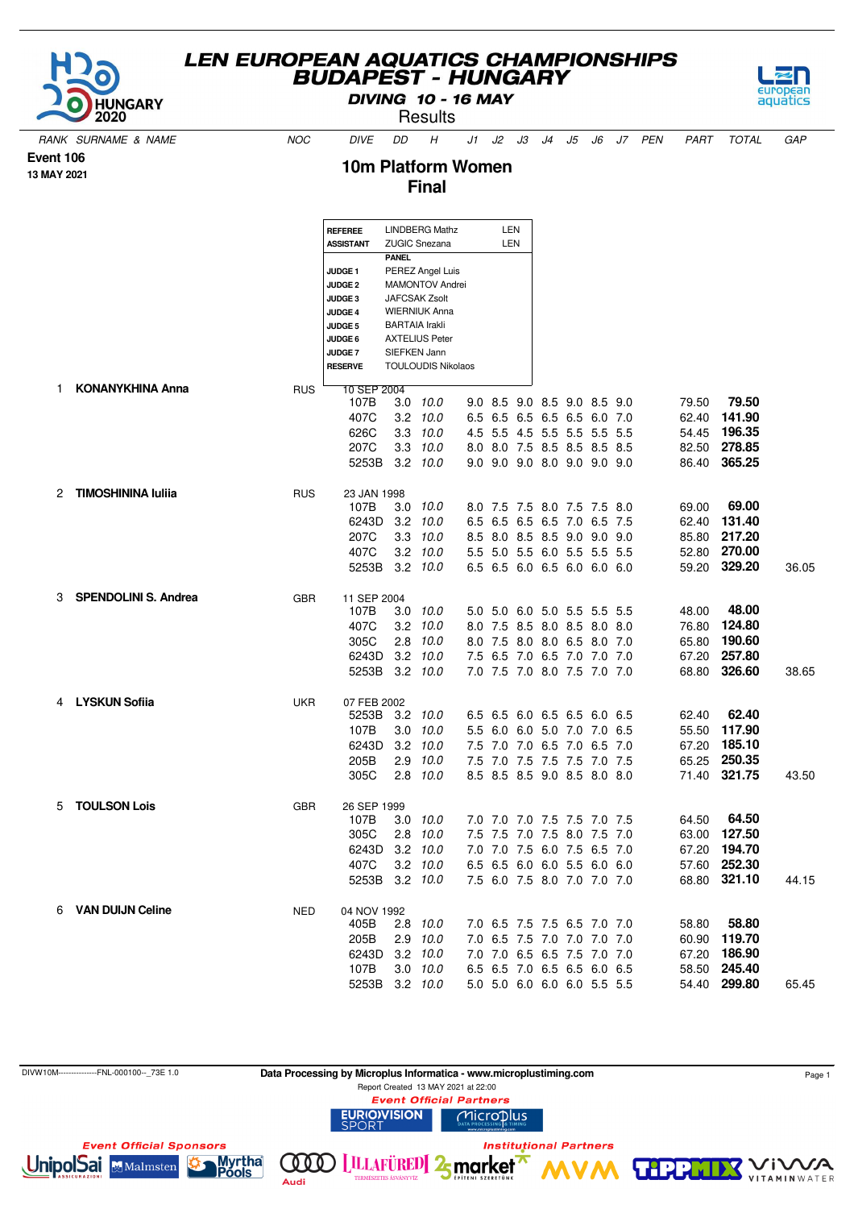# LEN EUROPEAN AQUATICS CHAMPIONSHIPS
## BUDAPEST - HUNGARY

**DIVING 10 - 16 MAY**

Results

**Event 106**
**13 MAY 2021**

## 10m Platform Women
## Final

| | | |
|---|---|---|
| **REFEREE** | LINDBERG Mathz | LEN |
| **ASSISTANT** | ZUGIC Snezana | LEN |
| | **PANEL** | |
| **JUDGE 1** | PEREZ Angel Luis | |
| **JUDGE 2** | MAMONTOV Andrei | |
| **JUDGE 3** | JAFCSAK Zsolt | |
| **JUDGE 4** | WIERNIUK Anna | |
| **JUDGE 5** | BARTAIA Irakli | |
| **JUDGE 6** | AXTELIUS Peter | |
| **JUDGE 7** | SIEFKEN Jann | |
| **RESERVE** | TOULOUDIS Nikolaos | |

| RANK | SURNAME & NAME | NOC | DIVE | DD | H | J1 | J2 | J3 | J4 | J5 | J6 | J7 | PEN | PART | TOTAL | GAP |
|---|---|---|---|---|---|---|---|---|---|---|---|---|---|---|---|---|
| 1 | **KONANYKHINA Anna** | RUS | 10 SEP 2004 | | | | | | | | | | | | | |
| | | | 107B | 3.0 | *10.0* | 9.0 | 8.5 | 9.0 | 8.5 | 9.0 | 8.5 | 9.0 | | 79.50 | **79.50** | |
| | | | 407C | 3.2 | *10.0* | 6.5 | 6.5 | 6.5 | 6.5 | 6.5 | 6.0 | 7.0 | | 62.40 | **141.90** | |
| | | | 626C | 3.3 | *10.0* | 4.5 | 5.5 | 4.5 | 5.5 | 5.5 | 5.5 | 5.5 | | 54.45 | **196.35** | |
| | | | 207C | 3.3 | *10.0* | 8.0 | 8.0 | 7.5 | 8.5 | 8.5 | 8.5 | 8.5 | | 82.50 | **278.85** | |
| | | | 5253B | 3.2 | *10.0* | 9.0 | 9.0 | 9.0 | 8.0 | 9.0 | 9.0 | 9.0 | | 86.40 | **365.25** | |
| 2 | **TIMOSHININA Iuliia** | RUS | 23 JAN 1998 | | | | | | | | | | | | | |
| | | | 107B | 3.0 | *10.0* | 8.0 | 7.5 | 7.5 | 8.0 | 7.5 | 7.5 | 8.0 | | 69.00 | **69.00** | |
| | | | 6243D | 3.2 | *10.0* | 6.5 | 6.5 | 6.5 | 6.5 | 7.0 | 6.5 | 7.5 | | 62.40 | **131.40** | |
| | | | 207C | 3.3 | *10.0* | 8.5 | 8.0 | 8.5 | 8.5 | 9.0 | 9.0 | 9.0 | | 85.80 | **217.20** | |
| | | | 407C | 3.2 | *10.0* | 5.5 | 5.0 | 5.5 | 6.0 | 5.5 | 5.5 | 5.5 | | 52.80 | **270.00** | |
| | | | 5253B | 3.2 | *10.0* | 6.5 | 6.5 | 6.0 | 6.5 | 6.0 | 6.0 | 6.0 | | 59.20 | **329.20** | 36.05 |
| 3 | **SPENDOLINI S. Andrea** | GBR | 11 SEP 2004 | | | | | | | | | | | | | |
| | | | 107B | 3.0 | *10.0* | 5.0 | 5.0 | 6.0 | 5.0 | 5.5 | 5.5 | 5.5 | | 48.00 | **48.00** | |
| | | | 407C | 3.2 | *10.0* | 8.0 | 7.5 | 8.5 | 8.0 | 8.5 | 8.0 | 8.0 | | 76.80 | **124.80** | |
| | | | 305C | 2.8 | *10.0* | 8.0 | 7.5 | 8.0 | 8.0 | 6.5 | 8.0 | 7.0 | | 65.80 | **190.60** | |
| | | | 6243D | 3.2 | *10.0* | 7.5 | 6.5 | 7.0 | 6.5 | 7.0 | 7.0 | 7.0 | | 67.20 | **257.80** | |
| | | | 5253B | 3.2 | *10.0* | 7.0 | 7.5 | 7.0 | 8.0 | 7.5 | 7.0 | 7.0 | | 68.80 | **326.60** | 38.65 |
| 4 | **LYSKUN Sofiia** | UKR | 07 FEB 2002 | | | | | | | | | | | | | |
| | | | 5253B | 3.2 | *10.0* | 6.5 | 6.5 | 6.0 | 6.5 | 6.5 | 6.0 | 6.5 | | 62.40 | **62.40** | |
| | | | 107B | 3.0 | *10.0* | 5.5 | 6.0 | 6.0 | 5.0 | 7.0 | 7.0 | 6.5 | | 55.50 | **117.90** | |
| | | | 6243D | 3.2 | *10.0* | 7.5 | 7.0 | 7.0 | 6.5 | 7.0 | 6.5 | 7.0 | | 67.20 | **185.10** | |
| | | | 205B | 2.9 | *10.0* | 7.5 | 7.0 | 7.5 | 7.5 | 7.5 | 7.0 | 7.5 | | 65.25 | **250.35** | |
| | | | 305C | 2.8 | *10.0* | 8.5 | 8.5 | 8.5 | 9.0 | 8.5 | 8.0 | 8.0 | | 71.40 | **321.75** | 43.50 |
| 5 | **TOULSON Lois** | GBR | 26 SEP 1999 | | | | | | | | | | | | | |
| | | | 107B | 3.0 | *10.0* | 7.0 | 7.0 | 7.0 | 7.5 | 7.5 | 7.0 | 7.5 | | 64.50 | **64.50** | |
| | | | 305C | 2.8 | *10.0* | 7.5 | 7.5 | 7.0 | 7.5 | 8.0 | 7.5 | 7.0 | | 63.00 | **127.50** | |
| | | | 6243D | 3.2 | *10.0* | 7.0 | 7.0 | 7.5 | 6.0 | 7.5 | 6.5 | 7.0 | | 67.20 | **194.70** | |
| | | | 407C | 3.2 | *10.0* | 6.5 | 6.5 | 6.0 | 6.0 | 5.5 | 6.0 | 6.0 | | 57.60 | **252.30** | |
| | | | 5253B | 3.2 | *10.0* | 7.5 | 6.0 | 7.5 | 8.0 | 7.0 | 7.0 | 7.0 | | 68.80 | **321.10** | 44.15 |
| 6 | **VAN DUIJN Celine** | NED | 04 NOV 1992 | | | | | | | | | | | | | |
| | | | 405B | 2.8 | *10.0* | 7.0 | 6.5 | 7.5 | 7.5 | 6.5 | 7.0 | 7.0 | | 58.80 | **58.80** | |
| | | | 205B | 2.9 | *10.0* | 7.0 | 6.5 | 7.5 | 7.0 | 7.0 | 7.0 | 7.0 | | 60.90 | **119.70** | |
| | | | 6243D | 3.2 | *10.0* | 7.0 | 7.0 | 6.5 | 6.5 | 7.5 | 7.0 | 7.0 | | 67.20 | **186.90** | |
| | | | 107B | 3.0 | *10.0* | 6.5 | 6.5 | 7.0 | 6.5 | 6.5 | 6.0 | 6.5 | | 58.50 | **245.40** | |
| | | | 5253B | 3.2 | *10.0* | 5.0 | 5.0 | 6.0 | 6.0 | 6.0 | 5.5 | 5.5 | | 54.40 | **299.80** | 65.45 |

DIVW10M--------------FNL-000100--_73E 1.0

**Data Processing by Microplus Informatica - www.microplustiming.com**

Report Created 13 MAY 2021 at 22:00

*Event Official Partners* · *Event Official Sponsors* · *Institutional Partners*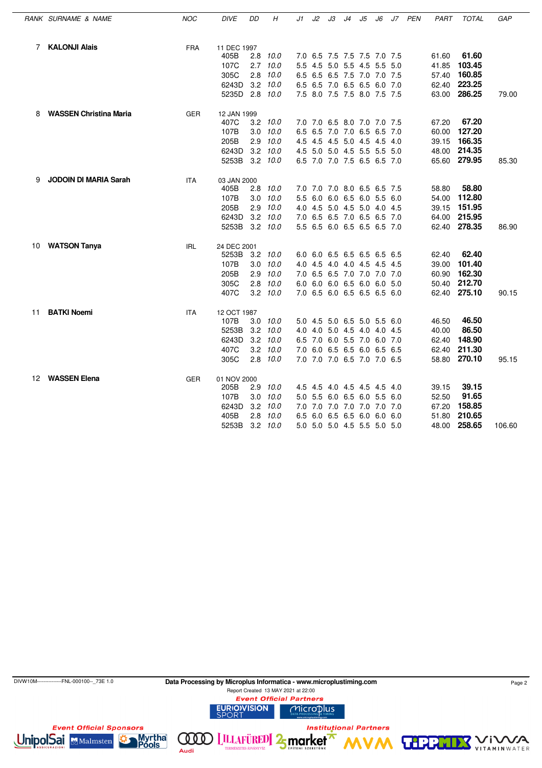| RANK | SURNAME & NAME | NOC | DIVE | DD | H | J1 | J2 | J3 | J4 | J5 | J6 | J7 | PEN | PART | TOTAL | GAP |
|---|---|---|---|---|---|---|---|---|---|---|---|---|---|---|---|---|
| 7 | **KALONJI Alais** | FRA | 11 DEC 1997 | | | | | | | | | | | | | |
| | | | 405B | 2.8 | *10.0* | 7.0 | 6.5 | 7.5 | 7.5 | 7.5 | 7.0 | 7.5 | | 61.60 | **61.60** | |
| | | | 107C | 2.7 | *10.0* | 5.5 | 4.5 | 5.0 | 5.5 | 4.5 | 5.5 | 5.0 | | 41.85 | **103.45** | |
| | | | 305C | 2.8 | *10.0* | 6.5 | 6.5 | 6.5 | 7.5 | 7.0 | 7.0 | 7.5 | | 57.40 | **160.85** | |
| | | | 6243D | 3.2 | *10.0* | 6.5 | 6.5 | 7.0 | 6.5 | 6.5 | 6.0 | 7.0 | | 62.40 | **223.25** | |
| | | | 5235D | 2.8 | *10.0* | 7.5 | 8.0 | 7.5 | 7.5 | 8.0 | 7.5 | 7.5 | | 63.00 | **286.25** | 79.00 |
| 8 | **WASSEN Christina Maria** | GER | 12 JAN 1999 | | | | | | | | | | | | | |
| | | | 407C | 3.2 | *10.0* | 7.0 | 7.0 | 6.5 | 8.0 | 7.0 | 7.0 | 7.5 | | 67.20 | **67.20** | |
| | | | 107B | 3.0 | *10.0* | 6.5 | 6.5 | 7.0 | 7.0 | 6.5 | 6.5 | 7.0 | | 60.00 | **127.20** | |
| | | | 205B | 2.9 | *10.0* | 4.5 | 4.5 | 4.5 | 5.0 | 4.5 | 4.5 | 4.0 | | 39.15 | **166.35** | |
| | | | 6243D | 3.2 | *10.0* | 4.5 | 5.0 | 5.0 | 4.5 | 5.5 | 5.5 | 5.0 | | 48.00 | **214.35** | |
| | | | 5253B | 3.2 | *10.0* | 6.5 | 7.0 | 7.0 | 7.5 | 6.5 | 6.5 | 7.0 | | 65.60 | **279.95** | 85.30 |
| 9 | **JODOIN DI MARIA Sarah** | ITA | 03 JAN 2000 | | | | | | | | | | | | | |
| | | | 405B | 2.8 | *10.0* | 7.0 | 7.0 | 7.0 | 8.0 | 6.5 | 6.5 | 7.5 | | 58.80 | **58.80** | |
| | | | 107B | 3.0 | *10.0* | 5.5 | 6.0 | 6.0 | 6.5 | 6.0 | 5.5 | 6.0 | | 54.00 | **112.80** | |
| | | | 205B | 2.9 | *10.0* | 4.0 | 4.5 | 5.0 | 4.5 | 5.0 | 4.0 | 4.5 | | 39.15 | **151.95** | |
| | | | 6243D | 3.2 | *10.0* | 7.0 | 6.5 | 6.5 | 7.0 | 6.5 | 6.5 | 7.0 | | 64.00 | **215.95** | |
| | | | 5253B | 3.2 | *10.0* | 5.5 | 6.5 | 6.0 | 6.5 | 6.5 | 6.5 | 7.0 | | 62.40 | **278.35** | 86.90 |
| 10 | **WATSON Tanya** | IRL | 24 DEC 2001 | | | | | | | | | | | | | |
| | | | 5253B | 3.2 | *10.0* | 6.0 | 6.0 | 6.5 | 6.5 | 6.5 | 6.5 | 6.5 | | 62.40 | **62.40** | |
| | | | 107B | 3.0 | *10.0* | 4.0 | 4.5 | 4.0 | 4.0 | 4.5 | 4.5 | 4.5 | | 39.00 | **101.40** | |
| | | | 205B | 2.9 | *10.0* | 7.0 | 6.5 | 6.5 | 7.0 | 7.0 | 7.0 | 7.0 | | 60.90 | **162.30** | |
| | | | 305C | 2.8 | *10.0* | 6.0 | 6.0 | 6.0 | 6.5 | 6.0 | 6.0 | 5.0 | | 50.40 | **212.70** | |
| | | | 407C | 3.2 | *10.0* | 7.0 | 6.5 | 6.0 | 6.5 | 6.5 | 6.5 | 6.0 | | 62.40 | **275.10** | 90.15 |
| 11 | **BATKI Noemi** | ITA | 12 OCT 1987 | | | | | | | | | | | | | |
| | | | 107B | 3.0 | *10.0* | 5.0 | 4.5 | 5.0 | 6.5 | 5.0 | 5.5 | 6.0 | | 46.50 | **46.50** | |
| | | | 5253B | 3.2 | *10.0* | 4.0 | 4.0 | 5.0 | 4.5 | 4.0 | 4.0 | 4.5 | | 40.00 | **86.50** | |
| | | | 6243D | 3.2 | *10.0* | 6.5 | 7.0 | 6.0 | 5.5 | 7.0 | 6.0 | 7.0 | | 62.40 | **148.90** | |
| | | | 407C | 3.2 | *10.0* | 7.0 | 6.0 | 6.5 | 6.5 | 6.0 | 6.5 | 6.5 | | 62.40 | **211.30** | |
| | | | 305C | 2.8 | *10.0* | 7.0 | 7.0 | 7.0 | 6.5 | 7.0 | 7.0 | 6.5 | | 58.80 | **270.10** | 95.15 |
| 12 | **WASSEN Elena** | GER | 01 NOV 2000 | | | | | | | | | | | | | |
| | | | 205B | 2.9 | *10.0* | 4.5 | 4.5 | 4.0 | 4.5 | 4.5 | 4.5 | 4.0 | | 39.15 | **39.15** | |
| | | | 107B | 3.0 | *10.0* | 5.0 | 5.5 | 6.0 | 6.5 | 6.0 | 5.5 | 6.0 | | 52.50 | **91.65** | |
| | | | 6243D | 3.2 | *10.0* | 7.0 | 7.0 | 7.0 | 7.0 | 7.0 | 7.0 | 7.0 | | 67.20 | **158.85** | |
| | | | 405B | 2.8 | *10.0* | 6.5 | 6.0 | 6.5 | 6.5 | 6.0 | 6.0 | 6.0 | | 51.80 | **210.65** | |
| | | | 5253B | 3.2 | *10.0* | 5.0 | 5.0 | 5.0 | 4.5 | 5.5 | 5.0 | 5.0 | | 48.00 | **258.65** | 106.60 |

DIVW10M---------------FNL-000100--_73E 1.0

**Data Processing by Microplus Informatica - www.microplustiming.com**

Report Created 13 MAY 2021 at 22:00

*Event Official Partners*

*Event Official Sponsors*

*Institutional Partners*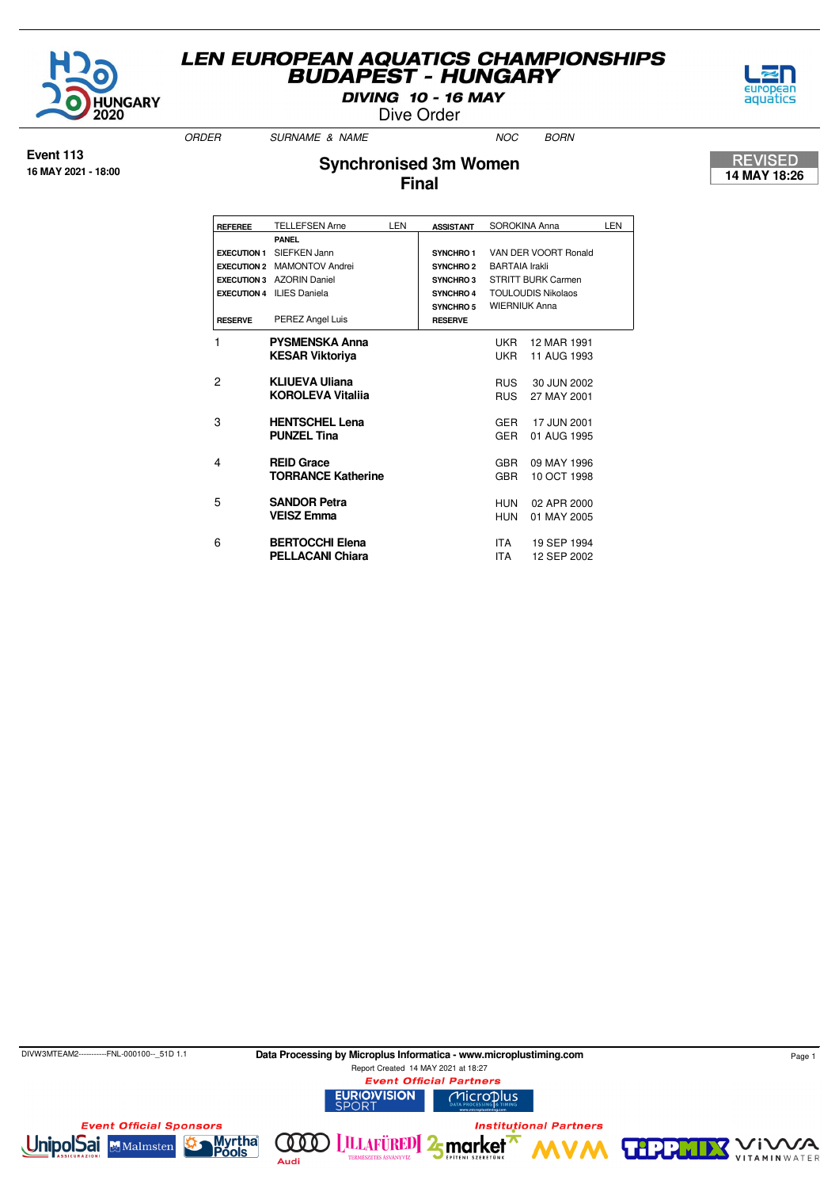# LEN EUROPEAN AQUATICS CHAMPIONSHIPS
# BUDAPEST - HUNGARY

**DIVING 10 - 16 MAY**

Dive Order

**Event 113**
**16 MAY 2021 - 18:00**

## Synchronised 3m Women
## Final

**REVISED**
**14 MAY 18:26**

| | | | | | |
|---|---|---|---|---|---|
| **REFEREE** | TELLEFSEN Arne | LEN | **ASSISTANT** | SOROKINA Anna | LEN |
| | **PANEL** | | | | |
| **EXECUTION 1** | SIEFKEN Jann | | **SYNCHRO 1** | VAN DER VOORT Ronald | |
| **EXECUTION 2** | MAMONTOV Andrei | | **SYNCHRO 2** | BARTAIA Irakli | |
| **EXECUTION 3** | AZORIN Daniel | | **SYNCHRO 3** | STRITT BURK Carmen | |
| **EXECUTION 4** | ILIES Daniela | | **SYNCHRO 4** | TOULOUDIS Nikolaos | |
| | | | **SYNCHRO 5** | WIERNIUK Anna | |
| **RESERVE** | PEREZ Angel Luis | | **RESERVE** | | |

| ORDER | SURNAME & NAME | NOC | BORN |
|---|---|---|---|
| 1 | **PYSMENSKA Anna** | UKR | 12 MAR 1991 |
| | **KESAR Viktoriya** | UKR | 11 AUG 1993 |
| 2 | **KLIUEVA Uliana** | RUS | 30 JUN 2002 |
| | **KOROLEVA Vitaliia** | RUS | 27 MAY 2001 |
| 3 | **HENTSCHEL Lena** | GER | 17 JUN 2001 |
| | **PUNZEL Tina** | GER | 01 AUG 1995 |
| 4 | **REID Grace** | GBR | 09 MAY 1996 |
| | **TORRANCE Katherine** | GBR | 10 OCT 1998 |
| 5 | **SANDOR Petra** | HUN | 02 APR 2000 |
| | **VEISZ Emma** | HUN | 01 MAY 2005 |
| 6 | **BERTOCCHI Elena** | ITA | 19 SEP 1994 |
| | **PELLACANI Chiara** | ITA | 12 SEP 2002 |

DIVW3MTEAM2-----------FNL-000100--_51D 1.1

**Data Processing by Microplus Informatica - www.microplustiming.com**

Report Created 14 MAY 2021 at 18:27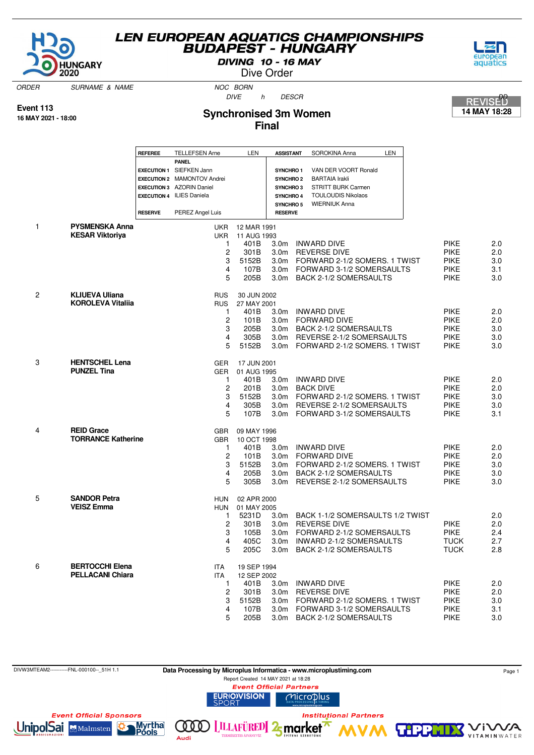# LEN EUROPEAN AQUATICS CHAMPIONSHIPS
## BUDAPEST - HUNGARY

**DIVING 10 - 16 MAY**

Dive Order

ORDER | SURNAME & NAME | NOC BORN | DIVE | h | DESCR | DD

**Event 113**
**16 MAY 2021 - 18:00**

## Synchronised 3m Women
## Final

REVISED
**14 MAY 18:28**

| | | | | |
|---|---|---|---|---|
| **REFEREE** | TELLEFSEN Arne | LEN | **ASSISTANT** | SOROKINA Anna LEN |
| | **PANEL** | | | |
| **EXECUTION 1** | SIEFKEN Jann | | **SYNCHRO 1** | VAN DER VOORT Ronald |
| **EXECUTION 2** | MAMONTOV Andrei | | **SYNCHRO 2** | BARTAIA Irakli |
| **EXECUTION 3** | AZORIN Daniel | | **SYNCHRO 3** | STRITT BURK Carmen |
| **EXECUTION 4** | ILIES Daniela | | **SYNCHRO 4** | TOULOUDIS Nikolaos |
| | | | **SYNCHRO 5** | WIERNIUK Anna |
| **RESERVE** | PEREZ Angel Luis | | **RESERVE** | |

| ORDER | SURNAME & NAME | NOC | BORN / DIVE | h | DESCR | | DD |
|---|---|---|---|---|---|---|---|
| 1 | **PYSMENSKA Anna** | UKR | 12 MAR 1991 | | | | |
| | **KESAR Viktoriya** | UKR | 11 AUG 1993 | | | | |
| | | 1 | 401B | 3.0m | INWARD DIVE | PIKE | 2.0 |
| | | 2 | 301B | 3.0m | REVERSE DIVE | PIKE | 2.0 |
| | | 3 | 5152B | 3.0m | FORWARD 2-1/2 SOMERS. 1 TWIST | PIKE | 3.0 |
| | | 4 | 107B | 3.0m | FORWARD 3-1/2 SOMERSAULTS | PIKE | 3.1 |
| | | 5 | 205B | 3.0m | BACK 2-1/2 SOMERSAULTS | PIKE | 3.0 |
| 2 | **KLIUEVA Uliana** | RUS | 30 JUN 2002 | | | | |
| | **KOROLEVA Vitaliia** | RUS | 27 MAY 2001 | | | | |
| | | 1 | 401B | 3.0m | INWARD DIVE | PIKE | 2.0 |
| | | 2 | 101B | 3.0m | FORWARD DIVE | PIKE | 2.0 |
| | | 3 | 205B | 3.0m | BACK 2-1/2 SOMERSAULTS | PIKE | 3.0 |
| | | 4 | 305B | 3.0m | REVERSE 2-1/2 SOMERSAULTS | PIKE | 3.0 |
| | | 5 | 5152B | 3.0m | FORWARD 2-1/2 SOMERS. 1 TWIST | PIKE | 3.0 |
| 3 | **HENTSCHEL Lena** | GER | 17 JUN 2001 | | | | |
| | **PUNZEL Tina** | GER | 01 AUG 1995 | | | | |
| | | 1 | 401B | 3.0m | INWARD DIVE | PIKE | 2.0 |
| | | 2 | 201B | 3.0m | BACK DIVE | PIKE | 2.0 |
| | | 3 | 5152B | 3.0m | FORWARD 2-1/2 SOMERS. 1 TWIST | PIKE | 3.0 |
| | | 4 | 305B | 3.0m | REVERSE 2-1/2 SOMERSAULTS | PIKE | 3.0 |
| | | 5 | 107B | 3.0m | FORWARD 3-1/2 SOMERSAULTS | PIKE | 3.1 |
| 4 | **REID Grace** | GBR | 09 MAY 1996 | | | | |
| | **TORRANCE Katherine** | GBR | 10 OCT 1998 | | | | |
| | | 1 | 401B | 3.0m | INWARD DIVE | PIKE | 2.0 |
| | | 2 | 101B | 3.0m | FORWARD DIVE | PIKE | 2.0 |
| | | 3 | 5152B | 3.0m | FORWARD 2-1/2 SOMERS. 1 TWIST | PIKE | 3.0 |
| | | 4 | 205B | 3.0m | BACK 2-1/2 SOMERSAULTS | PIKE | 3.0 |
| | | 5 | 305B | 3.0m | REVERSE 2-1/2 SOMERSAULTS | PIKE | 3.0 |
| 5 | **SANDOR Petra** | HUN | 02 APR 2000 | | | | |
| | **VEISZ Emma** | HUN | 01 MAY 2005 | | | | |
| | | 1 | 5231D | 3.0m | BACK 1-1/2 SOMERSAULTS 1/2 TWIST | | 2.0 |
| | | 2 | 301B | 3.0m | REVERSE DIVE | PIKE | 2.0 |
| | | 3 | 105B | 3.0m | FORWARD 2-1/2 SOMERSAULTS | PIKE | 2.4 |
| | | 4 | 405C | 3.0m | INWARD 2-1/2 SOMERSAULTS | TUCK | 2.7 |
| | | 5 | 205C | 3.0m | BACK 2-1/2 SOMERSAULTS | TUCK | 2.8 |
| 6 | **BERTOCCHI Elena** | ITA | 19 SEP 1994 | | | | |
| | **PELLACANI Chiara** | ITA | 12 SEP 2002 | | | | |
| | | 1 | 401B | 3.0m | INWARD DIVE | PIKE | 2.0 |
| | | 2 | 301B | 3.0m | REVERSE DIVE | PIKE | 2.0 |
| | | 3 | 5152B | 3.0m | FORWARD 2-1/2 SOMERS. 1 TWIST | PIKE | 3.0 |
| | | 4 | 107B | 3.0m | FORWARD 3-1/2 SOMERSAULTS | PIKE | 3.1 |
| | | 5 | 205B | 3.0m | BACK 2-1/2 SOMERSAULTS | PIKE | 3.0 |

DIVW3MTEAM2-----------FNL-000100--_51H 1.1

**Data Processing by Microplus Informatica - www.microplustiming.com**

Report Created 14 MAY 2021 at 18:28

*Event Official Partners*

*Event Official Sponsors*

*Institutional Partners*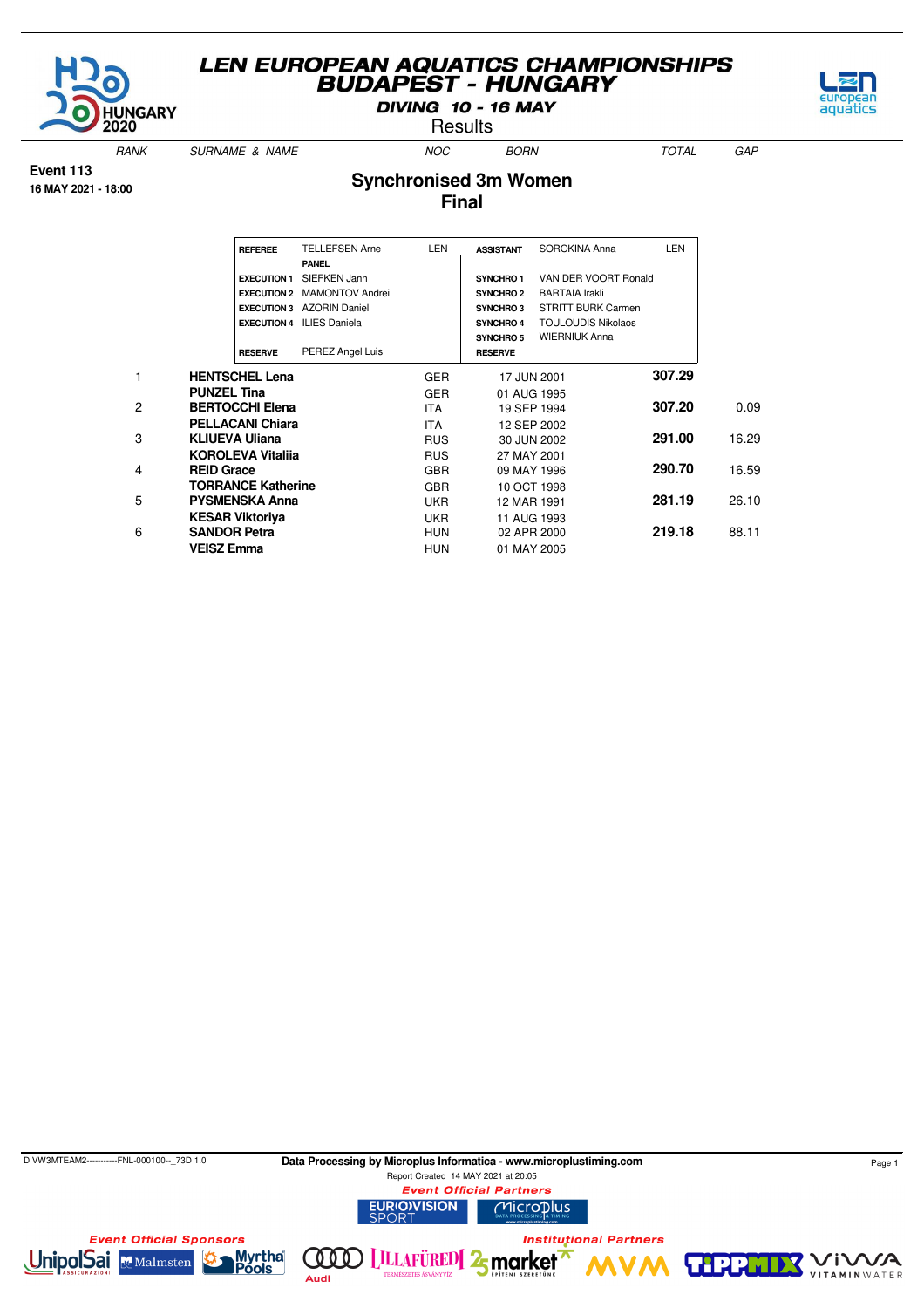# LEN EUROPEAN AQUATICS CHAMPIONSHIPS BUDAPEST - HUNGARY

**DIVING 10 - 16 MAY**

Results

**Event 113**
**16 MAY 2021 - 18:00**

## Synchronised 3m Women
## Final

| | | | | | |
|---|---|---|---|---|---|
| **REFEREE** | TELLEFSEN Arne | LEN | **ASSISTANT** | SOROKINA Anna | LEN |
| | **PANEL** | | | | |
| **EXECUTION 1** | SIEFKEN Jann | | **SYNCHRO 1** | VAN DER VOORT Ronald | |
| **EXECUTION 2** | MAMONTOV Andrei | | **SYNCHRO 2** | BARTAIA Irakli | |
| **EXECUTION 3** | AZORIN Daniel | | **SYNCHRO 3** | STRITT BURK Carmen | |
| **EXECUTION 4** | ILIES Daniela | | **SYNCHRO 4** | TOULOUDIS Nikolaos | |
| | | | **SYNCHRO 5** | WIERNIUK Anna | |
| **RESERVE** | PEREZ Angel Luis | | **RESERVE** | | |

| RANK | SURNAME & NAME | NOC | BORN | TOTAL | GAP |
|---|---|---|---|---|---|
| 1 | **HENTSCHEL Lena** | GER | 17 JUN 2001 | **307.29** | |
| | **PUNZEL Tina** | GER | 01 AUG 1995 | | |
| 2 | **BERTOCCHI Elena** | ITA | 19 SEP 1994 | **307.20** | 0.09 |
| | **PELLACANI Chiara** | ITA | 12 SEP 2002 | | |
| 3 | **KLIUEVA Uliana** | RUS | 30 JUN 2002 | **291.00** | 16.29 |
| | **KOROLEVA Vitaliia** | RUS | 27 MAY 2001 | | |
| 4 | **REID Grace** | GBR | 09 MAY 1996 | **290.70** | 16.59 |
| | **TORRANCE Katherine** | GBR | 10 OCT 1998 | | |
| 5 | **PYSMENSKA Anna** | UKR | 12 MAR 1991 | **281.19** | 26.10 |
| | **KESAR Viktoriya** | UKR | 11 AUG 1993 | | |
| 6 | **SANDOR Petra** | HUN | 02 APR 2000 | **219.18** | 88.11 |
| | **VEISZ Emma** | HUN | 01 MAY 2005 | | |

DIVW3MTEAM2-----------FNL-000100--_73D 1.0

**Data Processing by Microplus Informatica - www.microplustiming.com**

Report Created 14 MAY 2021 at 20:05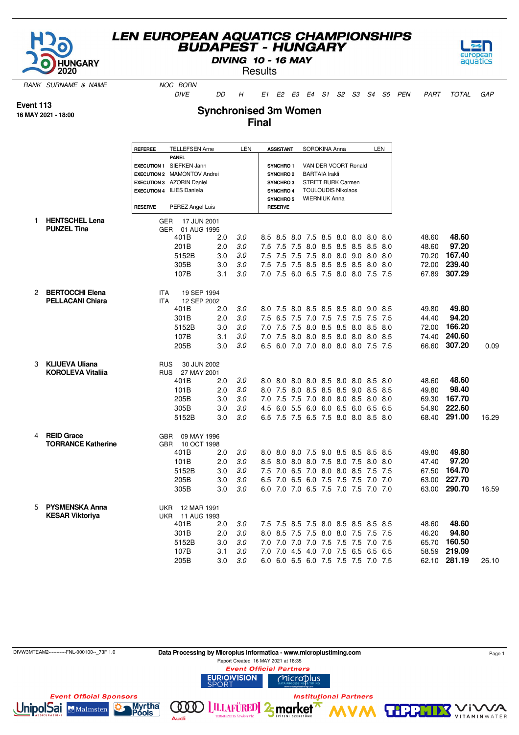# LEN EUROPEAN AQUATICS CHAMPIONSHIPS
## BUDAPEST - HUNGARY
### DIVING 10 - 16 MAY
Results

**Event 113**
**16 MAY 2021 - 18:00**

## Synchronised 3m Women
## Final

| REFEREE | TELLEFSEN Arne | LEN | ASSISTANT | SOROKINA Anna | LEN |
|---|---|---|---|---|---|
| | PANEL | | | | |
| EXECUTION 1 | SIEFKEN Jann | | SYNCHRO 1 | VAN DER VOORT Ronald | |
| EXECUTION 2 | MAMONTOV Andrei | | SYNCHRO 2 | BARTAIA Irakli | |
| EXECUTION 3 | AZORIN Daniel | | SYNCHRO 3 | STRITT BURK Carmen | |
| EXECUTION 4 | ILIES Daniela | | SYNCHRO 4 | TOULOUDIS Nikolaos | |
| | | | SYNCHRO 5 | WIERNIUK Anna | |
| RESERVE | PEREZ Angel Luis | | RESERVE | | |

| RANK | SURNAME & NAME | NOC | BORN | DIVE | DD | H | E1 | E2 | E3 | E4 | S1 | S2 | S3 | S4 | S5 | PEN | PART | TOTAL | GAP |
|---|---|---|---|---|---|---|---|---|---|---|---|---|---|---|---|---|---|---|---|
| 1 | **HENTSCHEL Lena** | GER | 17 JUN 2001 | | | | | | | | | | | | | | | | |
| | **PUNZEL Tina** | GER | 01 AUG 1995 | | | | | | | | | | | | | | | | |
| | | | | 401B | 2.0 | 3.0 | 8.5 | 8.5 | 8.0 | 7.5 | 8.5 | 8.0 | 8.0 | 8.0 | 8.0 | | 48.60 | **48.60** | |
| | | | | 201B | 2.0 | 3.0 | 7.5 | 7.5 | 7.5 | 8.0 | 8.5 | 8.5 | 8.5 | 8.5 | 8.0 | | 48.60 | **97.20** | |
| | | | | 5152B | 3.0 | 3.0 | 7.5 | 7.5 | 7.5 | 7.5 | 8.0 | 8.0 | 9.0 | 8.0 | 8.0 | | 70.20 | **167.40** | |
| | | | | 305B | 3.0 | 3.0 | 7.5 | 7.5 | 7.5 | 8.5 | 8.5 | 8.5 | 8.5 | 8.0 | 8.0 | | 72.00 | **239.40** | |
| | | | | 107B | 3.1 | 3.0 | 7.0 | 7.5 | 6.0 | 6.5 | 7.5 | 8.0 | 8.0 | 7.5 | 7.5 | | 67.89 | **307.29** | |
| 2 | **BERTOCCHI Elena** | ITA | 19 SEP 1994 | | | | | | | | | | | | | | | | |
| | **PELLACANI Chiara** | ITA | 12 SEP 2002 | | | | | | | | | | | | | | | | |
| | | | | 401B | 2.0 | 3.0 | 8.0 | 7.5 | 8.0 | 8.5 | 8.5 | 8.5 | 8.0 | 9.0 | 8.5 | | 49.80 | **49.80** | |
| | | | | 301B | 2.0 | 3.0 | 7.5 | 6.5 | 7.5 | 7.0 | 7.5 | 7.5 | 7.5 | 7.5 | 7.5 | | 44.40 | **94.20** | |
| | | | | 5152B | 3.0 | 3.0 | 7.0 | 7.5 | 7.5 | 8.0 | 8.5 | 8.5 | 8.0 | 8.5 | 8.0 | | 72.00 | **166.20** | |
| | | | | 107B | 3.1 | 3.0 | 7.0 | 7.5 | 8.0 | 8.0 | 8.5 | 8.0 | 8.0 | 8.0 | 8.5 | | 74.40 | **240.60** | |
| | | | | 205B | 3.0 | 3.0 | 6.5 | 6.0 | 7.0 | 7.0 | 8.0 | 8.0 | 8.0 | 7.5 | 7.5 | | 66.60 | **307.20** | 0.09 |
| 3 | **KLIUEVA Uliana** | RUS | 30 JUN 2002 | | | | | | | | | | | | | | | | |
| | **KOROLEVA Vitaliia** | RUS | 27 MAY 2001 | | | | | | | | | | | | | | | | |
| | | | | 401B | 2.0 | 3.0 | 8.0 | 8.0 | 8.0 | 8.0 | 8.5 | 8.0 | 8.0 | 8.5 | 8.0 | | 48.60 | **48.60** | |
| | | | | 101B | 2.0 | 3.0 | 8.0 | 7.5 | 8.0 | 8.5 | 8.5 | 8.5 | 9.0 | 8.5 | 8.5 | | 49.80 | **98.40** | |
| | | | | 205B | 3.0 | 3.0 | 7.0 | 7.5 | 7.5 | 7.0 | 8.0 | 8.0 | 8.5 | 8.0 | 8.0 | | 69.30 | **167.70** | |
| | | | | 305B | 3.0 | 3.0 | 4.5 | 6.0 | 5.5 | 6.0 | 6.0 | 6.5 | 6.0 | 6.5 | 6.5 | | 54.90 | **222.60** | |
| | | | | 5152B | 3.0 | 3.0 | 6.5 | 7.5 | 7.5 | 6.5 | 7.5 | 8.0 | 8.0 | 8.5 | 8.0 | | 68.40 | **291.00** | 16.29 |
| 4 | **REID Grace** | GBR | 09 MAY 1996 | | | | | | | | | | | | | | | | |
| | **TORRANCE Katherine** | GBR | 10 OCT 1998 | | | | | | | | | | | | | | | | |
| | | | | 401B | 2.0 | 3.0 | 8.0 | 8.0 | 8.0 | 7.5 | 9.0 | 8.5 | 8.5 | 8.5 | 8.5 | | 49.80 | **49.80** | |
| | | | | 101B | 2.0 | 3.0 | 8.5 | 8.0 | 8.0 | 8.0 | 7.5 | 8.0 | 7.5 | 8.0 | 8.0 | | 47.40 | **97.20** | |
| | | | | 5152B | 3.0 | 3.0 | 7.5 | 7.0 | 6.5 | 7.0 | 8.0 | 8.0 | 8.5 | 7.5 | 7.5 | | 67.50 | **164.70** | |
| | | | | 205B | 3.0 | 3.0 | 6.5 | 7.0 | 6.5 | 6.0 | 7.5 | 7.5 | 7.5 | 7.0 | 7.0 | | 63.00 | **227.70** | |
| | | | | 305B | 3.0 | 3.0 | 6.0 | 7.0 | 7.0 | 6.5 | 7.5 | 7.0 | 7.5 | 7.0 | 7.0 | | 63.00 | **290.70** | 16.59 |
| 5 | **PYSMENSKA Anna** | UKR | 12 MAR 1991 | | | | | | | | | | | | | | | | |
| | **KESAR Viktoriya** | UKR | 11 AUG 1993 | | | | | | | | | | | | | | | | |
| | | | | 401B | 2.0 | 3.0 | 7.5 | 7.5 | 8.5 | 7.5 | 8.0 | 8.5 | 8.5 | 8.5 | 8.5 | | 48.60 | **48.60** | |
| | | | | 301B | 2.0 | 3.0 | 8.0 | 8.5 | 7.5 | 7.5 | 8.0 | 8.0 | 7.5 | 7.5 | 7.5 | | 46.20 | **94.80** | |
| | | | | 5152B | 3.0 | 3.0 | 7.0 | 7.0 | 7.0 | 7.0 | 7.5 | 7.5 | 7.5 | 7.0 | 7.5 | | 65.70 | **160.50** | |
| | | | | 107B | 3.1 | 3.0 | 7.0 | 7.0 | 4.5 | 4.0 | 7.0 | 7.5 | 6.5 | 6.5 | 6.5 | | 58.59 | **219.09** | |
| | | | | 205B | 3.0 | 3.0 | 6.0 | 6.0 | 6.5 | 6.0 | 7.5 | 7.5 | 7.5 | 7.0 | 7.5 | | 62.10 | **281.19** | 26.10 |

DIVW3MTEAM2-----------FNL-000100--_73F 1.0

Data Processing by Microplus Informatica - www.microplustiming.com
Report Created 16 MAY 2021 at 18:35

Event Official Partners

Event Official Sponsors

Institutional Partners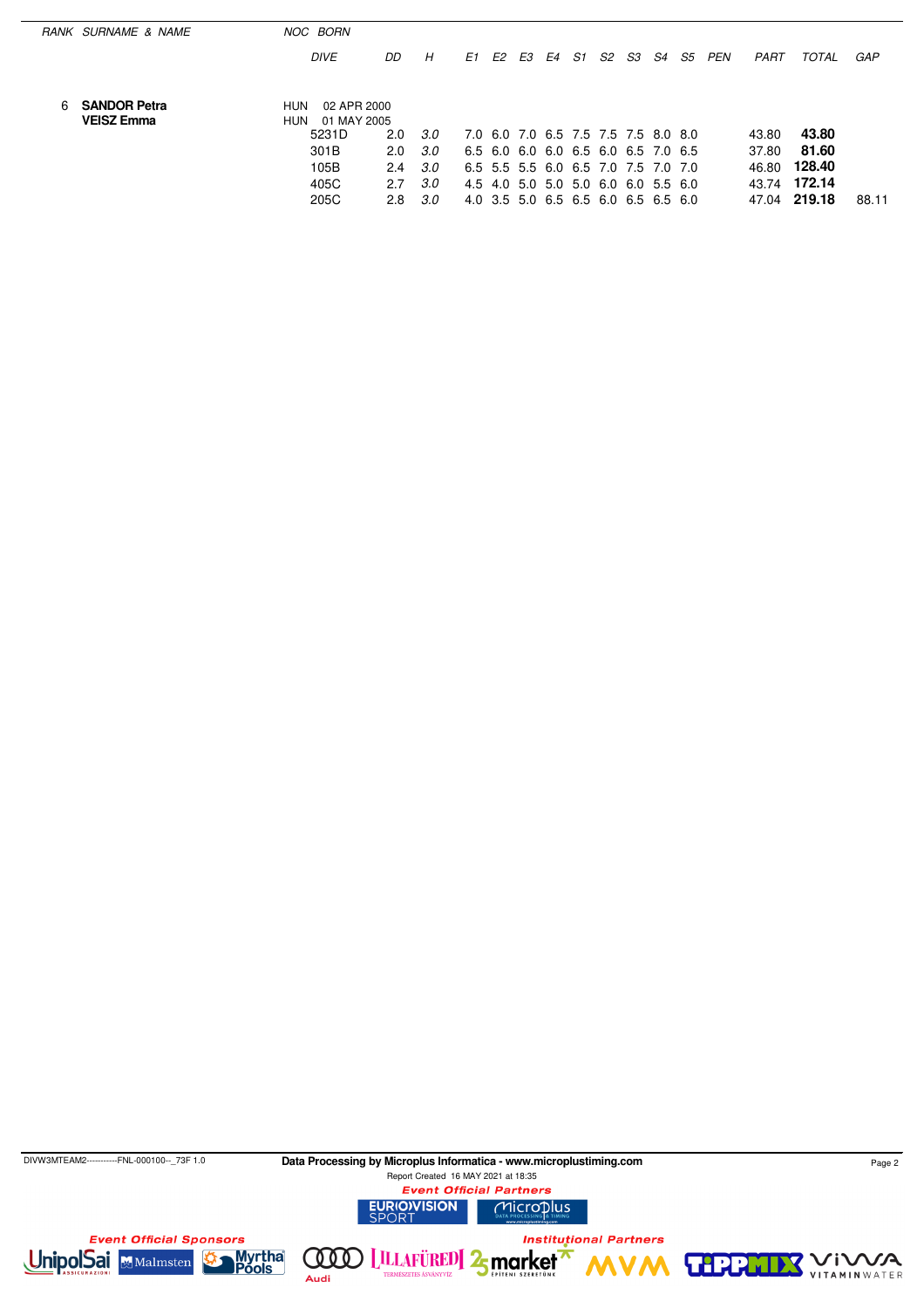| RANK | SURNAME & NAME | NOC | BORN | DIVE | DD | H | E1 | E2 | E3 | E4 | S1 | S2 | S3 | S4 | S5 | PEN | PART | TOTAL | GAP |
|---|---|---|---|---|---|---|---|---|---|---|---|---|---|---|---|---|---|---|---|
| 6 | **SANDOR Petra** | HUN | 02 APR 2000 | | | | | | | | | | | | | | | | |
| | **VEISZ Emma** | HUN | 01 MAY 2005 | | | | | | | | | | | | | | | | |
| | | | | 5231D | 2.0 | 3.0 | 7.0 | 6.0 | 7.0 | 6.5 | 7.5 | 7.5 | 7.5 | 8.0 | 8.0 | | 43.80 | **43.80** | |
| | | | | 301B | 2.0 | 3.0 | 6.5 | 6.0 | 6.0 | 6.0 | 6.5 | 6.0 | 6.5 | 7.0 | 6.5 | | 37.80 | **81.60** | |
| | | | | 105B | 2.4 | 3.0 | 6.5 | 5.5 | 5.5 | 6.0 | 6.5 | 7.0 | 7.5 | 7.0 | 7.0 | | 46.80 | **128.40** | |
| | | | | 405C | 2.7 | 3.0 | 4.5 | 4.0 | 5.0 | 5.0 | 5.0 | 6.0 | 6.0 | 5.5 | 6.0 | | 43.74 | **172.14** | |
| | | | | 205C | 2.8 | 3.0 | 4.0 | 3.5 | 5.0 | 6.5 | 6.5 | 6.0 | 6.5 | 6.5 | 6.0 | | 47.04 | **219.18** | 88.11 |

DIVW3MTEAM2-----------FNL-000100--_73F 1.0

**Data Processing by Microplus Informatica - www.microplustiming.com**

Report Created 16 MAY 2021 at 18:35

*Event Official Partners*

*Event Official Sponsors*

*Institutional Partners*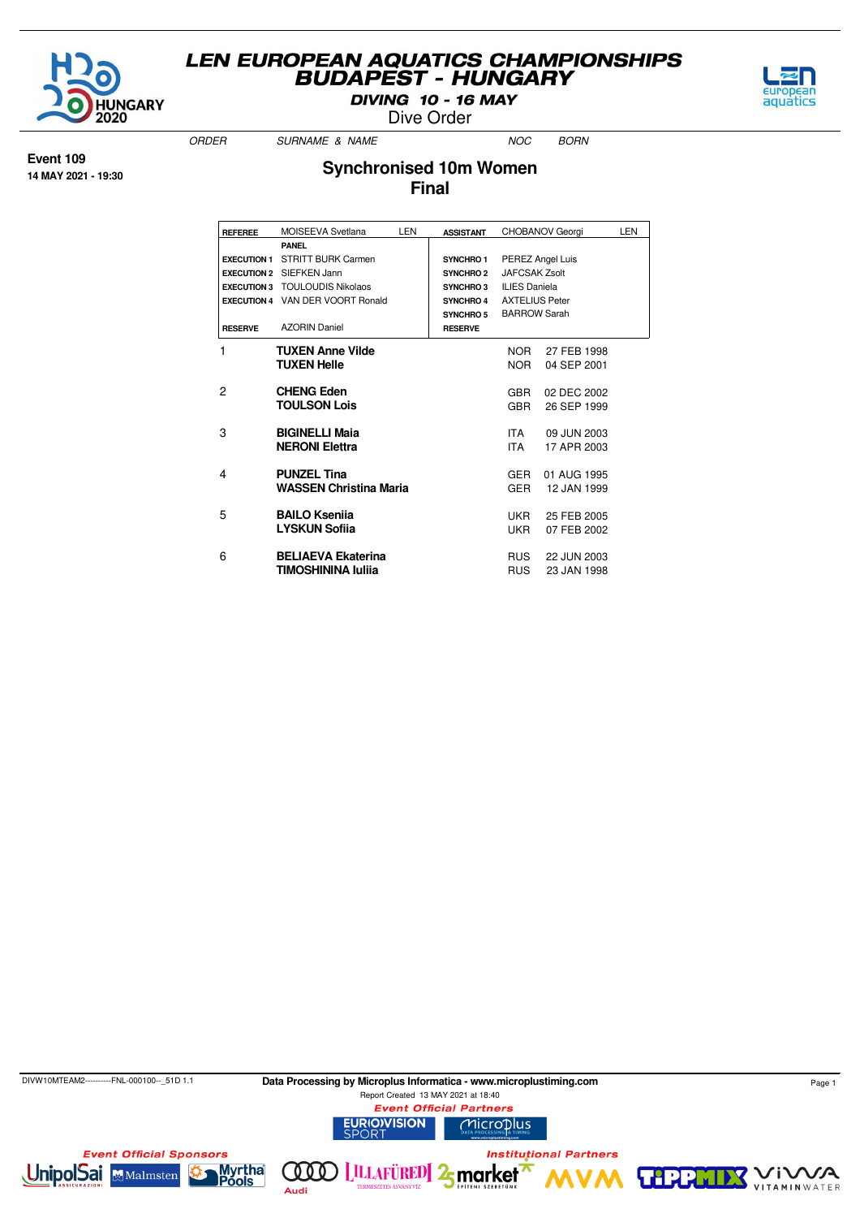# LEN EUROPEAN AQUATICS CHAMPIONSHIPS
## BUDAPEST - HUNGARY
### DIVING 10 - 16 MAY
Dive Order

**Event 109**
**14 MAY 2021 - 19:30**

## Synchronised 10m Women
## Final

| REFEREE | MOISEEVA Svetlana | LEN | ASSISTANT | CHOBANOV Georgi | LEN |
|---|---|---|---|---|---|
| | PANEL | | | | |
| EXECUTION 1 | STRITT BURK Carmen | | SYNCHRO 1 | PEREZ Angel Luis | |
| EXECUTION 2 | SIEFKEN Jann | | SYNCHRO 2 | JAFCSAK Zsolt | |
| EXECUTION 3 | TOULOUDIS Nikolaos | | SYNCHRO 3 | ILIES Daniela | |
| EXECUTION 4 | VAN DER VOORT Ronald | | SYNCHRO 4 | AXTELIUS Peter | |
| | | | SYNCHRO 5 | BARROW Sarah | |
| RESERVE | AZORIN Daniel | | RESERVE | | |

| ORDER | SURNAME & NAME | NOC | BORN |
|---|---|---|---|
| 1 | **TUXEN Anne Vilde** | NOR | 27 FEB 1998 |
| | **TUXEN Helle** | NOR | 04 SEP 2001 |
| 2 | **CHENG Eden** | GBR | 02 DEC 2002 |
| | **TOULSON Lois** | GBR | 26 SEP 1999 |
| 3 | **BIGINELLI Maia** | ITA | 09 JUN 2003 |
| | **NERONI Elettra** | ITA | 17 APR 2003 |
| 4 | **PUNZEL Tina** | GER | 01 AUG 1995 |
| | **WASSEN Christina Maria** | GER | 12 JAN 1999 |
| 5 | **BAILO Kseniia** | UKR | 25 FEB 2005 |
| | **LYSKUN Sofiia** | UKR | 07 FEB 2002 |
| 6 | **BELIAEVA Ekaterina** | RUS | 22 JUN 2003 |
| | **TIMOSHININA Iuliia** | RUS | 23 JAN 1998 |

DIVW10MTEAM2----------FNL-000100--_51D 1.1

**Data Processing by Microplus Informatica - www.microplustiming.com**
Report Created 13 MAY 2021 at 18:40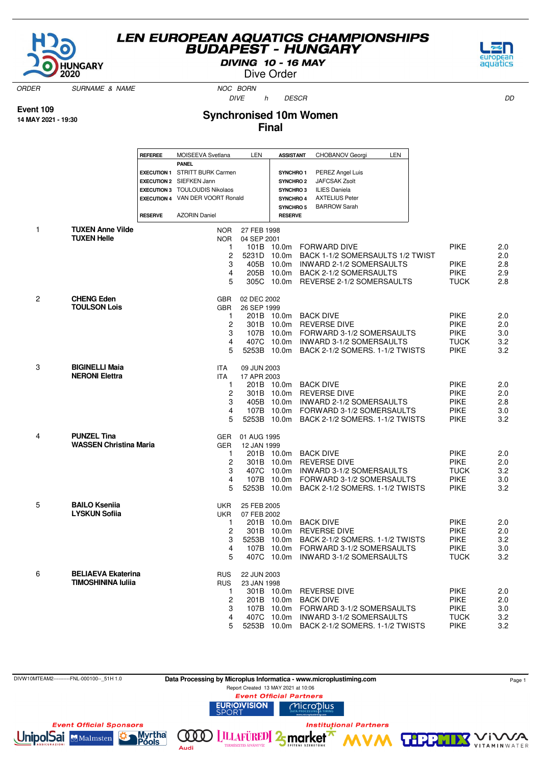# LEN EUROPEAN AQUATICS CHAMPIONSHIPS
## BUDAPEST - HUNGARY
### DIVING 10 - 16 MAY
### Dive Order

**Event 109**
**14 MAY 2021 - 19:30**

## Synchronised 10m Women
## Final

| | | | |
|---|---|---|---|
| **REFEREE** | MOISEEVA Svetlana LEN | **ASSISTANT** | CHOBANOV Georgi LEN |
| | **PANEL** | | |
| **EXECUTION 1** | STRITT BURK Carmen | **SYNCHRO 1** | PEREZ Angel Luis |
| **EXECUTION 2** | SIEFKEN Jann | **SYNCHRO 2** | JAFCSAK Zsolt |
| **EXECUTION 3** | TOULOUDIS Nikolaos | **SYNCHRO 3** | ILIES Daniela |
| **EXECUTION 4** | VAN DER VOORT Ronald | **SYNCHRO 4** | AXTELIUS Peter |
| | | **SYNCHRO 5** | BARROW Sarah |
| **RESERVE** | AZORIN Daniel | **RESERVE** | |

| ORDER | SURNAME & NAME | NOC | BORN / DIVE | h | DESCR | | DD |
|---|---|---|---|---|---|---|---|
| 1 | **TUXEN Anne Vilde** | NOR | 27 FEB 1998 | | | | |
| | **TUXEN Helle** | NOR | 04 SEP 2001 | | | | |
| | | 1 | 101B | 10.0m | FORWARD DIVE | PIKE | 2.0 |
| | | 2 | 5231D | 10.0m | BACK 1-1/2 SOMERSAULTS 1/2 TWIST | | 2.0 |
| | | 3 | 405B | 10.0m | INWARD 2-1/2 SOMERSAULTS | PIKE | 2.8 |
| | | 4 | 205B | 10.0m | BACK 2-1/2 SOMERSAULTS | PIKE | 2.9 |
| | | 5 | 305C | 10.0m | REVERSE 2-1/2 SOMERSAULTS | TUCK | 2.8 |
| 2 | **CHENG Eden** | GBR | 02 DEC 2002 | | | | |
| | **TOULSON Lois** | GBR | 26 SEP 1999 | | | | |
| | | 1 | 201B | 10.0m | BACK DIVE | PIKE | 2.0 |
| | | 2 | 301B | 10.0m | REVERSE DIVE | PIKE | 2.0 |
| | | 3 | 107B | 10.0m | FORWARD 3-1/2 SOMERSAULTS | PIKE | 3.0 |
| | | 4 | 407C | 10.0m | INWARD 3-1/2 SOMERSAULTS | TUCK | 3.2 |
| | | 5 | 5253B | 10.0m | BACK 2-1/2 SOMERS. 1-1/2 TWISTS | PIKE | 3.2 |
| 3 | **BIGINELLI Maia** | ITA | 09 JUN 2003 | | | | |
| | **NERONI Elettra** | ITA | 17 APR 2003 | | | | |
| | | 1 | 201B | 10.0m | BACK DIVE | PIKE | 2.0 |
| | | 2 | 301B | 10.0m | REVERSE DIVE | PIKE | 2.0 |
| | | 3 | 405B | 10.0m | INWARD 2-1/2 SOMERSAULTS | PIKE | 2.8 |
| | | 4 | 107B | 10.0m | FORWARD 3-1/2 SOMERSAULTS | PIKE | 3.0 |
| | | 5 | 5253B | 10.0m | BACK 2-1/2 SOMERS. 1-1/2 TWISTS | PIKE | 3.2 |
| 4 | **PUNZEL Tina** | GER | 01 AUG 1995 | | | | |
| | **WASSEN Christina Maria** | GER | 12 JAN 1999 | | | | |
| | | 1 | 201B | 10.0m | BACK DIVE | PIKE | 2.0 |
| | | 2 | 301B | 10.0m | REVERSE DIVE | PIKE | 2.0 |
| | | 3 | 407C | 10.0m | INWARD 3-1/2 SOMERSAULTS | TUCK | 3.2 |
| | | 4 | 107B | 10.0m | FORWARD 3-1/2 SOMERSAULTS | PIKE | 3.0 |
| | | 5 | 5253B | 10.0m | BACK 2-1/2 SOMERS. 1-1/2 TWISTS | PIKE | 3.2 |
| 5 | **BAILO Kseniia** | UKR | 25 FEB 2005 | | | | |
| | **LYSKUN Sofiia** | UKR | 07 FEB 2002 | | | | |
| | | 1 | 201B | 10.0m | BACK DIVE | PIKE | 2.0 |
| | | 2 | 301B | 10.0m | REVERSE DIVE | PIKE | 2.0 |
| | | 3 | 5253B | 10.0m | BACK 2-1/2 SOMERS. 1-1/2 TWISTS | PIKE | 3.2 |
| | | 4 | 107B | 10.0m | FORWARD 3-1/2 SOMERSAULTS | PIKE | 3.0 |
| | | 5 | 407C | 10.0m | INWARD 3-1/2 SOMERSAULTS | TUCK | 3.2 |
| 6 | **BELIAEVA Ekaterina** | RUS | 22 JUN 2003 | | | | |
| | **TIMOSHININA Iuliia** | RUS | 23 JAN 1998 | | | | |
| | | 1 | 301B | 10.0m | REVERSE DIVE | PIKE | 2.0 |
| | | 2 | 201B | 10.0m | BACK DIVE | PIKE | 2.0 |
| | | 3 | 107B | 10.0m | FORWARD 3-1/2 SOMERSAULTS | PIKE | 3.0 |
| | | 4 | 407C | 10.0m | INWARD 3-1/2 SOMERSAULTS | TUCK | 3.2 |
| | | 5 | 5253B | 10.0m | BACK 2-1/2 SOMERS. 1-1/2 TWISTS | PIKE | 3.2 |

DIVW10MTEAM2----------FNL-000100--_51H 1.0

Data Processing by Microplus Informatica - www.microplustiming.com

Report Created 13 MAY 2021 at 10:06

Event Official Partners · Event Official Sponsors · Institutional Partners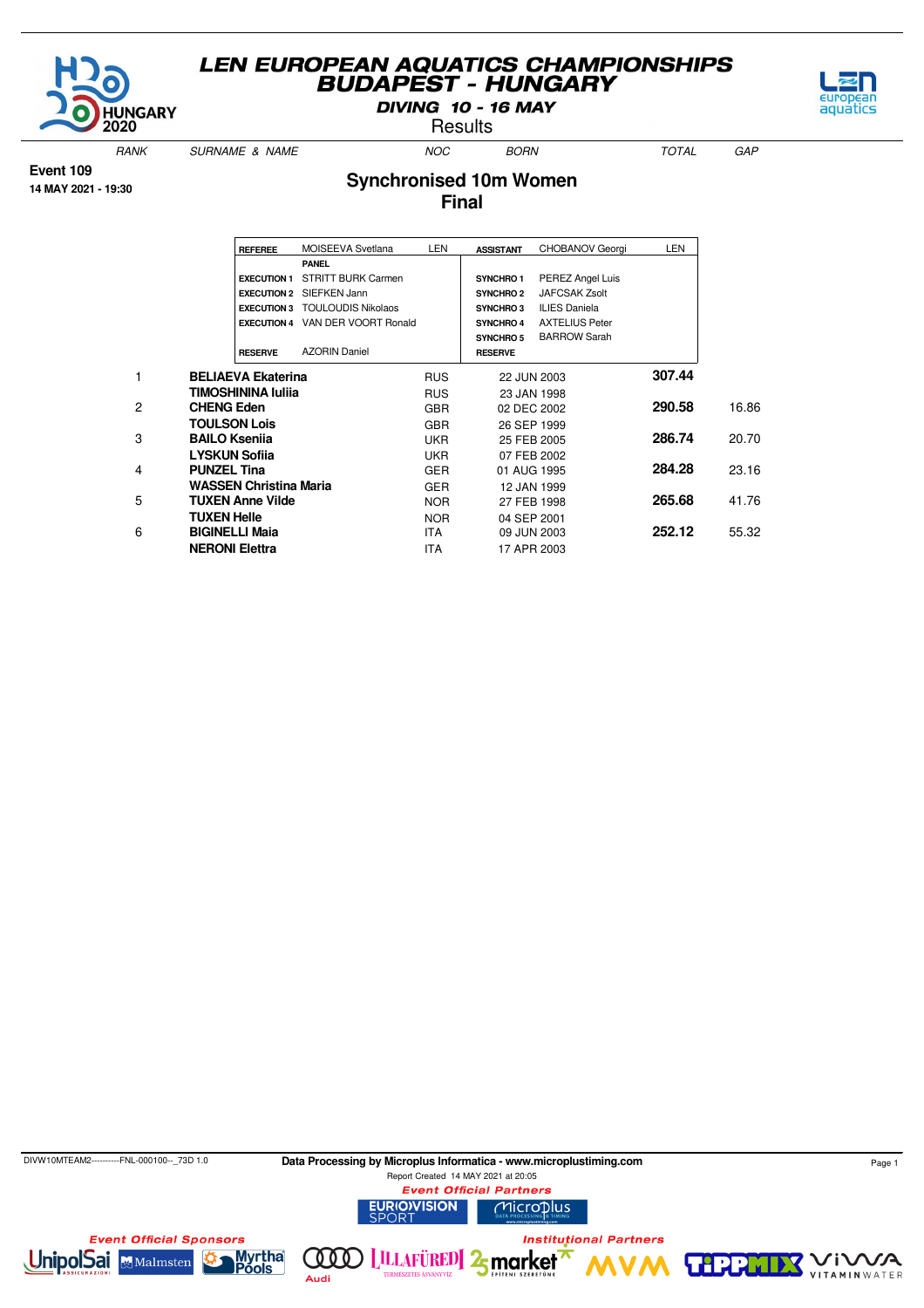# LEN EUROPEAN AQUATICS CHAMPIONSHIPS
## BUDAPEST - HUNGARY

**DIVING 10 - 16 MAY**

Results

**Event 109**
**14 MAY 2021 - 19:30**

## Synchronised 10m Women
### Final

| | | | | | |
|---|---|---|---|---|---|
| **REFEREE** | MOISEEVA Svetlana | LEN | **ASSISTANT** | CHOBANOV Georgi | LEN |
| | **PANEL** | | | | |
| **EXECUTION 1** | STRITT BURK Carmen | | **SYNCHRO 1** | PEREZ Angel Luis | |
| **EXECUTION 2** | SIEFKEN Jann | | **SYNCHRO 2** | JAFCSAK Zsolt | |
| **EXECUTION 3** | TOULOUDIS Nikolaos | | **SYNCHRO 3** | ILIES Daniela | |
| **EXECUTION 4** | VAN DER VOORT Ronald | | **SYNCHRO 4** | AXTELIUS Peter | |
| | | | **SYNCHRO 5** | BARROW Sarah | |
| **RESERVE** | AZORIN Daniel | | **RESERVE** | | |

| RANK | SURNAME & NAME | NOC | BORN | TOTAL | GAP |
|---|---|---|---|---|---|
| 1 | **BELIAEVA Ekaterina** | RUS | 22 JUN 2003 | **307.44** | |
| | **TIMOSHININA Iuliia** | RUS | 23 JAN 1998 | | |
| 2 | **CHENG Eden** | GBR | 02 DEC 2002 | **290.58** | 16.86 |
| | **TOULSON Lois** | GBR | 26 SEP 1999 | | |
| 3 | **BAILO Kseniia** | UKR | 25 FEB 2005 | **286.74** | 20.70 |
| | **LYSKUN Sofiia** | UKR | 07 FEB 2002 | | |
| 4 | **PUNZEL Tina** | GER | 01 AUG 1995 | **284.28** | 23.16 |
| | **WASSEN Christina Maria** | GER | 12 JAN 1999 | | |
| 5 | **TUXEN Anne Vilde** | NOR | 27 FEB 1998 | **265.68** | 41.76 |
| | **TUXEN Helle** | NOR | 04 SEP 2001 | | |
| 6 | **BIGINELLI Maia** | ITA | 09 JUN 2003 | **252.12** | 55.32 |
| | **NERONI Elettra** | ITA | 17 APR 2003 | | |

DIVW10MTEAM2----------FNL-000100--_73D 1.0

**Data Processing by Microplus Informatica - www.microplustiming.com**

Report Created 14 MAY 2021 at 20:05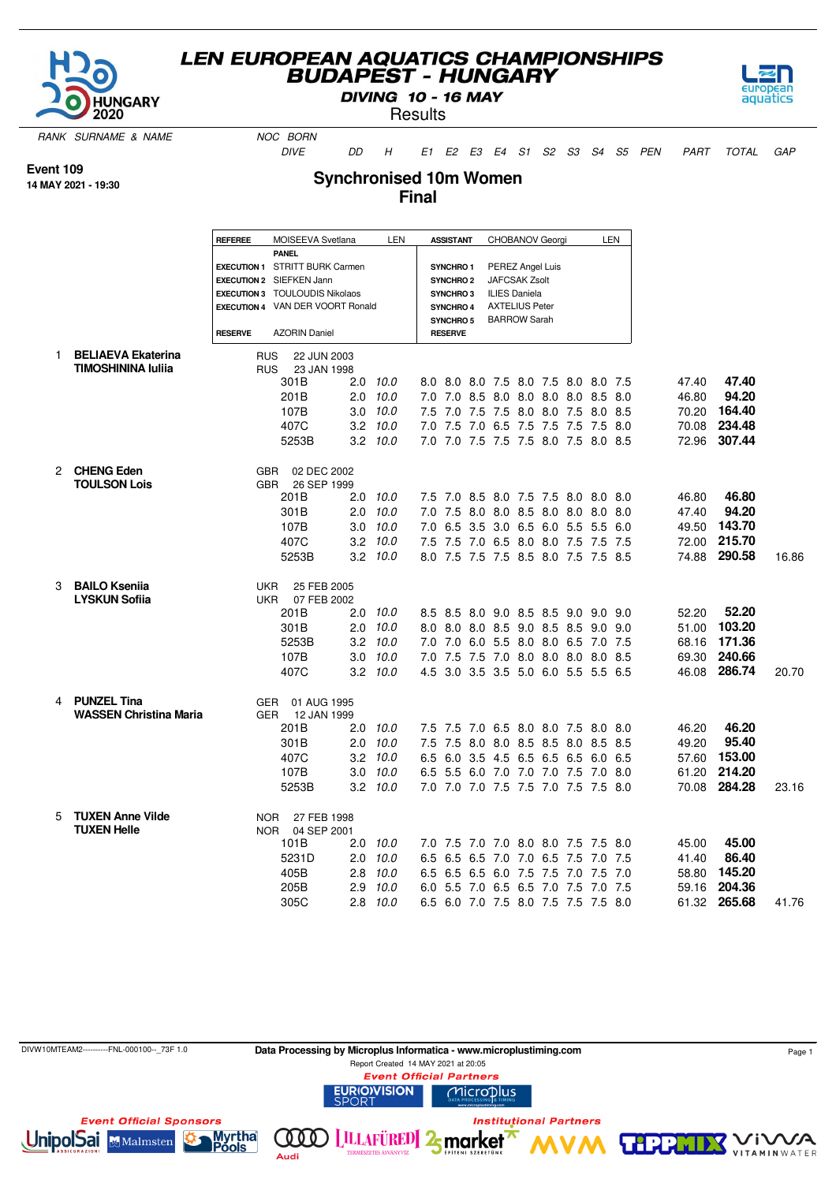# LEN EUROPEAN AQUATICS CHAMPIONSHIPS
## BUDAPEST - HUNGARY
**DIVING 10 - 16 MAY**
Results

**Event 109**
**14 MAY 2021 - 19:30**

## Synchronised 10m Women
## Final

| REFEREE | MOISEEVA Svetlana | LEN | ASSISTANT | CHOBANOV Georgi | LEN |
|---|---|---|---|---|---|
| | PANEL | | | | |
| EXECUTION 1 | STRITT BURK Carmen | | SYNCHRO 1 | PEREZ Angel Luis | |
| EXECUTION 2 | SIEFKEN Jann | | SYNCHRO 2 | JAFCSAK Zsolt | |
| EXECUTION 3 | TOULOUDIS Nikolaos | | SYNCHRO 3 | ILIES Daniela | |
| EXECUTION 4 | VAN DER VOORT Ronald | | SYNCHRO 4 | AXTELIUS Peter | |
| | | | SYNCHRO 5 | BARROW Sarah | |
| RESERVE | AZORIN Daniel | | RESERVE | | |

| RANK | SURNAME & NAME | NOC | BORN | DIVE | DD | H | E1 | E2 | E3 | E4 | S1 | S2 | S3 | S4 | S5 | PEN | PART | TOTAL | GAP |
|---|---|---|---|---|---|---|---|---|---|---|---|---|---|---|---|---|---|---|---|
| 1 | **BELIAEVA Ekaterina** | RUS | 22 JUN 2003 | | | | | | | | | | | | | | | | |
| | **TIMOSHININA Iuliia** | RUS | 23 JAN 1998 | | | | | | | | | | | | | | | | |
| | | | | 301B | 2.0 | 10.0 | 8.0 | 8.0 | 8.0 | 7.5 | 8.0 | 7.5 | 8.0 | 8.0 | 7.5 | | 47.40 | **47.40** | |
| | | | | 201B | 2.0 | 10.0 | 7.0 | 7.0 | 8.5 | 8.0 | 8.0 | 8.0 | 8.0 | 8.5 | 8.0 | | 46.80 | **94.20** | |
| | | | | 107B | 3.0 | 10.0 | 7.5 | 7.0 | 7.5 | 7.5 | 8.0 | 8.0 | 7.5 | 8.0 | 8.5 | | 70.20 | **164.40** | |
| | | | | 407C | 3.2 | 10.0 | 7.0 | 7.5 | 7.0 | 6.5 | 7.5 | 7.5 | 7.5 | 7.5 | 8.0 | | 70.08 | **234.48** | |
| | | | | 5253B | 3.2 | 10.0 | 7.0 | 7.0 | 7.5 | 7.5 | 7.5 | 8.0 | 7.5 | 8.0 | 8.5 | | 72.96 | **307.44** | |
| 2 | **CHENG Eden** | GBR | 02 DEC 2002 | | | | | | | | | | | | | | | | |
| | **TOULSON Lois** | GBR | 26 SEP 1999 | | | | | | | | | | | | | | | | |
| | | | | 201B | 2.0 | 10.0 | 7.5 | 7.0 | 8.5 | 8.0 | 7.5 | 7.5 | 8.0 | 8.0 | 8.0 | | 46.80 | **46.80** | |
| | | | | 301B | 2.0 | 10.0 | 7.0 | 7.5 | 8.0 | 8.0 | 8.5 | 8.0 | 8.0 | 8.0 | 8.0 | | 47.40 | **94.20** | |
| | | | | 107B | 3.0 | 10.0 | 7.0 | 6.5 | 3.5 | 3.0 | 6.5 | 6.0 | 5.5 | 5.5 | 6.0 | | 49.50 | **143.70** | |
| | | | | 407C | 3.2 | 10.0 | 7.5 | 7.5 | 7.0 | 6.5 | 8.0 | 8.0 | 7.5 | 7.5 | 7.5 | | 72.00 | **215.70** | |
| | | | | 5253B | 3.2 | 10.0 | 8.0 | 7.5 | 7.5 | 7.5 | 8.5 | 8.0 | 7.5 | 7.5 | 8.5 | | 74.88 | **290.58** | 16.86 |
| 3 | **BAILO Kseniia** | UKR | 25 FEB 2005 | | | | | | | | | | | | | | | | |
| | **LYSKUN Sofiia** | UKR | 07 FEB 2002 | | | | | | | | | | | | | | | | |
| | | | | 201B | 2.0 | 10.0 | 8.5 | 8.5 | 8.0 | 9.0 | 8.5 | 8.5 | 9.0 | 9.0 | 9.0 | | 52.20 | **52.20** | |
| | | | | 301B | 2.0 | 10.0 | 8.0 | 8.0 | 8.0 | 8.5 | 9.0 | 8.5 | 8.5 | 9.0 | 9.0 | | 51.00 | **103.20** | |
| | | | | 5253B | 3.2 | 10.0 | 7.0 | 7.0 | 6.0 | 5.5 | 8.0 | 8.0 | 6.5 | 7.0 | 7.5 | | 68.16 | **171.36** | |
| | | | | 107B | 3.0 | 10.0 | 7.0 | 7.5 | 7.5 | 7.0 | 8.0 | 8.0 | 8.0 | 8.0 | 8.5 | | 69.30 | **240.66** | |
| | | | | 407C | 3.2 | 10.0 | 4.5 | 3.0 | 3.5 | 3.5 | 5.0 | 6.0 | 5.5 | 5.5 | 6.5 | | 46.08 | **286.74** | 20.70 |
| 4 | **PUNZEL Tina** | GER | 01 AUG 1995 | | | | | | | | | | | | | | | | |
| | **WASSEN Christina Maria** | GER | 12 JAN 1999 | | | | | | | | | | | | | | | | |
| | | | | 201B | 2.0 | 10.0 | 7.5 | 7.5 | 7.0 | 6.5 | 8.0 | 8.0 | 7.5 | 8.0 | 8.0 | | 46.20 | **46.20** | |
| | | | | 301B | 2.0 | 10.0 | 7.5 | 7.5 | 8.0 | 8.0 | 8.5 | 8.5 | 8.0 | 8.5 | 8.5 | | 49.20 | **95.40** | |
| | | | | 407C | 3.2 | 10.0 | 6.5 | 6.0 | 3.5 | 4.5 | 6.5 | 6.5 | 6.5 | 6.0 | 6.5 | | 57.60 | **153.00** | |
| | | | | 107B | 3.0 | 10.0 | 6.5 | 5.5 | 6.0 | 7.0 | 7.0 | 7.0 | 7.5 | 7.0 | 8.0 | | 61.20 | **214.20** | |
| | | | | 5253B | 3.2 | 10.0 | 7.0 | 7.0 | 7.0 | 7.5 | 7.5 | 7.0 | 7.5 | 7.5 | 8.0 | | 70.08 | **284.28** | 23.16 |
| 5 | **TUXEN Anne Vilde** | NOR | 27 FEB 1998 | | | | | | | | | | | | | | | | |
| | **TUXEN Helle** | NOR | 04 SEP 2001 | | | | | | | | | | | | | | | | |
| | | | | 101B | 2.0 | 10.0 | 7.0 | 7.5 | 7.0 | 7.0 | 8.0 | 8.0 | 7.5 | 7.5 | 8.0 | | 45.00 | **45.00** | |
| | | | | 5231D | 2.0 | 10.0 | 6.5 | 6.5 | 6.5 | 7.0 | 7.0 | 6.5 | 7.5 | 7.0 | 7.5 | | 41.40 | **86.40** | |
| | | | | 405B | 2.8 | 10.0 | 6.5 | 6.5 | 6.5 | 6.0 | 7.5 | 7.5 | 7.0 | 7.5 | 7.0 | | 58.80 | **145.20** | |
| | | | | 205B | 2.9 | 10.0 | 6.0 | 5.5 | 7.0 | 6.5 | 6.5 | 7.0 | 7.5 | 7.0 | 7.5 | | 59.16 | **204.36** | |
| | | | | 305C | 2.8 | 10.0 | 6.5 | 6.0 | 7.0 | 7.5 | 8.0 | 7.5 | 7.5 | 7.5 | 8.0 | | 61.32 | **265.68** | 41.76 |

DIVW10MTEAM2----------FNL-000100--_73F 1.0

**Data Processing by Microplus Informatica - www.microplustiming.com**

Report Created 14 MAY 2021 at 20:05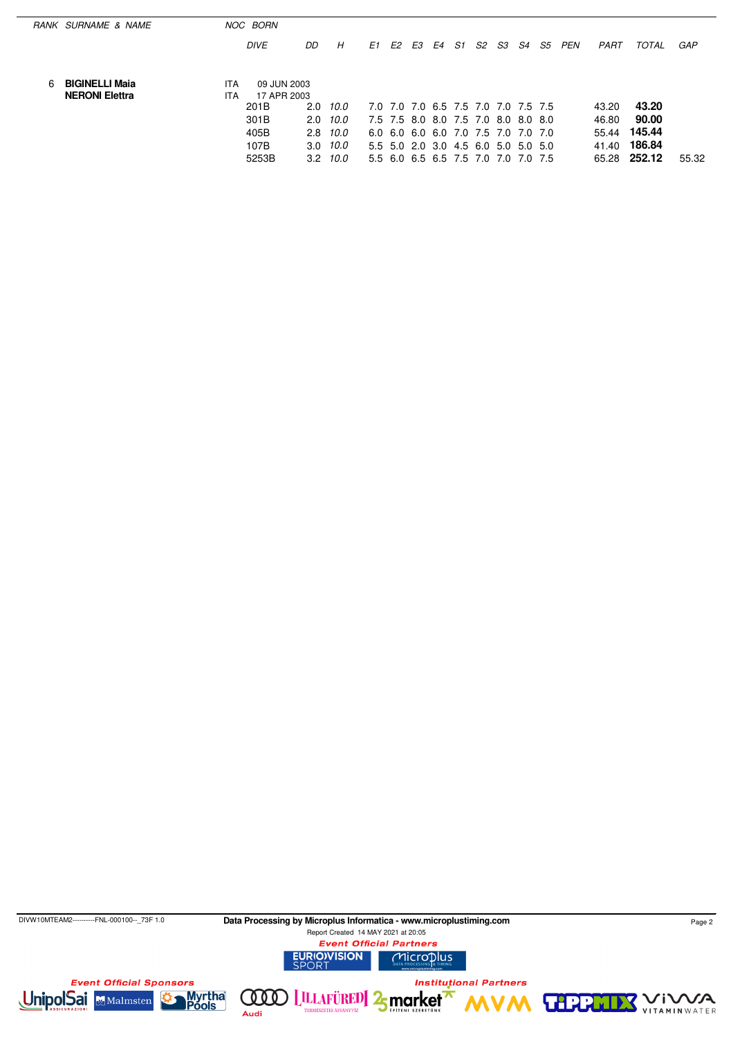| RANK | SURNAME & NAME | NOC | BORN | | | | | | | | | | | | | | | |
|---|---|---|---|---|---|---|---|---|---|---|---|---|---|---|---|---|---|---|
| | | | DIVE | DD | H | E1 | E2 | E3 | E4 | S1 | S2 | S3 | S4 | S5 | PEN | PART | TOTAL | GAP |
| 6 | **BIGINELLI Maia** | ITA | 09 JUN 2003 | | | | | | | | | | | | | | | |
| | **NERONI Elettra** | ITA | 17 APR 2003 | | | | | | | | | | | | | | | |
| | | | 201B | 2.0 | *10.0* | 7.0 | 7.0 | 7.0 | 6.5 | 7.5 | 7.0 | 7.0 | 7.5 | 7.5 | | 43.20 | **43.20** | |
| | | | 301B | 2.0 | *10.0* | 7.5 | 7.5 | 8.0 | 8.0 | 7.5 | 7.0 | 8.0 | 8.0 | 8.0 | | 46.80 | **90.00** | |
| | | | 405B | 2.8 | *10.0* | 6.0 | 6.0 | 6.0 | 6.0 | 7.0 | 7.5 | 7.0 | 7.0 | 7.0 | | 55.44 | **145.44** | |
| | | | 107B | 3.0 | *10.0* | 5.5 | 5.0 | 2.0 | 3.0 | 4.5 | 6.0 | 5.0 | 5.0 | 5.0 | | 41.40 | **186.84** | |
| | | | 5253B | 3.2 | *10.0* | 5.5 | 6.0 | 6.5 | 6.5 | 7.5 | 7.0 | 7.0 | 7.0 | 7.5 | | 65.28 | **252.12** | 55.32 |

DIVW10MTEAM2----------FNL-000100--_73F 1.0

**Data Processing by Microplus Informatica - www.microplustiming.com**

Report Created 14 MAY 2021 at 20:05

*Event Official Partners*

*Event Official Sponsors*

*Institutional Partners*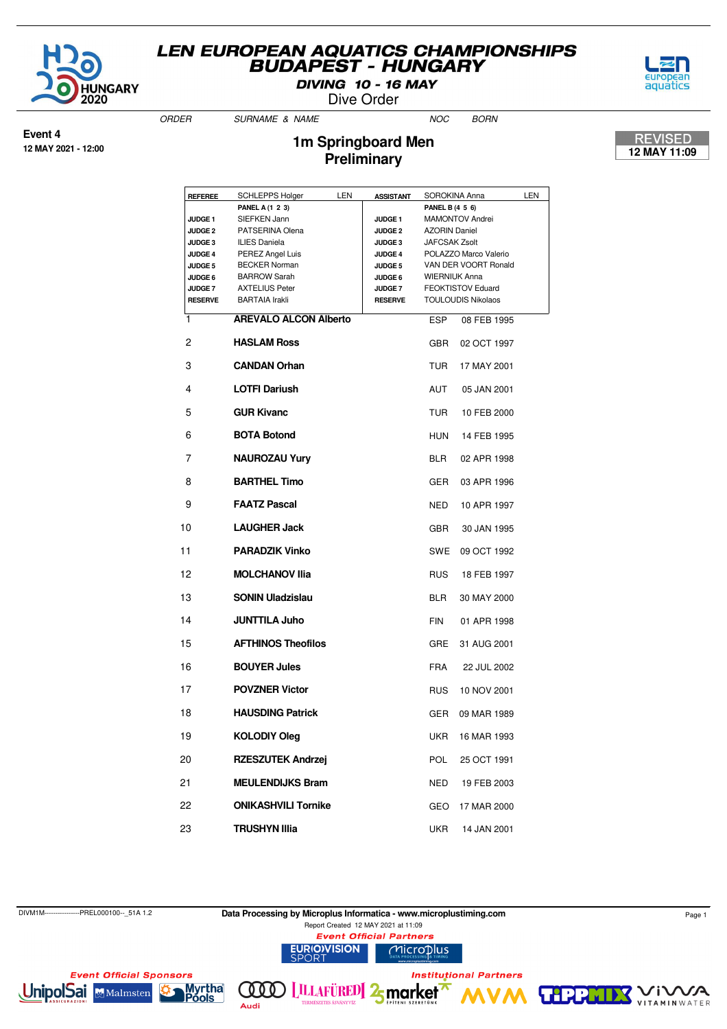# LEN EUROPEAN AQUATICS CHAMPIONSHIPS
## BUDAPEST - HUNGARY
### DIVING 10 - 16 MAY
Dive Order

**Event 4**
**12 MAY 2021 - 12:00**

## 1m Springboard Men
### Preliminary

**REVISED**
**12 MAY 11:09**

| REFEREE | SCHLEPPS Holger | LEN | ASSISTANT | SOROKINA Anna | LEN |
|---|---|---|---|---|---|
| | **PANEL A (1 2 3)** | | | **PANEL B (4 5 6)** | |
| **JUDGE 1** | SIEFKEN Jann | | **JUDGE 1** | MAMONTOV Andrei | |
| **JUDGE 2** | PATSERINA Olena | | **JUDGE 2** | AZORIN Daniel | |
| **JUDGE 3** | ILIES Daniela | | **JUDGE 3** | JAFCSAK Zsolt | |
| **JUDGE 4** | PEREZ Angel Luis | | **JUDGE 4** | POLAZZO Marco Valerio | |
| **JUDGE 5** | BECKER Norman | | **JUDGE 5** | VAN DER VOORT Ronald | |
| **JUDGE 6** | BARROW Sarah | | **JUDGE 6** | WIERNIUK Anna | |
| **JUDGE 7** | AXTELIUS Peter | | **JUDGE 7** | FEOKTISTOV Eduard | |
| **RESERVE** | BARTAIA Irakli | | **RESERVE** | TOULOUDIS Nikolaos | |

| ORDER | SURNAME & NAME | NOC | BORN |
|---|---|---|---|
| 1 | **AREVALO ALCON Alberto** | ESP | 08 FEB 1995 |
| 2 | **HASLAM Ross** | GBR | 02 OCT 1997 |
| 3 | **CANDAN Orhan** | TUR | 17 MAY 2001 |
| 4 | **LOTFI Dariush** | AUT | 05 JAN 2001 |
| 5 | **GUR Kivanc** | TUR | 10 FEB 2000 |
| 6 | **BOTA Botond** | HUN | 14 FEB 1995 |
| 7 | **NAUROZAU Yury** | BLR | 02 APR 1998 |
| 8 | **BARTHEL Timo** | GER | 03 APR 1996 |
| 9 | **FAATZ Pascal** | NED | 10 APR 1997 |
| 10 | **LAUGHER Jack** | GBR | 30 JAN 1995 |
| 11 | **PARADZIK Vinko** | SWE | 09 OCT 1992 |
| 12 | **MOLCHANOV Ilia** | RUS | 18 FEB 1997 |
| 13 | **SONIN Uladzislau** | BLR | 30 MAY 2000 |
| 14 | **JUNTTILA Juho** | FIN | 01 APR 1998 |
| 15 | **AFTHINOS Theofilos** | GRE | 31 AUG 2001 |
| 16 | **BOUYER Jules** | FRA | 22 JUL 2002 |
| 17 | **POVZNER Victor** | RUS | 10 NOV 2001 |
| 18 | **HAUSDING Patrick** | GER | 09 MAR 1989 |
| 19 | **KOLODIY Oleg** | UKR | 16 MAR 1993 |
| 20 | **RZESZUTEK Andrzej** | POL | 25 OCT 1991 |
| 21 | **MEULENDIJKS Bram** | NED | 19 FEB 2003 |
| 22 | **ONIKASHVILI Tornike** | GEO | 17 MAR 2000 |
| 23 | **TRUSHYN Illia** | UKR | 14 JAN 2001 |

DIVM1M----------------PREL000100--_51A 1.2

Data Processing by Microplus Informatica - www.microplustiming.com

Report Created 12 MAY 2021 at 11:09

Event Official Partners

Event Official Sponsors

Institutional Partners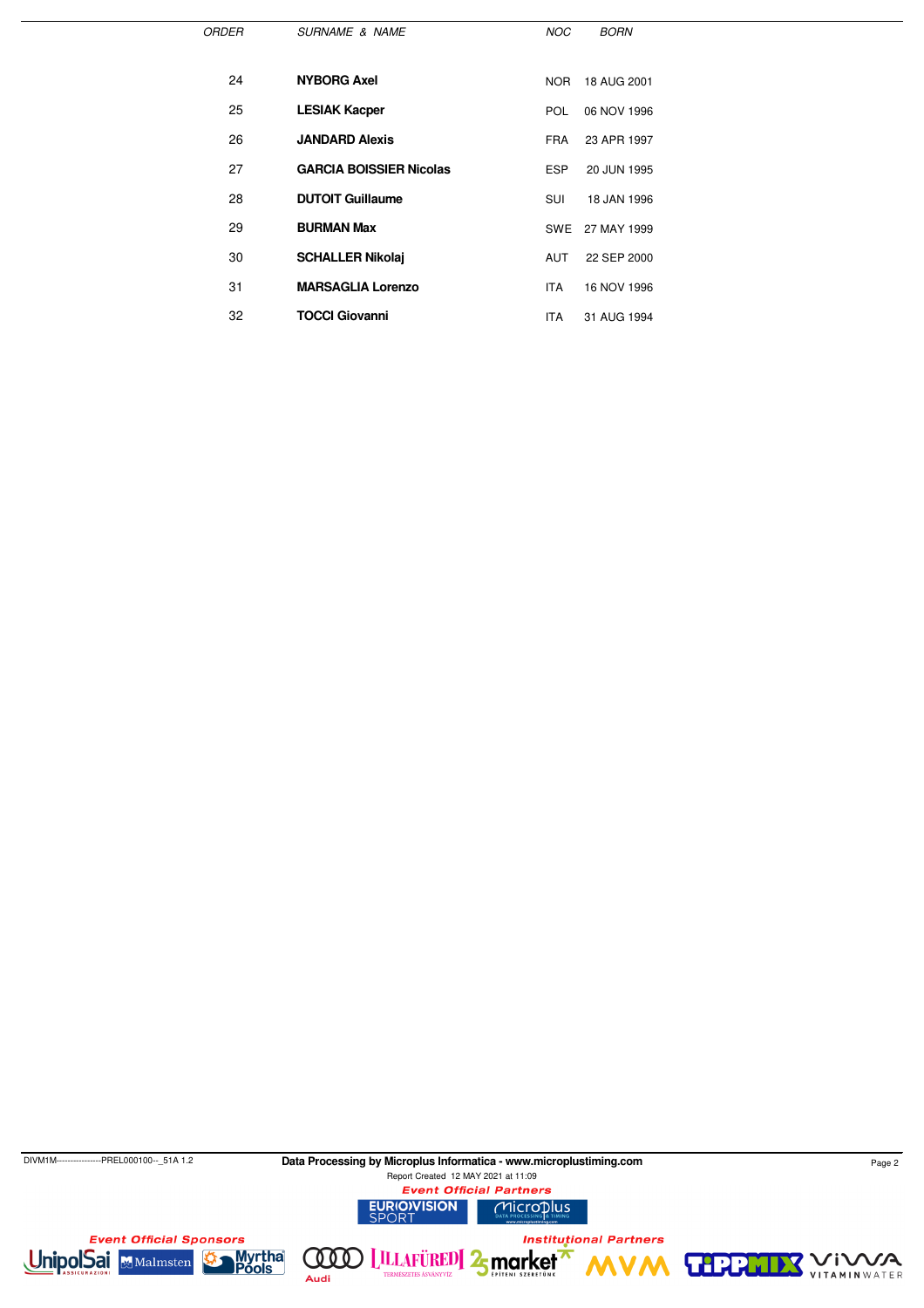| ORDER | SURNAME & NAME | NOC | BORN |
|---|---|---|---|
| 24 | **NYBORG Axel** | NOR | 18 AUG 2001 |
| 25 | **LESIAK Kacper** | POL | 06 NOV 1996 |
| 26 | **JANDARD Alexis** | FRA | 23 APR 1997 |
| 27 | **GARCIA BOISSIER Nicolas** | ESP | 20 JUN 1995 |
| 28 | **DUTOIT Guillaume** | SUI | 18 JAN 1996 |
| 29 | **BURMAN Max** | SWE | 27 MAY 1999 |
| 30 | **SCHALLER Nikolaj** | AUT | 22 SEP 2000 |
| 31 | **MARSAGLIA Lorenzo** | ITA | 16 NOV 1996 |
| 32 | **TOCCI Giovanni** | ITA | 31 AUG 1994 |

DIVM1M----------------PREL000100--_51A 1.2

**Data Processing by Microplus Informatica - www.microplustiming.com**

Report Created 12 MAY 2021 at 11:09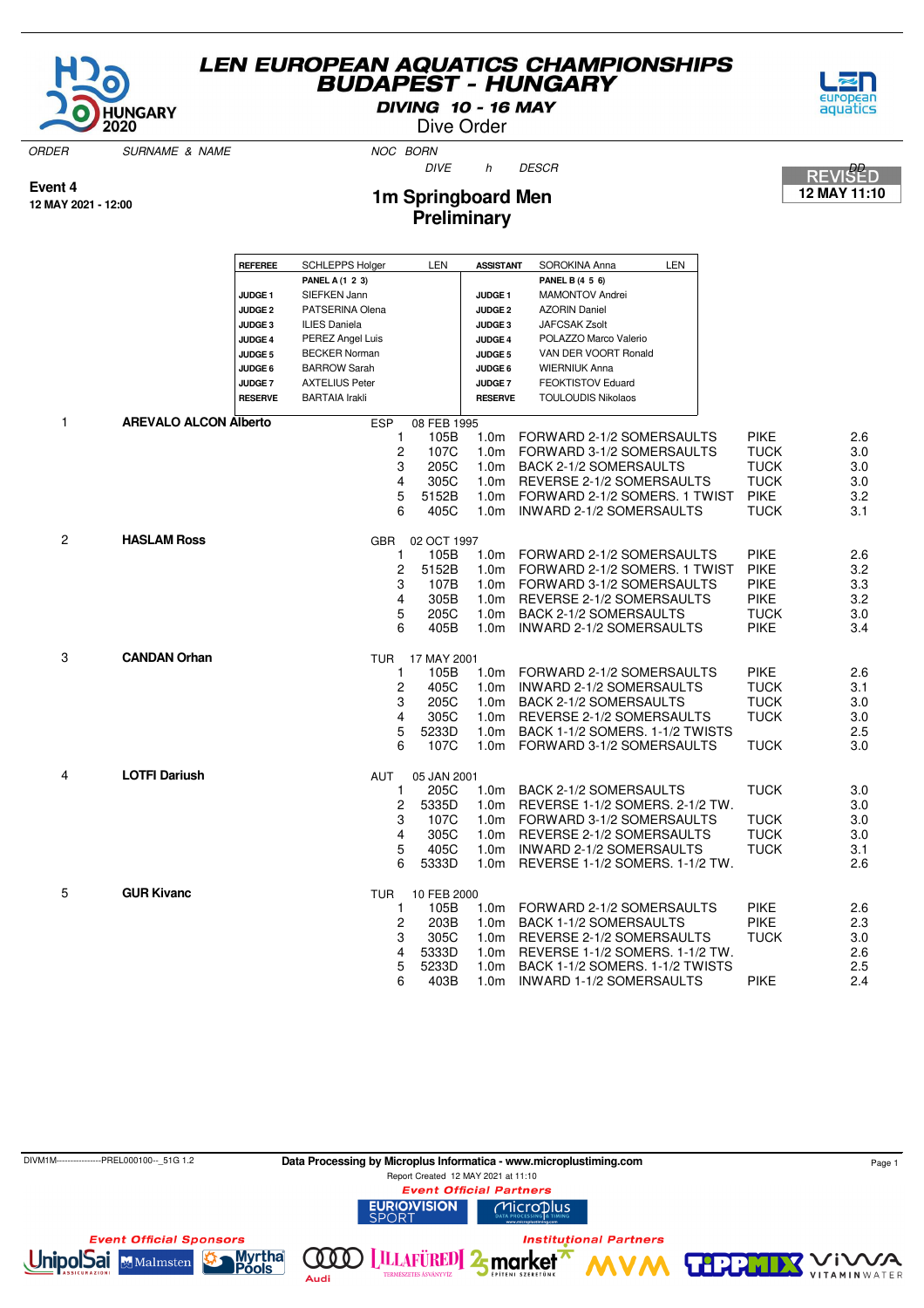# LEN EUROPEAN AQUATICS CHAMPIONSHIPS
# BUDAPEST - HUNGARY

**DIVING 10 - 16 MAY**

Dive Order

REVISED
**12 MAY 11:10**

**Event 4**
**12 MAY 2021 - 12:00**

## 1m Springboard Men
## Preliminary

| | | | | | |
|---|---|---|---|---|---|
| **REFEREE** | SCHLEPPS Holger | LEN | **ASSISTANT** | SOROKINA Anna | LEN |
| | **PANEL A (1 2 3)** | | | **PANEL B (4 5 6)** | |
| **JUDGE 1** | SIEFKEN Jann | | **JUDGE 1** | MAMONTOV Andrei | |
| **JUDGE 2** | PATSERINA Olena | | **JUDGE 2** | AZORIN Daniel | |
| **JUDGE 3** | ILIES Daniela | | **JUDGE 3** | JAFCSAK Zsolt | |
| **JUDGE 4** | PEREZ Angel Luis | | **JUDGE 4** | POLAZZO Marco Valerio | |
| **JUDGE 5** | BECKER Norman | | **JUDGE 5** | VAN DER VOORT Ronald | |
| **JUDGE 6** | BARROW Sarah | | **JUDGE 6** | WIERNIUK Anna | |
| **JUDGE 7** | AXTELIUS Peter | | **JUDGE 7** | FEOKTISTOV Eduard | |
| **RESERVE** | BARTAIA Irakli | | **RESERVE** | TOULOUDIS Nikolaos | |

| ORDER | SURNAME & NAME | NOC | BORN / # | DIVE | h | DESCR | | DD |
|---|---|---|---|---|---|---|---|---|
| 1 | **AREVALO ALCON Alberto** | ESP | 08 FEB 1995 | | | | | |
| | | | 1 | 105B | 1.0m | FORWARD 2-1/2 SOMERSAULTS | PIKE | 2.6 |
| | | | 2 | 107C | 1.0m | FORWARD 3-1/2 SOMERSAULTS | TUCK | 3.0 |
| | | | 3 | 205C | 1.0m | BACK 2-1/2 SOMERSAULTS | TUCK | 3.0 |
| | | | 4 | 305C | 1.0m | REVERSE 2-1/2 SOMERSAULTS | TUCK | 3.0 |
| | | | 5 | 5152B | 1.0m | FORWARD 2-1/2 SOMERS. 1 TWIST | PIKE | 3.2 |
| | | | 6 | 405C | 1.0m | INWARD 2-1/2 SOMERSAULTS | TUCK | 3.1 |
| 2 | **HASLAM Ross** | GBR | 02 OCT 1997 | | | | | |
| | | | 1 | 105B | 1.0m | FORWARD 2-1/2 SOMERSAULTS | PIKE | 2.6 |
| | | | 2 | 5152B | 1.0m | FORWARD 2-1/2 SOMERS. 1 TWIST | PIKE | 3.2 |
| | | | 3 | 107B | 1.0m | FORWARD 3-1/2 SOMERSAULTS | PIKE | 3.3 |
| | | | 4 | 305B | 1.0m | REVERSE 2-1/2 SOMERSAULTS | PIKE | 3.2 |
| | | | 5 | 205C | 1.0m | BACK 2-1/2 SOMERSAULTS | TUCK | 3.0 |
| | | | 6 | 405B | 1.0m | INWARD 2-1/2 SOMERSAULTS | PIKE | 3.4 |
| 3 | **CANDAN Orhan** | TUR | 17 MAY 2001 | | | | | |
| | | | 1 | 105B | 1.0m | FORWARD 2-1/2 SOMERSAULTS | PIKE | 2.6 |
| | | | 2 | 405C | 1.0m | INWARD 2-1/2 SOMERSAULTS | TUCK | 3.1 |
| | | | 3 | 205C | 1.0m | BACK 2-1/2 SOMERSAULTS | TUCK | 3.0 |
| | | | 4 | 305C | 1.0m | REVERSE 2-1/2 SOMERSAULTS | TUCK | 3.0 |
| | | | 5 | 5233D | 1.0m | BACK 1-1/2 SOMERS. 1-1/2 TWISTS | | 2.5 |
| | | | 6 | 107C | 1.0m | FORWARD 3-1/2 SOMERSAULTS | TUCK | 3.0 |
| 4 | **LOTFI Dariush** | AUT | 05 JAN 2001 | | | | | |
| | | | 1 | 205C | 1.0m | BACK 2-1/2 SOMERSAULTS | TUCK | 3.0 |
| | | | 2 | 5335D | 1.0m | REVERSE 1-1/2 SOMERS. 2-1/2 TW. | | 3.0 |
| | | | 3 | 107C | 1.0m | FORWARD 3-1/2 SOMERSAULTS | TUCK | 3.0 |
| | | | 4 | 305C | 1.0m | REVERSE 2-1/2 SOMERSAULTS | TUCK | 3.0 |
| | | | 5 | 405C | 1.0m | INWARD 2-1/2 SOMERSAULTS | TUCK | 3.1 |
| | | | 6 | 5333D | 1.0m | REVERSE 1-1/2 SOMERS. 1-1/2 TW. | | 2.6 |
| 5 | **GUR Kivanc** | TUR | 10 FEB 2000 | | | | | |
| | | | 1 | 105B | 1.0m | FORWARD 2-1/2 SOMERSAULTS | PIKE | 2.6 |
| | | | 2 | 203B | 1.0m | BACK 1-1/2 SOMERSAULTS | PIKE | 2.3 |
| | | | 3 | 305C | 1.0m | REVERSE 2-1/2 SOMERSAULTS | TUCK | 3.0 |
| | | | 4 | 5333D | 1.0m | REVERSE 1-1/2 SOMERS. 1-1/2 TW. | | 2.6 |
| | | | 5 | 5233D | 1.0m | BACK 1-1/2 SOMERS. 1-1/2 TWISTS | | 2.5 |
| | | | 6 | 403B | 1.0m | INWARD 1-1/2 SOMERSAULTS | PIKE | 2.4 |

DIVM1M----------------PREL000100--_51G 1.2

**Data Processing by Microplus Informatica - www.microplustiming.com**

Report Created 12 MAY 2021 at 11:10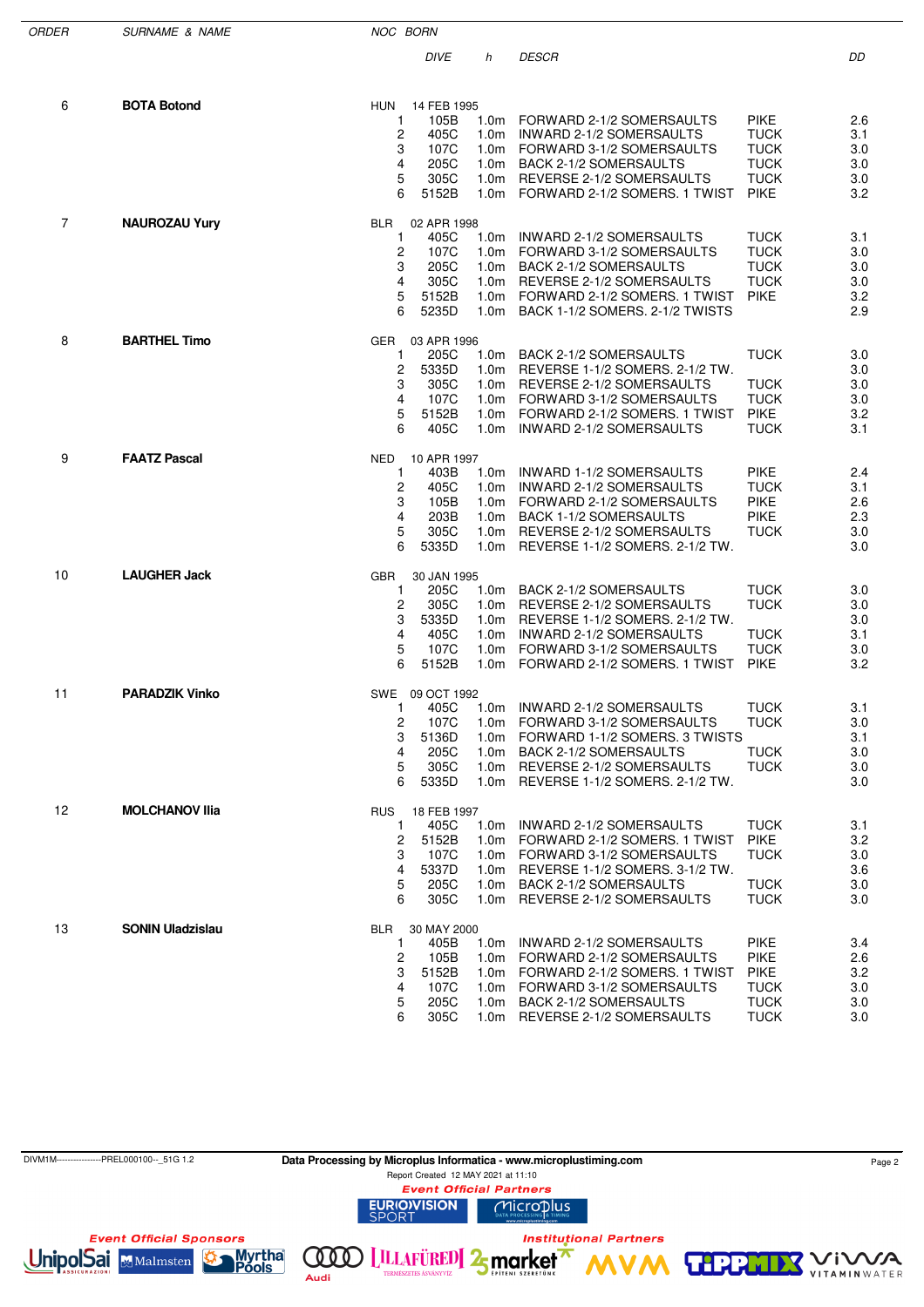| ORDER | SURNAME & NAME | NOC | BORN | DIVE | h | DESCR | | DD |
|---|---|---|---|---|---|---|---|---|
| 6 | **BOTA Botond** | HUN | 14 FEB 1995 | | | | | |
| | | 1 | | 105B | 1.0m | FORWARD 2-1/2 SOMERSAULTS | PIKE | 2.6 |
| | | 2 | | 405C | 1.0m | INWARD 2-1/2 SOMERSAULTS | TUCK | 3.1 |
| | | 3 | | 107C | 1.0m | FORWARD 3-1/2 SOMERSAULTS | TUCK | 3.0 |
| | | 4 | | 205C | 1.0m | BACK 2-1/2 SOMERSAULTS | TUCK | 3.0 |
| | | 5 | | 305C | 1.0m | REVERSE 2-1/2 SOMERSAULTS | TUCK | 3.0 |
| | | 6 | | 5152B | 1.0m | FORWARD 2-1/2 SOMERS. 1 TWIST | PIKE | 3.2 |
| 7 | **NAUROZAU Yury** | BLR | 02 APR 1998 | | | | | |
| | | 1 | | 405C | 1.0m | INWARD 2-1/2 SOMERSAULTS | TUCK | 3.1 |
| | | 2 | | 107C | 1.0m | FORWARD 3-1/2 SOMERSAULTS | TUCK | 3.0 |
| | | 3 | | 205C | 1.0m | BACK 2-1/2 SOMERSAULTS | TUCK | 3.0 |
| | | 4 | | 305C | 1.0m | REVERSE 2-1/2 SOMERSAULTS | TUCK | 3.0 |
| | | 5 | | 5152B | 1.0m | FORWARD 2-1/2 SOMERS. 1 TWIST | PIKE | 3.2 |
| | | 6 | | 5235D | 1.0m | BACK 1-1/2 SOMERS. 2-1/2 TWISTS | | 2.9 |
| 8 | **BARTHEL Timo** | GER | 03 APR 1996 | | | | | |
| | | 1 | | 205C | 1.0m | BACK 2-1/2 SOMERSAULTS | TUCK | 3.0 |
| | | 2 | | 5335D | 1.0m | REVERSE 1-1/2 SOMERS. 2-1/2 TW. | | 3.0 |
| | | 3 | | 305C | 1.0m | REVERSE 2-1/2 SOMERSAULTS | TUCK | 3.0 |
| | | 4 | | 107C | 1.0m | FORWARD 3-1/2 SOMERSAULTS | TUCK | 3.0 |
| | | 5 | | 5152B | 1.0m | FORWARD 2-1/2 SOMERS. 1 TWIST | PIKE | 3.2 |
| | | 6 | | 405C | 1.0m | INWARD 2-1/2 SOMERSAULTS | TUCK | 3.1 |
| 9 | **FAATZ Pascal** | NED | 10 APR 1997 | | | | | |
| | | 1 | | 403B | 1.0m | INWARD 1-1/2 SOMERSAULTS | PIKE | 2.4 |
| | | 2 | | 405C | 1.0m | INWARD 2-1/2 SOMERSAULTS | TUCK | 3.1 |
| | | 3 | | 105B | 1.0m | FORWARD 2-1/2 SOMERSAULTS | PIKE | 2.6 |
| | | 4 | | 203B | 1.0m | BACK 1-1/2 SOMERSAULTS | PIKE | 2.3 |
| | | 5 | | 305C | 1.0m | REVERSE 2-1/2 SOMERSAULTS | TUCK | 3.0 |
| | | 6 | | 5335D | 1.0m | REVERSE 1-1/2 SOMERS. 2-1/2 TW. | | 3.0 |
| 10 | **LAUGHER Jack** | GBR | 30 JAN 1995 | | | | | |
| | | 1 | | 205C | 1.0m | BACK 2-1/2 SOMERSAULTS | TUCK | 3.0 |
| | | 2 | | 305C | 1.0m | REVERSE 2-1/2 SOMERSAULTS | TUCK | 3.0 |
| | | 3 | | 5335D | 1.0m | REVERSE 1-1/2 SOMERS. 2-1/2 TW. | | 3.0 |
| | | 4 | | 405C | 1.0m | INWARD 2-1/2 SOMERSAULTS | TUCK | 3.1 |
| | | 5 | | 107C | 1.0m | FORWARD 3-1/2 SOMERSAULTS | TUCK | 3.0 |
| | | 6 | | 5152B | 1.0m | FORWARD 2-1/2 SOMERS. 1 TWIST | PIKE | 3.2 |
| 11 | **PARADZIK Vinko** | SWE | 09 OCT 1992 | | | | | |
| | | 1 | | 405C | 1.0m | INWARD 2-1/2 SOMERSAULTS | TUCK | 3.1 |
| | | 2 | | 107C | 1.0m | FORWARD 3-1/2 SOMERSAULTS | TUCK | 3.0 |
| | | 3 | | 5136D | 1.0m | FORWARD 1-1/2 SOMERS. 3 TWISTS | | 3.1 |
| | | 4 | | 205C | 1.0m | BACK 2-1/2 SOMERSAULTS | TUCK | 3.0 |
| | | 5 | | 305C | 1.0m | REVERSE 2-1/2 SOMERSAULTS | TUCK | 3.0 |
| | | 6 | | 5335D | 1.0m | REVERSE 1-1/2 SOMERS. 2-1/2 TW. | | 3.0 |
| 12 | **MOLCHANOV Ilia** | RUS | 18 FEB 1997 | | | | | |
| | | 1 | | 405C | 1.0m | INWARD 2-1/2 SOMERSAULTS | TUCK | 3.1 |
| | | 2 | | 5152B | 1.0m | FORWARD 2-1/2 SOMERS. 1 TWIST | PIKE | 3.2 |
| | | 3 | | 107C | 1.0m | FORWARD 3-1/2 SOMERSAULTS | TUCK | 3.0 |
| | | 4 | | 5337D | 1.0m | REVERSE 1-1/2 SOMERS. 3-1/2 TW. | | 3.6 |
| | | 5 | | 205C | 1.0m | BACK 2-1/2 SOMERSAULTS | TUCK | 3.0 |
| | | 6 | | 305C | 1.0m | REVERSE 2-1/2 SOMERSAULTS | TUCK | 3.0 |
| 13 | **SONIN Uladzislau** | BLR | 30 MAY 2000 | | | | | |
| | | 1 | | 405B | 1.0m | INWARD 2-1/2 SOMERSAULTS | PIKE | 3.4 |
| | | 2 | | 105B | 1.0m | FORWARD 2-1/2 SOMERSAULTS | PIKE | 2.6 |
| | | 3 | | 5152B | 1.0m | FORWARD 2-1/2 SOMERS. 1 TWIST | PIKE | 3.2 |
| | | 4 | | 107C | 1.0m | FORWARD 3-1/2 SOMERSAULTS | TUCK | 3.0 |
| | | 5 | | 205C | 1.0m | BACK 2-1/2 SOMERSAULTS | TUCK | 3.0 |
| | | 6 | | 305C | 1.0m | REVERSE 2-1/2 SOMERSAULTS | TUCK | 3.0 |

DIVM1M----------------PREL000100--_51G 1.2

**Data Processing by Microplus Informatica - www.microplustiming.com**

Report Created 12 MAY 2021 at 11:10

*Event Official Partners*

*Event Official Sponsors*

*Institutional Partners*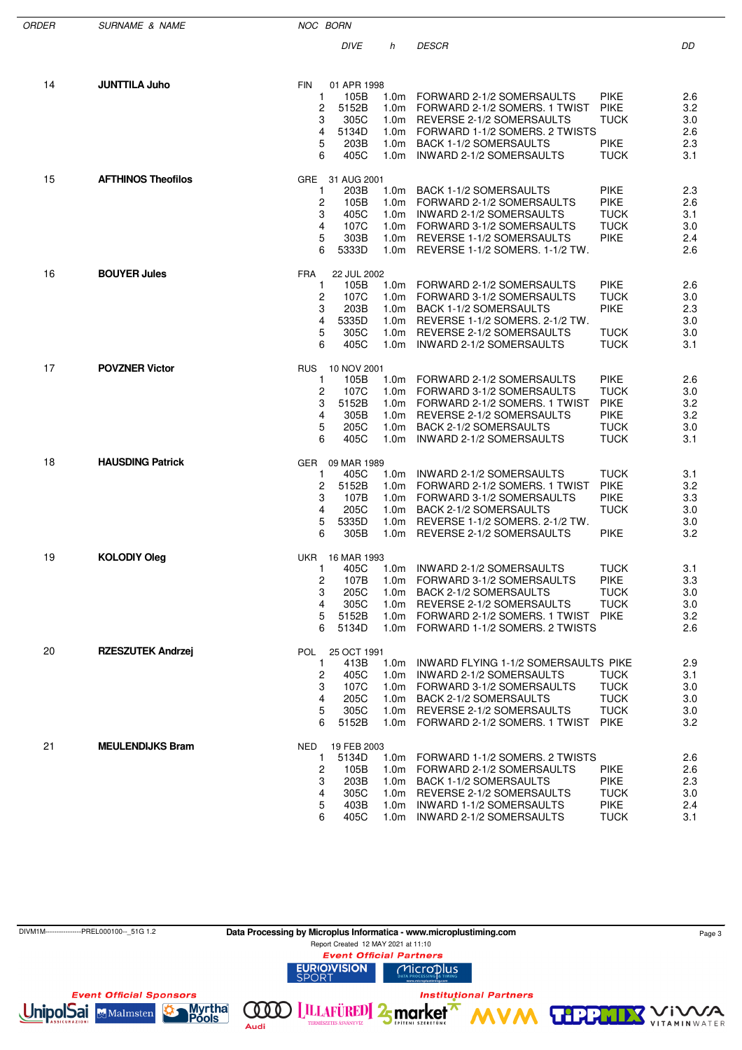| ORDER | SURNAME & NAME | NOC | BORN | DIVE | h | DESCR | | DD |
|---|---|---|---|---|---|---|---|---|
| 14 | **JUNTTILA Juho** | FIN | 01 APR 1998 | | | | | |
| | | 1 | | 105B | 1.0m | FORWARD 2-1/2 SOMERSAULTS | PIKE | 2.6 |
| | | 2 | | 5152B | 1.0m | FORWARD 2-1/2 SOMERS. 1 TWIST | PIKE | 3.2 |
| | | 3 | | 305C | 1.0m | REVERSE 2-1/2 SOMERSAULTS | TUCK | 3.0 |
| | | 4 | | 5134D | 1.0m | FORWARD 1-1/2 SOMERS. 2 TWISTS | | 2.6 |
| | | 5 | | 203B | 1.0m | BACK 1-1/2 SOMERSAULTS | PIKE | 2.3 |
| | | 6 | | 405C | 1.0m | INWARD 2-1/2 SOMERSAULTS | TUCK | 3.1 |
| 15 | **AFTHINOS Theofilos** | GRE | 31 AUG 2001 | | | | | |
| | | 1 | | 203B | 1.0m | BACK 1-1/2 SOMERSAULTS | PIKE | 2.3 |
| | | 2 | | 105B | 1.0m | FORWARD 2-1/2 SOMERSAULTS | PIKE | 2.6 |
| | | 3 | | 405C | 1.0m | INWARD 2-1/2 SOMERSAULTS | TUCK | 3.1 |
| | | 4 | | 107C | 1.0m | FORWARD 3-1/2 SOMERSAULTS | TUCK | 3.0 |
| | | 5 | | 303B | 1.0m | REVERSE 1-1/2 SOMERSAULTS | PIKE | 2.4 |
| | | 6 | | 5333D | 1.0m | REVERSE 1-1/2 SOMERS. 1-1/2 TW. | | 2.6 |
| 16 | **BOUYER Jules** | FRA | 22 JUL 2002 | | | | | |
| | | 1 | | 105B | 1.0m | FORWARD 2-1/2 SOMERSAULTS | PIKE | 2.6 |
| | | 2 | | 107C | 1.0m | FORWARD 3-1/2 SOMERSAULTS | TUCK | 3.0 |
| | | 3 | | 203B | 1.0m | BACK 1-1/2 SOMERSAULTS | PIKE | 2.3 |
| | | 4 | | 5335D | 1.0m | REVERSE 1-1/2 SOMERS. 2-1/2 TW. | | 3.0 |
| | | 5 | | 305C | 1.0m | REVERSE 2-1/2 SOMERSAULTS | TUCK | 3.0 |
| | | 6 | | 405C | 1.0m | INWARD 2-1/2 SOMERSAULTS | TUCK | 3.1 |
| 17 | **POVZNER Victor** | RUS | 10 NOV 2001 | | | | | |
| | | 1 | | 105B | 1.0m | FORWARD 2-1/2 SOMERSAULTS | PIKE | 2.6 |
| | | 2 | | 107C | 1.0m | FORWARD 3-1/2 SOMERSAULTS | TUCK | 3.0 |
| | | 3 | | 5152B | 1.0m | FORWARD 2-1/2 SOMERS. 1 TWIST | PIKE | 3.2 |
| | | 4 | | 305B | 1.0m | REVERSE 2-1/2 SOMERSAULTS | PIKE | 3.2 |
| | | 5 | | 205C | 1.0m | BACK 2-1/2 SOMERSAULTS | TUCK | 3.0 |
| | | 6 | | 405C | 1.0m | INWARD 2-1/2 SOMERSAULTS | TUCK | 3.1 |
| 18 | **HAUSDING Patrick** | GER | 09 MAR 1989 | | | | | |
| | | 1 | | 405C | 1.0m | INWARD 2-1/2 SOMERSAULTS | TUCK | 3.1 |
| | | 2 | | 5152B | 1.0m | FORWARD 2-1/2 SOMERS. 1 TWIST | PIKE | 3.2 |
| | | 3 | | 107B | 1.0m | FORWARD 3-1/2 SOMERSAULTS | PIKE | 3.3 |
| | | 4 | | 205C | 1.0m | BACK 2-1/2 SOMERSAULTS | TUCK | 3.0 |
| | | 5 | | 5335D | 1.0m | REVERSE 1-1/2 SOMERS. 2-1/2 TW. | | 3.0 |
| | | 6 | | 305B | 1.0m | REVERSE 2-1/2 SOMERSAULTS | PIKE | 3.2 |
| 19 | **KOLODIY Oleg** | UKR | 16 MAR 1993 | | | | | |
| | | 1 | | 405C | 1.0m | INWARD 2-1/2 SOMERSAULTS | TUCK | 3.1 |
| | | 2 | | 107B | 1.0m | FORWARD 3-1/2 SOMERSAULTS | PIKE | 3.3 |
| | | 3 | | 205C | 1.0m | BACK 2-1/2 SOMERSAULTS | TUCK | 3.0 |
| | | 4 | | 305C | 1.0m | REVERSE 2-1/2 SOMERSAULTS | TUCK | 3.0 |
| | | 5 | | 5152B | 1.0m | FORWARD 2-1/2 SOMERS. 1 TWIST | PIKE | 3.2 |
| | | 6 | | 5134D | 1.0m | FORWARD 1-1/2 SOMERS. 2 TWISTS | | 2.6 |
| 20 | **RZESZUTEK Andrzej** | POL | 25 OCT 1991 | | | | | |
| | | 1 | | 413B | 1.0m | INWARD FLYING 1-1/2 SOMERSAULTS | PIKE | 2.9 |
| | | 2 | | 405C | 1.0m | INWARD 2-1/2 SOMERSAULTS | TUCK | 3.1 |
| | | 3 | | 107C | 1.0m | FORWARD 3-1/2 SOMERSAULTS | TUCK | 3.0 |
| | | 4 | | 205C | 1.0m | BACK 2-1/2 SOMERSAULTS | TUCK | 3.0 |
| | | 5 | | 305C | 1.0m | REVERSE 2-1/2 SOMERSAULTS | TUCK | 3.0 |
| | | 6 | | 5152B | 1.0m | FORWARD 2-1/2 SOMERS. 1 TWIST | PIKE | 3.2 |
| 21 | **MEULENDIJKS Bram** | NED | 19 FEB 2003 | | | | | |
| | | 1 | | 5134D | 1.0m | FORWARD 1-1/2 SOMERS. 2 TWISTS | | 2.6 |
| | | 2 | | 105B | 1.0m | FORWARD 2-1/2 SOMERSAULTS | PIKE | 2.6 |
| | | 3 | | 203B | 1.0m | BACK 1-1/2 SOMERSAULTS | PIKE | 2.3 |
| | | 4 | | 305C | 1.0m | REVERSE 2-1/2 SOMERSAULTS | TUCK | 3.0 |
| | | 5 | | 403B | 1.0m | INWARD 1-1/2 SOMERSAULTS | PIKE | 2.4 |
| | | 6 | | 405C | 1.0m | INWARD 2-1/2 SOMERSAULTS | TUCK | 3.1 |

DIVM1M----------------PREL000100--_51G 1.2

Data Processing by Microplus Informatica - www.microplustiming.com

Report Created 12 MAY 2021 at 11:10

Event Official Partners

Event Official Sponsors

Institutional Partners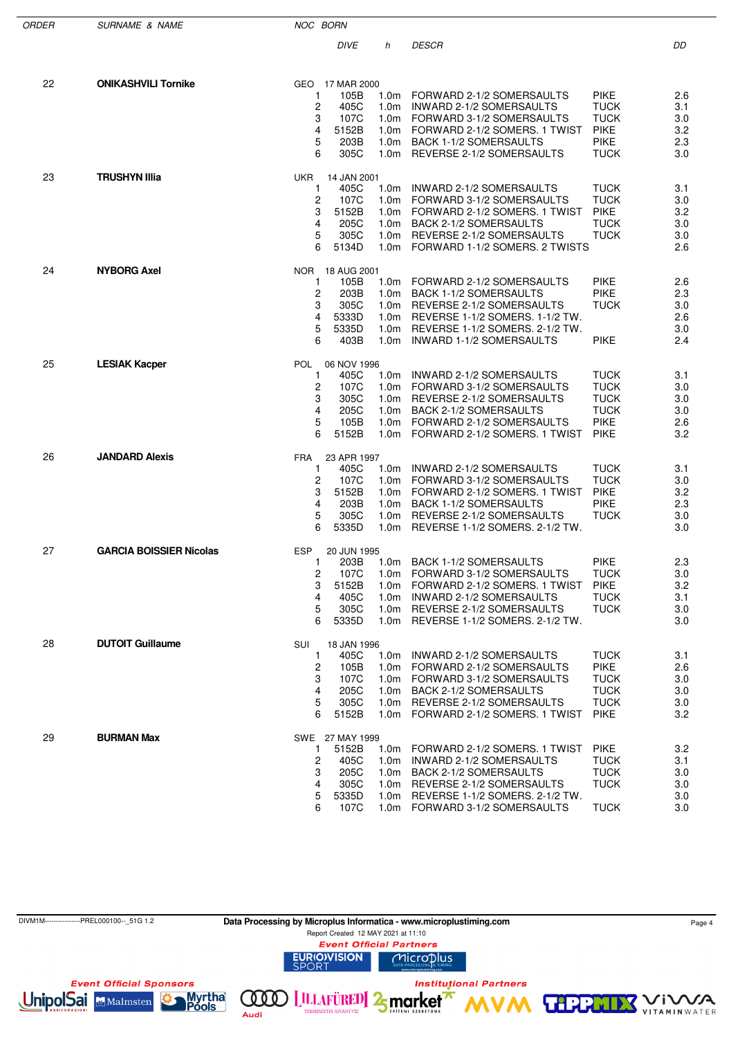| ORDER | SURNAME & NAME | NOC | BORN | DIVE | h | DESCR | | DD |
|---|---|---|---|---|---|---|---|---|
| 22 | **ONIKASHVILI Tornike** | GEO | 17 MAR 2000 | | | | | |
| | | | 1 | 105B | 1.0m | FORWARD 2-1/2 SOMERSAULTS | PIKE | 2.6 |
| | | | 2 | 405C | 1.0m | INWARD 2-1/2 SOMERSAULTS | TUCK | 3.1 |
| | | | 3 | 107C | 1.0m | FORWARD 3-1/2 SOMERSAULTS | TUCK | 3.0 |
| | | | 4 | 5152B | 1.0m | FORWARD 2-1/2 SOMERS. 1 TWIST | PIKE | 3.2 |
| | | | 5 | 203B | 1.0m | BACK 1-1/2 SOMERSAULTS | PIKE | 2.3 |
| | | | 6 | 305C | 1.0m | REVERSE 2-1/2 SOMERSAULTS | TUCK | 3.0 |
| 23 | **TRUSHYN Illia** | UKR | 14 JAN 2001 | | | | | |
| | | | 1 | 405C | 1.0m | INWARD 2-1/2 SOMERSAULTS | TUCK | 3.1 |
| | | | 2 | 107C | 1.0m | FORWARD 3-1/2 SOMERSAULTS | TUCK | 3.0 |
| | | | 3 | 5152B | 1.0m | FORWARD 2-1/2 SOMERS. 1 TWIST | PIKE | 3.2 |
| | | | 4 | 205C | 1.0m | BACK 2-1/2 SOMERSAULTS | TUCK | 3.0 |
| | | | 5 | 305C | 1.0m | REVERSE 2-1/2 SOMERSAULTS | TUCK | 3.0 |
| | | | 6 | 5134D | 1.0m | FORWARD 1-1/2 SOMERS. 2 TWISTS | | 2.6 |
| 24 | **NYBORG Axel** | NOR | 18 AUG 2001 | | | | | |
| | | | 1 | 105B | 1.0m | FORWARD 2-1/2 SOMERSAULTS | PIKE | 2.6 |
| | | | 2 | 203B | 1.0m | BACK 1-1/2 SOMERSAULTS | PIKE | 2.3 |
| | | | 3 | 305C | 1.0m | REVERSE 2-1/2 SOMERSAULTS | TUCK | 3.0 |
| | | | 4 | 5333D | 1.0m | REVERSE 1-1/2 SOMERS. 1-1/2 TW. | | 2.6 |
| | | | 5 | 5335D | 1.0m | REVERSE 1-1/2 SOMERS. 2-1/2 TW. | | 3.0 |
| | | | 6 | 403B | 1.0m | INWARD 1-1/2 SOMERSAULTS | PIKE | 2.4 |
| 25 | **LESIAK Kacper** | POL | 06 NOV 1996 | | | | | |
| | | | 1 | 405C | 1.0m | INWARD 2-1/2 SOMERSAULTS | TUCK | 3.1 |
| | | | 2 | 107C | 1.0m | FORWARD 3-1/2 SOMERSAULTS | TUCK | 3.0 |
| | | | 3 | 305C | 1.0m | REVERSE 2-1/2 SOMERSAULTS | TUCK | 3.0 |
| | | | 4 | 205C | 1.0m | BACK 2-1/2 SOMERSAULTS | TUCK | 3.0 |
| | | | 5 | 105B | 1.0m | FORWARD 2-1/2 SOMERSAULTS | PIKE | 2.6 |
| | | | 6 | 5152B | 1.0m | FORWARD 2-1/2 SOMERS. 1 TWIST | PIKE | 3.2 |
| 26 | **JANDARD Alexis** | FRA | 23 APR 1997 | | | | | |
| | | | 1 | 405C | 1.0m | INWARD 2-1/2 SOMERSAULTS | TUCK | 3.1 |
| | | | 2 | 107C | 1.0m | FORWARD 3-1/2 SOMERSAULTS | TUCK | 3.0 |
| | | | 3 | 5152B | 1.0m | FORWARD 2-1/2 SOMERS. 1 TWIST | PIKE | 3.2 |
| | | | 4 | 203B | 1.0m | BACK 1-1/2 SOMERSAULTS | PIKE | 2.3 |
| | | | 5 | 305C | 1.0m | REVERSE 2-1/2 SOMERSAULTS | TUCK | 3.0 |
| | | | 6 | 5335D | 1.0m | REVERSE 1-1/2 SOMERS. 2-1/2 TW. | | 3.0 |
| 27 | **GARCIA BOISSIER Nicolas** | ESP | 20 JUN 1995 | | | | | |
| | | | 1 | 203B | 1.0m | BACK 1-1/2 SOMERSAULTS | PIKE | 2.3 |
| | | | 2 | 107C | 1.0m | FORWARD 3-1/2 SOMERSAULTS | TUCK | 3.0 |
| | | | 3 | 5152B | 1.0m | FORWARD 2-1/2 SOMERS. 1 TWIST | PIKE | 3.2 |
| | | | 4 | 405C | 1.0m | INWARD 2-1/2 SOMERSAULTS | TUCK | 3.1 |
| | | | 5 | 305C | 1.0m | REVERSE 2-1/2 SOMERSAULTS | TUCK | 3.0 |
| | | | 6 | 5335D | 1.0m | REVERSE 1-1/2 SOMERS. 2-1/2 TW. | | 3.0 |
| 28 | **DUTOIT Guillaume** | SUI | 18 JAN 1996 | | | | | |
| | | | 1 | 405C | 1.0m | INWARD 2-1/2 SOMERSAULTS | TUCK | 3.1 |
| | | | 2 | 105B | 1.0m | FORWARD 2-1/2 SOMERSAULTS | PIKE | 2.6 |
| | | | 3 | 107C | 1.0m | FORWARD 3-1/2 SOMERSAULTS | TUCK | 3.0 |
| | | | 4 | 205C | 1.0m | BACK 2-1/2 SOMERSAULTS | TUCK | 3.0 |
| | | | 5 | 305C | 1.0m | REVERSE 2-1/2 SOMERSAULTS | TUCK | 3.0 |
| | | | 6 | 5152B | 1.0m | FORWARD 2-1/2 SOMERS. 1 TWIST | PIKE | 3.2 |
| 29 | **BURMAN Max** | SWE | 27 MAY 1999 | | | | | |
| | | | 1 | 5152B | 1.0m | FORWARD 2-1/2 SOMERS. 1 TWIST | PIKE | 3.2 |
| | | | 2 | 405C | 1.0m | INWARD 2-1/2 SOMERSAULTS | TUCK | 3.1 |
| | | | 3 | 205C | 1.0m | BACK 2-1/2 SOMERSAULTS | TUCK | 3.0 |
| | | | 4 | 305C | 1.0m | REVERSE 2-1/2 SOMERSAULTS | TUCK | 3.0 |
| | | | 5 | 5335D | 1.0m | REVERSE 1-1/2 SOMERS. 2-1/2 TW. | | 3.0 |
| | | | 6 | 107C | 1.0m | FORWARD 3-1/2 SOMERSAULTS | TUCK | 3.0 |

DIVM1M----------------PREL000100--_51G 1.2

**Data Processing by Microplus Informatica - www.microplustiming.com**

Report Created 12 MAY 2021 at 11:10

*Event Official Partners*

*Event Official Sponsors*

*Institutional Partners*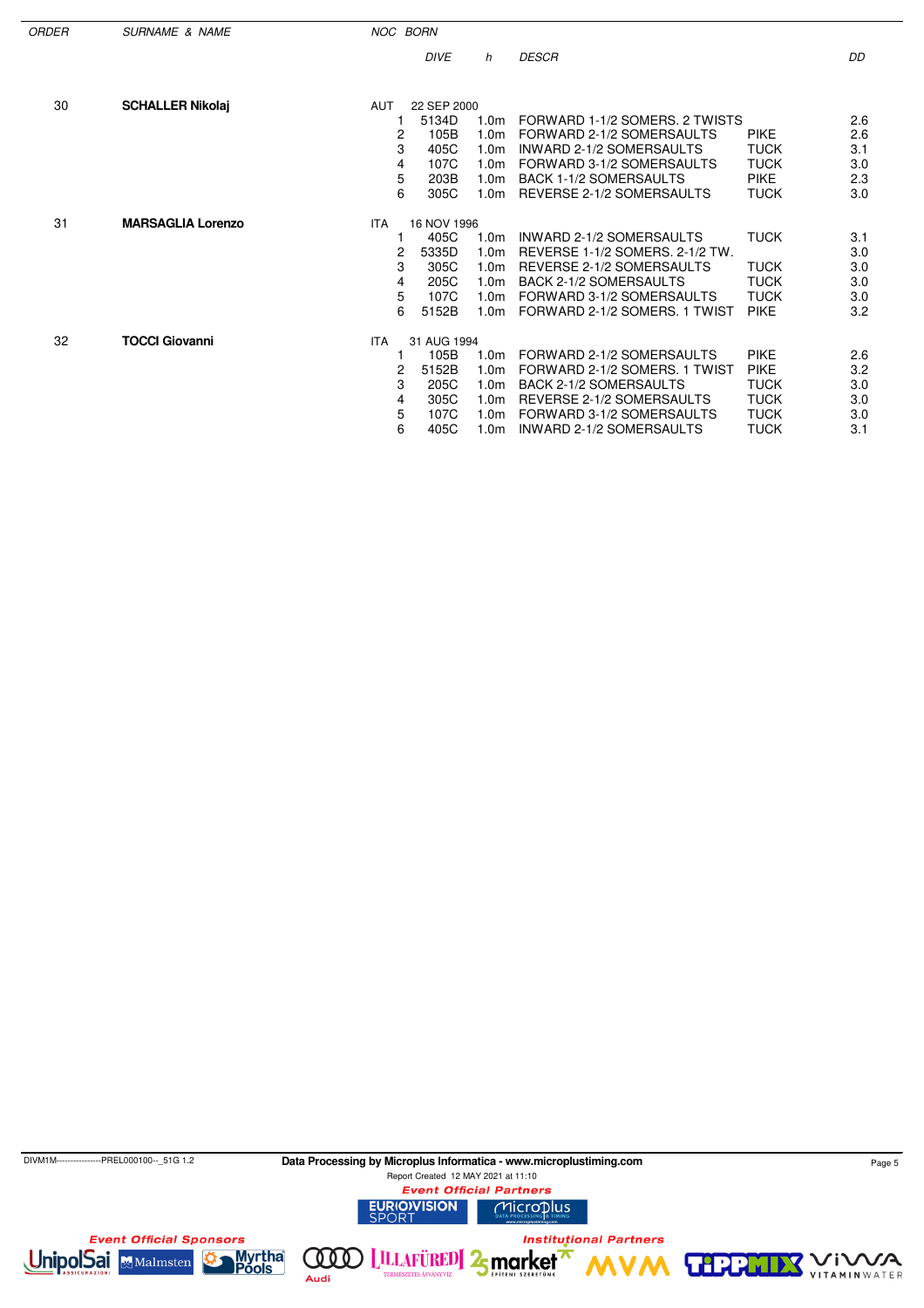| ORDER | SURNAME & NAME | NOC | BORN | | | | | |
|---|---|---|---|---|---|---|---|---|
| | | | | DIVE | h | DESCR | | DD |
| 30 | **SCHALLER Nikolaj** | AUT | 22 SEP 2000 | | | | | |
| | | | 1 | 5134D | 1.0m | FORWARD 1-1/2 SOMERS. 2 TWISTS | | 2.6 |
| | | | 2 | 105B | 1.0m | FORWARD 2-1/2 SOMERSAULTS | PIKE | 2.6 |
| | | | 3 | 405C | 1.0m | INWARD 2-1/2 SOMERSAULTS | TUCK | 3.1 |
| | | | 4 | 107C | 1.0m | FORWARD 3-1/2 SOMERSAULTS | TUCK | 3.0 |
| | | | 5 | 203B | 1.0m | BACK 1-1/2 SOMERSAULTS | PIKE | 2.3 |
| | | | 6 | 305C | 1.0m | REVERSE 2-1/2 SOMERSAULTS | TUCK | 3.0 |
| 31 | **MARSAGLIA Lorenzo** | ITA | 16 NOV 1996 | | | | | |
| | | | 1 | 405C | 1.0m | INWARD 2-1/2 SOMERSAULTS | TUCK | 3.1 |
| | | | 2 | 5335D | 1.0m | REVERSE 1-1/2 SOMERS. 2-1/2 TW. | | 3.0 |
| | | | 3 | 305C | 1.0m | REVERSE 2-1/2 SOMERSAULTS | TUCK | 3.0 |
| | | | 4 | 205C | 1.0m | BACK 2-1/2 SOMERSAULTS | TUCK | 3.0 |
| | | | 5 | 107C | 1.0m | FORWARD 3-1/2 SOMERSAULTS | TUCK | 3.0 |
| | | | 6 | 5152B | 1.0m | FORWARD 2-1/2 SOMERS. 1 TWIST | PIKE | 3.2 |
| 32 | **TOCCI Giovanni** | ITA | 31 AUG 1994 | | | | | |
| | | | 1 | 105B | 1.0m | FORWARD 2-1/2 SOMERSAULTS | PIKE | 2.6 |
| | | | 2 | 5152B | 1.0m | FORWARD 2-1/2 SOMERS. 1 TWIST | PIKE | 3.2 |
| | | | 3 | 205C | 1.0m | BACK 2-1/2 SOMERSAULTS | TUCK | 3.0 |
| | | | 4 | 305C | 1.0m | REVERSE 2-1/2 SOMERSAULTS | TUCK | 3.0 |
| | | | 5 | 107C | 1.0m | FORWARD 3-1/2 SOMERSAULTS | TUCK | 3.0 |
| | | | 6 | 405C | 1.0m | INWARD 2-1/2 SOMERSAULTS | TUCK | 3.1 |

DIVM1M----------------PREL000100--_51G 1.2

**Data Processing by Microplus Informatica - www.microplustiming.com**

Report Created 12 MAY 2021 at 11:10

*Event Official Partners*

*Event Official Sponsors*

*Institutional Partners*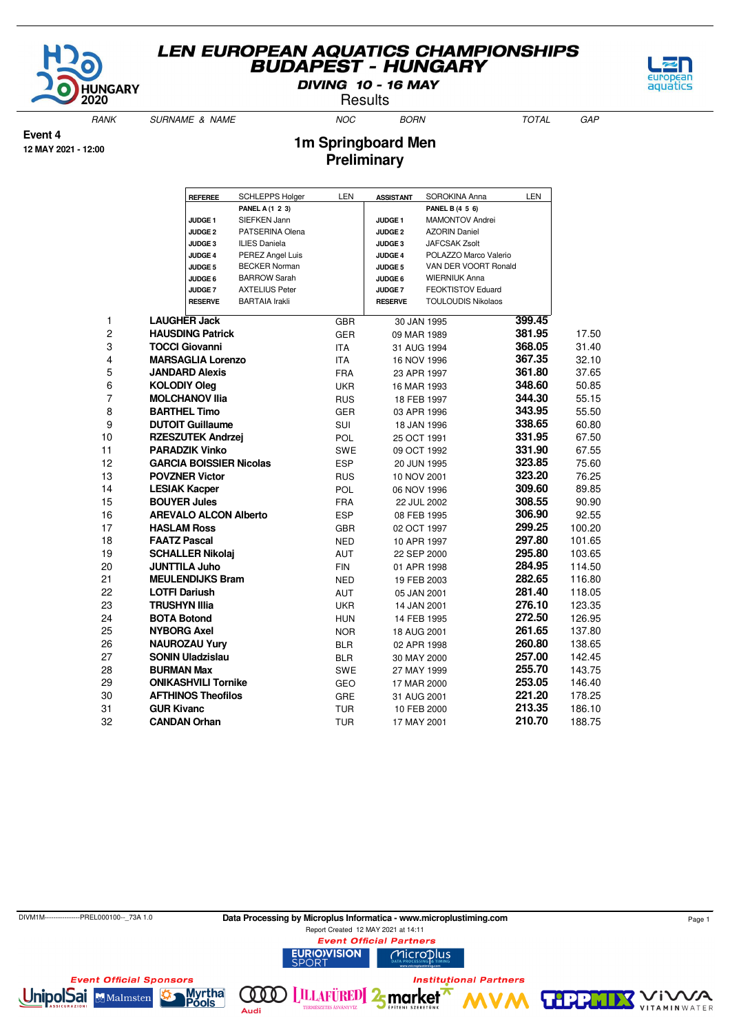# LEN EUROPEAN AQUATICS CHAMPIONSHIPS
## BUDAPEST - HUNGARY

**DIVING 10 - 16 MAY**

Results

**Event 4**
**12 MAY 2021 - 12:00**

## 1m Springboard Men
### Preliminary

| REFEREE | SCHLEPPS Holger | LEN | ASSISTANT | SOROKINA Anna | LEN |
|---|---|---|---|---|---|
| | **PANEL A (1 2 3)** | | | **PANEL B (4 5 6)** | |
| JUDGE 1 | SIEFKEN Jann | | JUDGE 1 | MAMONTOV Andrei | |
| JUDGE 2 | PATSERINA Olena | | JUDGE 2 | AZORIN Daniel | |
| JUDGE 3 | ILIES Daniela | | JUDGE 3 | JAFCSAK Zsolt | |
| JUDGE 4 | PEREZ Angel Luis | | JUDGE 4 | POLAZZO Marco Valerio | |
| JUDGE 5 | BECKER Norman | | JUDGE 5 | VAN DER VOORT Ronald | |
| JUDGE 6 | BARROW Sarah | | JUDGE 6 | WIERNIUK Anna | |
| JUDGE 7 | AXTELIUS Peter | | JUDGE 7 | FEOKTISTOV Eduard | |
| RESERVE | BARTAIA Irakli | | RESERVE | TOULOUDIS Nikolaos | |

| RANK | SURNAME & NAME | NOC | BORN | TOTAL | GAP |
|---|---|---|---|---|---|
| 1 | **LAUGHER Jack** | GBR | 30 JAN 1995 | **399.45** | |
| 2 | **HAUSDING Patrick** | GER | 09 MAR 1989 | **381.95** | 17.50 |
| 3 | **TOCCI Giovanni** | ITA | 31 AUG 1994 | **368.05** | 31.40 |
| 4 | **MARSAGLIA Lorenzo** | ITA | 16 NOV 1996 | **367.35** | 32.10 |
| 5 | **JANDARD Alexis** | FRA | 23 APR 1997 | **361.80** | 37.65 |
| 6 | **KOLODIY Oleg** | UKR | 16 MAR 1993 | **348.60** | 50.85 |
| 7 | **MOLCHANOV Ilia** | RUS | 18 FEB 1997 | **344.30** | 55.15 |
| 8 | **BARTHEL Timo** | GER | 03 APR 1996 | **343.95** | 55.50 |
| 9 | **DUTOIT Guillaume** | SUI | 18 JAN 1996 | **338.65** | 60.80 |
| 10 | **RZESZUTEK Andrzej** | POL | 25 OCT 1991 | **331.95** | 67.50 |
| 11 | **PARADZIK Vinko** | SWE | 09 OCT 1992 | **331.90** | 67.55 |
| 12 | **GARCIA BOISSIER Nicolas** | ESP | 20 JUN 1995 | **323.85** | 75.60 |
| 13 | **POVZNER Victor** | RUS | 10 NOV 2001 | **323.20** | 76.25 |
| 14 | **LESIAK Kacper** | POL | 06 NOV 1996 | **309.60** | 89.85 |
| 15 | **BOUYER Jules** | FRA | 22 JUL 2002 | **308.55** | 90.90 |
| 16 | **AREVALO ALCON Alberto** | ESP | 08 FEB 1995 | **306.90** | 92.55 |
| 17 | **HASLAM Ross** | GBR | 02 OCT 1997 | **299.25** | 100.20 |
| 18 | **FAATZ Pascal** | NED | 10 APR 1997 | **297.80** | 101.65 |
| 19 | **SCHALLER Nikolaj** | AUT | 22 SEP 2000 | **295.80** | 103.65 |
| 20 | **JUNTTILA Juho** | FIN | 01 APR 1998 | **284.95** | 114.50 |
| 21 | **MEULENDIJKS Bram** | NED | 19 FEB 2003 | **282.65** | 116.80 |
| 22 | **LOTFI Dariush** | AUT | 05 JAN 2001 | **281.40** | 118.05 |
| 23 | **TRUSHYN Illia** | UKR | 14 JAN 2001 | **276.10** | 123.35 |
| 24 | **BOTA Botond** | HUN | 14 FEB 1995 | **272.50** | 126.95 |
| 25 | **NYBORG Axel** | NOR | 18 AUG 2001 | **261.65** | 137.80 |
| 26 | **NAUROZAU Yury** | BLR | 02 APR 1998 | **260.80** | 138.65 |
| 27 | **SONIN Uladzislau** | BLR | 30 MAY 2000 | **257.00** | 142.45 |
| 28 | **BURMAN Max** | SWE | 27 MAY 1999 | **255.70** | 143.75 |
| 29 | **ONIKASHVILI Tornike** | GEO | 17 MAR 2000 | **253.05** | 146.40 |
| 30 | **AFTHINOS Theofilos** | GRE | 31 AUG 2001 | **221.20** | 178.25 |
| 31 | **GUR Kivanc** | TUR | 10 FEB 2000 | **213.35** | 186.10 |
| 32 | **CANDAN Orhan** | TUR | 17 MAY 2001 | **210.70** | 188.75 |

DIVM1M----------------PREL000100--_73A 1.0

**Data Processing by Microplus Informatica - www.microplustiming.com**

Report Created 12 MAY 2021 at 14:11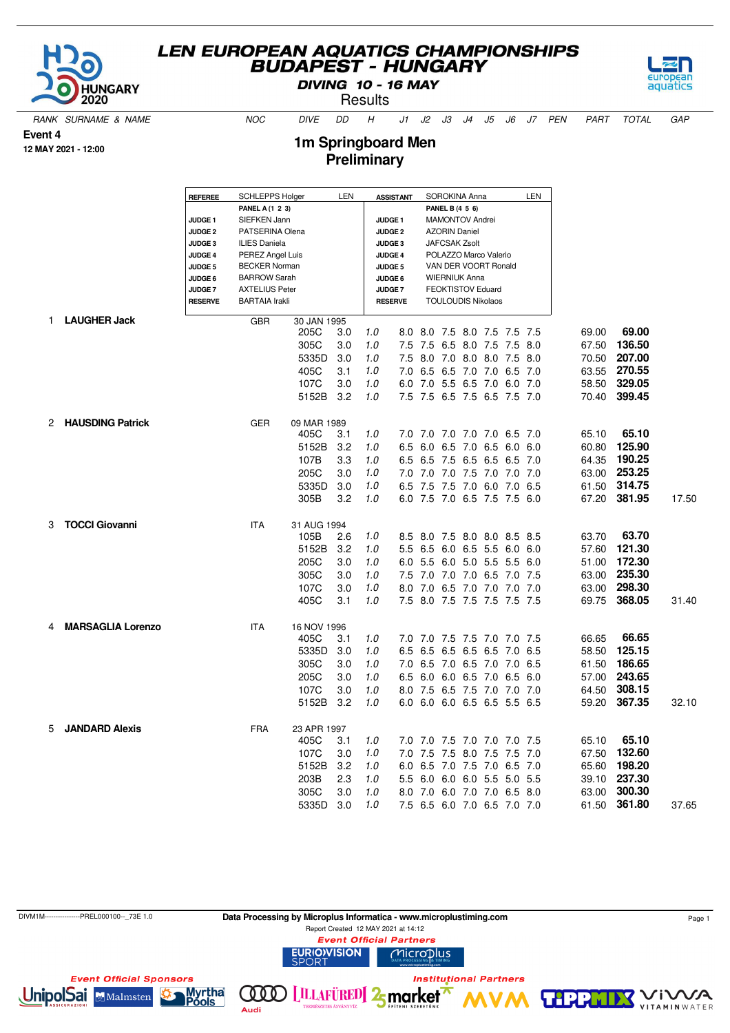# LEN EUROPEAN AQUATICS CHAMPIONSHIPS
## BUDAPEST - HUNGARY

**DIVING 10 - 16 MAY**

Results

**Event 4**

**12 MAY 2021 - 12:00**

## 1m Springboard Men
### Preliminary

| REFEREE | SCHLEPPS Holger | LEN | ASSISTANT | SOROKINA Anna | LEN |
|---|---|---|---|---|---|
| | **PANEL A (1 2 3)** | | | **PANEL B (4 5 6)** | |
| JUDGE 1 | SIEFKEN Jann | | JUDGE 1 | MAMONTOV Andrei | |
| JUDGE 2 | PATSERINA Olena | | JUDGE 2 | AZORIN Daniel | |
| JUDGE 3 | ILIES Daniela | | JUDGE 3 | JAFCSAK Zsolt | |
| JUDGE 4 | PEREZ Angel Luis | | JUDGE 4 | POLAZZO Marco Valerio | |
| JUDGE 5 | BECKER Norman | | JUDGE 5 | VAN DER VOORT Ronald | |
| JUDGE 6 | BARROW Sarah | | JUDGE 6 | WIERNIUK Anna | |
| JUDGE 7 | AXTELIUS Peter | | JUDGE 7 | FEOKTISTOV Eduard | |
| RESERVE | BARTAIA Irakli | | RESERVE | TOULOUDIS Nikolaos | |

| RANK | SURNAME & NAME | NOC | DIVE | DD | H | J1 | J2 | J3 | J4 | J5 | J6 | J7 | PEN | PART | TOTAL | GAP |
|---|---|---|---|---|---|---|---|---|---|---|---|---|---|---|---|---|
| 1 | **LAUGHER Jack** | GBR | 30 JAN 1995 | | | | | | | | | | | | | |
| | | | 205C | 3.0 | 1.0 | 8.0 | 8.0 | 7.5 | 8.0 | 7.5 | 7.5 | 7.5 | | 69.00 | **69.00** | |
| | | | 305C | 3.0 | 1.0 | 7.5 | 7.5 | 6.5 | 8.0 | 7.5 | 7.5 | 8.0 | | 67.50 | **136.50** | |
| | | | 5335D | 3.0 | 1.0 | 7.5 | 8.0 | 7.0 | 8.0 | 8.0 | 7.5 | 8.0 | | 70.50 | **207.00** | |
| | | | 405C | 3.1 | 1.0 | 7.0 | 6.5 | 6.5 | 7.0 | 7.0 | 6.5 | 7.0 | | 63.55 | **270.55** | |
| | | | 107C | 3.0 | 1.0 | 6.0 | 7.0 | 5.5 | 6.5 | 7.0 | 6.0 | 7.0 | | 58.50 | **329.05** | |
| | | | 5152B | 3.2 | 1.0 | 7.5 | 7.5 | 6.5 | 7.5 | 6.5 | 7.5 | 7.0 | | 70.40 | **399.45** | |
| 2 | **HAUSDING Patrick** | GER | 09 MAR 1989 | | | | | | | | | | | | | |
| | | | 405C | 3.1 | 1.0 | 7.0 | 7.0 | 7.0 | 7.0 | 7.0 | 6.5 | 7.0 | | 65.10 | **65.10** | |
| | | | 5152B | 3.2 | 1.0 | 6.5 | 6.0 | 6.5 | 7.0 | 6.5 | 6.0 | 6.0 | | 60.80 | **125.90** | |
| | | | 107B | 3.3 | 1.0 | 6.5 | 6.5 | 7.5 | 6.5 | 6.5 | 6.5 | 7.0 | | 64.35 | **190.25** | |
| | | | 205C | 3.0 | 1.0 | 7.0 | 7.0 | 7.0 | 7.5 | 7.0 | 7.0 | 7.0 | | 63.00 | **253.25** | |
| | | | 5335D | 3.0 | 1.0 | 6.5 | 7.5 | 7.5 | 7.0 | 6.0 | 7.0 | 6.5 | | 61.50 | **314.75** | |
| | | | 305B | 3.2 | 1.0 | 6.0 | 7.5 | 7.0 | 6.5 | 7.5 | 7.5 | 6.0 | | 67.20 | **381.95** | 17.50 |
| 3 | **TOCCI Giovanni** | ITA | 31 AUG 1994 | | | | | | | | | | | | | |
| | | | 105B | 2.6 | 1.0 | 8.5 | 8.0 | 7.5 | 8.0 | 8.0 | 8.5 | 8.5 | | 63.70 | **63.70** | |
| | | | 5152B | 3.2 | 1.0 | 5.5 | 6.5 | 6.0 | 6.5 | 5.5 | 6.0 | 6.0 | | 57.60 | **121.30** | |
| | | | 205C | 3.0 | 1.0 | 6.0 | 5.5 | 6.0 | 5.0 | 5.5 | 5.5 | 6.0 | | 51.00 | **172.30** | |
| | | | 305C | 3.0 | 1.0 | 7.5 | 7.0 | 7.0 | 7.0 | 6.5 | 7.0 | 7.5 | | 63.00 | **235.30** | |
| | | | 107C | 3.0 | 1.0 | 8.0 | 7.0 | 6.5 | 7.0 | 7.0 | 7.0 | 7.0 | | 63.00 | **298.30** | |
| | | | 405C | 3.1 | 1.0 | 7.5 | 8.0 | 7.5 | 7.5 | 7.5 | 7.5 | 7.5 | | 69.75 | **368.05** | 31.40 |
| 4 | **MARSAGLIA Lorenzo** | ITA | 16 NOV 1996 | | | | | | | | | | | | | |
| | | | 405C | 3.1 | 1.0 | 7.0 | 7.0 | 7.5 | 7.5 | 7.0 | 7.0 | 7.5 | | 66.65 | **66.65** | |
| | | | 5335D | 3.0 | 1.0 | 6.5 | 6.5 | 6.5 | 6.5 | 6.5 | 7.0 | 6.5 | | 58.50 | **125.15** | |
| | | | 305C | 3.0 | 1.0 | 7.0 | 6.5 | 7.0 | 6.5 | 7.0 | 7.0 | 6.5 | | 61.50 | **186.65** | |
| | | | 205C | 3.0 | 1.0 | 6.5 | 6.0 | 6.0 | 6.5 | 7.0 | 6.5 | 6.0 | | 57.00 | **243.65** | |
| | | | 107C | 3.0 | 1.0 | 8.0 | 7.5 | 6.5 | 7.5 | 7.0 | 7.0 | 7.0 | | 64.50 | **308.15** | |
| | | | 5152B | 3.2 | 1.0 | 6.0 | 6.0 | 6.0 | 6.5 | 6.5 | 5.5 | 6.5 | | 59.20 | **367.35** | 32.10 |
| 5 | **JANDARD Alexis** | FRA | 23 APR 1997 | | | | | | | | | | | | | |
| | | | 405C | 3.1 | 1.0 | 7.0 | 7.0 | 7.5 | 7.0 | 7.0 | 7.0 | 7.5 | | 65.10 | **65.10** | |
| | | | 107C | 3.0 | 1.0 | 7.0 | 7.5 | 7.5 | 8.0 | 7.5 | 7.5 | 7.0 | | 67.50 | **132.60** | |
| | | | 5152B | 3.2 | 1.0 | 6.0 | 6.5 | 7.0 | 7.5 | 7.0 | 6.5 | 7.0 | | 65.60 | **198.20** | |
| | | | 203B | 2.3 | 1.0 | 5.5 | 6.0 | 6.0 | 6.0 | 5.5 | 5.0 | 5.5 | | 39.10 | **237.30** | |
| | | | 305C | 3.0 | 1.0 | 8.0 | 7.0 | 6.0 | 7.0 | 7.0 | 6.5 | 8.0 | | 63.00 | **300.30** | |
| | | | 5335D | 3.0 | 1.0 | 7.5 | 6.5 | 6.0 | 7.0 | 6.5 | 7.0 | 7.0 | | 61.50 | **361.80** | 37.65 |

DIVM1M----------------PREL000100--_73E 1.0

Data Processing by Microplus Informatica - www.microplustiming.com

Report Created 12 MAY 2021 at 14:12

Event Official Partners

Event Official Sponsors

Institutional Partners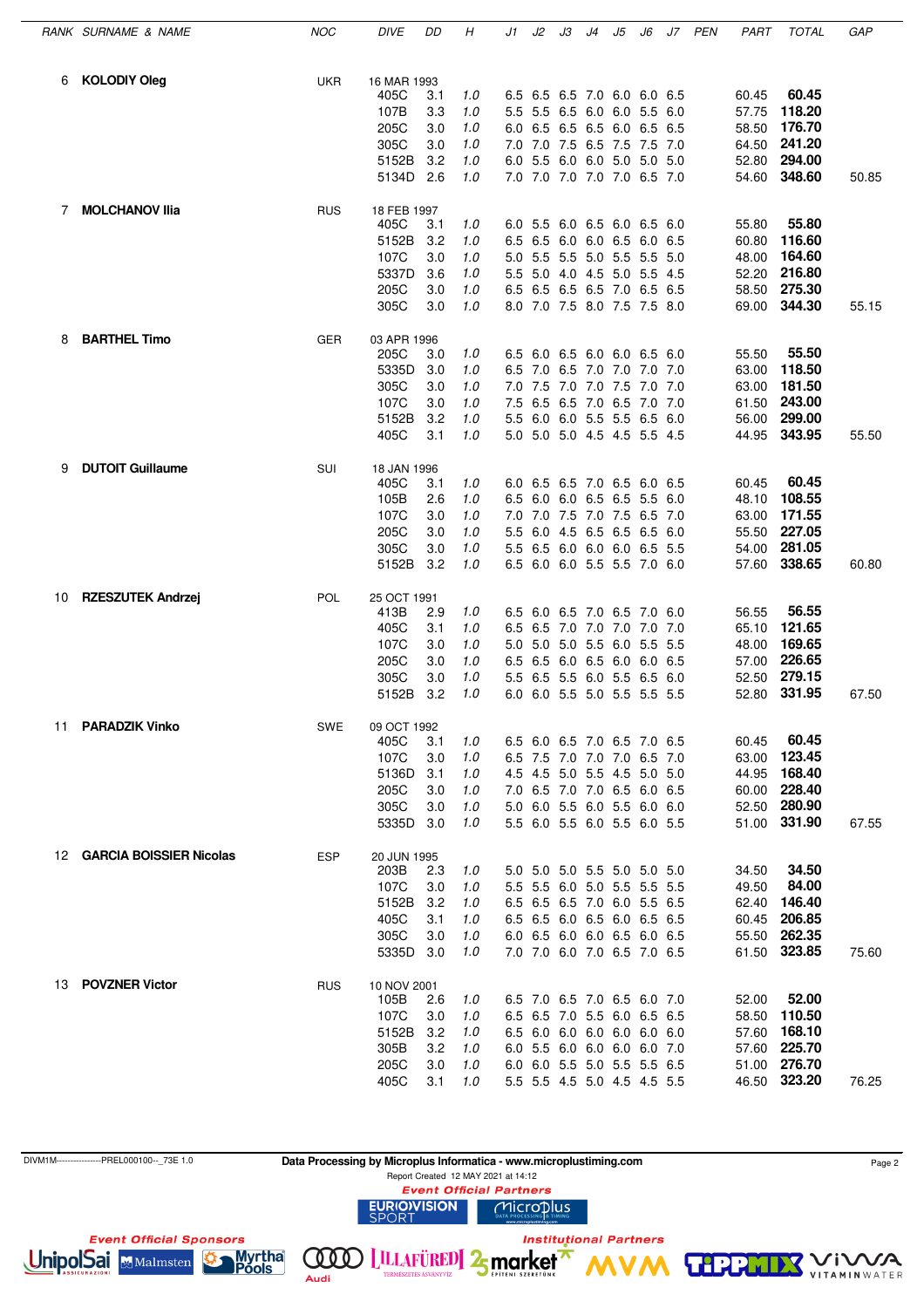| RANK | SURNAME & NAME | NOC | DIVE | DD | H | J1 | J2 | J3 | J4 | J5 | J6 | J7 | PEN | PART | TOTAL | GAP |
|---|---|---|---|---|---|---|---|---|---|---|---|---|---|---|---|---|
| 6 | **KOLODIY Oleg** | UKR | 16 MAR 1993 | | | | | | | | | | | | | |
| | | | 405C | 3.1 | 1.0 | 6.5 | 6.5 | 6.5 | 7.0 | 6.0 | 6.0 | 6.5 | | 60.45 | **60.45** | |
| | | | 107B | 3.3 | 1.0 | 5.5 | 5.5 | 6.5 | 6.0 | 6.0 | 5.5 | 6.0 | | 57.75 | **118.20** | |
| | | | 205C | 3.0 | 1.0 | 6.0 | 6.5 | 6.5 | 6.5 | 6.0 | 6.5 | 6.5 | | 58.50 | **176.70** | |
| | | | 305C | 3.0 | 1.0 | 7.0 | 7.0 | 7.5 | 6.5 | 7.5 | 7.5 | 7.0 | | 64.50 | **241.20** | |
| | | | 5152B | 3.2 | 1.0 | 6.0 | 5.5 | 6.0 | 6.0 | 5.0 | 5.0 | 5.0 | | 52.80 | **294.00** | |
| | | | 5134D | 2.6 | 1.0 | 7.0 | 7.0 | 7.0 | 7.0 | 7.0 | 6.5 | 7.0 | | 54.60 | **348.60** | 50.85 |
| 7 | **MOLCHANOV Ilia** | RUS | 18 FEB 1997 | | | | | | | | | | | | | |
| | | | 405C | 3.1 | 1.0 | 6.0 | 5.5 | 6.0 | 6.5 | 6.0 | 6.5 | 6.0 | | 55.80 | **55.80** | |
| | | | 5152B | 3.2 | 1.0 | 6.5 | 6.5 | 6.0 | 6.0 | 6.5 | 6.0 | 6.5 | | 60.80 | **116.60** | |
| | | | 107C | 3.0 | 1.0 | 5.0 | 5.5 | 5.5 | 5.0 | 5.5 | 5.5 | 5.0 | | 48.00 | **164.60** | |
| | | | 5337D | 3.6 | 1.0 | 5.5 | 5.0 | 4.0 | 4.5 | 5.0 | 5.5 | 4.5 | | 52.20 | **216.80** | |
| | | | 205C | 3.0 | 1.0 | 6.5 | 6.5 | 6.5 | 6.5 | 7.0 | 6.5 | 6.5 | | 58.50 | **275.30** | |
| | | | 305C | 3.0 | 1.0 | 8.0 | 7.0 | 7.5 | 8.0 | 7.5 | 7.5 | 8.0 | | 69.00 | **344.30** | 55.15 |
| 8 | **BARTHEL Timo** | GER | 03 APR 1996 | | | | | | | | | | | | | |
| | | | 205C | 3.0 | 1.0 | 6.5 | 6.0 | 6.5 | 6.0 | 6.0 | 6.5 | 6.0 | | 55.50 | **55.50** | |
| | | | 5335D | 3.0 | 1.0 | 6.5 | 7.0 | 6.5 | 7.0 | 7.0 | 7.0 | 7.0 | | 63.00 | **118.50** | |
| | | | 305C | 3.0 | 1.0 | 7.0 | 7.5 | 7.0 | 7.0 | 7.5 | 7.0 | 7.0 | | 63.00 | **181.50** | |
| | | | 107C | 3.0 | 1.0 | 7.5 | 6.5 | 6.5 | 7.0 | 6.5 | 7.0 | 7.0 | | 61.50 | **243.00** | |
| | | | 5152B | 3.2 | 1.0 | 5.5 | 6.0 | 6.0 | 5.5 | 5.5 | 6.5 | 6.0 | | 56.00 | **299.00** | |
| | | | 405C | 3.1 | 1.0 | 5.0 | 5.0 | 5.0 | 4.5 | 4.5 | 5.5 | 4.5 | | 44.95 | **343.95** | 55.50 |
| 9 | **DUTOIT Guillaume** | SUI | 18 JAN 1996 | | | | | | | | | | | | | |
| | | | 405C | 3.1 | 1.0 | 6.0 | 6.5 | 6.5 | 7.0 | 6.5 | 6.0 | 6.5 | | 60.45 | **60.45** | |
| | | | 105B | 2.6 | 1.0 | 6.5 | 6.0 | 6.0 | 6.5 | 6.5 | 5.5 | 6.0 | | 48.10 | **108.55** | |
| | | | 107C | 3.0 | 1.0 | 7.0 | 7.0 | 7.5 | 7.0 | 7.5 | 6.5 | 7.0 | | 63.00 | **171.55** | |
| | | | 205C | 3.0 | 1.0 | 5.5 | 6.0 | 4.5 | 6.5 | 6.5 | 6.5 | 6.0 | | 55.50 | **227.05** | |
| | | | 305C | 3.0 | 1.0 | 5.5 | 6.5 | 6.0 | 6.0 | 6.0 | 6.5 | 5.5 | | 54.00 | **281.05** | |
| | | | 5152B | 3.2 | 1.0 | 6.5 | 6.0 | 6.0 | 5.5 | 5.5 | 7.0 | 6.0 | | 57.60 | **338.65** | 60.80 |
| 10 | **RZESZUTEK Andrzej** | POL | 25 OCT 1991 | | | | | | | | | | | | | |
| | | | 413B | 2.9 | 1.0 | 6.5 | 6.0 | 6.5 | 7.0 | 6.5 | 7.0 | 6.0 | | 56.55 | **56.55** | |
| | | | 405C | 3.1 | 1.0 | 6.5 | 6.5 | 7.0 | 7.0 | 7.0 | 7.0 | 7.0 | | 65.10 | **121.65** | |
| | | | 107C | 3.0 | 1.0 | 5.0 | 5.0 | 5.0 | 5.5 | 6.0 | 5.5 | 5.5 | | 48.00 | **169.65** | |
| | | | 205C | 3.0 | 1.0 | 6.5 | 6.5 | 6.0 | 6.5 | 6.0 | 6.0 | 6.5 | | 57.00 | **226.65** | |
| | | | 305C | 3.0 | 1.0 | 5.5 | 6.5 | 5.5 | 6.0 | 5.5 | 6.5 | 6.0 | | 52.50 | **279.15** | |
| | | | 5152B | 3.2 | 1.0 | 6.0 | 6.0 | 5.5 | 5.0 | 5.5 | 5.5 | 5.5 | | 52.80 | **331.95** | 67.50 |
| 11 | **PARADZIK Vinko** | SWE | 09 OCT 1992 | | | | | | | | | | | | | |
| | | | 405C | 3.1 | 1.0 | 6.5 | 6.0 | 6.5 | 7.0 | 6.5 | 7.0 | 6.5 | | 60.45 | **60.45** | |
| | | | 107C | 3.0 | 1.0 | 6.5 | 7.5 | 7.0 | 7.0 | 7.0 | 6.5 | 7.0 | | 63.00 | **123.45** | |
| | | | 5136D | 3.1 | 1.0 | 4.5 | 4.5 | 5.0 | 5.5 | 4.5 | 5.0 | 5.0 | | 44.95 | **168.40** | |
| | | | 205C | 3.0 | 1.0 | 7.0 | 6.5 | 7.0 | 7.0 | 6.5 | 6.0 | 6.5 | | 60.00 | **228.40** | |
| | | | 305C | 3.0 | 1.0 | 5.0 | 6.0 | 5.5 | 6.0 | 5.5 | 6.0 | 6.0 | | 52.50 | **280.90** | |
| | | | 5335D | 3.0 | 1.0 | 5.5 | 6.0 | 5.5 | 6.0 | 5.5 | 6.0 | 5.5 | | 51.00 | **331.90** | 67.55 |
| 12 | **GARCIA BOISSIER Nicolas** | ESP | 20 JUN 1995 | | | | | | | | | | | | | |
| | | | 203B | 2.3 | 1.0 | 5.0 | 5.0 | 5.0 | 5.5 | 5.0 | 5.0 | 5.0 | | 34.50 | **34.50** | |
| | | | 107C | 3.0 | 1.0 | 5.5 | 5.5 | 6.0 | 5.0 | 5.5 | 5.5 | 5.5 | | 49.50 | **84.00** | |
| | | | 5152B | 3.2 | 1.0 | 6.5 | 6.5 | 6.5 | 7.0 | 6.0 | 5.5 | 6.5 | | 62.40 | **146.40** | |
| | | | 405C | 3.1 | 1.0 | 6.5 | 6.5 | 6.0 | 6.5 | 6.0 | 6.5 | 6.5 | | 60.45 | **206.85** | |
| | | | 305C | 3.0 | 1.0 | 6.0 | 6.5 | 6.0 | 6.0 | 6.5 | 6.0 | 6.5 | | 55.50 | **262.35** | |
| | | | 5335D | 3.0 | 1.0 | 7.0 | 7.0 | 6.0 | 7.0 | 6.5 | 7.0 | 6.5 | | 61.50 | **323.85** | 75.60 |
| 13 | **POVZNER Victor** | RUS | 10 NOV 2001 | | | | | | | | | | | | | |
| | | | 105B | 2.6 | 1.0 | 6.5 | 7.0 | 6.5 | 7.0 | 6.5 | 6.0 | 7.0 | | 52.00 | **52.00** | |
| | | | 107C | 3.0 | 1.0 | 6.5 | 6.5 | 7.0 | 5.5 | 6.0 | 6.5 | 6.5 | | 58.50 | **110.50** | |
| | | | 5152B | 3.2 | 1.0 | 6.5 | 6.0 | 6.0 | 6.0 | 6.0 | 6.0 | 6.0 | | 57.60 | **168.10** | |
| | | | 305B | 3.2 | 1.0 | 6.0 | 5.5 | 6.0 | 6.0 | 6.0 | 6.0 | 7.0 | | 57.60 | **225.70** | |
| | | | 205C | 3.0 | 1.0 | 6.0 | 6.0 | 5.5 | 5.0 | 5.5 | 5.5 | 6.5 | | 51.00 | **276.70** | |
| | | | 405C | 3.1 | 1.0 | 5.5 | 5.5 | 4.5 | 5.0 | 4.5 | 4.5 | 5.5 | | 46.50 | **323.20** | 76.25 |

DIVM1M----------------PREL000100--_73E 1.0

**Data Processing by Microplus Informatica - www.microplustiming.com**

Report Created 12 MAY 2021 at 14:12

*Event Official Partners*

*Event Official Sponsors*

*Institutional Partners*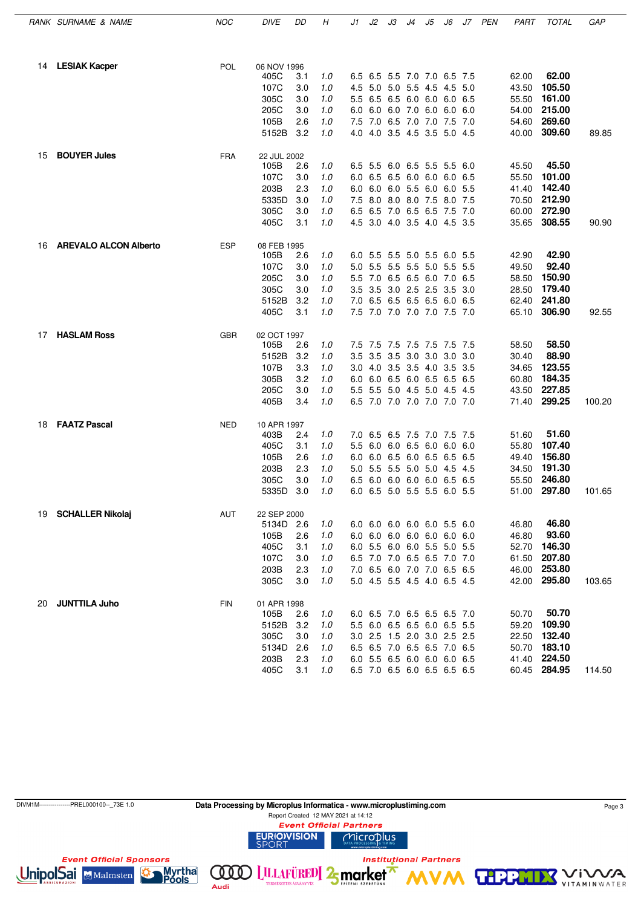| RANK | SURNAME & NAME | NOC | DIVE | DD | H | J1 | J2 | J3 | J4 | J5 | J6 | J7 | PEN | PART | TOTAL | GAP |
|---|---|---|---|---|---|---|---|---|---|---|---|---|---|---|---|---|
| 14 | **LESIAK Kacper** | POL | 06 NOV 1996 | | | | | | | | | | | | | |
| | | | 405C | 3.1 | 1.0 | 6.5 | 6.5 | 5.5 | 7.0 | 7.0 | 6.5 | 7.5 | | 62.00 | **62.00** | |
| | | | 107C | 3.0 | 1.0 | 4.5 | 5.0 | 5.0 | 5.5 | 4.5 | 4.5 | 5.0 | | 43.50 | **105.50** | |
| | | | 305C | 3.0 | 1.0 | 5.5 | 6.5 | 6.5 | 6.0 | 6.0 | 6.0 | 6.5 | | 55.50 | **161.00** | |
| | | | 205C | 3.0 | 1.0 | 6.0 | 6.0 | 6.0 | 7.0 | 6.0 | 6.0 | 6.0 | | 54.00 | **215.00** | |
| | | | 105B | 2.6 | 1.0 | 7.5 | 7.0 | 6.5 | 7.0 | 7.0 | 7.5 | 7.0 | | 54.60 | **269.60** | |
| | | | 5152B | 3.2 | 1.0 | 4.0 | 4.0 | 3.5 | 4.5 | 3.5 | 5.0 | 4.5 | | 40.00 | **309.60** | 89.85 |
| 15 | **BOUYER Jules** | FRA | 22 JUL 2002 | | | | | | | | | | | | | |
| | | | 105B | 2.6 | 1.0 | 6.5 | 5.5 | 6.0 | 6.5 | 5.5 | 5.5 | 6.0 | | 45.50 | **45.50** | |
| | | | 107C | 3.0 | 1.0 | 6.0 | 6.5 | 6.5 | 6.0 | 6.0 | 6.0 | 6.5 | | 55.50 | **101.00** | |
| | | | 203B | 2.3 | 1.0 | 6.0 | 6.0 | 6.0 | 5.5 | 6.0 | 6.0 | 5.5 | | 41.40 | **142.40** | |
| | | | 5335D | 3.0 | 1.0 | 7.5 | 8.0 | 8.0 | 8.0 | 7.5 | 8.0 | 7.5 | | 70.50 | **212.90** | |
| | | | 305C | 3.0 | 1.0 | 6.5 | 6.5 | 7.0 | 6.5 | 6.5 | 7.5 | 7.0 | | 60.00 | **272.90** | |
| | | | 405C | 3.1 | 1.0 | 4.5 | 3.0 | 4.0 | 3.5 | 4.0 | 4.5 | 3.5 | | 35.65 | **308.55** | 90.90 |
| 16 | **AREVALO ALCON Alberto** | ESP | 08 FEB 1995 | | | | | | | | | | | | | |
| | | | 105B | 2.6 | 1.0 | 6.0 | 5.5 | 5.5 | 5.0 | 5.5 | 6.0 | 5.5 | | 42.90 | **42.90** | |
| | | | 107C | 3.0 | 1.0 | 5.0 | 5.5 | 5.5 | 5.5 | 5.0 | 5.5 | 5.5 | | 49.50 | **92.40** | |
| | | | 205C | 3.0 | 1.0 | 5.5 | 7.0 | 6.5 | 6.5 | 6.0 | 7.0 | 6.5 | | 58.50 | **150.90** | |
| | | | 305C | 3.0 | 1.0 | 3.5 | 3.5 | 3.0 | 2.5 | 2.5 | 3.5 | 3.0 | | 28.50 | **179.40** | |
| | | | 5152B | 3.2 | 1.0 | 7.0 | 6.5 | 6.5 | 6.5 | 6.5 | 6.0 | 6.5 | | 62.40 | **241.80** | |
| | | | 405C | 3.1 | 1.0 | 7.5 | 7.0 | 7.0 | 7.0 | 7.0 | 7.5 | 7.0 | | 65.10 | **306.90** | 92.55 |
| 17 | **HASLAM Ross** | GBR | 02 OCT 1997 | | | | | | | | | | | | | |
| | | | 105B | 2.6 | 1.0 | 7.5 | 7.5 | 7.5 | 7.5 | 7.5 | 7.5 | 7.5 | | 58.50 | **58.50** | |
| | | | 5152B | 3.2 | 1.0 | 3.5 | 3.5 | 3.5 | 3.0 | 3.0 | 3.0 | 3.0 | | 30.40 | **88.90** | |
| | | | 107B | 3.3 | 1.0 | 3.0 | 4.0 | 3.5 | 3.5 | 4.0 | 3.5 | 3.5 | | 34.65 | **123.55** | |
| | | | 305B | 3.2 | 1.0 | 6.0 | 6.0 | 6.5 | 6.0 | 6.5 | 6.5 | 6.5 | | 60.80 | **184.35** | |
| | | | 205C | 3.0 | 1.0 | 5.5 | 5.5 | 5.0 | 4.5 | 5.0 | 4.5 | 4.5 | | 43.50 | **227.85** | |
| | | | 405B | 3.4 | 1.0 | 6.5 | 7.0 | 7.0 | 7.0 | 7.0 | 7.0 | 7.0 | | 71.40 | **299.25** | 100.20 |
| 18 | **FAATZ Pascal** | NED | 10 APR 1997 | | | | | | | | | | | | | |
| | | | 403B | 2.4 | 1.0 | 7.0 | 6.5 | 6.5 | 7.5 | 7.0 | 7.5 | 7.5 | | 51.60 | **51.60** | |
| | | | 405C | 3.1 | 1.0 | 5.5 | 6.0 | 6.0 | 6.5 | 6.0 | 6.0 | 6.0 | | 55.80 | **107.40** | |
| | | | 105B | 2.6 | 1.0 | 6.0 | 6.0 | 6.5 | 6.0 | 6.5 | 6.5 | 6.5 | | 49.40 | **156.80** | |
| | | | 203B | 2.3 | 1.0 | 5.0 | 5.5 | 5.5 | 5.0 | 5.0 | 4.5 | 4.5 | | 34.50 | **191.30** | |
| | | | 305C | 3.0 | 1.0 | 6.5 | 6.0 | 6.0 | 6.0 | 6.0 | 6.5 | 6.5 | | 55.50 | **246.80** | |
| | | | 5335D | 3.0 | 1.0 | 6.0 | 6.5 | 5.0 | 5.5 | 5.5 | 6.0 | 5.5 | | 51.00 | **297.80** | 101.65 |
| 19 | **SCHALLER Nikolaj** | AUT | 22 SEP 2000 | | | | | | | | | | | | | |
| | | | 5134D | 2.6 | 1.0 | 6.0 | 6.0 | 6.0 | 6.0 | 6.0 | 5.5 | 6.0 | | 46.80 | **46.80** | |
| | | | 105B | 2.6 | 1.0 | 6.0 | 6.0 | 6.0 | 6.0 | 6.0 | 6.0 | 6.0 | | 46.80 | **93.60** | |
| | | | 405C | 3.1 | 1.0 | 6.0 | 5.5 | 6.0 | 6.0 | 5.5 | 5.0 | 5.5 | | 52.70 | **146.30** | |
| | | | 107C | 3.0 | 1.0 | 6.5 | 7.0 | 7.0 | 6.5 | 6.5 | 7.0 | 7.0 | | 61.50 | **207.80** | |
| | | | 203B | 2.3 | 1.0 | 7.0 | 6.5 | 6.0 | 7.0 | 7.0 | 6.5 | 6.5 | | 46.00 | **253.80** | |
| | | | 305C | 3.0 | 1.0 | 5.0 | 4.5 | 5.5 | 4.5 | 4.0 | 6.5 | 4.5 | | 42.00 | **295.80** | 103.65 |
| 20 | **JUNTTILA Juho** | FIN | 01 APR 1998 | | | | | | | | | | | | | |
| | | | 105B | 2.6 | 1.0 | 6.0 | 6.5 | 7.0 | 6.5 | 6.5 | 6.5 | 7.0 | | 50.70 | **50.70** | |
| | | | 5152B | 3.2 | 1.0 | 5.5 | 6.0 | 6.5 | 6.5 | 6.0 | 6.5 | 5.5 | | 59.20 | **109.90** | |
| | | | 305C | 3.0 | 1.0 | 3.0 | 2.5 | 1.5 | 2.0 | 3.0 | 2.5 | 2.5 | | 22.50 | **132.40** | |
| | | | 5134D | 2.6 | 1.0 | 6.5 | 6.5 | 7.0 | 6.5 | 6.5 | 7.0 | 6.5 | | 50.70 | **183.10** | |
| | | | 203B | 2.3 | 1.0 | 6.0 | 5.5 | 6.5 | 6.0 | 6.0 | 6.0 | 6.5 | | 41.40 | **224.50** | |
| | | | 405C | 3.1 | 1.0 | 6.5 | 7.0 | 6.5 | 6.0 | 6.5 | 6.5 | 6.5 | | 60.45 | **284.95** | 114.50 |

DIVM1M----------------PREL000100--_73E 1.0

**Data Processing by Microplus Informatica - www.microplustiming.com**

Report Created 12 MAY 2021 at 14:12

*Event Official Partners*

*Event Official Sponsors*

*Institutional Partners*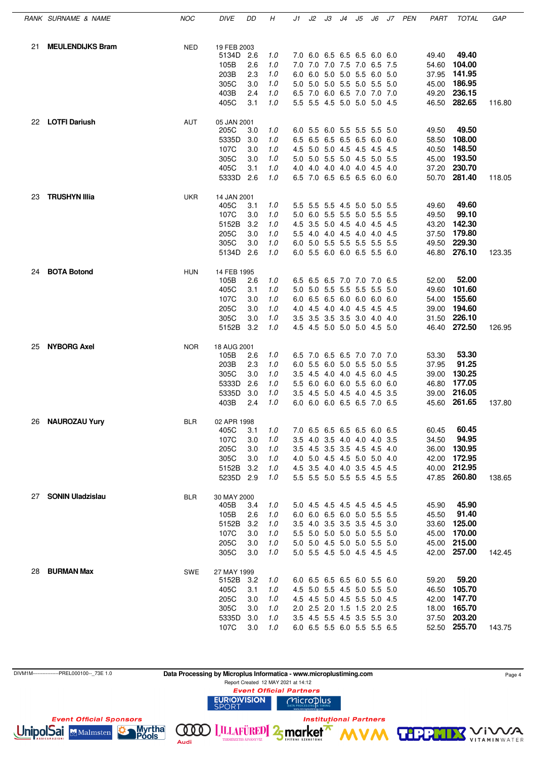| RANK | SURNAME & NAME | NOC | DIVE | DD | H | J1 | J2 | J3 | J4 | J5 | J6 | J7 | PEN | PART | TOTAL | GAP |
|---|---|---|---|---|---|---|---|---|---|---|---|---|---|---|---|---|
| 21 | **MEULENDIJKS Bram** | NED | 19 FEB 2003 | | | | | | | | | | | | | |
| | | | 5134D | 2.6 | 1.0 | 7.0 | 6.0 | 6.5 | 6.5 | 6.5 | 6.0 | 6.0 | | 49.40 | **49.40** | |
| | | | 105B | 2.6 | 1.0 | 7.0 | 7.0 | 7.0 | 7.5 | 7.0 | 6.5 | 7.5 | | 54.60 | **104.00** | |
| | | | 203B | 2.3 | 1.0 | 6.0 | 6.0 | 5.0 | 5.0 | 5.5 | 6.0 | 5.0 | | 37.95 | **141.95** | |
| | | | 305C | 3.0 | 1.0 | 5.0 | 5.0 | 5.0 | 5.5 | 5.0 | 5.5 | 5.0 | | 45.00 | **186.95** | |
| | | | 403B | 2.4 | 1.0 | 6.5 | 7.0 | 6.0 | 6.5 | 7.0 | 7.0 | 7.0 | | 49.20 | **236.15** | |
| | | | 405C | 3.1 | 1.0 | 5.5 | 5.5 | 4.5 | 5.0 | 5.0 | 5.0 | 4.5 | | 46.50 | **282.65** | 116.80 |
| 22 | **LOTFI Dariush** | AUT | 05 JAN 2001 | | | | | | | | | | | | | |
| | | | 205C | 3.0 | 1.0 | 6.0 | 5.5 | 6.0 | 5.5 | 5.5 | 5.5 | 5.0 | | 49.50 | **49.50** | |
| | | | 5335D | 3.0 | 1.0 | 6.5 | 6.5 | 6.5 | 6.5 | 6.5 | 6.0 | 6.0 | | 58.50 | **108.00** | |
| | | | 107C | 3.0 | 1.0 | 4.5 | 5.0 | 5.0 | 4.5 | 4.5 | 4.5 | 4.5 | | 40.50 | **148.50** | |
| | | | 305C | 3.0 | 1.0 | 5.0 | 5.0 | 5.5 | 5.0 | 4.5 | 5.0 | 5.5 | | 45.00 | **193.50** | |
| | | | 405C | 3.1 | 1.0 | 4.0 | 4.0 | 4.0 | 4.0 | 4.0 | 4.5 | 4.0 | | 37.20 | **230.70** | |
| | | | 5333D | 2.6 | 1.0 | 6.5 | 7.0 | 6.5 | 6.5 | 6.5 | 6.0 | 6.0 | | 50.70 | **281.40** | 118.05 |
| 23 | **TRUSHYN Illia** | UKR | 14 JAN 2001 | | | | | | | | | | | | | |
| | | | 405C | 3.1 | 1.0 | 5.5 | 5.5 | 5.5 | 4.5 | 5.0 | 5.0 | 5.5 | | 49.60 | **49.60** | |
| | | | 107C | 3.0 | 1.0 | 5.0 | 6.0 | 5.5 | 5.5 | 5.0 | 5.5 | 5.5 | | 49.50 | **99.10** | |
| | | | 5152B | 3.2 | 1.0 | 4.5 | 3.5 | 5.0 | 4.5 | 4.0 | 4.5 | 4.5 | | 43.20 | **142.30** | |
| | | | 205C | 3.0 | 1.0 | 5.5 | 4.0 | 4.0 | 4.5 | 4.0 | 4.0 | 4.5 | | 37.50 | **179.80** | |
| | | | 305C | 3.0 | 1.0 | 6.0 | 5.0 | 5.5 | 5.5 | 5.5 | 5.5 | 5.5 | | 49.50 | **229.30** | |
| | | | 5134D | 2.6 | 1.0 | 6.0 | 5.5 | 6.0 | 6.0 | 6.5 | 5.5 | 6.0 | | 46.80 | **276.10** | 123.35 |
| 24 | **BOTA Botond** | HUN | 14 FEB 1995 | | | | | | | | | | | | | |
| | | | 105B | 2.6 | 1.0 | 6.5 | 6.5 | 6.5 | 7.0 | 7.0 | 7.0 | 6.5 | | 52.00 | **52.00** | |
| | | | 405C | 3.1 | 1.0 | 5.0 | 5.0 | 5.5 | 5.5 | 5.5 | 5.5 | 5.0 | | 49.60 | **101.60** | |
| | | | 107C | 3.0 | 1.0 | 6.0 | 6.5 | 6.5 | 6.0 | 6.0 | 6.0 | 6.0 | | 54.00 | **155.60** | |
| | | | 205C | 3.0 | 1.0 | 4.0 | 4.5 | 4.0 | 4.0 | 4.5 | 4.5 | 4.5 | | 39.00 | **194.60** | |
| | | | 305C | 3.0 | 1.0 | 3.5 | 3.5 | 3.5 | 3.5 | 3.0 | 4.0 | 4.0 | | 31.50 | **226.10** | |
| | | | 5152B | 3.2 | 1.0 | 4.5 | 4.5 | 5.0 | 5.0 | 5.0 | 4.5 | 5.0 | | 46.40 | **272.50** | 126.95 |
| 25 | **NYBORG Axel** | NOR | 18 AUG 2001 | | | | | | | | | | | | | |
| | | | 105B | 2.6 | 1.0 | 6.5 | 7.0 | 6.5 | 6.5 | 7.0 | 7.0 | 7.0 | | 53.30 | **53.30** | |
| | | | 203B | 2.3 | 1.0 | 6.0 | 5.5 | 6.0 | 5.0 | 5.5 | 5.0 | 5.5 | | 37.95 | **91.25** | |
| | | | 305C | 3.0 | 1.0 | 3.5 | 4.5 | 4.0 | 4.5 | 6.0 | 4.5 | | | 39.00 | **130.25** | |
| | | | 5333D | 2.6 | 1.0 | 5.5 | 6.0 | 6.0 | 6.0 | 5.5 | 6.0 | 6.0 | | 46.80 | **177.05** | |
| | | | 5335D | 3.0 | 1.0 | 3.5 | 4.5 | 5.0 | 4.5 | 4.0 | 4.5 | 3.5 | | 39.00 | **216.05** | |
| | | | 403B | 2.4 | 1.0 | 6.0 | 6.0 | 6.0 | 6.5 | 6.5 | 7.0 | 6.5 | | 45.60 | **261.65** | 137.80 |
| 26 | **NAUROZAU Yury** | BLR | 02 APR 1998 | | | | | | | | | | | | | |
| | | | 405C | 3.1 | 1.0 | 7.0 | 6.5 | 6.5 | 6.5 | 6.5 | 6.0 | 6.5 | | 60.45 | **60.45** | |
| | | | 107C | 3.0 | 1.0 | 3.5 | 4.0 | 3.5 | 4.0 | 4.0 | 4.0 | 3.5 | | 34.50 | **94.95** | |
| | | | 205C | 3.0 | 1.0 | 3.5 | 4.5 | 3.5 | 3.5 | 4.5 | 4.5 | 4.0 | | 36.00 | **130.95** | |
| | | | 305C | 3.0 | 1.0 | 4.0 | 5.0 | 4.5 | 4.5 | 5.0 | 5.0 | 4.0 | | 42.00 | **172.95** | |
| | | | 5152B | 3.2 | 1.0 | 4.5 | 3.5 | 4.0 | 4.0 | 3.5 | 4.5 | 4.5 | | 40.00 | **212.95** | |
| | | | 5235D | 2.9 | 1.0 | 5.5 | 5.5 | 5.0 | 5.5 | 5.5 | 4.5 | 5.5 | | 47.85 | **260.80** | 138.65 |
| 27 | **SONIN Uladzislau** | BLR | 30 MAY 2000 | | | | | | | | | | | | | |
| | | | 405B | 3.4 | 1.0 | 5.0 | 4.5 | 4.5 | 4.5 | 4.5 | 4.5 | 4.5 | | 45.90 | **45.90** | |
| | | | 105B | 2.6 | 1.0 | 6.0 | 6.0 | 6.5 | 6.0 | 5.0 | 5.5 | 5.5 | | 45.50 | **91.40** | |
| | | | 5152B | 3.2 | 1.0 | 3.5 | 4.0 | 3.5 | 3.5 | 3.5 | 4.5 | 3.0 | | 33.60 | **125.00** | |
| | | | 107C | 3.0 | 1.0 | 5.5 | 5.0 | 5.0 | 5.0 | 5.0 | 5.5 | 5.0 | | 45.00 | **170.00** | |
| | | | 205C | 3.0 | 1.0 | 5.0 | 5.0 | 4.5 | 5.0 | 5.0 | 5.5 | 5.0 | | 45.00 | **215.00** | |
| | | | 305C | 3.0 | 1.0 | 5.0 | 5.5 | 4.5 | 5.0 | 4.5 | 4.5 | 4.5 | | 42.00 | **257.00** | 142.45 |
| 28 | **BURMAN Max** | SWE | 27 MAY 1999 | | | | | | | | | | | | | |
| | | | 5152B | 3.2 | 1.0 | 6.0 | 6.5 | 6.5 | 6.5 | 6.0 | 5.5 | 6.0 | | 59.20 | **59.20** | |
| | | | 405C | 3.1 | 1.0 | 4.5 | 5.0 | 5.5 | 4.5 | 5.0 | 5.5 | 5.0 | | 46.50 | **105.70** | |
| | | | 205C | 3.0 | 1.0 | 4.5 | 4.5 | 5.0 | 4.5 | 5.5 | 5.0 | 4.5 | | 42.00 | **147.70** | |
| | | | 305C | 3.0 | 1.0 | 2.0 | 2.5 | 2.0 | 1.5 | 1.5 | 2.0 | 2.5 | | 18.00 | **165.70** | |
| | | | 5335D | 3.0 | 1.0 | 3.5 | 4.5 | 5.5 | 4.5 | 3.5 | 5.5 | 3.0 | | 37.50 | **203.20** | |
| | | | 107C | 3.0 | 1.0 | 6.0 | 6.5 | 5.5 | 6.0 | 5.5 | 5.5 | 6.5 | | 52.50 | **255.70** | 143.75 |

DIVM1M----------------PREL000100--_73E 1.0

**Data Processing by Microplus Informatica - www.microplustiming.com**

Report Created 12 MAY 2021 at 14:12

*Event Official Partners*

*Event Official Sponsors*

*Institutional Partners*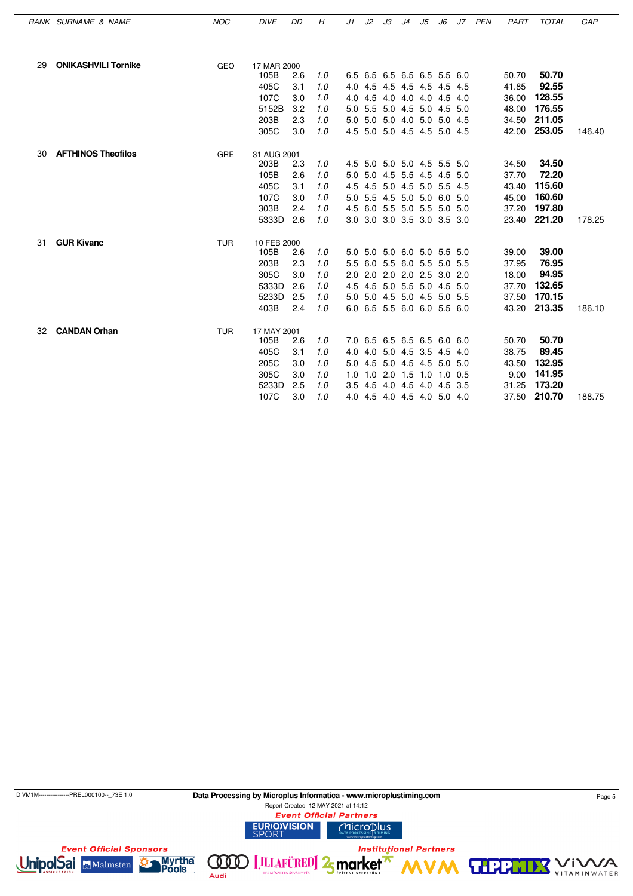| RANK | SURNAME & NAME | NOC | DIVE | DD | H | J1 | J2 | J3 | J4 | J5 | J6 | J7 | PEN | PART | TOTAL | GAP |
|---|---|---|---|---|---|---|---|---|---|---|---|---|---|---|---|---|
| 29 | **ONIKASHVILI Tornike** | GEO | 17 MAR 2000 | | | | | | | | | | | | | |
| | | | 105B | 2.6 | 1.0 | 6.5 | 6.5 | 6.5 | 6.5 | 6.5 | 5.5 | 6.0 | | 50.70 | **50.70** | |
| | | | 405C | 3.1 | 1.0 | 4.0 | 4.5 | 4.5 | 4.5 | 4.5 | 4.5 | 4.5 | | 41.85 | **92.55** | |
| | | | 107C | 3.0 | 1.0 | 4.0 | 4.5 | 4.0 | 4.0 | 4.0 | 4.5 | 4.0 | | 36.00 | **128.55** | |
| | | | 5152B | 3.2 | 1.0 | 5.0 | 5.5 | 5.0 | 4.5 | 5.0 | 4.5 | 5.0 | | 48.00 | **176.55** | |
| | | | 203B | 2.3 | 1.0 | 5.0 | 5.0 | 5.0 | 4.0 | 5.0 | 5.0 | 4.5 | | 34.50 | **211.05** | |
| | | | 305C | 3.0 | 1.0 | 4.5 | 5.0 | 5.0 | 4.5 | 4.5 | 5.0 | 4.5 | | 42.00 | **253.05** | 146.40 |
| 30 | **AFTHINOS Theofilos** | GRE | 31 AUG 2001 | | | | | | | | | | | | | |
| | | | 203B | 2.3 | 1.0 | 4.5 | 5.0 | 5.0 | 5.0 | 4.5 | 5.5 | 5.0 | | 34.50 | **34.50** | |
| | | | 105B | 2.6 | 1.0 | 5.0 | 5.0 | 4.5 | 5.5 | 4.5 | 4.5 | 5.0 | | 37.70 | **72.20** | |
| | | | 405C | 3.1 | 1.0 | 4.5 | 4.5 | 5.0 | 4.5 | 5.0 | 5.5 | 4.5 | | 43.40 | **115.60** | |
| | | | 107C | 3.0 | 1.0 | 5.0 | 5.5 | 4.5 | 5.0 | 5.0 | 6.0 | 5.0 | | 45.00 | **160.60** | |
| | | | 303B | 2.4 | 1.0 | 4.5 | 6.0 | 5.5 | 5.0 | 5.5 | 5.0 | 5.0 | | 37.20 | **197.80** | |
| | | | 5333D | 2.6 | 1.0 | 3.0 | 3.0 | 3.0 | 3.5 | 3.0 | 3.5 | 3.0 | | 23.40 | **221.20** | 178.25 |
| 31 | **GUR Kivanc** | TUR | 10 FEB 2000 | | | | | | | | | | | | | |
| | | | 105B | 2.6 | 1.0 | 5.0 | 5.0 | 5.0 | 6.0 | 5.0 | 5.5 | 5.0 | | 39.00 | **39.00** | |
| | | | 203B | 2.3 | 1.0 | 5.5 | 6.0 | 5.5 | 6.0 | 5.5 | 5.0 | 5.5 | | 37.95 | **76.95** | |
| | | | 305C | 3.0 | 1.0 | 2.0 | 2.0 | 2.0 | 2.0 | 2.5 | 3.0 | 2.0 | | 18.00 | **94.95** | |
| | | | 5333D | 2.6 | 1.0 | 4.5 | 4.5 | 5.0 | 5.5 | 5.0 | 4.5 | 5.0 | | 37.70 | **132.65** | |
| | | | 5233D | 2.5 | 1.0 | 5.0 | 5.0 | 4.5 | 5.0 | 4.5 | 5.0 | 5.5 | | 37.50 | **170.15** | |
| | | | 403B | 2.4 | 1.0 | 6.0 | 6.5 | 5.5 | 6.0 | 6.0 | 5.5 | 6.0 | | 43.20 | **213.35** | 186.10 |
| 32 | **CANDAN Orhan** | TUR | 17 MAY 2001 | | | | | | | | | | | | | |
| | | | 105B | 2.6 | 1.0 | 7.0 | 6.5 | 6.5 | 6.5 | 6.5 | 6.0 | 6.0 | | 50.70 | **50.70** | |
| | | | 405C | 3.1 | 1.0 | 4.0 | 4.0 | 5.0 | 4.5 | 3.5 | 4.5 | 4.0 | | 38.75 | **89.45** | |
| | | | 205C | 3.0 | 1.0 | 5.0 | 4.5 | 5.0 | 4.5 | 4.5 | 5.0 | 5.0 | | 43.50 | **132.95** | |
| | | | 305C | 3.0 | 1.0 | 1.0 | 1.0 | 2.0 | 1.5 | 1.0 | 1.0 | 0.5 | | 9.00 | **141.95** | |
| | | | 5233D | 2.5 | 1.0 | 3.5 | 4.5 | 4.0 | 4.5 | 4.0 | 4.5 | 3.5 | | 31.25 | **173.20** | |
| | | | 107C | 3.0 | 1.0 | 4.0 | 4.5 | 4.0 | 4.5 | 4.0 | 5.0 | 4.0 | | 37.50 | **210.70** | 188.75 |

DIVM1M----------------PREL000100--_73E 1.0

**Data Processing by Microplus Informatica - www.microplustiming.com**

Report Created 12 MAY 2021 at 14:12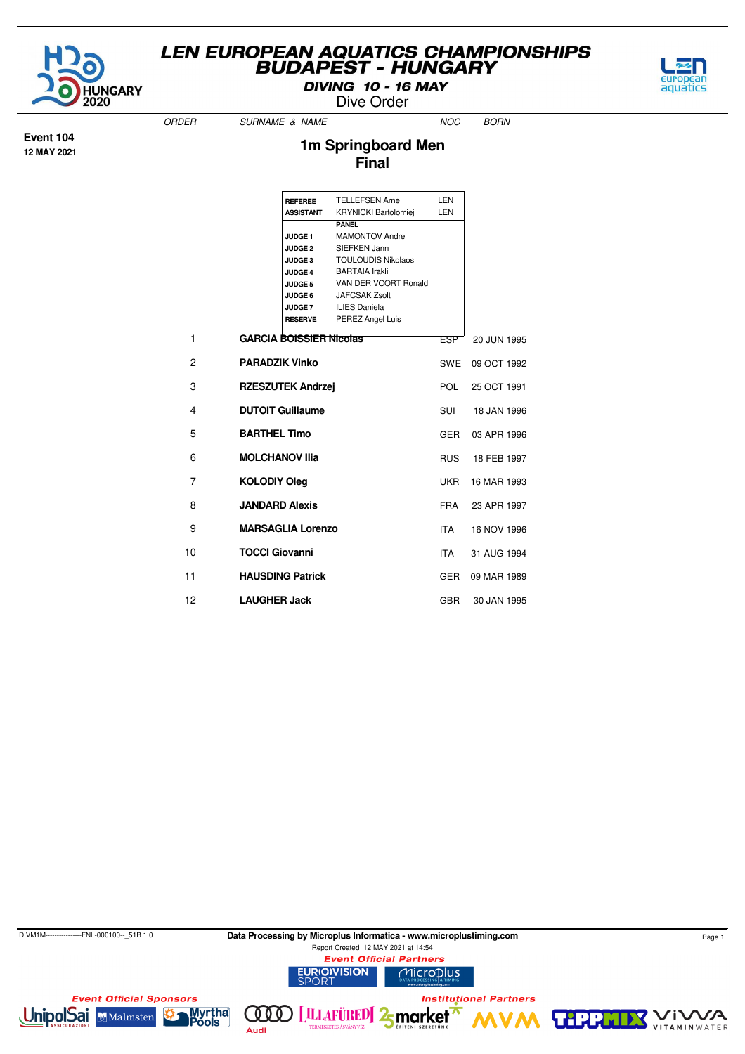# LEN EUROPEAN AQUATICS CHAMPIONSHIPS
# BUDAPEST - HUNGARY

**DIVING 10 - 16 MAY**

Dive Order

**Event 104**
**12 MAY 2021**

## 1m Springboard Men
## Final

| REFEREE | TELLEFSEN Arne | LEN |
|---|---|---|
| ASSISTANT | KRYNICKI Bartolomiej | LEN |
| | PANEL | |
| JUDGE 1 | MAMONTOV Andrei | |
| JUDGE 2 | SIEFKEN Jann | |
| JUDGE 3 | TOULOUDIS Nikolaos | |
| JUDGE 4 | BARTAIA Irakli | |
| JUDGE 5 | VAN DER VOORT Ronald | |
| JUDGE 6 | JAFCSAK Zsolt | |
| JUDGE 7 | ILIES Daniela | |
| RESERVE | PEREZ Angel Luis | |

| ORDER | SURNAME & NAME | NOC | BORN |
|---|---|---|---|
| 1 | **GARCIA BOISSIER Nicolas** | ESP | 20 JUN 1995 |
| 2 | **PARADZIK Vinko** | SWE | 09 OCT 1992 |
| 3 | **RZESZUTEK Andrzej** | POL | 25 OCT 1991 |
| 4 | **DUTOIT Guillaume** | SUI | 18 JAN 1996 |
| 5 | **BARTHEL Timo** | GER | 03 APR 1996 |
| 6 | **MOLCHANOV Ilia** | RUS | 18 FEB 1997 |
| 7 | **KOLODIY Oleg** | UKR | 16 MAR 1993 |
| 8 | **JANDARD Alexis** | FRA | 23 APR 1997 |
| 9 | **MARSAGLIA Lorenzo** | ITA | 16 NOV 1996 |
| 10 | **TOCCI Giovanni** | ITA | 31 AUG 1994 |
| 11 | **HAUSDING Patrick** | GER | 09 MAR 1989 |
| 12 | **LAUGHER Jack** | GBR | 30 JAN 1995 |

DIVM1M----------------FNL-000100--_51B 1.0

**Data Processing by Microplus Informatica - www.microplustiming.com**

Report Created 12 MAY 2021 at 14:54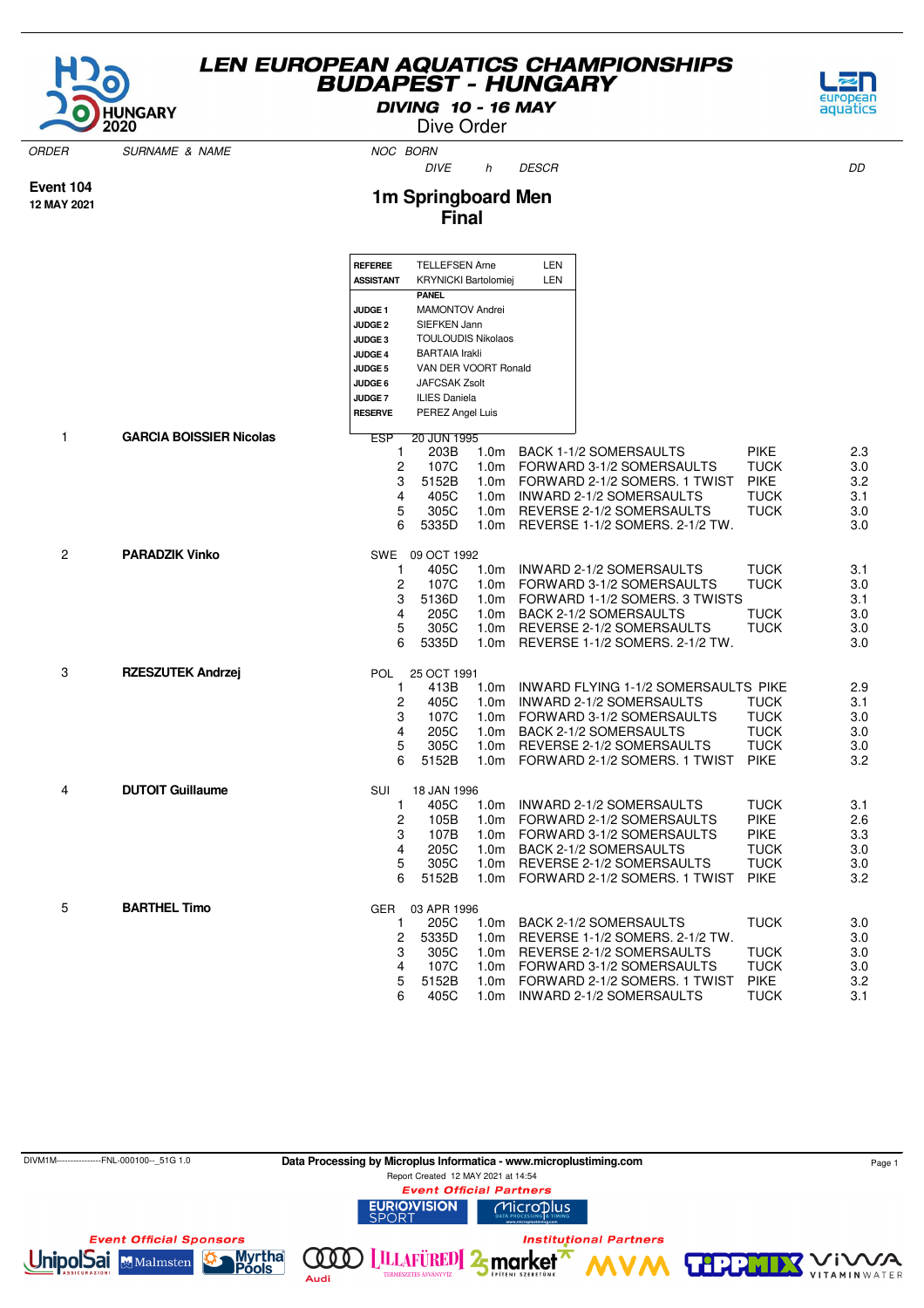# LEN EUROPEAN AQUATICS CHAMPIONSHIPS
## BUDAPEST - HUNGARY
### DIVING 10 - 16 MAY
Dive Order

ORDER | SURNAME & NAME | NOC BORN | DIVE | h | DESCR | DD

**Event 104**
**12 MAY 2021**

## 1m Springboard Men
## Final

| | | |
|---|---|---|
| **REFEREE** | TELLEFSEN Arne | LEN |
| **ASSISTANT** | KRYNICKI Bartolomiej | LEN |
| | **PANEL** | |
| **JUDGE 1** | MAMONTOV Andrei | |
| **JUDGE 2** | SIEFKEN Jann | |
| **JUDGE 3** | TOULOUDIS Nikolaos | |
| **JUDGE 4** | BARTAIA Irakli | |
| **JUDGE 5** | VAN DER VOORT Ronald | |
| **JUDGE 6** | JAFCSAK Zsolt | |
| **JUDGE 7** | ILIES Daniela | |
| **RESERVE** | PEREZ Angel Luis | |

| ORDER | SURNAME & NAME | NOC | BORN | # | DIVE | h | DESCR | POS | DD |
|---|---|---|---|---|---|---|---|---|---|
| 1 | **GARCIA BOISSIER Nicolas** | ESP | 20 JUN 1995 | 1 | 203B | 1.0m | BACK 1-1/2 SOMERSAULTS | PIKE | 2.3 |
| | | | | 2 | 107C | 1.0m | FORWARD 3-1/2 SOMERSAULTS | TUCK | 3.0 |
| | | | | 3 | 5152B | 1.0m | FORWARD 2-1/2 SOMERS. 1 TWIST | PIKE | 3.2 |
| | | | | 4 | 405C | 1.0m | INWARD 2-1/2 SOMERSAULTS | TUCK | 3.1 |
| | | | | 5 | 305C | 1.0m | REVERSE 2-1/2 SOMERSAULTS | TUCK | 3.0 |
| | | | | 6 | 5335D | 1.0m | REVERSE 1-1/2 SOMERS. 2-1/2 TW. | | 3.0 |
| 2 | **PARADZIK Vinko** | SWE | 09 OCT 1992 | 1 | 405C | 1.0m | INWARD 2-1/2 SOMERSAULTS | TUCK | 3.1 |
| | | | | 2 | 107C | 1.0m | FORWARD 3-1/2 SOMERSAULTS | TUCK | 3.0 |
| | | | | 3 | 5136D | 1.0m | FORWARD 1-1/2 SOMERS. 3 TWISTS | | 3.1 |
| | | | | 4 | 205C | 1.0m | BACK 2-1/2 SOMERSAULTS | TUCK | 3.0 |
| | | | | 5 | 305C | 1.0m | REVERSE 2-1/2 SOMERSAULTS | TUCK | 3.0 |
| | | | | 6 | 5335D | 1.0m | REVERSE 1-1/2 SOMERS. 2-1/2 TW. | | 3.0 |
| 3 | **RZESZUTEK Andrzej** | POL | 25 OCT 1991 | 1 | 413B | 1.0m | INWARD FLYING 1-1/2 SOMERSAULTS | PIKE | 2.9 |
| | | | | 2 | 405C | 1.0m | INWARD 2-1/2 SOMERSAULTS | TUCK | 3.1 |
| | | | | 3 | 107C | 1.0m | FORWARD 3-1/2 SOMERSAULTS | TUCK | 3.0 |
| | | | | 4 | 205C | 1.0m | BACK 2-1/2 SOMERSAULTS | TUCK | 3.0 |
| | | | | 5 | 305C | 1.0m | REVERSE 2-1/2 SOMERSAULTS | TUCK | 3.0 |
| | | | | 6 | 5152B | 1.0m | FORWARD 2-1/2 SOMERS. 1 TWIST | PIKE | 3.2 |
| 4 | **DUTOIT Guillaume** | SUI | 18 JAN 1996 | 1 | 405C | 1.0m | INWARD 2-1/2 SOMERSAULTS | TUCK | 3.1 |
| | | | | 2 | 105B | 1.0m | FORWARD 2-1/2 SOMERSAULTS | PIKE | 2.6 |
| | | | | 3 | 107B | 1.0m | FORWARD 3-1/2 SOMERSAULTS | PIKE | 3.3 |
| | | | | 4 | 205C | 1.0m | BACK 2-1/2 SOMERSAULTS | TUCK | 3.0 |
| | | | | 5 | 305C | 1.0m | REVERSE 2-1/2 SOMERSAULTS | TUCK | 3.0 |
| | | | | 6 | 5152B | 1.0m | FORWARD 2-1/2 SOMERS. 1 TWIST | PIKE | 3.2 |
| 5 | **BARTHEL Timo** | GER | 03 APR 1996 | 1 | 205C | 1.0m | BACK 2-1/2 SOMERSAULTS | TUCK | 3.0 |
| | | | | 2 | 5335D | 1.0m | REVERSE 1-1/2 SOMERS. 2-1/2 TW. | | 3.0 |
| | | | | 3 | 305C | 1.0m | REVERSE 2-1/2 SOMERSAULTS | TUCK | 3.0 |
| | | | | 4 | 107C | 1.0m | FORWARD 3-1/2 SOMERSAULTS | TUCK | 3.0 |
| | | | | 5 | 5152B | 1.0m | FORWARD 2-1/2 SOMERS. 1 TWIST | PIKE | 3.2 |
| | | | | 6 | 405C | 1.0m | INWARD 2-1/2 SOMERSAULTS | TUCK | 3.1 |

DIVM1M----------------FNL-000100--_51G 1.0 | Data Processing by Microplus Informatica - www.microplustiming.com | Report Created 12 MAY 2021 at 14:54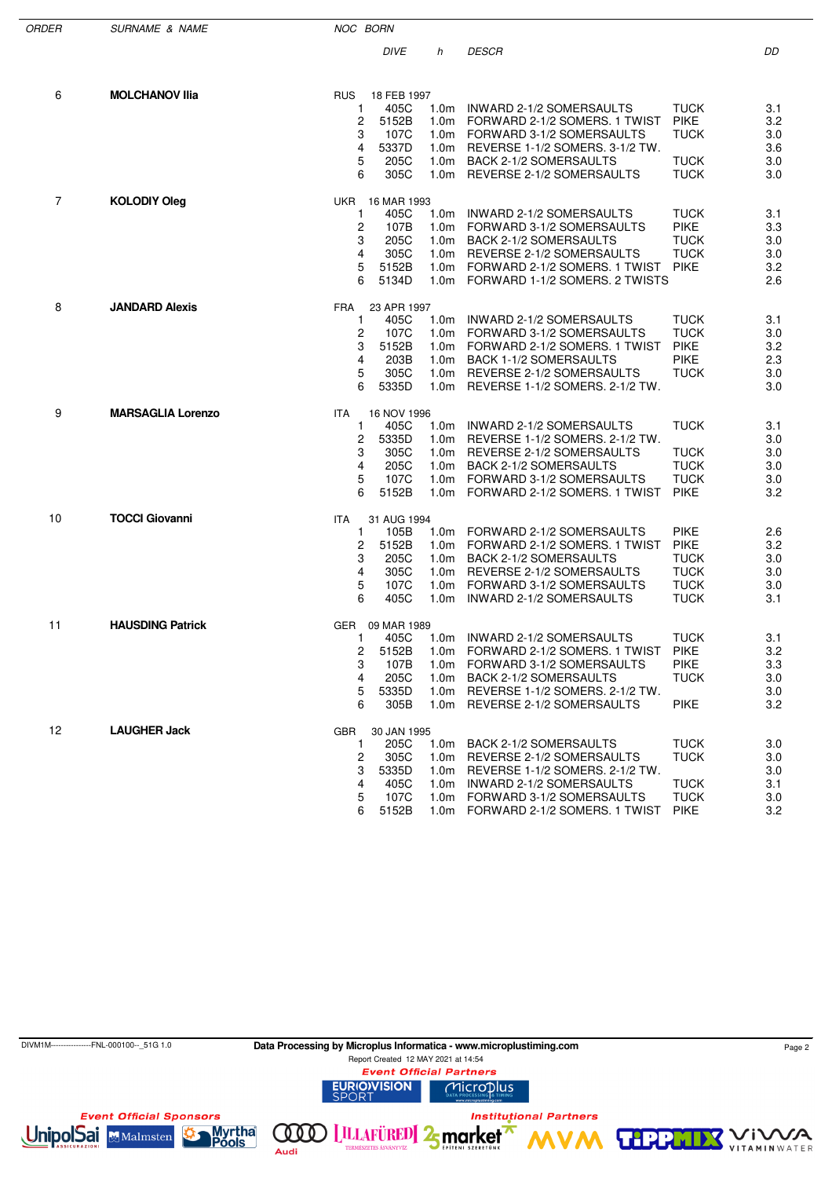| ORDER | SURNAME & NAME | NOC | BORN | | | | | |
|---|---|---|---|---|---|---|---|---|
| | | | DIVE | h | DESCR | | | DD |
| 6 | **MOLCHANOV Ilia** | RUS | 18 FEB 1997 | | | | | |
| | | 1 | 405C | 1.0m | INWARD 2-1/2 SOMERSAULTS | TUCK | | 3.1 |
| | | 2 | 5152B | 1.0m | FORWARD 2-1/2 SOMERS. 1 TWIST | PIKE | | 3.2 |
| | | 3 | 107C | 1.0m | FORWARD 3-1/2 SOMERSAULTS | TUCK | | 3.0 |
| | | 4 | 5337D | 1.0m | REVERSE 1-1/2 SOMERS. 3-1/2 TW. | | | 3.6 |
| | | 5 | 205C | 1.0m | BACK 2-1/2 SOMERSAULTS | TUCK | | 3.0 |
| | | 6 | 305C | 1.0m | REVERSE 2-1/2 SOMERSAULTS | TUCK | | 3.0 |
| 7 | **KOLODIY Oleg** | UKR | 16 MAR 1993 | | | | | |
| | | 1 | 405C | 1.0m | INWARD 2-1/2 SOMERSAULTS | TUCK | | 3.1 |
| | | 2 | 107B | 1.0m | FORWARD 3-1/2 SOMERSAULTS | PIKE | | 3.3 |
| | | 3 | 205C | 1.0m | BACK 2-1/2 SOMERSAULTS | TUCK | | 3.0 |
| | | 4 | 305C | 1.0m | REVERSE 2-1/2 SOMERSAULTS | TUCK | | 3.0 |
| | | 5 | 5152B | 1.0m | FORWARD 2-1/2 SOMERS. 1 TWIST | PIKE | | 3.2 |
| | | 6 | 5134D | 1.0m | FORWARD 1-1/2 SOMERS. 2 TWISTS | | | 2.6 |
| 8 | **JANDARD Alexis** | FRA | 23 APR 1997 | | | | | |
| | | 1 | 405C | 1.0m | INWARD 2-1/2 SOMERSAULTS | TUCK | | 3.1 |
| | | 2 | 107C | 1.0m | FORWARD 3-1/2 SOMERSAULTS | TUCK | | 3.0 |
| | | 3 | 5152B | 1.0m | FORWARD 2-1/2 SOMERS. 1 TWIST | PIKE | | 3.2 |
| | | 4 | 203B | 1.0m | BACK 1-1/2 SOMERSAULTS | PIKE | | 2.3 |
| | | 5 | 305C | 1.0m | REVERSE 2-1/2 SOMERSAULTS | TUCK | | 3.0 |
| | | 6 | 5335D | 1.0m | REVERSE 1-1/2 SOMERS. 2-1/2 TW. | | | 3.0 |
| 9 | **MARSAGLIA Lorenzo** | ITA | 16 NOV 1996 | | | | | |
| | | 1 | 405C | 1.0m | INWARD 2-1/2 SOMERSAULTS | TUCK | | 3.1 |
| | | 2 | 5335D | 1.0m | REVERSE 1-1/2 SOMERS. 2-1/2 TW. | | | 3.0 |
| | | 3 | 305C | 1.0m | REVERSE 2-1/2 SOMERSAULTS | TUCK | | 3.0 |
| | | 4 | 205C | 1.0m | BACK 2-1/2 SOMERSAULTS | TUCK | | 3.0 |
| | | 5 | 107C | 1.0m | FORWARD 3-1/2 SOMERSAULTS | TUCK | | 3.0 |
| | | 6 | 5152B | 1.0m | FORWARD 2-1/2 SOMERS. 1 TWIST | PIKE | | 3.2 |
| 10 | **TOCCI Giovanni** | ITA | 31 AUG 1994 | | | | | |
| | | 1 | 105B | 1.0m | FORWARD 2-1/2 SOMERSAULTS | PIKE | | 2.6 |
| | | 2 | 5152B | 1.0m | FORWARD 2-1/2 SOMERS. 1 TWIST | PIKE | | 3.2 |
| | | 3 | 205C | 1.0m | BACK 2-1/2 SOMERSAULTS | TUCK | | 3.0 |
| | | 4 | 305C | 1.0m | REVERSE 2-1/2 SOMERSAULTS | TUCK | | 3.0 |
| | | 5 | 107C | 1.0m | FORWARD 3-1/2 SOMERSAULTS | TUCK | | 3.0 |
| | | 6 | 405C | 1.0m | INWARD 2-1/2 SOMERSAULTS | TUCK | | 3.1 |
| 11 | **HAUSDING Patrick** | GER | 09 MAR 1989 | | | | | |
| | | 1 | 405C | 1.0m | INWARD 2-1/2 SOMERSAULTS | TUCK | | 3.1 |
| | | 2 | 5152B | 1.0m | FORWARD 2-1/2 SOMERS. 1 TWIST | PIKE | | 3.2 |
| | | 3 | 107B | 1.0m | FORWARD 3-1/2 SOMERSAULTS | PIKE | | 3.3 |
| | | 4 | 205C | 1.0m | BACK 2-1/2 SOMERSAULTS | TUCK | | 3.0 |
| | | 5 | 5335D | 1.0m | REVERSE 1-1/2 SOMERS. 2-1/2 TW. | | | 3.0 |
| | | 6 | 305B | 1.0m | REVERSE 2-1/2 SOMERSAULTS | PIKE | | 3.2 |
| 12 | **LAUGHER Jack** | GBR | 30 JAN 1995 | | | | | |
| | | 1 | 205C | 1.0m | BACK 2-1/2 SOMERSAULTS | TUCK | | 3.0 |
| | | 2 | 305C | 1.0m | REVERSE 2-1/2 SOMERSAULTS | TUCK | | 3.0 |
| | | 3 | 5335D | 1.0m | REVERSE 1-1/2 SOMERS. 2-1/2 TW. | | | 3.0 |
| | | 4 | 405C | 1.0m | INWARD 2-1/2 SOMERSAULTS | TUCK | | 3.1 |
| | | 5 | 107C | 1.0m | FORWARD 3-1/2 SOMERSAULTS | TUCK | | 3.0 |
| | | 6 | 5152B | 1.0m | FORWARD 2-1/2 SOMERS. 1 TWIST | PIKE | | 3.2 |

DIVM1M----------------FNL-000100--_51G 1.0

Data Processing by Microplus Informatica - www.microplustiming.com

Report Created 12 MAY 2021 at 14:54

Event Official Partners

Event Official Sponsors

Institutional Partners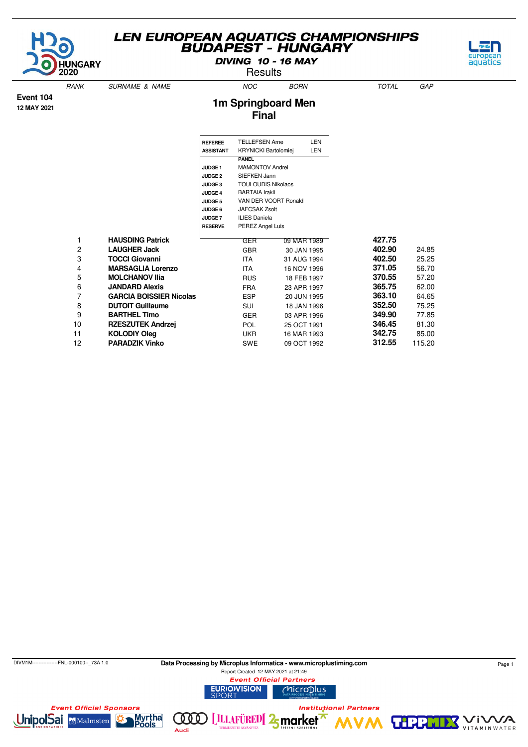# LEN EUROPEAN AQUATICS CHAMPIONSHIPS
# BUDAPEST - HUNGARY

**DIVING 10 - 16 MAY**

Results

**Event 104**
**12 MAY 2021**

## 1m Springboard Men
## Final

| | | |
|---|---|---|
| **REFEREE** | TELLEFSEN Arne | LEN |
| **ASSISTANT** | KRYNICKI Bartolomiej | LEN |
| | **PANEL** | |
| **JUDGE 1** | MAMONTOV Andrei | |
| **JUDGE 2** | SIEFKEN Jann | |
| **JUDGE 3** | TOULOUDIS Nikolaos | |
| **JUDGE 4** | BARTAIA Irakli | |
| **JUDGE 5** | VAN DER VOORT Ronald | |
| **JUDGE 6** | JAFCSAK Zsolt | |
| **JUDGE 7** | ILIES Daniela | |
| **RESERVE** | PEREZ Angel Luis | |

| RANK | SURNAME & NAME | NOC | BORN | TOTAL | GAP |
|---|---|---|---|---|---|
| 1 | **HAUSDING Patrick** | GER | 09 MAR 1989 | **427.75** | |
| 2 | **LAUGHER Jack** | GBR | 30 JAN 1995 | **402.90** | 24.85 |
| 3 | **TOCCI Giovanni** | ITA | 31 AUG 1994 | **402.50** | 25.25 |
| 4 | **MARSAGLIA Lorenzo** | ITA | 16 NOV 1996 | **371.05** | 56.70 |
| 5 | **MOLCHANOV Ilia** | RUS | 18 FEB 1997 | **370.55** | 57.20 |
| 6 | **JANDARD Alexis** | FRA | 23 APR 1997 | **365.75** | 62.00 |
| 7 | **GARCIA BOISSIER Nicolas** | ESP | 20 JUN 1995 | **363.10** | 64.65 |
| 8 | **DUTOIT Guillaume** | SUI | 18 JAN 1996 | **352.50** | 75.25 |
| 9 | **BARTHEL Timo** | GER | 03 APR 1996 | **349.90** | 77.85 |
| 10 | **RZESZUTEK Andrzej** | POL | 25 OCT 1991 | **346.45** | 81.30 |
| 11 | **KOLODIY Oleg** | UKR | 16 MAR 1993 | **342.75** | 85.00 |
| 12 | **PARADZIK Vinko** | SWE | 09 OCT 1992 | **312.55** | 115.20 |

DIVM1M----------------FNL-000100--_73A 1.0

**Data Processing by Microplus Informatica - www.microplustiming.com**

Report Created 12 MAY 2021 at 21:49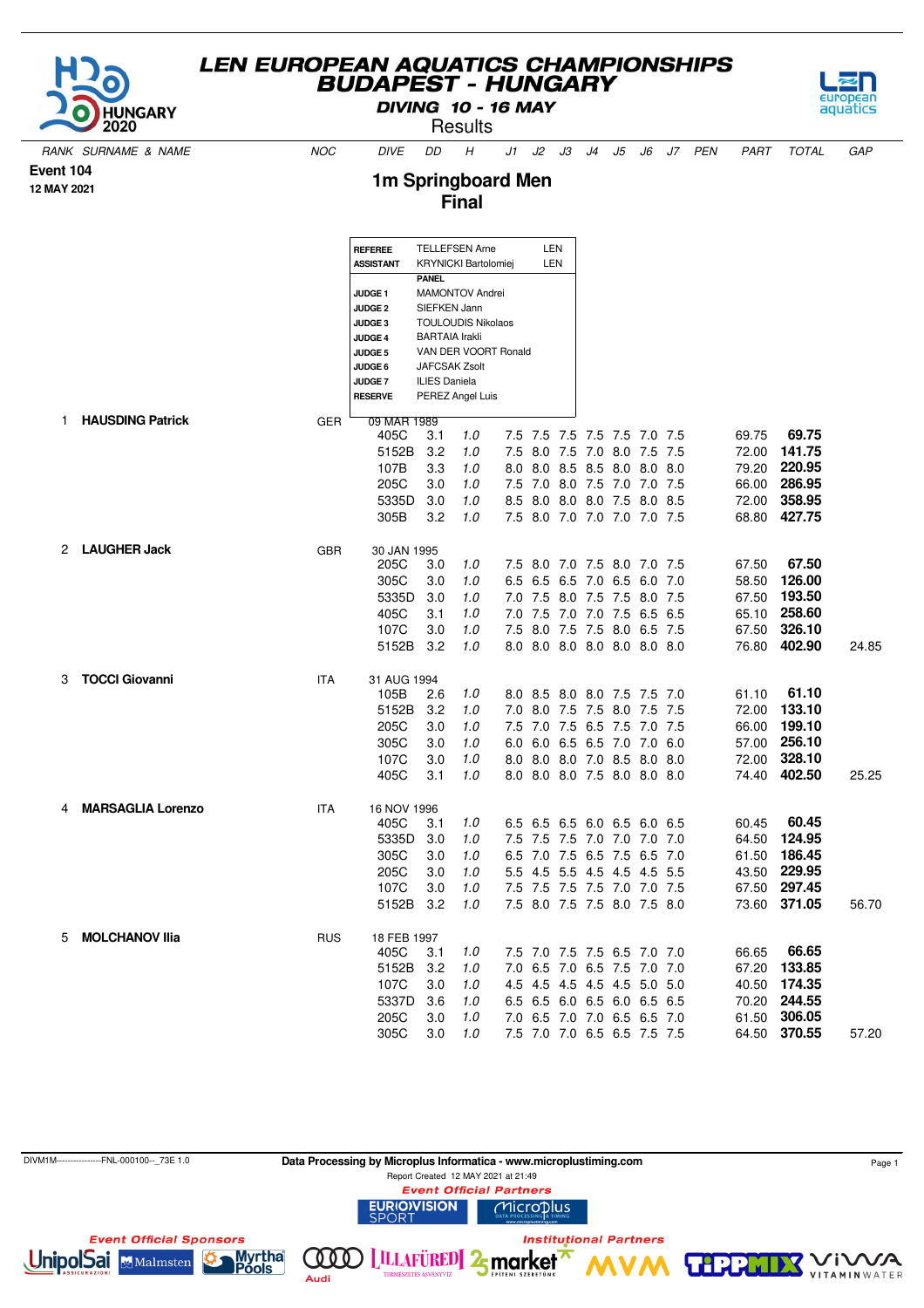# LEN EUROPEAN AQUATICS CHAMPIONSHIPS
## BUDAPEST - HUNGARY
### DIVING 10 - 16 MAY
Results

**Event 104**
**12 MAY 2021**

## 1m Springboard Men
## Final

| | | |
|---|---|---|
| **REFEREE** | TELLEFSEN Arne | LEN |
| **ASSISTANT** | KRYNICKI Bartolomiej | LEN |
| | **PANEL** | |
| **JUDGE 1** | MAMONTOV Andrei | |
| **JUDGE 2** | SIEFKEN Jann | |
| **JUDGE 3** | TOULOUDIS Nikolaos | |
| **JUDGE 4** | BARTAIA Irakli | |
| **JUDGE 5** | VAN DER VOORT Ronald | |
| **JUDGE 6** | JAFCSAK Zsolt | |
| **JUDGE 7** | ILIES Daniela | |
| **RESERVE** | PEREZ Angel Luis | |

| RANK | SURNAME & NAME | NOC | DIVE | DD | H | J1 | J2 | J3 | J4 | J5 | J6 | J7 | PEN | PART | TOTAL | GAP |
|---|---|---|---|---|---|---|---|---|---|---|---|---|---|---|---|---|
| 1 | **HAUSDING Patrick** | GER | 09 MAR 1989 | | | | | | | | | | | | | |
| | | | 405C | 3.1 | 1.0 | 7.5 | 7.5 | 7.5 | 7.5 | 7.5 | 7.0 | 7.5 | | 69.75 | **69.75** | |
| | | | 5152B | 3.2 | 1.0 | 7.5 | 8.0 | 7.5 | 7.0 | 8.0 | 7.5 | 7.5 | | 72.00 | **141.75** | |
| | | | 107B | 3.3 | 1.0 | 8.0 | 8.0 | 8.5 | 8.5 | 8.0 | 8.0 | 8.0 | | 79.20 | **220.95** | |
| | | | 205C | 3.0 | 1.0 | 7.5 | 7.0 | 8.0 | 7.5 | 7.0 | 7.0 | 7.5 | | 66.00 | **286.95** | |
| | | | 5335D | 3.0 | 1.0 | 8.5 | 8.0 | 8.0 | 8.0 | 7.5 | 8.0 | 8.5 | | 72.00 | **358.95** | |
| | | | 305B | 3.2 | 1.0 | 7.5 | 8.0 | 7.0 | 7.0 | 7.0 | 7.0 | 7.5 | | 68.80 | **427.75** | |
| 2 | **LAUGHER Jack** | GBR | 30 JAN 1995 | | | | | | | | | | | | | |
| | | | 205C | 3.0 | 1.0 | 7.5 | 8.0 | 7.0 | 7.5 | 8.0 | 7.0 | 7.5 | | 67.50 | **67.50** | |
| | | | 305C | 3.0 | 1.0 | 6.5 | 6.5 | 6.5 | 7.0 | 6.5 | 6.0 | 7.0 | | 58.50 | **126.00** | |
| | | | 5335D | 3.0 | 1.0 | 7.0 | 7.5 | 8.0 | 7.5 | 7.5 | 8.0 | 7.5 | | 67.50 | **193.50** | |
| | | | 405C | 3.1 | 1.0 | 7.0 | 7.5 | 7.0 | 7.0 | 7.5 | 6.5 | 6.5 | | 65.10 | **258.60** | |
| | | | 107C | 3.0 | 1.0 | 7.5 | 8.0 | 7.5 | 7.5 | 8.0 | 6.5 | 7.5 | | 67.50 | **326.10** | |
| | | | 5152B | 3.2 | 1.0 | 8.0 | 8.0 | 8.0 | 8.0 | 8.0 | 8.0 | 8.0 | | 76.80 | **402.90** | 24.85 |
| 3 | **TOCCI Giovanni** | ITA | 31 AUG 1994 | | | | | | | | | | | | | |
| | | | 105B | 2.6 | 1.0 | 8.0 | 8.5 | 8.0 | 8.0 | 7.5 | 7.5 | 7.0 | | 61.10 | **61.10** | |
| | | | 5152B | 3.2 | 1.0 | 7.0 | 8.0 | 7.5 | 7.5 | 8.0 | 7.5 | 7.5 | | 72.00 | **133.10** | |
| | | | 205C | 3.0 | 1.0 | 7.5 | 7.0 | 7.5 | 6.5 | 7.5 | 7.0 | 7.5 | | 66.00 | **199.10** | |
| | | | 305C | 3.0 | 1.0 | 6.0 | 6.0 | 6.5 | 6.5 | 7.0 | 7.0 | 6.0 | | 57.00 | **256.10** | |
| | | | 107C | 3.0 | 1.0 | 8.0 | 8.0 | 8.0 | 7.0 | 8.5 | 8.0 | 8.0 | | 72.00 | **328.10** | |
| | | | 405C | 3.1 | 1.0 | 8.0 | 8.0 | 8.0 | 7.5 | 8.0 | 8.0 | 8.0 | | 74.40 | **402.50** | 25.25 |
| 4 | **MARSAGLIA Lorenzo** | ITA | 16 NOV 1996 | | | | | | | | | | | | | |
| | | | 405C | 3.1 | 1.0 | 6.5 | 6.5 | 6.5 | 6.0 | 6.5 | 6.0 | 6.5 | | 60.45 | **60.45** | |
| | | | 5335D | 3.0 | 1.0 | 7.5 | 7.5 | 7.5 | 7.0 | 7.0 | 7.0 | 7.0 | | 64.50 | **124.95** | |
| | | | 305C | 3.0 | 1.0 | 6.5 | 7.0 | 7.5 | 6.5 | 7.5 | 6.5 | 7.0 | | 61.50 | **186.45** | |
| | | | 205C | 3.0 | 1.0 | 5.5 | 4.5 | 5.5 | 4.5 | 4.5 | 4.5 | 5.5 | | 43.50 | **229.95** | |
| | | | 107C | 3.0 | 1.0 | 7.5 | 7.5 | 7.5 | 7.5 | 7.0 | 7.0 | 7.5 | | 67.50 | **297.45** | |
| | | | 5152B | 3.2 | 1.0 | 7.5 | 8.0 | 7.5 | 7.5 | 8.0 | 7.5 | 8.0 | | 73.60 | **371.05** | 56.70 |
| 5 | **MOLCHANOV Ilia** | RUS | 18 FEB 1997 | | | | | | | | | | | | | |
| | | | 405C | 3.1 | 1.0 | 7.5 | 7.0 | 7.5 | 7.5 | 6.5 | 7.0 | 7.0 | | 66.65 | **66.65** | |
| | | | 5152B | 3.2 | 1.0 | 7.0 | 6.5 | 7.0 | 6.5 | 7.5 | 7.0 | 7.0 | | 67.20 | **133.85** | |
| | | | 107C | 3.0 | 1.0 | 4.5 | 4.5 | 4.5 | 4.5 | 4.5 | 5.0 | 5.0 | | 40.50 | **174.35** | |
| | | | 5337D | 3.6 | 1.0 | 6.5 | 6.5 | 6.0 | 6.5 | 6.0 | 6.5 | 6.5 | | 70.20 | **244.55** | |
| | | | 205C | 3.0 | 1.0 | 7.0 | 6.5 | 7.0 | 7.0 | 6.5 | 6.5 | 7.0 | | 61.50 | **306.05** | |
| | | | 305C | 3.0 | 1.0 | 7.5 | 7.0 | 7.0 | 6.5 | 6.5 | 7.5 | 7.5 | | 64.50 | **370.55** | 57.20 |

DIVM1M----------------FNL-000100--_73E 1.0

**Data Processing by Microplus Informatica - www.microplustiming.com**
Report Created 12 MAY 2021 at 21:49

*Event Official Partners*

*Event Official Sponsors*

*Institutional Partners*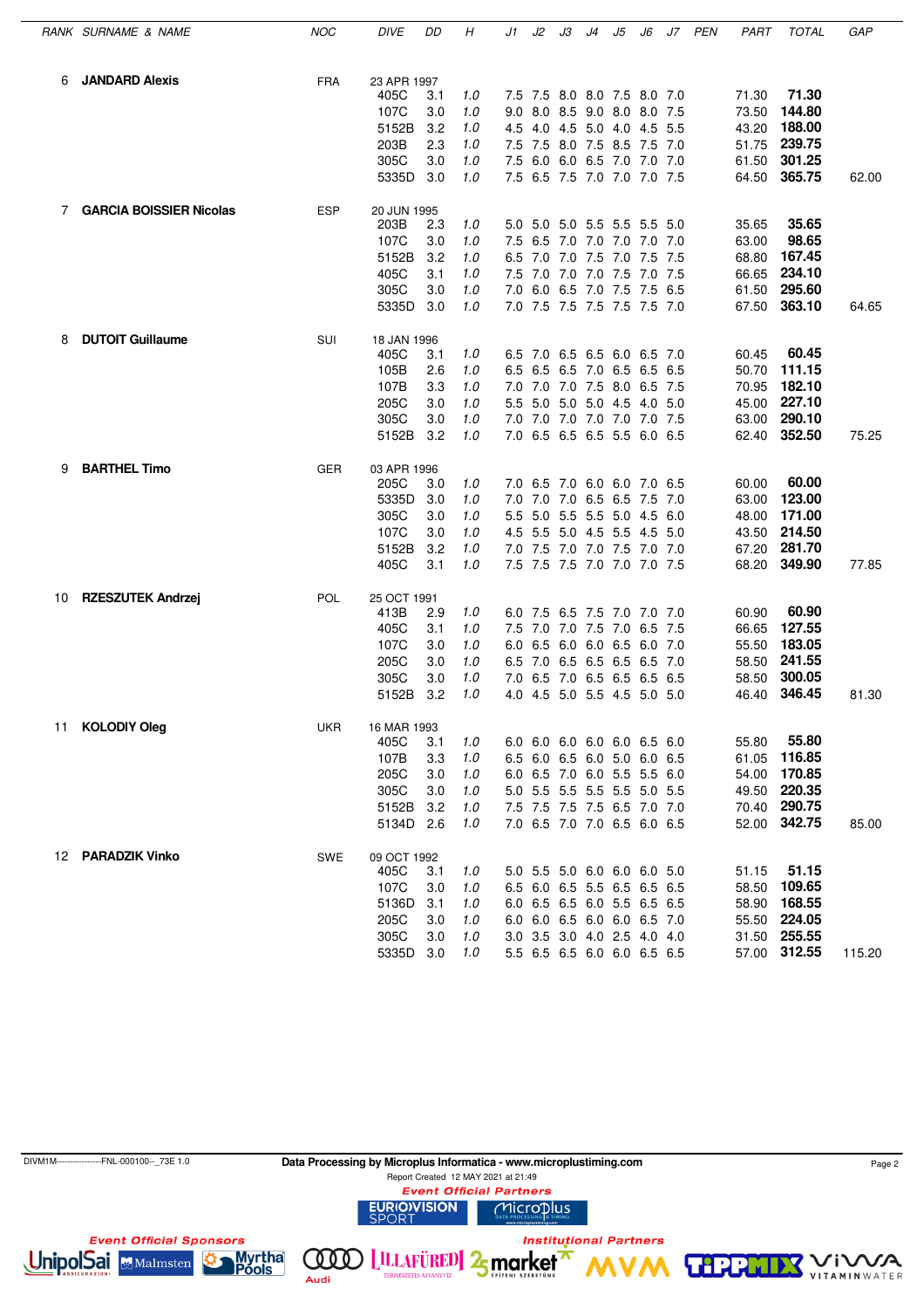| RANK | SURNAME & NAME | NOC | DIVE | DD | H | J1 | J2 | J3 | J4 | J5 | J6 | J7 | PEN | PART | TOTAL | GAP |
|---|---|---|---|---|---|---|---|---|---|---|---|---|---|---|---|---|
| 6 | **JANDARD Alexis** | FRA | 23 APR 1997 | | | | | | | | | | | | | |
| | | | 405C | 3.1 | 1.0 | 7.5 | 7.5 | 8.0 | 8.0 | 7.5 | 8.0 | 7.0 | | 71.30 | **71.30** | |
| | | | 107C | 3.0 | 1.0 | 9.0 | 8.0 | 8.5 | 9.0 | 8.0 | 8.0 | 7.5 | | 73.50 | **144.80** | |
| | | | 5152B | 3.2 | 1.0 | 4.5 | 4.0 | 4.5 | 5.0 | 4.0 | 4.5 | 5.5 | | 43.20 | **188.00** | |
| | | | 203B | 2.3 | 1.0 | 7.5 | 7.5 | 8.0 | 7.5 | 8.5 | 7.5 | 7.0 | | 51.75 | **239.75** | |
| | | | 305C | 3.0 | 1.0 | 7.5 | 6.0 | 6.0 | 6.5 | 7.0 | 7.0 | 7.0 | | 61.50 | **301.25** | |
| | | | 5335D | 3.0 | 1.0 | 7.5 | 6.5 | 7.5 | 7.0 | 7.0 | 7.0 | 7.5 | | 64.50 | **365.75** | 62.00 |
| 7 | **GARCIA BOISSIER Nicolas** | ESP | 20 JUN 1995 | | | | | | | | | | | | | |
| | | | 203B | 2.3 | 1.0 | 5.0 | 5.0 | 5.0 | 5.5 | 5.5 | 5.5 | 5.0 | | 35.65 | **35.65** | |
| | | | 107C | 3.0 | 1.0 | 7.5 | 6.5 | 7.0 | 7.0 | 7.0 | 7.0 | 7.0 | | 63.00 | **98.65** | |
| | | | 5152B | 3.2 | 1.0 | 6.5 | 7.0 | 7.0 | 7.5 | 7.0 | 7.5 | 7.5 | | 68.80 | **167.45** | |
| | | | 405C | 3.1 | 1.0 | 7.5 | 7.0 | 7.0 | 7.0 | 7.5 | 7.0 | 7.5 | | 66.65 | **234.10** | |
| | | | 305C | 3.0 | 1.0 | 7.0 | 6.0 | 6.5 | 7.0 | 7.5 | 7.5 | 6.5 | | 61.50 | **295.60** | |
| | | | 5335D | 3.0 | 1.0 | 7.0 | 7.5 | 7.5 | 7.5 | 7.5 | 7.5 | 7.0 | | 67.50 | **363.10** | 64.65 |
| 8 | **DUTOIT Guillaume** | SUI | 18 JAN 1996 | | | | | | | | | | | | | |
| | | | 405C | 3.1 | 1.0 | 6.5 | 7.0 | 6.5 | 6.5 | 6.0 | 6.5 | 7.0 | | 60.45 | **60.45** | |
| | | | 105B | 2.6 | 1.0 | 6.5 | 6.5 | 6.5 | 7.0 | 6.5 | 6.5 | 6.5 | | 50.70 | **111.15** | |
| | | | 107B | 3.3 | 1.0 | 7.0 | 7.0 | 7.0 | 7.5 | 8.0 | 6.5 | 7.5 | | 70.95 | **182.10** | |
| | | | 205C | 3.0 | 1.0 | 5.5 | 5.0 | 5.0 | 5.0 | 4.5 | 4.0 | 5.0 | | 45.00 | **227.10** | |
| | | | 305C | 3.0 | 1.0 | 7.0 | 7.0 | 7.0 | 7.0 | 7.0 | 7.0 | 7.5 | | 63.00 | **290.10** | |
| | | | 5152B | 3.2 | 1.0 | 7.0 | 6.5 | 6.5 | 6.5 | 5.5 | 6.0 | 6.5 | | 62.40 | **352.50** | 75.25 |
| 9 | **BARTHEL Timo** | GER | 03 APR 1996 | | | | | | | | | | | | | |
| | | | 205C | 3.0 | 1.0 | 7.0 | 6.5 | 7.0 | 6.0 | 6.0 | 7.0 | 6.5 | | 60.00 | **60.00** | |
| | | | 5335D | 3.0 | 1.0 | 7.0 | 7.0 | 7.0 | 6.5 | 6.5 | 7.5 | 7.0 | | 63.00 | **123.00** | |
| | | | 305C | 3.0 | 1.0 | 5.5 | 5.0 | 5.5 | 5.5 | 5.0 | 4.5 | 6.0 | | 48.00 | **171.00** | |
| | | | 107C | 3.0 | 1.0 | 4.5 | 5.5 | 5.0 | 4.5 | 5.5 | 4.5 | 5.0 | | 43.50 | **214.50** | |
| | | | 5152B | 3.2 | 1.0 | 7.0 | 7.5 | 7.0 | 7.0 | 7.5 | 7.0 | 7.0 | | 67.20 | **281.70** | |
| | | | 405C | 3.1 | 1.0 | 7.5 | 7.5 | 7.5 | 7.0 | 7.0 | 7.0 | 7.5 | | 68.20 | **349.90** | 77.85 |
| 10 | **RZESZUTEK Andrzej** | POL | 25 OCT 1991 | | | | | | | | | | | | | |
| | | | 413B | 2.9 | 1.0 | 6.0 | 7.5 | 6.5 | 7.5 | 7.0 | 7.0 | 7.0 | | 60.90 | **60.90** | |
| | | | 405C | 3.1 | 1.0 | 7.5 | 7.0 | 7.0 | 7.5 | 7.0 | 6.5 | 7.5 | | 66.65 | **127.55** | |
| | | | 107C | 3.0 | 1.0 | 6.0 | 6.5 | 6.0 | 6.0 | 6.5 | 6.0 | 7.0 | | 55.50 | **183.05** | |
| | | | 205C | 3.0 | 1.0 | 6.5 | 7.0 | 6.5 | 6.5 | 6.5 | 6.5 | 7.0 | | 58.50 | **241.55** | |
| | | | 305C | 3.0 | 1.0 | 7.0 | 6.5 | 7.0 | 6.5 | 6.5 | 6.5 | 6.5 | | 58.50 | **300.05** | |
| | | | 5152B | 3.2 | 1.0 | 4.0 | 4.5 | 5.0 | 5.5 | 4.5 | 5.0 | 5.0 | | 46.40 | **346.45** | 81.30 |
| 11 | **KOLODIY Oleg** | UKR | 16 MAR 1993 | | | | | | | | | | | | | |
| | | | 405C | 3.1 | 1.0 | 6.0 | 6.0 | 6.0 | 6.0 | 6.0 | 6.5 | 6.0 | | 55.80 | **55.80** | |
| | | | 107B | 3.3 | 1.0 | 6.5 | 6.0 | 6.5 | 6.0 | 5.0 | 6.0 | 6.5 | | 61.05 | **116.85** | |
| | | | 205C | 3.0 | 1.0 | 6.0 | 6.5 | 7.0 | 6.0 | 5.5 | 5.5 | 6.0 | | 54.00 | **170.85** | |
| | | | 305C | 3.0 | 1.0 | 5.0 | 5.5 | 5.5 | 5.5 | 5.5 | 5.0 | 5.5 | | 49.50 | **220.35** | |
| | | | 5152B | 3.2 | 1.0 | 7.5 | 7.5 | 7.5 | 7.5 | 6.5 | 7.0 | 7.0 | | 70.40 | **290.75** | |
| | | | 5134D | 2.6 | 1.0 | 7.0 | 6.5 | 7.0 | 7.0 | 6.5 | 6.0 | 6.5 | | 52.00 | **342.75** | 85.00 |
| 12 | **PARADZIK Vinko** | SWE | 09 OCT 1992 | | | | | | | | | | | | | |
| | | | 405C | 3.1 | 1.0 | 5.0 | 5.5 | 5.0 | 6.0 | 6.0 | 6.0 | 5.0 | | 51.15 | **51.15** | |
| | | | 107C | 3.0 | 1.0 | 6.5 | 6.0 | 6.5 | 5.5 | 6.5 | 6.5 | 6.5 | | 58.50 | **109.65** | |
| | | | 5136D | 3.1 | 1.0 | 6.0 | 6.5 | 6.5 | 6.0 | 5.5 | 6.5 | 6.5 | | 58.90 | **168.55** | |
| | | | 205C | 3.0 | 1.0 | 6.0 | 6.0 | 6.5 | 6.0 | 6.0 | 6.5 | 7.0 | | 55.50 | **224.05** | |
| | | | 305C | 3.0 | 1.0 | 3.0 | 3.5 | 3.0 | 4.0 | 2.5 | 4.0 | 4.0 | | 31.50 | **255.55** | |
| | | | 5335D | 3.0 | 1.0 | 5.5 | 6.5 | 6.5 | 6.0 | 6.0 | 6.5 | 6.5 | | 57.00 | **312.55** | 115.20 |

DIVM1M----------------FNL-000100--_73E 1.0

**Data Processing by Microplus Informatica - www.microplustiming.com**

Report Created 12 MAY 2021 at 21:49

*Event Official Partners*

*Event Official Sponsors*

*Institutional Partners*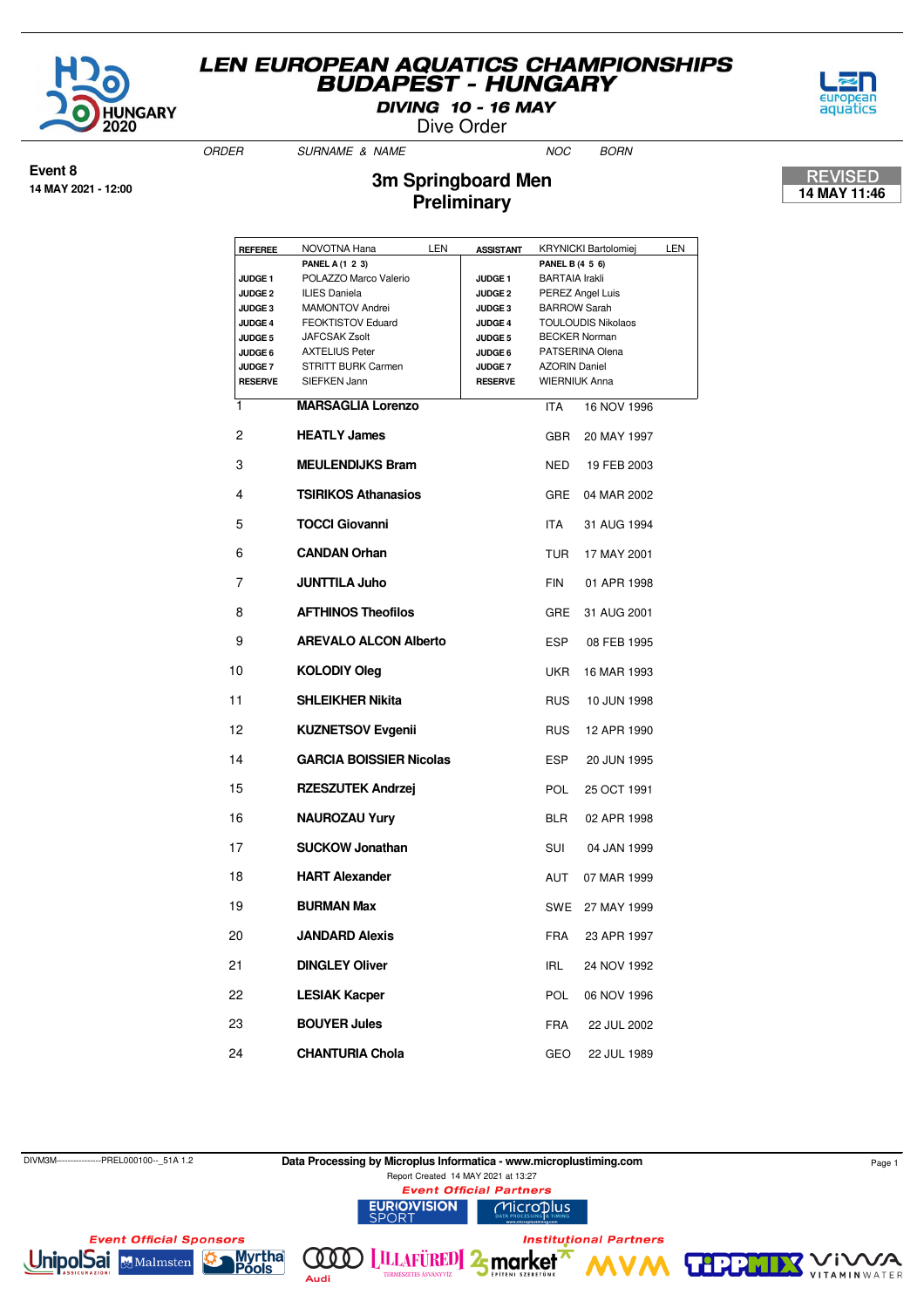# LEN EUROPEAN AQUATICS CHAMPIONSHIPS
# BUDAPEST - HUNGARY

**DIVING 10 - 16 MAY**

Dive Order

**Event 8**
**14 MAY 2021 - 12:00**

## 3m Springboard Men
## Preliminary

**REVISED**
**14 MAY 11:46**

| REFEREE | NOVOTNA Hana | LEN | ASSISTANT | KRYNICKI Bartolomiej | LEN |
|---|---|---|---|---|---|
| | **PANEL A (1 2 3)** | | | **PANEL B (4 5 6)** | |
| JUDGE 1 | POLAZZO Marco Valerio | | JUDGE 1 | BARTAIA Irakli | |
| JUDGE 2 | ILIES Daniela | | JUDGE 2 | PEREZ Angel Luis | |
| JUDGE 3 | MAMONTOV Andrei | | JUDGE 3 | BARROW Sarah | |
| JUDGE 4 | FEOKTISTOV Eduard | | JUDGE 4 | TOULOUDIS Nikolaos | |
| JUDGE 5 | JAFCSAK Zsolt | | JUDGE 5 | BECKER Norman | |
| JUDGE 6 | AXTELIUS Peter | | JUDGE 6 | PATSERINA Olena | |
| JUDGE 7 | STRITT BURK Carmen | | JUDGE 7 | AZORIN Daniel | |
| RESERVE | SIEFKEN Jann | | RESERVE | WIERNIUK Anna | |

| ORDER | SURNAME & NAME | NOC | BORN |
|---|---|---|---|
| 1 | **MARSAGLIA Lorenzo** | ITA | 16 NOV 1996 |
| 2 | **HEATLY James** | GBR | 20 MAY 1997 |
| 3 | **MEULENDIJKS Bram** | NED | 19 FEB 2003 |
| 4 | **TSIRIKOS Athanasios** | GRE | 04 MAR 2002 |
| 5 | **TOCCI Giovanni** | ITA | 31 AUG 1994 |
| 6 | **CANDAN Orhan** | TUR | 17 MAY 2001 |
| 7 | **JUNTTILA Juho** | FIN | 01 APR 1998 |
| 8 | **AFTHINOS Theofilos** | GRE | 31 AUG 2001 |
| 9 | **AREVALO ALCON Alberto** | ESP | 08 FEB 1995 |
| 10 | **KOLODIY Oleg** | UKR | 16 MAR 1993 |
| 11 | **SHLEIKHER Nikita** | RUS | 10 JUN 1998 |
| 12 | **KUZNETSOV Evgenii** | RUS | 12 APR 1990 |
| 14 | **GARCIA BOISSIER Nicolas** | ESP | 20 JUN 1995 |
| 15 | **RZESZUTEK Andrzej** | POL | 25 OCT 1991 |
| 16 | **NAUROZAU Yury** | BLR | 02 APR 1998 |
| 17 | **SUCKOW Jonathan** | SUI | 04 JAN 1999 |
| 18 | **HART Alexander** | AUT | 07 MAR 1999 |
| 19 | **BURMAN Max** | SWE | 27 MAY 1999 |
| 20 | **JANDARD Alexis** | FRA | 23 APR 1997 |
| 21 | **DINGLEY Oliver** | IRL | 24 NOV 1992 |
| 22 | **LESIAK Kacper** | POL | 06 NOV 1996 |
| 23 | **BOUYER Jules** | FRA | 22 JUL 2002 |
| 24 | **CHANTURIA Chola** | GEO | 22 JUL 1989 |

DIVM3M----------------PREL000100--_51A 1.2

**Data Processing by Microplus Informatica - www.microplustiming.com**

Report Created 14 MAY 2021 at 13:27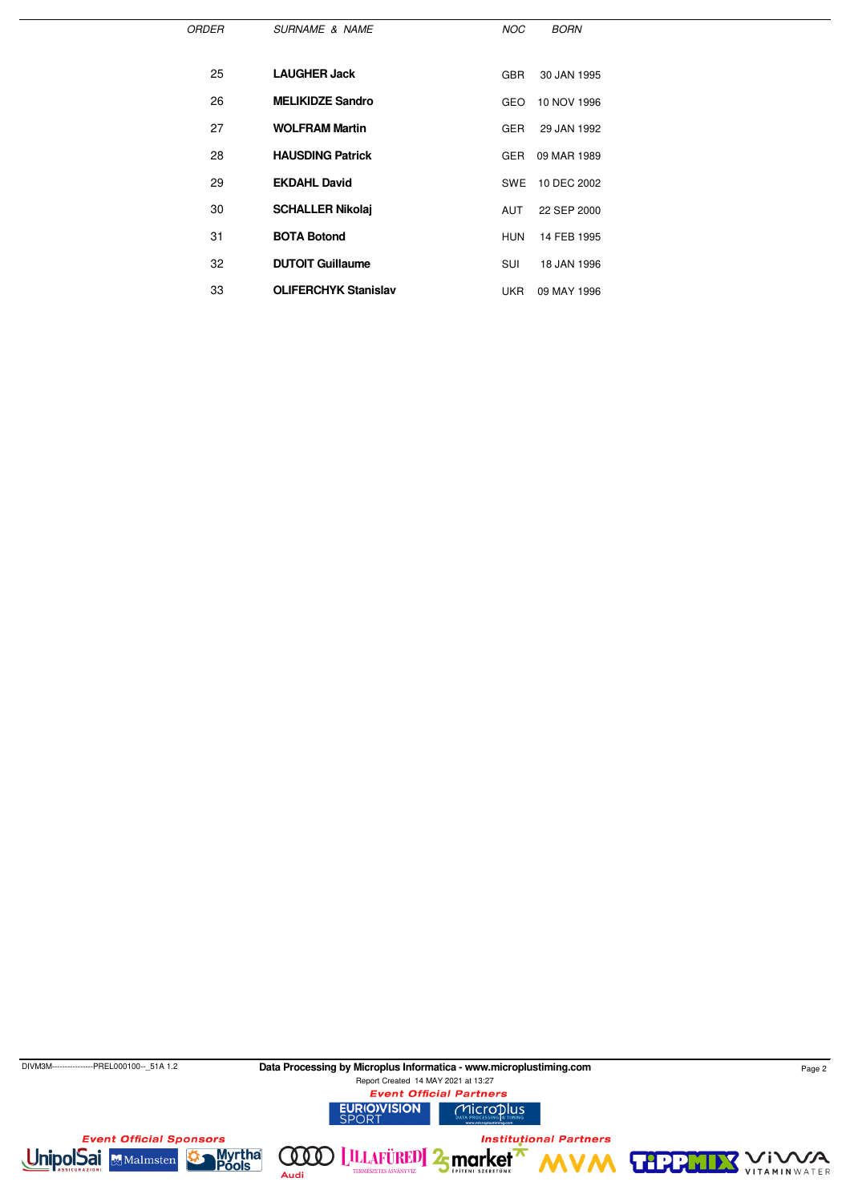| ORDER | SURNAME & NAME | NOC | BORN |
|---|---|---|---|
| 25 | **LAUGHER Jack** | GBR | 30 JAN 1995 |
| 26 | **MELIKIDZE Sandro** | GEO | 10 NOV 1996 |
| 27 | **WOLFRAM Martin** | GER | 29 JAN 1992 |
| 28 | **HAUSDING Patrick** | GER | 09 MAR 1989 |
| 29 | **EKDAHL David** | SWE | 10 DEC 2002 |
| 30 | **SCHALLER Nikolaj** | AUT | 22 SEP 2000 |
| 31 | **BOTA Botond** | HUN | 14 FEB 1995 |
| 32 | **DUTOIT Guillaume** | SUI | 18 JAN 1996 |
| 33 | **OLIFERCHYK Stanislav** | UKR | 09 MAY 1996 |

DIVM3M----------------PREL000100--_51A 1.2

**Data Processing by Microplus Informatica - www.microplustiming.com**

Report Created 14 MAY 2021 at 13:27

*Event Official Partners*

*Event Official Sponsors*

*Institutional Partners*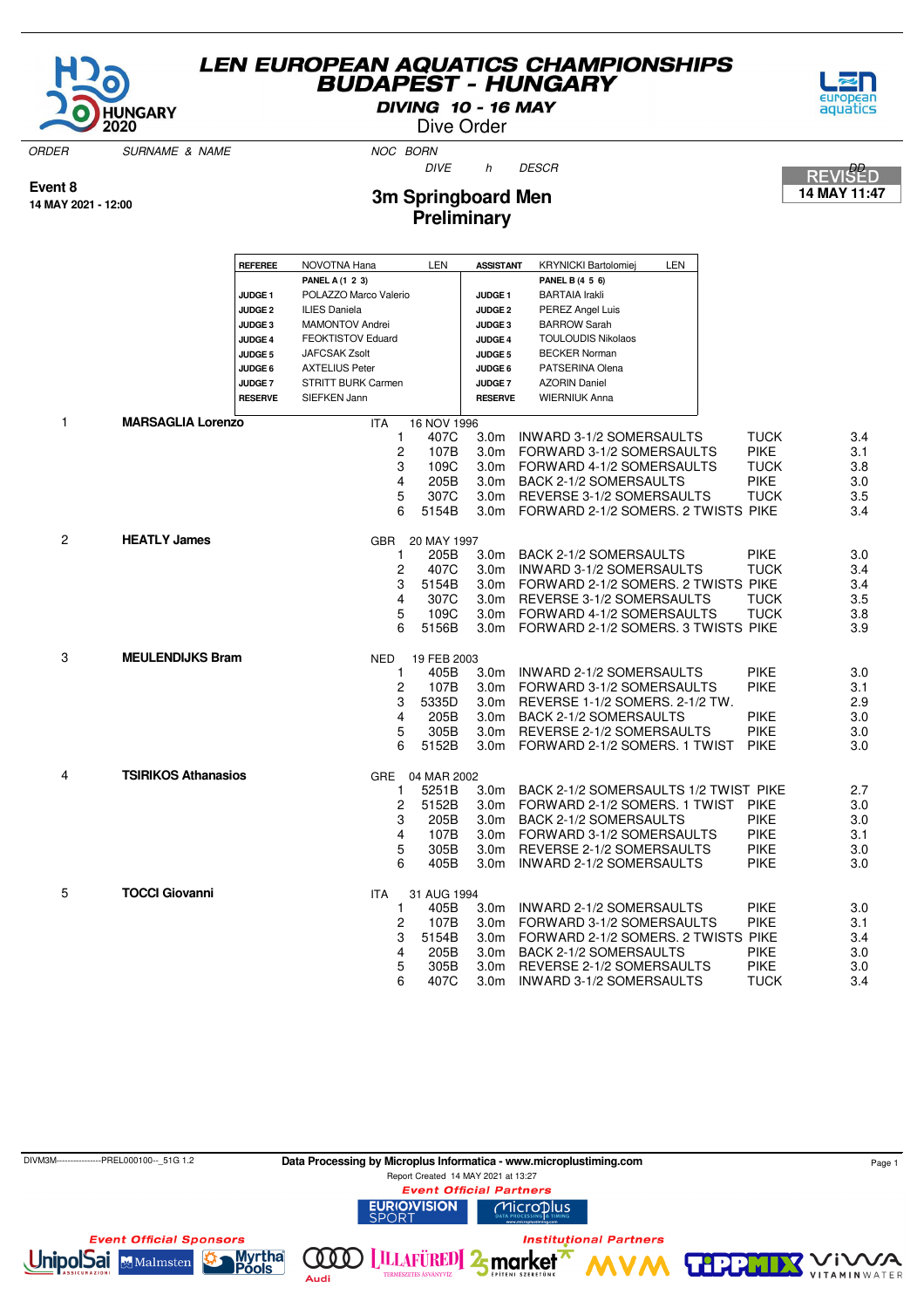# LEN EUROPEAN AQUATICS CHAMPIONSHIPS
## BUDAPEST - HUNGARY

**DIVING 10 - 16 MAY**

Dive Order

ORDER SURNAME & NAME NOC BORN
DIVE h DESCR DD

**Event 8**
**14 MAY 2021 - 12:00**

REVISED
**14 MAY 11:47**

## 3m Springboard Men
## Preliminary

| | | | |
|---|---|---|---|
| **REFEREE** | NOVOTNA Hana LEN | **ASSISTANT** | KRYNICKI Bartolomiej LEN |
| | **PANEL A (1 2 3)** | | **PANEL B (4 5 6)** |
| **JUDGE 1** | POLAZZO Marco Valerio | **JUDGE 1** | BARTAIA Irakli |
| **JUDGE 2** | ILIES Daniela | **JUDGE 2** | PEREZ Angel Luis |
| **JUDGE 3** | MAMONTOV Andrei | **JUDGE 3** | BARROW Sarah |
| **JUDGE 4** | FEOKTISTOV Eduard | **JUDGE 4** | TOULOUDIS Nikolaos |
| **JUDGE 5** | JAFCSAK Zsolt | **JUDGE 5** | BECKER Norman |
| **JUDGE 6** | AXTELIUS Peter | **JUDGE 6** | PATSERINA Olena |
| **JUDGE 7** | STRITT BURK Carmen | **JUDGE 7** | AZORIN Daniel |
| **RESERVE** | SIEFKEN Jann | **RESERVE** | WIERNIUK Anna |

| ORDER | SURNAME & NAME | NOC | BORN / # | DIVE | h | DESCR | | DD |
|---|---|---|---|---|---|---|---|---|
| 1 | **MARSAGLIA Lorenzo** | ITA | 16 NOV 1996 | | | | | |
| | | | 1 | 407C | 3.0m | INWARD 3-1/2 SOMERSAULTS | TUCK | 3.4 |
| | | | 2 | 107B | 3.0m | FORWARD 3-1/2 SOMERSAULTS | PIKE | 3.1 |
| | | | 3 | 109C | 3.0m | FORWARD 4-1/2 SOMERSAULTS | TUCK | 3.8 |
| | | | 4 | 205B | 3.0m | BACK 2-1/2 SOMERSAULTS | PIKE | 3.0 |
| | | | 5 | 307C | 3.0m | REVERSE 3-1/2 SOMERSAULTS | TUCK | 3.5 |
| | | | 6 | 5154B | 3.0m | FORWARD 2-1/2 SOMERS. 2 TWISTS | PIKE | 3.4 |
| 2 | **HEATLY James** | GBR | 20 MAY 1997 | | | | | |
| | | | 1 | 205B | 3.0m | BACK 2-1/2 SOMERSAULTS | PIKE | 3.0 |
| | | | 2 | 407C | 3.0m | INWARD 3-1/2 SOMERSAULTS | TUCK | 3.4 |
| | | | 3 | 5154B | 3.0m | FORWARD 2-1/2 SOMERS. 2 TWISTS | PIKE | 3.4 |
| | | | 4 | 307C | 3.0m | REVERSE 3-1/2 SOMERSAULTS | TUCK | 3.5 |
| | | | 5 | 109C | 3.0m | FORWARD 4-1/2 SOMERSAULTS | TUCK | 3.8 |
| | | | 6 | 5156B | 3.0m | FORWARD 2-1/2 SOMERS. 3 TWISTS | PIKE | 3.9 |
| 3 | **MEULENDIJKS Bram** | NED | 19 FEB 2003 | | | | | |
| | | | 1 | 405B | 3.0m | INWARD 2-1/2 SOMERSAULTS | PIKE | 3.0 |
| | | | 2 | 107B | 3.0m | FORWARD 3-1/2 SOMERSAULTS | PIKE | 3.1 |
| | | | 3 | 5335D | 3.0m | REVERSE 1-1/2 SOMERS. 2-1/2 TW. | | 2.9 |
| | | | 4 | 205B | 3.0m | BACK 2-1/2 SOMERSAULTS | PIKE | 3.0 |
| | | | 5 | 305B | 3.0m | REVERSE 2-1/2 SOMERSAULTS | PIKE | 3.0 |
| | | | 6 | 5152B | 3.0m | FORWARD 2-1/2 SOMERS. 1 TWIST | PIKE | 3.0 |
| 4 | **TSIRIKOS Athanasios** | GRE | 04 MAR 2002 | | | | | |
| | | | 1 | 5251B | 3.0m | BACK 2-1/2 SOMERSAULTS 1/2 TWIST | PIKE | 2.7 |
| | | | 2 | 5152B | 3.0m | FORWARD 2-1/2 SOMERS. 1 TWIST | PIKE | 3.0 |
| | | | 3 | 205B | 3.0m | BACK 2-1/2 SOMERSAULTS | PIKE | 3.0 |
| | | | 4 | 107B | 3.0m | FORWARD 3-1/2 SOMERSAULTS | PIKE | 3.1 |
| | | | 5 | 305B | 3.0m | REVERSE 2-1/2 SOMERSAULTS | PIKE | 3.0 |
| | | | 6 | 405B | 3.0m | INWARD 2-1/2 SOMERSAULTS | PIKE | 3.0 |
| 5 | **TOCCI Giovanni** | ITA | 31 AUG 1994 | | | | | |
| | | | 1 | 405B | 3.0m | INWARD 2-1/2 SOMERSAULTS | PIKE | 3.0 |
| | | | 2 | 107B | 3.0m | FORWARD 3-1/2 SOMERSAULTS | PIKE | 3.1 |
| | | | 3 | 5154B | 3.0m | FORWARD 2-1/2 SOMERS. 2 TWISTS | PIKE | 3.4 |
| | | | 4 | 205B | 3.0m | BACK 2-1/2 SOMERSAULTS | PIKE | 3.0 |
| | | | 5 | 305B | 3.0m | REVERSE 2-1/2 SOMERSAULTS | PIKE | 3.0 |
| | | | 6 | 407C | 3.0m | INWARD 3-1/2 SOMERSAULTS | TUCK | 3.4 |

DIVM3M----------------PREL000100--_51G 1.2 Data Processing by Microplus Informatica - www.microplustiming.com

Report Created 14 MAY 2021 at 13:27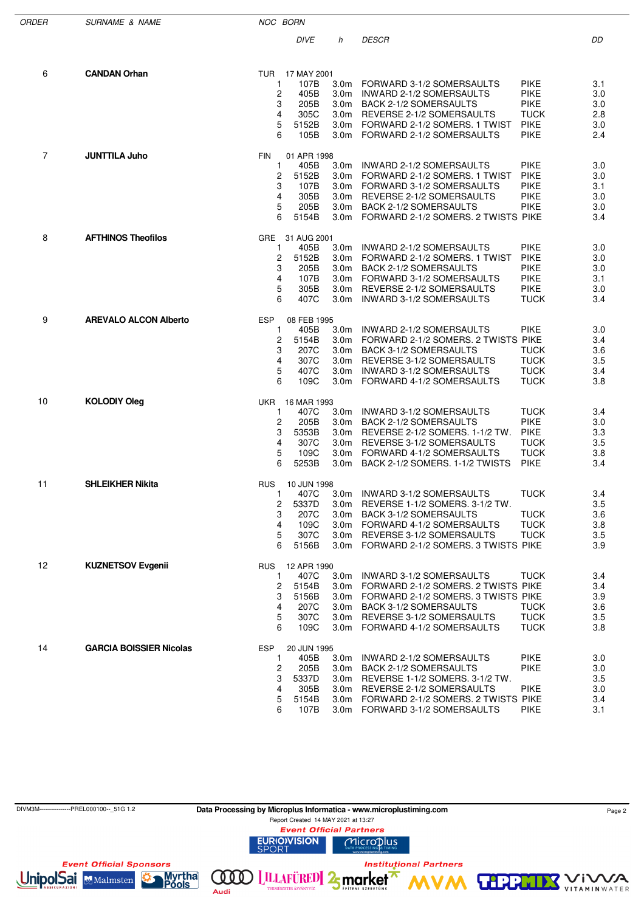| ORDER | SURNAME & NAME | NOC | BORN | | | | | |
|---|---|---|---|---|---|---|---|---|
| | | | DIVE | | h | DESCR | | DD |
| 6 | **CANDAN Orhan** | TUR | 17 MAY 2001 | | | | | |
| | | 1 | 107B | | 3.0m | FORWARD 3-1/2 SOMERSAULTS | PIKE | 3.1 |
| | | 2 | 405B | | 3.0m | INWARD 2-1/2 SOMERSAULTS | PIKE | 3.0 |
| | | 3 | 205B | | 3.0m | BACK 2-1/2 SOMERSAULTS | PIKE | 3.0 |
| | | 4 | 305C | | 3.0m | REVERSE 2-1/2 SOMERSAULTS | TUCK | 2.8 |
| | | 5 | 5152B | | 3.0m | FORWARD 2-1/2 SOMERS. 1 TWIST | PIKE | 3.0 |
| | | 6 | 105B | | 3.0m | FORWARD 2-1/2 SOMERSAULTS | PIKE | 2.4 |
| 7 | **JUNTTILA Juho** | FIN | 01 APR 1998 | | | | | |
| | | 1 | 405B | | 3.0m | INWARD 2-1/2 SOMERSAULTS | PIKE | 3.0 |
| | | 2 | 5152B | | 3.0m | FORWARD 2-1/2 SOMERS. 1 TWIST | PIKE | 3.0 |
| | | 3 | 107B | | 3.0m | FORWARD 3-1/2 SOMERSAULTS | PIKE | 3.1 |
| | | 4 | 305B | | 3.0m | REVERSE 2-1/2 SOMERSAULTS | PIKE | 3.0 |
| | | 5 | 205B | | 3.0m | BACK 2-1/2 SOMERSAULTS | PIKE | 3.0 |
| | | 6 | 5154B | | 3.0m | FORWARD 2-1/2 SOMERS. 2 TWISTS | PIKE | 3.4 |
| 8 | **AFTHINOS Theofilos** | GRE | 31 AUG 2001 | | | | | |
| | | 1 | 405B | | 3.0m | INWARD 2-1/2 SOMERSAULTS | PIKE | 3.0 |
| | | 2 | 5152B | | 3.0m | FORWARD 2-1/2 SOMERS. 1 TWIST | PIKE | 3.0 |
| | | 3 | 205B | | 3.0m | BACK 2-1/2 SOMERSAULTS | PIKE | 3.0 |
| | | 4 | 107B | | 3.0m | FORWARD 3-1/2 SOMERSAULTS | PIKE | 3.1 |
| | | 5 | 305B | | 3.0m | REVERSE 2-1/2 SOMERSAULTS | PIKE | 3.0 |
| | | 6 | 407C | | 3.0m | INWARD 3-1/2 SOMERSAULTS | TUCK | 3.4 |
| 9 | **AREVALO ALCON Alberto** | ESP | 08 FEB 1995 | | | | | |
| | | 1 | 405B | | 3.0m | INWARD 2-1/2 SOMERSAULTS | PIKE | 3.0 |
| | | 2 | 5154B | | 3.0m | FORWARD 2-1/2 SOMERS. 2 TWISTS | PIKE | 3.4 |
| | | 3 | 207C | | 3.0m | BACK 3-1/2 SOMERSAULTS | TUCK | 3.6 |
| | | 4 | 307C | | 3.0m | REVERSE 3-1/2 SOMERSAULTS | TUCK | 3.5 |
| | | 5 | 407C | | 3.0m | INWARD 3-1/2 SOMERSAULTS | TUCK | 3.4 |
| | | 6 | 109C | | 3.0m | FORWARD 4-1/2 SOMERSAULTS | TUCK | 3.8 |
| 10 | **KOLODIY Oleg** | UKR | 16 MAR 1993 | | | | | |
| | | 1 | 407C | | 3.0m | INWARD 3-1/2 SOMERSAULTS | TUCK | 3.4 |
| | | 2 | 205B | | 3.0m | BACK 2-1/2 SOMERSAULTS | PIKE | 3.0 |
| | | 3 | 5353B | | 3.0m | REVERSE 2-1/2 SOMERS. 1-1/2 TW. | PIKE | 3.3 |
| | | 4 | 307C | | 3.0m | REVERSE 3-1/2 SOMERSAULTS | TUCK | 3.5 |
| | | 5 | 109C | | 3.0m | FORWARD 4-1/2 SOMERSAULTS | TUCK | 3.8 |
| | | 6 | 5253B | | 3.0m | BACK 2-1/2 SOMERS. 1-1/2 TWISTS | PIKE | 3.4 |
| 11 | **SHLEIKHER Nikita** | RUS | 10 JUN 1998 | | | | | |
| | | 1 | 407C | | 3.0m | INWARD 3-1/2 SOMERSAULTS | TUCK | 3.4 |
| | | 2 | 5337D | | 3.0m | REVERSE 1-1/2 SOMERS. 3-1/2 TW. | | 3.5 |
| | | 3 | 207C | | 3.0m | BACK 3-1/2 SOMERSAULTS | TUCK | 3.6 |
| | | 4 | 109C | | 3.0m | FORWARD 4-1/2 SOMERSAULTS | TUCK | 3.8 |
| | | 5 | 307C | | 3.0m | REVERSE 3-1/2 SOMERSAULTS | TUCK | 3.5 |
| | | 6 | 5156B | | 3.0m | FORWARD 2-1/2 SOMERS. 3 TWISTS | PIKE | 3.9 |
| 12 | **KUZNETSOV Evgenii** | RUS | 12 APR 1990 | | | | | |
| | | 1 | 407C | | 3.0m | INWARD 3-1/2 SOMERSAULTS | TUCK | 3.4 |
| | | 2 | 5154B | | 3.0m | FORWARD 2-1/2 SOMERS. 2 TWISTS | PIKE | 3.4 |
| | | 3 | 5156B | | 3.0m | FORWARD 2-1/2 SOMERS. 3 TWISTS | PIKE | 3.9 |
| | | 4 | 207C | | 3.0m | BACK 3-1/2 SOMERSAULTS | TUCK | 3.6 |
| | | 5 | 307C | | 3.0m | REVERSE 3-1/2 SOMERSAULTS | TUCK | 3.5 |
| | | 6 | 109C | | 3.0m | FORWARD 4-1/2 SOMERSAULTS | TUCK | 3.8 |
| 14 | **GARCIA BOISSIER Nicolas** | ESP | 20 JUN 1995 | | | | | |
| | | 1 | 405B | | 3.0m | INWARD 2-1/2 SOMERSAULTS | PIKE | 3.0 |
| | | 2 | 205B | | 3.0m | BACK 2-1/2 SOMERSAULTS | PIKE | 3.0 |
| | | 3 | 5337D | | 3.0m | REVERSE 1-1/2 SOMERS. 3-1/2 TW. | | 3.5 |
| | | 4 | 305B | | 3.0m | REVERSE 2-1/2 SOMERSAULTS | PIKE | 3.0 |
| | | 5 | 5154B | | 3.0m | FORWARD 2-1/2 SOMERS. 2 TWISTS | PIKE | 3.4 |
| | | 6 | 107B | | 3.0m | FORWARD 3-1/2 SOMERSAULTS | PIKE | 3.1 |

DIVM3M----------------PREL000100--_51G 1.2

Data Processing by Microplus Informatica - www.microplustiming.com

Report Created 14 MAY 2021 at 13:27

Event Official Partners

Event Official Sponsors

Institutional Partners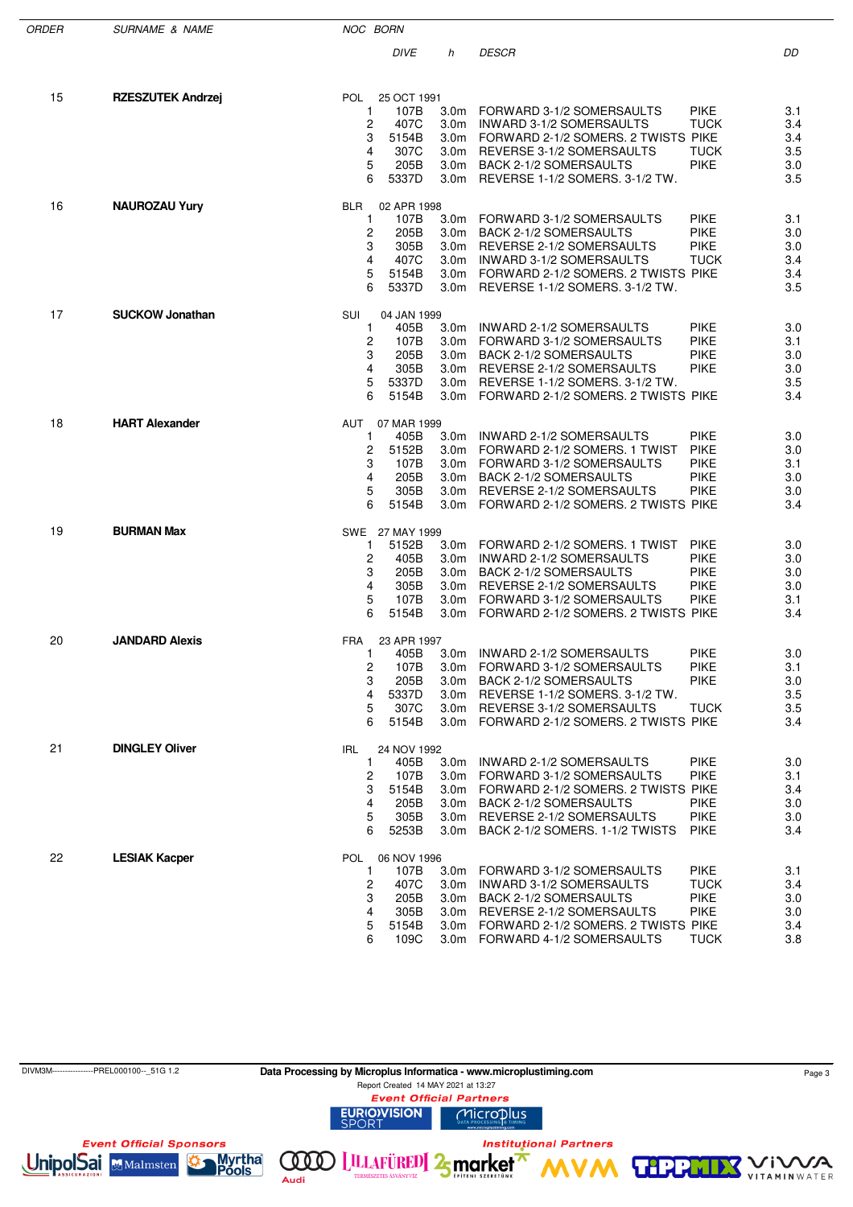| ORDER | SURNAME & NAME | NOC | BORN | | | | | |
|---|---|---|---|---|---|---|---|---|
| | | | | DIVE | h | DESCR | | DD |
| 15 | **RZESZUTEK Andrzej** | POL | 25 OCT 1991 | | | | | |
| | | | 1 | 107B | 3.0m | FORWARD 3-1/2 SOMERSAULTS | PIKE | 3.1 |
| | | | 2 | 407C | 3.0m | INWARD 3-1/2 SOMERSAULTS | TUCK | 3.4 |
| | | | 3 | 5154B | 3.0m | FORWARD 2-1/2 SOMERS. 2 TWISTS | PIKE | 3.4 |
| | | | 4 | 307C | 3.0m | REVERSE 3-1/2 SOMERSAULTS | TUCK | 3.5 |
| | | | 5 | 205B | 3.0m | BACK 2-1/2 SOMERSAULTS | PIKE | 3.0 |
| | | | 6 | 5337D | 3.0m | REVERSE 1-1/2 SOMERS. 3-1/2 TW. | | 3.5 |
| 16 | **NAUROZAU Yury** | BLR | 02 APR 1998 | | | | | |
| | | | 1 | 107B | 3.0m | FORWARD 3-1/2 SOMERSAULTS | PIKE | 3.1 |
| | | | 2 | 205B | 3.0m | BACK 2-1/2 SOMERSAULTS | PIKE | 3.0 |
| | | | 3 | 305B | 3.0m | REVERSE 2-1/2 SOMERSAULTS | PIKE | 3.0 |
| | | | 4 | 407C | 3.0m | INWARD 3-1/2 SOMERSAULTS | TUCK | 3.4 |
| | | | 5 | 5154B | 3.0m | FORWARD 2-1/2 SOMERS. 2 TWISTS | PIKE | 3.4 |
| | | | 6 | 5337D | 3.0m | REVERSE 1-1/2 SOMERS. 3-1/2 TW. | | 3.5 |
| 17 | **SUCKOW Jonathan** | SUI | 04 JAN 1999 | | | | | |
| | | | 1 | 405B | 3.0m | INWARD 2-1/2 SOMERSAULTS | PIKE | 3.0 |
| | | | 2 | 107B | 3.0m | FORWARD 3-1/2 SOMERSAULTS | PIKE | 3.1 |
| | | | 3 | 205B | 3.0m | BACK 2-1/2 SOMERSAULTS | PIKE | 3.0 |
| | | | 4 | 305B | 3.0m | REVERSE 2-1/2 SOMERSAULTS | PIKE | 3.0 |
| | | | 5 | 5337D | 3.0m | REVERSE 1-1/2 SOMERS. 3-1/2 TW. | | 3.5 |
| | | | 6 | 5154B | 3.0m | FORWARD 2-1/2 SOMERS. 2 TWISTS | PIKE | 3.4 |
| 18 | **HART Alexander** | AUT | 07 MAR 1999 | | | | | |
| | | | 1 | 405B | 3.0m | INWARD 2-1/2 SOMERSAULTS | PIKE | 3.0 |
| | | | 2 | 5152B | 3.0m | FORWARD 2-1/2 SOMERS. 1 TWIST | PIKE | 3.0 |
| | | | 3 | 107B | 3.0m | FORWARD 3-1/2 SOMERSAULTS | PIKE | 3.1 |
| | | | 4 | 205B | 3.0m | BACK 2-1/2 SOMERSAULTS | PIKE | 3.0 |
| | | | 5 | 305B | 3.0m | REVERSE 2-1/2 SOMERSAULTS | PIKE | 3.0 |
| | | | 6 | 5154B | 3.0m | FORWARD 2-1/2 SOMERS. 2 TWISTS | PIKE | 3.4 |
| 19 | **BURMAN Max** | SWE | 27 MAY 1999 | | | | | |
| | | | 1 | 5152B | 3.0m | FORWARD 2-1/2 SOMERS. 1 TWIST | PIKE | 3.0 |
| | | | 2 | 405B | 3.0m | INWARD 2-1/2 SOMERSAULTS | PIKE | 3.0 |
| | | | 3 | 205B | 3.0m | BACK 2-1/2 SOMERSAULTS | PIKE | 3.0 |
| | | | 4 | 305B | 3.0m | REVERSE 2-1/2 SOMERSAULTS | PIKE | 3.0 |
| | | | 5 | 107B | 3.0m | FORWARD 3-1/2 SOMERSAULTS | PIKE | 3.1 |
| | | | 6 | 5154B | 3.0m | FORWARD 2-1/2 SOMERS. 2 TWISTS | PIKE | 3.4 |
| 20 | **JANDARD Alexis** | FRA | 23 APR 1997 | | | | | |
| | | | 1 | 405B | 3.0m | INWARD 2-1/2 SOMERSAULTS | PIKE | 3.0 |
| | | | 2 | 107B | 3.0m | FORWARD 3-1/2 SOMERSAULTS | PIKE | 3.1 |
| | | | 3 | 205B | 3.0m | BACK 2-1/2 SOMERSAULTS | PIKE | 3.0 |
| | | | 4 | 5337D | 3.0m | REVERSE 1-1/2 SOMERS. 3-1/2 TW. | | 3.5 |
| | | | 5 | 307C | 3.0m | REVERSE 3-1/2 SOMERSAULTS | TUCK | 3.5 |
| | | | 6 | 5154B | 3.0m | FORWARD 2-1/2 SOMERS. 2 TWISTS | PIKE | 3.4 |
| 21 | **DINGLEY Oliver** | IRL | 24 NOV 1992 | | | | | |
| | | | 1 | 405B | 3.0m | INWARD 2-1/2 SOMERSAULTS | PIKE | 3.0 |
| | | | 2 | 107B | 3.0m | FORWARD 3-1/2 SOMERSAULTS | PIKE | 3.1 |
| | | | 3 | 5154B | 3.0m | FORWARD 2-1/2 SOMERS. 2 TWISTS | PIKE | 3.4 |
| | | | 4 | 205B | 3.0m | BACK 2-1/2 SOMERSAULTS | PIKE | 3.0 |
| | | | 5 | 305B | 3.0m | REVERSE 2-1/2 SOMERSAULTS | PIKE | 3.0 |
| | | | 6 | 5253B | 3.0m | BACK 2-1/2 SOMERS. 1-1/2 TWISTS | PIKE | 3.4 |
| 22 | **LESIAK Kacper** | POL | 06 NOV 1996 | | | | | |
| | | | 1 | 107B | 3.0m | FORWARD 3-1/2 SOMERSAULTS | PIKE | 3.1 |
| | | | 2 | 407C | 3.0m | INWARD 3-1/2 SOMERSAULTS | TUCK | 3.4 |
| | | | 3 | 205B | 3.0m | BACK 2-1/2 SOMERSAULTS | PIKE | 3.0 |
| | | | 4 | 305B | 3.0m | REVERSE 2-1/2 SOMERSAULTS | PIKE | 3.0 |
| | | | 5 | 5154B | 3.0m | FORWARD 2-1/2 SOMERS. 2 TWISTS | PIKE | 3.4 |
| | | | 6 | 109C | 3.0m | FORWARD 4-1/2 SOMERSAULTS | TUCK | 3.8 |

DIVM3M----------------PREL000100--_51G 1.2

Data Processing by Microplus Informatica - www.microplustiming.com

Report Created 14 MAY 2021 at 13:27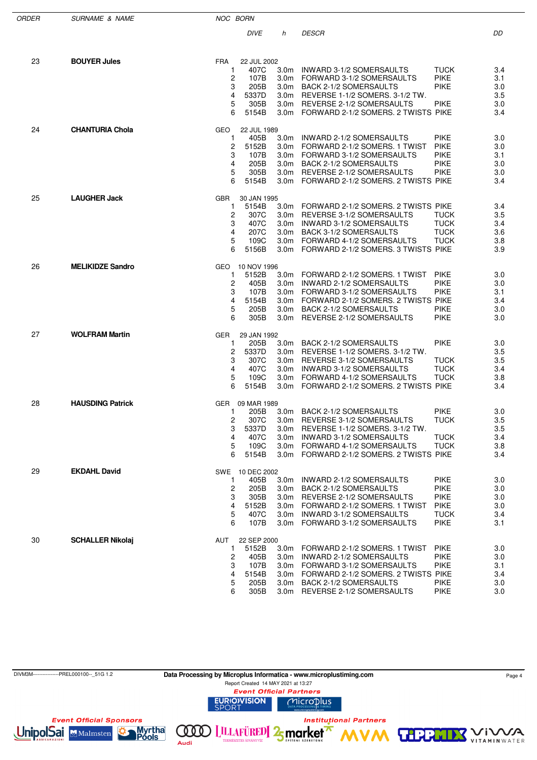| ORDER | SURNAME & NAME | NOC | BORN | | | | | |
|---|---|---|---|---|---|---|---|---|
| | | | DIVE | h | DESCR | | DD |
| 23 | **BOUYER Jules** | FRA | 22 JUL 2002 | | | | |
| | | 1 | 407C | 3.0m | INWARD 3-1/2 SOMERSAULTS | TUCK | 3.4 |
| | | 2 | 107B | 3.0m | FORWARD 3-1/2 SOMERSAULTS | PIKE | 3.1 |
| | | 3 | 205B | 3.0m | BACK 2-1/2 SOMERSAULTS | PIKE | 3.0 |
| | | 4 | 5337D | 3.0m | REVERSE 1-1/2 SOMERS. 3-1/2 TW. | | 3.5 |
| | | 5 | 305B | 3.0m | REVERSE 2-1/2 SOMERSAULTS | PIKE | 3.0 |
| | | 6 | 5154B | 3.0m | FORWARD 2-1/2 SOMERS. 2 TWISTS | PIKE | 3.4 |
| 24 | **CHANTURIA Chola** | GEO | 22 JUL 1989 | | | | |
| | | 1 | 405B | 3.0m | INWARD 2-1/2 SOMERSAULTS | PIKE | 3.0 |
| | | 2 | 5152B | 3.0m | FORWARD 2-1/2 SOMERS. 1 TWIST | PIKE | 3.0 |
| | | 3 | 107B | 3.0m | FORWARD 3-1/2 SOMERSAULTS | PIKE | 3.1 |
| | | 4 | 205B | 3.0m | BACK 2-1/2 SOMERSAULTS | PIKE | 3.0 |
| | | 5 | 305B | 3.0m | REVERSE 2-1/2 SOMERSAULTS | PIKE | 3.0 |
| | | 6 | 5154B | 3.0m | FORWARD 2-1/2 SOMERS. 2 TWISTS | PIKE | 3.4 |
| 25 | **LAUGHER Jack** | GBR | 30 JAN 1995 | | | | |
| | | 1 | 5154B | 3.0m | FORWARD 2-1/2 SOMERS. 2 TWISTS | PIKE | 3.4 |
| | | 2 | 307C | 3.0m | REVERSE 3-1/2 SOMERSAULTS | TUCK | 3.5 |
| | | 3 | 407C | 3.0m | INWARD 3-1/2 SOMERSAULTS | TUCK | 3.4 |
| | | 4 | 207C | 3.0m | BACK 3-1/2 SOMERSAULTS | TUCK | 3.6 |
| | | 5 | 109C | 3.0m | FORWARD 4-1/2 SOMERSAULTS | TUCK | 3.8 |
| | | 6 | 5156B | 3.0m | FORWARD 2-1/2 SOMERS. 3 TWISTS | PIKE | 3.9 |
| 26 | **MELIKIDZE Sandro** | GEO | 10 NOV 1996 | | | | |
| | | 1 | 5152B | 3.0m | FORWARD 2-1/2 SOMERS. 1 TWIST | PIKE | 3.0 |
| | | 2 | 405B | 3.0m | INWARD 2-1/2 SOMERSAULTS | PIKE | 3.0 |
| | | 3 | 107B | 3.0m | FORWARD 3-1/2 SOMERSAULTS | PIKE | 3.1 |
| | | 4 | 5154B | 3.0m | FORWARD 2-1/2 SOMERS. 2 TWISTS | PIKE | 3.4 |
| | | 5 | 205B | 3.0m | BACK 2-1/2 SOMERSAULTS | PIKE | 3.0 |
| | | 6 | 305B | 3.0m | REVERSE 2-1/2 SOMERSAULTS | PIKE | 3.0 |
| 27 | **WOLFRAM Martin** | GER | 29 JAN 1992 | | | | |
| | | 1 | 205B | 3.0m | BACK 2-1/2 SOMERSAULTS | PIKE | 3.0 |
| | | 2 | 5337D | 3.0m | REVERSE 1-1/2 SOMERS. 3-1/2 TW. | | 3.5 |
| | | 3 | 307C | 3.0m | REVERSE 3-1/2 SOMERSAULTS | TUCK | 3.5 |
| | | 4 | 407C | 3.0m | INWARD 3-1/2 SOMERSAULTS | TUCK | 3.4 |
| | | 5 | 109C | 3.0m | FORWARD 4-1/2 SOMERSAULTS | TUCK | 3.8 |
| | | 6 | 5154B | 3.0m | FORWARD 2-1/2 SOMERS. 2 TWISTS | PIKE | 3.4 |
| 28 | **HAUSDING Patrick** | GER | 09 MAR 1989 | | | | |
| | | 1 | 205B | 3.0m | BACK 2-1/2 SOMERSAULTS | PIKE | 3.0 |
| | | 2 | 307C | 3.0m | REVERSE 3-1/2 SOMERSAULTS | TUCK | 3.5 |
| | | 3 | 5337D | 3.0m | REVERSE 1-1/2 SOMERS. 3-1/2 TW. | | 3.5 |
| | | 4 | 407C | 3.0m | INWARD 3-1/2 SOMERSAULTS | TUCK | 3.4 |
| | | 5 | 109C | 3.0m | FORWARD 4-1/2 SOMERSAULTS | TUCK | 3.8 |
| | | 6 | 5154B | 3.0m | FORWARD 2-1/2 SOMERS. 2 TWISTS | PIKE | 3.4 |
| 29 | **EKDAHL David** | SWE | 10 DEC 2002 | | | | |
| | | 1 | 405B | 3.0m | INWARD 2-1/2 SOMERSAULTS | PIKE | 3.0 |
| | | 2 | 205B | 3.0m | BACK 2-1/2 SOMERSAULTS | PIKE | 3.0 |
| | | 3 | 305B | 3.0m | REVERSE 2-1/2 SOMERSAULTS | PIKE | 3.0 |
| | | 4 | 5152B | 3.0m | FORWARD 2-1/2 SOMERS. 1 TWIST | PIKE | 3.0 |
| | | 5 | 407C | 3.0m | INWARD 3-1/2 SOMERSAULTS | TUCK | 3.4 |
| | | 6 | 107B | 3.0m | FORWARD 3-1/2 SOMERSAULTS | PIKE | 3.1 |
| 30 | **SCHALLER Nikolaj** | AUT | 22 SEP 2000 | | | | |
| | | 1 | 5152B | 3.0m | FORWARD 2-1/2 SOMERS. 1 TWIST | PIKE | 3.0 |
| | | 2 | 405B | 3.0m | INWARD 2-1/2 SOMERSAULTS | PIKE | 3.0 |
| | | 3 | 107B | 3.0m | FORWARD 3-1/2 SOMERSAULTS | PIKE | 3.1 |
| | | 4 | 5154B | 3.0m | FORWARD 2-1/2 SOMERS. 2 TWISTS | PIKE | 3.4 |
| | | 5 | 205B | 3.0m | BACK 2-1/2 SOMERSAULTS | PIKE | 3.0 |
| | | 6 | 305B | 3.0m | REVERSE 2-1/2 SOMERSAULTS | PIKE | 3.0 |

DIVM3M----------------PREL000100--_51G 1.2

Data Processing by Microplus Informatica - www.microplustiming.com

Report Created 14 MAY 2021 at 13:27

Event Official Partners

Event Official Sponsors

Institutional Partners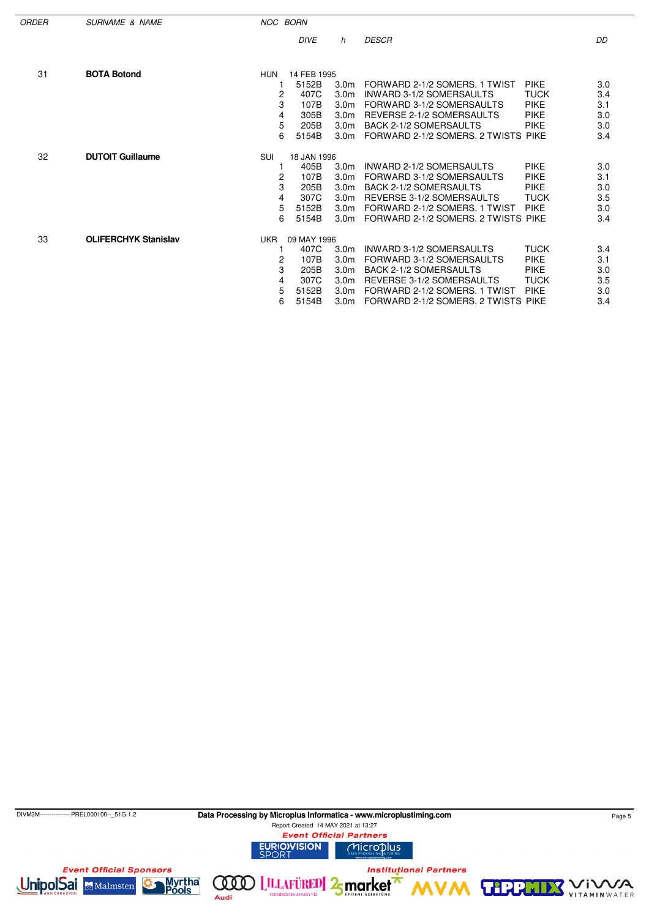| ORDER | SURNAME & NAME | NOC | BORN | | | | | |
|---|---|---|---|---|---|---|---|---|
| | | | DIVE | h | DESCR | | | DD |
| 31 | **BOTA Botond** | HUN | 14 FEB 1995 | | | | | |
| | | 1 | 5152B | 3.0m | FORWARD 2-1/2 SOMERS. 1 TWIST | PIKE | | 3.0 |
| | | 2 | 407C | 3.0m | INWARD 3-1/2 SOMERSAULTS | TUCK | | 3.4 |
| | | 3 | 107B | 3.0m | FORWARD 3-1/2 SOMERSAULTS | PIKE | | 3.1 |
| | | 4 | 305B | 3.0m | REVERSE 2-1/2 SOMERSAULTS | PIKE | | 3.0 |
| | | 5 | 205B | 3.0m | BACK 2-1/2 SOMERSAULTS | PIKE | | 3.0 |
| | | 6 | 5154B | 3.0m | FORWARD 2-1/2 SOMERS. 2 TWISTS | PIKE | | 3.4 |
| 32 | **DUTOIT Guillaume** | SUI | 18 JAN 1996 | | | | | |
| | | 1 | 405B | 3.0m | INWARD 2-1/2 SOMERSAULTS | PIKE | | 3.0 |
| | | 2 | 107B | 3.0m | FORWARD 3-1/2 SOMERSAULTS | PIKE | | 3.1 |
| | | 3 | 205B | 3.0m | BACK 2-1/2 SOMERSAULTS | PIKE | | 3.0 |
| | | 4 | 307C | 3.0m | REVERSE 3-1/2 SOMERSAULTS | TUCK | | 3.5 |
| | | 5 | 5152B | 3.0m | FORWARD 2-1/2 SOMERS. 1 TWIST | PIKE | | 3.0 |
| | | 6 | 5154B | 3.0m | FORWARD 2-1/2 SOMERS. 2 TWISTS | PIKE | | 3.4 |
| 33 | **OLIFERCHYK Stanislav** | UKR | 09 MAY 1996 | | | | | |
| | | 1 | 407C | 3.0m | INWARD 3-1/2 SOMERSAULTS | TUCK | | 3.4 |
| | | 2 | 107B | 3.0m | FORWARD 3-1/2 SOMERSAULTS | PIKE | | 3.1 |
| | | 3 | 205B | 3.0m | BACK 2-1/2 SOMERSAULTS | PIKE | | 3.0 |
| | | 4 | 307C | 3.0m | REVERSE 3-1/2 SOMERSAULTS | TUCK | | 3.5 |
| | | 5 | 5152B | 3.0m | FORWARD 2-1/2 SOMERS. 1 TWIST | PIKE | | 3.0 |
| | | 6 | 5154B | 3.0m | FORWARD 2-1/2 SOMERS. 2 TWISTS | PIKE | | 3.4 |

DIVM3M----------------PREL000100--_51G 1.2

Data Processing by Microplus Informatica - www.microplustiming.com

Report Created 14 MAY 2021 at 13:27

Event Official Partners

Event Official Sponsors

Institutional Partners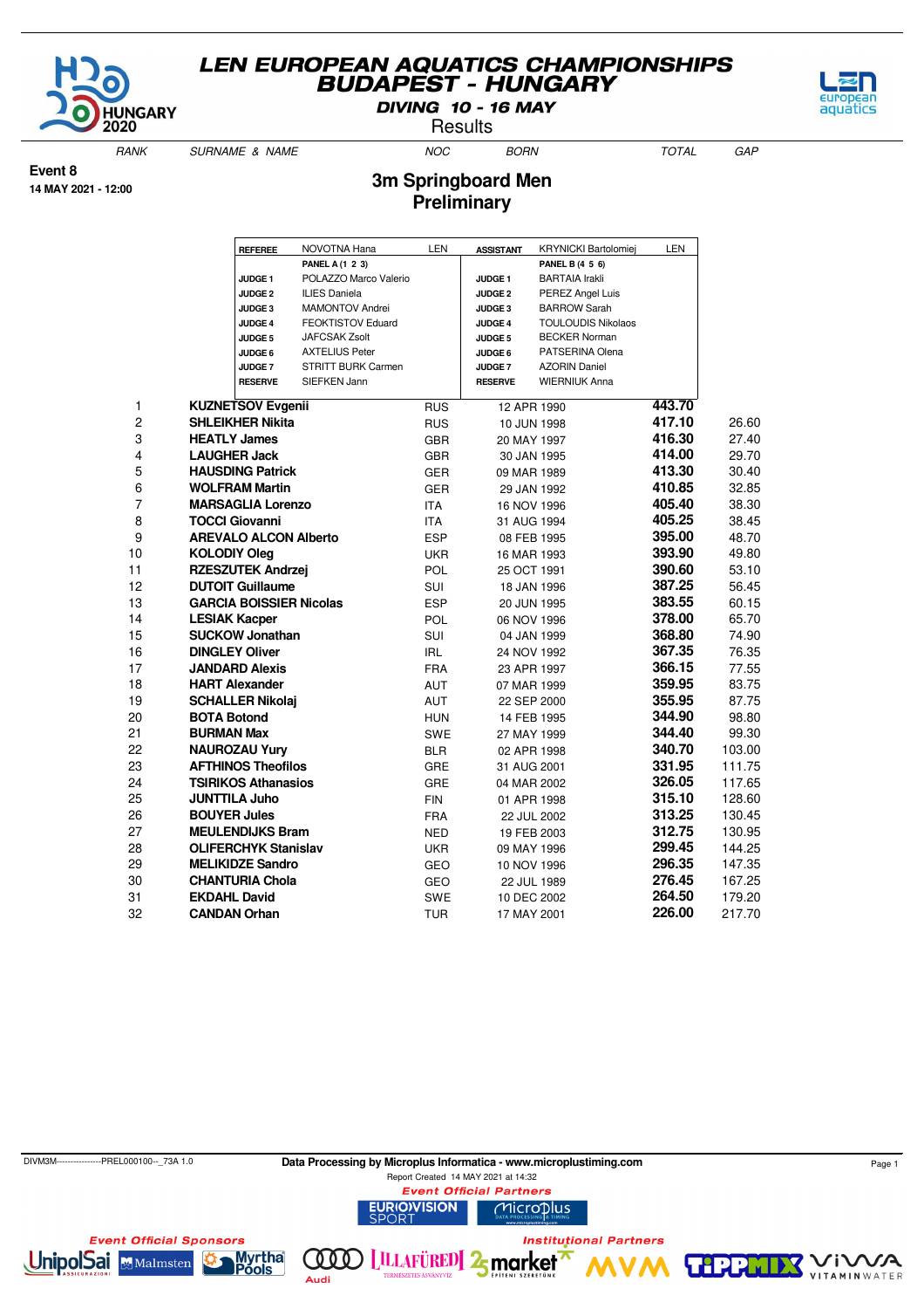# LEN EUROPEAN AQUATICS CHAMPIONSHIPS
# BUDAPEST - HUNGARY

**DIVING 10 - 16 MAY**

Results

**Event 8**
**14 MAY 2021 - 12:00**

## 3m Springboard Men
## Preliminary

| REFEREE | NOVOTNA Hana | LEN | ASSISTANT | KRYNICKI Bartolomiej | LEN |
|---|---|---|---|---|---|
| | PANEL A (1 2 3) | | | PANEL B (4 5 6) | |
| JUDGE 1 | POLAZZO Marco Valerio | | JUDGE 1 | BARTAIA Irakli | |
| JUDGE 2 | ILIES Daniela | | JUDGE 2 | PEREZ Angel Luis | |
| JUDGE 3 | MAMONTOV Andrei | | JUDGE 3 | BARROW Sarah | |
| JUDGE 4 | FEOKTISTOV Eduard | | JUDGE 4 | TOULOUDIS Nikolaos | |
| JUDGE 5 | JAFCSAK Zsolt | | JUDGE 5 | BECKER Norman | |
| JUDGE 6 | AXTELIUS Peter | | JUDGE 6 | PATSERINA Olena | |
| JUDGE 7 | STRITT BURK Carmen | | JUDGE 7 | AZORIN Daniel | |
| RESERVE | SIEFKEN Jann | | RESERVE | WIERNIUK Anna | |

| RANK | SURNAME & NAME | NOC | BORN | TOTAL | GAP |
|---|---|---|---|---|---|
| 1 | **KUZNETSOV Evgenii** | RUS | 12 APR 1990 | **443.70** | |
| 2 | **SHLEIKHER Nikita** | RUS | 10 JUN 1998 | **417.10** | 26.60 |
| 3 | **HEATLY James** | GBR | 20 MAY 1997 | **416.30** | 27.40 |
| 4 | **LAUGHER Jack** | GBR | 30 JAN 1995 | **414.00** | 29.70 |
| 5 | **HAUSDING Patrick** | GER | 09 MAR 1989 | **413.30** | 30.40 |
| 6 | **WOLFRAM Martin** | GER | 29 JAN 1992 | **410.85** | 32.85 |
| 7 | **MARSAGLIA Lorenzo** | ITA | 16 NOV 1996 | **405.40** | 38.30 |
| 8 | **TOCCI Giovanni** | ITA | 31 AUG 1994 | **405.25** | 38.45 |
| 9 | **AREVALO ALCON Alberto** | ESP | 08 FEB 1995 | **395.00** | 48.70 |
| 10 | **KOLODIY Oleg** | UKR | 16 MAR 1993 | **393.90** | 49.80 |
| 11 | **RZESZUTEK Andrzej** | POL | 25 OCT 1991 | **390.60** | 53.10 |
| 12 | **DUTOIT Guillaume** | SUI | 18 JAN 1996 | **387.25** | 56.45 |
| 13 | **GARCIA BOISSIER Nicolas** | ESP | 20 JUN 1995 | **383.55** | 60.15 |
| 14 | **LESIAK Kacper** | POL | 06 NOV 1996 | **378.00** | 65.70 |
| 15 | **SUCKOW Jonathan** | SUI | 04 JAN 1999 | **368.80** | 74.90 |
| 16 | **DINGLEY Oliver** | IRL | 24 NOV 1992 | **367.35** | 76.35 |
| 17 | **JANDARD Alexis** | FRA | 23 APR 1997 | **366.15** | 77.55 |
| 18 | **HART Alexander** | AUT | 07 MAR 1999 | **359.95** | 83.75 |
| 19 | **SCHALLER Nikolaj** | AUT | 22 SEP 2000 | **355.95** | 87.75 |
| 20 | **BOTA Botond** | HUN | 14 FEB 1995 | **344.90** | 98.80 |
| 21 | **BURMAN Max** | SWE | 27 MAY 1999 | **344.40** | 99.30 |
| 22 | **NAUROZAU Yury** | BLR | 02 APR 1998 | **340.70** | 103.00 |
| 23 | **AFTHINOS Theofilos** | GRE | 31 AUG 2001 | **331.95** | 111.75 |
| 24 | **TSIRIKOS Athanasios** | GRE | 04 MAR 2002 | **326.05** | 117.65 |
| 25 | **JUNTTILA Juho** | FIN | 01 APR 1998 | **315.10** | 128.60 |
| 26 | **BOUYER Jules** | FRA | 22 JUL 2002 | **313.25** | 130.45 |
| 27 | **MEULENDIJKS Bram** | NED | 19 FEB 2003 | **312.75** | 130.95 |
| 28 | **OLIFERCHYK Stanislav** | UKR | 09 MAY 1996 | **299.45** | 144.25 |
| 29 | **MELIKIDZE Sandro** | GEO | 10 NOV 1996 | **296.35** | 147.35 |
| 30 | **CHANTURIA Chola** | GEO | 22 JUL 1989 | **276.45** | 167.25 |
| 31 | **EKDAHL David** | SWE | 10 DEC 2002 | **264.50** | 179.20 |
| 32 | **CANDAN Orhan** | TUR | 17 MAY 2001 | **226.00** | 217.70 |

DIVM3M----------------PREL000100--_73A 1.0

**Data Processing by Microplus Informatica - www.microplustiming.com**

Report Created 14 MAY 2021 at 14:32

*Event Official Partners*

*Event Official Sponsors*

*Institutional Partners*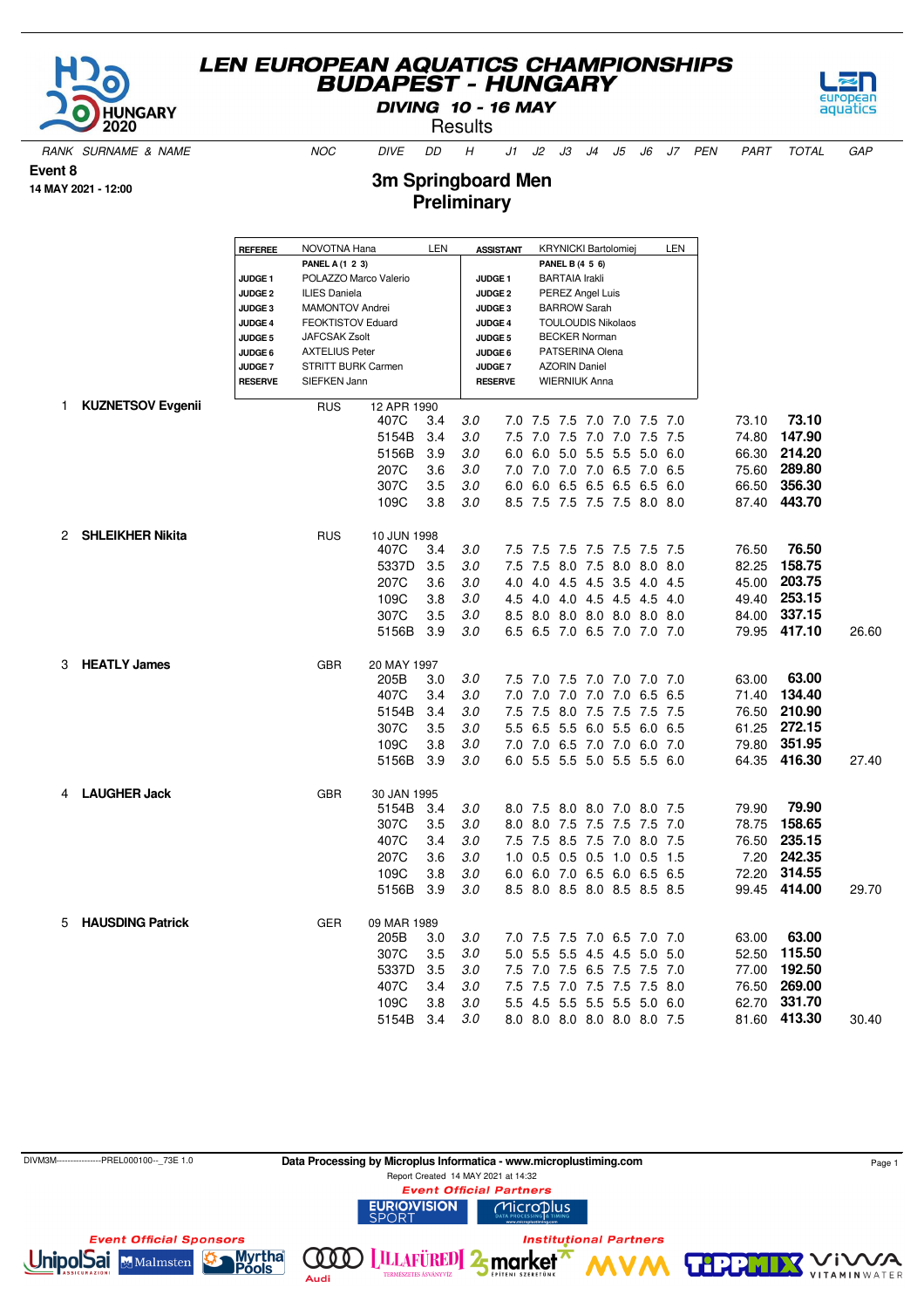# LEN EUROPEAN AQUATICS CHAMPIONSHIPS
## BUDAPEST - HUNGARY
### DIVING 10 - 16 MAY
Results

**Event 8**
**14 MAY 2021 - 12:00**

## 3m Springboard Men
## Preliminary

| REFEREE | NOVOTNA Hana | LEN | ASSISTANT | KRYNICKI Bartolomiej | LEN |
|---|---|---|---|---|---|
| | **PANEL A (1 2 3)** | | | **PANEL B (4 5 6)** | |
| JUDGE 1 | POLAZZO Marco Valerio | | JUDGE 1 | BARTAIA Irakli | |
| JUDGE 2 | ILIES Daniela | | JUDGE 2 | PEREZ Angel Luis | |
| JUDGE 3 | MAMONTOV Andrei | | JUDGE 3 | BARROW Sarah | |
| JUDGE 4 | FEOKTISTOV Eduard | | JUDGE 4 | TOULOUDIS Nikolaos | |
| JUDGE 5 | JAFCSAK Zsolt | | JUDGE 5 | BECKER Norman | |
| JUDGE 6 | AXTELIUS Peter | | JUDGE 6 | PATSERINA Olena | |
| JUDGE 7 | STRITT BURK Carmen | | JUDGE 7 | AZORIN Daniel | |
| RESERVE | SIEFKEN Jann | | RESERVE | WIERNIUK Anna | |

| RANK | SURNAME & NAME | NOC | DIVE | DD | H | J1 | J2 | J3 | J4 | J5 | J6 | J7 | PEN | PART | TOTAL | GAP |
|---|---|---|---|---|---|---|---|---|---|---|---|---|---|---|---|---|
| 1 | **KUZNETSOV Evgenii** | RUS | 12 APR 1990 | | | | | | | | | | | | | |
| | | | 407C | 3.4 | 3.0 | 7.0 | 7.5 | 7.5 | 7.0 | 7.0 | 7.5 | 7.0 | | 73.10 | **73.10** | |
| | | | 5154B | 3.4 | 3.0 | 7.5 | 7.0 | 7.5 | 7.0 | 7.0 | 7.5 | 7.5 | | 74.80 | **147.90** | |
| | | | 5156B | 3.9 | 3.0 | 6.0 | 6.0 | 5.0 | 5.5 | 5.5 | 5.0 | 6.0 | | 66.30 | **214.20** | |
| | | | 207C | 3.6 | 3.0 | 7.0 | 7.0 | 7.0 | 7.0 | 6.5 | 7.0 | 6.5 | | 75.60 | **289.80** | |
| | | | 307C | 3.5 | 3.0 | 6.0 | 6.0 | 6.5 | 6.5 | 6.5 | 6.5 | 6.0 | | 66.50 | **356.30** | |
| | | | 109C | 3.8 | 3.0 | 8.5 | 7.5 | 7.5 | 7.5 | 7.5 | 8.0 | 8.0 | | 87.40 | **443.70** | |
| 2 | **SHLEIKHER Nikita** | RUS | 10 JUN 1998 | | | | | | | | | | | | | |
| | | | 407C | 3.4 | 3.0 | 7.5 | 7.5 | 7.5 | 7.5 | 7.5 | 7.5 | 7.5 | | 76.50 | **76.50** | |
| | | | 5337D | 3.5 | 3.0 | 7.5 | 7.5 | 8.0 | 7.5 | 8.0 | 8.0 | 8.0 | | 82.25 | **158.75** | |
| | | | 207C | 3.6 | 3.0 | 4.0 | 4.0 | 4.5 | 4.5 | 3.5 | 4.0 | 4.5 | | 45.00 | **203.75** | |
| | | | 109C | 3.8 | 3.0 | 4.5 | 4.0 | 4.0 | 4.5 | 4.5 | 4.5 | 4.0 | | 49.40 | **253.15** | |
| | | | 307C | 3.5 | 3.0 | 8.5 | 8.0 | 8.0 | 8.0 | 8.0 | 8.0 | 8.0 | | 84.00 | **337.15** | |
| | | | 5156B | 3.9 | 3.0 | 6.5 | 6.5 | 7.0 | 6.5 | 7.0 | 7.0 | 7.0 | | 79.95 | **417.10** | 26.60 |
| 3 | **HEATLY James** | GBR | 20 MAY 1997 | | | | | | | | | | | | | |
| | | | 205B | 3.0 | 3.0 | 7.5 | 7.0 | 7.5 | 7.0 | 7.0 | 7.0 | 7.0 | | 63.00 | **63.00** | |
| | | | 407C | 3.4 | 3.0 | 7.0 | 7.0 | 7.0 | 7.0 | 7.0 | 6.5 | 6.5 | | 71.40 | **134.40** | |
| | | | 5154B | 3.4 | 3.0 | 7.5 | 7.5 | 8.0 | 7.5 | 7.5 | 7.5 | 7.5 | | 76.50 | **210.90** | |
| | | | 307C | 3.5 | 3.0 | 5.5 | 6.5 | 5.5 | 6.0 | 5.5 | 6.0 | 6.5 | | 61.25 | **272.15** | |
| | | | 109C | 3.8 | 3.0 | 7.0 | 7.0 | 6.5 | 7.0 | 7.0 | 6.0 | 7.0 | | 79.80 | **351.95** | |
| | | | 5156B | 3.9 | 3.0 | 6.0 | 5.5 | 5.5 | 5.0 | 5.5 | 5.5 | 6.0 | | 64.35 | **416.30** | 27.40 |
| 4 | **LAUGHER Jack** | GBR | 30 JAN 1995 | | | | | | | | | | | | | |
| | | | 5154B | 3.4 | 3.0 | 8.0 | 7.5 | 8.0 | 8.0 | 7.0 | 8.0 | 7.5 | | 79.90 | **79.90** | |
| | | | 307C | 3.5 | 3.0 | 8.0 | 8.0 | 7.5 | 7.5 | 7.5 | 7.5 | 7.0 | | 78.75 | **158.65** | |
| | | | 407C | 3.4 | 3.0 | 7.5 | 7.5 | 8.5 | 7.5 | 7.0 | 8.0 | 7.5 | | 76.50 | **235.15** | |
| | | | 207C | 3.6 | 3.0 | 1.0 | 0.5 | 0.5 | 0.5 | 1.0 | 0.5 | 1.5 | | 7.20 | **242.35** | |
| | | | 109C | 3.8 | 3.0 | 6.0 | 6.0 | 7.0 | 6.5 | 6.0 | 6.5 | 6.5 | | 72.20 | **314.55** | |
| | | | 5156B | 3.9 | 3.0 | 8.5 | 8.0 | 8.5 | 8.0 | 8.5 | 8.5 | 8.5 | | 99.45 | **414.00** | 29.70 |
| 5 | **HAUSDING Patrick** | GER | 09 MAR 1989 | | | | | | | | | | | | | |
| | | | 205B | 3.0 | 3.0 | 7.0 | 7.5 | 7.5 | 7.0 | 6.5 | 7.0 | 7.0 | | 63.00 | **63.00** | |
| | | | 307C | 3.5 | 3.0 | 5.0 | 5.5 | 5.5 | 4.5 | 4.5 | 5.0 | 5.0 | | 52.50 | **115.50** | |
| | | | 5337D | 3.5 | 3.0 | 7.5 | 7.0 | 7.5 | 6.5 | 7.5 | 7.5 | 7.0 | | 77.00 | **192.50** | |
| | | | 407C | 3.4 | 3.0 | 7.5 | 7.5 | 7.0 | 7.5 | 7.5 | 7.5 | 8.0 | | 76.50 | **269.00** | |
| | | | 109C | 3.8 | 3.0 | 5.5 | 4.5 | 5.5 | 5.5 | 5.5 | 5.0 | 6.0 | | 62.70 | **331.70** | |
| | | | 5154B | 3.4 | 3.0 | 8.0 | 8.0 | 8.0 | 8.0 | 8.0 | 8.0 | 7.5 | | 81.60 | **413.30** | 30.40 |

DIVM3M----------------PREL000100--_73E 1.0 | Data Processing by Microplus Informatica - www.microplustiming.com | Report Created 14 MAY 2021 at 14:32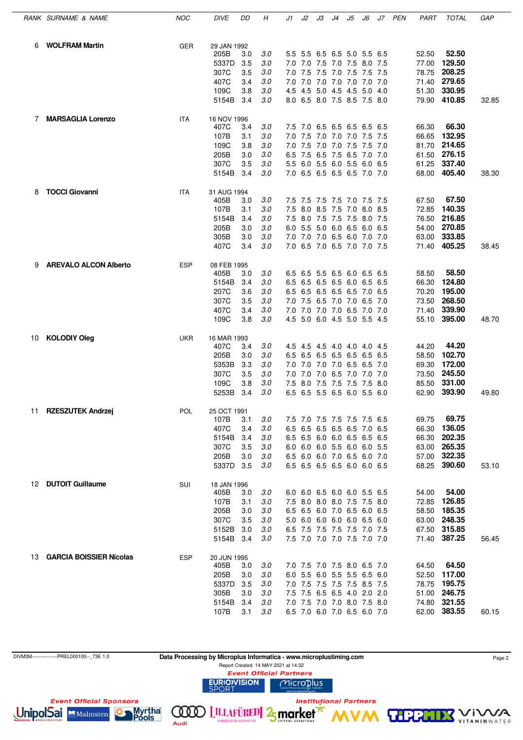| RANK | SURNAME & NAME | NOC | DIVE | DD | H | J1 | J2 | J3 | J4 | J5 | J6 | J7 | PEN | PART | TOTAL | GAP |
|---|---|---|---|---|---|---|---|---|---|---|---|---|---|---|---|---|
| 6 | **WOLFRAM Martin** | GER | 29 JAN 1992 | | | | | | | | | | | | | |
| | | | 205B | 3.0 | 3.0 | 5.5 | 5.5 | 6.5 | 6.5 | 5.0 | 5.5 | 6.5 | | 52.50 | **52.50** | |
| | | | 5337D | 3.5 | 3.0 | 7.0 | 7.0 | 7.5 | 7.0 | 7.5 | 8.0 | 7.5 | | 77.00 | **129.50** | |
| | | | 307C | 3.5 | 3.0 | 7.0 | 7.5 | 7.5 | 7.0 | 7.5 | 7.5 | 7.5 | | 78.75 | **208.25** | |
| | | | 407C | 3.4 | 3.0 | 7.0 | 7.0 | 7.0 | 7.0 | 7.0 | 7.0 | 7.0 | | 71.40 | **279.65** | |
| | | | 109C | 3.8 | 3.0 | 4.5 | 4.5 | 5.0 | 4.5 | 4.5 | 5.0 | 4.0 | | 51.30 | **330.95** | |
| | | | 5154B | 3.4 | 3.0 | 8.0 | 6.5 | 8.0 | 7.5 | 8.5 | 7.5 | 8.0 | | 79.90 | **410.85** | 32.85 |
| 7 | **MARSAGLIA Lorenzo** | ITA | 16 NOV 1996 | | | | | | | | | | | | | |
| | | | 407C | 3.4 | 3.0 | 7.5 | 7.0 | 6.5 | 6.5 | 6.5 | 6.5 | 6.5 | | 66.30 | **66.30** | |
| | | | 107B | 3.1 | 3.0 | 7.0 | 7.5 | 7.0 | 7.0 | 7.0 | 7.5 | 7.5 | | 66.65 | **132.95** | |
| | | | 109C | 3.8 | 3.0 | 7.0 | 7.5 | 7.0 | 7.0 | 7.5 | 7.5 | 7.0 | | 81.70 | **214.65** | |
| | | | 205B | 3.0 | 3.0 | 6.5 | 7.5 | 6.5 | 7.5 | 6.5 | 7.0 | 7.0 | | 61.50 | **276.15** | |
| | | | 307C | 3.5 | 3.0 | 5.5 | 6.0 | 5.5 | 6.0 | 5.5 | 6.0 | 6.5 | | 61.25 | **337.40** | |
| | | | 5154B | 3.4 | 3.0 | 7.0 | 6.5 | 6.5 | 6.5 | 6.5 | 7.0 | 7.0 | | 68.00 | **405.40** | 38.30 |
| 8 | **TOCCI Giovanni** | ITA | 31 AUG 1994 | | | | | | | | | | | | | |
| | | | 405B | 3.0 | 3.0 | 7.5 | 7.5 | 7.5 | 7.5 | 7.0 | 7.5 | 7.5 | | 67.50 | **67.50** | |
| | | | 107B | 3.1 | 3.0 | 7.5 | 8.0 | 8.5 | 7.5 | 7.0 | 8.0 | 8.5 | | 72.85 | **140.35** | |
| | | | 5154B | 3.4 | 3.0 | 7.5 | 8.0 | 7.5 | 7.5 | 7.5 | 8.0 | 7.5 | | 76.50 | **216.85** | |
| | | | 205B | 3.0 | 3.0 | 6.0 | 5.5 | 5.0 | 6.0 | 6.5 | 6.0 | 6.5 | | 54.00 | **270.85** | |
| | | | 305B | 3.0 | 3.0 | 7.0 | 7.0 | 7.0 | 6.5 | 6.0 | 7.0 | 7.0 | | 63.00 | **333.85** | |
| | | | 407C | 3.4 | 3.0 | 7.0 | 6.5 | 7.0 | 6.5 | 7.0 | 7.0 | 7.5 | | 71.40 | **405.25** | 38.45 |
| 9 | **AREVALO ALCON Alberto** | ESP | 08 FEB 1995 | | | | | | | | | | | | | |
| | | | 405B | 3.0 | 3.0 | 6.5 | 6.5 | 5.5 | 6.5 | 6.0 | 6.5 | 6.5 | | 58.50 | **58.50** | |
| | | | 5154B | 3.4 | 3.0 | 6.5 | 6.5 | 6.5 | 6.5 | 6.0 | 6.5 | 6.5 | | 66.30 | **124.80** | |
| | | | 207C | 3.6 | 3.0 | 6.5 | 6.5 | 6.5 | 6.5 | 6.5 | 7.0 | 6.5 | | 70.20 | **195.00** | |
| | | | 307C | 3.5 | 3.0 | 7.0 | 7.5 | 6.5 | 7.0 | 7.0 | 6.5 | 7.0 | | 73.50 | **268.50** | |
| | | | 407C | 3.4 | 3.0 | 7.0 | 7.0 | 7.0 | 7.0 | 6.5 | 7.0 | 7.0 | | 71.40 | **339.90** | |
| | | | 109C | 3.8 | 3.0 | 4.5 | 5.0 | 6.0 | 4.5 | 5.0 | 5.5 | 4.5 | | 55.10 | **395.00** | 48.70 |
| 10 | **KOLODIY Oleg** | UKR | 16 MAR 1993 | | | | | | | | | | | | | |
| | | | 407C | 3.4 | 3.0 | 4.5 | 4.5 | 4.5 | 4.0 | 4.0 | 4.0 | 4.5 | | 44.20 | **44.20** | |
| | | | 205B | 3.0 | 3.0 | 6.5 | 6.5 | 6.5 | 6.5 | 6.5 | 6.5 | 6.5 | | 58.50 | **102.70** | |
| | | | 5353B | 3.3 | 3.0 | 7.0 | 7.0 | 7.0 | 7.0 | 6.5 | 6.5 | 7.0 | | 69.30 | **172.00** | |
| | | | 307C | 3.5 | 3.0 | 7.0 | 7.0 | 7.0 | 6.5 | 7.0 | 7.0 | 7.0 | | 73.50 | **245.50** | |
| | | | 109C | 3.8 | 3.0 | 7.5 | 8.0 | 7.5 | 7.5 | 7.5 | 7.5 | 8.0 | | 85.50 | **331.00** | |
| | | | 5253B | 3.4 | 3.0 | 6.5 | 6.5 | 5.5 | 6.5 | 6.0 | 5.5 | 6.0 | | 62.90 | **393.90** | 49.80 |
| 11 | **RZESZUTEK Andrzej** | POL | 25 OCT 1991 | | | | | | | | | | | | | |
| | | | 107B | 3.1 | 3.0 | 7.5 | 7.0 | 7.5 | 7.5 | 7.5 | 7.5 | 6.5 | | 69.75 | **69.75** | |
| | | | 407C | 3.4 | 3.0 | 6.5 | 6.5 | 6.5 | 6.5 | 6.5 | 7.0 | 6.5 | | 66.30 | **136.05** | |
| | | | 5154B | 3.4 | 3.0 | 6.5 | 6.5 | 6.0 | 6.0 | 6.5 | 6.5 | 6.5 | | 66.30 | **202.35** | |
| | | | 307C | 3.5 | 3.0 | 6.0 | 6.0 | 6.0 | 5.5 | 6.0 | 6.0 | 5.5 | | 63.00 | **265.35** | |
| | | | 205B | 3.0 | 3.0 | 6.5 | 6.0 | 6.0 | 7.0 | 6.5 | 6.0 | 7.0 | | 57.00 | **322.35** | |
| | | | 5337D | 3.5 | 3.0 | 6.5 | 6.5 | 6.5 | 6.5 | 6.0 | 6.0 | 6.5 | | 68.25 | **390.60** | 53.10 |
| 12 | **DUTOIT Guillaume** | SUI | 18 JAN 1996 | | | | | | | | | | | | | |
| | | | 405B | 3.0 | 3.0 | 6.0 | 6.0 | 6.5 | 6.0 | 6.0 | 5.5 | 6.5 | | 54.00 | **54.00** | |
| | | | 107B | 3.1 | 3.0 | 7.5 | 8.0 | 8.0 | 8.0 | 7.5 | 7.5 | 8.0 | | 72.85 | **126.85** | |
| | | | 205B | 3.0 | 3.0 | 6.5 | 6.5 | 6.0 | 7.0 | 6.5 | 6.0 | 6.5 | | 58.50 | **185.35** | |
| | | | 307C | 3.5 | 3.0 | 5.0 | 6.0 | 6.0 | 6.0 | 6.0 | 6.5 | 6.0 | | 63.00 | **248.35** | |
| | | | 5152B | 3.0 | 3.0 | 6.5 | 7.5 | 7.5 | 7.5 | 7.5 | 7.0 | 7.5 | | 67.50 | **315.85** | |
| | | | 5154B | 3.4 | 3.0 | 7.5 | 7.0 | 7.0 | 7.0 | 7.5 | 7.0 | 7.0 | | 71.40 | **387.25** | 56.45 |
| 13 | **GARCIA BOISSIER Nicolas** | ESP | 20 JUN 1995 | | | | | | | | | | | | | |
| | | | 405B | 3.0 | 3.0 | 7.0 | 7.5 | 7.0 | 7.5 | 8.0 | 6.5 | 7.0 | | 64.50 | **64.50** | |
| | | | 205B | 3.0 | 3.0 | 6.0 | 5.5 | 6.0 | 5.5 | 5.5 | 6.5 | 6.0 | | 52.50 | **117.00** | |
| | | | 5337D | 3.5 | 3.0 | 7.0 | 7.5 | 7.5 | 7.5 | 7.5 | 8.5 | 7.5 | | 78.75 | **195.75** | |
| | | | 305B | 3.0 | 3.0 | 7.5 | 7.5 | 6.5 | 6.5 | 4.0 | 2.0 | 2.0 | | 51.00 | **246.75** | |
| | | | 5154B | 3.4 | 3.0 | 7.0 | 7.5 | 7.0 | 7.0 | 8.0 | 7.5 | 8.0 | | 74.80 | **321.55** | |
| | | | 107B | 3.1 | 3.0 | 6.5 | 7.0 | 6.0 | 7.0 | 6.5 | 6.0 | 7.0 | | 62.00 | **383.55** | 60.15 |

DIVM3M----------------PREL000100--_73E 1.0

**Data Processing by Microplus Informatica - www.microplustiming.com**

Report Created 14 MAY 2021 at 14:32

*Event Official Partners*

*Event Official Sponsors*

*Institutional Partners*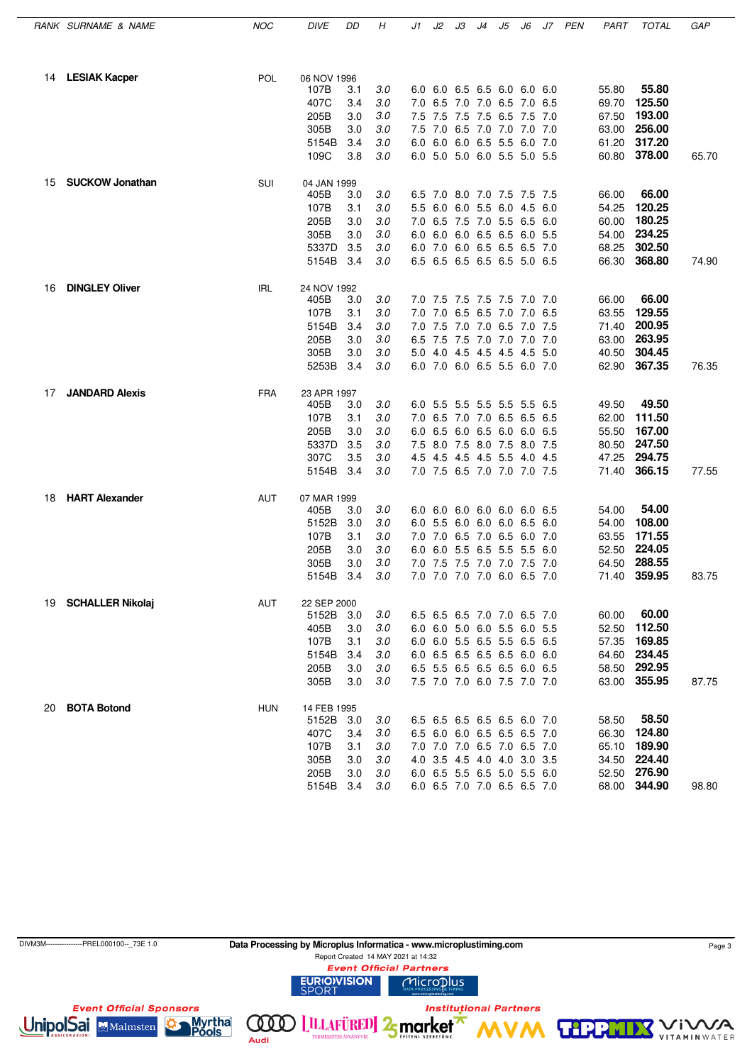| RANK | SURNAME & NAME | NOC | DIVE | DD | H | J1 | J2 | J3 | J4 | J5 | J6 | J7 | PEN | PART | TOTAL | GAP |
|---|---|---|---|---|---|---|---|---|---|---|---|---|---|---|---|---|
| 14 | **LESIAK Kacper** | POL | 06 NOV 1996 | | | | | | | | | | | | | |
| | | | 107B | 3.1 | 3.0 | 6.0 | 6.0 | 6.5 | 6.5 | 6.0 | 6.0 | 6.0 | | 55.80 | **55.80** | |
| | | | 407C | 3.4 | 3.0 | 7.0 | 6.5 | 7.0 | 7.0 | 6.5 | 7.0 | 6.5 | | 69.70 | **125.50** | |
| | | | 205B | 3.0 | 3.0 | 7.5 | 7.5 | 7.5 | 7.5 | 6.5 | 7.5 | 7.0 | | 67.50 | **193.00** | |
| | | | 305B | 3.0 | 3.0 | 7.5 | 7.0 | 6.5 | 7.0 | 7.0 | 7.0 | 7.0 | | 63.00 | **256.00** | |
| | | | 5154B | 3.4 | 3.0 | 6.0 | 6.0 | 6.0 | 6.5 | 5.5 | 6.0 | 7.0 | | 61.20 | **317.20** | |
| | | | 109C | 3.8 | 3.0 | 6.0 | 5.0 | 5.0 | 6.0 | 5.5 | 5.0 | 5.5 | | 60.80 | **378.00** | 65.70 |
| 15 | **SUCKOW Jonathan** | SUI | 04 JAN 1999 | | | | | | | | | | | | | |
| | | | 405B | 3.0 | 3.0 | 6.5 | 7.0 | 8.0 | 7.0 | 7.5 | 7.5 | 7.5 | | 66.00 | **66.00** | |
| | | | 107B | 3.1 | 3.0 | 5.5 | 6.0 | 6.0 | 5.5 | 6.0 | 4.5 | 6.0 | | 54.25 | **120.25** | |
| | | | 205B | 3.0 | 3.0 | 7.0 | 6.5 | 7.5 | 7.0 | 5.5 | 6.5 | 6.0 | | 60.00 | **180.25** | |
| | | | 305B | 3.0 | 3.0 | 6.0 | 6.0 | 6.0 | 6.5 | 6.5 | 6.0 | 5.5 | | 54.00 | **234.25** | |
| | | | 5337D | 3.5 | 3.0 | 6.0 | 7.0 | 6.0 | 6.5 | 6.5 | 6.5 | 7.0 | | 68.25 | **302.50** | |
| | | | 5154B | 3.4 | 3.0 | 6.5 | 6.5 | 6.5 | 6.5 | 6.5 | 5.0 | 6.5 | | 66.30 | **368.80** | 74.90 |
| 16 | **DINGLEY Oliver** | IRL | 24 NOV 1992 | | | | | | | | | | | | | |
| | | | 405B | 3.0 | 3.0 | 7.0 | 7.5 | 7.5 | 7.5 | 7.5 | 7.0 | 7.0 | | 66.00 | **66.00** | |
| | | | 107B | 3.1 | 3.0 | 7.0 | 7.0 | 6.5 | 6.5 | 7.0 | 7.0 | 6.5 | | 63.55 | **129.55** | |
| | | | 5154B | 3.4 | 3.0 | 7.0 | 7.5 | 7.0 | 7.0 | 6.5 | 7.0 | 7.5 | | 71.40 | **200.95** | |
| | | | 205B | 3.0 | 3.0 | 6.5 | 7.5 | 7.5 | 7.0 | 7.0 | 7.0 | 7.0 | | 63.00 | **263.95** | |
| | | | 305B | 3.0 | 3.0 | 5.0 | 4.0 | 4.5 | 4.5 | 4.5 | 4.5 | 5.0 | | 40.50 | **304.45** | |
| | | | 5253B | 3.4 | 3.0 | 6.0 | 7.0 | 6.0 | 6.5 | 5.5 | 6.0 | 7.0 | | 62.90 | **367.35** | 76.35 |
| 17 | **JANDARD Alexis** | FRA | 23 APR 1997 | | | | | | | | | | | | | |
| | | | 405B | 3.0 | 3.0 | 6.0 | 5.5 | 5.5 | 5.5 | 5.5 | 5.5 | 6.5 | | 49.50 | **49.50** | |
| | | | 107B | 3.1 | 3.0 | 7.0 | 6.5 | 7.0 | 7.0 | 6.5 | 6.5 | 6.5 | | 62.00 | **111.50** | |
| | | | 205B | 3.0 | 3.0 | 6.0 | 6.5 | 6.0 | 6.5 | 6.0 | 6.0 | 6.5 | | 55.50 | **167.00** | |
| | | | 5337D | 3.5 | 3.0 | 7.5 | 8.0 | 7.5 | 8.0 | 7.5 | 8.0 | 7.5 | | 80.50 | **247.50** | |
| | | | 307C | 3.5 | 3.0 | 4.5 | 4.5 | 4.5 | 4.5 | 5.5 | 4.0 | 4.5 | | 47.25 | **294.75** | |
| | | | 5154B | 3.4 | 3.0 | 7.0 | 7.5 | 6.5 | 7.0 | 7.0 | 7.0 | 7.5 | | 71.40 | **366.15** | 77.55 |
| 18 | **HART Alexander** | AUT | 07 MAR 1999 | | | | | | | | | | | | | |
| | | | 405B | 3.0 | 3.0 | 6.0 | 6.0 | 6.0 | 6.0 | 6.0 | 6.0 | 6.5 | | 54.00 | **54.00** | |
| | | | 5152B | 3.0 | 3.0 | 6.0 | 5.5 | 6.0 | 6.0 | 6.0 | 6.5 | 6.0 | | 54.00 | **108.00** | |
| | | | 107B | 3.1 | 3.0 | 7.0 | 7.0 | 6.5 | 7.0 | 6.5 | 6.0 | 7.0 | | 63.55 | **171.55** | |
| | | | 205B | 3.0 | 3.0 | 6.0 | 6.0 | 5.5 | 6.5 | 5.5 | 5.5 | 6.0 | | 52.50 | **224.05** | |
| | | | 305B | 3.0 | 3.0 | 7.0 | 7.5 | 7.5 | 7.0 | 7.0 | 7.5 | 7.0 | | 64.50 | **288.55** | |
| | | | 5154B | 3.4 | 3.0 | 7.0 | 7.0 | 7.0 | 7.0 | 6.0 | 6.5 | 7.0 | | 71.40 | **359.95** | 83.75 |
| 19 | **SCHALLER Nikolaj** | AUT | 22 SEP 2000 | | | | | | | | | | | | | |
| | | | 5152B | 3.0 | 3.0 | 6.5 | 6.5 | 6.5 | 7.0 | 7.0 | 6.5 | 7.0 | | 60.00 | **60.00** | |
| | | | 405B | 3.0 | 3.0 | 6.0 | 6.0 | 5.0 | 6.0 | 5.5 | 6.0 | 5.5 | | 52.50 | **112.50** | |
| | | | 107B | 3.1 | 3.0 | 6.0 | 6.0 | 5.5 | 6.5 | 5.5 | 6.5 | 6.5 | | 57.35 | **169.85** | |
| | | | 5154B | 3.4 | 3.0 | 6.0 | 6.5 | 6.5 | 6.5 | 6.5 | 6.0 | 6.0 | | 64.60 | **234.45** | |
| | | | 205B | 3.0 | 3.0 | 6.5 | 5.5 | 6.5 | 6.5 | 6.5 | 6.0 | 6.5 | | 58.50 | **292.95** | |
| | | | 305B | 3.0 | 3.0 | 7.5 | 7.0 | 7.0 | 6.0 | 7.5 | 7.0 | 7.0 | | 63.00 | **355.95** | 87.75 |
| 20 | **BOTA Botond** | HUN | 14 FEB 1995 | | | | | | | | | | | | | |
| | | | 5152B | 3.0 | 3.0 | 6.5 | 6.5 | 6.5 | 6.5 | 6.5 | 6.0 | 7.0 | | 58.50 | **58.50** | |
| | | | 407C | 3.4 | 3.0 | 6.5 | 6.0 | 6.0 | 6.5 | 6.5 | 6.5 | 7.0 | | 66.30 | **124.80** | |
| | | | 107B | 3.1 | 3.0 | 7.0 | 7.0 | 7.0 | 6.5 | 7.0 | 6.5 | 7.0 | | 65.10 | **189.90** | |
| | | | 305B | 3.0 | 3.0 | 4.0 | 3.5 | 4.5 | 4.0 | 4.0 | 3.0 | 3.5 | | 34.50 | **224.40** | |
| | | | 205B | 3.0 | 3.0 | 6.0 | 6.5 | 5.5 | 6.5 | 5.0 | 5.5 | 6.0 | | 52.50 | **276.90** | |
| | | | 5154B | 3.4 | 3.0 | 6.0 | 6.5 | 7.0 | 7.0 | 6.5 | 6.5 | 7.0 | | 68.00 | **344.90** | 98.80 |

DIVM3M----------------PREL000100--_73E 1.0

Data Processing by Microplus Informatica - www.microplustiming.com

Report Created 14 MAY 2021 at 14:32

*Event Official Partners*

*Event Official Sponsors*

*Institutional Partners*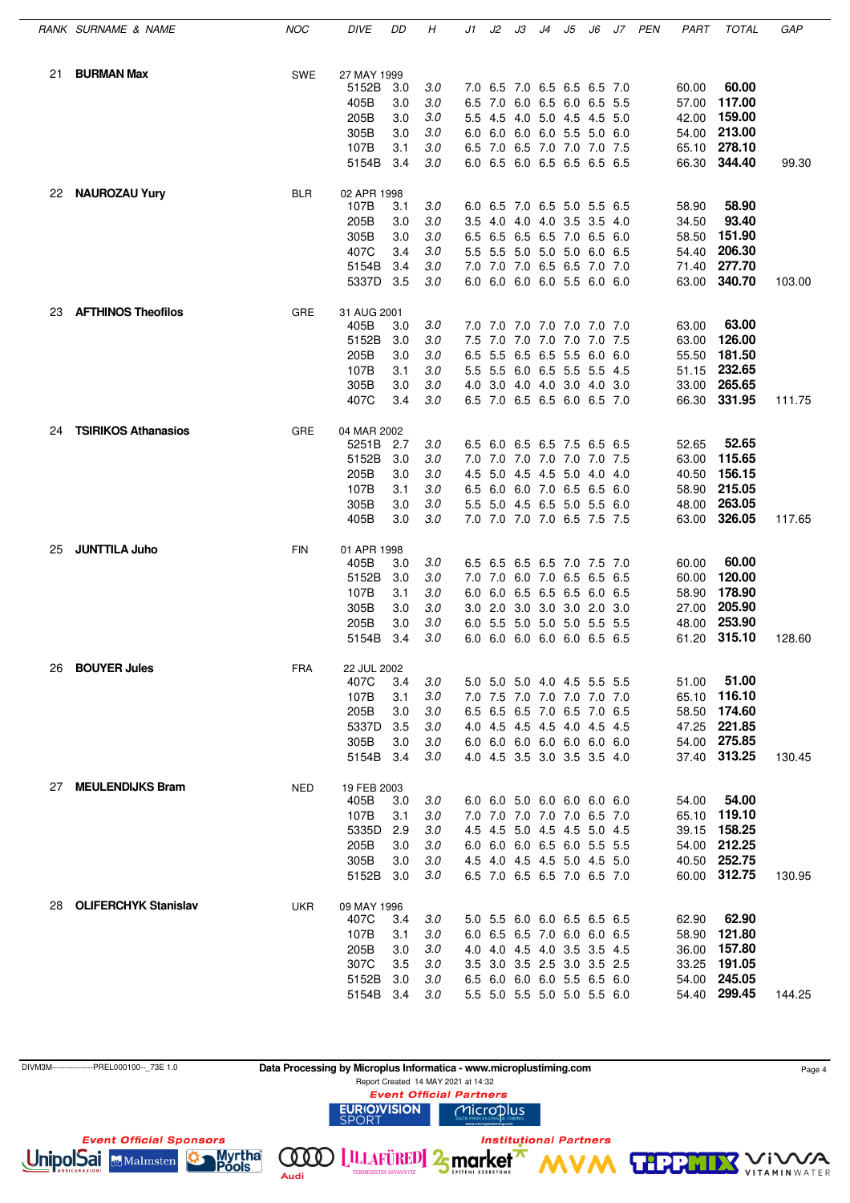| RANK | SURNAME & NAME | NOC | DIVE | DD | H | J1 | J2 | J3 | J4 | J5 | J6 | J7 | PEN | PART | TOTAL | GAP |
|---|---|---|---|---|---|---|---|---|---|---|---|---|---|---|---|---|
| 21 | **BURMAN Max** | SWE | 27 MAY 1999 | | | | | | | | | | | | | |
| | | | 5152B | 3.0 | 3.0 | 7.0 | 6.5 | 7.0 | 6.5 | 6.5 | 6.5 | 7.0 | | 60.00 | **60.00** | |
| | | | 405B | 3.0 | 3.0 | 6.5 | 7.0 | 6.0 | 6.5 | 6.0 | 6.5 | 5.5 | | 57.00 | **117.00** | |
| | | | 205B | 3.0 | 3.0 | 5.5 | 4.5 | 4.0 | 5.0 | 4.5 | 4.5 | 5.0 | | 42.00 | **159.00** | |
| | | | 305B | 3.0 | 3.0 | 6.0 | 6.0 | 6.0 | 6.0 | 5.5 | 5.0 | 6.0 | | 54.00 | **213.00** | |
| | | | 107B | 3.1 | 3.0 | 6.5 | 7.0 | 6.5 | 7.0 | 7.0 | 7.0 | 7.5 | | 65.10 | **278.10** | |
| | | | 5154B | 3.4 | 3.0 | 6.0 | 6.5 | 6.0 | 6.5 | 6.5 | 6.5 | 6.5 | | 66.30 | **344.40** | 99.30 |
| 22 | **NAUROZAU Yury** | BLR | 02 APR 1998 | | | | | | | | | | | | | |
| | | | 107B | 3.1 | 3.0 | 6.0 | 6.5 | 7.0 | 6.5 | 5.0 | 5.5 | 6.5 | | 58.90 | **58.90** | |
| | | | 205B | 3.0 | 3.0 | 3.5 | 4.0 | 4.0 | 4.0 | 3.5 | 3.5 | 4.0 | | 34.50 | **93.40** | |
| | | | 305B | 3.0 | 3.0 | 6.5 | 6.5 | 6.5 | 6.5 | 7.0 | 6.5 | 6.0 | | 58.50 | **151.90** | |
| | | | 407C | 3.4 | 3.0 | 5.5 | 5.5 | 5.0 | 5.0 | 5.0 | 6.0 | 6.5 | | 54.40 | **206.30** | |
| | | | 5154B | 3.4 | 3.0 | 7.0 | 7.0 | 7.0 | 6.5 | 6.5 | 7.0 | 7.0 | | 71.40 | **277.70** | |
| | | | 5337D | 3.5 | 3.0 | 6.0 | 6.0 | 6.0 | 6.0 | 5.5 | 6.0 | 6.0 | | 63.00 | **340.70** | 103.00 |
| 23 | **AFTHINOS Theofilos** | GRE | 31 AUG 2001 | | | | | | | | | | | | | |
| | | | 405B | 3.0 | 3.0 | 7.0 | 7.0 | 7.0 | 7.0 | 7.0 | 7.0 | 7.0 | | 63.00 | **63.00** | |
| | | | 5152B | 3.0 | 3.0 | 7.5 | 7.0 | 7.0 | 7.0 | 7.0 | 7.0 | 7.5 | | 63.00 | **126.00** | |
| | | | 205B | 3.0 | 3.0 | 6.5 | 5.5 | 6.5 | 6.5 | 5.5 | 6.0 | 6.0 | | 55.50 | **181.50** | |
| | | | 107B | 3.1 | 3.0 | 5.5 | 5.5 | 6.0 | 6.5 | 5.5 | 5.5 | 4.5 | | 51.15 | **232.65** | |
| | | | 305B | 3.0 | 3.0 | 4.0 | 3.0 | 4.0 | 4.0 | 3.0 | 4.0 | 3.0 | | 33.00 | **265.65** | |
| | | | 407C | 3.4 | 3.0 | 6.5 | 7.0 | 6.5 | 6.5 | 6.0 | 6.5 | 7.0 | | 66.30 | **331.95** | 111.75 |
| 24 | **TSIRIKOS Athanasios** | GRE | 04 MAR 2002 | | | | | | | | | | | | | |
| | | | 5251B | 2.7 | 3.0 | 6.5 | 6.0 | 6.5 | 6.5 | 7.5 | 6.5 | 6.5 | | 52.65 | **52.65** | |
| | | | 5152B | 3.0 | 3.0 | 7.0 | 7.0 | 7.0 | 7.0 | 7.0 | 7.0 | 7.5 | | 63.00 | **115.65** | |
| | | | 205B | 3.0 | 3.0 | 4.5 | 5.0 | 4.5 | 4.5 | 5.0 | 4.0 | 4.0 | | 40.50 | **156.15** | |
| | | | 107B | 3.1 | 3.0 | 6.5 | 6.0 | 6.0 | 7.0 | 6.5 | 6.5 | 6.0 | | 58.90 | **215.05** | |
| | | | 305B | 3.0 | 3.0 | 5.5 | 5.0 | 4.5 | 6.5 | 5.0 | 5.5 | 6.0 | | 48.00 | **263.05** | |
| | | | 405B | 3.0 | 3.0 | 7.0 | 7.0 | 7.0 | 7.0 | 6.5 | 7.5 | 7.5 | | 63.00 | **326.05** | 117.65 |
| 25 | **JUNTTILA Juho** | FIN | 01 APR 1998 | | | | | | | | | | | | | |
| | | | 405B | 3.0 | 3.0 | 6.5 | 6.5 | 6.5 | 6.5 | 7.0 | 7.5 | 7.0 | | 60.00 | **60.00** | |
| | | | 5152B | 3.0 | 3.0 | 7.0 | 7.0 | 6.0 | 7.0 | 6.5 | 6.5 | 6.5 | | 60.00 | **120.00** | |
| | | | 107B | 3.1 | 3.0 | 6.0 | 6.0 | 6.5 | 6.5 | 6.5 | 6.0 | 6.5 | | 58.90 | **178.90** | |
| | | | 305B | 3.0 | 3.0 | 3.0 | 2.0 | 3.0 | 3.0 | 3.0 | 2.0 | 3.0 | | 27.00 | **205.90** | |
| | | | 205B | 3.0 | 3.0 | 6.0 | 5.5 | 5.0 | 5.0 | 5.0 | 5.5 | 5.5 | | 48.00 | **253.90** | |
| | | | 5154B | 3.4 | 3.0 | 6.0 | 6.0 | 6.0 | 6.0 | 6.0 | 6.5 | 6.5 | | 61.20 | **315.10** | 128.60 |
| 26 | **BOUYER Jules** | FRA | 22 JUL 2002 | | | | | | | | | | | | | |
| | | | 407C | 3.4 | 3.0 | 5.0 | 5.0 | 5.0 | 4.0 | 4.5 | 5.5 | 5.5 | | 51.00 | **51.00** | |
| | | | 107B | 3.1 | 3.0 | 7.0 | 7.5 | 7.0 | 7.0 | 7.0 | 7.0 | 7.0 | | 65.10 | **116.10** | |
| | | | 205B | 3.0 | 3.0 | 6.5 | 6.5 | 6.5 | 7.0 | 6.5 | 7.0 | 6.5 | | 58.50 | **174.60** | |
| | | | 5337D | 3.5 | 3.0 | 4.0 | 4.5 | 4.5 | 4.5 | 4.0 | 4.5 | 4.5 | | 47.25 | **221.85** | |
| | | | 305B | 3.0 | 3.0 | 6.0 | 6.0 | 6.0 | 6.0 | 6.0 | 6.0 | 6.0 | | 54.00 | **275.85** | |
| | | | 5154B | 3.4 | 3.0 | 4.0 | 4.5 | 3.5 | 3.0 | 3.5 | 3.5 | 4.0 | | 37.40 | **313.25** | 130.45 |
| 27 | **MEULENDIJKS Bram** | NED | 19 FEB 2003 | | | | | | | | | | | | | |
| | | | 405B | 3.0 | 3.0 | 6.0 | 6.0 | 5.0 | 6.0 | 6.0 | 6.0 | 6.0 | | 54.00 | **54.00** | |
| | | | 107B | 3.1 | 3.0 | 7.0 | 7.0 | 7.0 | 7.0 | 7.0 | 6.5 | 7.0 | | 65.10 | **119.10** | |
| | | | 5335D | 2.9 | 3.0 | 4.5 | 4.5 | 5.0 | 4.5 | 4.5 | 5.0 | 4.5 | | 39.15 | **158.25** | |
| | | | 205B | 3.0 | 3.0 | 6.0 | 6.0 | 6.0 | 6.5 | 6.0 | 5.5 | 5.5 | | 54.00 | **212.25** | |
| | | | 305B | 3.0 | 3.0 | 4.5 | 4.0 | 4.5 | 4.5 | 5.0 | 4.5 | 5.0 | | 40.50 | **252.75** | |
| | | | 5152B | 3.0 | 3.0 | 6.5 | 7.0 | 6.5 | 6.5 | 7.0 | 6.5 | 7.0 | | 60.00 | **312.75** | 130.95 |
| 28 | **OLIFERCHYK Stanislav** | UKR | 09 MAY 1996 | | | | | | | | | | | | | |
| | | | 407C | 3.4 | 3.0 | 5.0 | 5.5 | 6.0 | 6.0 | 6.5 | 6.5 | 6.5 | | 62.90 | **62.90** | |
| | | | 107B | 3.1 | 3.0 | 6.0 | 6.5 | 6.5 | 7.0 | 6.0 | 6.0 | 6.5 | | 58.90 | **121.80** | |
| | | | 205B | 3.0 | 3.0 | 4.0 | 4.0 | 4.5 | 4.0 | 3.5 | 3.5 | 4.5 | | 36.00 | **157.80** | |
| | | | 307C | 3.5 | 3.0 | 3.5 | 3.0 | 3.5 | 2.5 | 3.0 | 3.5 | 2.5 | | 33.25 | **191.05** | |
| | | | 5152B | 3.0 | 3.0 | 6.5 | 6.0 | 6.0 | 6.0 | 5.5 | 6.5 | 6.0 | | 54.00 | **245.05** | |
| | | | 5154B | 3.4 | 3.0 | 5.5 | 5.0 | 5.5 | 5.0 | 5.0 | 5.5 | 6.0 | | 54.40 | **299.45** | 144.25 |

DIVM3M----------------PREL000100--_73E 1.0

**Data Processing by Microplus Informatica - www.microplustiming.com**

Report Created 14 MAY 2021 at 14:32

*Event Official Partners*

*Event Official Sponsors*

*Institutional Partners*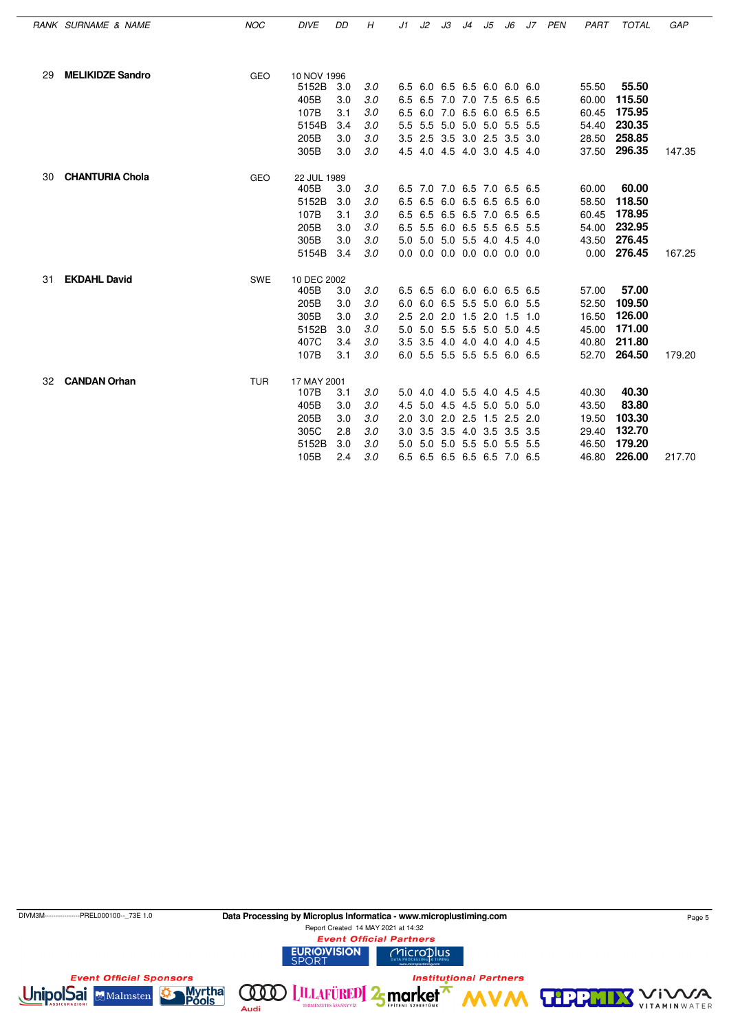| RANK | SURNAME & NAME | NOC | DIVE | DD | H | J1 | J2 | J3 | J4 | J5 | J6 | J7 | PEN | PART | TOTAL | GAP |
|---|---|---|---|---|---|---|---|---|---|---|---|---|---|---|---|---|
| 29 | **MELIKIDZE Sandro** | GEO | 10 NOV 1996 | | | | | | | | | | | | | |
| | | | 5152B | 3.0 | 3.0 | 6.5 | 6.0 | 6.5 | 6.5 | 6.0 | 6.0 | 6.0 | | 55.50 | **55.50** | |
| | | | 405B | 3.0 | 3.0 | 6.5 | 6.5 | 7.0 | 7.0 | 7.5 | 6.5 | 6.5 | | 60.00 | **115.50** | |
| | | | 107B | 3.1 | 3.0 | 6.5 | 6.0 | 7.0 | 6.5 | 6.0 | 6.5 | 6.5 | | 60.45 | **175.95** | |
| | | | 5154B | 3.4 | 3.0 | 5.5 | 5.5 | 5.0 | 5.0 | 5.0 | 5.5 | 5.5 | | 54.40 | **230.35** | |
| | | | 205B | 3.0 | 3.0 | 3.5 | 2.5 | 3.5 | 3.0 | 2.5 | 3.5 | 3.0 | | 28.50 | **258.85** | |
| | | | 305B | 3.0 | 3.0 | 4.5 | 4.0 | 4.5 | 4.0 | 3.0 | 4.5 | 4.0 | | 37.50 | **296.35** | 147.35 |
| 30 | **CHANTURIA Chola** | GEO | 22 JUL 1989 | | | | | | | | | | | | | |
| | | | 405B | 3.0 | 3.0 | 6.5 | 7.0 | 7.0 | 6.5 | 7.0 | 6.5 | 6.5 | | 60.00 | **60.00** | |
| | | | 5152B | 3.0 | 3.0 | 6.5 | 6.5 | 6.0 | 6.5 | 6.5 | 6.5 | 6.0 | | 58.50 | **118.50** | |
| | | | 107B | 3.1 | 3.0 | 6.5 | 6.5 | 6.5 | 6.5 | 7.0 | 6.5 | 6.5 | | 60.45 | **178.95** | |
| | | | 205B | 3.0 | 3.0 | 6.5 | 5.5 | 6.0 | 6.5 | 5.5 | 6.5 | 5.5 | | 54.00 | **232.95** | |
| | | | 305B | 3.0 | 3.0 | 5.0 | 5.0 | 5.0 | 5.5 | 4.0 | 4.5 | 4.0 | | 43.50 | **276.45** | |
| | | | 5154B | 3.4 | 3.0 | 0.0 | 0.0 | 0.0 | 0.0 | 0.0 | 0.0 | 0.0 | | 0.00 | **276.45** | 167.25 |
| 31 | **EKDAHL David** | SWE | 10 DEC 2002 | | | | | | | | | | | | | |
| | | | 405B | 3.0 | 3.0 | 6.5 | 6.5 | 6.0 | 6.0 | 6.0 | 6.5 | 6.5 | | 57.00 | **57.00** | |
| | | | 205B | 3.0 | 3.0 | 6.0 | 6.0 | 6.5 | 5.5 | 5.0 | 6.0 | 5.5 | | 52.50 | **109.50** | |
| | | | 305B | 3.0 | 3.0 | 2.5 | 2.0 | 2.0 | 1.5 | 2.0 | 1.5 | 1.0 | | 16.50 | **126.00** | |
| | | | 5152B | 3.0 | 3.0 | 5.0 | 5.0 | 5.5 | 5.5 | 5.0 | 5.0 | 4.5 | | 45.00 | **171.00** | |
| | | | 407C | 3.4 | 3.0 | 3.5 | 3.5 | 4.0 | 4.0 | 4.0 | 4.0 | 4.5 | | 40.80 | **211.80** | |
| | | | 107B | 3.1 | 3.0 | 6.0 | 5.5 | 5.5 | 5.5 | 5.5 | 6.0 | 6.5 | | 52.70 | **264.50** | 179.20 |
| 32 | **CANDAN Orhan** | TUR | 17 MAY 2001 | | | | | | | | | | | | | |
| | | | 107B | 3.1 | 3.0 | 5.0 | 4.0 | 4.0 | 5.5 | 4.0 | 4.5 | 4.5 | | 40.30 | **40.30** | |
| | | | 405B | 3.0 | 3.0 | 4.5 | 5.0 | 4.5 | 4.5 | 5.0 | 5.0 | 5.0 | | 43.50 | **83.80** | |
| | | | 205B | 3.0 | 3.0 | 2.0 | 3.0 | 2.0 | 2.5 | 1.5 | 2.5 | 2.0 | | 19.50 | **103.30** | |
| | | | 305C | 2.8 | 3.0 | 3.0 | 3.5 | 3.5 | 4.0 | 3.5 | 3.5 | 3.5 | | 29.40 | **132.70** | |
| | | | 5152B | 3.0 | 3.0 | 5.0 | 5.0 | 5.0 | 5.5 | 5.0 | 5.5 | 5.5 | | 46.50 | **179.20** | |
| | | | 105B | 2.4 | 3.0 | 6.5 | 6.5 | 6.5 | 6.5 | 6.5 | 7.0 | 6.5 | | 46.80 | **226.00** | 217.70 |

DIVM3M----------------PREL000100--_73E 1.0

**Data Processing by Microplus Informatica - www.microplustiming.com**

Report Created 14 MAY 2021 at 14:32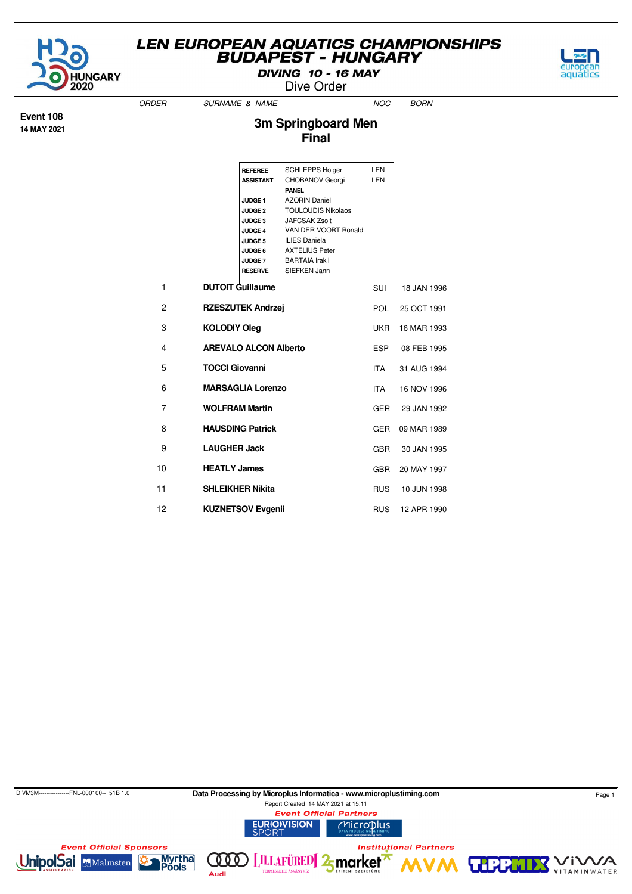# LEN EUROPEAN AQUATICS CHAMPIONSHIPS
# BUDAPEST - HUNGARY

**DIVING 10 - 16 MAY**

Dive Order

**Event 108**
**14 MAY 2021**

## 3m Springboard Men
## Final

| | | |
|---|---|---|
| **REFEREE** | SCHLEPPS Holger | LEN |
| **ASSISTANT** | CHOBANOV Georgi | LEN |
| | **PANEL** | |
| **JUDGE 1** | AZORIN Daniel | |
| **JUDGE 2** | TOULOUDIS Nikolaos | |
| **JUDGE 3** | JAFCSAK Zsolt | |
| **JUDGE 4** | VAN DER VOORT Ronald | |
| **JUDGE 5** | ILIES Daniela | |
| **JUDGE 6** | AXTELIUS Peter | |
| **JUDGE 7** | BARTAIA Irakli | |
| **RESERVE** | SIEFKEN Jann | |

| ORDER | SURNAME & NAME | NOC | BORN |
|---|---|---|---|
| 1 | **DUTOIT Guillaume** | SUI | 18 JAN 1996 |
| 2 | **RZESZUTEK Andrzej** | POL | 25 OCT 1991 |
| 3 | **KOLODIY Oleg** | UKR | 16 MAR 1993 |
| 4 | **AREVALO ALCON Alberto** | ESP | 08 FEB 1995 |
| 5 | **TOCCI Giovanni** | ITA | 31 AUG 1994 |
| 6 | **MARSAGLIA Lorenzo** | ITA | 16 NOV 1996 |
| 7 | **WOLFRAM Martin** | GER | 29 JAN 1992 |
| 8 | **HAUSDING Patrick** | GER | 09 MAR 1989 |
| 9 | **LAUGHER Jack** | GBR | 30 JAN 1995 |
| 10 | **HEATLY James** | GBR | 20 MAY 1997 |
| 11 | **SHLEIKHER Nikita** | RUS | 10 JUN 1998 |
| 12 | **KUZNETSOV Evgenii** | RUS | 12 APR 1990 |

DIVM3M----------------FNL-000100--_51B 1.0

**Data Processing by Microplus Informatica - www.microplustiming.com**

Report Created 14 MAY 2021 at 15:11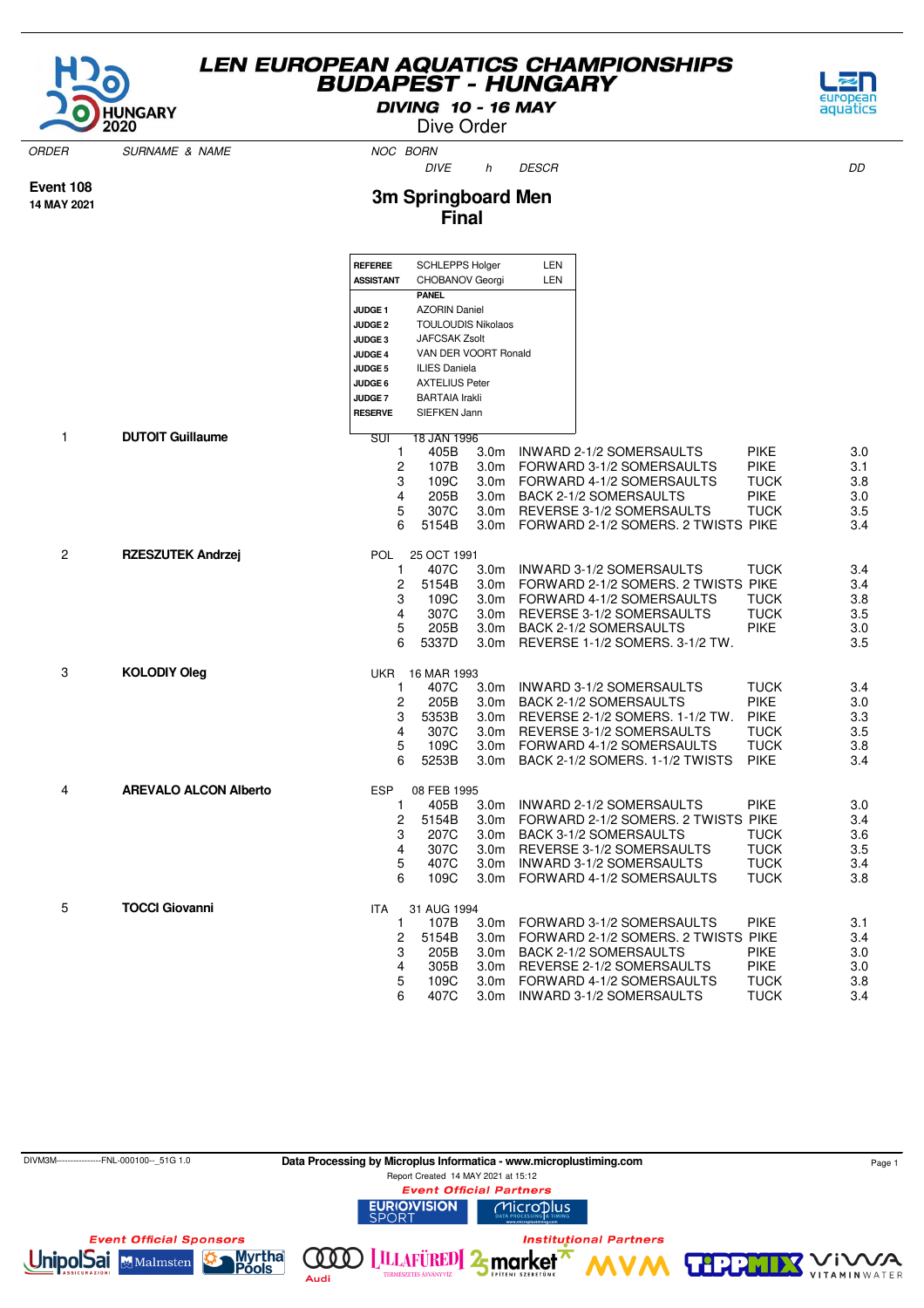# LEN EUROPEAN AQUATICS CHAMPIONSHIPS
## BUDAPEST - HUNGARY

**DIVING 10 - 16 MAY**

Dive Order

**Event 108**
**14 MAY 2021**

## 3m Springboard Men
### Final

| | | |
|---|---|---|
| **REFEREE** | SCHLEPPS Holger | LEN |
| **ASSISTANT** | CHOBANOV Georgi | LEN |
| | **PANEL** | |
| **JUDGE 1** | AZORIN Daniel | |
| **JUDGE 2** | TOULOUDIS Nikolaos | |
| **JUDGE 3** | JAFCSAK Zsolt | |
| **JUDGE 4** | VAN DER VOORT Ronald | |
| **JUDGE 5** | ILIES Daniela | |
| **JUDGE 6** | AXTELIUS Peter | |
| **JUDGE 7** | BARTAIA Irakli | |
| **RESERVE** | SIEFKEN Jann | |

| ORDER | SURNAME & NAME | NOC | BORN | | DIVE | h | DESCR | | DD |
|---|---|---|---|---|---|---|---|---|---|
| 1 | **DUTOIT Guillaume** | SUI | 18 JAN 1996 | | | | | | |
| | | | | 1 | 405B | 3.0m | INWARD 2-1/2 SOMERSAULTS | PIKE | 3.0 |
| | | | | 2 | 107B | 3.0m | FORWARD 3-1/2 SOMERSAULTS | PIKE | 3.1 |
| | | | | 3 | 109C | 3.0m | FORWARD 4-1/2 SOMERSAULTS | TUCK | 3.8 |
| | | | | 4 | 205B | 3.0m | BACK 2-1/2 SOMERSAULTS | PIKE | 3.0 |
| | | | | 5 | 307C | 3.0m | REVERSE 3-1/2 SOMERSAULTS | TUCK | 3.5 |
| | | | | 6 | 5154B | 3.0m | FORWARD 2-1/2 SOMERS. 2 TWISTS | PIKE | 3.4 |
| 2 | **RZESZUTEK Andrzej** | POL | 25 OCT 1991 | | | | | | |
| | | | | 1 | 407C | 3.0m | INWARD 3-1/2 SOMERSAULTS | TUCK | 3.4 |
| | | | | 2 | 5154B | 3.0m | FORWARD 2-1/2 SOMERS. 2 TWISTS | PIKE | 3.4 |
| | | | | 3 | 109C | 3.0m | FORWARD 4-1/2 SOMERSAULTS | TUCK | 3.8 |
| | | | | 4 | 307C | 3.0m | REVERSE 3-1/2 SOMERSAULTS | TUCK | 3.5 |
| | | | | 5 | 205B | 3.0m | BACK 2-1/2 SOMERSAULTS | PIKE | 3.0 |
| | | | | 6 | 5337D | 3.0m | REVERSE 1-1/2 SOMERS. 3-1/2 TW. | | 3.5 |
| 3 | **KOLODIY Oleg** | UKR | 16 MAR 1993 | | | | | | |
| | | | | 1 | 407C | 3.0m | INWARD 3-1/2 SOMERSAULTS | TUCK | 3.4 |
| | | | | 2 | 205B | 3.0m | BACK 2-1/2 SOMERSAULTS | PIKE | 3.0 |
| | | | | 3 | 5353B | 3.0m | REVERSE 2-1/2 SOMERS. 1-1/2 TW. | PIKE | 3.3 |
| | | | | 4 | 307C | 3.0m | REVERSE 3-1/2 SOMERSAULTS | TUCK | 3.5 |
| | | | | 5 | 109C | 3.0m | FORWARD 4-1/2 SOMERSAULTS | TUCK | 3.8 |
| | | | | 6 | 5253B | 3.0m | BACK 2-1/2 SOMERS. 1-1/2 TWISTS | PIKE | 3.4 |
| 4 | **AREVALO ALCON Alberto** | ESP | 08 FEB 1995 | | | | | | |
| | | | | 1 | 405B | 3.0m | INWARD 2-1/2 SOMERSAULTS | PIKE | 3.0 |
| | | | | 2 | 5154B | 3.0m | FORWARD 2-1/2 SOMERS. 2 TWISTS | PIKE | 3.4 |
| | | | | 3 | 207C | 3.0m | BACK 3-1/2 SOMERSAULTS | TUCK | 3.6 |
| | | | | 4 | 307C | 3.0m | REVERSE 3-1/2 SOMERSAULTS | TUCK | 3.5 |
| | | | | 5 | 407C | 3.0m | INWARD 3-1/2 SOMERSAULTS | TUCK | 3.4 |
| | | | | 6 | 109C | 3.0m | FORWARD 4-1/2 SOMERSAULTS | TUCK | 3.8 |
| 5 | **TOCCI Giovanni** | ITA | 31 AUG 1994 | | | | | | |
| | | | | 1 | 107B | 3.0m | FORWARD 3-1/2 SOMERSAULTS | PIKE | 3.1 |
| | | | | 2 | 5154B | 3.0m | FORWARD 2-1/2 SOMERS. 2 TWISTS | PIKE | 3.4 |
| | | | | 3 | 205B | 3.0m | BACK 2-1/2 SOMERSAULTS | PIKE | 3.0 |
| | | | | 4 | 305B | 3.0m | REVERSE 2-1/2 SOMERSAULTS | PIKE | 3.0 |
| | | | | 5 | 109C | 3.0m | FORWARD 4-1/2 SOMERSAULTS | TUCK | 3.8 |
| | | | | 6 | 407C | 3.0m | INWARD 3-1/2 SOMERSAULTS | TUCK | 3.4 |

DIVM3M----------------FNL-000100--_51G 1.0 — Data Processing by Microplus Informatica - www.microplustiming.com

Report Created 14 MAY 2021 at 15:12

Event Official Partners — Event Official Sponsors — Institutional Partners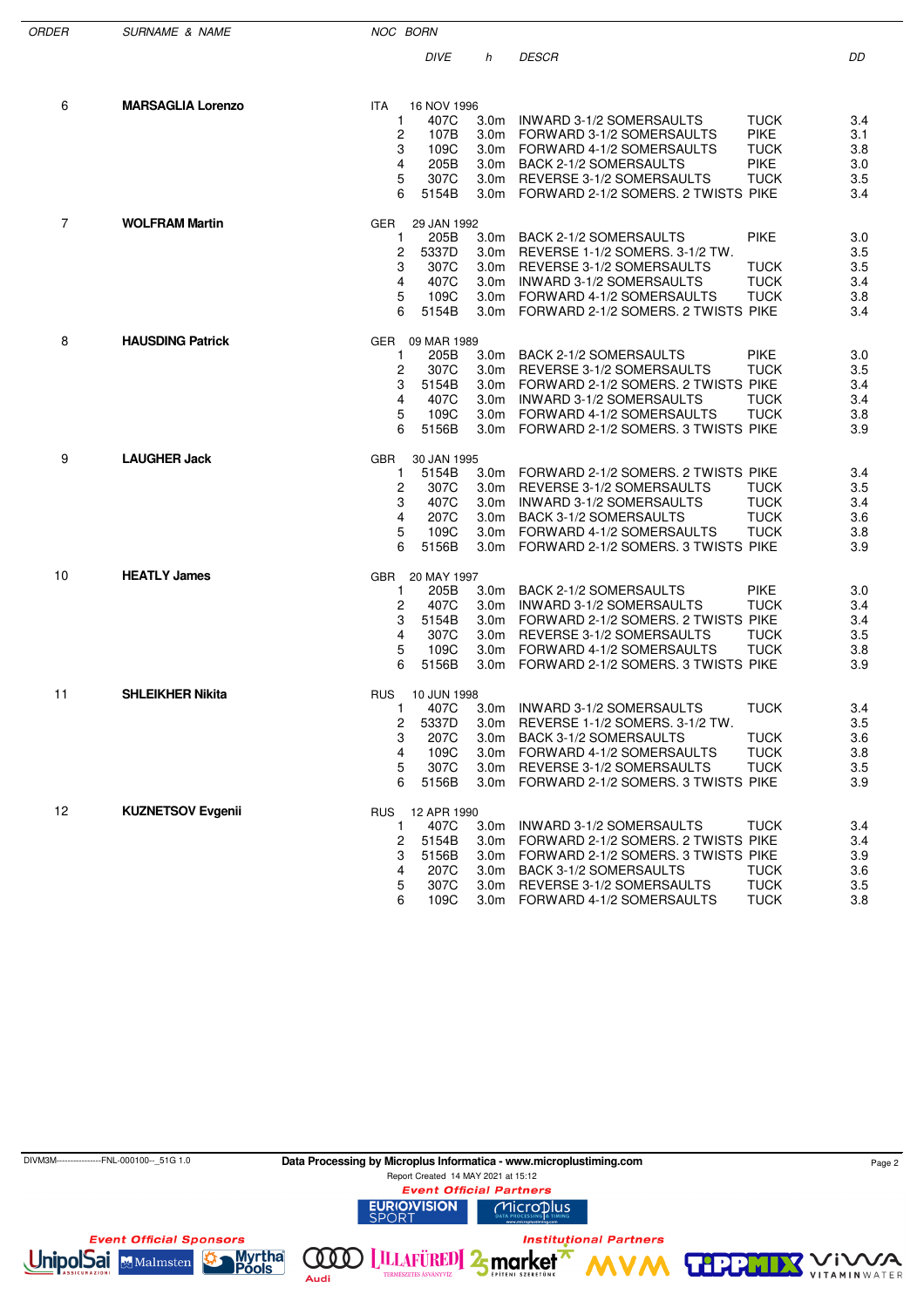| ORDER | SURNAME & NAME | NOC | BORN | | | | | |
|---|---|---|---|---|---|---|---|---|
| | | | | DIVE | h | DESCR | | DD |
| 6 | **MARSAGLIA Lorenzo** | ITA | 16 NOV 1996 | | | | | |
| | | | 1 | 407C | 3.0m | INWARD 3-1/2 SOMERSAULTS | TUCK | 3.4 |
| | | | 2 | 107B | 3.0m | FORWARD 3-1/2 SOMERSAULTS | PIKE | 3.1 |
| | | | 3 | 109C | 3.0m | FORWARD 4-1/2 SOMERSAULTS | TUCK | 3.8 |
| | | | 4 | 205B | 3.0m | BACK 2-1/2 SOMERSAULTS | PIKE | 3.0 |
| | | | 5 | 307C | 3.0m | REVERSE 3-1/2 SOMERSAULTS | TUCK | 3.5 |
| | | | 6 | 5154B | 3.0m | FORWARD 2-1/2 SOMERS. 2 TWISTS | PIKE | 3.4 |
| 7 | **WOLFRAM Martin** | GER | 29 JAN 1992 | | | | | |
| | | | 1 | 205B | 3.0m | BACK 2-1/2 SOMERSAULTS | PIKE | 3.0 |
| | | | 2 | 5337D | 3.0m | REVERSE 1-1/2 SOMERS. 3-1/2 TW. | | 3.5 |
| | | | 3 | 307C | 3.0m | REVERSE 3-1/2 SOMERSAULTS | TUCK | 3.5 |
| | | | 4 | 407C | 3.0m | INWARD 3-1/2 SOMERSAULTS | TUCK | 3.4 |
| | | | 5 | 109C | 3.0m | FORWARD 4-1/2 SOMERSAULTS | TUCK | 3.8 |
| | | | 6 | 5154B | 3.0m | FORWARD 2-1/2 SOMERS. 2 TWISTS | PIKE | 3.4 |
| 8 | **HAUSDING Patrick** | GER | 09 MAR 1989 | | | | | |
| | | | 1 | 205B | 3.0m | BACK 2-1/2 SOMERSAULTS | PIKE | 3.0 |
| | | | 2 | 307C | 3.0m | REVERSE 3-1/2 SOMERSAULTS | TUCK | 3.5 |
| | | | 3 | 5154B | 3.0m | FORWARD 2-1/2 SOMERS. 2 TWISTS | PIKE | 3.4 |
| | | | 4 | 407C | 3.0m | INWARD 3-1/2 SOMERSAULTS | TUCK | 3.4 |
| | | | 5 | 109C | 3.0m | FORWARD 4-1/2 SOMERSAULTS | TUCK | 3.8 |
| | | | 6 | 5156B | 3.0m | FORWARD 2-1/2 SOMERS. 3 TWISTS | PIKE | 3.9 |
| 9 | **LAUGHER Jack** | GBR | 30 JAN 1995 | | | | | |
| | | | 1 | 5154B | 3.0m | FORWARD 2-1/2 SOMERS. 2 TWISTS | PIKE | 3.4 |
| | | | 2 | 307C | 3.0m | REVERSE 3-1/2 SOMERSAULTS | TUCK | 3.5 |
| | | | 3 | 407C | 3.0m | INWARD 3-1/2 SOMERSAULTS | TUCK | 3.4 |
| | | | 4 | 207C | 3.0m | BACK 3-1/2 SOMERSAULTS | TUCK | 3.6 |
| | | | 5 | 109C | 3.0m | FORWARD 4-1/2 SOMERSAULTS | TUCK | 3.8 |
| | | | 6 | 5156B | 3.0m | FORWARD 2-1/2 SOMERS. 3 TWISTS | PIKE | 3.9 |
| 10 | **HEATLY James** | GBR | 20 MAY 1997 | | | | | |
| | | | 1 | 205B | 3.0m | BACK 2-1/2 SOMERSAULTS | PIKE | 3.0 |
| | | | 2 | 407C | 3.0m | INWARD 3-1/2 SOMERSAULTS | TUCK | 3.4 |
| | | | 3 | 5154B | 3.0m | FORWARD 2-1/2 SOMERS. 2 TWISTS | PIKE | 3.4 |
| | | | 4 | 307C | 3.0m | REVERSE 3-1/2 SOMERSAULTS | TUCK | 3.5 |
| | | | 5 | 109C | 3.0m | FORWARD 4-1/2 SOMERSAULTS | TUCK | 3.8 |
| | | | 6 | 5156B | 3.0m | FORWARD 2-1/2 SOMERS. 3 TWISTS | PIKE | 3.9 |
| 11 | **SHLEIKHER Nikita** | RUS | 10 JUN 1998 | | | | | |
| | | | 1 | 407C | 3.0m | INWARD 3-1/2 SOMERSAULTS | TUCK | 3.4 |
| | | | 2 | 5337D | 3.0m | REVERSE 1-1/2 SOMERS. 3-1/2 TW. | | 3.5 |
| | | | 3 | 207C | 3.0m | BACK 3-1/2 SOMERSAULTS | TUCK | 3.6 |
| | | | 4 | 109C | 3.0m | FORWARD 4-1/2 SOMERSAULTS | TUCK | 3.8 |
| | | | 5 | 307C | 3.0m | REVERSE 3-1/2 SOMERSAULTS | TUCK | 3.5 |
| | | | 6 | 5156B | 3.0m | FORWARD 2-1/2 SOMERS. 3 TWISTS | PIKE | 3.9 |
| 12 | **KUZNETSOV Evgenii** | RUS | 12 APR 1990 | | | | | |
| | | | 1 | 407C | 3.0m | INWARD 3-1/2 SOMERSAULTS | TUCK | 3.4 |
| | | | 2 | 5154B | 3.0m | FORWARD 2-1/2 SOMERS. 2 TWISTS | PIKE | 3.4 |
| | | | 3 | 5156B | 3.0m | FORWARD 2-1/2 SOMERS. 3 TWISTS | PIKE | 3.9 |
| | | | 4 | 207C | 3.0m | BACK 3-1/2 SOMERSAULTS | TUCK | 3.6 |
| | | | 5 | 307C | 3.0m | REVERSE 3-1/2 SOMERSAULTS | TUCK | 3.5 |
| | | | 6 | 109C | 3.0m | FORWARD 4-1/2 SOMERSAULTS | TUCK | 3.8 |

DIVM3M----------------FNL-000100--_51G 1.0

**Data Processing by Microplus Informatica - www.microplustiming.com**

Report Created 14 MAY 2021 at 15:12

*Event Official Partners*

*Event Official Sponsors*

*Institutional Partners*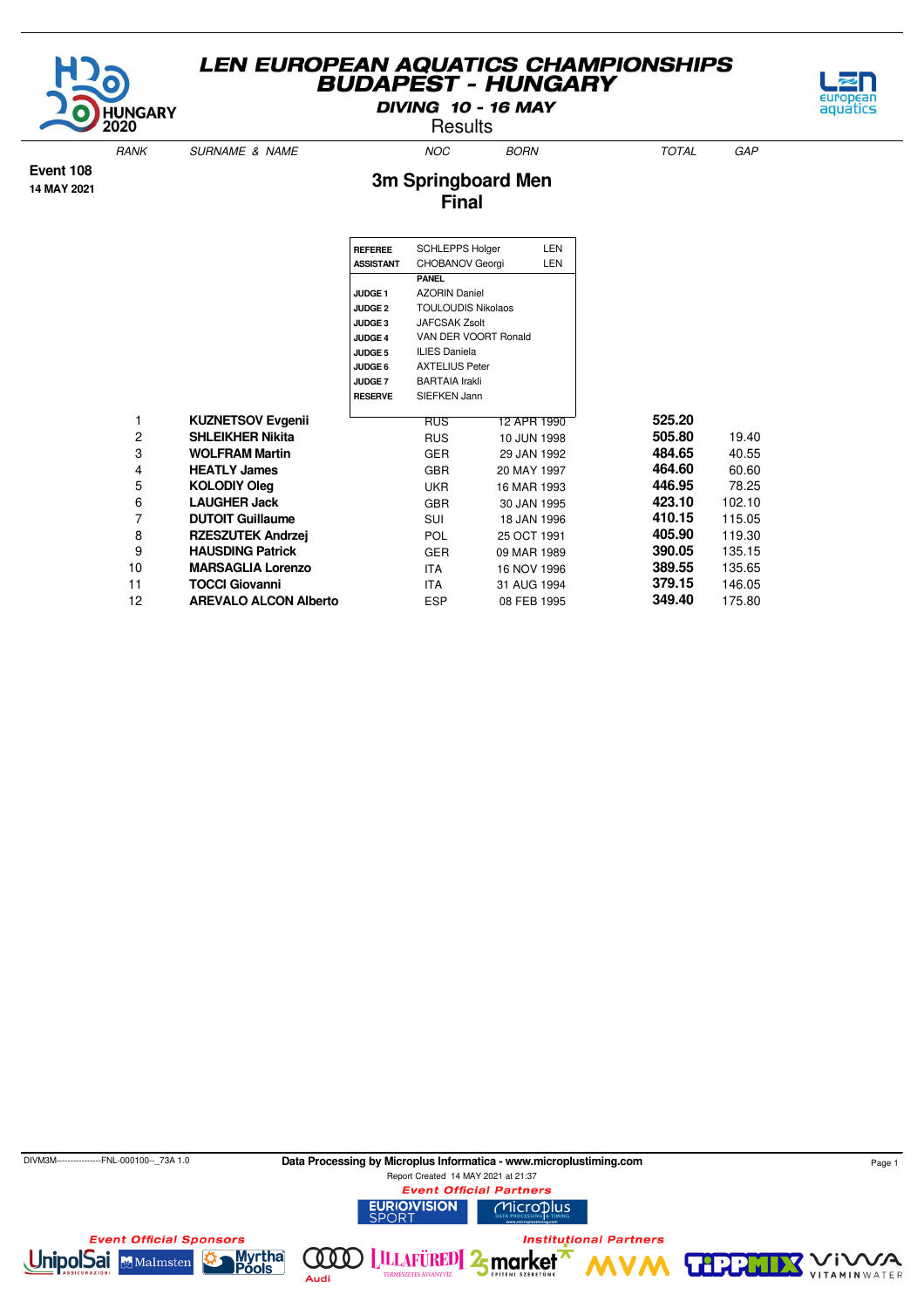# LEN EUROPEAN AQUATICS CHAMPIONSHIPS
# BUDAPEST - HUNGARY

**DIVING 10 - 16 MAY**

Results

**Event 108**
**14 MAY 2021**

## 3m Springboard Men
## Final

| | | |
|---|---|---|
| **REFEREE** | SCHLEPPS Holger | LEN |
| **ASSISTANT** | CHOBANOV Georgi | LEN |
| | **PANEL** | |
| **JUDGE 1** | AZORIN Daniel | |
| **JUDGE 2** | TOULOUDIS Nikolaos | |
| **JUDGE 3** | JAFCSAK Zsolt | |
| **JUDGE 4** | VAN DER VOORT Ronald | |
| **JUDGE 5** | ILIES Daniela | |
| **JUDGE 6** | AXTELIUS Peter | |
| **JUDGE 7** | BARTAIA Irakli | |
| **RESERVE** | SIEFKEN Jann | |

| RANK | SURNAME & NAME | NOC | BORN | TOTAL | GAP |
|---|---|---|---|---|---|
| 1 | **KUZNETSOV Evgenii** | RUS | 12 APR 1990 | **525.20** | |
| 2 | **SHLEIKHER Nikita** | RUS | 10 JUN 1998 | **505.80** | 19.40 |
| 3 | **WOLFRAM Martin** | GER | 29 JAN 1992 | **484.65** | 40.55 |
| 4 | **HEATLY James** | GBR | 20 MAY 1997 | **464.60** | 60.60 |
| 5 | **KOLODIY Oleg** | UKR | 16 MAR 1993 | **446.95** | 78.25 |
| 6 | **LAUGHER Jack** | GBR | 30 JAN 1995 | **423.10** | 102.10 |
| 7 | **DUTOIT Guillaume** | SUI | 18 JAN 1996 | **410.15** | 115.05 |
| 8 | **RZESZUTEK Andrzej** | POL | 25 OCT 1991 | **405.90** | 119.30 |
| 9 | **HAUSDING Patrick** | GER | 09 MAR 1989 | **390.05** | 135.15 |
| 10 | **MARSAGLIA Lorenzo** | ITA | 16 NOV 1996 | **389.55** | 135.65 |
| 11 | **TOCCI Giovanni** | ITA | 31 AUG 1994 | **379.15** | 146.05 |
| 12 | **AREVALO ALCON Alberto** | ESP | 08 FEB 1995 | **349.40** | 175.80 |

DIVM3M----------------FNL-000100--_73A 1.0

**Data Processing by Microplus Informatica - www.microplustiming.com**

Report Created 14 MAY 2021 at 21:37

*Event Official Partners*

*Event Official Sponsors*

*Institutional Partners*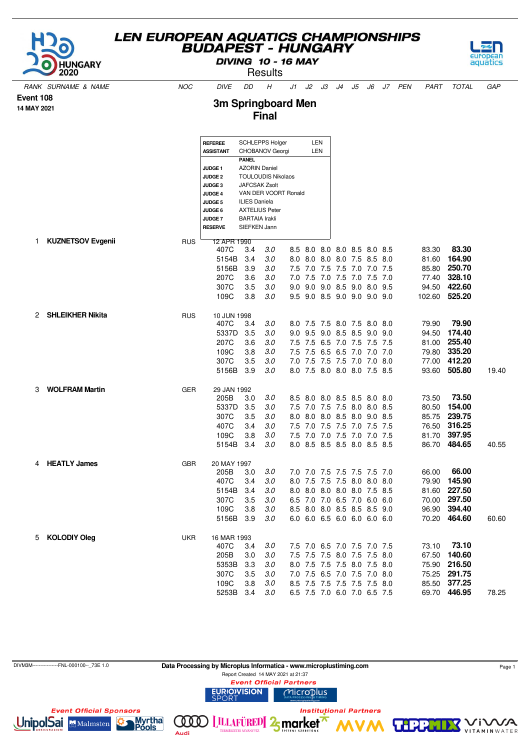# LEN EUROPEAN AQUATICS CHAMPIONSHIPS
## BUDAPEST - HUNGARY

**DIVING 10 - 16 MAY**

Results

**Event 108**
**14 MAY 2021**

## 3m Springboard Men
## Final

| | | |
|---|---|---|
| **REFEREE** | SCHLEPPS Holger | LEN |
| **ASSISTANT** | CHOBANOV Georgi | LEN |
| | **PANEL** | |
| **JUDGE 1** | AZORIN Daniel | |
| **JUDGE 2** | TOULOUDIS Nikolaos | |
| **JUDGE 3** | JAFCSAK Zsolt | |
| **JUDGE 4** | VAN DER VOORT Ronald | |
| **JUDGE 5** | ILIES Daniela | |
| **JUDGE 6** | AXTELIUS Peter | |
| **JUDGE 7** | BARTAIA Irakli | |
| **RESERVE** | SIEFKEN Jann | |

| RANK | SURNAME & NAME | NOC | DIVE | DD | H | J1 | J2 | J3 | J4 | J5 | J6 | J7 | PEN | PART | TOTAL | GAP |
|---|---|---|---|---|---|---|---|---|---|---|---|---|---|---|---|---|
| 1 | **KUZNETSOV Evgenii** | RUS | 12 APR 1990 | | | | | | | | | | | | | |
| | | | 407C | 3.4 | *3.0* | 8.5 | 8.0 | 8.0 | 8.0 | 8.5 | 8.0 | 8.5 | | 83.30 | **83.30** | |
| | | | 5154B | 3.4 | *3.0* | 8.0 | 8.0 | 8.0 | 8.0 | 7.5 | 8.5 | 8.0 | | 81.60 | **164.90** | |
| | | | 5156B | 3.9 | *3.0* | 7.5 | 7.0 | 7.5 | 7.5 | 7.0 | 7.0 | 7.5 | | 85.80 | **250.70** | |
| | | | 207C | 3.6 | *3.0* | 7.0 | 7.5 | 7.0 | 7.5 | 7.0 | 7.5 | 7.0 | | 77.40 | **328.10** | |
| | | | 307C | 3.5 | *3.0* | 9.0 | 9.0 | 9.0 | 8.5 | 9.0 | 8.0 | 9.5 | | 94.50 | **422.60** | |
| | | | 109C | 3.8 | *3.0* | 9.5 | 9.0 | 8.5 | 9.0 | 9.0 | 9.0 | 9.0 | | 102.60 | **525.20** | |
| 2 | **SHLEIKHER Nikita** | RUS | 10 JUN 1998 | | | | | | | | | | | | | |
| | | | 407C | 3.4 | *3.0* | 8.0 | 7.5 | 7.5 | 8.0 | 7.5 | 8.0 | 8.0 | | 79.90 | **79.90** | |
| | | | 5337D | 3.5 | *3.0* | 9.0 | 9.5 | 9.0 | 8.5 | 8.5 | 9.0 | 9.0 | | 94.50 | **174.40** | |
| | | | 207C | 3.6 | *3.0* | 7.5 | 7.5 | 6.5 | 7.0 | 7.5 | 7.5 | 7.5 | | 81.00 | **255.40** | |
| | | | 109C | 3.8 | *3.0* | 7.5 | 7.5 | 6.5 | 6.5 | 7.0 | 7.0 | 7.0 | | 79.80 | **335.20** | |
| | | | 307C | 3.5 | *3.0* | 7.0 | 7.5 | 7.5 | 7.5 | 7.0 | 7.0 | 8.0 | | 77.00 | **412.20** | |
| | | | 5156B | 3.9 | *3.0* | 8.0 | 7.5 | 8.0 | 8.0 | 8.0 | 7.5 | 8.5 | | 93.60 | **505.80** | 19.40 |
| 3 | **WOLFRAM Martin** | GER | 29 JAN 1992 | | | | | | | | | | | | | |
| | | | 205B | 3.0 | *3.0* | 8.5 | 8.0 | 8.0 | 8.5 | 8.5 | 8.0 | 8.0 | | 73.50 | **73.50** | |
| | | | 5337D | 3.5 | *3.0* | 7.5 | 7.0 | 7.5 | 7.5 | 8.0 | 8.0 | 8.5 | | 80.50 | **154.00** | |
| | | | 307C | 3.5 | *3.0* | 8.0 | 8.0 | 8.0 | 8.5 | 8.0 | 9.0 | 8.5 | | 85.75 | **239.75** | |
| | | | 407C | 3.4 | *3.0* | 7.5 | 7.0 | 7.5 | 7.5 | 7.0 | 7.5 | 7.5 | | 76.50 | **316.25** | |
| | | | 109C | 3.8 | *3.0* | 7.5 | 7.0 | 7.0 | 7.5 | 7.0 | 7.0 | 7.5 | | 81.70 | **397.95** | |
| | | | 5154B | 3.4 | *3.0* | 8.0 | 8.5 | 8.5 | 8.5 | 8.0 | 8.5 | 8.5 | | 86.70 | **484.65** | 40.55 |
| 4 | **HEATLY James** | GBR | 20 MAY 1997 | | | | | | | | | | | | | |
| | | | 205B | 3.0 | *3.0* | 7.0 | 7.0 | 7.5 | 7.5 | 7.5 | 7.5 | 7.0 | | 66.00 | **66.00** | |
| | | | 407C | 3.4 | *3.0* | 8.0 | 7.5 | 7.5 | 7.5 | 8.0 | 8.0 | 8.0 | | 79.90 | **145.90** | |
| | | | 5154B | 3.4 | *3.0* | 8.0 | 8.0 | 8.0 | 8.0 | 8.0 | 7.5 | 8.5 | | 81.60 | **227.50** | |
| | | | 307C | 3.5 | *3.0* | 6.5 | 7.0 | 7.0 | 6.5 | 7.0 | 6.0 | 6.0 | | 70.00 | **297.50** | |
| | | | 109C | 3.8 | *3.0* | 8.5 | 8.0 | 8.0 | 8.5 | 8.5 | 8.5 | 9.0 | | 96.90 | **394.40** | |
| | | | 5156B | 3.9 | *3.0* | 6.0 | 6.0 | 6.5 | 6.0 | 6.0 | 6.0 | 6.0 | | 70.20 | **464.60** | 60.60 |
| 5 | **KOLODIY Oleg** | UKR | 16 MAR 1993 | | | | | | | | | | | | | |
| | | | 407C | 3.4 | *3.0* | 7.5 | 7.0 | 6.5 | 7.0 | 7.5 | 7.0 | 7.5 | | 73.10 | **73.10** | |
| | | | 205B | 3.0 | *3.0* | 7.5 | 7.5 | 7.5 | 8.0 | 7.5 | 7.5 | 8.0 | | 67.50 | **140.60** | |
| | | | 5353B | 3.3 | *3.0* | 8.0 | 7.5 | 7.5 | 7.5 | 8.0 | 7.5 | 8.0 | | 75.90 | **216.50** | |
| | | | 307C | 3.5 | *3.0* | 7.0 | 7.5 | 6.5 | 7.0 | 7.5 | 7.0 | 8.0 | | 75.25 | **291.75** | |
| | | | 109C | 3.8 | *3.0* | 8.5 | 7.5 | 7.5 | 7.5 | 7.5 | 7.5 | 8.0 | | 85.50 | **377.25** | |
| | | | 5253B | 3.4 | *3.0* | 6.5 | 7.5 | 7.0 | 6.0 | 7.0 | 6.5 | 7.5 | | 69.70 | **446.95** | 78.25 |

DIVM3M----------------FNL-000100--_73E 1.0

**Data Processing by Microplus Informatica - www.microplustiming.com**

Report Created 14 MAY 2021 at 21:37

*Event Official Partners*

*Event Official Sponsors*

*Institutional Partners*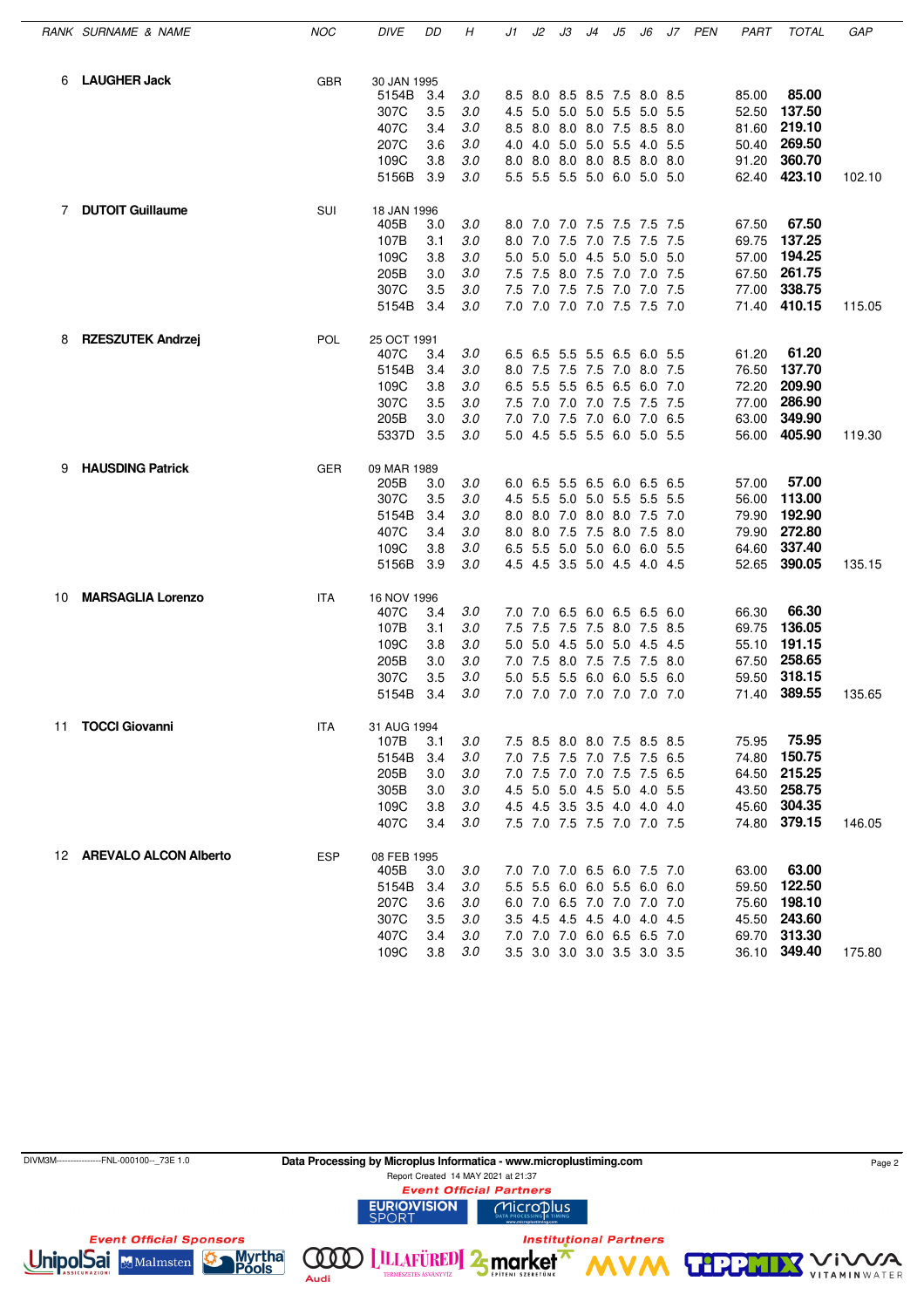| RANK | SURNAME & NAME | NOC | DIVE | DD | H | J1 | J2 | J3 | J4 | J5 | J6 | J7 | PEN | PART | TOTAL | GAP |
|---|---|---|---|---|---|---|---|---|---|---|---|---|---|---|---|---|
| 6 | **LAUGHER Jack** | GBR | 30 JAN 1995 | | | | | | | | | | | | | |
| | | | 5154B | 3.4 | 3.0 | 8.5 | 8.0 | 8.5 | 8.5 | 7.5 | 8.0 | 8.5 | | 85.00 | **85.00** | |
| | | | 307C | 3.5 | 3.0 | 4.5 | 5.0 | 5.0 | 5.0 | 5.5 | 5.0 | 5.5 | | 52.50 | **137.50** | |
| | | | 407C | 3.4 | 3.0 | 8.5 | 8.0 | 8.0 | 8.0 | 7.5 | 8.5 | 8.0 | | 81.60 | **219.10** | |
| | | | 207C | 3.6 | 3.0 | 4.0 | 4.0 | 5.0 | 5.0 | 5.5 | 4.0 | 5.5 | | 50.40 | **269.50** | |
| | | | 109C | 3.8 | 3.0 | 8.0 | 8.0 | 8.0 | 8.0 | 8.5 | 8.0 | 8.0 | | 91.20 | **360.70** | |
| | | | 5156B | 3.9 | 3.0 | 5.5 | 5.5 | 5.5 | 5.0 | 6.0 | 5.0 | 5.0 | | 62.40 | **423.10** | 102.10 |
| 7 | **DUTOIT Guillaume** | SUI | 18 JAN 1996 | | | | | | | | | | | | | |
| | | | 405B | 3.0 | 3.0 | 8.0 | 7.0 | 7.0 | 7.5 | 7.5 | 7.5 | 7.5 | | 67.50 | **67.50** | |
| | | | 107B | 3.1 | 3.0 | 8.0 | 7.0 | 7.5 | 7.0 | 7.5 | 7.5 | 7.5 | | 69.75 | **137.25** | |
| | | | 109C | 3.8 | 3.0 | 5.0 | 5.0 | 5.0 | 4.5 | 5.0 | 5.0 | 5.0 | | 57.00 | **194.25** | |
| | | | 205B | 3.0 | 3.0 | 7.5 | 7.5 | 8.0 | 7.5 | 7.0 | 7.0 | 7.5 | | 67.50 | **261.75** | |
| | | | 307C | 3.5 | 3.0 | 7.5 | 7.0 | 7.5 | 7.5 | 7.0 | 7.0 | 7.5 | | 77.00 | **338.75** | |
| | | | 5154B | 3.4 | 3.0 | 7.0 | 7.0 | 7.0 | 7.0 | 7.5 | 7.5 | 7.0 | | 71.40 | **410.15** | 115.05 |
| 8 | **RZESZUTEK Andrzej** | POL | 25 OCT 1991 | | | | | | | | | | | | | |
| | | | 407C | 3.4 | 3.0 | 6.5 | 6.5 | 5.5 | 5.5 | 6.5 | 6.0 | 5.5 | | 61.20 | **61.20** | |
| | | | 5154B | 3.4 | 3.0 | 8.0 | 7.5 | 7.5 | 7.5 | 7.0 | 8.0 | 7.5 | | 76.50 | **137.70** | |
| | | | 109C | 3.8 | 3.0 | 6.5 | 5.5 | 5.5 | 6.5 | 6.5 | 6.0 | 7.0 | | 72.20 | **209.90** | |
| | | | 307C | 3.5 | 3.0 | 7.5 | 7.0 | 7.0 | 7.0 | 7.5 | 7.5 | 7.5 | | 77.00 | **286.90** | |
| | | | 205B | 3.0 | 3.0 | 7.0 | 7.0 | 7.5 | 7.0 | 6.0 | 7.0 | 6.5 | | 63.00 | **349.90** | |
| | | | 5337D | 3.5 | 3.0 | 5.0 | 4.5 | 5.5 | 5.5 | 6.0 | 5.0 | 5.5 | | 56.00 | **405.90** | 119.30 |
| 9 | **HAUSDING Patrick** | GER | 09 MAR 1989 | | | | | | | | | | | | | |
| | | | 205B | 3.0 | 3.0 | 6.0 | 6.5 | 5.5 | 6.5 | 6.0 | 6.5 | 6.5 | | 57.00 | **57.00** | |
| | | | 307C | 3.5 | 3.0 | 4.5 | 5.5 | 5.0 | 5.0 | 5.5 | 5.5 | 5.5 | | 56.00 | **113.00** | |
| | | | 5154B | 3.4 | 3.0 | 8.0 | 8.0 | 7.0 | 8.0 | 8.0 | 7.5 | 7.0 | | 79.90 | **192.90** | |
| | | | 407C | 3.4 | 3.0 | 8.0 | 8.0 | 7.5 | 7.5 | 8.0 | 7.5 | 8.0 | | 79.90 | **272.80** | |
| | | | 109C | 3.8 | 3.0 | 6.5 | 5.5 | 5.0 | 5.0 | 6.0 | 6.0 | 5.5 | | 64.60 | **337.40** | |
| | | | 5156B | 3.9 | 3.0 | 4.5 | 4.5 | 3.5 | 5.0 | 4.5 | 4.0 | 4.5 | | 52.65 | **390.05** | 135.15 |
| 10 | **MARSAGLIA Lorenzo** | ITA | 16 NOV 1996 | | | | | | | | | | | | | |
| | | | 407C | 3.4 | 3.0 | 7.0 | 7.0 | 6.5 | 6.0 | 6.5 | 6.5 | 6.0 | | 66.30 | **66.30** | |
| | | | 107B | 3.1 | 3.0 | 7.5 | 7.5 | 7.5 | 7.5 | 8.0 | 7.5 | 8.5 | | 69.75 | **136.05** | |
| | | | 109C | 3.8 | 3.0 | 5.0 | 5.0 | 4.5 | 5.0 | 5.0 | 4.5 | 4.5 | | 55.10 | **191.15** | |
| | | | 205B | 3.0 | 3.0 | 7.0 | 7.5 | 8.0 | 7.5 | 7.5 | 7.5 | 8.0 | | 67.50 | **258.65** | |
| | | | 307C | 3.5 | 3.0 | 5.0 | 5.5 | 5.5 | 6.0 | 6.0 | 5.5 | 6.0 | | 59.50 | **318.15** | |
| | | | 5154B | 3.4 | 3.0 | 7.0 | 7.0 | 7.0 | 7.0 | 7.0 | 7.0 | 7.0 | | 71.40 | **389.55** | 135.65 |
| 11 | **TOCCI Giovanni** | ITA | 31 AUG 1994 | | | | | | | | | | | | | |
| | | | 107B | 3.1 | 3.0 | 7.5 | 8.5 | 8.0 | 8.0 | 7.5 | 8.5 | 8.5 | | 75.95 | **75.95** | |
| | | | 5154B | 3.4 | 3.0 | 7.0 | 7.5 | 7.5 | 7.0 | 7.5 | 7.5 | 6.5 | | 74.80 | **150.75** | |
| | | | 205B | 3.0 | 3.0 | 7.0 | 7.5 | 7.0 | 7.0 | 7.5 | 7.5 | 6.5 | | 64.50 | **215.25** | |
| | | | 305B | 3.0 | 3.0 | 4.5 | 5.0 | 5.0 | 4.5 | 5.0 | 4.0 | 5.5 | | 43.50 | **258.75** | |
| | | | 109C | 3.8 | 3.0 | 4.5 | 4.5 | 3.5 | 3.5 | 4.0 | 4.0 | 4.0 | | 45.60 | **304.35** | |
| | | | 407C | 3.4 | 3.0 | 7.5 | 7.0 | 7.5 | 7.5 | 7.0 | 7.0 | 7.5 | | 74.80 | **379.15** | 146.05 |
| 12 | **AREVALO ALCON Alberto** | ESP | 08 FEB 1995 | | | | | | | | | | | | | |
| | | | 405B | 3.0 | 3.0 | 7.0 | 7.0 | 7.0 | 6.5 | 6.0 | 7.5 | 7.0 | | 63.00 | **63.00** | |
| | | | 5154B | 3.4 | 3.0 | 5.5 | 5.5 | 6.0 | 6.0 | 5.5 | 6.0 | 6.0 | | 59.50 | **122.50** | |
| | | | 207C | 3.6 | 3.0 | 6.0 | 7.0 | 6.5 | 7.0 | 7.0 | 7.0 | 7.0 | | 75.60 | **198.10** | |
| | | | 307C | 3.5 | 3.0 | 3.5 | 4.5 | 4.5 | 4.5 | 4.0 | 4.0 | 4.5 | | 45.50 | **243.60** | |
| | | | 407C | 3.4 | 3.0 | 7.0 | 7.0 | 7.0 | 6.0 | 6.5 | 6.5 | 7.0 | | 69.70 | **313.30** | |
| | | | 109C | 3.8 | 3.0 | 3.5 | 3.0 | 3.0 | 3.0 | 3.5 | 3.0 | 3.5 | | 36.10 | **349.40** | 175.80 |

DIVM3M----------------FNL-000100--_73E 1.0

**Data Processing by Microplus Informatica - www.microplustiming.com**

Report Created 14 MAY 2021 at 21:37

*Event Official Partners*

*Event Official Sponsors*

*Institutional Partners*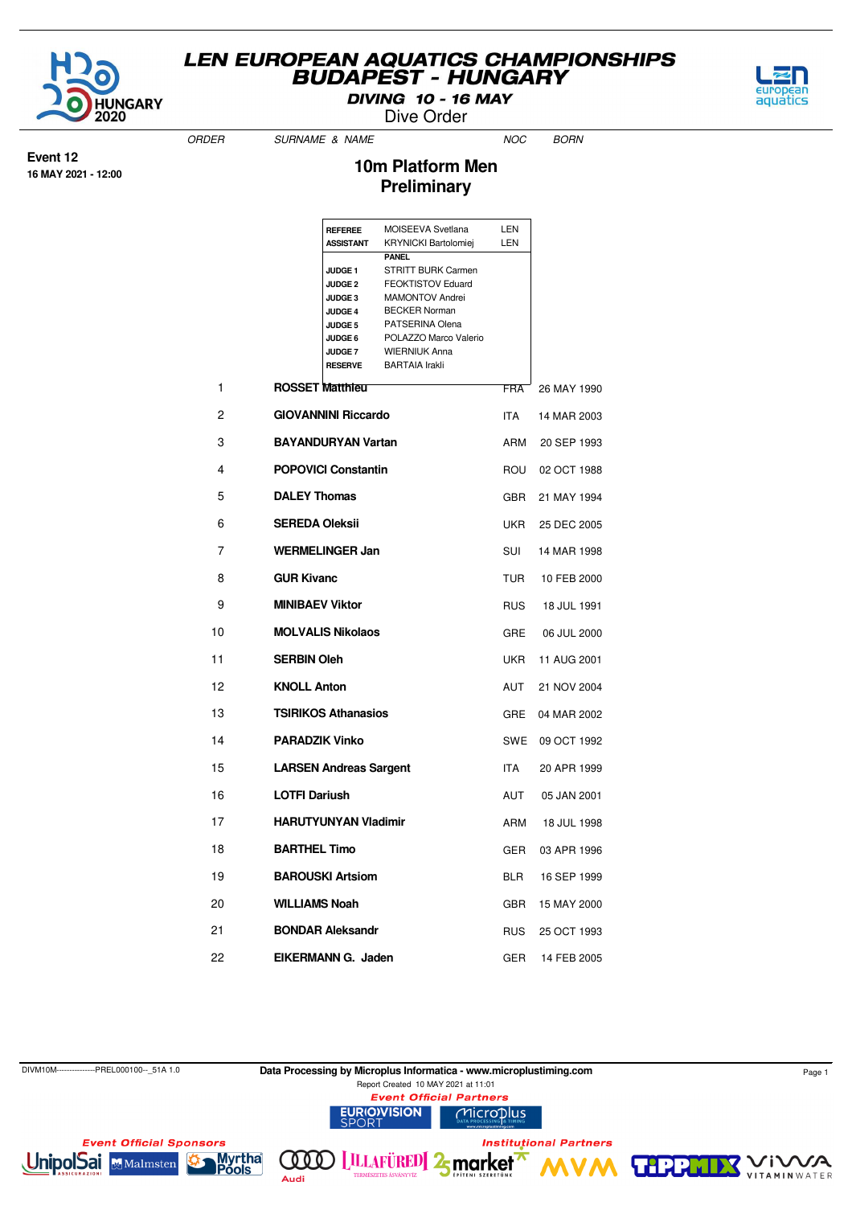# LEN EUROPEAN AQUATICS CHAMPIONSHIPS
# BUDAPEST - HUNGARY

**DIVING 10 - 16 MAY**

Dive Order

**Event 12**
**16 MAY 2021 - 12:00**

## 10m Platform Men
## Preliminary

| | | |
|---|---|---|
| **REFEREE** | MOISEEVA Svetlana | LEN |
| **ASSISTANT** | KRYNICKI Bartolomiej | LEN |
| | **PANEL** | |
| **JUDGE 1** | STRITT BURK Carmen | |
| **JUDGE 2** | FEOKTISTOV Eduard | |
| **JUDGE 3** | MAMONTOV Andrei | |
| **JUDGE 4** | BECKER Norman | |
| **JUDGE 5** | PATSERINA Olena | |
| **JUDGE 6** | POLAZZO Marco Valerio | |
| **JUDGE 7** | WIERNIUK Anna | |
| **RESERVE** | BARTAIA Irakli | |

| ORDER | SURNAME & NAME | NOC | BORN |
|---|---|---|---|
| 1 | **ROSSET Matthieu** | FRA | 26 MAY 1990 |
| 2 | **GIOVANNINI Riccardo** | ITA | 14 MAR 2003 |
| 3 | **BAYANDURYAN Vartan** | ARM | 20 SEP 1993 |
| 4 | **POPOVICI Constantin** | ROU | 02 OCT 1988 |
| 5 | **DALEY Thomas** | GBR | 21 MAY 1994 |
| 6 | **SEREDA Oleksii** | UKR | 25 DEC 2005 |
| 7 | **WERMELINGER Jan** | SUI | 14 MAR 1998 |
| 8 | **GUR Kivanc** | TUR | 10 FEB 2000 |
| 9 | **MINIBAEV Viktor** | RUS | 18 JUL 1991 |
| 10 | **MOLVALIS Nikolaos** | GRE | 06 JUL 2000 |
| 11 | **SERBIN Oleh** | UKR | 11 AUG 2001 |
| 12 | **KNOLL Anton** | AUT | 21 NOV 2004 |
| 13 | **TSIRIKOS Athanasios** | GRE | 04 MAR 2002 |
| 14 | **PARADZIK Vinko** | SWE | 09 OCT 1992 |
| 15 | **LARSEN Andreas Sargent** | ITA | 20 APR 1999 |
| 16 | **LOTFI Dariush** | AUT | 05 JAN 2001 |
| 17 | **HARUTYUNYAN Vladimir** | ARM | 18 JUL 1998 |
| 18 | **BARTHEL Timo** | GER | 03 APR 1996 |
| 19 | **BAROUSKI Artsiom** | BLR | 16 SEP 1999 |
| 20 | **WILLIAMS Noah** | GBR | 15 MAY 2000 |
| 21 | **BONDAR Aleksandr** | RUS | 25 OCT 1993 |
| 22 | **EIKERMANN G. Jaden** | GER | 14 FEB 2005 |

DIVM10M---------------PREL000100--_51A 1.0

**Data Processing by Microplus Informatica - www.microplustiming.com**

Report Created 10 MAY 2021 at 11:01

*Event Official Partners*

*Event Official Sponsors*

*Institutional Partners*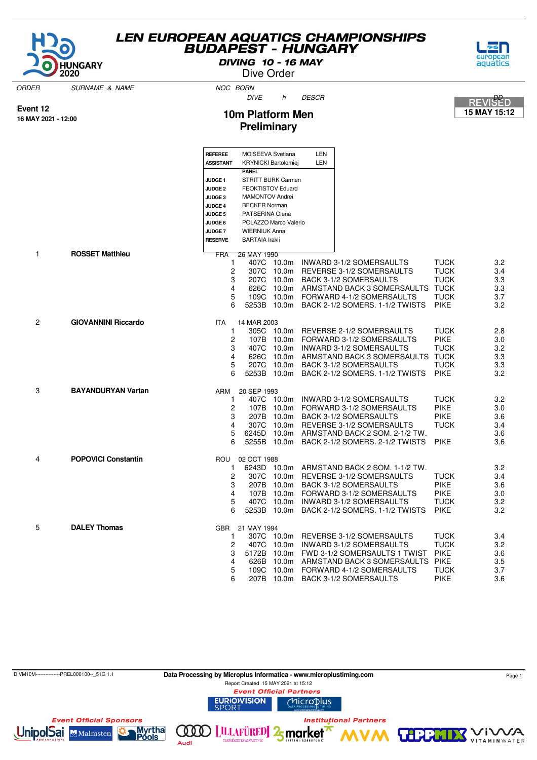# LEN EUROPEAN AQUATICS CHAMPIONSHIPS
## BUDAPEST - HUNGARY

**DIVING 10 - 16 MAY**

Dive Order

**REVISED 15 MAY 15:12**

**Event 12**
**16 MAY 2021 - 12:00**

## 10m Platform Men
## Preliminary

| | | |
|---|---|---|
| **REFEREE** | MOISEEVA Svetlana | LEN |
| **ASSISTANT** | KRYNICKI Bartolomiej | LEN |
| | **PANEL** | |
| **JUDGE 1** | STRITT BURK Carmen | |
| **JUDGE 2** | FEOKTISTOV Eduard | |
| **JUDGE 3** | MAMONTOV Andrei | |
| **JUDGE 4** | BECKER Norman | |
| **JUDGE 5** | PATSERINA Olena | |
| **JUDGE 6** | POLAZZO Marco Valerio | |
| **JUDGE 7** | WIERNIUK Anna | |
| **RESERVE** | BARTAIA Irakli | |

| ORDER | SURNAME & NAME | NOC | BORN / # | DIVE | h | DESCR | | DD |
|---|---|---|---|---|---|---|---|---|
| 1 | **ROSSET Matthieu** | FRA | 26 MAY 1990 | | | | | |
| | | | 1 | 407C | 10.0m | INWARD 3-1/2 SOMERSAULTS | TUCK | 3.2 |
| | | | 2 | 307C | 10.0m | REVERSE 3-1/2 SOMERSAULTS | TUCK | 3.4 |
| | | | 3 | 207C | 10.0m | BACK 3-1/2 SOMERSAULTS | TUCK | 3.3 |
| | | | 4 | 626C | 10.0m | ARMSTAND BACK 3 SOMERSAULTS | TUCK | 3.3 |
| | | | 5 | 109C | 10.0m | FORWARD 4-1/2 SOMERSAULTS | TUCK | 3.7 |
| | | | 6 | 5253B | 10.0m | BACK 2-1/2 SOMERS. 1-1/2 TWISTS | PIKE | 3.2 |
| 2 | **GIOVANNINI Riccardo** | ITA | 14 MAR 2003 | | | | | |
| | | | 1 | 305C | 10.0m | REVERSE 2-1/2 SOMERSAULTS | TUCK | 2.8 |
| | | | 2 | 107B | 10.0m | FORWARD 3-1/2 SOMERSAULTS | PIKE | 3.0 |
| | | | 3 | 407C | 10.0m | INWARD 3-1/2 SOMERSAULTS | TUCK | 3.2 |
| | | | 4 | 626C | 10.0m | ARMSTAND BACK 3 SOMERSAULTS | TUCK | 3.3 |
| | | | 5 | 207C | 10.0m | BACK 3-1/2 SOMERSAULTS | TUCK | 3.3 |
| | | | 6 | 5253B | 10.0m | BACK 2-1/2 SOMERS. 1-1/2 TWISTS | PIKE | 3.2 |
| 3 | **BAYANDURYAN Vartan** | ARM | 20 SEP 1993 | | | | | |
| | | | 1 | 407C | 10.0m | INWARD 3-1/2 SOMERSAULTS | TUCK | 3.2 |
| | | | 2 | 107B | 10.0m | FORWARD 3-1/2 SOMERSAULTS | PIKE | 3.0 |
| | | | 3 | 207B | 10.0m | BACK 3-1/2 SOMERSAULTS | PIKE | 3.6 |
| | | | 4 | 307C | 10.0m | REVERSE 3-1/2 SOMERSAULTS | TUCK | 3.4 |
| | | | 5 | 6245D | 10.0m | ARMSTAND BACK 2 SOM. 2-1/2 TW. | | 3.6 |
| | | | 6 | 5255B | 10.0m | BACK 2-1/2 SOMERS. 2-1/2 TWISTS | PIKE | 3.6 |
| 4 | **POPOVICI Constantin** | ROU | 02 OCT 1988 | | | | | |
| | | | 1 | 6243D | 10.0m | ARMSTAND BACK 2 SOM. 1-1/2 TW. | | 3.2 |
| | | | 2 | 307C | 10.0m | REVERSE 3-1/2 SOMERSAULTS | TUCK | 3.4 |
| | | | 3 | 207B | 10.0m | BACK 3-1/2 SOMERSAULTS | PIKE | 3.6 |
| | | | 4 | 107B | 10.0m | FORWARD 3-1/2 SOMERSAULTS | PIKE | 3.0 |
| | | | 5 | 407C | 10.0m | INWARD 3-1/2 SOMERSAULTS | TUCK | 3.2 |
| | | | 6 | 5253B | 10.0m | BACK 2-1/2 SOMERS. 1-1/2 TWISTS | PIKE | 3.2 |
| 5 | **DALEY Thomas** | GBR | 21 MAY 1994 | | | | | |
| | | | 1 | 307C | 10.0m | REVERSE 3-1/2 SOMERSAULTS | TUCK | 3.4 |
| | | | 2 | 407C | 10.0m | INWARD 3-1/2 SOMERSAULTS | TUCK | 3.2 |
| | | | 3 | 5172B | 10.0m | FWD 3-1/2 SOMERSAULTS 1 TWIST | PIKE | 3.6 |
| | | | 4 | 626B | 10.0m | ARMSTAND BACK 3 SOMERSAULTS | PIKE | 3.5 |
| | | | 5 | 109C | 10.0m | FORWARD 4-1/2 SOMERSAULTS | TUCK | 3.7 |
| | | | 6 | 207B | 10.0m | BACK 3-1/2 SOMERSAULTS | PIKE | 3.6 |

DIVM10M---------------PREL000100--_51G 1.1 — Data Processing by Microplus Informatica - www.microplustiming.com — Report Created 15 MAY 2021 at 15:12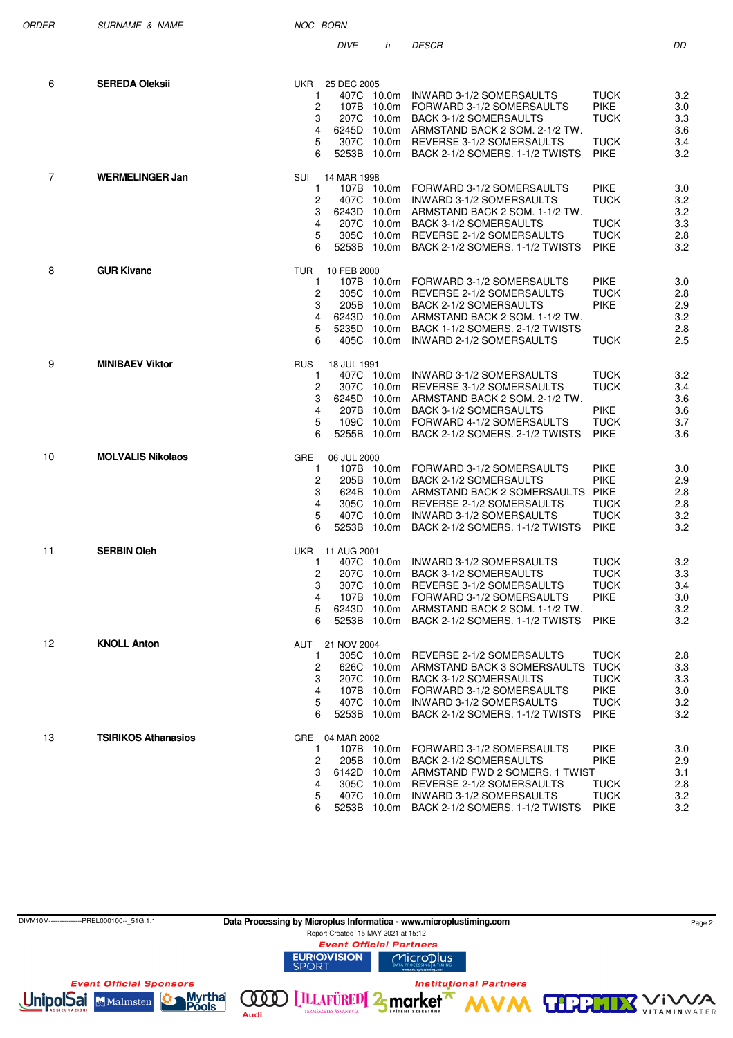| ORDER | SURNAME & NAME | NOC | BORN | DIVE | | h | DESCR | | DD |
|---|---|---|---|---|---|---|---|---|---|
| 6 | **SEREDA Oleksii** | UKR | 25 DEC 2005 | | | | | | |
| | | | | 1 | 407C | 10.0m | INWARD 3-1/2 SOMERSAULTS | TUCK | 3.2 |
| | | | | 2 | 107B | 10.0m | FORWARD 3-1/2 SOMERSAULTS | PIKE | 3.0 |
| | | | | 3 | 207C | 10.0m | BACK 3-1/2 SOMERSAULTS | TUCK | 3.3 |
| | | | | 4 | 6245D | 10.0m | ARMSTAND BACK 2 SOM. 2-1/2 TW. | | 3.6 |
| | | | | 5 | 307C | 10.0m | REVERSE 3-1/2 SOMERSAULTS | TUCK | 3.4 |
| | | | | 6 | 5253B | 10.0m | BACK 2-1/2 SOMERS. 1-1/2 TWISTS | PIKE | 3.2 |
| 7 | **WERMELINGER Jan** | SUI | 14 MAR 1998 | | | | | | |
| | | | | 1 | 107B | 10.0m | FORWARD 3-1/2 SOMERSAULTS | PIKE | 3.0 |
| | | | | 2 | 407C | 10.0m | INWARD 3-1/2 SOMERSAULTS | TUCK | 3.2 |
| | | | | 3 | 6243D | 10.0m | ARMSTAND BACK 2 SOM. 1-1/2 TW. | | 3.2 |
| | | | | 4 | 207C | 10.0m | BACK 3-1/2 SOMERSAULTS | TUCK | 3.3 |
| | | | | 5 | 305C | 10.0m | REVERSE 2-1/2 SOMERSAULTS | TUCK | 2.8 |
| | | | | 6 | 5253B | 10.0m | BACK 2-1/2 SOMERS. 1-1/2 TWISTS | PIKE | 3.2 |
| 8 | **GUR Kivanc** | TUR | 10 FEB 2000 | | | | | | |
| | | | | 1 | 107B | 10.0m | FORWARD 3-1/2 SOMERSAULTS | PIKE | 3.0 |
| | | | | 2 | 305C | 10.0m | REVERSE 2-1/2 SOMERSAULTS | TUCK | 2.8 |
| | | | | 3 | 205B | 10.0m | BACK 2-1/2 SOMERSAULTS | PIKE | 2.9 |
| | | | | 4 | 6243D | 10.0m | ARMSTAND BACK 2 SOM. 1-1/2 TW. | | 3.2 |
| | | | | 5 | 5235D | 10.0m | BACK 1-1/2 SOMERS. 2-1/2 TWISTS | | 2.8 |
| | | | | 6 | 405C | 10.0m | INWARD 2-1/2 SOMERSAULTS | TUCK | 2.5 |
| 9 | **MINIBAEV Viktor** | RUS | 18 JUL 1991 | | | | | | |
| | | | | 1 | 407C | 10.0m | INWARD 3-1/2 SOMERSAULTS | TUCK | 3.2 |
| | | | | 2 | 307C | 10.0m | REVERSE 3-1/2 SOMERSAULTS | TUCK | 3.4 |
| | | | | 3 | 6245D | 10.0m | ARMSTAND BACK 2 SOM. 2-1/2 TW. | | 3.6 |
| | | | | 4 | 207B | 10.0m | BACK 3-1/2 SOMERSAULTS | PIKE | 3.6 |
| | | | | 5 | 109C | 10.0m | FORWARD 4-1/2 SOMERSAULTS | TUCK | 3.7 |
| | | | | 6 | 5255B | 10.0m | BACK 2-1/2 SOMERS. 2-1/2 TWISTS | PIKE | 3.6 |
| 10 | **MOLVALIS Nikolaos** | GRE | 06 JUL 2000 | | | | | | |
| | | | | 1 | 107B | 10.0m | FORWARD 3-1/2 SOMERSAULTS | PIKE | 3.0 |
| | | | | 2 | 205B | 10.0m | BACK 2-1/2 SOMERSAULTS | PIKE | 2.9 |
| | | | | 3 | 624B | 10.0m | ARMSTAND BACK 2 SOMERSAULTS | PIKE | 2.8 |
| | | | | 4 | 305C | 10.0m | REVERSE 2-1/2 SOMERSAULTS | TUCK | 2.8 |
| | | | | 5 | 407C | 10.0m | INWARD 3-1/2 SOMERSAULTS | TUCK | 3.2 |
| | | | | 6 | 5253B | 10.0m | BACK 2-1/2 SOMERS. 1-1/2 TWISTS | PIKE | 3.2 |
| 11 | **SERBIN Oleh** | UKR | 11 AUG 2001 | | | | | | |
| | | | | 1 | 407C | 10.0m | INWARD 3-1/2 SOMERSAULTS | TUCK | 3.2 |
| | | | | 2 | 207C | 10.0m | BACK 3-1/2 SOMERSAULTS | TUCK | 3.3 |
| | | | | 3 | 307C | 10.0m | REVERSE 3-1/2 SOMERSAULTS | TUCK | 3.4 |
| | | | | 4 | 107B | 10.0m | FORWARD 3-1/2 SOMERSAULTS | PIKE | 3.0 |
| | | | | 5 | 6243D | 10.0m | ARMSTAND BACK 2 SOM. 1-1/2 TW. | | 3.2 |
| | | | | 6 | 5253B | 10.0m | BACK 2-1/2 SOMERS. 1-1/2 TWISTS | PIKE | 3.2 |
| 12 | **KNOLL Anton** | AUT | 21 NOV 2004 | | | | | | |
| | | | | 1 | 305C | 10.0m | REVERSE 2-1/2 SOMERSAULTS | TUCK | 2.8 |
| | | | | 2 | 626C | 10.0m | ARMSTAND BACK 3 SOMERSAULTS | TUCK | 3.3 |
| | | | | 3 | 207C | 10.0m | BACK 3-1/2 SOMERSAULTS | TUCK | 3.3 |
| | | | | 4 | 107B | 10.0m | FORWARD 3-1/2 SOMERSAULTS | PIKE | 3.0 |
| | | | | 5 | 407C | 10.0m | INWARD 3-1/2 SOMERSAULTS | TUCK | 3.2 |
| | | | | 6 | 5253B | 10.0m | BACK 2-1/2 SOMERS. 1-1/2 TWISTS | PIKE | 3.2 |
| 13 | **TSIRIKOS Athanasios** | GRE | 04 MAR 2002 | | | | | | |
| | | | | 1 | 107B | 10.0m | FORWARD 3-1/2 SOMERSAULTS | PIKE | 3.0 |
| | | | | 2 | 205B | 10.0m | BACK 2-1/2 SOMERSAULTS | PIKE | 2.9 |
| | | | | 3 | 6142D | 10.0m | ARMSTAND FWD 2 SOMERS. 1 TWIST | | 3.1 |
| | | | | 4 | 305C | 10.0m | REVERSE 2-1/2 SOMERSAULTS | TUCK | 2.8 |
| | | | | 5 | 407C | 10.0m | INWARD 3-1/2 SOMERSAULTS | TUCK | 3.2 |
| | | | | 6 | 5253B | 10.0m | BACK 2-1/2 SOMERS. 1-1/2 TWISTS | PIKE | 3.2 |

DIVM10M--------------PREL000100--_51G 1.1

Data Processing by Microplus Informatica - www.microplustiming.com

Report Created 15 MAY 2021 at 15:12

Event Official Partners

Event Official Sponsors

Institutional Partners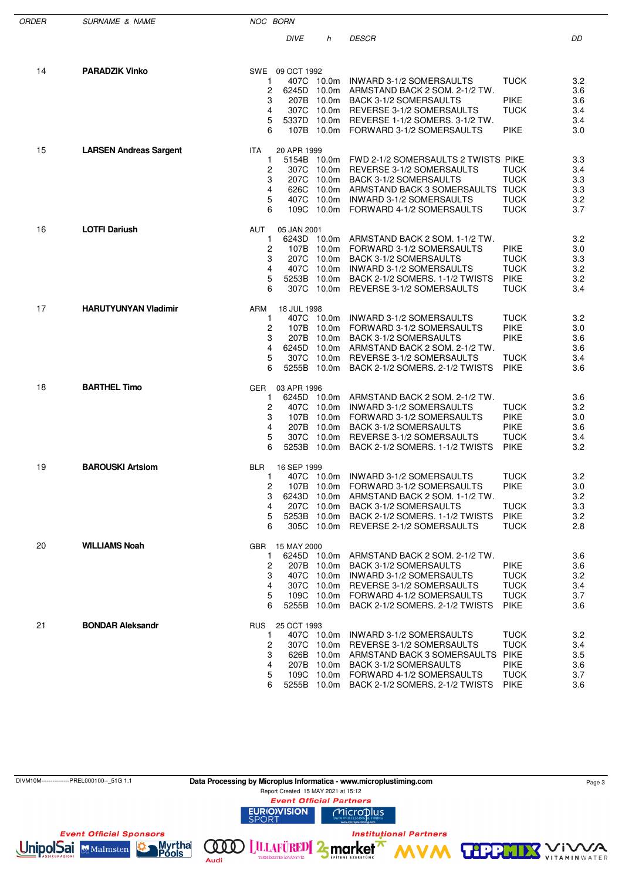| ORDER | SURNAME & NAME | NOC | BORN | DIVE | h | DESCR | | DD |
|---|---|---|---|---|---|---|---|---|
| 14 | **PARADZIK Vinko** | SWE | 09 OCT 1992 | | | | | |
| | | | 1 | 407C | 10.0m | INWARD 3-1/2 SOMERSAULTS | TUCK | 3.2 |
| | | | 2 | 6245D | 10.0m | ARMSTAND BACK 2 SOM. 2-1/2 TW. | | 3.6 |
| | | | 3 | 207B | 10.0m | BACK 3-1/2 SOMERSAULTS | PIKE | 3.6 |
| | | | 4 | 307C | 10.0m | REVERSE 3-1/2 SOMERSAULTS | TUCK | 3.4 |
| | | | 5 | 5337D | 10.0m | REVERSE 1-1/2 SOMERS. 3-1/2 TW. | | 3.4 |
| | | | 6 | 107B | 10.0m | FORWARD 3-1/2 SOMERSAULTS | PIKE | 3.0 |
| 15 | **LARSEN Andreas Sargent** | ITA | 20 APR 1999 | | | | | |
| | | | 1 | 5154B | 10.0m | FWD 2-1/2 SOMERSAULTS 2 TWISTS | PIKE | 3.3 |
| | | | 2 | 307C | 10.0m | REVERSE 3-1/2 SOMERSAULTS | TUCK | 3.4 |
| | | | 3 | 207C | 10.0m | BACK 3-1/2 SOMERSAULTS | TUCK | 3.3 |
| | | | 4 | 626C | 10.0m | ARMSTAND BACK 3 SOMERSAULTS | TUCK | 3.3 |
| | | | 5 | 407C | 10.0m | INWARD 3-1/2 SOMERSAULTS | TUCK | 3.2 |
| | | | 6 | 109C | 10.0m | FORWARD 4-1/2 SOMERSAULTS | TUCK | 3.7 |
| 16 | **LOTFI Dariush** | AUT | 05 JAN 2001 | | | | | |
| | | | 1 | 6243D | 10.0m | ARMSTAND BACK 2 SOM. 1-1/2 TW. | | 3.2 |
| | | | 2 | 107B | 10.0m | FORWARD 3-1/2 SOMERSAULTS | PIKE | 3.0 |
| | | | 3 | 207C | 10.0m | BACK 3-1/2 SOMERSAULTS | TUCK | 3.3 |
| | | | 4 | 407C | 10.0m | INWARD 3-1/2 SOMERSAULTS | TUCK | 3.2 |
| | | | 5 | 5253B | 10.0m | BACK 2-1/2 SOMERS. 1-1/2 TWISTS | PIKE | 3.2 |
| | | | 6 | 307C | 10.0m | REVERSE 3-1/2 SOMERSAULTS | TUCK | 3.4 |
| 17 | **HARUTYUNYAN Vladimir** | ARM | 18 JUL 1998 | | | | | |
| | | | 1 | 407C | 10.0m | INWARD 3-1/2 SOMERSAULTS | TUCK | 3.2 |
| | | | 2 | 107B | 10.0m | FORWARD 3-1/2 SOMERSAULTS | PIKE | 3.0 |
| | | | 3 | 207B | 10.0m | BACK 3-1/2 SOMERSAULTS | PIKE | 3.6 |
| | | | 4 | 6245D | 10.0m | ARMSTAND BACK 2 SOM. 2-1/2 TW. | | 3.6 |
| | | | 5 | 307C | 10.0m | REVERSE 3-1/2 SOMERSAULTS | TUCK | 3.4 |
| | | | 6 | 5255B | 10.0m | BACK 2-1/2 SOMERS. 2-1/2 TWISTS | PIKE | 3.6 |
| 18 | **BARTHEL Timo** | GER | 03 APR 1996 | | | | | |
| | | | 1 | 6245D | 10.0m | ARMSTAND BACK 2 SOM. 2-1/2 TW. | | 3.6 |
| | | | 2 | 407C | 10.0m | INWARD 3-1/2 SOMERSAULTS | TUCK | 3.2 |
| | | | 3 | 107B | 10.0m | FORWARD 3-1/2 SOMERSAULTS | PIKE | 3.0 |
| | | | 4 | 207B | 10.0m | BACK 3-1/2 SOMERSAULTS | PIKE | 3.6 |
| | | | 5 | 307C | 10.0m | REVERSE 3-1/2 SOMERSAULTS | TUCK | 3.4 |
| | | | 6 | 5253B | 10.0m | BACK 2-1/2 SOMERS. 1-1/2 TWISTS | PIKE | 3.2 |
| 19 | **BAROUSKI Artsiom** | BLR | 16 SEP 1999 | | | | | |
| | | | 1 | 407C | 10.0m | INWARD 3-1/2 SOMERSAULTS | TUCK | 3.2 |
| | | | 2 | 107B | 10.0m | FORWARD 3-1/2 SOMERSAULTS | PIKE | 3.0 |
| | | | 3 | 6243D | 10.0m | ARMSTAND BACK 2 SOM. 1-1/2 TW. | | 3.2 |
| | | | 4 | 207C | 10.0m | BACK 3-1/2 SOMERSAULTS | TUCK | 3.3 |
| | | | 5 | 5253B | 10.0m | BACK 2-1/2 SOMERS. 1-1/2 TWISTS | PIKE | 3.2 |
| | | | 6 | 305C | 10.0m | REVERSE 2-1/2 SOMERSAULTS | TUCK | 2.8 |
| 20 | **WILLIAMS Noah** | GBR | 15 MAY 2000 | | | | | |
| | | | 1 | 6245D | 10.0m | ARMSTAND BACK 2 SOM. 2-1/2 TW. | | 3.6 |
| | | | 2 | 207B | 10.0m | BACK 3-1/2 SOMERSAULTS | PIKE | 3.6 |
| | | | 3 | 407C | 10.0m | INWARD 3-1/2 SOMERSAULTS | TUCK | 3.2 |
| | | | 4 | 307C | 10.0m | REVERSE 3-1/2 SOMERSAULTS | TUCK | 3.4 |
| | | | 5 | 109C | 10.0m | FORWARD 4-1/2 SOMERSAULTS | TUCK | 3.7 |
| | | | 6 | 5255B | 10.0m | BACK 2-1/2 SOMERS. 2-1/2 TWISTS | PIKE | 3.6 |
| 21 | **BONDAR Aleksandr** | RUS | 25 OCT 1993 | | | | | |
| | | | 1 | 407C | 10.0m | INWARD 3-1/2 SOMERSAULTS | TUCK | 3.2 |
| | | | 2 | 307C | 10.0m | REVERSE 3-1/2 SOMERSAULTS | TUCK | 3.4 |
| | | | 3 | 626B | 10.0m | ARMSTAND BACK 3 SOMERSAULTS | PIKE | 3.5 |
| | | | 4 | 207B | 10.0m | BACK 3-1/2 SOMERSAULTS | PIKE | 3.6 |
| | | | 5 | 109C | 10.0m | FORWARD 4-1/2 SOMERSAULTS | TUCK | 3.7 |
| | | | 6 | 5255B | 10.0m | BACK 2-1/2 SOMERS. 2-1/2 TWISTS | PIKE | 3.6 |

DIVM10M--------------PREL000100--_51G 1.1

Data Processing by Microplus Informatica - www.microplustiming.com

Report Created 15 MAY 2021 at 15:12

Event Official Partners

Event Official Sponsors

Institutional Partners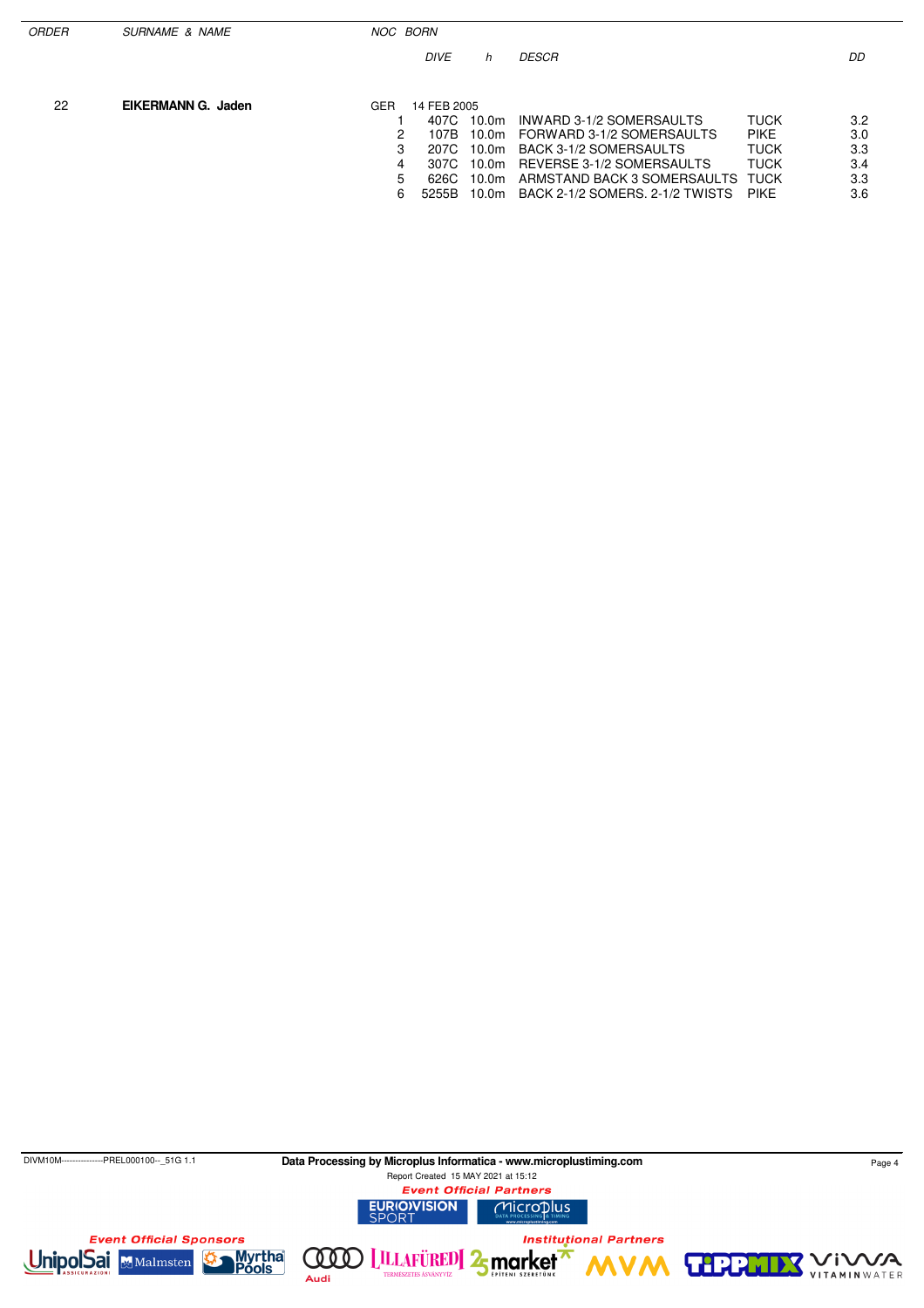| ORDER | SURNAME & NAME | NOC | BORN | | | | DD |
|---|---|---|---|---|---|---|---|
| | | | DIVE | h | DESCR | | |
| 22 | **EIKERMANN G. Jaden** | GER | 14 FEB 2005 | | | | |
| | | 1 | 407C | 10.0m | INWARD 3-1/2 SOMERSAULTS | TUCK | 3.2 |
| | | 2 | 107B | 10.0m | FORWARD 3-1/2 SOMERSAULTS | PIKE | 3.0 |
| | | 3 | 207C | 10.0m | BACK 3-1/2 SOMERSAULTS | TUCK | 3.3 |
| | | 4 | 307C | 10.0m | REVERSE 3-1/2 SOMERSAULTS | TUCK | 3.4 |
| | | 5 | 626C | 10.0m | ARMSTAND BACK 3 SOMERSAULTS | TUCK | 3.3 |
| | | 6 | 5255B | 10.0m | BACK 2-1/2 SOMERS. 2-1/2 TWISTS | PIKE | 3.6 |

DIVM10M---------------PREL000100--_51G 1.1

**Data Processing by Microplus Informatica - www.microplustiming.com**

Report Created 15 MAY 2021 at 15:12

*Event Official Partners*

*Event Official Sponsors*

*Institutional Partners*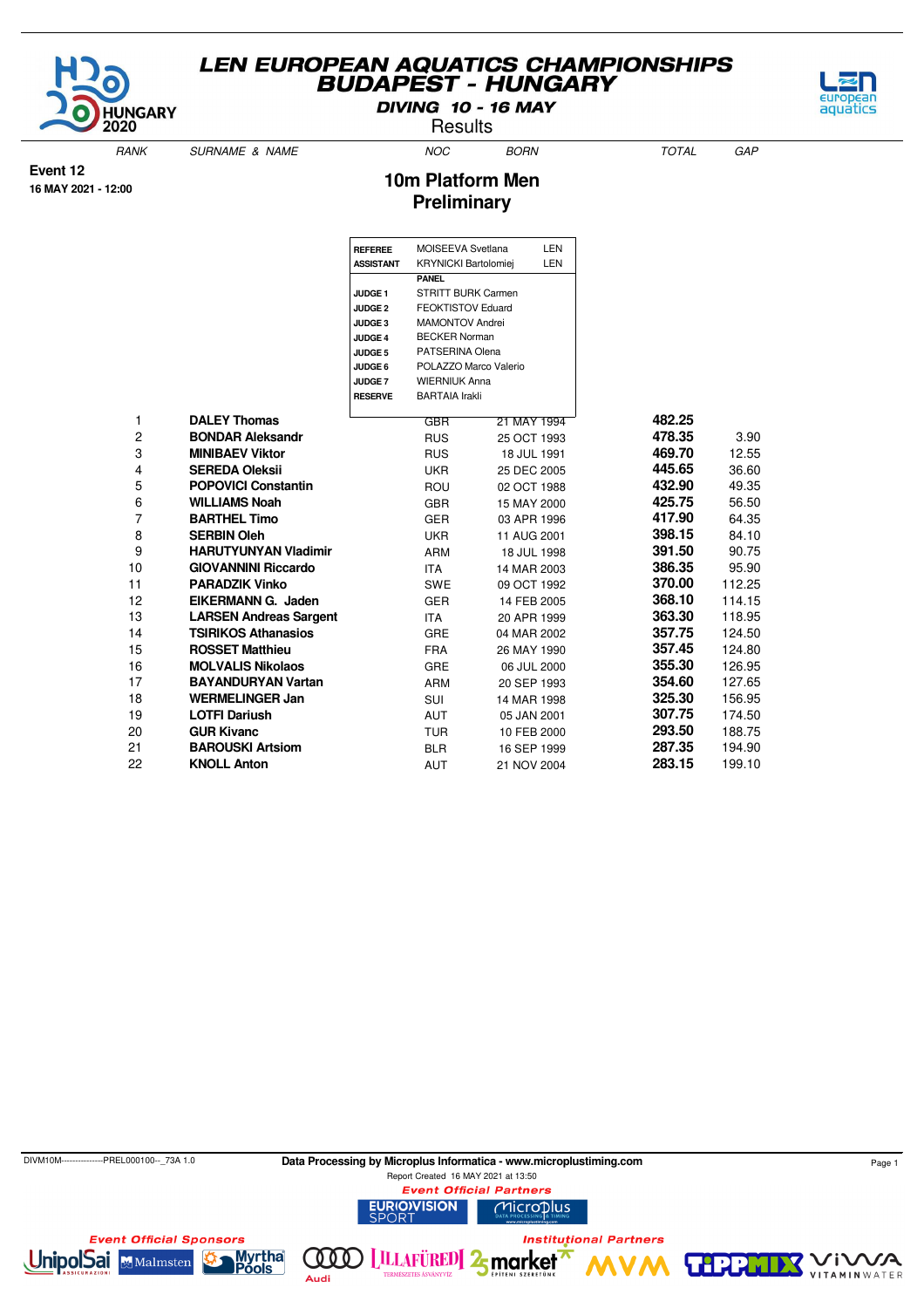# LEN EUROPEAN AQUATICS CHAMPIONSHIPS
## BUDAPEST - HUNGARY

**DIVING 10 - 16 MAY**

Results

**Event 12**

**16 MAY 2021 - 12:00**

## 10m Platform Men
## Preliminary

| | | |
|---|---|---|
| **REFEREE** | MOISEEVA Svetlana | LEN |
| **ASSISTANT** | KRYNICKI Bartolomiej | LEN |
| | **PANEL** | |
| **JUDGE 1** | STRITT BURK Carmen | |
| **JUDGE 2** | FEOKTISTOV Eduard | |
| **JUDGE 3** | MAMONTOV Andrei | |
| **JUDGE 4** | BECKER Norman | |
| **JUDGE 5** | PATSERINA Olena | |
| **JUDGE 6** | POLAZZO Marco Valerio | |
| **JUDGE 7** | WIERNIUK Anna | |
| **RESERVE** | BARTAIA Irakli | |

| RANK | SURNAME & NAME | NOC | BORN | TOTAL | GAP |
|---|---|---|---|---|---|
| 1 | **DALEY Thomas** | GBR | 21 MAY 1994 | **482.25** | |
| 2 | **BONDAR Aleksandr** | RUS | 25 OCT 1993 | **478.35** | 3.90 |
| 3 | **MINIBAEV Viktor** | RUS | 18 JUL 1991 | **469.70** | 12.55 |
| 4 | **SEREDA Oleksii** | UKR | 25 DEC 2005 | **445.65** | 36.60 |
| 5 | **POPOVICI Constantin** | ROU | 02 OCT 1988 | **432.90** | 49.35 |
| 6 | **WILLIAMS Noah** | GBR | 15 MAY 2000 | **425.75** | 56.50 |
| 7 | **BARTHEL Timo** | GER | 03 APR 1996 | **417.90** | 64.35 |
| 8 | **SERBIN Oleh** | UKR | 11 AUG 2001 | **398.15** | 84.10 |
| 9 | **HARUTYUNYAN Vladimir** | ARM | 18 JUL 1998 | **391.50** | 90.75 |
| 10 | **GIOVANNINI Riccardo** | ITA | 14 MAR 2003 | **386.35** | 95.90 |
| 11 | **PARADZIK Vinko** | SWE | 09 OCT 1992 | **370.00** | 112.25 |
| 12 | **EIKERMANN G. Jaden** | GER | 14 FEB 2005 | **368.10** | 114.15 |
| 13 | **LARSEN Andreas Sargent** | ITA | 20 APR 1999 | **363.30** | 118.95 |
| 14 | **TSIRIKOS Athanasios** | GRE | 04 MAR 2002 | **357.75** | 124.50 |
| 15 | **ROSSET Matthieu** | FRA | 26 MAY 1990 | **357.45** | 124.80 |
| 16 | **MOLVALIS Nikolaos** | GRE | 06 JUL 2000 | **355.30** | 126.95 |
| 17 | **BAYANDURYAN Vartan** | ARM | 20 SEP 1993 | **354.60** | 127.65 |
| 18 | **WERMELINGER Jan** | SUI | 14 MAR 1998 | **325.30** | 156.95 |
| 19 | **LOTFI Dariush** | AUT | 05 JAN 2001 | **307.75** | 174.50 |
| 20 | **GUR Kivanc** | TUR | 10 FEB 2000 | **293.50** | 188.75 |
| 21 | **BAROUSKI Artsiom** | BLR | 16 SEP 1999 | **287.35** | 194.90 |
| 22 | **KNOLL Anton** | AUT | 21 NOV 2004 | **283.15** | 199.10 |

DIVM10M---------------PREL000100--_73A 1.0

**Data Processing by Microplus Informatica - www.microplustiming.com**

Report Created 16 MAY 2021 at 13:50

*Event Official Partners*

*Event Official Sponsors*

*Institutional Partners*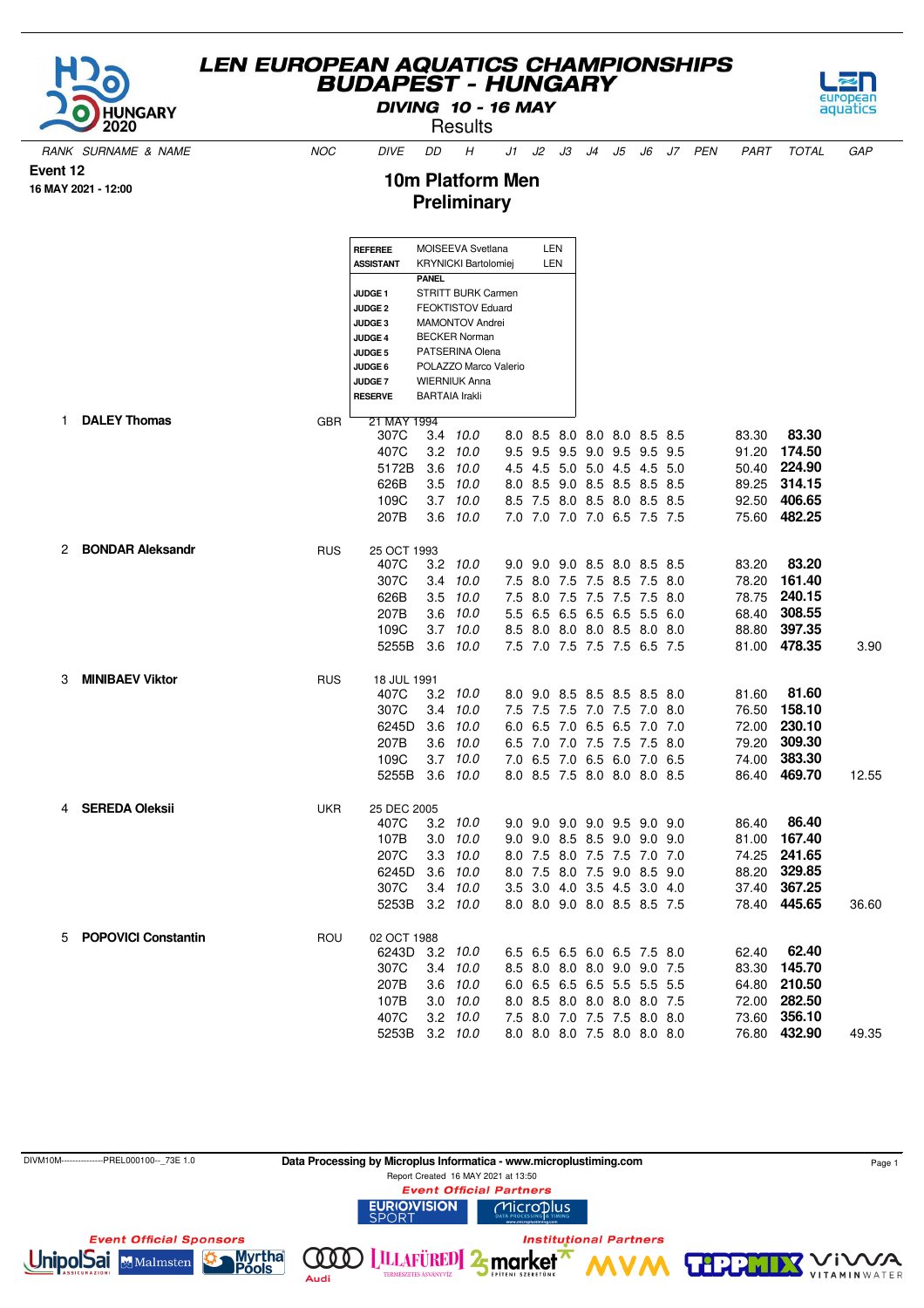# LEN EUROPEAN AQUATICS CHAMPIONSHIPS
## BUDAPEST - HUNGARY
### DIVING 10 - 16 MAY
Results

**Event 12**
**16 MAY 2021 - 12:00**

## 10m Platform Men
## Preliminary

| | | | |
|---|---|---|---|
| **REFEREE** | MOISEEVA Svetlana | LEN |
| **ASSISTANT** | KRYNICKI Bartolomiej | LEN |
| | **PANEL** | |
| **JUDGE 1** | STRITT BURK Carmen | |
| **JUDGE 2** | FEOKTISTOV Eduard | |
| **JUDGE 3** | MAMONTOV Andrei | |
| **JUDGE 4** | BECKER Norman | |
| **JUDGE 5** | PATSERINA Olena | |
| **JUDGE 6** | POLAZZO Marco Valerio | |
| **JUDGE 7** | WIERNIUK Anna | |
| **RESERVE** | BARTAIA Irakli | |

| RANK | SURNAME & NAME | NOC | DIVE | DD | H | J1 | J2 | J3 | J4 | J5 | J6 | J7 | PEN | PART | TOTAL | GAP |
|---|---|---|---|---|---|---|---|---|---|---|---|---|---|---|---|---|
| 1 | **DALEY Thomas** | GBR | 21 MAY 1994 | | | | | | | | | | | | | |
| | | | 307C | 3.4 | *10.0* | 8.0 | 8.5 | 8.0 | 8.0 | 8.0 | 8.5 | 8.5 | | 83.30 | **83.30** | |
| | | | 407C | 3.2 | *10.0* | 9.5 | 9.5 | 9.5 | 9.0 | 9.5 | 9.5 | 9.5 | | 91.20 | **174.50** | |
| | | | 5172B | 3.6 | *10.0* | 4.5 | 4.5 | 5.0 | 5.0 | 4.5 | 4.5 | 5.0 | | 50.40 | **224.90** | |
| | | | 626B | 3.5 | *10.0* | 8.0 | 8.5 | 9.0 | 8.5 | 8.5 | 8.5 | 8.5 | | 89.25 | **314.15** | |
| | | | 109C | 3.7 | *10.0* | 8.5 | 7.5 | 8.0 | 8.5 | 8.0 | 8.5 | 8.5 | | 92.50 | **406.65** | |
| | | | 207B | 3.6 | *10.0* | 7.0 | 7.0 | 7.0 | 7.0 | 6.5 | 7.5 | 7.5 | | 75.60 | **482.25** | |
| 2 | **BONDAR Aleksandr** | RUS | 25 OCT 1993 | | | | | | | | | | | | | |
| | | | 407C | 3.2 | *10.0* | 9.0 | 9.0 | 9.0 | 8.5 | 8.0 | 8.5 | 8.5 | | 83.20 | **83.20** | |
| | | | 307C | 3.4 | *10.0* | 7.5 | 8.0 | 7.5 | 7.5 | 8.5 | 7.5 | 8.0 | | 78.20 | **161.40** | |
| | | | 626B | 3.5 | *10.0* | 7.5 | 8.0 | 7.5 | 7.5 | 7.5 | 7.5 | 8.0 | | 78.75 | **240.15** | |
| | | | 207B | 3.6 | *10.0* | 5.5 | 6.5 | 6.5 | 6.5 | 6.5 | 5.5 | 6.0 | | 68.40 | **308.55** | |
| | | | 109C | 3.7 | *10.0* | 8.5 | 8.0 | 8.0 | 8.0 | 8.5 | 8.0 | 8.0 | | 88.80 | **397.35** | |
| | | | 5255B | 3.6 | *10.0* | 7.5 | 7.0 | 7.5 | 7.5 | 7.5 | 6.5 | 7.5 | | 81.00 | **478.35** | 3.90 |
| 3 | **MINIBAEV Viktor** | RUS | 18 JUL 1991 | | | | | | | | | | | | | |
| | | | 407C | 3.2 | *10.0* | 8.0 | 9.0 | 8.5 | 8.5 | 8.5 | 8.5 | 8.0 | | 81.60 | **81.60** | |
| | | | 307C | 3.4 | *10.0* | 7.5 | 7.5 | 7.5 | 7.0 | 7.5 | 7.0 | 8.0 | | 76.50 | **158.10** | |
| | | | 6245D | 3.6 | *10.0* | 6.0 | 6.5 | 7.0 | 6.5 | 6.5 | 7.0 | 7.0 | | 72.00 | **230.10** | |
| | | | 207B | 3.6 | *10.0* | 6.5 | 7.0 | 7.0 | 7.5 | 7.5 | 7.5 | 8.0 | | 79.20 | **309.30** | |
| | | | 109C | 3.7 | *10.0* | 7.0 | 6.5 | 7.0 | 6.5 | 6.0 | 7.0 | 6.5 | | 74.00 | **383.30** | |
| | | | 5255B | 3.6 | *10.0* | 8.0 | 8.5 | 7.5 | 8.0 | 8.0 | 8.0 | 8.5 | | 86.40 | **469.70** | 12.55 |
| 4 | **SEREDA Oleksii** | UKR | 25 DEC 2005 | | | | | | | | | | | | | |
| | | | 407C | 3.2 | *10.0* | 9.0 | 9.0 | 9.0 | 9.0 | 9.5 | 9.0 | 9.0 | | 86.40 | **86.40** | |
| | | | 107B | 3.0 | *10.0* | 9.0 | 9.0 | 8.5 | 8.5 | 9.0 | 9.0 | 9.0 | | 81.00 | **167.40** | |
| | | | 207C | 3.3 | *10.0* | 8.0 | 7.5 | 8.0 | 7.5 | 7.5 | 7.0 | 7.0 | | 74.25 | **241.65** | |
| | | | 6245D | 3.6 | *10.0* | 8.0 | 7.5 | 8.0 | 7.5 | 9.0 | 8.5 | 9.0 | | 88.20 | **329.85** | |
| | | | 307C | 3.4 | *10.0* | 3.5 | 3.0 | 4.0 | 3.5 | 4.5 | 3.0 | 4.0 | | 37.40 | **367.25** | |
| | | | 5253B | 3.2 | *10.0* | 8.0 | 8.0 | 9.0 | 8.0 | 8.5 | 8.5 | 7.5 | | 78.40 | **445.65** | 36.60 |
| 5 | **POPOVICI Constantin** | ROU | 02 OCT 1988 | | | | | | | | | | | | | |
| | | | 6243D | 3.2 | *10.0* | 6.5 | 6.5 | 6.5 | 6.0 | 6.5 | 7.5 | 8.0 | | 62.40 | **62.40** | |
| | | | 307C | 3.4 | *10.0* | 8.5 | 8.0 | 8.0 | 8.0 | 9.0 | 9.0 | 7.5 | | 83.30 | **145.70** | |
| | | | 207B | 3.6 | *10.0* | 6.0 | 6.5 | 6.5 | 6.5 | 5.5 | 5.5 | 5.5 | | 64.80 | **210.50** | |
| | | | 107B | 3.0 | *10.0* | 8.0 | 8.5 | 8.0 | 8.0 | 8.0 | 8.0 | 7.5 | | 72.00 | **282.50** | |
| | | | 407C | 3.2 | *10.0* | 7.5 | 8.0 | 7.0 | 7.5 | 7.5 | 8.0 | 8.0 | | 73.60 | **356.10** | |
| | | | 5253B | 3.2 | *10.0* | 8.0 | 8.0 | 8.0 | 7.5 | 8.0 | 8.0 | 8.0 | | 76.80 | **432.90** | 49.35 |

DIVM10M---------------PREL000100--_73E 1.0

Data Processing by Microplus Informatica - www.microplustiming.com
Report Created 16 MAY 2021 at 13:50

*Event Official Partners*

*Event Official Sponsors*

*Institutional Partners*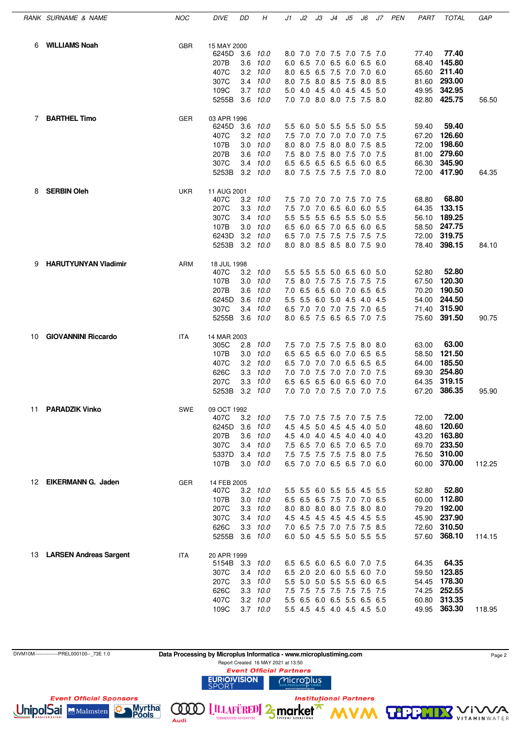| RANK | SURNAME & NAME | NOC | DIVE | DD | H | J1 | J2 | J3 | J4 | J5 | J6 | J7 | PEN | PART | TOTAL | GAP |
|---|---|---|---|---|---|---|---|---|---|---|---|---|---|---|---|---|
| 6 | **WILLIAMS Noah** | GBR | 15 MAY 2000 | | | | | | | | | | | | | |
| | | | 6245D | 3.6 | *10.0* | 8.0 | 7.0 | 7.0 | 7.5 | 7.0 | 7.5 | 7.0 | | 77.40 | **77.40** | |
| | | | 207B | 3.6 | *10.0* | 6.0 | 6.5 | 7.0 | 6.5 | 6.0 | 6.5 | 6.0 | | 68.40 | **145.80** | |
| | | | 407C | 3.2 | *10.0* | 8.0 | 6.5 | 6.5 | 7.5 | 7.0 | 7.0 | 6.0 | | 65.60 | **211.40** | |
| | | | 307C | 3.4 | *10.0* | 8.0 | 7.5 | 8.0 | 8.5 | 7.5 | 8.0 | 8.5 | | 81.60 | **293.00** | |
| | | | 109C | 3.7 | *10.0* | 5.0 | 4.0 | 4.5 | 4.0 | 4.5 | 4.5 | 5.0 | | 49.95 | **342.95** | |
| | | | 5255B | 3.6 | *10.0* | 7.0 | 7.0 | 8.0 | 8.0 | 7.5 | 7.5 | 8.0 | | 82.80 | **425.75** | 56.50 |
| 7 | **BARTHEL Timo** | GER | 03 APR 1996 | | | | | | | | | | | | | |
| | | | 6245D | 3.6 | *10.0* | 5.5 | 6.0 | 5.0 | 5.5 | 5.5 | 5.0 | 5.5 | | 59.40 | **59.40** | |
| | | | 407C | 3.2 | *10.0* | 7.5 | 7.0 | 7.0 | 7.0 | 7.0 | 7.0 | 7.5 | | 67.20 | **126.60** | |
| | | | 107B | 3.0 | *10.0* | 8.0 | 8.0 | 7.5 | 8.0 | 8.0 | 7.5 | 8.5 | | 72.00 | **198.60** | |
| | | | 207B | 3.6 | *10.0* | 7.5 | 8.0 | 7.5 | 8.0 | 7.5 | 7.0 | 7.5 | | 81.00 | **279.60** | |
| | | | 307C | 3.4 | *10.0* | 6.5 | 6.5 | 6.5 | 6.5 | 6.5 | 6.0 | 6.5 | | 66.30 | **345.90** | |
| | | | 5253B | 3.2 | *10.0* | 8.0 | 7.5 | 7.5 | 7.5 | 7.5 | 7.0 | 8.0 | | 72.00 | **417.90** | 64.35 |
| 8 | **SERBIN Oleh** | UKR | 11 AUG 2001 | | | | | | | | | | | | | |
| | | | 407C | 3.2 | *10.0* | 7.5 | 7.0 | 7.0 | 7.0 | 7.5 | 7.0 | 7.5 | | 68.80 | **68.80** | |
| | | | 207C | 3.3 | *10.0* | 7.5 | 7.0 | 7.0 | 6.5 | 6.0 | 6.0 | 5.5 | | 64.35 | **133.15** | |
| | | | 307C | 3.4 | *10.0* | 5.5 | 5.5 | 5.5 | 6.5 | 5.5 | 5.0 | 5.5 | | 56.10 | **189.25** | |
| | | | 107B | 3.0 | *10.0* | 6.5 | 6.0 | 6.5 | 7.0 | 6.5 | 6.0 | 6.5 | | 58.50 | **247.75** | |
| | | | 6243D | 3.2 | *10.0* | 6.5 | 7.0 | 7.5 | 7.5 | 7.5 | 7.5 | 7.5 | | 72.00 | **319.75** | |
| | | | 5253B | 3.2 | *10.0* | 8.0 | 8.0 | 8.5 | 8.5 | 8.0 | 7.5 | 9.0 | | 78.40 | **398.15** | 84.10 |
| 9 | **HARUTYUNYAN Vladimir** | ARM | 18 JUL 1998 | | | | | | | | | | | | | |
| | | | 407C | 3.2 | *10.0* | 5.5 | 5.5 | 5.5 | 5.0 | 6.5 | 6.0 | 5.0 | | 52.80 | **52.80** | |
| | | | 107B | 3.0 | *10.0* | 7.5 | 8.0 | 7.5 | 7.5 | 7.5 | 7.5 | 7.5 | | 67.50 | **120.30** | |
| | | | 207B | 3.6 | *10.0* | 7.0 | 6.5 | 6.5 | 6.0 | 7.0 | 6.5 | 6.5 | | 70.20 | **190.50** | |
| | | | 6245D | 3.6 | *10.0* | 5.5 | 5.5 | 6.0 | 5.0 | 4.5 | 4.0 | 4.5 | | 54.00 | **244.50** | |
| | | | 307C | 3.4 | *10.0* | 6.5 | 7.0 | 7.0 | 7.0 | 7.5 | 7.0 | 6.5 | | 71.40 | **315.90** | |
| | | | 5255B | 3.6 | *10.0* | 8.0 | 6.5 | 7.5 | 6.5 | 6.5 | 7.0 | 7.5 | | 75.60 | **391.50** | 90.75 |
| 10 | **GIOVANNINI Riccardo** | ITA | 14 MAR 2003 | | | | | | | | | | | | | |
| | | | 305C | 2.8 | *10.0* | 7.5 | 7.0 | 7.5 | 7.5 | 7.5 | 8.0 | 8.0 | | 63.00 | **63.00** | |
| | | | 107B | 3.0 | *10.0* | 6.5 | 6.5 | 6.5 | 6.0 | 7.0 | 6.5 | 6.5 | | 58.50 | **121.50** | |
| | | | 407C | 3.2 | *10.0* | 6.5 | 7.0 | 7.0 | 7.0 | 6.5 | 6.5 | 6.5 | | 64.00 | **185.50** | |
| | | | 626C | 3.3 | *10.0* | 7.0 | 7.0 | 7.5 | 7.0 | 7.0 | 7.0 | 7.5 | | 69.30 | **254.80** | |
| | | | 207C | 3.3 | *10.0* | 6.5 | 6.5 | 6.5 | 6.0 | 6.5 | 6.0 | 7.0 | | 64.35 | **319.15** | |
| | | | 5253B | 3.2 | *10.0* | 7.0 | 7.0 | 7.0 | 7.5 | 7.0 | 7.0 | 7.5 | | 67.20 | **386.35** | 95.90 |
| 11 | **PARADZIK Vinko** | SWE | 09 OCT 1992 | | | | | | | | | | | | | |
| | | | 407C | 3.2 | *10.0* | 7.5 | 7.0 | 7.5 | 7.5 | 7.0 | 7.5 | 7.5 | | 72.00 | **72.00** | |
| | | | 6245D | 3.6 | *10.0* | 4.5 | 4.5 | 5.0 | 4.5 | 4.5 | 4.0 | 5.0 | | 48.60 | **120.60** | |
| | | | 207B | 3.6 | *10.0* | 4.5 | 4.0 | 4.0 | 4.5 | 4.0 | 4.0 | 4.0 | | 43.20 | **163.80** | |
| | | | 307C | 3.4 | *10.0* | 7.5 | 6.5 | 7.0 | 6.5 | 7.0 | 6.5 | 7.0 | | 69.70 | **233.50** | |
| | | | 5337D | 3.4 | *10.0* | 7.5 | 7.5 | 7.5 | 7.5 | 7.5 | 8.0 | 7.5 | | 76.50 | **310.00** | |
| | | | 107B | 3.0 | *10.0* | 6.5 | 7.0 | 7.0 | 6.5 | 6.5 | 7.0 | 6.0 | | 60.00 | **370.00** | 112.25 |
| 12 | **EIKERMANN G. Jaden** | GER | 14 FEB 2005 | | | | | | | | | | | | | |
| | | | 407C | 3.2 | *10.0* | 5.5 | 5.5 | 6.0 | 5.5 | 5.5 | 4.5 | 5.5 | | 52.80 | **52.80** | |
| | | | 107B | 3.0 | *10.0* | 6.5 | 6.5 | 6.5 | 7.5 | 7.0 | 7.0 | 6.5 | | 60.00 | **112.80** | |
| | | | 207C | 3.3 | *10.0* | 8.0 | 8.0 | 8.0 | 8.0 | 7.5 | 8.0 | 8.0 | | 79.20 | **192.00** | |
| | | | 307C | 3.4 | *10.0* | 4.5 | 4.5 | 4.5 | 4.5 | 4.5 | 4.5 | 5.5 | | 45.90 | **237.90** | |
| | | | 626C | 3.3 | *10.0* | 7.0 | 6.5 | 7.5 | 7.0 | 7.5 | 7.5 | 8.5 | | 72.60 | **310.50** | |
| | | | 5255B | 3.6 | *10.0* | 6.0 | 5.0 | 4.5 | 5.5 | 5.0 | 5.5 | 5.5 | | 57.60 | **368.10** | 114.15 |
| 13 | **LARSEN Andreas Sargent** | ITA | 20 APR 1999 | | | | | | | | | | | | | |
| | | | 5154B | 3.3 | *10.0* | 6.5 | 6.5 | 6.0 | 6.5 | 6.0 | 7.0 | 7.5 | | 64.35 | **64.35** | |
| | | | 307C | 3.4 | *10.0* | 6.5 | 2.0 | 2.0 | 6.0 | 5.5 | 6.0 | 7.0 | | 59.50 | **123.85** | |
| | | | 207C | 3.3 | *10.0* | 5.5 | 5.0 | 5.0 | 5.5 | 5.5 | 6.0 | 6.5 | | 54.45 | **178.30** | |
| | | | 626C | 3.3 | *10.0* | 7.5 | 7.5 | 7.5 | 7.5 | 7.5 | 7.5 | 7.5 | | 74.25 | **252.55** | |
| | | | 407C | 3.2 | *10.0* | 5.5 | 6.5 | 6.0 | 6.5 | 5.5 | 6.5 | 6.5 | | 60.80 | **313.35** | |
| | | | 109C | 3.7 | *10.0* | 5.5 | 4.5 | 4.5 | 4.0 | 4.5 | 4.5 | 5.0 | | 49.95 | **363.30** | 118.95 |

DIVM10M---------------PREL000100--_73E 1.0

**Data Processing by Microplus Informatica - www.microplustiming.com**

Report Created 16 MAY 2021 at 13:50

*Event Official Partners*

*Event Official Sponsors*

*Institutional Partners*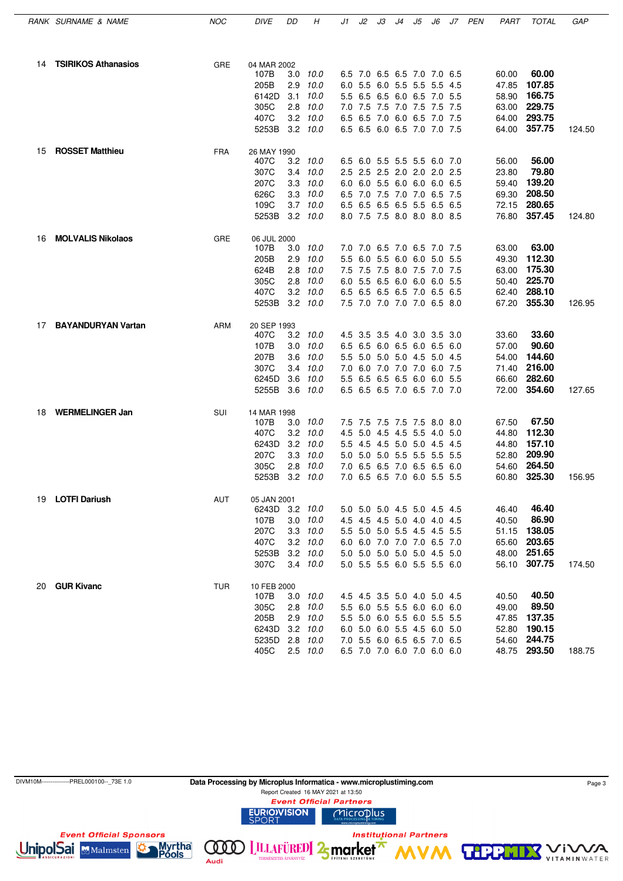| RANK | SURNAME & NAME | NOC | DIVE | DD | H | J1 | J2 | J3 | J4 | J5 | J6 | J7 | PEN | PART | TOTAL | GAP |
|---|---|---|---|---|---|---|---|---|---|---|---|---|---|---|---|---|
| 14 | **TSIRIKOS Athanasios** | GRE | 04 MAR 2002 | | | | | | | | | | | | | |
| | | | 107B | 3.0 | 10.0 | 6.5 | 7.0 | 6.5 | 6.5 | 7.0 | 7.0 | 6.5 | | 60.00 | **60.00** | |
| | | | 205B | 2.9 | 10.0 | 6.0 | 5.5 | 6.0 | 5.5 | 5.5 | 5.5 | 4.5 | | 47.85 | **107.85** | |
| | | | 6142D | 3.1 | 10.0 | 5.5 | 6.5 | 6.5 | 6.0 | 6.5 | 7.0 | 5.5 | | 58.90 | **166.75** | |
| | | | 305C | 2.8 | 10.0 | 7.0 | 7.5 | 7.5 | 7.0 | 7.5 | 7.5 | 7.5 | | 63.00 | **229.75** | |
| | | | 407C | 3.2 | 10.0 | 6.5 | 6.5 | 7.0 | 6.0 | 6.5 | 7.0 | 7.5 | | 64.00 | **293.75** | |
| | | | 5253B | 3.2 | 10.0 | 6.5 | 6.5 | 6.0 | 6.5 | 7.0 | 7.0 | 7.5 | | 64.00 | **357.75** | 124.50 |
| 15 | **ROSSET Matthieu** | FRA | 26 MAY 1990 | | | | | | | | | | | | | |
| | | | 407C | 3.2 | 10.0 | 6.5 | 6.0 | 5.5 | 5.5 | 5.5 | 6.0 | 7.0 | | 56.00 | **56.00** | |
| | | | 307C | 3.4 | 10.0 | 2.5 | 2.5 | 2.5 | 2.0 | 2.0 | 2.0 | 2.5 | | 23.80 | **79.80** | |
| | | | 207C | 3.3 | 10.0 | 6.0 | 6.0 | 5.5 | 6.0 | 6.0 | 6.0 | 6.5 | | 59.40 | **139.20** | |
| | | | 626C | 3.3 | 10.0 | 6.5 | 7.0 | 7.5 | 7.0 | 7.0 | 6.5 | 7.5 | | 69.30 | **208.50** | |
| | | | 109C | 3.7 | 10.0 | 6.5 | 6.5 | 6.5 | 6.5 | 5.5 | 6.5 | 6.5 | | 72.15 | **280.65** | |
| | | | 5253B | 3.2 | 10.0 | 8.0 | 7.5 | 7.5 | 8.0 | 8.0 | 8.0 | 8.5 | | 76.80 | **357.45** | 124.80 |
| 16 | **MOLVALIS Nikolaos** | GRE | 06 JUL 2000 | | | | | | | | | | | | | |
| | | | 107B | 3.0 | 10.0 | 7.0 | 7.0 | 6.5 | 7.0 | 6.5 | 7.0 | 7.5 | | 63.00 | **63.00** | |
| | | | 205B | 2.9 | 10.0 | 5.5 | 6.0 | 5.5 | 6.0 | 6.0 | 5.0 | 5.5 | | 49.30 | **112.30** | |
| | | | 624B | 2.8 | 10.0 | 7.5 | 7.5 | 7.5 | 8.0 | 7.5 | 7.0 | 7.5 | | 63.00 | **175.30** | |
| | | | 305C | 2.8 | 10.0 | 6.0 | 5.5 | 6.5 | 6.0 | 6.0 | 6.0 | 5.5 | | 50.40 | **225.70** | |
| | | | 407C | 3.2 | 10.0 | 6.5 | 6.5 | 6.5 | 6.5 | 7.0 | 6.5 | 6.5 | | 62.40 | **288.10** | |
| | | | 5253B | 3.2 | 10.0 | 7.5 | 7.0 | 7.0 | 7.0 | 7.0 | 6.5 | 8.0 | | 67.20 | **355.30** | 126.95 |
| 17 | **BAYANDURYAN Vartan** | ARM | 20 SEP 1993 | | | | | | | | | | | | | |
| | | | 407C | 3.2 | 10.0 | 4.5 | 3.5 | 3.5 | 4.0 | 3.0 | 3.5 | 3.0 | | 33.60 | **33.60** | |
| | | | 107B | 3.0 | 10.0 | 6.5 | 6.5 | 6.0 | 6.5 | 6.0 | 6.5 | 6.0 | | 57.00 | **90.60** | |
| | | | 207B | 3.6 | 10.0 | 5.5 | 5.0 | 5.0 | 5.0 | 4.5 | 5.0 | 4.5 | | 54.00 | **144.60** | |
| | | | 307C | 3.4 | 10.0 | 7.0 | 6.0 | 7.0 | 7.0 | 7.0 | 6.0 | 7.5 | | 71.40 | **216.00** | |
| | | | 6245D | 3.6 | 10.0 | 5.5 | 6.5 | 6.5 | 6.5 | 6.0 | 6.0 | 5.5 | | 66.60 | **282.60** | |
| | | | 5255B | 3.6 | 10.0 | 6.5 | 6.5 | 6.5 | 7.0 | 6.5 | 7.0 | 7.0 | | 72.00 | **354.60** | 127.65 |
| 18 | **WERMELINGER Jan** | SUI | 14 MAR 1998 | | | | | | | | | | | | | |
| | | | 107B | 3.0 | 10.0 | 7.5 | 7.5 | 7.5 | 7.5 | 7.5 | 8.0 | 8.0 | | 67.50 | **67.50** | |
| | | | 407C | 3.2 | 10.0 | 4.5 | 5.0 | 4.5 | 4.5 | 5.5 | 4.0 | 5.0 | | 44.80 | **112.30** | |
| | | | 6243D | 3.2 | 10.0 | 5.5 | 4.5 | 4.5 | 5.0 | 5.0 | 4.5 | 4.5 | | 44.80 | **157.10** | |
| | | | 207C | 3.3 | 10.0 | 5.0 | 5.0 | 5.0 | 5.5 | 5.5 | 5.5 | 5.5 | | 52.80 | **209.90** | |
| | | | 305C | 2.8 | 10.0 | 7.0 | 6.5 | 6.5 | 7.0 | 6.5 | 6.5 | 6.0 | | 54.60 | **264.50** | |
| | | | 5253B | 3.2 | 10.0 | 7.0 | 6.5 | 6.5 | 7.0 | 6.0 | 5.5 | 5.5 | | 60.80 | **325.30** | 156.95 |
| 19 | **LOTFI Dariush** | AUT | 05 JAN 2001 | | | | | | | | | | | | | |
| | | | 6243D | 3.2 | 10.0 | 5.0 | 5.0 | 5.0 | 4.5 | 5.0 | 4.5 | 4.5 | | 46.40 | **46.40** | |
| | | | 107B | 3.0 | 10.0 | 4.5 | 4.5 | 4.5 | 5.0 | 4.0 | 4.0 | 4.5 | | 40.50 | **86.90** | |
| | | | 207C | 3.3 | 10.0 | 5.5 | 5.0 | 5.0 | 5.5 | 4.5 | 4.5 | 5.5 | | 51.15 | **138.05** | |
| | | | 407C | 3.2 | 10.0 | 6.0 | 6.0 | 7.0 | 7.0 | 7.0 | 6.5 | 7.0 | | 65.60 | **203.65** | |
| | | | 5253B | 3.2 | 10.0 | 5.0 | 5.0 | 5.0 | 5.0 | 5.0 | 4.5 | 5.0 | | 48.00 | **251.65** | |
| | | | 307C | 3.4 | 10.0 | 5.0 | 5.5 | 5.5 | 6.0 | 5.5 | 5.5 | 6.0 | | 56.10 | **307.75** | 174.50 |
| 20 | **GUR Kivanc** | TUR | 10 FEB 2000 | | | | | | | | | | | | | |
| | | | 107B | 3.0 | 10.0 | 4.5 | 4.5 | 3.5 | 5.0 | 4.0 | 5.0 | 4.5 | | 40.50 | **40.50** | |
| | | | 305C | 2.8 | 10.0 | 5.5 | 6.0 | 5.5 | 5.5 | 6.0 | 6.0 | 6.0 | | 49.00 | **89.50** | |
| | | | 205B | 2.9 | 10.0 | 5.5 | 5.0 | 6.0 | 5.5 | 6.0 | 5.5 | 5.5 | | 47.85 | **137.35** | |
| | | | 6243D | 3.2 | 10.0 | 6.0 | 5.0 | 6.0 | 5.5 | 4.5 | 6.0 | 5.0 | | 52.80 | **190.15** | |
| | | | 5235D | 2.8 | 10.0 | 7.0 | 5.5 | 6.0 | 6.5 | 6.5 | 7.0 | 6.5 | | 54.60 | **244.75** | |
| | | | 405C | 2.5 | 10.0 | 6.5 | 7.0 | 7.0 | 6.0 | 7.0 | 6.0 | 6.0 | | 48.75 | **293.50** | 188.75 |

DIVM10M--------------PREL000100--_73E 1.0

**Data Processing by Microplus Informatica - www.microplustiming.com**

Report Created 16 MAY 2021 at 13:50

*Event Official Partners*

*Event Official Sponsors*

*Institutional Partners*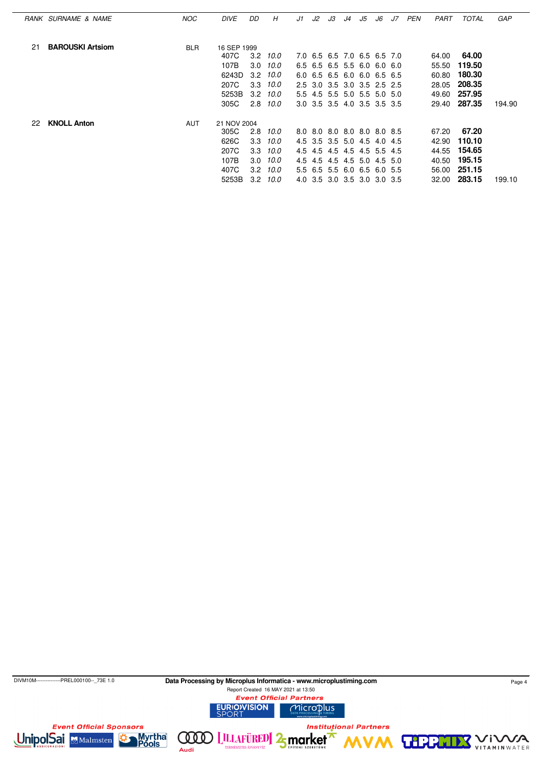| RANK | SURNAME & NAME | NOC | DIVE | DD | H | J1 | J2 | J3 | J4 | J5 | J6 | J7 | PEN | PART | TOTAL | GAP |
|---|---|---|---|---|---|---|---|---|---|---|---|---|---|---|---|---|
| 21 | **BAROUSKI Artsiom** | BLR | 16 SEP 1999 | | | | | | | | | | | | | |
| | | | 407C | 3.2 | *10.0* | 7.0 | 6.5 | 6.5 | 7.0 | 6.5 | 6.5 | 7.0 | | 64.00 | **64.00** | |
| | | | 107B | 3.0 | *10.0* | 6.5 | 6.5 | 6.5 | 5.5 | 6.0 | 6.0 | 6.0 | | 55.50 | **119.50** | |
| | | | 6243D | 3.2 | *10.0* | 6.0 | 6.5 | 6.5 | 6.0 | 6.0 | 6.5 | 6.5 | | 60.80 | **180.30** | |
| | | | 207C | 3.3 | *10.0* | 2.5 | 3.0 | 3.5 | 3.0 | 3.5 | 2.5 | 2.5 | | 28.05 | **208.35** | |
| | | | 5253B | 3.2 | *10.0* | 5.5 | 4.5 | 5.5 | 5.0 | 5.5 | 5.0 | 5.0 | | 49.60 | **257.95** | |
| | | | 305C | 2.8 | *10.0* | 3.0 | 3.5 | 3.5 | 4.0 | 3.5 | 3.5 | 3.5 | | 29.40 | **287.35** | 194.90 |
| 22 | **KNOLL Anton** | AUT | 21 NOV 2004 | | | | | | | | | | | | | |
| | | | 305C | 2.8 | *10.0* | 8.0 | 8.0 | 8.0 | 8.0 | 8.0 | 8.0 | 8.5 | | 67.20 | **67.20** | |
| | | | 626C | 3.3 | *10.0* | 4.5 | 3.5 | 3.5 | 5.0 | 4.5 | 4.0 | 4.5 | | 42.90 | **110.10** | |
| | | | 207C | 3.3 | *10.0* | 4.5 | 4.5 | 4.5 | 4.5 | 4.5 | 5.5 | 4.5 | | 44.55 | **154.65** | |
| | | | 107B | 3.0 | *10.0* | 4.5 | 4.5 | 4.5 | 4.5 | 5.0 | 4.5 | 5.0 | | 40.50 | **195.15** | |
| | | | 407C | 3.2 | *10.0* | 5.5 | 6.5 | 5.5 | 6.0 | 6.5 | 6.0 | 5.5 | | 56.00 | **251.15** | |
| | | | 5253B | 3.2 | *10.0* | 4.0 | 3.5 | 3.0 | 3.5 | 3.0 | 3.0 | 3.5 | | 32.00 | **283.15** | 199.10 |

DIVM10M---------------PREL000100--_73E 1.0 **Data Processing by Microplus Informatica - www.microplustiming.com**

Report Created 16 MAY 2021 at 13:50

*Event Official Partners*

*Event Official Sponsors*

*Institutional Partners*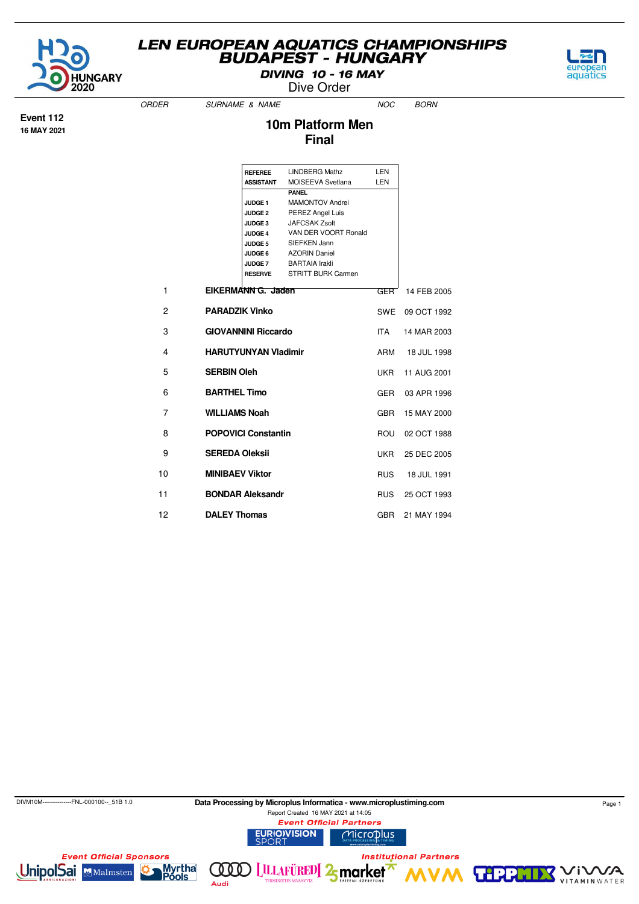# LEN EUROPEAN AQUATICS CHAMPIONSHIPS
## BUDAPEST - HUNGARY
### DIVING 10 - 16 MAY
Dive Order

**Event 112**
**16 MAY 2021**

## 10m Platform Men
## Final

| | | |
|---|---|---|
| **REFEREE** | LINDBERG Mathz | LEN |
| **ASSISTANT** | MOISEEVA Svetlana | LEN |
| | **PANEL** | |
| **JUDGE 1** | MAMONTOV Andrei | |
| **JUDGE 2** | PEREZ Angel Luis | |
| **JUDGE 3** | JAFCSAK Zsolt | |
| **JUDGE 4** | VAN DER VOORT Ronald | |
| **JUDGE 5** | SIEFKEN Jann | |
| **JUDGE 6** | AZORIN Daniel | |
| **JUDGE 7** | BARTAIA Irakli | |
| **RESERVE** | STRITT BURK Carmen | |

| ORDER | SURNAME & NAME | NOC | BORN |
|---|---|---|---|
| 1 | **EIKERMANN G. Jaden** | GER | 14 FEB 2005 |
| 2 | **PARADZIK Vinko** | SWE | 09 OCT 1992 |
| 3 | **GIOVANNINI Riccardo** | ITA | 14 MAR 2003 |
| 4 | **HARUTYUNYAN Vladimir** | ARM | 18 JUL 1998 |
| 5 | **SERBIN Oleh** | UKR | 11 AUG 2001 |
| 6 | **BARTHEL Timo** | GER | 03 APR 1996 |
| 7 | **WILLIAMS Noah** | GBR | 15 MAY 2000 |
| 8 | **POPOVICI Constantin** | ROU | 02 OCT 1988 |
| 9 | **SEREDA Oleksii** | UKR | 25 DEC 2005 |
| 10 | **MINIBAEV Viktor** | RUS | 18 JUL 1991 |
| 11 | **BONDAR Aleksandr** | RUS | 25 OCT 1993 |
| 12 | **DALEY Thomas** | GBR | 21 MAY 1994 |

DIVM10M---------------FNL-000100--_51B 1.0

**Data Processing by Microplus Informatica - www.microplustiming.com**
Report Created 16 MAY 2021 at 14:05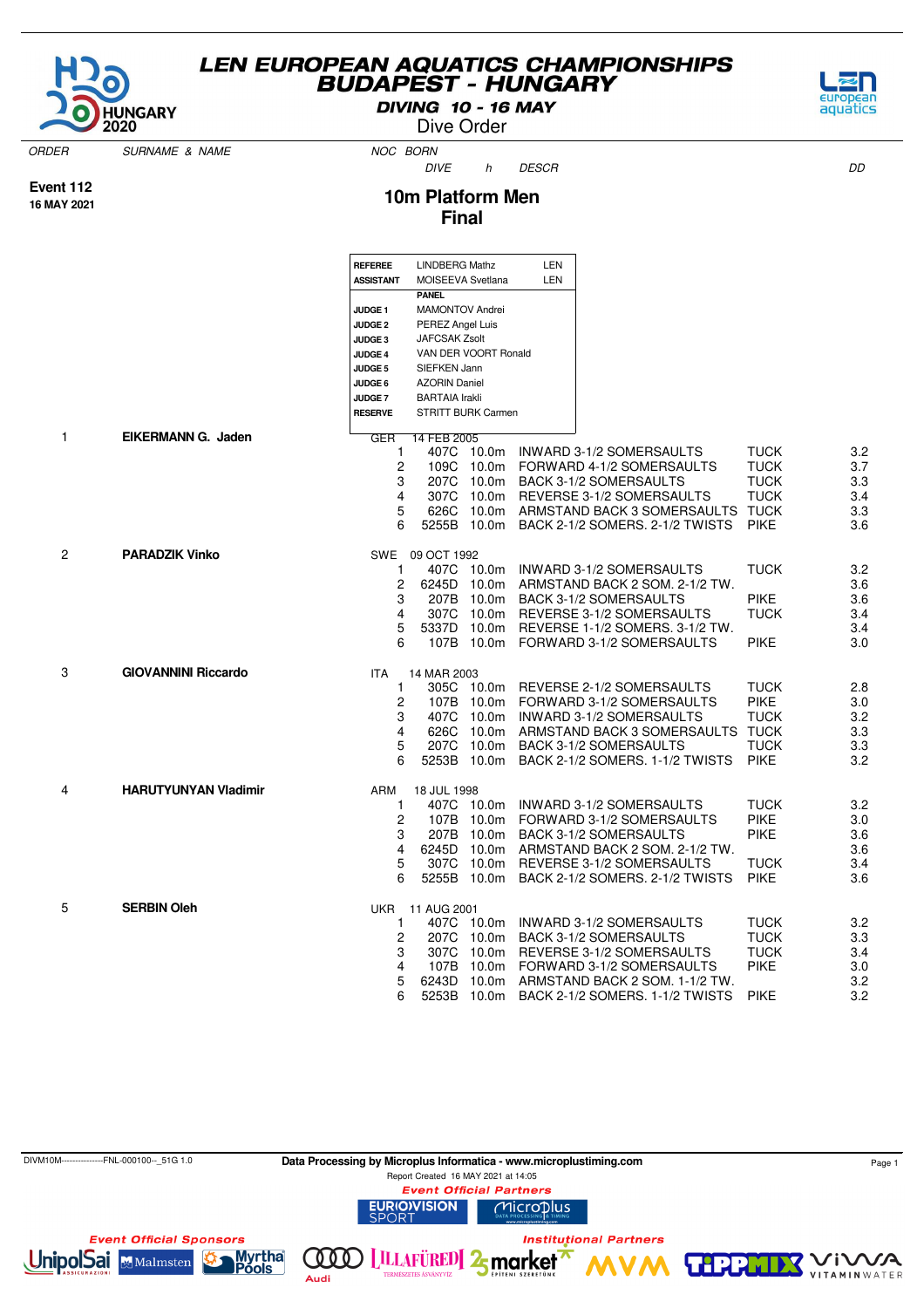# LEN EUROPEAN AQUATICS CHAMPIONSHIPS
## BUDAPEST - HUNGARY

**DIVING 10 - 16 MAY**

Dive Order

**Event 112**
**16 MAY 2021**

## 10m Platform Men
## Final

| | | |
|---|---|---|
| **REFEREE** | LINDBERG Mathz | LEN |
| **ASSISTANT** | MOISEEVA Svetlana | LEN |
| | **PANEL** | |
| **JUDGE 1** | MAMONTOV Andrei | |
| **JUDGE 2** | PEREZ Angel Luis | |
| **JUDGE 3** | JAFCSAK Zsolt | |
| **JUDGE 4** | VAN DER VOORT Ronald | |
| **JUDGE 5** | SIEFKEN Jann | |
| **JUDGE 6** | AZORIN Daniel | |
| **JUDGE 7** | BARTAIA Irakli | |
| **RESERVE** | STRITT BURK Carmen | |

| ORDER | SURNAME & NAME | NOC | BORN / # | DIVE | h | DESCR | | DD |
|---|---|---|---|---|---|---|---|---|
| 1 | **EIKERMANN G. Jaden** | GER | 14 FEB 2005 | | | | | |
| | | | 1 | 407C | 10.0m | INWARD 3-1/2 SOMERSAULTS | TUCK | 3.2 |
| | | | 2 | 109C | 10.0m | FORWARD 4-1/2 SOMERSAULTS | TUCK | 3.7 |
| | | | 3 | 207C | 10.0m | BACK 3-1/2 SOMERSAULTS | TUCK | 3.3 |
| | | | 4 | 307C | 10.0m | REVERSE 3-1/2 SOMERSAULTS | TUCK | 3.4 |
| | | | 5 | 626C | 10.0m | ARMSTAND BACK 3 SOMERSAULTS | TUCK | 3.3 |
| | | | 6 | 5255B | 10.0m | BACK 2-1/2 SOMERS. 2-1/2 TWISTS | PIKE | 3.6 |
| 2 | **PARADZIK Vinko** | SWE | 09 OCT 1992 | | | | | |
| | | | 1 | 407C | 10.0m | INWARD 3-1/2 SOMERSAULTS | TUCK | 3.2 |
| | | | 2 | 6245D | 10.0m | ARMSTAND BACK 2 SOM. 2-1/2 TW. | | 3.6 |
| | | | 3 | 207B | 10.0m | BACK 3-1/2 SOMERSAULTS | PIKE | 3.6 |
| | | | 4 | 307C | 10.0m | REVERSE 3-1/2 SOMERSAULTS | TUCK | 3.4 |
| | | | 5 | 5337D | 10.0m | REVERSE 1-1/2 SOMERS. 3-1/2 TW. | | 3.4 |
| | | | 6 | 107B | 10.0m | FORWARD 3-1/2 SOMERSAULTS | PIKE | 3.0 |
| 3 | **GIOVANNINI Riccardo** | ITA | 14 MAR 2003 | | | | | |
| | | | 1 | 305C | 10.0m | REVERSE 2-1/2 SOMERSAULTS | TUCK | 2.8 |
| | | | 2 | 107B | 10.0m | FORWARD 3-1/2 SOMERSAULTS | PIKE | 3.0 |
| | | | 3 | 407C | 10.0m | INWARD 3-1/2 SOMERSAULTS | TUCK | 3.2 |
| | | | 4 | 626C | 10.0m | ARMSTAND BACK 3 SOMERSAULTS | TUCK | 3.3 |
| | | | 5 | 207C | 10.0m | BACK 3-1/2 SOMERSAULTS | TUCK | 3.3 |
| | | | 6 | 5253B | 10.0m | BACK 2-1/2 SOMERS. 1-1/2 TWISTS | PIKE | 3.2 |
| 4 | **HARUTYUNYAN Vladimir** | ARM | 18 JUL 1998 | | | | | |
| | | | 1 | 407C | 10.0m | INWARD 3-1/2 SOMERSAULTS | TUCK | 3.2 |
| | | | 2 | 107B | 10.0m | FORWARD 3-1/2 SOMERSAULTS | PIKE | 3.0 |
| | | | 3 | 207B | 10.0m | BACK 3-1/2 SOMERSAULTS | PIKE | 3.6 |
| | | | 4 | 6245D | 10.0m | ARMSTAND BACK 2 SOM. 2-1/2 TW. | | 3.6 |
| | | | 5 | 307C | 10.0m | REVERSE 3-1/2 SOMERSAULTS | TUCK | 3.4 |
| | | | 6 | 5255B | 10.0m | BACK 2-1/2 SOMERS. 2-1/2 TWISTS | PIKE | 3.6 |
| 5 | **SERBIN Oleh** | UKR | 11 AUG 2001 | | | | | |
| | | | 1 | 407C | 10.0m | INWARD 3-1/2 SOMERSAULTS | TUCK | 3.2 |
| | | | 2 | 207C | 10.0m | BACK 3-1/2 SOMERSAULTS | TUCK | 3.3 |
| | | | 3 | 307C | 10.0m | REVERSE 3-1/2 SOMERSAULTS | TUCK | 3.4 |
| | | | 4 | 107B | 10.0m | FORWARD 3-1/2 SOMERSAULTS | PIKE | 3.0 |
| | | | 5 | 6243D | 10.0m | ARMSTAND BACK 2 SOM. 1-1/2 TW. | | 3.2 |
| | | | 6 | 5253B | 10.0m | BACK 2-1/2 SOMERS. 1-1/2 TWISTS | PIKE | 3.2 |

DIVM10M--------------FNL-000100--_51G 1.0 — Data Processing by Microplus Informatica - www.microplustiming.com — Report Created 16 MAY 2021 at 14:05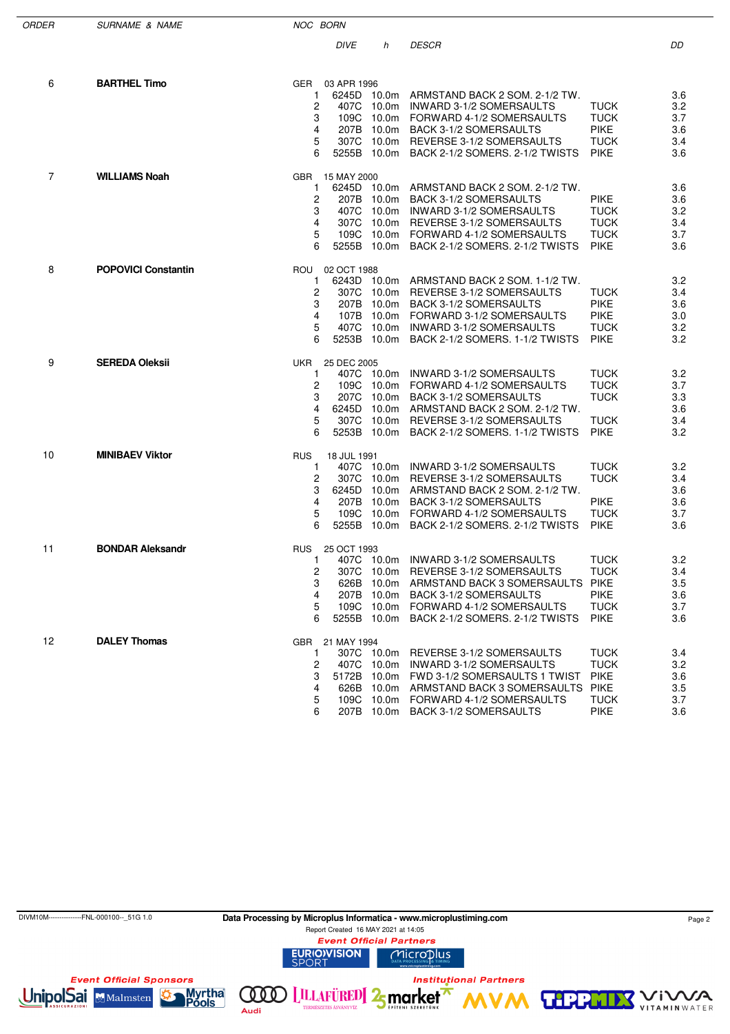| ORDER | SURNAME & NAME | NOC | BORN | | | | | |
|---|---|---|---|---|---|---|---|---|
| | | | | DIVE | h | DESCR | | DD |
| 6 | **BARTHEL Timo** | GER | 03 APR 1996 | | | | | |
| | | | 1 | 6245D | 10.0m | ARMSTAND BACK 2 SOM. 2-1/2 TW. | | 3.6 |
| | | | 2 | 407C | 10.0m | INWARD 3-1/2 SOMERSAULTS | TUCK | 3.2 |
| | | | 3 | 109C | 10.0m | FORWARD 4-1/2 SOMERSAULTS | TUCK | 3.7 |
| | | | 4 | 207B | 10.0m | BACK 3-1/2 SOMERSAULTS | PIKE | 3.6 |
| | | | 5 | 307C | 10.0m | REVERSE 3-1/2 SOMERSAULTS | TUCK | 3.4 |
| | | | 6 | 5255B | 10.0m | BACK 2-1/2 SOMERS. 2-1/2 TWISTS | PIKE | 3.6 |
| 7 | **WILLIAMS Noah** | GBR | 15 MAY 2000 | | | | | |
| | | | 1 | 6245D | 10.0m | ARMSTAND BACK 2 SOM. 2-1/2 TW. | | 3.6 |
| | | | 2 | 207B | 10.0m | BACK 3-1/2 SOMERSAULTS | PIKE | 3.6 |
| | | | 3 | 407C | 10.0m | INWARD 3-1/2 SOMERSAULTS | TUCK | 3.2 |
| | | | 4 | 307C | 10.0m | REVERSE 3-1/2 SOMERSAULTS | TUCK | 3.4 |
| | | | 5 | 109C | 10.0m | FORWARD 4-1/2 SOMERSAULTS | TUCK | 3.7 |
| | | | 6 | 5255B | 10.0m | BACK 2-1/2 SOMERS. 2-1/2 TWISTS | PIKE | 3.6 |
| 8 | **POPOVICI Constantin** | ROU | 02 OCT 1988 | | | | | |
| | | | 1 | 6243D | 10.0m | ARMSTAND BACK 2 SOM. 1-1/2 TW. | | 3.2 |
| | | | 2 | 307C | 10.0m | REVERSE 3-1/2 SOMERSAULTS | TUCK | 3.4 |
| | | | 3 | 207B | 10.0m | BACK 3-1/2 SOMERSAULTS | PIKE | 3.6 |
| | | | 4 | 107B | 10.0m | FORWARD 3-1/2 SOMERSAULTS | PIKE | 3.0 |
| | | | 5 | 407C | 10.0m | INWARD 3-1/2 SOMERSAULTS | TUCK | 3.2 |
| | | | 6 | 5253B | 10.0m | BACK 2-1/2 SOMERS. 1-1/2 TWISTS | PIKE | 3.2 |
| 9 | **SEREDA Oleksii** | UKR | 25 DEC 2005 | | | | | |
| | | | 1 | 407C | 10.0m | INWARD 3-1/2 SOMERSAULTS | TUCK | 3.2 |
| | | | 2 | 109C | 10.0m | FORWARD 4-1/2 SOMERSAULTS | TUCK | 3.7 |
| | | | 3 | 207C | 10.0m | BACK 3-1/2 SOMERSAULTS | TUCK | 3.3 |
| | | | 4 | 6245D | 10.0m | ARMSTAND BACK 2 SOM. 2-1/2 TW. | | 3.6 |
| | | | 5 | 307C | 10.0m | REVERSE 3-1/2 SOMERSAULTS | TUCK | 3.4 |
| | | | 6 | 5253B | 10.0m | BACK 2-1/2 SOMERS. 1-1/2 TWISTS | PIKE | 3.2 |
| 10 | **MINIBAEV Viktor** | RUS | 18 JUL 1991 | | | | | |
| | | | 1 | 407C | 10.0m | INWARD 3-1/2 SOMERSAULTS | TUCK | 3.2 |
| | | | 2 | 307C | 10.0m | REVERSE 3-1/2 SOMERSAULTS | TUCK | 3.4 |
| | | | 3 | 6245D | 10.0m | ARMSTAND BACK 2 SOM. 2-1/2 TW. | | 3.6 |
| | | | 4 | 207B | 10.0m | BACK 3-1/2 SOMERSAULTS | PIKE | 3.6 |
| | | | 5 | 109C | 10.0m | FORWARD 4-1/2 SOMERSAULTS | TUCK | 3.7 |
| | | | 6 | 5255B | 10.0m | BACK 2-1/2 SOMERS. 2-1/2 TWISTS | PIKE | 3.6 |
| 11 | **BONDAR Aleksandr** | RUS | 25 OCT 1993 | | | | | |
| | | | 1 | 407C | 10.0m | INWARD 3-1/2 SOMERSAULTS | TUCK | 3.2 |
| | | | 2 | 307C | 10.0m | REVERSE 3-1/2 SOMERSAULTS | TUCK | 3.4 |
| | | | 3 | 626B | 10.0m | ARMSTAND BACK 3 SOMERSAULTS | PIKE | 3.5 |
| | | | 4 | 207B | 10.0m | BACK 3-1/2 SOMERSAULTS | PIKE | 3.6 |
| | | | 5 | 109C | 10.0m | FORWARD 4-1/2 SOMERSAULTS | TUCK | 3.7 |
| | | | 6 | 5255B | 10.0m | BACK 2-1/2 SOMERS. 2-1/2 TWISTS | PIKE | 3.6 |
| 12 | **DALEY Thomas** | GBR | 21 MAY 1994 | | | | | |
| | | | 1 | 307C | 10.0m | REVERSE 3-1/2 SOMERSAULTS | TUCK | 3.4 |
| | | | 2 | 407C | 10.0m | INWARD 3-1/2 SOMERSAULTS | TUCK | 3.2 |
| | | | 3 | 5172B | 10.0m | FWD 3-1/2 SOMERSAULTS 1 TWIST | PIKE | 3.6 |
| | | | 4 | 626B | 10.0m | ARMSTAND BACK 3 SOMERSAULTS | PIKE | 3.5 |
| | | | 5 | 109C | 10.0m | FORWARD 4-1/2 SOMERSAULTS | TUCK | 3.7 |
| | | | 6 | 207B | 10.0m | BACK 3-1/2 SOMERSAULTS | PIKE | 3.6 |

DIVM10M---------------FNL-000100--_51G 1.0

Data Processing by Microplus Informatica - www.microplustiming.com

Report Created 16 MAY 2021 at 14:05

Event Official Partners

Event Official Sponsors

Institutional Partners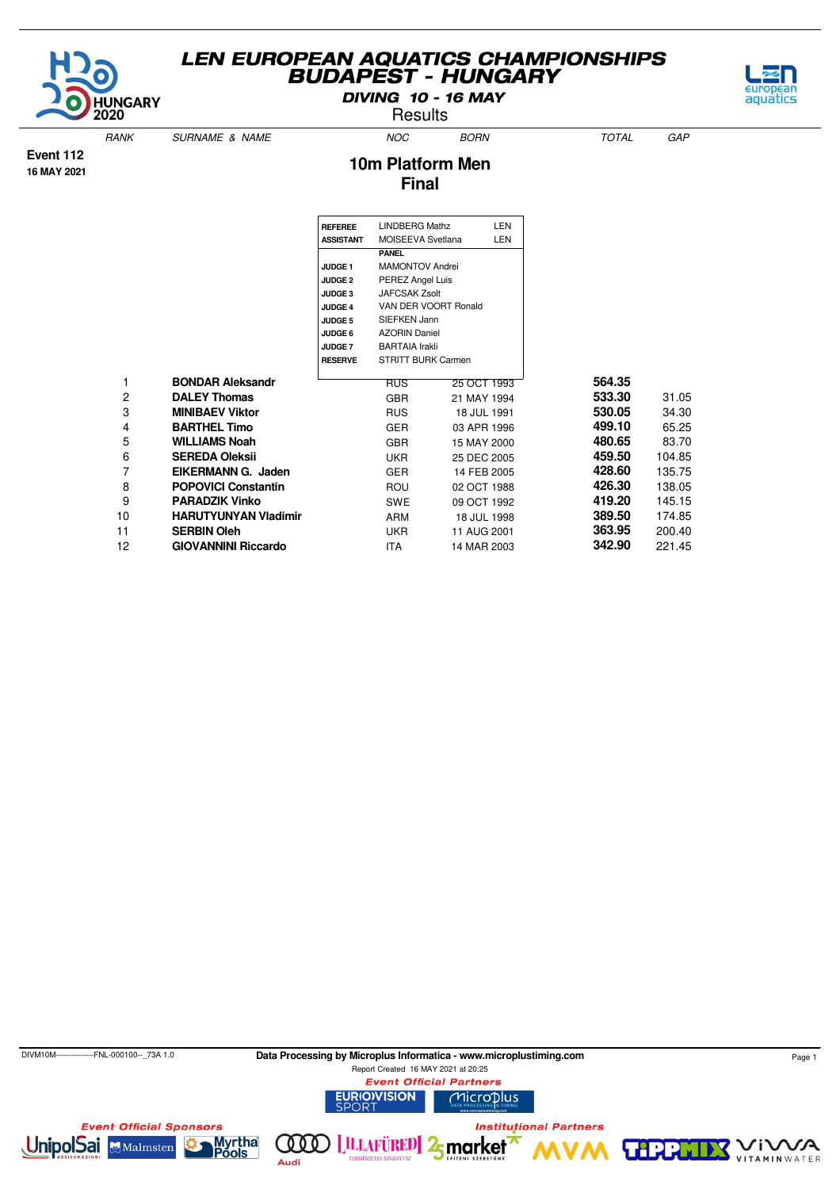# LEN EUROPEAN AQUATICS CHAMPIONSHIPS
## BUDAPEST - HUNGARY

**DIVING 10 - 16 MAY**

Results

**Event 112**
**16 MAY 2021**

## 10m Platform Men
## Final

| | | |
|---|---|---|
| **REFEREE** | LINDBERG Mathz | LEN |
| **ASSISTANT** | MOISEEVA Svetlana | LEN |
| | **PANEL** | |
| **JUDGE 1** | MAMONTOV Andrei | |
| **JUDGE 2** | PEREZ Angel Luis | |
| **JUDGE 3** | JAFCSAK Zsolt | |
| **JUDGE 4** | VAN DER VOORT Ronald | |
| **JUDGE 5** | SIEFKEN Jann | |
| **JUDGE 6** | AZORIN Daniel | |
| **JUDGE 7** | BARTAIA Irakli | |
| **RESERVE** | STRITT BURK Carmen | |

| RANK | SURNAME & NAME | NOC | BORN | TOTAL | GAP |
|---|---|---|---|---|---|
| 1 | **BONDAR Aleksandr** | RUS | 25 OCT 1993 | **564.35** | |
| 2 | **DALEY Thomas** | GBR | 21 MAY 1994 | **533.30** | 31.05 |
| 3 | **MINIBAEV Viktor** | RUS | 18 JUL 1991 | **530.05** | 34.30 |
| 4 | **BARTHEL Timo** | GER | 03 APR 1996 | **499.10** | 65.25 |
| 5 | **WILLIAMS Noah** | GBR | 15 MAY 2000 | **480.65** | 83.70 |
| 6 | **SEREDA Oleksii** | UKR | 25 DEC 2005 | **459.50** | 104.85 |
| 7 | **EIKERMANN G. Jaden** | GER | 14 FEB 2005 | **428.60** | 135.75 |
| 8 | **POPOVICI Constantin** | ROU | 02 OCT 1988 | **426.30** | 138.05 |
| 9 | **PARADZIK Vinko** | SWE | 09 OCT 1992 | **419.20** | 145.15 |
| 10 | **HARUTYUNYAN Vladimir** | ARM | 18 JUL 1998 | **389.50** | 174.85 |
| 11 | **SERBIN Oleh** | UKR | 11 AUG 2001 | **363.95** | 200.40 |
| 12 | **GIOVANNINI Riccardo** | ITA | 14 MAR 2003 | **342.90** | 221.45 |

DIVM10M---------------FNL-000100--_73A 1.0

**Data Processing by Microplus Informatica - www.microplustiming.com**

Report Created 16 MAY 2021 at 20:25

*Event Official Partners*

*Event Official Sponsors*

*Institutional Partners*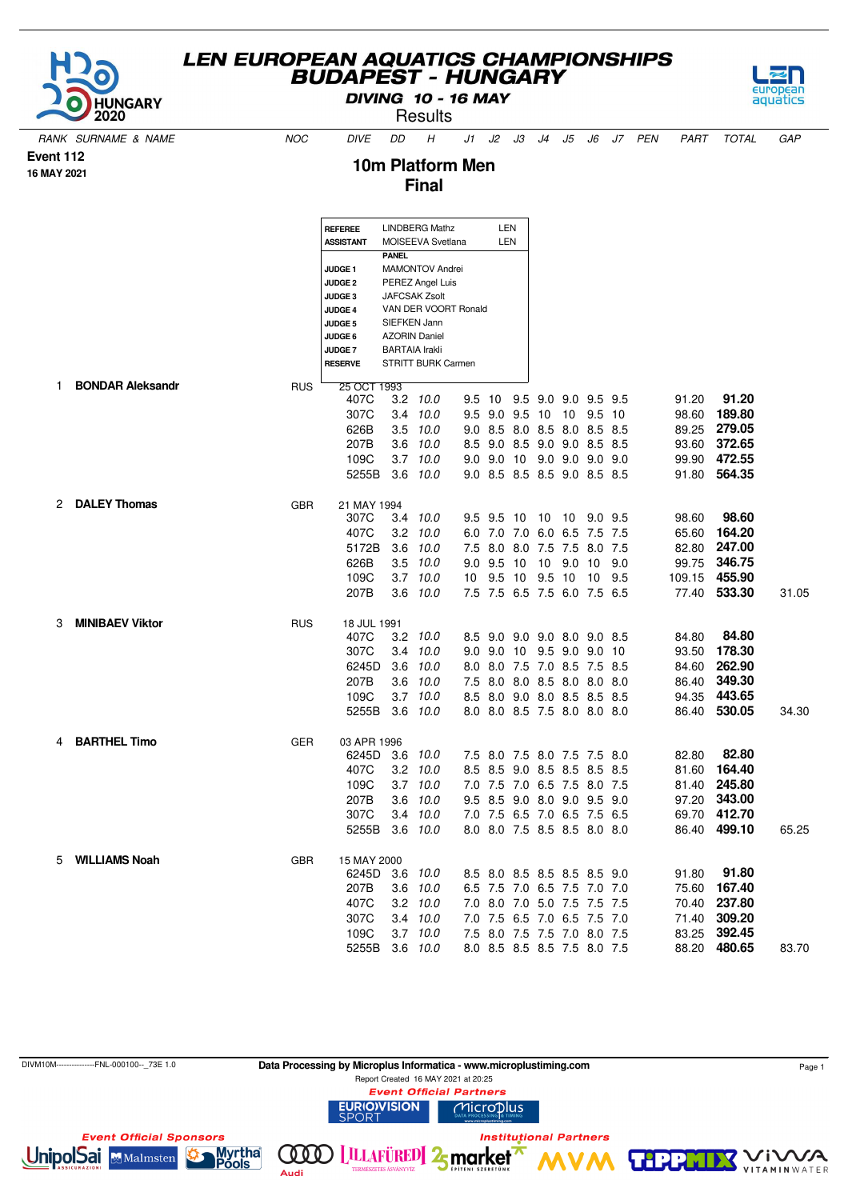# LEN EUROPEAN AQUATICS CHAMPIONSHIPS
## BUDAPEST - HUNGARY

**DIVING 10 - 16 MAY**

Results

**Event 112**
**16 MAY 2021**

## 10m Platform Men
## Final

| | | | |
|---|---|---|---|
| **REFEREE** | LINDBERG Mathz | LEN |
| **ASSISTANT** | MOISEEVA Svetlana | LEN |
| | **PANEL** | |
| **JUDGE 1** | MAMONTOV Andrei | |
| **JUDGE 2** | PEREZ Angel Luis | |
| **JUDGE 3** | JAFCSAK Zsolt | |
| **JUDGE 4** | VAN DER VOORT Ronald | |
| **JUDGE 5** | SIEFKEN Jann | |
| **JUDGE 6** | AZORIN Daniel | |
| **JUDGE 7** | BARTAIA Irakli | |
| **RESERVE** | STRITT BURK Carmen | |

| RANK | SURNAME & NAME | NOC | DIVE | DD | H | J1 | J2 | J3 | J4 | J5 | J6 | J7 | PEN | PART | TOTAL | GAP |
|---|---|---|---|---|---|---|---|---|---|---|---|---|---|---|---|---|
| 1 | **BONDAR Aleksandr** | RUS | 25 OCT 1993 | | | | | | | | | | | | | |
| | | | 407C | 3.2 | *10.0* | 9.5 | 10 | 9.5 | 9.0 | 9.0 | 9.5 | 9.5 | | 91.20 | **91.20** | |
| | | | 307C | 3.4 | *10.0* | 9.5 | 9.0 | 9.5 | 10 | 10 | 9.5 | 10 | | 98.60 | **189.80** | |
| | | | 626B | 3.5 | *10.0* | 9.0 | 8.5 | 8.0 | 8.5 | 8.0 | 8.5 | 8.5 | | 89.25 | **279.05** | |
| | | | 207B | 3.6 | *10.0* | 8.5 | 9.0 | 8.5 | 9.0 | 9.0 | 8.5 | 8.5 | | 93.60 | **372.65** | |
| | | | 109C | 3.7 | *10.0* | 9.0 | 9.0 | 10 | 9.0 | 9.0 | 9.0 | 9.0 | | 99.90 | **472.55** | |
| | | | 5255B | 3.6 | *10.0* | 9.0 | 8.5 | 8.5 | 8.5 | 9.0 | 8.5 | 8.5 | | 91.80 | **564.35** | |
| 2 | **DALEY Thomas** | GBR | 21 MAY 1994 | | | | | | | | | | | | | |
| | | | 307C | 3.4 | *10.0* | 9.5 | 9.5 | 10 | 10 | 10 | 9.0 | 9.5 | | 98.60 | **98.60** | |
| | | | 407C | 3.2 | *10.0* | 6.0 | 7.0 | 7.0 | 6.0 | 6.5 | 7.5 | 7.5 | | 65.60 | **164.20** | |
| | | | 5172B | 3.6 | *10.0* | 7.5 | 8.0 | 8.0 | 7.5 | 7.5 | 8.0 | 7.5 | | 82.80 | **247.00** | |
| | | | 626B | 3.5 | *10.0* | 9.0 | 9.5 | 10 | 10 | 10 | 10 | 9.0 | | 99.75 | **346.75** | |
| | | | 109C | 3.7 | *10.0* | 10 | 9.5 | 10 | 9.5 | 10 | 10 | 9.5 | | 109.15 | **455.90** | |
| | | | 207B | 3.6 | *10.0* | 7.5 | 7.5 | 6.5 | 7.5 | 6.0 | 7.5 | 6.5 | | 77.40 | **533.30** | 31.05 |
| 3 | **MINIBAEV Viktor** | RUS | 18 JUL 1991 | | | | | | | | | | | | | |
| | | | 407C | 3.2 | *10.0* | 8.5 | 9.0 | 9.0 | 9.0 | 8.0 | 9.0 | 8.5 | | 84.80 | **84.80** | |
| | | | 307C | 3.4 | *10.0* | 9.0 | 9.0 | 10 | 9.5 | 9.0 | 9.0 | 10 | | 93.50 | **178.30** | |
| | | | 6245D | 3.6 | *10.0* | 8.0 | 8.0 | 7.5 | 7.0 | 8.5 | 7.5 | 8.5 | | 84.60 | **262.90** | |
| | | | 207B | 3.6 | *10.0* | 7.5 | 8.0 | 8.0 | 8.5 | 8.0 | 8.0 | 8.0 | | 86.40 | **349.30** | |
| | | | 109C | 3.7 | *10.0* | 8.5 | 8.0 | 9.0 | 8.0 | 8.5 | 8.5 | 8.5 | | 94.35 | **443.65** | |
| | | | 5255B | 3.6 | *10.0* | 8.0 | 8.0 | 8.5 | 7.5 | 8.0 | 8.0 | 8.0 | | 86.40 | **530.05** | 34.30 |
| 4 | **BARTHEL Timo** | GER | 03 APR 1996 | | | | | | | | | | | | | |
| | | | 6245D | 3.6 | *10.0* | 7.5 | 8.0 | 7.5 | 8.0 | 7.5 | 7.5 | 8.0 | | 82.80 | **82.80** | |
| | | | 407C | 3.2 | *10.0* | 8.5 | 8.5 | 9.0 | 8.5 | 8.5 | 8.5 | 8.5 | | 81.60 | **164.40** | |
| | | | 109C | 3.7 | *10.0* | 7.0 | 7.5 | 7.0 | 6.5 | 7.5 | 8.0 | 7.5 | | 81.40 | **245.80** | |
| | | | 207B | 3.6 | *10.0* | 9.5 | 8.5 | 9.0 | 8.0 | 9.0 | 9.5 | 9.0 | | 97.20 | **343.00** | |
| | | | 307C | 3.4 | *10.0* | 7.0 | 7.5 | 6.5 | 7.0 | 6.5 | 7.5 | 6.5 | | 69.70 | **412.70** | |
| | | | 5255B | 3.6 | *10.0* | 8.0 | 8.0 | 7.5 | 8.5 | 8.5 | 8.0 | 8.0 | | 86.40 | **499.10** | 65.25 |
| 5 | **WILLIAMS Noah** | GBR | 15 MAY 2000 | | | | | | | | | | | | | |
| | | | 6245D | 3.6 | *10.0* | 8.5 | 8.0 | 8.5 | 8.5 | 8.5 | 8.5 | 9.0 | | 91.80 | **91.80** | |
| | | | 207B | 3.6 | *10.0* | 6.5 | 7.5 | 7.0 | 6.5 | 7.5 | 7.0 | 7.0 | | 75.60 | **167.40** | |
| | | | 407C | 3.2 | *10.0* | 7.0 | 8.0 | 7.0 | 5.0 | 7.5 | 7.5 | 7.5 | | 70.40 | **237.80** | |
| | | | 307C | 3.4 | *10.0* | 7.0 | 7.5 | 6.5 | 7.0 | 6.5 | 7.5 | 7.0 | | 71.40 | **309.20** | |
| | | | 109C | 3.7 | *10.0* | 7.5 | 8.0 | 7.5 | 7.5 | 7.0 | 8.0 | 7.5 | | 83.25 | **392.45** | |
| | | | 5255B | 3.6 | *10.0* | 8.0 | 8.5 | 8.5 | 8.5 | 7.5 | 8.0 | 7.5 | | 88.20 | **480.65** | 83.70 |

DIVM10M--------------FNL-000100--_73E 1.0

**Data Processing by Microplus Informatica - www.microplustiming.com**

Report Created 16 MAY 2021 at 20:25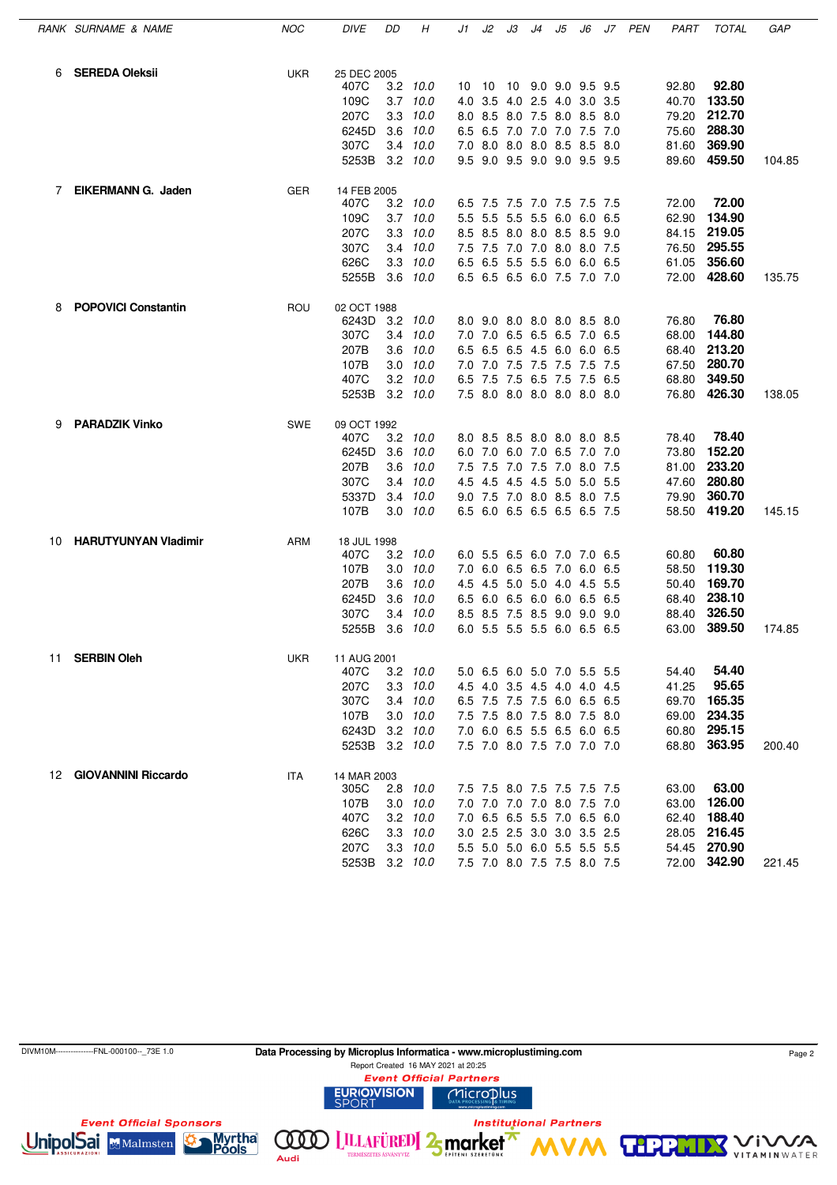| RANK | SURNAME & NAME | NOC | DIVE | DD | H | J1 | J2 | J3 | J4 | J5 | J6 | J7 | PEN | PART | TOTAL | GAP |
|---|---|---|---|---|---|---|---|---|---|---|---|---|---|---|---|---|
| 6 | **SEREDA Oleksii** | UKR | 25 DEC 2005 | | | | | | | | | | | | | |
| | | | 407C | 3.2 | *10.0* | 10 | 10 | 10 | 9.0 | 9.0 | 9.5 | 9.5 | | 92.80 | **92.80** | |
| | | | 109C | 3.7 | *10.0* | 4.0 | 3.5 | 4.0 | 2.5 | 4.0 | 3.0 | 3.5 | | 40.70 | **133.50** | |
| | | | 207C | 3.3 | *10.0* | 8.0 | 8.5 | 8.0 | 7.5 | 8.0 | 8.5 | 8.0 | | 79.20 | **212.70** | |
| | | | 6245D | 3.6 | *10.0* | 6.5 | 6.5 | 7.0 | 7.0 | 7.0 | 7.5 | 7.0 | | 75.60 | **288.30** | |
| | | | 307C | 3.4 | *10.0* | 7.0 | 8.0 | 8.0 | 8.0 | 8.5 | 8.5 | 8.0 | | 81.60 | **369.90** | |
| | | | 5253B | 3.2 | *10.0* | 9.5 | 9.0 | 9.5 | 9.0 | 9.0 | 9.5 | 9.5 | | 89.60 | **459.50** | 104.85 |
| 7 | **EIKERMANN G. Jaden** | GER | 14 FEB 2005 | | | | | | | | | | | | | |
| | | | 407C | 3.2 | *10.0* | 6.5 | 7.5 | 7.5 | 7.0 | 7.5 | 7.5 | 7.5 | | 72.00 | **72.00** | |
| | | | 109C | 3.7 | *10.0* | 5.5 | 5.5 | 5.5 | 5.5 | 6.0 | 6.0 | 6.5 | | 62.90 | **134.90** | |
| | | | 207C | 3.3 | *10.0* | 8.5 | 8.5 | 8.0 | 8.0 | 8.5 | 8.5 | 9.0 | | 84.15 | **219.05** | |
| | | | 307C | 3.4 | *10.0* | 7.5 | 7.5 | 7.0 | 7.0 | 8.0 | 8.0 | 7.5 | | 76.50 | **295.55** | |
| | | | 626C | 3.3 | *10.0* | 6.5 | 6.5 | 5.5 | 5.5 | 6.0 | 6.0 | 6.5 | | 61.05 | **356.60** | |
| | | | 5255B | 3.6 | *10.0* | 6.5 | 6.5 | 6.5 | 6.0 | 7.5 | 7.0 | 7.0 | | 72.00 | **428.60** | 135.75 |
| 8 | **POPOVICI Constantin** | ROU | 02 OCT 1988 | | | | | | | | | | | | | |
| | | | 6243D | 3.2 | *10.0* | 8.0 | 9.0 | 8.0 | 8.0 | 8.0 | 8.5 | 8.0 | | 76.80 | **76.80** | |
| | | | 307C | 3.4 | *10.0* | 7.0 | 7.0 | 6.5 | 6.5 | 6.5 | 7.0 | 6.5 | | 68.00 | **144.80** | |
| | | | 207B | 3.6 | *10.0* | 6.5 | 6.5 | 6.5 | 4.5 | 6.0 | 6.0 | 6.5 | | 68.40 | **213.20** | |
| | | | 107B | 3.0 | *10.0* | 7.0 | 7.0 | 7.5 | 7.5 | 7.5 | 7.5 | 7.5 | | 67.50 | **280.70** | |
| | | | 407C | 3.2 | *10.0* | 6.5 | 7.5 | 7.5 | 6.5 | 7.5 | 7.5 | 6.5 | | 68.80 | **349.50** | |
| | | | 5253B | 3.2 | *10.0* | 7.5 | 8.0 | 8.0 | 8.0 | 8.0 | 8.0 | 8.0 | | 76.80 | **426.30** | 138.05 |
| 9 | **PARADZIK Vinko** | SWE | 09 OCT 1992 | | | | | | | | | | | | | |
| | | | 407C | 3.2 | *10.0* | 8.0 | 8.5 | 8.5 | 8.0 | 8.0 | 8.0 | 8.5 | | 78.40 | **78.40** | |
| | | | 6245D | 3.6 | *10.0* | 6.0 | 7.0 | 6.0 | 7.0 | 6.5 | 7.0 | 7.0 | | 73.80 | **152.20** | |
| | | | 207B | 3.6 | *10.0* | 7.5 | 7.5 | 7.0 | 7.5 | 7.0 | 8.0 | 7.5 | | 81.00 | **233.20** | |
| | | | 307C | 3.4 | *10.0* | 4.5 | 4.5 | 4.5 | 4.5 | 5.0 | 5.0 | 5.5 | | 47.60 | **280.80** | |
| | | | 5337D | 3.4 | *10.0* | 9.0 | 7.5 | 7.0 | 8.0 | 8.5 | 8.0 | 7.5 | | 79.90 | **360.70** | |
| | | | 107B | 3.0 | *10.0* | 6.5 | 6.0 | 6.5 | 6.5 | 6.5 | 6.5 | 7.5 | | 58.50 | **419.20** | 145.15 |
| 10 | **HARUTYUNYAN Vladimir** | ARM | 18 JUL 1998 | | | | | | | | | | | | | |
| | | | 407C | 3.2 | *10.0* | 6.0 | 5.5 | 6.5 | 6.0 | 7.0 | 7.0 | 6.5 | | 60.80 | **60.80** | |
| | | | 107B | 3.0 | *10.0* | 7.0 | 6.0 | 6.5 | 6.5 | 7.0 | 6.0 | 6.5 | | 58.50 | **119.30** | |
| | | | 207B | 3.6 | *10.0* | 4.5 | 4.5 | 5.0 | 5.0 | 4.0 | 4.5 | 5.5 | | 50.40 | **169.70** | |
| | | | 6245D | 3.6 | *10.0* | 6.5 | 6.0 | 6.5 | 6.0 | 6.0 | 6.5 | 6.5 | | 68.40 | **238.10** | |
| | | | 307C | 3.4 | *10.0* | 8.5 | 8.5 | 7.5 | 8.5 | 9.0 | 9.0 | 9.0 | | 88.40 | **326.50** | |
| | | | 5255B | 3.6 | *10.0* | 6.0 | 5.5 | 5.5 | 5.5 | 6.0 | 6.5 | 6.5 | | 63.00 | **389.50** | 174.85 |
| 11 | **SERBIN Oleh** | UKR | 11 AUG 2001 | | | | | | | | | | | | | |
| | | | 407C | 3.2 | *10.0* | 5.0 | 6.5 | 6.0 | 5.0 | 7.0 | 5.5 | 5.5 | | 54.40 | **54.40** | |
| | | | 207C | 3.3 | *10.0* | 4.5 | 4.0 | 3.5 | 4.5 | 4.0 | 4.0 | 4.5 | | 41.25 | **95.65** | |
| | | | 307C | 3.4 | *10.0* | 6.5 | 7.5 | 7.5 | 7.5 | 6.0 | 6.5 | 6.5 | | 69.70 | **165.35** | |
| | | | 107B | 3.0 | *10.0* | 7.5 | 7.5 | 8.0 | 7.5 | 8.0 | 7.5 | 8.0 | | 69.00 | **234.35** | |
| | | | 6243D | 3.2 | *10.0* | 7.0 | 6.0 | 6.5 | 5.5 | 6.5 | 6.0 | 6.5 | | 60.80 | **295.15** | |
| | | | 5253B | 3.2 | *10.0* | 7.5 | 7.0 | 8.0 | 7.5 | 7.0 | 7.0 | 7.0 | | 68.80 | **363.95** | 200.40 |
| 12 | **GIOVANNINI Riccardo** | ITA | 14 MAR 2003 | | | | | | | | | | | | | |
| | | | 305C | 2.8 | *10.0* | 7.5 | 7.5 | 8.0 | 7.5 | 7.5 | 7.5 | 7.5 | | 63.00 | **63.00** | |
| | | | 107B | 3.0 | *10.0* | 7.0 | 7.0 | 7.0 | 7.0 | 8.0 | 7.5 | 7.0 | | 63.00 | **126.00** | |
| | | | 407C | 3.2 | *10.0* | 7.0 | 6.5 | 6.5 | 5.5 | 7.0 | 6.5 | 6.0 | | 62.40 | **188.40** | |
| | | | 626C | 3.3 | *10.0* | 3.0 | 2.5 | 2.5 | 3.0 | 3.0 | 3.5 | 2.5 | | 28.05 | **216.45** | |
| | | | 207C | 3.3 | *10.0* | 5.5 | 5.0 | 5.0 | 6.0 | 5.5 | 5.5 | 5.5 | | 54.45 | **270.90** | |
| | | | 5253B | 3.2 | *10.0* | 7.5 | 7.0 | 8.0 | 7.5 | 7.5 | 8.0 | 7.5 | | 72.00 | **342.90** | 221.45 |

DIVM10M--------------FNL-000100--_73E 1.0

**Data Processing by Microplus Informatica - www.microplustiming.com**

Report Created 16 MAY 2021 at 20:25

***Event Official Partners***

***Event Official Sponsors***

***Institutional Partners***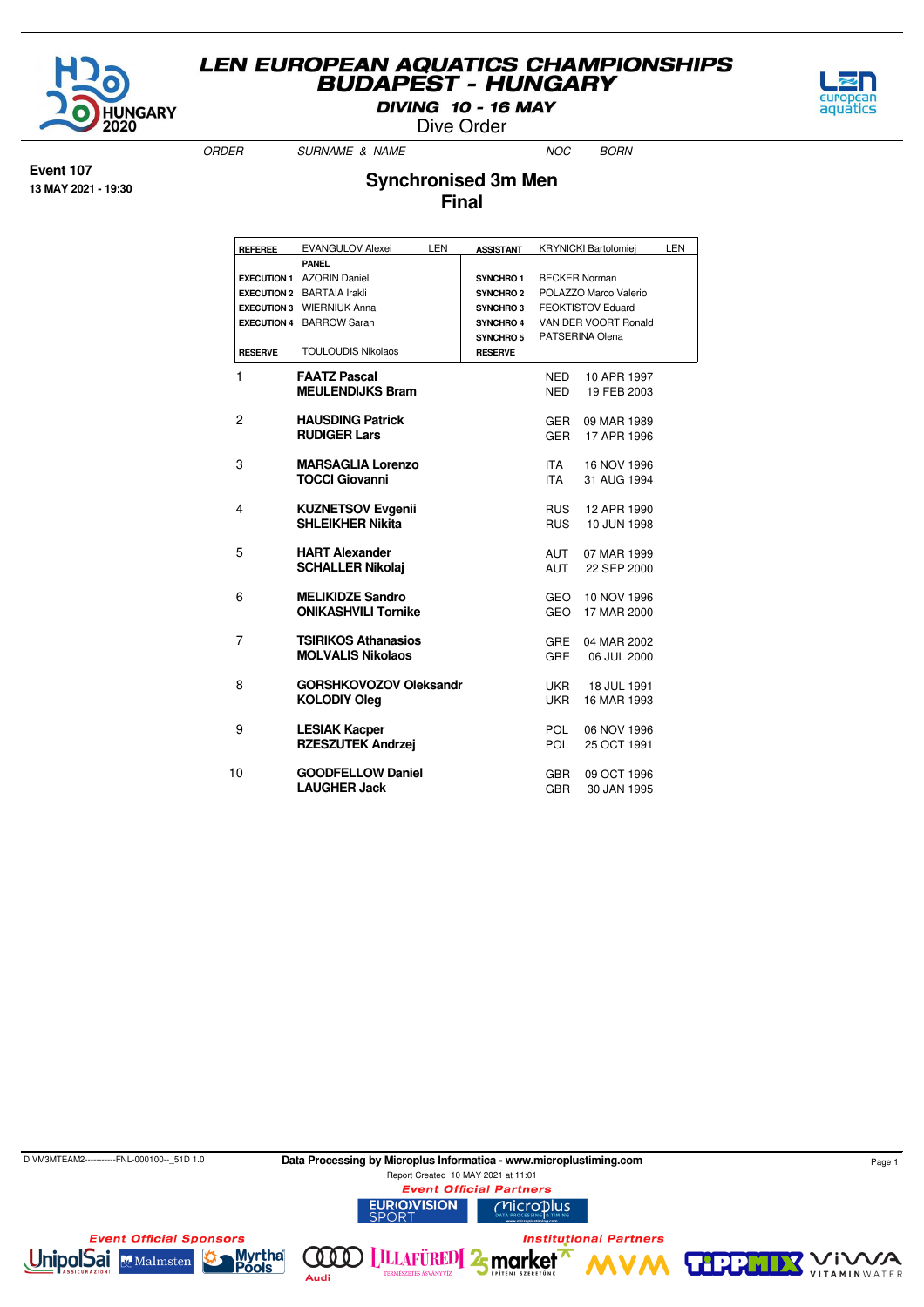# LEN EUROPEAN AQUATICS CHAMPIONSHIPS
## BUDAPEST - HUNGARY
### DIVING 10 - 16 MAY
Dive Order

**Event 107**
**13 MAY 2021 - 19:30**

## Synchronised 3m Men
## Final

| REFEREE | EVANGULOV Alexei | LEN | ASSISTANT | KRYNICKI Bartolomiej | LEN |
|---|---|---|---|---|---|
| | PANEL | | | | |
| EXECUTION 1 | AZORIN Daniel | | SYNCHRO 1 | BECKER Norman | |
| EXECUTION 2 | BARTAIA Irakli | | SYNCHRO 2 | POLAZZO Marco Valerio | |
| EXECUTION 3 | WIERNIUK Anna | | SYNCHRO 3 | FEOKTISTOV Eduard | |
| EXECUTION 4 | BARROW Sarah | | SYNCHRO 4 | VAN DER VOORT Ronald | |
| | | | SYNCHRO 5 | PATSERINA Olena | |
| RESERVE | TOULOUDIS Nikolaos | | RESERVE | | |

| ORDER | SURNAME & NAME | NOC | BORN |
|---|---|---|---|
| 1 | **FAATZ Pascal** | NED | 10 APR 1997 |
| | **MEULENDIJKS Bram** | NED | 19 FEB 2003 |
| 2 | **HAUSDING Patrick** | GER | 09 MAR 1989 |
| | **RUDIGER Lars** | GER | 17 APR 1996 |
| 3 | **MARSAGLIA Lorenzo** | ITA | 16 NOV 1996 |
| | **TOCCI Giovanni** | ITA | 31 AUG 1994 |
| 4 | **KUZNETSOV Evgenii** | RUS | 12 APR 1990 |
| | **SHLEIKHER Nikita** | RUS | 10 JUN 1998 |
| 5 | **HART Alexander** | AUT | 07 MAR 1999 |
| | **SCHALLER Nikolaj** | AUT | 22 SEP 2000 |
| 6 | **MELIKIDZE Sandro** | GEO | 10 NOV 1996 |
| | **ONIKASHVILI Tornike** | GEO | 17 MAR 2000 |
| 7 | **TSIRIKOS Athanasios** | GRE | 04 MAR 2002 |
| | **MOLVALIS Nikolaos** | GRE | 06 JUL 2000 |
| 8 | **GORSHKOVOZOV Oleksandr** | UKR | 18 JUL 1991 |
| | **KOLODIY Oleg** | UKR | 16 MAR 1993 |
| 9 | **LESIAK Kacper** | POL | 06 NOV 1996 |
| | **RZESZUTEK Andrzej** | POL | 25 OCT 1991 |
| 10 | **GOODFELLOW Daniel** | GBR | 09 OCT 1996 |
| | **LAUGHER Jack** | GBR | 30 JAN 1995 |

DIVM3MTEAM2-----------FNL-000100--_51D 1.0

Data Processing by Microplus Informatica - www.microplustiming.com

Report Created 10 MAY 2021 at 11:01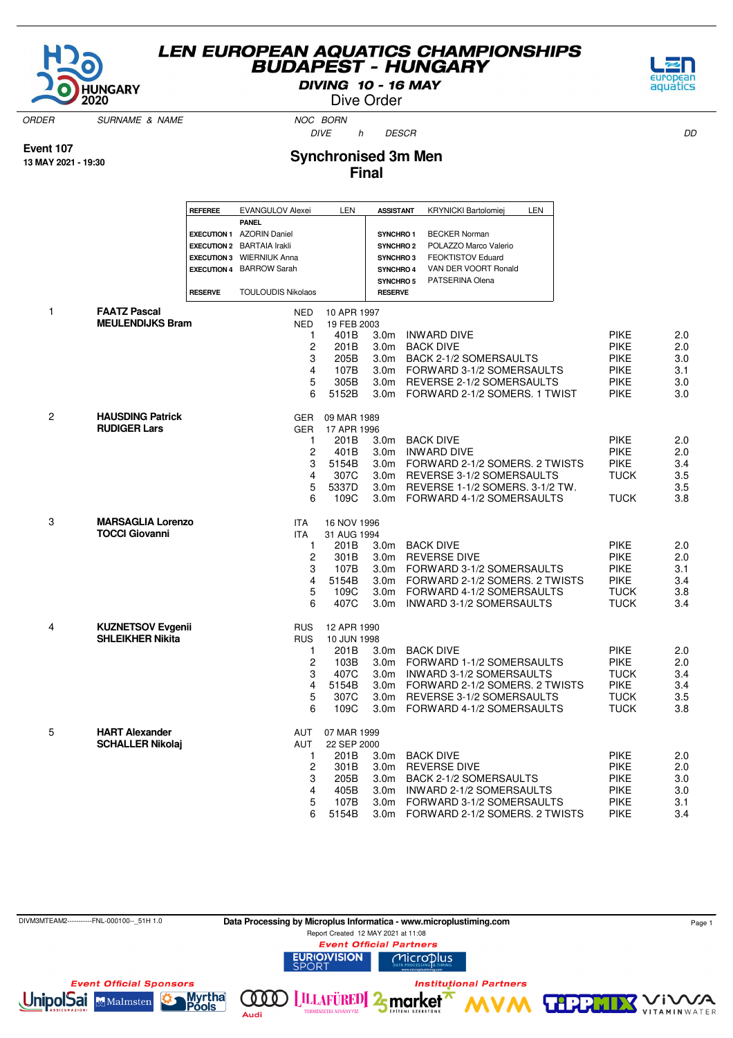# LEN EUROPEAN AQUATICS CHAMPIONSHIPS
## BUDAPEST - HUNGARY
### DIVING 10 - 16 MAY
Dive Order

**Event 107**
**13 MAY 2021 - 19:30**

## Synchronised 3m Men
## Final

| | | | |
|---|---|---|---|
| **REFEREE** | EVANGULOV Alexei LEN | **ASSISTANT** | KRYNICKI Bartolomiej LEN |
| | **PANEL** | | |
| **EXECUTION 1** | AZORIN Daniel | **SYNCHRO 1** | BECKER Norman |
| **EXECUTION 2** | BARTAIA Irakli | **SYNCHRO 2** | POLAZZO Marco Valerio |
| **EXECUTION 3** | WIERNIUK Anna | **SYNCHRO 3** | FEOKTISTOV Eduard |
| **EXECUTION 4** | BARROW Sarah | **SYNCHRO 4** | VAN DER VOORT Ronald |
| | | **SYNCHRO 5** | PATSERINA Olena |
| **RESERVE** | TOULOUDIS Nikolaos | **RESERVE** | |

| ORDER | SURNAME & NAME | NOC | BORN / DIVE | h | DESCR | | DD |
|---|---|---|---|---|---|---|---|
| 1 | **FAATZ Pascal** | NED | 10 APR 1997 | | | | |
| | **MEULENDIJKS Bram** | NED | 19 FEB 2003 | | | | |
| | | 1 | 401B | 3.0m | INWARD DIVE | PIKE | 2.0 |
| | | 2 | 201B | 3.0m | BACK DIVE | PIKE | 2.0 |
| | | 3 | 205B | 3.0m | BACK 2-1/2 SOMERSAULTS | PIKE | 3.0 |
| | | 4 | 107B | 3.0m | FORWARD 3-1/2 SOMERSAULTS | PIKE | 3.1 |
| | | 5 | 305B | 3.0m | REVERSE 2-1/2 SOMERSAULTS | PIKE | 3.0 |
| | | 6 | 5152B | 3.0m | FORWARD 2-1/2 SOMERS. 1 TWIST | PIKE | 3.0 |
| 2 | **HAUSDING Patrick** | GER | 09 MAR 1989 | | | | |
| | **RUDIGER Lars** | GER | 17 APR 1996 | | | | |
| | | 1 | 201B | 3.0m | BACK DIVE | PIKE | 2.0 |
| | | 2 | 401B | 3.0m | INWARD DIVE | PIKE | 2.0 |
| | | 3 | 5154B | 3.0m | FORWARD 2-1/2 SOMERS. 2 TWISTS | PIKE | 3.4 |
| | | 4 | 307C | 3.0m | REVERSE 3-1/2 SOMERSAULTS | TUCK | 3.5 |
| | | 5 | 5337D | 3.0m | REVERSE 1-1/2 SOMERS. 3-1/2 TW. | | 3.5 |
| | | 6 | 109C | 3.0m | FORWARD 4-1/2 SOMERSAULTS | TUCK | 3.8 |
| 3 | **MARSAGLIA Lorenzo** | ITA | 16 NOV 1996 | | | | |
| | **TOCCI Giovanni** | ITA | 31 AUG 1994 | | | | |
| | | 1 | 201B | 3.0m | BACK DIVE | PIKE | 2.0 |
| | | 2 | 301B | 3.0m | REVERSE DIVE | PIKE | 2.0 |
| | | 3 | 107B | 3.0m | FORWARD 3-1/2 SOMERSAULTS | PIKE | 3.1 |
| | | 4 | 5154B | 3.0m | FORWARD 2-1/2 SOMERS. 2 TWISTS | PIKE | 3.4 |
| | | 5 | 109C | 3.0m | FORWARD 4-1/2 SOMERSAULTS | TUCK | 3.8 |
| | | 6 | 407C | 3.0m | INWARD 3-1/2 SOMERSAULTS | TUCK | 3.4 |
| 4 | **KUZNETSOV Evgenii** | RUS | 12 APR 1990 | | | | |
| | **SHLEIKHER Nikita** | RUS | 10 JUN 1998 | | | | |
| | | 1 | 201B | 3.0m | BACK DIVE | PIKE | 2.0 |
| | | 2 | 103B | 3.0m | FORWARD 1-1/2 SOMERSAULTS | PIKE | 2.0 |
| | | 3 | 407C | 3.0m | INWARD 3-1/2 SOMERSAULTS | TUCK | 3.4 |
| | | 4 | 5154B | 3.0m | FORWARD 2-1/2 SOMERS. 2 TWISTS | PIKE | 3.4 |
| | | 5 | 307C | 3.0m | REVERSE 3-1/2 SOMERSAULTS | TUCK | 3.5 |
| | | 6 | 109C | 3.0m | FORWARD 4-1/2 SOMERSAULTS | TUCK | 3.8 |
| 5 | **HART Alexander** | AUT | 07 MAR 1999 | | | | |
| | **SCHALLER Nikolaj** | AUT | 22 SEP 2000 | | | | |
| | | 1 | 201B | 3.0m | BACK DIVE | PIKE | 2.0 |
| | | 2 | 301B | 3.0m | REVERSE DIVE | PIKE | 2.0 |
| | | 3 | 205B | 3.0m | BACK 2-1/2 SOMERSAULTS | PIKE | 3.0 |
| | | 4 | 405B | 3.0m | INWARD 2-1/2 SOMERSAULTS | PIKE | 3.0 |
| | | 5 | 107B | 3.0m | FORWARD 3-1/2 SOMERSAULTS | PIKE | 3.1 |
| | | 6 | 5154B | 3.0m | FORWARD 2-1/2 SOMERS. 2 TWISTS | PIKE | 3.4 |

DIVM3MTEAM2-----------FNL-000100--_51H 1.0 — Data Processing by Microplus Informatica - www.microplustiming.com — Report Created 12 MAY 2021 at 11:08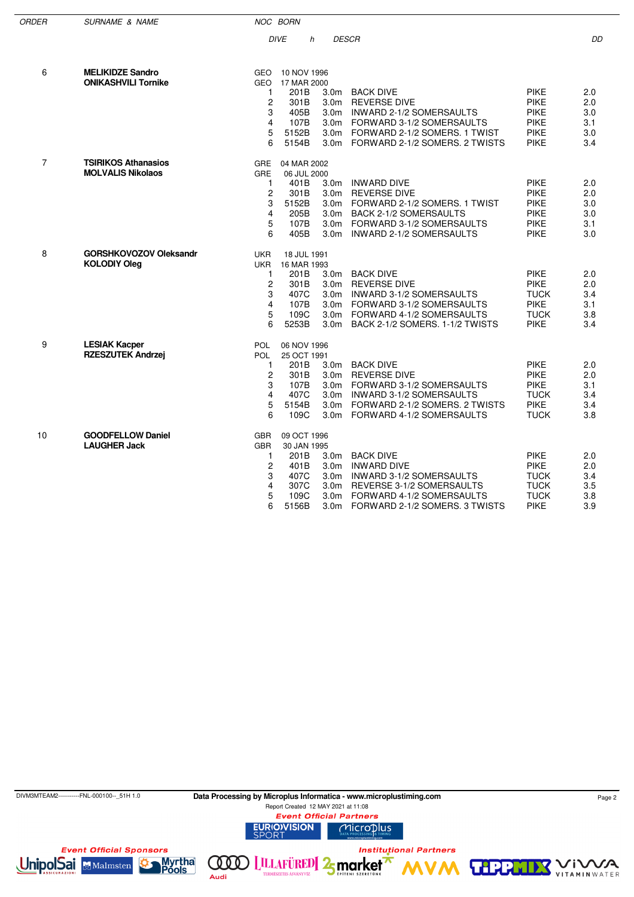| ORDER | SURNAME & NAME | NOC | BORN | | | | |
|---|---|---|---|---|---|---|---|
| | | DIVE | | h | DESCR | | DD |
| 6 | **MELIKIDZE Sandro** | GEO | 10 NOV 1996 | | | | |
| | **ONIKASHVILI Tornike** | GEO | 17 MAR 2000 | | | | |
| | | 1 | 201B | 3.0m | BACK DIVE | PIKE | 2.0 |
| | | 2 | 301B | 3.0m | REVERSE DIVE | PIKE | 2.0 |
| | | 3 | 405B | 3.0m | INWARD 2-1/2 SOMERSAULTS | PIKE | 3.0 |
| | | 4 | 107B | 3.0m | FORWARD 3-1/2 SOMERSAULTS | PIKE | 3.1 |
| | | 5 | 5152B | 3.0m | FORWARD 2-1/2 SOMERS. 1 TWIST | PIKE | 3.0 |
| | | 6 | 5154B | 3.0m | FORWARD 2-1/2 SOMERS. 2 TWISTS | PIKE | 3.4 |
| 7 | **TSIRIKOS Athanasios** | GRE | 04 MAR 2002 | | | | |
| | **MOLVALIS Nikolaos** | GRE | 06 JUL 2000 | | | | |
| | | 1 | 401B | 3.0m | INWARD DIVE | PIKE | 2.0 |
| | | 2 | 301B | 3.0m | REVERSE DIVE | PIKE | 2.0 |
| | | 3 | 5152B | 3.0m | FORWARD 2-1/2 SOMERS. 1 TWIST | PIKE | 3.0 |
| | | 4 | 205B | 3.0m | BACK 2-1/2 SOMERSAULTS | PIKE | 3.0 |
| | | 5 | 107B | 3.0m | FORWARD 3-1/2 SOMERSAULTS | PIKE | 3.1 |
| | | 6 | 405B | 3.0m | INWARD 2-1/2 SOMERSAULTS | PIKE | 3.0 |
| 8 | **GORSHKOVOZOV Oleksandr** | UKR | 18 JUL 1991 | | | | |
| | **KOLODIY Oleg** | UKR | 16 MAR 1993 | | | | |
| | | 1 | 201B | 3.0m | BACK DIVE | PIKE | 2.0 |
| | | 2 | 301B | 3.0m | REVERSE DIVE | PIKE | 2.0 |
| | | 3 | 407C | 3.0m | INWARD 3-1/2 SOMERSAULTS | TUCK | 3.4 |
| | | 4 | 107B | 3.0m | FORWARD 3-1/2 SOMERSAULTS | PIKE | 3.1 |
| | | 5 | 109C | 3.0m | FORWARD 4-1/2 SOMERSAULTS | TUCK | 3.8 |
| | | 6 | 5253B | 3.0m | BACK 2-1/2 SOMERS. 1-1/2 TWISTS | PIKE | 3.4 |
| 9 | **LESIAK Kacper** | POL | 06 NOV 1996 | | | | |
| | **RZESZUTEK Andrzej** | POL | 25 OCT 1991 | | | | |
| | | 1 | 201B | 3.0m | BACK DIVE | PIKE | 2.0 |
| | | 2 | 301B | 3.0m | REVERSE DIVE | PIKE | 2.0 |
| | | 3 | 107B | 3.0m | FORWARD 3-1/2 SOMERSAULTS | PIKE | 3.1 |
| | | 4 | 407C | 3.0m | INWARD 3-1/2 SOMERSAULTS | TUCK | 3.4 |
| | | 5 | 5154B | 3.0m | FORWARD 2-1/2 SOMERS. 2 TWISTS | PIKE | 3.4 |
| | | 6 | 109C | 3.0m | FORWARD 4-1/2 SOMERSAULTS | TUCK | 3.8 |
| 10 | **GOODFELLOW Daniel** | GBR | 09 OCT 1996 | | | | |
| | **LAUGHER Jack** | GBR | 30 JAN 1995 | | | | |
| | | 1 | 201B | 3.0m | BACK DIVE | PIKE | 2.0 |
| | | 2 | 401B | 3.0m | INWARD DIVE | PIKE | 2.0 |
| | | 3 | 407C | 3.0m | INWARD 3-1/2 SOMERSAULTS | TUCK | 3.4 |
| | | 4 | 307C | 3.0m | REVERSE 3-1/2 SOMERSAULTS | TUCK | 3.5 |
| | | 5 | 109C | 3.0m | FORWARD 4-1/2 SOMERSAULTS | TUCK | 3.8 |
| | | 6 | 5156B | 3.0m | FORWARD 2-1/2 SOMERS. 3 TWISTS | PIKE | 3.9 |

DIVM3MTEAM2-----------FNL-000100--_51H 1.0

**Data Processing by Microplus Informatica - www.microplustiming.com**

Report Created 12 MAY 2021 at 11:08

*Event Official Partners* — EUROVISION SPORT, Microplus

*Event Official Sponsors* — UnipolSai, Malmsten, Myrtha Pools

*Institutional Partners* — Audi, Lillafüredi, 25 market, MVM, TippMix, Vivva Vitaminwater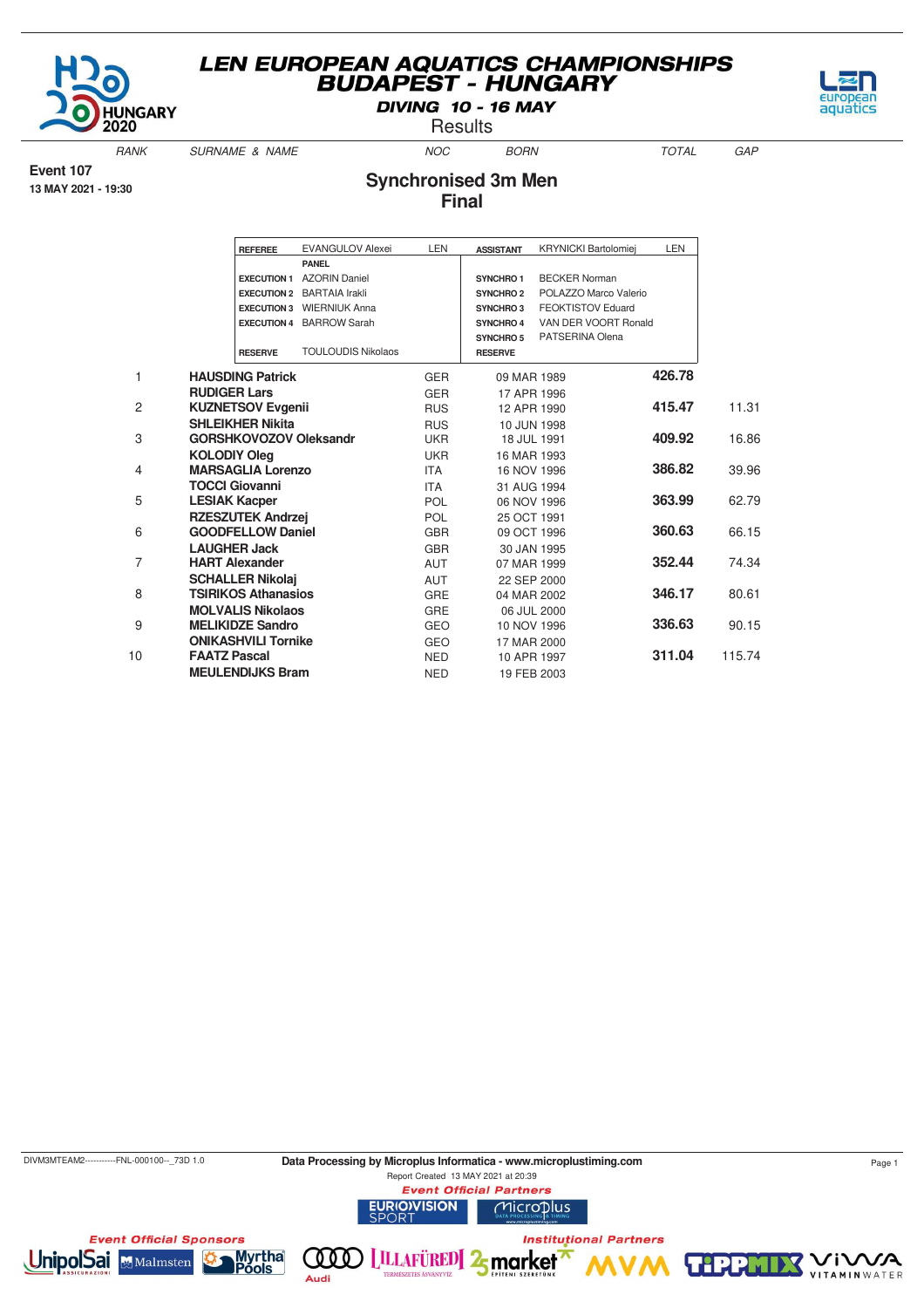# LEN EUROPEAN AQUATICS CHAMPIONSHIPS
## BUDAPEST - HUNGARY
### DIVING 10 - 16 MAY
Results

**Event 107**
**13 MAY 2021 - 19:30**

## Synchronised 3m Men
## Final

| REFEREE | EVANGULOV Alexei | LEN | ASSISTANT | KRYNICKI Bartolomiej | LEN |
|---|---|---|---|---|---|
| | PANEL | | | | |
| EXECUTION 1 | AZORIN Daniel | | SYNCHRO 1 | BECKER Norman | |
| EXECUTION 2 | BARTAIA Irakli | | SYNCHRO 2 | POLAZZO Marco Valerio | |
| EXECUTION 3 | WIERNIUK Anna | | SYNCHRO 3 | FEOKTISTOV Eduard | |
| EXECUTION 4 | BARROW Sarah | | SYNCHRO 4 | VAN DER VOORT Ronald | |
| | | | SYNCHRO 5 | PATSERINA Olena | |
| RESERVE | TOULOUDIS Nikolaos | | RESERVE | | |

| RANK | SURNAME & NAME | NOC | BORN | TOTAL | GAP |
|---|---|---|---|---|---|
| 1 | **HAUSDING Patrick** | GER | 09 MAR 1989 | **426.78** | |
| | **RUDIGER Lars** | GER | 17 APR 1996 | | |
| 2 | **KUZNETSOV Evgenii** | RUS | 12 APR 1990 | **415.47** | 11.31 |
| | **SHLEIKHER Nikita** | RUS | 10 JUN 1998 | | |
| 3 | **GORSHKOVOZOV Oleksandr** | UKR | 18 JUL 1991 | **409.92** | 16.86 |
| | **KOLODIY Oleg** | UKR | 16 MAR 1993 | | |
| 4 | **MARSAGLIA Lorenzo** | ITA | 16 NOV 1996 | **386.82** | 39.96 |
| | **TOCCI Giovanni** | ITA | 31 AUG 1994 | | |
| 5 | **LESIAK Kacper** | POL | 06 NOV 1996 | **363.99** | 62.79 |
| | **RZESZUTEK Andrzej** | POL | 25 OCT 1991 | | |
| 6 | **GOODFELLOW Daniel** | GBR | 09 OCT 1996 | **360.63** | 66.15 |
| | **LAUGHER Jack** | GBR | 30 JAN 1995 | | |
| 7 | **HART Alexander** | AUT | 07 MAR 1999 | **352.44** | 74.34 |
| | **SCHALLER Nikolaj** | AUT | 22 SEP 2000 | | |
| 8 | **TSIRIKOS Athanasios** | GRE | 04 MAR 2002 | **346.17** | 80.61 |
| | **MOLVALIS Nikolaos** | GRE | 06 JUL 2000 | | |
| 9 | **MELIKIDZE Sandro** | GEO | 10 NOV 1996 | **336.63** | 90.15 |
| | **ONIKASHVILI Tornike** | GEO | 17 MAR 2000 | | |
| 10 | **FAATZ Pascal** | NED | 10 APR 1997 | **311.04** | 115.74 |
| | **MEULENDIJKS Bram** | NED | 19 FEB 2003 | | |

DIVM3MTEAM2-----------FNL-000100--_73D 1.0 — Data Processing by Microplus Informatica - www.microplustiming.com — Report Created 13 MAY 2021 at 20:39

Event Official Partners — Event Official Sponsors — Institutional Partners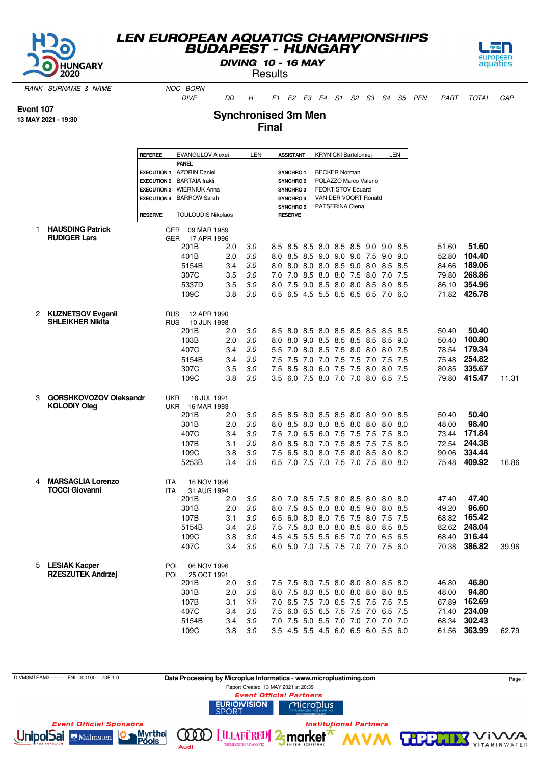# LEN EUROPEAN AQUATICS CHAMPIONSHIPS
## BUDAPEST - HUNGARY
**DIVING 10 - 16 MAY**
Results

**Event 107**
**13 MAY 2021 - 19:30**

## Synchronised 3m Men
## Final

| | | | | | |
|---|---|---|---|---|---|
| REFEREE | EVANGULOV Alexei | LEN | ASSISTANT | KRYNICKI Bartolomiej | LEN |
| | PANEL | | | | |
| EXECUTION 1 | AZORIN Daniel | | SYNCHRO 1 | BECKER Norman | |
| EXECUTION 2 | BARTAIA Irakli | | SYNCHRO 2 | POLAZZO Marco Valerio | |
| EXECUTION 3 | WIERNIUK Anna | | SYNCHRO 3 | FEOKTISTOV Eduard | |
| EXECUTION 4 | BARROW Sarah | | SYNCHRO 4 | VAN DER VOORT Ronald | |
| | | | SYNCHRO 5 | PATSERINA Olena | |
| RESERVE | TOULOUDIS Nikolaos | | RESERVE | | |

| RANK | SURNAME & NAME | NOC | BORN | DIVE | DD | H | E1 | E2 | E3 | E4 | S1 | S2 | S3 | S4 | S5 | PEN | PART | TOTAL | GAP |
|---|---|---|---|---|---|---|---|---|---|---|---|---|---|---|---|---|---|---|---|
| 1 | **HAUSDING Patrick** | GER | 09 MAR 1989 | | | | | | | | | | | | | | | | |
| | **RUDIGER Lars** | GER | 17 APR 1996 | | | | | | | | | | | | | | | | |
| | | | | 201B | 2.0 | 3.0 | 8.5 | 8.5 | 8.5 | 8.0 | 8.5 | 8.5 | 9.0 | 9.0 | 8.5 | | 51.60 | **51.60** | |
| | | | | 401B | 2.0 | 3.0 | 8.0 | 8.5 | 8.5 | 9.0 | 9.0 | 9.0 | 7.5 | 9.0 | 9.0 | | 52.80 | **104.40** | |
| | | | | 5154B | 3.4 | 3.0 | 8.0 | 8.0 | 8.0 | 8.0 | 8.5 | 9.0 | 8.0 | 8.5 | 8.5 | | 84.66 | **189.06** | |
| | | | | 307C | 3.5 | 3.0 | 7.0 | 7.0 | 8.5 | 8.0 | 8.0 | 7.5 | 8.0 | 7.0 | 7.5 | | 79.80 | **268.86** | |
| | | | | 5337D | 3.5 | 3.0 | 8.0 | 7.5 | 9.0 | 8.5 | 8.0 | 8.0 | 8.5 | 8.0 | 8.5 | | 86.10 | **354.96** | |
| | | | | 109C | 3.8 | 3.0 | 6.5 | 6.5 | 4.5 | 5.5 | 6.5 | 6.5 | 6.5 | 7.0 | 6.0 | | 71.82 | **426.78** | |
| 2 | **KUZNETSOV Evgenii** | RUS | 12 APR 1990 | | | | | | | | | | | | | | | | |
| | **SHLEIKHER Nikita** | RUS | 10 JUN 1998 | | | | | | | | | | | | | | | | |
| | | | | 201B | 2.0 | 3.0 | 8.5 | 8.0 | 8.5 | 8.0 | 8.5 | 8.5 | 8.5 | 8.5 | 8.5 | | 50.40 | **50.40** | |
| | | | | 103B | 2.0 | 3.0 | 8.0 | 8.0 | 9.0 | 8.5 | 8.5 | 8.5 | 8.5 | 8.5 | 9.0 | | 50.40 | **100.80** | |
| | | | | 407C | 3.4 | 3.0 | 5.5 | 7.0 | 8.0 | 8.5 | 7.5 | 8.0 | 8.0 | 8.0 | 7.5 | | 78.54 | **179.34** | |
| | | | | 5154B | 3.4 | 3.0 | 7.5 | 7.5 | 7.0 | 7.0 | 7.5 | 7.5 | 7.0 | 7.5 | 7.5 | | 75.48 | **254.82** | |
| | | | | 307C | 3.5 | 3.0 | 7.5 | 8.5 | 8.0 | 6.0 | 7.5 | 7.5 | 8.0 | 8.0 | 7.5 | | 80.85 | **335.67** | |
| | | | | 109C | 3.8 | 3.0 | 3.5 | 6.0 | 7.5 | 8.0 | 7.0 | 7.0 | 8.0 | 6.5 | 7.5 | | 79.80 | **415.47** | 11.31 |
| 3 | **GORSHKOVOZOV Oleksandr** | UKR | 18 JUL 1991 | | | | | | | | | | | | | | | | |
| | **KOLODIY Oleg** | UKR | 16 MAR 1993 | | | | | | | | | | | | | | | | |
| | | | | 201B | 2.0 | 3.0 | 8.5 | 8.5 | 8.0 | 8.5 | 8.5 | 8.0 | 8.0 | 9.0 | 8.5 | | 50.40 | **50.40** | |
| | | | | 301B | 2.0 | 3.0 | 8.0 | 8.5 | 8.0 | 8.0 | 8.5 | 8.0 | 8.0 | 8.0 | 8.0 | | 48.00 | **98.40** | |
| | | | | 407C | 3.4 | 3.0 | 7.5 | 7.0 | 6.5 | 6.0 | 7.5 | 7.5 | 7.5 | 7.5 | 8.0 | | 73.44 | **171.84** | |
| | | | | 107B | 3.1 | 3.0 | 8.0 | 8.5 | 8.0 | 7.0 | 7.5 | 8.5 | 7.5 | 7.5 | 8.0 | | 72.54 | **244.38** | |
| | | | | 109C | 3.8 | 3.0 | 7.5 | 6.5 | 8.0 | 8.0 | 7.5 | 8.0 | 8.5 | 8.0 | 8.0 | | 90.06 | **334.44** | |
| | | | | 5253B | 3.4 | 3.0 | 6.5 | 7.0 | 7.5 | 7.0 | 7.5 | 7.0 | 7.5 | 8.0 | 8.0 | | 75.48 | **409.92** | 16.86 |
| 4 | **MARSAGLIA Lorenzo** | ITA | 16 NOV 1996 | | | | | | | | | | | | | | | | |
| | **TOCCI Giovanni** | ITA | 31 AUG 1994 | | | | | | | | | | | | | | | | |
| | | | | 201B | 2.0 | 3.0 | 8.0 | 7.0 | 8.5 | 7.5 | 8.0 | 8.5 | 8.0 | 8.0 | 8.0 | | 47.40 | **47.40** | |
| | | | | 301B | 2.0 | 3.0 | 8.0 | 7.5 | 8.5 | 8.0 | 8.0 | 8.5 | 9.0 | 8.0 | 8.5 | | 49.20 | **96.60** | |
| | | | | 107B | 3.1 | 3.0 | 6.5 | 6.0 | 8.0 | 8.0 | 7.5 | 7.5 | 8.0 | 7.5 | 7.5 | | 68.82 | **165.42** | |
| | | | | 5154B | 3.4 | 3.0 | 7.5 | 7.5 | 8.0 | 8.0 | 8.0 | 8.5 | 8.0 | 8.5 | 8.5 | | 82.62 | **248.04** | |
| | | | | 109C | 3.8 | 3.0 | 4.5 | 4.5 | 5.5 | 5.5 | 6.5 | 7.0 | 7.0 | 6.5 | 6.5 | | 68.40 | **316.44** | |
| | | | | 407C | 3.4 | 3.0 | 6.0 | 5.0 | 7.0 | 7.5 | 7.5 | 7.0 | 7.0 | 7.5 | 6.0 | | 70.38 | **386.82** | 39.96 |
| 5 | **LESIAK Kacper** | POL | 06 NOV 1996 | | | | | | | | | | | | | | | | |
| | **RZESZUTEK Andrzej** | POL | 25 OCT 1991 | | | | | | | | | | | | | | | | |
| | | | | 201B | 2.0 | 3.0 | 7.5 | 7.5 | 8.0 | 7.5 | 8.0 | 8.0 | 8.0 | 8.5 | 8.0 | | 46.80 | **46.80** | |
| | | | | 301B | 2.0 | 3.0 | 8.0 | 7.5 | 8.0 | 8.5 | 8.0 | 8.0 | 8.0 | 8.0 | 8.5 | | 48.00 | **94.80** | |
| | | | | 107B | 3.1 | 3.0 | 7.0 | 6.5 | 7.5 | 7.0 | 6.5 | 7.5 | 7.5 | 7.5 | 7.5 | | 67.89 | **162.69** | |
| | | | | 407C | 3.4 | 3.0 | 7.5 | 6.0 | 6.5 | 6.5 | 7.5 | 7.5 | 7.0 | 6.5 | 7.5 | | 71.40 | **234.09** | |
| | | | | 5154B | 3.4 | 3.0 | 7.0 | 7.5 | 5.0 | 5.5 | 7.0 | 7.0 | 7.0 | 7.0 | 7.0 | | 68.34 | **302.43** | |
| | | | | 109C | 3.8 | 3.0 | 3.5 | 4.5 | 5.5 | 4.5 | 6.0 | 6.5 | 6.0 | 5.5 | 6.0 | | 61.56 | **363.99** | 62.79 |

DIVM3MTEAM2-----------FNL-000100--_73F 1.0 — **Data Processing by Microplus Informatica - www.microplustiming.com** — Report Created 13 MAY 2021 at 20:39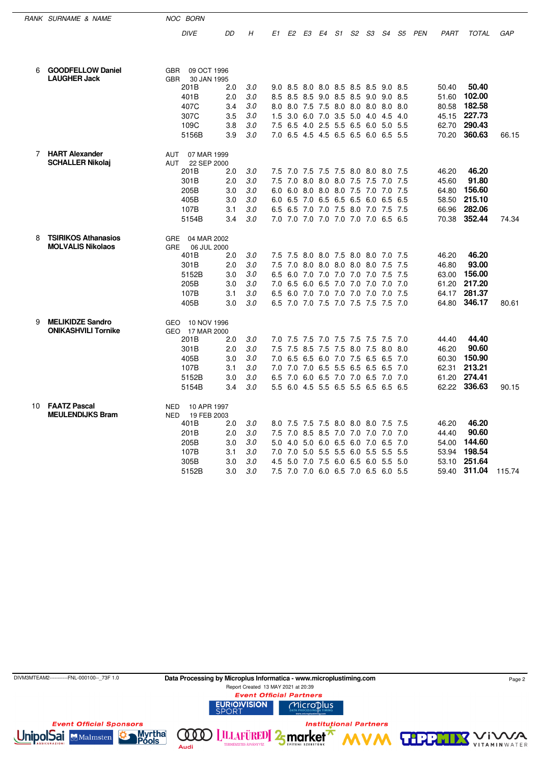| RANK | SURNAME & NAME | NOC | BORN | DIVE | DD | H | E1 | E2 | E3 | E4 | S1 | S2 | S3 | S4 | S5 | PEN | PART | TOTAL | GAP |
|---|---|---|---|---|---|---|---|---|---|---|---|---|---|---|---|---|---|---|---|
| 6 | **GOODFELLOW Daniel** | GBR | 09 OCT 1996 | | | | | | | | | | | | | | | | |
| | **LAUGHER Jack** | GBR | 30 JAN 1995 | | | | | | | | | | | | | | | | |
| | | | | 201B | 2.0 | 3.0 | 9.0 | 8.5 | 8.0 | 8.0 | 8.5 | 8.5 | 8.5 | 9.0 | 8.5 | | 50.40 | **50.40** | |
| | | | | 401B | 2.0 | 3.0 | 8.5 | 8.5 | 8.5 | 9.0 | 8.5 | 8.5 | 9.0 | 9.0 | 8.5 | | 51.60 | **102.00** | |
| | | | | 407C | 3.4 | 3.0 | 8.0 | 8.0 | 7.5 | 7.5 | 8.0 | 8.0 | 8.0 | 8.0 | 8.0 | | 80.58 | **182.58** | |
| | | | | 307C | 3.5 | 3.0 | 1.5 | 3.0 | 6.0 | 7.0 | 3.5 | 5.0 | 4.0 | 4.5 | 4.0 | | 45.15 | **227.73** | |
| | | | | 109C | 3.8 | 3.0 | 7.5 | 6.5 | 4.0 | 2.5 | 5.5 | 6.5 | 6.0 | 5.0 | 5.5 | | 62.70 | **290.43** | |
| | | | | 5156B | 3.9 | 3.0 | 7.0 | 6.5 | 4.5 | 4.5 | 6.5 | 6.5 | 6.0 | 6.5 | 5.5 | | 70.20 | **360.63** | 66.15 |
| 7 | **HART Alexander** | AUT | 07 MAR 1999 | | | | | | | | | | | | | | | | |
| | **SCHALLER Nikolaj** | AUT | 22 SEP 2000 | | | | | | | | | | | | | | | | |
| | | | | 201B | 2.0 | 3.0 | 7.5 | 7.0 | 7.5 | 7.5 | 7.5 | 8.0 | 8.0 | 8.0 | 7.5 | | 46.20 | **46.20** | |
| | | | | 301B | 2.0 | 3.0 | 7.5 | 7.0 | 8.0 | 8.0 | 8.0 | 7.5 | 7.5 | 7.0 | 7.5 | | 45.60 | **91.80** | |
| | | | | 205B | 3.0 | 3.0 | 6.0 | 6.0 | 8.0 | 8.0 | 8.0 | 7.5 | 7.0 | 7.0 | 7.5 | | 64.80 | **156.60** | |
| | | | | 405B | 3.0 | 3.0 | 6.0 | 6.5 | 7.0 | 6.5 | 6.5 | 6.5 | 6.0 | 6.5 | 6.5 | | 58.50 | **215.10** | |
| | | | | 107B | 3.1 | 3.0 | 6.5 | 6.5 | 7.0 | 7.0 | 7.5 | 8.0 | 7.0 | 7.5 | 7.5 | | 66.96 | **282.06** | |
| | | | | 5154B | 3.4 | 3.0 | 7.0 | 7.0 | 7.0 | 7.0 | 7.0 | 7.0 | 7.0 | 6.5 | 6.5 | | 70.38 | **352.44** | 74.34 |
| 8 | **TSIRIKOS Athanasios** | GRE | 04 MAR 2002 | | | | | | | | | | | | | | | | |
| | **MOLVALIS Nikolaos** | GRE | 06 JUL 2000 | | | | | | | | | | | | | | | | |
| | | | | 401B | 2.0 | 3.0 | 7.5 | 7.5 | 8.0 | 8.0 | 7.5 | 8.0 | 8.0 | 7.0 | 7.5 | | 46.20 | **46.20** | |
| | | | | 301B | 2.0 | 3.0 | 7.5 | 7.0 | 8.0 | 8.0 | 8.0 | 8.0 | 8.0 | 7.5 | 7.5 | | 46.80 | **93.00** | |
| | | | | 5152B | 3.0 | 3.0 | 6.5 | 6.0 | 7.0 | 7.0 | 7.0 | 7.0 | 7.0 | 7.5 | 7.5 | | 63.00 | **156.00** | |
| | | | | 205B | 3.0 | 3.0 | 7.0 | 6.5 | 6.0 | 6.5 | 7.0 | 7.0 | 7.0 | 7.0 | 7.0 | | 61.20 | **217.20** | |
| | | | | 107B | 3.1 | 3.0 | 6.5 | 6.0 | 7.0 | 7.0 | 7.0 | 7.0 | 7.0 | 7.0 | 7.5 | | 64.17 | **281.37** | |
| | | | | 405B | 3.0 | 3.0 | 6.5 | 7.0 | 7.0 | 7.5 | 7.0 | 7.5 | 7.5 | 7.5 | 7.0 | | 64.80 | **346.17** | 80.61 |
| 9 | **MELIKIDZE Sandro** | GEO | 10 NOV 1996 | | | | | | | | | | | | | | | | |
| | **ONIKASHVILI Tornike** | GEO | 17 MAR 2000 | | | | | | | | | | | | | | | | |
| | | | | 201B | 2.0 | 3.0 | 7.0 | 7.5 | 7.5 | 7.0 | 7.5 | 7.5 | 7.5 | 7.5 | 7.0 | | 44.40 | **44.40** | |
| | | | | 301B | 2.0 | 3.0 | 7.5 | 7.5 | 8.5 | 7.5 | 7.5 | 8.0 | 7.5 | 8.0 | 8.0 | | 46.20 | **90.60** | |
| | | | | 405B | 3.0 | 3.0 | 7.0 | 6.5 | 6.5 | 6.0 | 7.0 | 7.5 | 6.5 | 6.5 | 7.0 | | 60.30 | **150.90** | |
| | | | | 107B | 3.1 | 3.0 | 7.0 | 7.0 | 7.0 | 6.5 | 5.5 | 6.5 | 6.5 | 6.5 | 7.0 | | 62.31 | **213.21** | |
| | | | | 5152B | 3.0 | 3.0 | 6.5 | 7.0 | 6.0 | 6.5 | 7.0 | 7.0 | 6.5 | 7.0 | 7.0 | | 61.20 | **274.41** | |
| | | | | 5154B | 3.4 | 3.0 | 5.5 | 6.0 | 4.5 | 5.5 | 6.5 | 5.5 | 6.5 | 6.5 | 6.5 | | 62.22 | **336.63** | 90.15 |
| 10 | **FAATZ Pascal** | NED | 10 APR 1997 | | | | | | | | | | | | | | | | |
| | **MEULENDIJKS Bram** | NED | 19 FEB 2003 | | | | | | | | | | | | | | | | |
| | | | | 401B | 2.0 | 3.0 | 8.0 | 7.5 | 7.5 | 7.5 | 8.0 | 8.0 | 8.0 | 7.5 | 7.5 | | 46.20 | **46.20** | |
| | | | | 201B | 2.0 | 3.0 | 7.5 | 7.0 | 8.5 | 8.5 | 7.0 | 7.0 | 7.0 | 7.0 | 7.0 | | 44.40 | **90.60** | |
| | | | | 205B | 3.0 | 3.0 | 5.0 | 4.0 | 5.0 | 6.0 | 6.5 | 6.0 | 7.0 | 6.5 | 7.0 | | 54.00 | **144.60** | |
| | | | | 107B | 3.1 | 3.0 | 7.0 | 7.0 | 5.0 | 5.5 | 5.5 | 6.0 | 5.5 | 5.5 | 5.5 | | 53.94 | **198.54** | |
| | | | | 305B | 3.0 | 3.0 | 4.5 | 5.0 | 7.0 | 7.5 | 6.0 | 6.5 | 6.0 | 5.5 | 5.0 | | 53.10 | **251.64** | |
| | | | | 5152B | 3.0 | 3.0 | 7.5 | 7.0 | 7.0 | 6.0 | 6.5 | 7.0 | 6.5 | 6.0 | 5.5 | | 59.40 | **311.04** | 115.74 |

DIVM3MTEAM2-----------FNL-000100--_73F 1.0

**Data Processing by Microplus Informatica - www.microplustiming.com**

Report Created 13 MAY 2021 at 20:39

Event Official Partners

Event Official Sponsors

Institutional Partners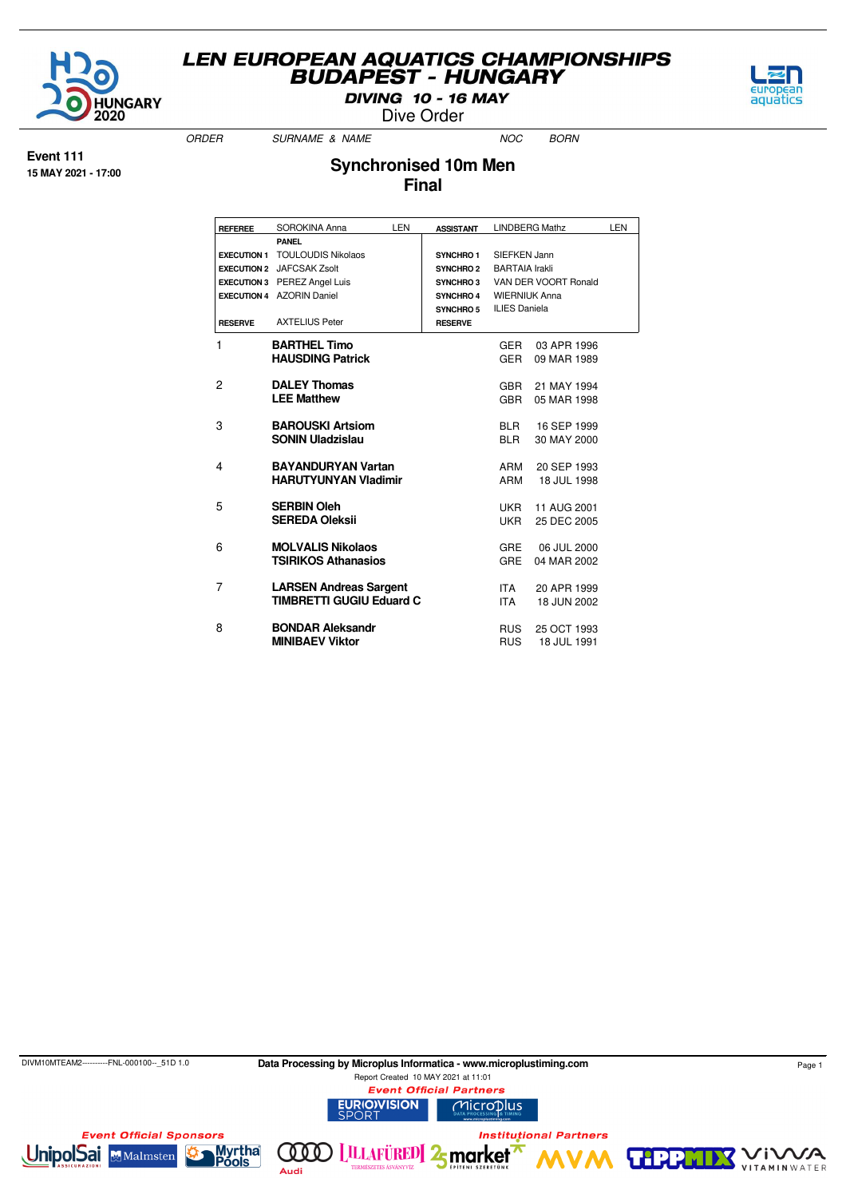# LEN EUROPEAN AQUATICS CHAMPIONSHIPS
# BUDAPEST - HUNGARY

**DIVING 10 - 16 MAY**

Dive Order

**Event 111**
**15 MAY 2021 - 17:00**

## Synchronised 10m Men
## Final

| | | | |
|---|---|---|---|
| **REFEREE** | SOROKINA Anna LEN | **ASSISTANT** | LINDBERG Mathz LEN |
| | **PANEL** | | |
| **EXECUTION 1** | TOULOUDIS Nikolaos | **SYNCHRO 1** | SIEFKEN Jann |
| **EXECUTION 2** | JAFCSAK Zsolt | **SYNCHRO 2** | BARTAIA Irakli |
| **EXECUTION 3** | PEREZ Angel Luis | **SYNCHRO 3** | VAN DER VOORT Ronald |
| **EXECUTION 4** | AZORIN Daniel | **SYNCHRO 4** | WIERNIUK Anna |
| | | **SYNCHRO 5** | ILIES Daniela |
| **RESERVE** | AXTELIUS Peter | **RESERVE** | |

| ORDER | SURNAME & NAME | NOC | BORN |
|---|---|---|---|
| 1 | **BARTHEL Timo** | GER | 03 APR 1996 |
| | **HAUSDING Patrick** | GER | 09 MAR 1989 |
| 2 | **DALEY Thomas** | GBR | 21 MAY 1994 |
| | **LEE Matthew** | GBR | 05 MAR 1998 |
| 3 | **BAROUSKI Artsiom** | BLR | 16 SEP 1999 |
| | **SONIN Uladzislau** | BLR | 30 MAY 2000 |
| 4 | **BAYANDURYAN Vartan** | ARM | 20 SEP 1993 |
| | **HARUTYUNYAN Vladimir** | ARM | 18 JUL 1998 |
| 5 | **SERBIN Oleh** | UKR | 11 AUG 2001 |
| | **SEREDA Oleksii** | UKR | 25 DEC 2005 |
| 6 | **MOLVALIS Nikolaos** | GRE | 06 JUL 2000 |
| | **TSIRIKOS Athanasios** | GRE | 04 MAR 2002 |
| 7 | **LARSEN Andreas Sargent** | ITA | 20 APR 1999 |
| | **TIMBRETTI GUGIU Eduard C** | ITA | 18 JUN 2002 |
| 8 | **BONDAR Aleksandr** | RUS | 25 OCT 1993 |
| | **MINIBAEV Viktor** | RUS | 18 JUL 1991 |

DIVM10MTEAM2----------FNL-000100--_51D 1.0

**Data Processing by Microplus Informatica - www.microplustiming.com**

Report Created 10 MAY 2021 at 11:01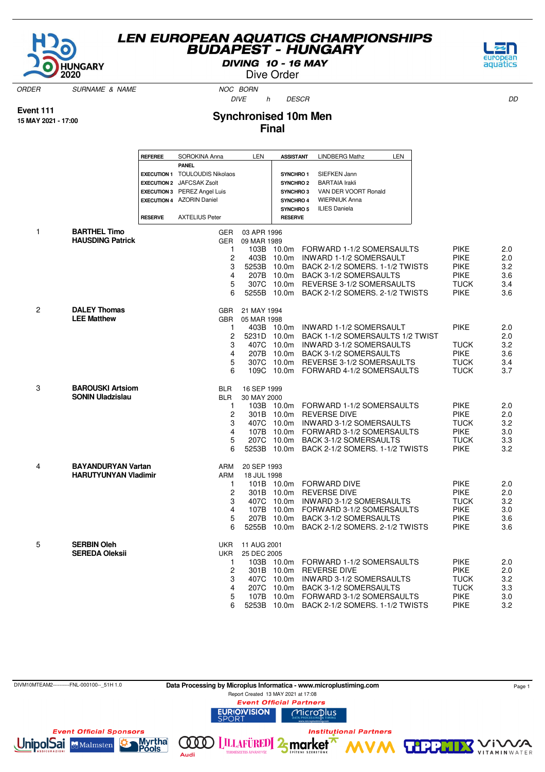# LEN EUROPEAN AQUATICS CHAMPIONSHIPS
## BUDAPEST - HUNGARY
### DIVING 10 - 16 MAY
Dive Order

**Event 111**
**15 MAY 2021 - 17:00**

## Synchronised 10m Men
## Final

| | | | |
|---|---|---|---|
| **REFEREE** | SOROKINA Anna LEN | **ASSISTANT** | LINDBERG Mathz LEN |
| | **PANEL** | | |
| **EXECUTION 1** | TOULOUDIS Nikolaos | **SYNCHRO 1** | SIEFKEN Jann |
| **EXECUTION 2** | JAFCSAK Zsolt | **SYNCHRO 2** | BARTAIA Irakli |
| **EXECUTION 3** | PEREZ Angel Luis | **SYNCHRO 3** | VAN DER VOORT Ronald |
| **EXECUTION 4** | AZORIN Daniel | **SYNCHRO 4** | WIERNIUK Anna |
| | | **SYNCHRO 5** | ILIES Daniela |
| **RESERVE** | AXTELIUS Peter | **RESERVE** | |

| ORDER | SURNAME & NAME | NOC | BORN / DIVE | h | DESCR | | DD |
|---|---|---|---|---|---|---|---|
| 1 | **BARTHEL Timo** | GER | 03 APR 1996 | | | | |
| | **HAUSDING Patrick** | GER | 09 MAR 1989 | | | | |
| | | 1 | 103B | 10.0m | FORWARD 1-1/2 SOMERSAULTS | PIKE | 2.0 |
| | | 2 | 403B | 10.0m | INWARD 1-1/2 SOMERSAULT | PIKE | 2.0 |
| | | 3 | 5253B | 10.0m | BACK 2-1/2 SOMERS. 1-1/2 TWISTS | PIKE | 3.2 |
| | | 4 | 207B | 10.0m | BACK 3-1/2 SOMERSAULTS | PIKE | 3.6 |
| | | 5 | 307C | 10.0m | REVERSE 3-1/2 SOMERSAULTS | TUCK | 3.4 |
| | | 6 | 5255B | 10.0m | BACK 2-1/2 SOMERS. 2-1/2 TWISTS | PIKE | 3.6 |
| 2 | **DALEY Thomas** | GBR | 21 MAY 1994 | | | | |
| | **LEE Matthew** | GBR | 05 MAR 1998 | | | | |
| | | 1 | 403B | 10.0m | INWARD 1-1/2 SOMERSAULT | PIKE | 2.0 |
| | | 2 | 5231D | 10.0m | BACK 1-1/2 SOMERSAULTS 1/2 TWIST | | 2.0 |
| | | 3 | 407C | 10.0m | INWARD 3-1/2 SOMERSAULTS | TUCK | 3.2 |
| | | 4 | 207B | 10.0m | BACK 3-1/2 SOMERSAULTS | PIKE | 3.6 |
| | | 5 | 307C | 10.0m | REVERSE 3-1/2 SOMERSAULTS | TUCK | 3.4 |
| | | 6 | 109C | 10.0m | FORWARD 4-1/2 SOMERSAULTS | TUCK | 3.7 |
| 3 | **BAROUSKI Artsiom** | BLR | 16 SEP 1999 | | | | |
| | **SONIN Uladzislau** | BLR | 30 MAY 2000 | | | | |
| | | 1 | 103B | 10.0m | FORWARD 1-1/2 SOMERSAULTS | PIKE | 2.0 |
| | | 2 | 301B | 10.0m | REVERSE DIVE | PIKE | 2.0 |
| | | 3 | 407C | 10.0m | INWARD 3-1/2 SOMERSAULTS | TUCK | 3.2 |
| | | 4 | 107B | 10.0m | FORWARD 3-1/2 SOMERSAULTS | PIKE | 3.0 |
| | | 5 | 207C | 10.0m | BACK 3-1/2 SOMERSAULTS | TUCK | 3.3 |
| | | 6 | 5253B | 10.0m | BACK 2-1/2 SOMERS. 1-1/2 TWISTS | PIKE | 3.2 |
| 4 | **BAYANDURYAN Vartan** | ARM | 20 SEP 1993 | | | | |
| | **HARUTYUNYAN Vladimir** | ARM | 18 JUL 1998 | | | | |
| | | 1 | 101B | 10.0m | FORWARD DIVE | PIKE | 2.0 |
| | | 2 | 301B | 10.0m | REVERSE DIVE | PIKE | 2.0 |
| | | 3 | 407C | 10.0m | INWARD 3-1/2 SOMERSAULTS | TUCK | 3.2 |
| | | 4 | 107B | 10.0m | FORWARD 3-1/2 SOMERSAULTS | PIKE | 3.0 |
| | | 5 | 207B | 10.0m | BACK 3-1/2 SOMERSAULTS | PIKE | 3.6 |
| | | 6 | 5255B | 10.0m | BACK 2-1/2 SOMERS. 2-1/2 TWISTS | PIKE | 3.6 |
| 5 | **SERBIN Oleh** | UKR | 11 AUG 2001 | | | | |
| | **SEREDA Oleksii** | UKR | 25 DEC 2005 | | | | |
| | | 1 | 103B | 10.0m | FORWARD 1-1/2 SOMERSAULTS | PIKE | 2.0 |
| | | 2 | 301B | 10.0m | REVERSE DIVE | PIKE | 2.0 |
| | | 3 | 407C | 10.0m | INWARD 3-1/2 SOMERSAULTS | TUCK | 3.2 |
| | | 4 | 207C | 10.0m | BACK 3-1/2 SOMERSAULTS | TUCK | 3.3 |
| | | 5 | 107B | 10.0m | FORWARD 3-1/2 SOMERSAULTS | PIKE | 3.0 |
| | | 6 | 5253B | 10.0m | BACK 2-1/2 SOMERS. 1-1/2 TWISTS | PIKE | 3.2 |

DIVM10MTEAM2----------FNL-000100--_51H 1.0 — Data Processing by Microplus Informatica - www.microplustiming.com — Report Created 13 MAY 2021 at 17:08

Event Official Partners · Event Official Sponsors · Institutional Partners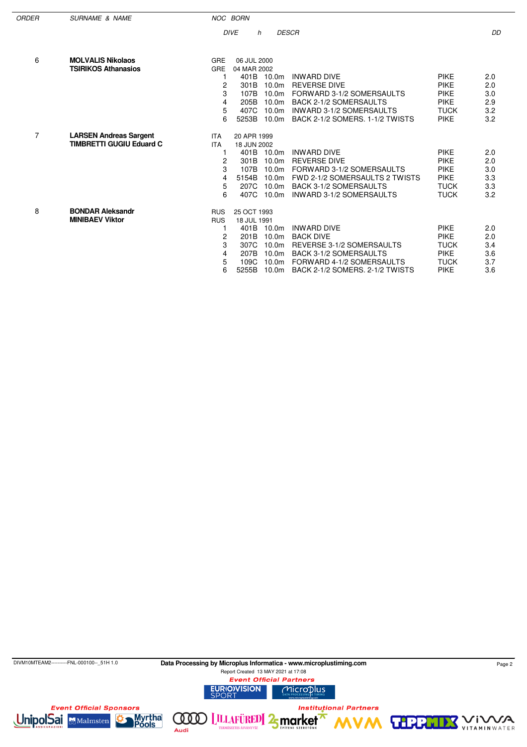| ORDER | SURNAME & NAME | NOC | BORN | | | | |
|---|---|---|---|---|---|---|---|
| | | DIVE | h | DESCR | | | DD |
| 6 | **MOLVALIS Nikolaos** | GRE | 06 JUL 2000 | | | | |
| | **TSIRIKOS Athanasios** | GRE | 04 MAR 2002 | | | | |
| | | 1 | 401B | 10.0m | INWARD DIVE | PIKE | 2.0 |
| | | 2 | 301B | 10.0m | REVERSE DIVE | PIKE | 2.0 |
| | | 3 | 107B | 10.0m | FORWARD 3-1/2 SOMERSAULTS | PIKE | 3.0 |
| | | 4 | 205B | 10.0m | BACK 2-1/2 SOMERSAULTS | PIKE | 2.9 |
| | | 5 | 407C | 10.0m | INWARD 3-1/2 SOMERSAULTS | TUCK | 3.2 |
| | | 6 | 5253B | 10.0m | BACK 2-1/2 SOMERS. 1-1/2 TWISTS | PIKE | 3.2 |
| 7 | **LARSEN Andreas Sargent** | ITA | 20 APR 1999 | | | | |
| | **TIMBRETTI GUGIU Eduard C** | ITA | 18 JUN 2002 | | | | |
| | | 1 | 401B | 10.0m | INWARD DIVE | PIKE | 2.0 |
| | | 2 | 301B | 10.0m | REVERSE DIVE | PIKE | 2.0 |
| | | 3 | 107B | 10.0m | FORWARD 3-1/2 SOMERSAULTS | PIKE | 3.0 |
| | | 4 | 5154B | 10.0m | FWD 2-1/2 SOMERSAULTS 2 TWISTS | PIKE | 3.3 |
| | | 5 | 207C | 10.0m | BACK 3-1/2 SOMERSAULTS | TUCK | 3.3 |
| | | 6 | 407C | 10.0m | INWARD 3-1/2 SOMERSAULTS | TUCK | 3.2 |
| 8 | **BONDAR Aleksandr** | RUS | 25 OCT 1993 | | | | |
| | **MINIBAEV Viktor** | RUS | 18 JUL 1991 | | | | |
| | | 1 | 401B | 10.0m | INWARD DIVE | PIKE | 2.0 |
| | | 2 | 201B | 10.0m | BACK DIVE | PIKE | 2.0 |
| | | 3 | 307C | 10.0m | REVERSE 3-1/2 SOMERSAULTS | TUCK | 3.4 |
| | | 4 | 207B | 10.0m | BACK 3-1/2 SOMERSAULTS | PIKE | 3.6 |
| | | 5 | 109C | 10.0m | FORWARD 4-1/2 SOMERSAULTS | TUCK | 3.7 |
| | | 6 | 5255B | 10.0m | BACK 2-1/2 SOMERS. 2-1/2 TWISTS | PIKE | 3.6 |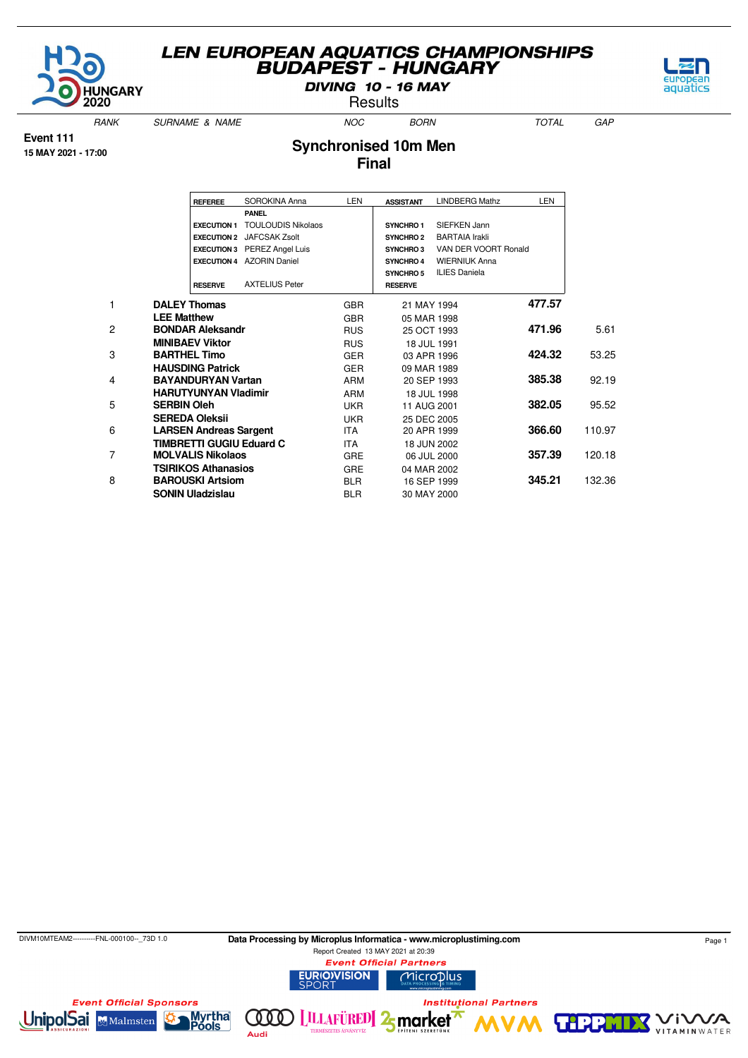# LEN EUROPEAN AQUATICS CHAMPIONSHIPS
## BUDAPEST - HUNGARY

**DIVING 10 - 16 MAY**

Results

**Event 111**
**15 MAY 2021 - 17:00**

## Synchronised 10m Men
## Final

| REFEREE | SOROKINA Anna | LEN | ASSISTANT | LINDBERG Mathz | LEN |
|---|---|---|---|---|---|
| | PANEL | | | | |
| EXECUTION 1 | TOULOUDIS Nikolaos | | SYNCHRO 1 | SIEFKEN Jann | |
| EXECUTION 2 | JAFCSAK Zsolt | | SYNCHRO 2 | BARTAIA Irakli | |
| EXECUTION 3 | PEREZ Angel Luis | | SYNCHRO 3 | VAN DER VOORT Ronald | |
| EXECUTION 4 | AZORIN Daniel | | SYNCHRO 4 | WIERNIUK Anna | |
| | | | SYNCHRO 5 | ILIES Daniela | |
| RESERVE | AXTELIUS Peter | | RESERVE | | |

| RANK | SURNAME & NAME | NOC | BORN | TOTAL | GAP |
|---|---|---|---|---|---|
| 1 | **DALEY Thomas** | GBR | 21 MAY 1994 | **477.57** | |
| | **LEE Matthew** | GBR | 05 MAR 1998 | | |
| 2 | **BONDAR Aleksandr** | RUS | 25 OCT 1993 | **471.96** | 5.61 |
| | **MINIBAEV Viktor** | RUS | 18 JUL 1991 | | |
| 3 | **BARTHEL Timo** | GER | 03 APR 1996 | **424.32** | 53.25 |
| | **HAUSDING Patrick** | GER | 09 MAR 1989 | | |
| 4 | **BAYANDURYAN Vartan** | ARM | 20 SEP 1993 | **385.38** | 92.19 |
| | **HARUTYUNYAN Vladimir** | ARM | 18 JUL 1998 | | |
| 5 | **SERBIN Oleh** | UKR | 11 AUG 2001 | **382.05** | 95.52 |
| | **SEREDA Oleksii** | UKR | 25 DEC 2005 | | |
| 6 | **LARSEN Andreas Sargent** | ITA | 20 APR 1999 | **366.60** | 110.97 |
| | **TIMBRETTI GUGIU Eduard C** | ITA | 18 JUN 2002 | | |
| 7 | **MOLVALIS Nikolaos** | GRE | 06 JUL 2000 | **357.39** | 120.18 |
| | **TSIRIKOS Athanasios** | GRE | 04 MAR 2002 | | |
| 8 | **BAROUSKI Artsiom** | BLR | 16 SEP 1999 | **345.21** | 132.36 |
| | **SONIN Uladzislau** | BLR | 30 MAY 2000 | | |

DIVM10MTEAM2----------FNL-000100--_73D 1.0

**Data Processing by Microplus Informatica - www.microplustiming.com**

Report Created 13 MAY 2021 at 20:39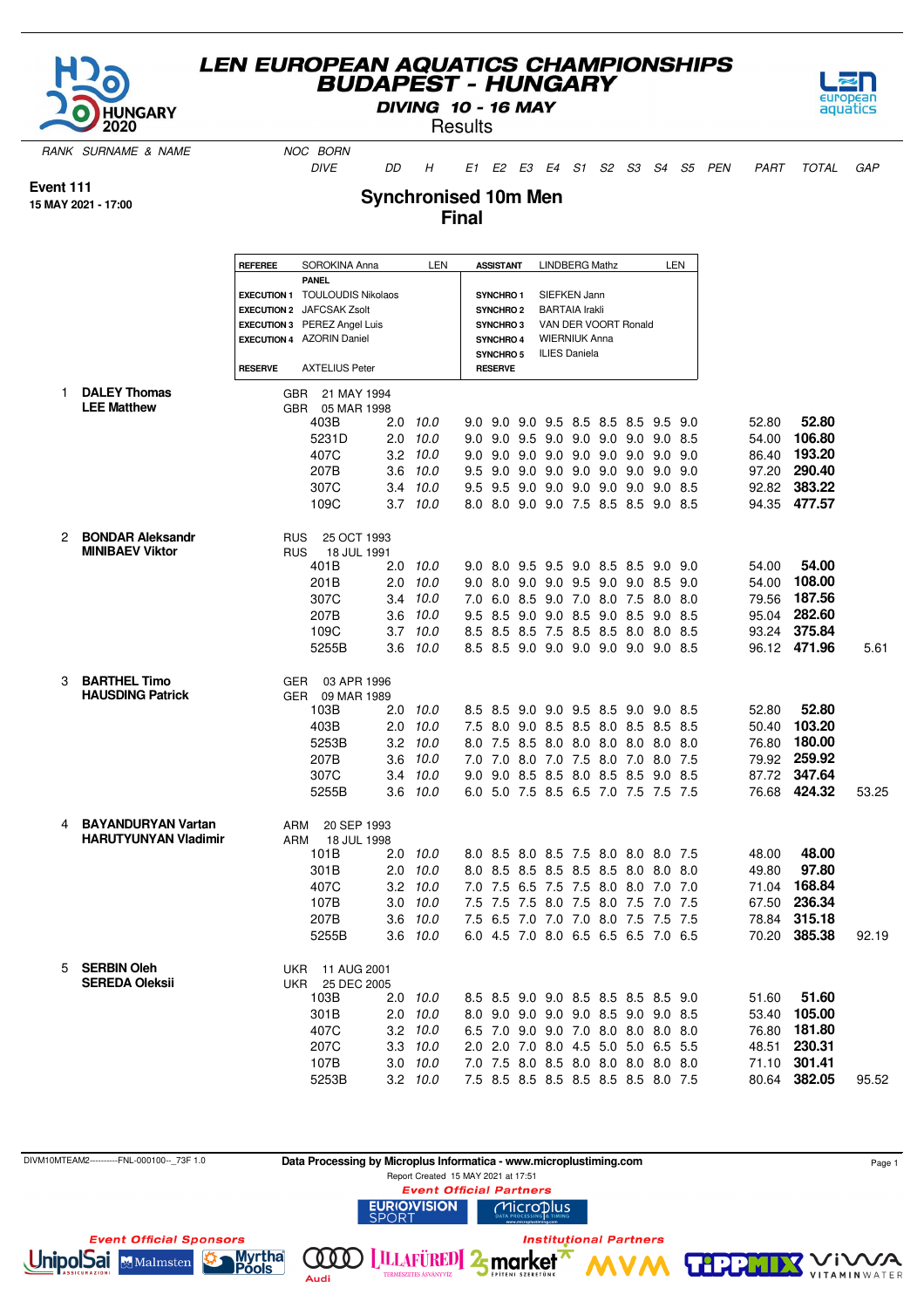# LEN EUROPEAN AQUATICS CHAMPIONSHIPS
## BUDAPEST - HUNGARY
### DIVING 10 - 16 MAY
Results

**Event 111**
**15 MAY 2021 - 17:00**

## Synchronised 10m Men
## Final

| | | | |
|---|---|---|---|
| **REFEREE** | SOROKINA Anna LEN | **ASSISTANT** | LINDBERG Mathz LEN |
| **PANEL** | | | |
| **EXECUTION 1** | TOULOUDIS Nikolaos | **SYNCHRO 1** | SIEFKEN Jann |
| **EXECUTION 2** | JAFCSAK Zsolt | **SYNCHRO 2** | BARTAIA Irakli |
| **EXECUTION 3** | PEREZ Angel Luis | **SYNCHRO 3** | VAN DER VOORT Ronald |
| **EXECUTION 4** | AZORIN Daniel | **SYNCHRO 4** | WIERNIUK Anna |
| | | **SYNCHRO 5** | ILIES Daniela |
| **RESERVE** | AXTELIUS Peter | **RESERVE** | |

| RANK | SURNAME & NAME | NOC | BORN / DIVE | DD | H | E1 | E2 | E3 | E4 | S1 | S2 | S3 | S4 | S5 | PEN | PART | TOTAL | GAP |
|---|---|---|---|---|---|---|---|---|---|---|---|---|---|---|---|---|---|---|
| 1 | **DALEY Thomas** | GBR | 21 MAY 1994 | | | | | | | | | | | | | | | |
| | **LEE Matthew** | GBR | 05 MAR 1998 | | | | | | | | | | | | | | | |
| | | | 403B | 2.0 | 10.0 | 9.0 | 9.0 | 9.0 | 9.5 | 8.5 | 8.5 | 8.5 | 9.5 | 9.0 | | 52.80 | **52.80** | |
| | | | 5231D | 2.0 | 10.0 | 9.0 | 9.0 | 9.5 | 9.0 | 9.0 | 9.0 | 9.0 | 9.0 | 8.5 | | 54.00 | **106.80** | |
| | | | 407C | 3.2 | 10.0 | 9.0 | 9.0 | 9.0 | 9.0 | 9.0 | 9.0 | 9.0 | 9.0 | 9.0 | | 86.40 | **193.20** | |
| | | | 207B | 3.6 | 10.0 | 9.5 | 9.0 | 9.0 | 9.0 | 9.0 | 9.0 | 9.0 | 9.0 | 9.0 | | 97.20 | **290.40** | |
| | | | 307C | 3.4 | 10.0 | 9.5 | 9.5 | 9.0 | 9.0 | 9.0 | 9.0 | 9.0 | 9.0 | 8.5 | | 92.82 | **383.22** | |
| | | | 109C | 3.7 | 10.0 | 8.0 | 8.0 | 9.0 | 9.0 | 7.5 | 8.5 | 8.5 | 9.0 | 8.5 | | 94.35 | **477.57** | |
| 2 | **BONDAR Aleksandr** | RUS | 25 OCT 1993 | | | | | | | | | | | | | | | |
| | **MINIBAEV Viktor** | RUS | 18 JUL 1991 | | | | | | | | | | | | | | | |
| | | | 401B | 2.0 | 10.0 | 9.0 | 8.0 | 9.5 | 9.5 | 9.0 | 8.5 | 8.5 | 9.0 | 9.0 | | 54.00 | **54.00** | |
| | | | 201B | 2.0 | 10.0 | 9.0 | 8.0 | 9.0 | 9.0 | 9.5 | 9.0 | 9.0 | 8.5 | 9.0 | | 54.00 | **108.00** | |
| | | | 307C | 3.4 | 10.0 | 7.0 | 6.0 | 8.5 | 9.0 | 7.0 | 8.0 | 7.5 | 8.0 | 8.0 | | 79.56 | **187.56** | |
| | | | 207B | 3.6 | 10.0 | 9.5 | 8.5 | 9.0 | 9.0 | 8.5 | 9.0 | 8.5 | 9.0 | 8.5 | | 95.04 | **282.60** | |
| | | | 109C | 3.7 | 10.0 | 8.5 | 8.5 | 8.5 | 7.5 | 8.5 | 8.5 | 8.0 | 8.0 | 8.5 | | 93.24 | **375.84** | |
| | | | 5255B | 3.6 | 10.0 | 8.5 | 8.5 | 9.0 | 9.0 | 9.0 | 9.0 | 9.0 | 9.0 | 8.5 | | 96.12 | **471.96** | 5.61 |
| 3 | **BARTHEL Timo** | GER | 03 APR 1996 | | | | | | | | | | | | | | | |
| | **HAUSDING Patrick** | GER | 09 MAR 1989 | | | | | | | | | | | | | | | |
| | | | 103B | 2.0 | 10.0 | 8.5 | 8.5 | 9.0 | 9.0 | 9.5 | 8.5 | 9.0 | 9.0 | 8.5 | | 52.80 | **52.80** | |
| | | | 403B | 2.0 | 10.0 | 7.5 | 8.0 | 9.0 | 8.5 | 8.5 | 8.0 | 8.5 | 8.5 | 8.5 | | 50.40 | **103.20** | |
| | | | 5253B | 3.2 | 10.0 | 8.0 | 7.5 | 8.5 | 8.0 | 8.0 | 8.0 | 8.0 | 8.0 | 8.0 | | 76.80 | **180.00** | |
| | | | 207B | 3.6 | 10.0 | 7.0 | 7.0 | 8.0 | 7.0 | 7.5 | 8.0 | 7.0 | 8.0 | 7.5 | | 79.92 | **259.92** | |
| | | | 307C | 3.4 | 10.0 | 9.0 | 9.0 | 8.5 | 8.5 | 8.0 | 8.5 | 8.5 | 9.0 | 8.5 | | 87.72 | **347.64** | |
| | | | 5255B | 3.6 | 10.0 | 6.0 | 5.0 | 7.5 | 8.5 | 6.5 | 7.0 | 7.5 | 7.5 | 7.5 | | 76.68 | **424.32** | 53.25 |
| 4 | **BAYANDURYAN Vartan** | ARM | 20 SEP 1993 | | | | | | | | | | | | | | | |
| | **HARUTYUNYAN Vladimir** | ARM | 18 JUL 1998 | | | | | | | | | | | | | | | |
| | | | 101B | 2.0 | 10.0 | 8.0 | 8.5 | 8.0 | 8.5 | 7.5 | 8.0 | 8.0 | 8.0 | 7.5 | | 48.00 | **48.00** | |
| | | | 301B | 2.0 | 10.0 | 8.0 | 8.5 | 8.5 | 8.5 | 8.5 | 8.5 | 8.0 | 8.0 | 8.0 | | 49.80 | **97.80** | |
| | | | 407C | 3.2 | 10.0 | 7.0 | 7.5 | 6.5 | 7.5 | 7.5 | 8.0 | 8.0 | 7.0 | 7.0 | | 71.04 | **168.84** | |
| | | | 107B | 3.0 | 10.0 | 7.5 | 7.5 | 7.5 | 8.0 | 7.5 | 8.0 | 7.5 | 7.0 | 7.5 | | 67.50 | **236.34** | |
| | | | 207B | 3.6 | 10.0 | 7.5 | 6.5 | 7.0 | 7.0 | 7.0 | 8.0 | 7.5 | 7.5 | 7.5 | | 78.84 | **315.18** | |
| | | | 5255B | 3.6 | 10.0 | 6.0 | 4.5 | 7.0 | 8.0 | 6.5 | 6.5 | 6.5 | 7.0 | 6.5 | | 70.20 | **385.38** | 92.19 |
| 5 | **SERBIN Oleh** | UKR | 11 AUG 2001 | | | | | | | | | | | | | | | |
| | **SEREDA Oleksii** | UKR | 25 DEC 2005 | | | | | | | | | | | | | | | |
| | | | 103B | 2.0 | 10.0 | 8.5 | 8.5 | 9.0 | 9.0 | 8.5 | 8.5 | 8.5 | 8.5 | 9.0 | | 51.60 | **51.60** | |
| | | | 301B | 2.0 | 10.0 | 8.0 | 9.0 | 9.0 | 9.0 | 9.0 | 8.5 | 9.0 | 9.0 | 8.5 | | 53.40 | **105.00** | |
| | | | 407C | 3.2 | 10.0 | 6.5 | 7.0 | 9.0 | 9.0 | 7.0 | 8.0 | 8.0 | 8.0 | 8.0 | | 76.80 | **181.80** | |
| | | | 207C | 3.3 | 10.0 | 2.0 | 2.0 | 7.0 | 8.0 | 4.5 | 5.0 | 5.0 | 6.5 | 5.5 | | 48.51 | **230.31** | |
| | | | 107B | 3.0 | 10.0 | 7.0 | 7.5 | 8.0 | 8.5 | 8.0 | 8.0 | 8.0 | 8.0 | 8.0 | | 71.10 | **301.41** | |
| | | | 5253B | 3.2 | 10.0 | 7.5 | 8.5 | 8.5 | 8.5 | 8.5 | 8.5 | 8.5 | 8.0 | 7.5 | | 80.64 | **382.05** | 95.52 |

DIVM10MTEAM2----------FNL-000100--_73F 1.0

Data Processing by Microplus Informatica - www.microplustiming.com
Report Created 15 MAY 2021 at 17:51

Event Official Partners: EUROVISION SPORT, Microplus

Event Official Sponsors: UnipolSai, Malmsten, Myrtha Pools

Institutional Partners: Audi, Lillafüred, 25 market, MVM, TippMix, Vivva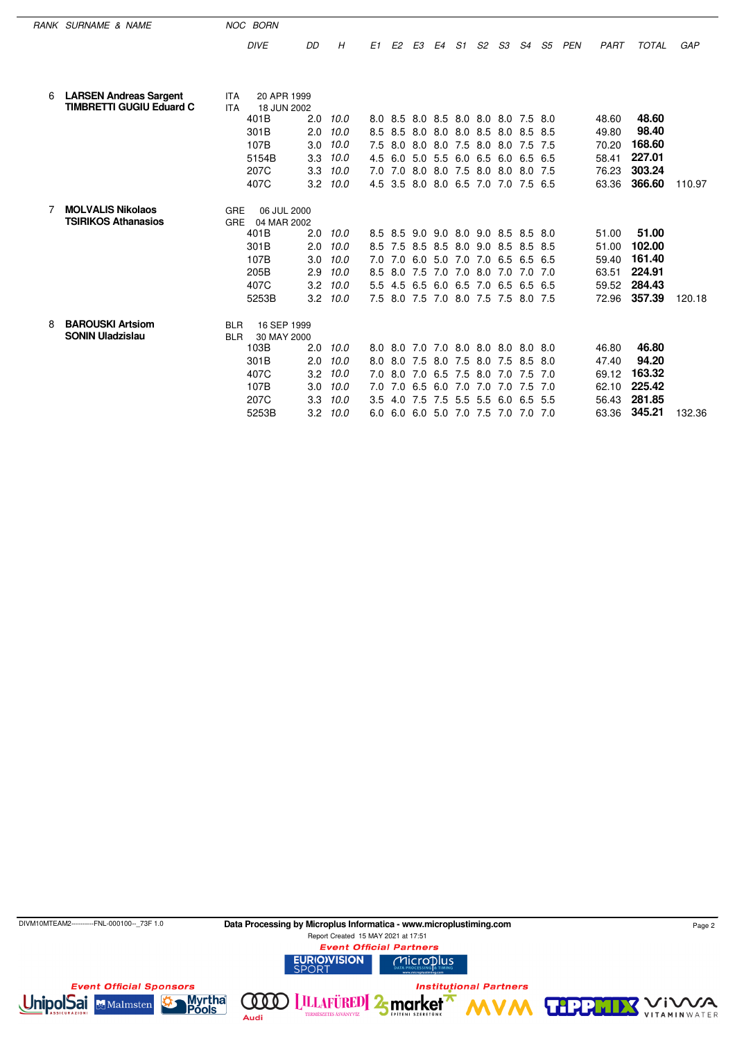| RANK | SURNAME & NAME | NOC | BORN | DIVE | DD | H | E1 | E2 | E3 | E4 | S1 | S2 | S3 | S4 | S5 | PEN | PART | TOTAL | GAP |
|---|---|---|---|---|---|---|---|---|---|---|---|---|---|---|---|---|---|---|---|
| 6 | **LARSEN Andreas Sargent** | ITA | 20 APR 1999 | | | | | | | | | | | | | | | | |
| | **TIMBRETTI GUGIU Eduard C** | ITA | 18 JUN 2002 | | | | | | | | | | | | | | | | |
| | | | | 401B | 2.0 | 10.0 | 8.0 | 8.5 | 8.0 | 8.5 | 8.0 | 8.0 | 8.0 | 7.5 | 8.0 | | 48.60 | **48.60** | |
| | | | | 301B | 2.0 | 10.0 | 8.5 | 8.5 | 8.0 | 8.0 | 8.0 | 8.5 | 8.0 | 8.5 | 8.5 | | 49.80 | **98.40** | |
| | | | | 107B | 3.0 | 10.0 | 7.5 | 8.0 | 8.0 | 8.0 | 7.5 | 8.0 | 8.0 | 7.5 | 7.5 | | 70.20 | **168.60** | |
| | | | | 5154B | 3.3 | 10.0 | 4.5 | 6.0 | 5.0 | 5.5 | 6.0 | 6.5 | 6.0 | 6.5 | 6.5 | | 58.41 | **227.01** | |
| | | | | 207C | 3.3 | 10.0 | 7.0 | 7.0 | 8.0 | 8.0 | 7.5 | 8.0 | 8.0 | 8.0 | 7.5 | | 76.23 | **303.24** | |
| | | | | 407C | 3.2 | 10.0 | 4.5 | 3.5 | 8.0 | 8.0 | 6.5 | 7.0 | 7.0 | 7.5 | 6.5 | | 63.36 | **366.60** | 110.97 |
| 7 | **MOLVALIS Nikolaos** | GRE | 06 JUL 2000 | | | | | | | | | | | | | | | | |
| | **TSIRIKOS Athanasios** | GRE | 04 MAR 2002 | | | | | | | | | | | | | | | | |
| | | | | 401B | 2.0 | 10.0 | 8.5 | 8.5 | 9.0 | 9.0 | 8.0 | 9.0 | 8.5 | 8.5 | 8.0 | | 51.00 | **51.00** | |
| | | | | 301B | 2.0 | 10.0 | 8.5 | 7.5 | 8.5 | 8.5 | 8.0 | 9.0 | 8.5 | 8.5 | 8.5 | | 51.00 | **102.00** | |
| | | | | 107B | 3.0 | 10.0 | 7.0 | 7.0 | 6.0 | 5.0 | 7.0 | 7.0 | 6.5 | 6.5 | 6.5 | | 59.40 | **161.40** | |
| | | | | 205B | 2.9 | 10.0 | 8.5 | 8.0 | 7.5 | 7.0 | 7.0 | 8.0 | 7.0 | 7.0 | 7.0 | | 63.51 | **224.91** | |
| | | | | 407C | 3.2 | 10.0 | 5.5 | 4.5 | 6.5 | 6.0 | 6.5 | 7.0 | 6.5 | 6.5 | 6.5 | | 59.52 | **284.43** | |
| | | | | 5253B | 3.2 | 10.0 | 7.5 | 8.0 | 7.5 | 7.0 | 8.0 | 7.5 | 7.5 | 8.0 | 7.5 | | 72.96 | **357.39** | 120.18 |
| 8 | **BAROUSKI Artsiom** | BLR | 16 SEP 1999 | | | | | | | | | | | | | | | | |
| | **SONIN Uladzislau** | BLR | 30 MAY 2000 | | | | | | | | | | | | | | | | |
| | | | | 103B | 2.0 | 10.0 | 8.0 | 8.0 | 7.0 | 7.0 | 8.0 | 8.0 | 8.0 | 8.0 | 8.0 | | 46.80 | **46.80** | |
| | | | | 301B | 2.0 | 10.0 | 8.0 | 8.0 | 7.5 | 8.0 | 7.5 | 8.0 | 7.5 | 8.5 | 8.0 | | 47.40 | **94.20** | |
| | | | | 407C | 3.2 | 10.0 | 7.0 | 8.0 | 7.0 | 6.5 | 7.5 | 8.0 | 7.0 | 7.5 | 7.0 | | 69.12 | **163.32** | |
| | | | | 107B | 3.0 | 10.0 | 7.0 | 7.0 | 6.5 | 6.0 | 7.0 | 7.0 | 7.0 | 7.5 | 7.0 | | 62.10 | **225.42** | |
| | | | | 207C | 3.3 | 10.0 | 3.5 | 4.0 | 7.5 | 7.5 | 5.5 | 5.5 | 6.0 | 6.5 | 5.5 | | 56.43 | **281.85** | |
| | | | | 5253B | 3.2 | 10.0 | 6.0 | 6.0 | 6.0 | 5.0 | 7.0 | 7.5 | 7.0 | 7.0 | 7.0 | | 63.36 | **345.21** | 132.36 |

DIVM10MTEAM2----------FNL-000100--_73F 1.0

**Data Processing by Microplus Informatica - www.microplustiming.com**

Report Created 15 MAY 2021 at 17:51

*Event Official Partners*

*Event Official Sponsors*

*Institutional Partners*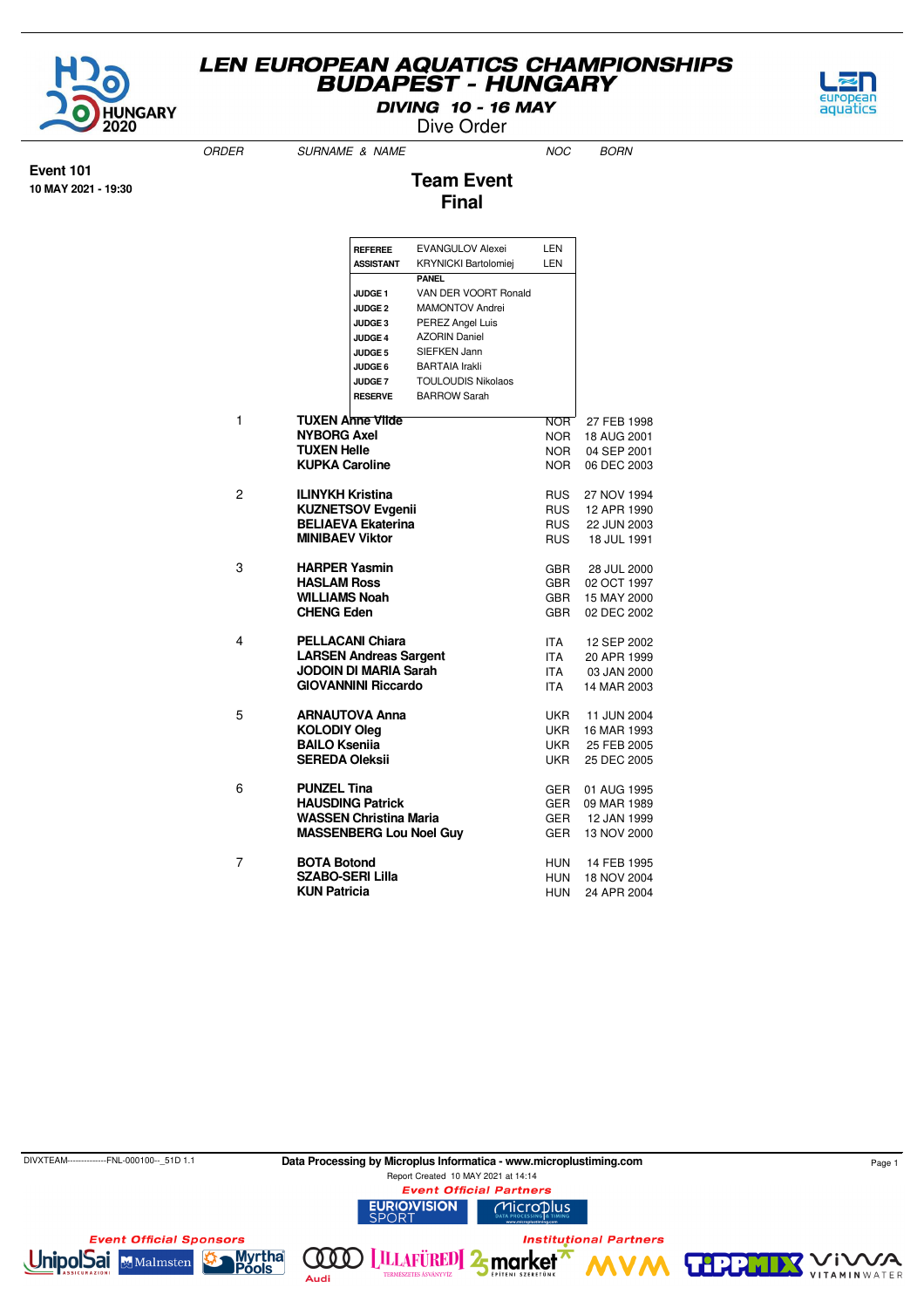# LEN EUROPEAN AQUATICS CHAMPIONSHIPS
## BUDAPEST - HUNGARY

**DIVING 10 - 16 MAY**

Dive Order

**Event 101**
**10 MAY 2021 - 19:30**

## Team Event
## Final

| | | |
|---|---|---|
| **REFEREE** | EVANGULOV Alexei | LEN |
| **ASSISTANT** | KRYNICKI Bartolomiej | LEN |
| | **PANEL** | |
| **JUDGE 1** | VAN DER VOORT Ronald | |
| **JUDGE 2** | MAMONTOV Andrei | |
| **JUDGE 3** | PEREZ Angel Luis | |
| **JUDGE 4** | AZORIN Daniel | |
| **JUDGE 5** | SIEFKEN Jann | |
| **JUDGE 6** | BARTAIA Irakli | |
| **JUDGE 7** | TOULOUDIS Nikolaos | |
| **RESERVE** | BARROW Sarah | |

| ORDER | SURNAME & NAME | NOC | BORN |
|---|---|---|---|
| 1 | **TUXEN Anne Vilde** | NOR | 27 FEB 1998 |
| | **NYBORG Axel** | NOR | 18 AUG 2001 |
| | **TUXEN Helle** | NOR | 04 SEP 2001 |
| | **KUPKA Caroline** | NOR | 06 DEC 2003 |
| 2 | **ILINYKH Kristina** | RUS | 27 NOV 1994 |
| | **KUZNETSOV Evgenii** | RUS | 12 APR 1990 |
| | **BELIAEVA Ekaterina** | RUS | 22 JUN 2003 |
| | **MINIBAEV Viktor** | RUS | 18 JUL 1991 |
| 3 | **HARPER Yasmin** | GBR | 28 JUL 2000 |
| | **HASLAM Ross** | GBR | 02 OCT 1997 |
| | **WILLIAMS Noah** | GBR | 15 MAY 2000 |
| | **CHENG Eden** | GBR | 02 DEC 2002 |
| 4 | **PELLACANI Chiara** | ITA | 12 SEP 2002 |
| | **LARSEN Andreas Sargent** | ITA | 20 APR 1999 |
| | **JODOIN DI MARIA Sarah** | ITA | 03 JAN 2000 |
| | **GIOVANNINI Riccardo** | ITA | 14 MAR 2003 |
| 5 | **ARNAUTOVA Anna** | UKR | 11 JUN 2004 |
| | **KOLODIY Oleg** | UKR | 16 MAR 1993 |
| | **BAILO Ksenia** | UKR | 25 FEB 2005 |
| | **SEREDA Oleksii** | UKR | 25 DEC 2005 |
| 6 | **PUNZEL Tina** | GER | 01 AUG 1995 |
| | **HAUSDING Patrick** | GER | 09 MAR 1989 |
| | **WASSEN Christina Maria** | GER | 12 JAN 1999 |
| | **MASSENBERG Lou Noel Guy** | GER | 13 NOV 2000 |
| 7 | **BOTA Botond** | HUN | 14 FEB 1995 |
| | **SZABO-SERI Lilla** | HUN | 18 NOV 2004 |
| | **KUN Patricia** | HUN | 24 APR 2004 |

DIVXTEAM--------------FNL-000100--_51D 1.1

Data Processing by Microplus Informatica - www.microplustiming.com

Report Created 10 MAY 2021 at 14:14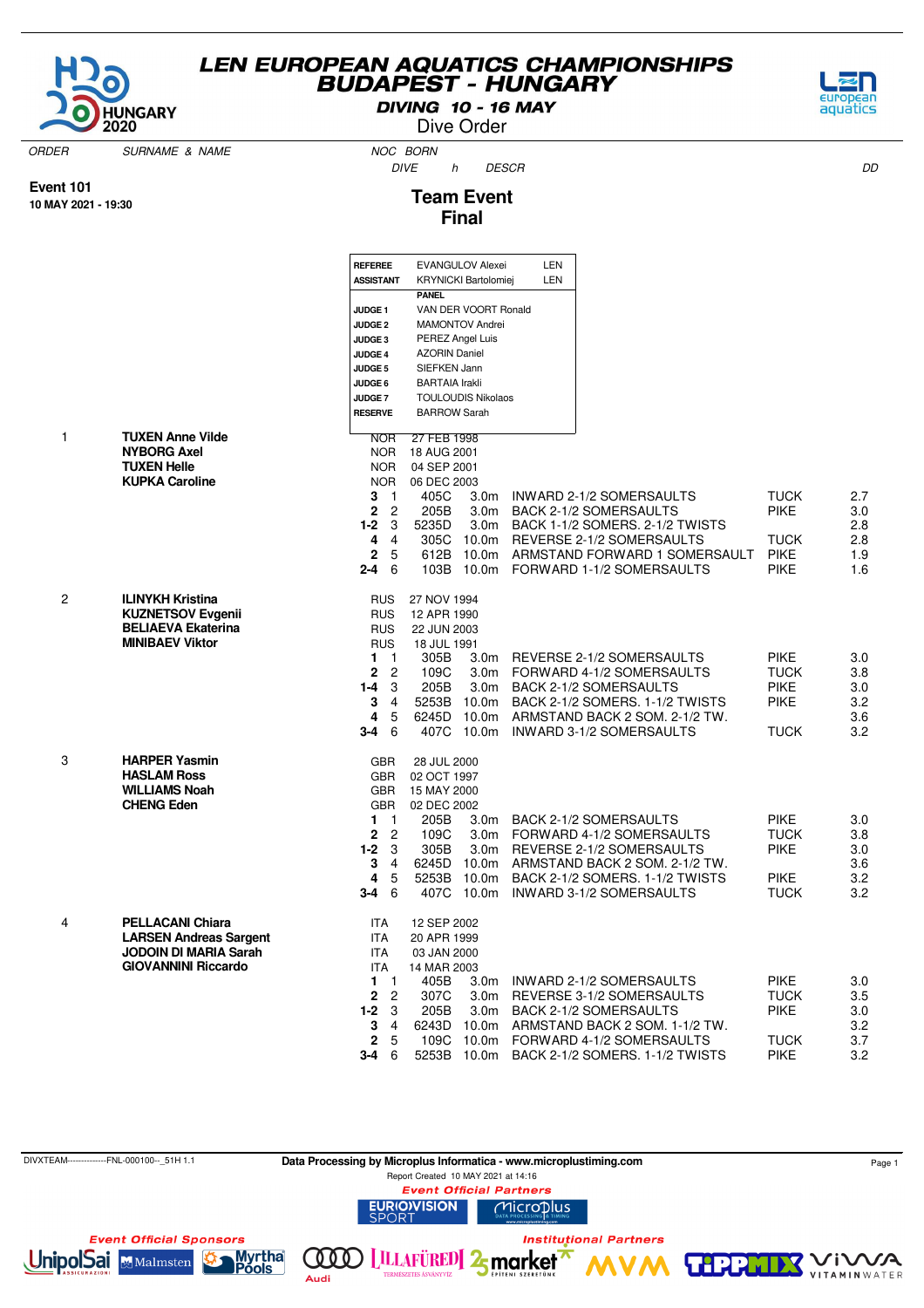# LEN EUROPEAN AQUATICS CHAMPIONSHIPS
# BUDAPEST - HUNGARY

**DIVING 10 - 16 MAY**

Dive Order

**Event 101**
**10 MAY 2021 - 19:30**

## Team Event
## Final

| | | |
|---|---|---|
| **REFEREE** | EVANGULOV Alexei | LEN |
| **ASSISTANT** | KRYNICKI Bartolomiej | LEN |
| | **PANEL** | |
| **JUDGE 1** | VAN DER VOORT Ronald | |
| **JUDGE 2** | MAMONTOV Andrei | |
| **JUDGE 3** | PEREZ Angel Luis | |
| **JUDGE 4** | AZORIN Daniel | |
| **JUDGE 5** | SIEFKEN Jann | |
| **JUDGE 6** | BARTAIA Irakli | |
| **JUDGE 7** | TOULOUDIS Nikolaos | |
| **RESERVE** | BARROW Sarah | |

| ORDER | SURNAME & NAME | NOC | BORN / DIVE | h | DESCR | | DD |
|---|---|---|---|---|---|---|---|
| 1 | **TUXEN Anne Vilde** | NOR | 27 FEB 1998 | | | | |
| | **NYBORG Axel** | NOR | 18 AUG 2001 | | | | |
| | **TUXEN Helle** | NOR | 04 SEP 2001 | | | | |
| | **KUPKA Caroline** | NOR | 06 DEC 2003 | | | | |
| | | **3** 1 | 405C | 3.0m | INWARD 2-1/2 SOMERSAULTS | TUCK | 2.7 |
| | | **2** 2 | 205B | 3.0m | BACK 2-1/2 SOMERSAULTS | PIKE | 3.0 |
| | | **1-2** 3 | 5235D | 3.0m | BACK 1-1/2 SOMERS. 2-1/2 TWISTS | | 2.8 |
| | | **4** 4 | 305C | 10.0m | REVERSE 2-1/2 SOMERSAULTS | TUCK | 2.8 |
| | | **2** 5 | 612B | 10.0m | ARMSTAND FORWARD 1 SOMERSAULT | PIKE | 1.9 |
| | | **2-4** 6 | 103B | 10.0m | FORWARD 1-1/2 SOMERSAULTS | PIKE | 1.6 |
| 2 | **ILINYKH Kristina** | RUS | 27 NOV 1994 | | | | |
| | **KUZNETSOV Evgenii** | RUS | 12 APR 1990 | | | | |
| | **BELIAEVA Ekaterina** | RUS | 22 JUN 2003 | | | | |
| | **MINIBAEV Viktor** | RUS | 18 JUL 1991 | | | | |
| | | **1** 1 | 305B | 3.0m | REVERSE 2-1/2 SOMERSAULTS | PIKE | 3.0 |
| | | **2** 2 | 109C | 3.0m | FORWARD 4-1/2 SOMERSAULTS | TUCK | 3.8 |
| | | **1-4** 3 | 205B | 3.0m | BACK 2-1/2 SOMERSAULTS | PIKE | 3.0 |
| | | **3** 4 | 5253B | 10.0m | BACK 2-1/2 SOMERS. 1-1/2 TWISTS | PIKE | 3.2 |
| | | **4** 5 | 6245D | 10.0m | ARMSTAND BACK 2 SOM. 2-1/2 TW. | | 3.6 |
| | | **3-4** 6 | 407C | 10.0m | INWARD 3-1/2 SOMERSAULTS | TUCK | 3.2 |
| 3 | **HARPER Yasmin** | GBR | 28 JUL 2000 | | | | |
| | **HASLAM Ross** | GBR | 02 OCT 1997 | | | | |
| | **WILLIAMS Noah** | GBR | 15 MAY 2000 | | | | |
| | **CHENG Eden** | GBR | 02 DEC 2002 | | | | |
| | | **1** 1 | 205B | 3.0m | BACK 2-1/2 SOMERSAULTS | PIKE | 3.0 |
| | | **2** 2 | 109C | 3.0m | FORWARD 4-1/2 SOMERSAULTS | TUCK | 3.8 |
| | | **1-2** 3 | 305B | 3.0m | REVERSE 2-1/2 SOMERSAULTS | PIKE | 3.0 |
| | | **3** 4 | 6245D | 10.0m | ARMSTAND BACK 2 SOM. 2-1/2 TW. | | 3.6 |
| | | **4** 5 | 5253B | 10.0m | BACK 2-1/2 SOMERS. 1-1/2 TWISTS | PIKE | 3.2 |
| | | **3-4** 6 | 407C | 10.0m | INWARD 3-1/2 SOMERSAULTS | TUCK | 3.2 |
| 4 | **PELLACANI Chiara** | ITA | 12 SEP 2002 | | | | |
| | **LARSEN Andreas Sargent** | ITA | 20 APR 1999 | | | | |
| | **JODOIN DI MARIA Sarah** | ITA | 03 JAN 2000 | | | | |
| | **GIOVANNINI Riccardo** | ITA | 14 MAR 2003 | | | | |
| | | **1** 1 | 405B | 3.0m | INWARD 2-1/2 SOMERSAULTS | PIKE | 3.0 |
| | | **2** 2 | 307C | 3.0m | REVERSE 3-1/2 SOMERSAULTS | TUCK | 3.5 |
| | | **1-2** 3 | 205B | 3.0m | BACK 2-1/2 SOMERSAULTS | PIKE | 3.0 |
| | | **3** 4 | 6243D | 10.0m | ARMSTAND BACK 2 SOM. 1-1/2 TW. | | 3.2 |
| | | **2** 5 | 109C | 10.0m | FORWARD 4-1/2 SOMERSAULTS | TUCK | 3.7 |
| | | **3-4** 6 | 5253B | 10.0m | BACK 2-1/2 SOMERS. 1-1/2 TWISTS | PIKE | 3.2 |

DIVXTEAM--------------FNL-000100--_51H 1.1

Data Processing by Microplus Informatica - www.microplustiming.com

Report Created 10 MAY 2021 at 14:16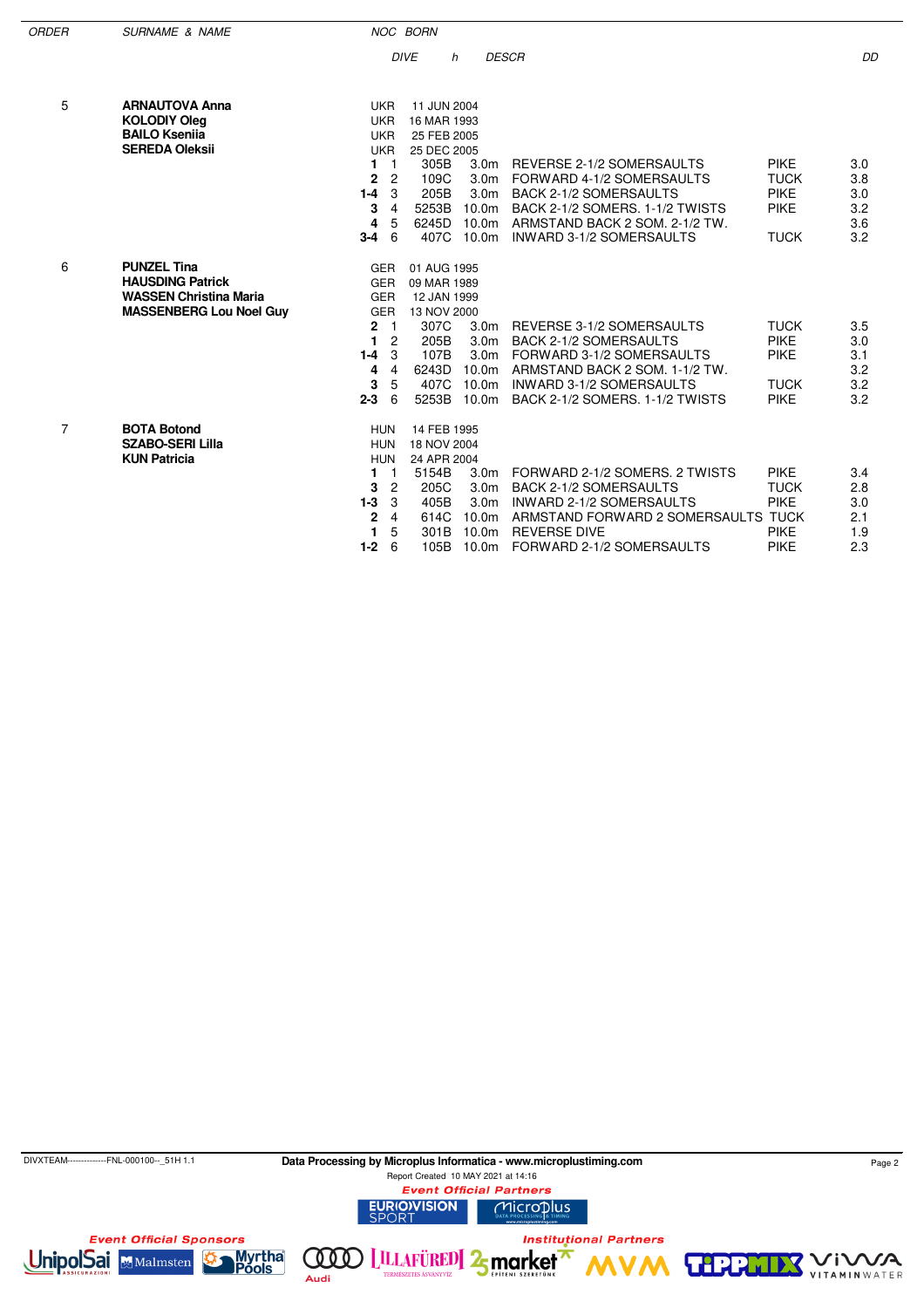| ORDER | SURNAME & NAME | NOC | BORN | | | | | |
|---|---|---|---|---|---|---|---|---|
| | | | DIVE | h | DESCR | | | DD |
| 5 | **ARNAUTOVA Anna** | UKR | 11 JUN 2004 | | | | | |
| | **KOLODIY Oleg** | UKR | 16 MAR 1993 | | | | | |
| | **BAILO Ksenia** | UKR | 25 FEB 2005 | | | | | |
| | **SEREDA Oleksii** | UKR | 25 DEC 2005 | | | | | |
| | | **1** 1 | 305B | 3.0m | REVERSE 2-1/2 SOMERSAULTS | PIKE | | 3.0 |
| | | **2** 2 | 109C | 3.0m | FORWARD 4-1/2 SOMERSAULTS | TUCK | | 3.8 |
| | | **1-4** 3 | 205B | 3.0m | BACK 2-1/2 SOMERSAULTS | PIKE | | 3.0 |
| | | **3** 4 | 5253B | 10.0m | BACK 2-1/2 SOMERS. 1-1/2 TWISTS | PIKE | | 3.2 |
| | | **4** 5 | 6245D | 10.0m | ARMSTAND BACK 2 SOM. 2-1/2 TW. | | | 3.6 |
| | | **3-4** 6 | 407C | 10.0m | INWARD 3-1/2 SOMERSAULTS | TUCK | | 3.2 |
| 6 | **PUNZEL Tina** | GER | 01 AUG 1995 | | | | | |
| | **HAUSDING Patrick** | GER | 09 MAR 1989 | | | | | |
| | **WASSEN Christina Maria** | GER | 12 JAN 1999 | | | | | |
| | **MASSENBERG Lou Noel Guy** | GER | 13 NOV 2000 | | | | | |
| | | **2** 1 | 307C | 3.0m | REVERSE 3-1/2 SOMERSAULTS | TUCK | | 3.5 |
| | | **1** 2 | 205B | 3.0m | BACK 2-1/2 SOMERSAULTS | PIKE | | 3.0 |
| | | **1-4** 3 | 107B | 3.0m | FORWARD 3-1/2 SOMERSAULTS | PIKE | | 3.1 |
| | | **4** 4 | 6243D | 10.0m | ARMSTAND BACK 2 SOM. 1-1/2 TW. | | | 3.2 |
| | | **3** 5 | 407C | 10.0m | INWARD 3-1/2 SOMERSAULTS | TUCK | | 3.2 |
| | | **2-3** 6 | 5253B | 10.0m | BACK 2-1/2 SOMERS. 1-1/2 TWISTS | PIKE | | 3.2 |
| 7 | **BOTA Botond** | HUN | 14 FEB 1995 | | | | | |
| | **SZABO-SERI Lilla** | HUN | 18 NOV 2004 | | | | | |
| | **KUN Patricia** | HUN | 24 APR 2004 | | | | | |
| | | **1** 1 | 5154B | 3.0m | FORWARD 2-1/2 SOMERS. 2 TWISTS | PIKE | | 3.4 |
| | | **3** 2 | 205C | 3.0m | BACK 2-1/2 SOMERSAULTS | TUCK | | 2.8 |
| | | **1-3** 3 | 405B | 3.0m | INWARD 2-1/2 SOMERSAULTS | PIKE | | 3.0 |
| | | **2** 4 | 614C | 10.0m | ARMSTAND FORWARD 2 SOMERSAULTS | TUCK | | 2.1 |
| | | **1** 5 | 301B | 10.0m | REVERSE DIVE | PIKE | | 1.9 |
| | | **1-2** 6 | 105B | 10.0m | FORWARD 2-1/2 SOMERSAULTS | PIKE | | 2.3 |

DIVXTEAM--------------FNL-000100--_51H 1.1

Data Processing by Microplus Informatica - www.microplustiming.com

Report Created 10 MAY 2021 at 14:16

Event Official Partners

Event Official Sponsors

Institutional Partners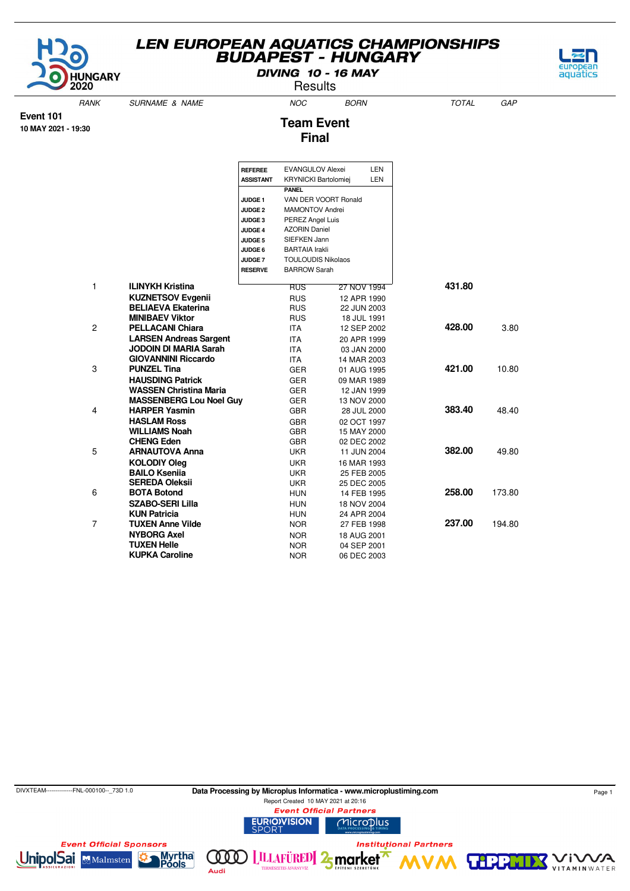# LEN EUROPEAN AQUATICS CHAMPIONSHIPS
## BUDAPEST - HUNGARY

**DIVING 10 - 16 MAY**

Results

**Event 101**
**10 MAY 2021 - 19:30**

## Team Event
## Final

| | | |
|---|---|---|
| **REFEREE** | EVANGULOV Alexei | LEN |
| **ASSISTANT** | KRYNICKI Bartolomiej | LEN |
| | **PANEL** | |
| **JUDGE 1** | VAN DER VOORT Ronald | |
| **JUDGE 2** | MAMONTOV Andrei | |
| **JUDGE 3** | PEREZ Angel Luis | |
| **JUDGE 4** | AZORIN Daniel | |
| **JUDGE 5** | SIEFKEN Jann | |
| **JUDGE 6** | BARTAIA Irakli | |
| **JUDGE 7** | TOULOUDIS Nikolaos | |
| **RESERVE** | BARROW Sarah | |

| RANK | SURNAME & NAME | NOC | BORN | TOTAL | GAP |
|---|---|---|---|---|---|
| 1 | **ILINYKH Kristina** | RUS | 27 NOV 1994 | **431.80** | |
| | **KUZNETSOV Evgenii** | RUS | 12 APR 1990 | | |
| | **BELIAEVA Ekaterina** | RUS | 22 JUN 2003 | | |
| | **MINIBAEV Viktor** | RUS | 18 JUL 1991 | | |
| 2 | **PELLACANI Chiara** | ITA | 12 SEP 2002 | **428.00** | 3.80 |
| | **LARSEN Andreas Sargent** | ITA | 20 APR 1999 | | |
| | **JODOIN DI MARIA Sarah** | ITA | 03 JAN 2000 | | |
| | **GIOVANNINI Riccardo** | ITA | 14 MAR 2003 | | |
| 3 | **PUNZEL Tina** | GER | 01 AUG 1995 | **421.00** | 10.80 |
| | **HAUSDING Patrick** | GER | 09 MAR 1989 | | |
| | **WASSEN Christina Maria** | GER | 12 JAN 1999 | | |
| | **MASSENBERG Lou Noel Guy** | GER | 13 NOV 2000 | | |
| 4 | **HARPER Yasmin** | GBR | 28 JUL 2000 | **383.40** | 48.40 |
| | **HASLAM Ross** | GBR | 02 OCT 1997 | | |
| | **WILLIAMS Noah** | GBR | 15 MAY 2000 | | |
| | **CHENG Eden** | GBR | 02 DEC 2002 | | |
| 5 | **ARNAUTOVA Anna** | UKR | 11 JUN 2004 | **382.00** | 49.80 |
| | **KOLODIY Oleg** | UKR | 16 MAR 1993 | | |
| | **BAILO Kseniia** | UKR | 25 FEB 2005 | | |
| | **SEREDA Oleksii** | UKR | 25 DEC 2005 | | |
| 6 | **BOTA Botond** | HUN | 14 FEB 1995 | **258.00** | 173.80 |
| | **SZABO-SERI Lilla** | HUN | 18 NOV 2004 | | |
| | **KUN Patricia** | HUN | 24 APR 2004 | | |
| 7 | **TUXEN Anne Vilde** | NOR | 27 FEB 1998 | **237.00** | 194.80 |
| | **NYBORG Axel** | NOR | 18 AUG 2001 | | |
| | **TUXEN Helle** | NOR | 04 SEP 2001 | | |
| | **KUPKA Caroline** | NOR | 06 DEC 2003 | | |

DIVXTEAM--------------FNL-000100--_73D 1.0

**Data Processing by Microplus Informatica - www.microplustiming.com**

Report Created 10 MAY 2021 at 20:16

*Event Official Partners*

*Event Official Sponsors*

*Institutional Partners*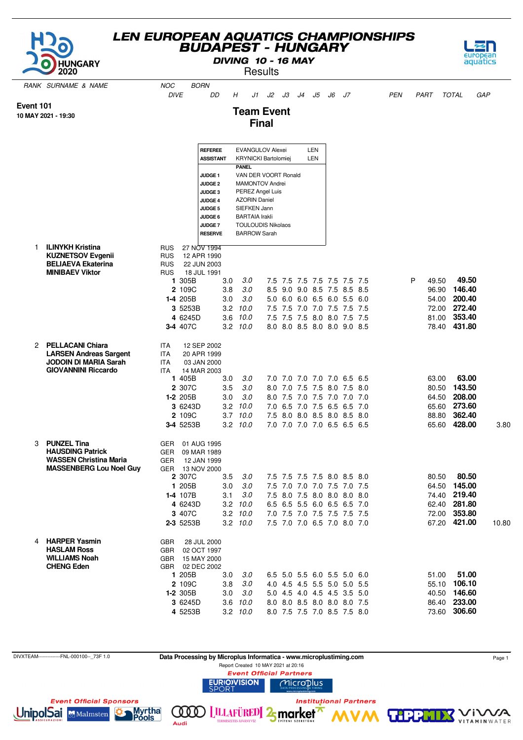# LEN EUROPEAN AQUATICS CHAMPIONSHIPS
## BUDAPEST - HUNGARY
### DIVING 10 - 16 MAY
Results

**Event 101**
**10 MAY 2021 - 19:30**

## Team Event
## Final

| | | |
|---|---|---|
| **REFEREE** | EVANGULOV Alexei | LEN |
| **ASSISTANT** | KRYNICKI Bartolomiej | LEN |
| | **PANEL** | |
| **JUDGE 1** | VAN DER VOORT Ronald | |
| **JUDGE 2** | MAMONTOV Andrei | |
| **JUDGE 3** | PEREZ Angel Luis | |
| **JUDGE 4** | AZORIN Daniel | |
| **JUDGE 5** | SIEFKEN Jann | |
| **JUDGE 6** | BARTAIA Irakli | |
| **JUDGE 7** | TOULOUDIS Nikolaos | |
| **RESERVE** | BARROW Sarah | |

| RANK | SURNAME & NAME | NOC | BORN | | | | | | | | | | PEN | PART | TOTAL | GAP |
|---|---|---|---|---|---|---|---|---|---|---|---|---|---|---|---|---|
| | | DIVE | | DD | H | J1 | J2 | J3 | J4 | J5 | J6 | J7 | | | | |
| 1 | **ILINYKH Kristina** | RUS | 27 NOV 1994 | | | | | | | | | | | | | |
| | **KUZNETSOV Evgenii** | RUS | 12 APR 1990 | | | | | | | | | | | | | |
| | **BELIAEVA Ekaterina** | RUS | 22 JUN 2003 | | | | | | | | | | | | | |
| | **MINIBAEV Viktor** | RUS | 18 JUL 1991 | | | | | | | | | | | | | |
| | | **1** 305B | | 3.0 | 3.0 | 7.5 | 7.5 | 7.5 | 7.5 | 7.5 | 7.5 | 7.5 | P | 49.50 | **49.50** | |
| | | **2** 109C | | 3.8 | 3.0 | 8.5 | 9.0 | 9.0 | 8.5 | 7.5 | 8.5 | 8.5 | | 96.90 | **146.40** | |
| | | **1-4** 205B | | 3.0 | 3.0 | 5.0 | 6.0 | 6.0 | 6.5 | 6.0 | 5.5 | 6.0 | | 54.00 | **200.40** | |
| | | **3** 5253B | | 3.2 | 10.0 | 7.5 | 7.5 | 7.0 | 7.0 | 7.5 | 7.5 | 7.5 | | 72.00 | **272.40** | |
| | | **4** 6245D | | 3.6 | 10.0 | 7.5 | 7.5 | 7.5 | 8.0 | 8.0 | 7.5 | 7.5 | | 81.00 | **353.40** | |
| | | **3-4** 407C | | 3.2 | 10.0 | 8.0 | 8.0 | 8.5 | 8.0 | 8.0 | 9.0 | 8.5 | | 78.40 | **431.80** | |
| 2 | **PELLACANI Chiara** | ITA | 12 SEP 2002 | | | | | | | | | | | | | |
| | **LARSEN Andreas Sargent** | ITA | 20 APR 1999 | | | | | | | | | | | | | |
| | **JODOIN DI MARIA Sarah** | ITA | 03 JAN 2000 | | | | | | | | | | | | | |
| | **GIOVANNINI Riccardo** | ITA | 14 MAR 2003 | | | | | | | | | | | | | |
| | | **1** 405B | | 3.0 | 3.0 | 7.0 | 7.0 | 7.0 | 7.0 | 7.0 | 6.5 | 6.5 | | 63.00 | **63.00** | |
| | | **2** 307C | | 3.5 | 3.0 | 8.0 | 7.0 | 7.5 | 7.5 | 8.0 | 7.5 | 8.0 | | 80.50 | **143.50** | |
| | | **1-2** 205B | | 3.0 | 3.0 | 8.0 | 7.5 | 7.0 | 7.5 | 7.0 | 7.0 | 7.0 | | 64.50 | **208.00** | |
| | | **3** 6243D | | 3.2 | 10.0 | 7.0 | 6.5 | 7.0 | 7.5 | 6.5 | 6.5 | 7.0 | | 65.60 | **273.60** | |
| | | **2** 109C | | 3.7 | 10.0 | 7.5 | 8.0 | 8.0 | 8.5 | 8.0 | 8.5 | 8.0 | | 88.80 | **362.40** | |
| | | **3-4** 5253B | | 3.2 | 10.0 | 7.0 | 7.0 | 7.0 | 7.0 | 6.5 | 6.5 | 6.5 | | 65.60 | **428.00** | 3.80 |
| 3 | **PUNZEL Tina** | GER | 01 AUG 1995 | | | | | | | | | | | | | |
| | **HAUSDING Patrick** | GER | 09 MAR 1989 | | | | | | | | | | | | | |
| | **WASSEN Christina Maria** | GER | 12 JAN 1999 | | | | | | | | | | | | | |
| | **MASSENBERG Lou Noel Guy** | GER | 13 NOV 2000 | | | | | | | | | | | | | |
| | | **2** 307C | | 3.5 | 3.0 | 7.5 | 7.5 | 7.5 | 7.5 | 8.0 | 8.5 | 8.0 | | 80.50 | **80.50** | |
| | | **1** 205B | | 3.0 | 3.0 | 7.5 | 7.0 | 7.0 | 7.0 | 7.5 | 7.0 | 7.5 | | 64.50 | **145.00** | |
| | | **1-4** 107B | | 3.1 | 3.0 | 7.5 | 8.0 | 7.5 | 8.0 | 8.0 | 8.0 | 8.0 | | 74.40 | **219.40** | |
| | | **4** 6243D | | 3.2 | 10.0 | 6.5 | 6.5 | 5.5 | 6.0 | 6.5 | 6.5 | 7.0 | | 62.40 | **281.80** | |
| | | **3** 407C | | 3.2 | 10.0 | 7.0 | 7.5 | 7.0 | 7.5 | 7.5 | 7.5 | 7.5 | | 72.00 | **353.80** | |
| | | **2-3** 5253B | | 3.2 | 10.0 | 7.5 | 7.0 | 7.0 | 6.5 | 7.0 | 8.0 | 7.0 | | 67.20 | **421.00** | 10.80 |
| 4 | **HARPER Yasmin** | GBR | 28 JUL 2000 | | | | | | | | | | | | | |
| | **HASLAM Ross** | GBR | 02 OCT 1997 | | | | | | | | | | | | | |
| | **WILLIAMS Noah** | GBR | 15 MAY 2000 | | | | | | | | | | | | | |
| | **CHENG Eden** | GBR | 02 DEC 2002 | | | | | | | | | | | | | |
| | | **1** 205B | | 3.0 | 3.0 | 6.5 | 5.0 | 5.5 | 6.0 | 5.5 | 5.0 | 6.0 | | 51.00 | **51.00** | |
| | | **2** 109C | | 3.8 | 3.0 | 4.0 | 4.5 | 4.5 | 5.5 | 5.0 | 5.0 | 5.5 | | 55.10 | **106.10** | |
| | | **1-2** 305B | | 3.0 | 3.0 | 5.0 | 4.5 | 4.0 | 4.5 | 4.5 | 3.5 | 5.0 | | 40.50 | **146.60** | |
| | | **3** 6245D | | 3.6 | 10.0 | 8.0 | 8.0 | 8.5 | 8.0 | 8.0 | 8.0 | 7.5 | | 86.40 | **233.00** | |
| | | **4** 5253B | | 3.2 | 10.0 | 8.0 | 7.5 | 7.5 | 7.0 | 8.5 | 7.5 | 8.0 | | 73.60 | **306.60** | |

DIVXTEAM--------------FNL-000100--_73F 1.0

Data Processing by Microplus Informatica - www.microplustiming.com
Report Created 10 MAY 2021 at 20:16

Event Official Partners

Event Official Sponsors

Institutional Partners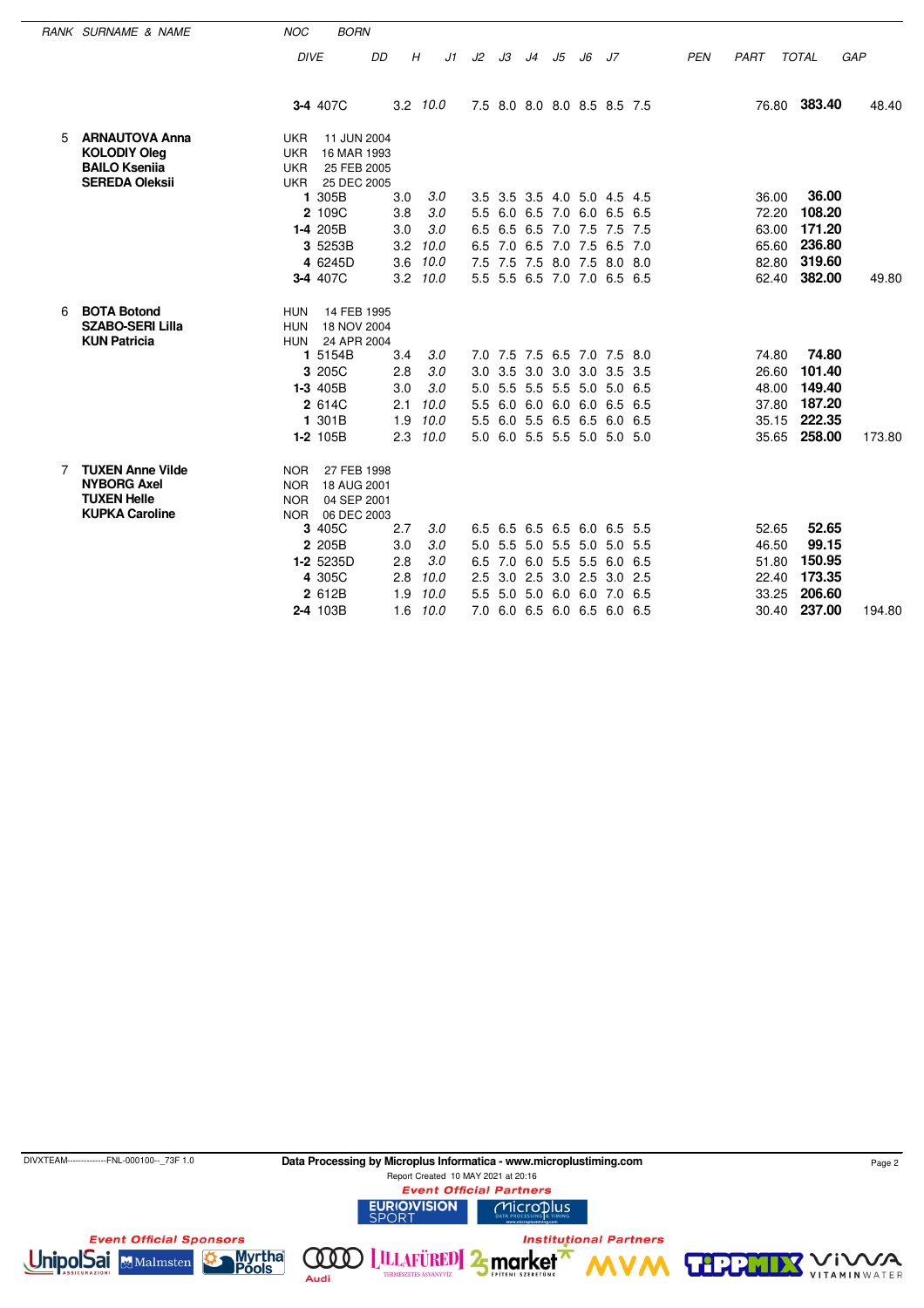| RANK | SURNAME & NAME | NOC | BORN | DIVE | DD | H | J1 | J2 | J3 | J4 | J5 | J6 | J7 | PEN | PART | TOTAL | GAP |
|---|---|---|---|---|---|---|---|---|---|---|---|---|---|---|---|---|---|
| | | | | **3-4** 407C | 3.2 | 10.0 | 7.5 | 8.0 | 8.0 | 8.0 | 8.5 | 8.5 | 7.5 | | 76.80 | **383.40** | 48.40 |
| 5 | **ARNAUTOVA Anna** | UKR | 11 JUN 2004 | | | | | | | | | | | | | | |
| | **KOLODIY Oleg** | UKR | 16 MAR 1993 | | | | | | | | | | | | | | |
| | **BAILO Kseniia** | UKR | 25 FEB 2005 | | | | | | | | | | | | | | |
| | **SEREDA Oleksii** | UKR | 25 DEC 2005 | | | | | | | | | | | | | | |
| | | | | **1** 305B | 3.0 | 3.0 | 3.5 | 3.5 | 3.5 | 4.0 | 5.0 | 4.5 | 4.5 | | 36.00 | **36.00** | |
| | | | | **2** 109C | 3.8 | 3.0 | 5.5 | 6.0 | 6.5 | 7.0 | 6.0 | 6.5 | 6.5 | | 72.20 | **108.20** | |
| | | | | **1-4** 205B | 3.0 | 3.0 | 6.5 | 6.5 | 6.5 | 7.0 | 7.5 | 7.5 | 7.5 | | 63.00 | **171.20** | |
| | | | | **3** 5253B | 3.2 | 10.0 | 6.5 | 7.0 | 6.5 | 7.0 | 7.5 | 6.5 | 7.0 | | 65.60 | **236.80** | |
| | | | | **4** 6245D | 3.6 | 10.0 | 7.5 | 7.5 | 7.5 | 8.0 | 7.5 | 8.0 | 8.0 | | 82.80 | **319.60** | |
| | | | | **3-4** 407C | 3.2 | 10.0 | 5.5 | 5.5 | 6.5 | 7.0 | 7.0 | 6.5 | 6.5 | | 62.40 | **382.00** | 49.80 |
| 6 | **BOTA Botond** | HUN | 14 FEB 1995 | | | | | | | | | | | | | | |
| | **SZABO-SERI Lilla** | HUN | 18 NOV 2004 | | | | | | | | | | | | | | |
| | **KUN Patricia** | HUN | 24 APR 2004 | | | | | | | | | | | | | | |
| | | | | **1** 5154B | 3.4 | 3.0 | 7.0 | 7.5 | 7.5 | 6.5 | 7.0 | 7.5 | 8.0 | | 74.80 | **74.80** | |
| | | | | **3** 205C | 2.8 | 3.0 | 3.0 | 3.5 | 3.0 | 3.0 | 3.0 | 3.5 | 3.5 | | 26.60 | **101.40** | |
| | | | | **1-3** 405B | 3.0 | 3.0 | 5.0 | 5.5 | 5.5 | 5.5 | 5.0 | 5.0 | 6.5 | | 48.00 | **149.40** | |
| | | | | **2** 614C | 2.1 | 10.0 | 5.5 | 6.0 | 6.0 | 6.0 | 6.0 | 6.5 | 6.5 | | 37.80 | **187.20** | |
| | | | | **1** 301B | 1.9 | 10.0 | 5.5 | 6.0 | 5.5 | 6.5 | 6.5 | 6.0 | 6.5 | | 35.15 | **222.35** | |
| | | | | **1-2** 105B | 2.3 | 10.0 | 5.0 | 6.0 | 5.5 | 5.5 | 5.0 | 5.0 | 5.0 | | 35.65 | **258.00** | 173.80 |
| 7 | **TUXEN Anne Vilde** | NOR | 27 FEB 1998 | | | | | | | | | | | | | | |
| | **NYBORG Axel** | NOR | 18 AUG 2001 | | | | | | | | | | | | | | |
| | **TUXEN Helle** | NOR | 04 SEP 2001 | | | | | | | | | | | | | | |
| | **KUPKA Caroline** | NOR | 06 DEC 2003 | | | | | | | | | | | | | | |
| | | | | **3** 405C | 2.7 | 3.0 | 6.5 | 6.5 | 6.5 | 6.5 | 6.0 | 6.5 | 5.5 | | 52.65 | **52.65** | |
| | | | | **2** 205B | 3.0 | 3.0 | 5.0 | 5.5 | 5.0 | 5.5 | 5.0 | 5.0 | 5.5 | | 46.50 | **99.15** | |
| | | | | **1-2** 5235D | 2.8 | 3.0 | 6.5 | 7.0 | 6.0 | 5.5 | 5.5 | 6.0 | 6.5 | | 51.80 | **150.95** | |
| | | | | **4** 305C | 2.8 | 10.0 | 2.5 | 3.0 | 2.5 | 3.0 | 2.5 | 3.0 | 2.5 | | 22.40 | **173.35** | |
| | | | | **2** 612B | 1.9 | 10.0 | 5.5 | 5.0 | 5.0 | 6.0 | 6.0 | 7.0 | 6.5 | | 33.25 | **206.60** | |
| | | | | **2-4** 103B | 1.6 | 10.0 | 7.0 | 6.0 | 6.5 | 6.0 | 6.5 | 6.0 | 6.5 | | 30.40 | **237.00** | 194.80 |

DIVXTEAM--------------FNL-000100--_73F 1.0

**Data Processing by Microplus Informatica - www.microplustiming.com**

Report Created 10 MAY 2021 at 20:16

*Event Official Partners*

*Event Official Sponsors*

*Institutional Partners*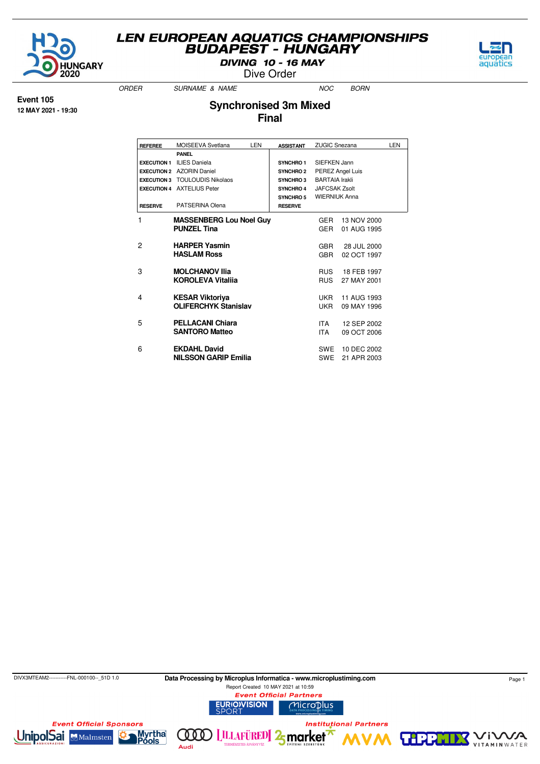# LEN EUROPEAN AQUATICS CHAMPIONSHIPS
# BUDAPEST - HUNGARY
### DIVING 10 - 16 MAY
Dive Order

**Event 105**
**12 MAY 2021 - 19:30**

## Synchronised 3m Mixed
## Final

| REFEREE | MOISEEVA Svetlana | LEN | ASSISTANT | ZUGIC Snezana | LEN |
|---|---|---|---|---|---|
| | **PANEL** | | | | |
| EXECUTION 1 | ILIES Daniela | | SYNCHRO 1 | SIEFKEN Jann | |
| EXECUTION 2 | AZORIN Daniel | | SYNCHRO 2 | PEREZ Angel Luis | |
| EXECUTION 3 | TOULOUDIS Nikolaos | | SYNCHRO 3 | BARTAIA Irakli | |
| EXECUTION 4 | AXTELIUS Peter | | SYNCHRO 4 | JAFCSAK Zsolt | |
| | | | SYNCHRO 5 | WIERNIUK Anna | |
| RESERVE | PATSERINA Olena | | RESERVE | | |

| ORDER | SURNAME & NAME | NOC | BORN |
|---|---|---|---|
| 1 | **MASSENBERG Lou Noel Guy** | GER | 13 NOV 2000 |
| | **PUNZEL Tina** | GER | 01 AUG 1995 |
| 2 | **HARPER Yasmin** | GBR | 28 JUL 2000 |
| | **HASLAM Ross** | GBR | 02 OCT 1997 |
| 3 | **MOLCHANOV Ilia** | RUS | 18 FEB 1997 |
| | **KOROLEVA Vitaliia** | RUS | 27 MAY 2001 |
| 4 | **KESAR Viktoriya** | UKR | 11 AUG 1993 |
| | **OLIFERCHYK Stanislav** | UKR | 09 MAY 1996 |
| 5 | **PELLACANI Chiara** | ITA | 12 SEP 2002 |
| | **SANTORO Matteo** | ITA | 09 OCT 2006 |
| 6 | **EKDAHL David** | SWE | 10 DEC 2002 |
| | **NILSSON GARIP Emilia** | SWE | 21 APR 2003 |

DIVX3MTEAM2-----------FNL-000100--_51D 1.0 **Data Processing by Microplus Informatica - www.microplustiming.com**
Report Created 10 MAY 2021 at 10:59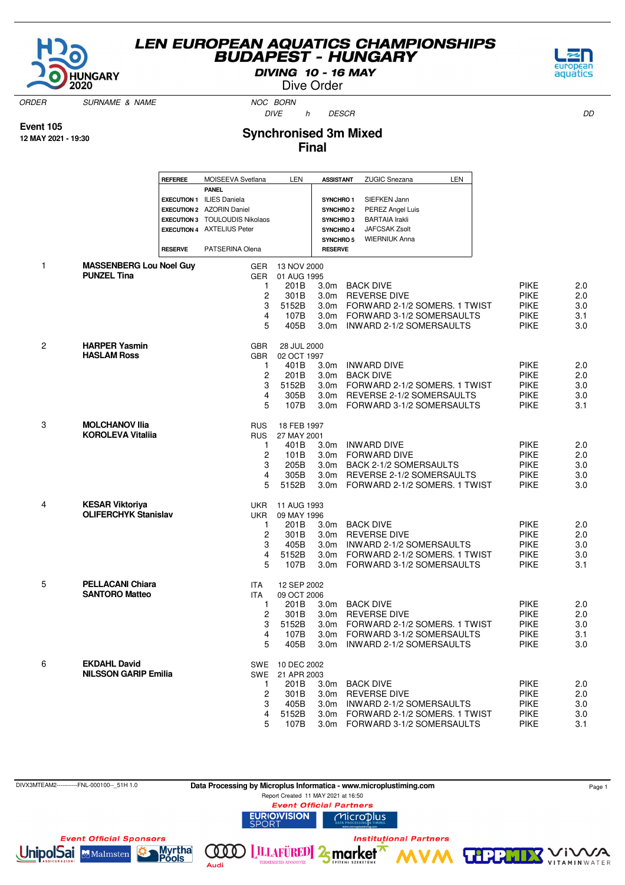# LEN EUROPEAN AQUATICS CHAMPIONSHIPS
## BUDAPEST - HUNGARY
### DIVING 10 - 16 MAY
Dive Order

**Event 105**
**12 MAY 2021 - 19:30**

## Synchronised 3m Mixed
## Final

| | | | |
|---|---|---|---|
| **REFEREE** | MOISEEVA Svetlana LEN | **ASSISTANT** | ZUGIC Snezana LEN |
| | **PANEL** | | |
| **EXECUTION 1** | ILIES Daniela | **SYNCHRO 1** | SIEFKEN Jann |
| **EXECUTION 2** | AZORIN Daniel | **SYNCHRO 2** | PEREZ Angel Luis |
| **EXECUTION 3** | TOULOUDIS Nikolaos | **SYNCHRO 3** | BARTAIA Irakli |
| **EXECUTION 4** | AXTELIUS Peter | **SYNCHRO 4** | JAFCSAK Zsolt |
| | | **SYNCHRO 5** | WIERNIUK Anna |
| **RESERVE** | PATSERINA Olena | **RESERVE** | |

| ORDER | SURNAME & NAME | NOC | BORN / DIVE | h | DESCR | | DD |
|---|---|---|---|---|---|---|---|
| 1 | **MASSENBERG Lou Noel Guy** | GER | 13 NOV 2000 | | | | |
| | **PUNZEL Tina** | GER | 01 AUG 1995 | | | | |
| | | 1 | 201B | 3.0m | BACK DIVE | PIKE | 2.0 |
| | | 2 | 301B | 3.0m | REVERSE DIVE | PIKE | 2.0 |
| | | 3 | 5152B | 3.0m | FORWARD 2-1/2 SOMERS. 1 TWIST | PIKE | 3.0 |
| | | 4 | 107B | 3.0m | FORWARD 3-1/2 SOMERSAULTS | PIKE | 3.1 |
| | | 5 | 405B | 3.0m | INWARD 2-1/2 SOMERSAULTS | PIKE | 3.0 |
| 2 | **HARPER Yasmin** | GBR | 28 JUL 2000 | | | | |
| | **HASLAM Ross** | GBR | 02 OCT 1997 | | | | |
| | | 1 | 401B | 3.0m | INWARD DIVE | PIKE | 2.0 |
| | | 2 | 201B | 3.0m | BACK DIVE | PIKE | 2.0 |
| | | 3 | 5152B | 3.0m | FORWARD 2-1/2 SOMERS. 1 TWIST | PIKE | 3.0 |
| | | 4 | 305B | 3.0m | REVERSE 2-1/2 SOMERSAULTS | PIKE | 3.0 |
| | | 5 | 107B | 3.0m | FORWARD 3-1/2 SOMERSAULTS | PIKE | 3.1 |
| 3 | **MOLCHANOV Ilia** | RUS | 18 FEB 1997 | | | | |
| | **KOROLEVA Vitaliia** | RUS | 27 MAY 2001 | | | | |
| | | 1 | 401B | 3.0m | INWARD DIVE | PIKE | 2.0 |
| | | 2 | 101B | 3.0m | FORWARD DIVE | PIKE | 2.0 |
| | | 3 | 205B | 3.0m | BACK 2-1/2 SOMERSAULTS | PIKE | 3.0 |
| | | 4 | 305B | 3.0m | REVERSE 2-1/2 SOMERSAULTS | PIKE | 3.0 |
| | | 5 | 5152B | 3.0m | FORWARD 2-1/2 SOMERS. 1 TWIST | PIKE | 3.0 |
| 4 | **KESAR Viktoriya** | UKR | 11 AUG 1993 | | | | |
| | **OLIFERCHYK Stanislav** | UKR | 09 MAY 1996 | | | | |
| | | 1 | 201B | 3.0m | BACK DIVE | PIKE | 2.0 |
| | | 2 | 301B | 3.0m | REVERSE DIVE | PIKE | 2.0 |
| | | 3 | 405B | 3.0m | INWARD 2-1/2 SOMERSAULTS | PIKE | 3.0 |
| | | 4 | 5152B | 3.0m | FORWARD 2-1/2 SOMERS. 1 TWIST | PIKE | 3.0 |
| | | 5 | 107B | 3.0m | FORWARD 3-1/2 SOMERSAULTS | PIKE | 3.1 |
| 5 | **PELLACANI Chiara** | ITA | 12 SEP 2002 | | | | |
| | **SANTORO Matteo** | ITA | 09 OCT 2006 | | | | |
| | | 1 | 201B | 3.0m | BACK DIVE | PIKE | 2.0 |
| | | 2 | 301B | 3.0m | REVERSE DIVE | PIKE | 2.0 |
| | | 3 | 5152B | 3.0m | FORWARD 2-1/2 SOMERS. 1 TWIST | PIKE | 3.0 |
| | | 4 | 107B | 3.0m | FORWARD 3-1/2 SOMERSAULTS | PIKE | 3.1 |
| | | 5 | 405B | 3.0m | INWARD 2-1/2 SOMERSAULTS | PIKE | 3.0 |
| 6 | **EKDAHL David** | SWE | 10 DEC 2002 | | | | |
| | **NILSSON GARIP Emilia** | SWE | 21 APR 2003 | | | | |
| | | 1 | 201B | 3.0m | BACK DIVE | PIKE | 2.0 |
| | | 2 | 301B | 3.0m | REVERSE DIVE | PIKE | 2.0 |
| | | 3 | 405B | 3.0m | INWARD 2-1/2 SOMERSAULTS | PIKE | 3.0 |
| | | 4 | 5152B | 3.0m | FORWARD 2-1/2 SOMERS. 1 TWIST | PIKE | 3.0 |
| | | 5 | 107B | 3.0m | FORWARD 3-1/2 SOMERSAULTS | PIKE | 3.1 |

DIVX3MTEAM2-----------FNL-000100--_51H 1.0

Data Processing by Microplus Informatica - www.microplustiming.com

Report Created 11 MAY 2021 at 16:50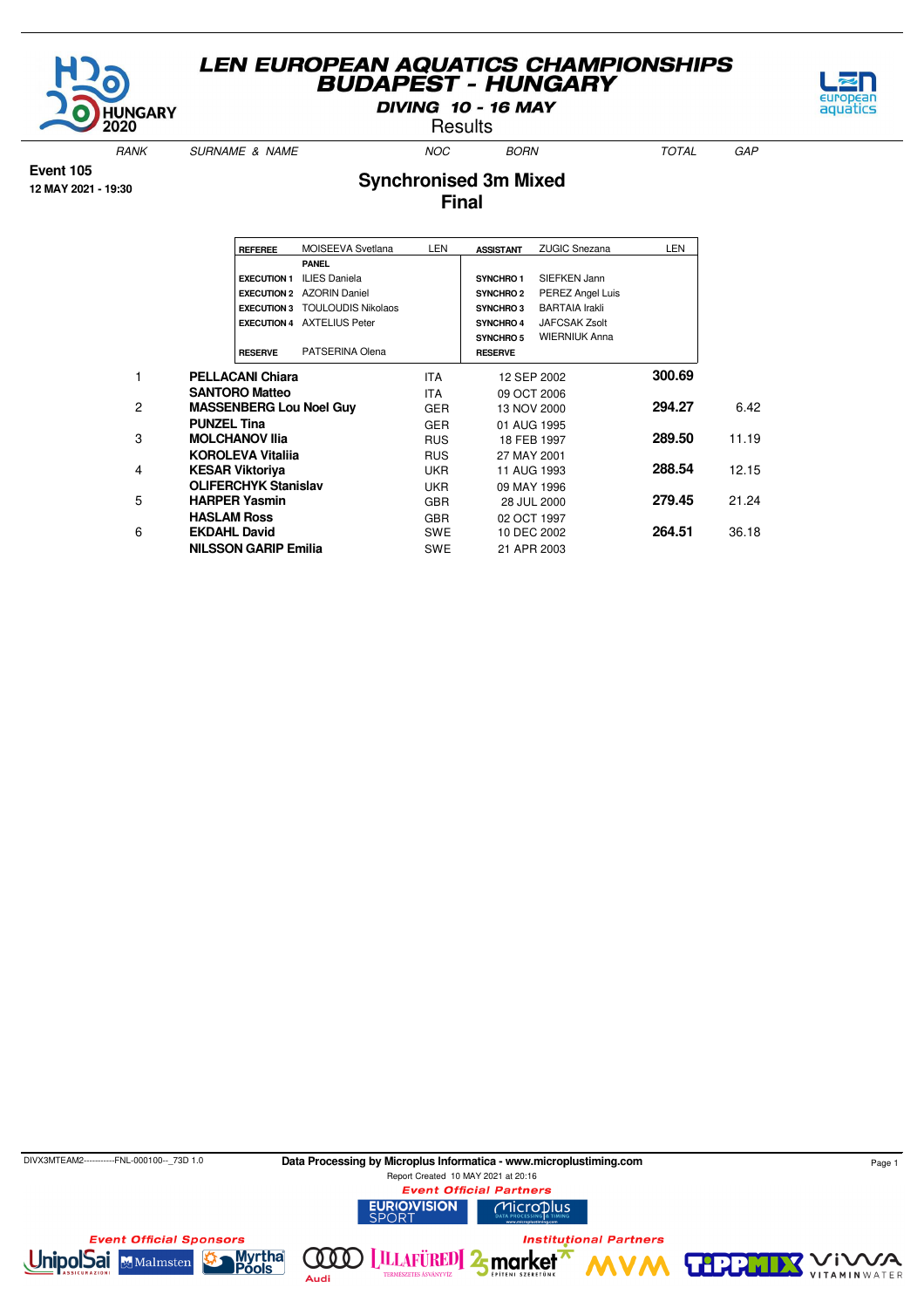# LEN EUROPEAN AQUATICS CHAMPIONSHIPS
## BUDAPEST - HUNGARY

**DIVING 10 - 16 MAY**

Results

**Event 105**

**12 MAY 2021 - 19:30**

## Synchronised 3m Mixed
### Final

| | | | | | |
|---|---|---|---|---|---|
| **REFEREE** | MOISEEVA Svetlana | LEN | **ASSISTANT** | ZUGIC Snezana | LEN |
| | **PANEL** | | | | |
| **EXECUTION 1** | ILIES Daniela | | **SYNCHRO 1** | SIEFKEN Jann | |
| **EXECUTION 2** | AZORIN Daniel | | **SYNCHRO 2** | PEREZ Angel Luis | |
| **EXECUTION 3** | TOULOUDIS Nikolaos | | **SYNCHRO 3** | BARTAIA Irakli | |
| **EXECUTION 4** | AXTELIUS Peter | | **SYNCHRO 4** | JAFCSAK Zsolt | |
| | | | **SYNCHRO 5** | WIERNIUK Anna | |
| **RESERVE** | PATSERINA Olena | | **RESERVE** | | |

| RANK | SURNAME & NAME | NOC | BORN | TOTAL | GAP |
|---|---|---|---|---|---|
| 1 | **PELLACANI Chiara** | ITA | 12 SEP 2002 | **300.69** | |
| | **SANTORO Matteo** | ITA | 09 OCT 2006 | | |
| 2 | **MASSENBERG Lou Noel Guy** | GER | 13 NOV 2000 | **294.27** | 6.42 |
| | **PUNZEL Tina** | GER | 01 AUG 1995 | | |
| 3 | **MOLCHANOV Ilia** | RUS | 18 FEB 1997 | **289.50** | 11.19 |
| | **KOROLEVA Vitaliia** | RUS | 27 MAY 2001 | | |
| 4 | **KESAR Viktoriya** | UKR | 11 AUG 1993 | **288.54** | 12.15 |
| | **OLIFERCHYK Stanislav** | UKR | 09 MAY 1996 | | |
| 5 | **HARPER Yasmin** | GBR | 28 JUL 2000 | **279.45** | 21.24 |
| | **HASLAM Ross** | GBR | 02 OCT 1997 | | |
| 6 | **EKDAHL David** | SWE | 10 DEC 2002 | **264.51** | 36.18 |
| | **NILSSON GARIP Emilia** | SWE | 21 APR 2003 | | |

DIVX3MTEAM2-----------FNL-000100--_73D 1.0

**Data Processing by Microplus Informatica - www.microplustiming.com**

Report Created 10 MAY 2021 at 20:16

*Event Official Partners*

*Event Official Sponsors*

*Institutional Partners*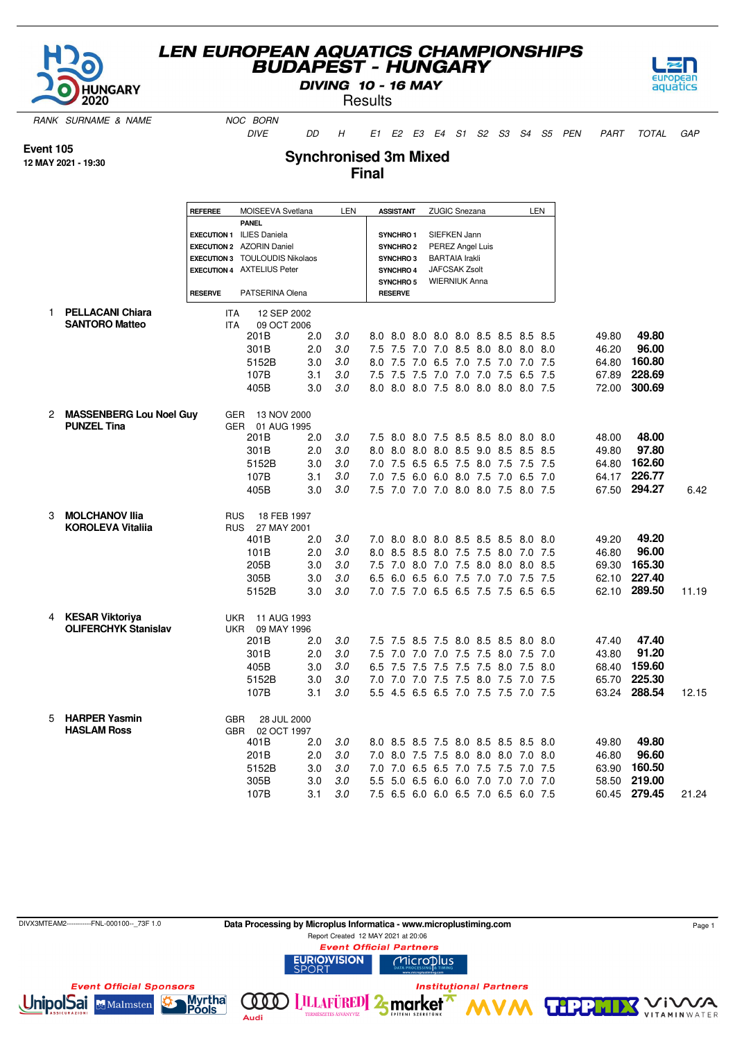# LEN EUROPEAN AQUATICS CHAMPIONSHIPS
## BUDAPEST - HUNGARY
### DIVING 10 - 16 MAY
Results

**Event 105**
**12 MAY 2021 - 19:30**

## Synchronised 3m Mixed
## Final

| REFEREE | MOISEEVA Svetlana | LEN | ASSISTANT | ZUGIC Snezana | LEN |
|---|---|---|---|---|---|
| | **PANEL** | | | | |
| EXECUTION 1 | ILIES Daniela | | SYNCHRO 1 | SIEFKEN Jann | |
| EXECUTION 2 | AZORIN Daniel | | SYNCHRO 2 | PEREZ Angel Luis | |
| EXECUTION 3 | TOULOUDIS Nikolaos | | SYNCHRO 3 | BARTAIA Irakli | |
| EXECUTION 4 | AXTELIUS Peter | | SYNCHRO 4 | JAFCSAK Zsolt | |
| | | | SYNCHRO 5 | WIERNIUK Anna | |
| RESERVE | PATSERINA Olena | | RESERVE | | |

| RANK | SURNAME & NAME | NOC | BORN / DIVE | DD | H | E1 | E2 | E3 | E4 | S1 | S2 | S3 | S4 | S5 | PEN | PART | TOTAL | GAP |
|---|---|---|---|---|---|---|---|---|---|---|---|---|---|---|---|---|---|---|
| 1 | **PELLACANI Chiara** | ITA | 12 SEP 2002 | | | | | | | | | | | | | | | |
| | **SANTORO Matteo** | ITA | 09 OCT 2006 | | | | | | | | | | | | | | | |
| | | | 201B | 2.0 | 3.0 | 8.0 | 8.0 | 8.0 | 8.0 | 8.0 | 8.5 | 8.5 | 8.5 | 8.5 | | 49.80 | **49.80** | |
| | | | 301B | 2.0 | 3.0 | 7.5 | 7.5 | 7.0 | 7.0 | 8.5 | 8.0 | 8.0 | 8.0 | 8.0 | | 46.20 | **96.00** | |
| | | | 5152B | 3.0 | 3.0 | 8.0 | 7.5 | 7.0 | 6.5 | 7.0 | 7.5 | 7.0 | 7.0 | 7.5 | | 64.80 | **160.80** | |
| | | | 107B | 3.1 | 3.0 | 7.5 | 7.5 | 7.5 | 7.0 | 7.0 | 7.0 | 7.5 | 6.5 | 7.5 | | 67.89 | **228.69** | |
| | | | 405B | 3.0 | 3.0 | 8.0 | 8.0 | 8.0 | 7.5 | 8.0 | 8.0 | 8.0 | 8.0 | 7.5 | | 72.00 | **300.69** | |
| 2 | **MASSENBERG Lou Noel Guy** | GER | 13 NOV 2000 | | | | | | | | | | | | | | | |
| | **PUNZEL Tina** | GER | 01 AUG 1995 | | | | | | | | | | | | | | | |
| | | | 201B | 2.0 | 3.0 | 7.5 | 8.0 | 8.0 | 7.5 | 8.5 | 8.5 | 8.0 | 8.0 | 8.0 | | 48.00 | **48.00** | |
| | | | 301B | 2.0 | 3.0 | 8.0 | 8.0 | 8.0 | 8.0 | 8.5 | 9.0 | 8.5 | 8.5 | 8.5 | | 49.80 | **97.80** | |
| | | | 5152B | 3.0 | 3.0 | 7.0 | 7.5 | 6.5 | 6.5 | 7.5 | 8.0 | 7.5 | 7.5 | 7.5 | | 64.80 | **162.60** | |
| | | | 107B | 3.1 | 3.0 | 7.0 | 7.5 | 6.0 | 6.0 | 8.0 | 7.5 | 7.0 | 6.5 | 7.0 | | 64.17 | **226.77** | |
| | | | 405B | 3.0 | 3.0 | 7.5 | 7.0 | 7.0 | 7.0 | 8.0 | 8.0 | 7.5 | 8.0 | 7.5 | | 67.50 | **294.27** | 6.42 |
| 3 | **MOLCHANOV Ilia** | RUS | 18 FEB 1997 | | | | | | | | | | | | | | | |
| | **KOROLEVA Vitaliia** | RUS | 27 MAY 2001 | | | | | | | | | | | | | | | |
| | | | 401B | 2.0 | 3.0 | 7.0 | 8.0 | 8.0 | 8.0 | 8.5 | 8.5 | 8.5 | 8.0 | 8.0 | | 49.20 | **49.20** | |
| | | | 101B | 2.0 | 3.0 | 8.0 | 8.5 | 8.5 | 8.0 | 7.5 | 7.5 | 8.0 | 7.0 | 7.5 | | 46.80 | **96.00** | |
| | | | 205B | 3.0 | 3.0 | 7.5 | 7.0 | 8.0 | 7.0 | 7.5 | 8.0 | 8.0 | 8.0 | 8.5 | | 69.30 | **165.30** | |
| | | | 305B | 3.0 | 3.0 | 6.5 | 6.0 | 6.5 | 6.0 | 7.5 | 7.0 | 7.0 | 7.5 | 7.5 | | 62.10 | **227.40** | |
| | | | 5152B | 3.0 | 3.0 | 7.0 | 7.5 | 7.0 | 6.5 | 6.5 | 7.5 | 7.5 | 6.5 | 6.5 | | 62.10 | **289.50** | 11.19 |
| 4 | **KESAR Viktoriya** | UKR | 11 AUG 1993 | | | | | | | | | | | | | | | |
| | **OLIFERCHYK Stanislav** | UKR | 09 MAY 1996 | | | | | | | | | | | | | | | |
| | | | 201B | 2.0 | 3.0 | 7.5 | 7.5 | 8.5 | 7.5 | 8.0 | 8.5 | 8.5 | 8.0 | 8.0 | | 47.40 | **47.40** | |
| | | | 301B | 2.0 | 3.0 | 7.5 | 7.0 | 7.0 | 7.0 | 7.5 | 7.5 | 8.0 | 7.5 | 7.0 | | 43.80 | **91.20** | |
| | | | 405B | 3.0 | 3.0 | 6.5 | 7.5 | 7.5 | 7.5 | 7.5 | 7.5 | 8.0 | 7.5 | 8.0 | | 68.40 | **159.60** | |
| | | | 5152B | 3.0 | 3.0 | 7.0 | 7.0 | 7.0 | 7.5 | 7.5 | 8.0 | 7.5 | 7.0 | 7.5 | | 65.70 | **225.30** | |
| | | | 107B | 3.1 | 3.0 | 5.5 | 4.5 | 6.5 | 6.5 | 7.0 | 7.5 | 7.5 | 7.0 | 7.5 | | 63.24 | **288.54** | 12.15 |
| 5 | **HARPER Yasmin** | GBR | 28 JUL 2000 | | | | | | | | | | | | | | | |
| | **HASLAM Ross** | GBR | 02 OCT 1997 | | | | | | | | | | | | | | | |
| | | | 401B | 2.0 | 3.0 | 8.0 | 8.5 | 8.5 | 7.5 | 8.0 | 8.5 | 8.5 | 8.5 | 8.0 | | 49.80 | **49.80** | |
| | | | 201B | 2.0 | 3.0 | 7.0 | 8.0 | 7.5 | 7.5 | 8.0 | 8.0 | 8.0 | 7.0 | 8.0 | | 46.80 | **96.60** | |
| | | | 5152B | 3.0 | 3.0 | 7.0 | 7.0 | 6.5 | 6.5 | 7.0 | 7.5 | 7.5 | 7.0 | 7.5 | | 63.90 | **160.50** | |
| | | | 305B | 3.0 | 3.0 | 5.5 | 5.0 | 6.5 | 6.0 | 6.0 | 7.0 | 7.0 | 7.0 | 7.0 | | 58.50 | **219.00** | |
| | | | 107B | 3.1 | 3.0 | 7.5 | 6.5 | 6.0 | 6.0 | 6.5 | 7.0 | 6.5 | 6.0 | 7.5 | | 60.45 | **279.45** | 21.24 |

DIVX3MTEAM2-----------FNL-000100--_73F 1.0

**Data Processing by Microplus Informatica - www.microplustiming.com**
Report Created 12 MAY 2021 at 20:06

*Event Official Partners* · *Event Official Sponsors* · *Institutional Partners*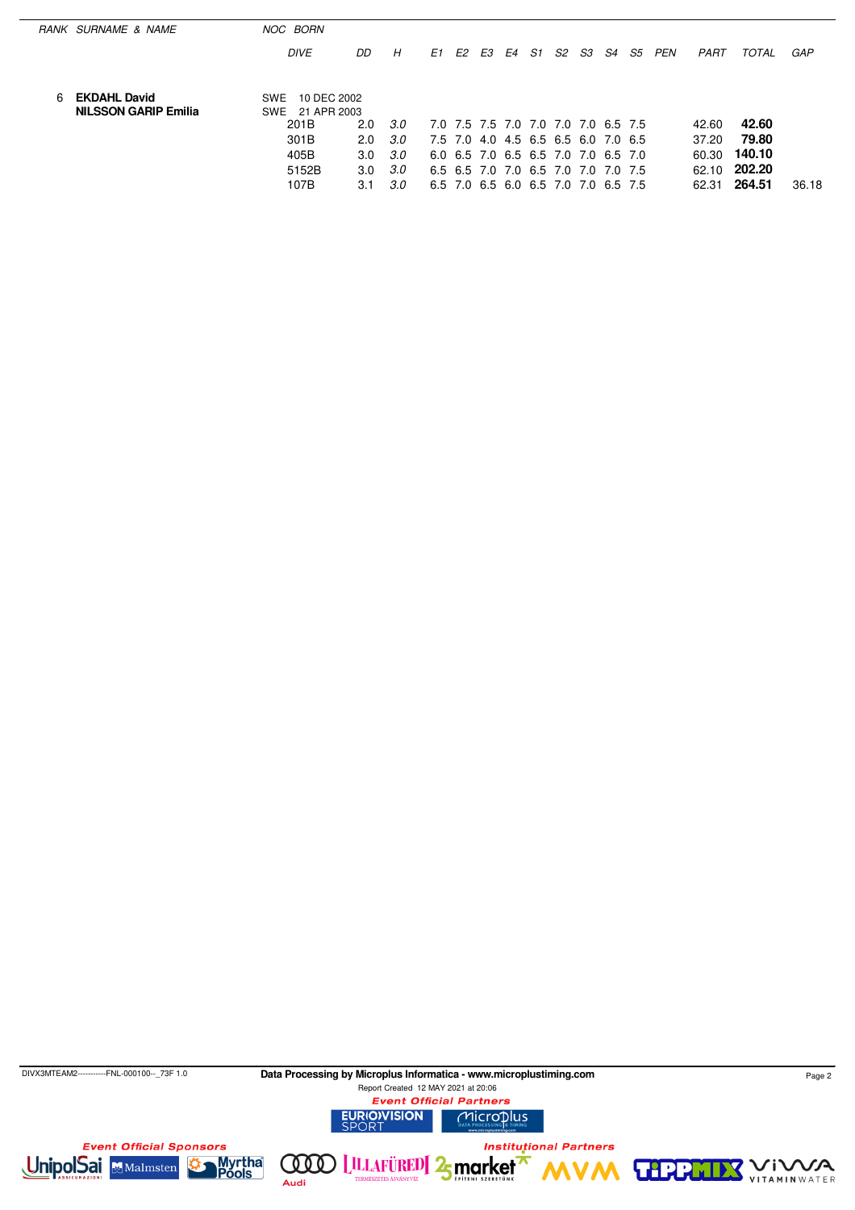| RANK | SURNAME & NAME | NOC | BORN | | | | | | | | | | | | | | | |
|---|---|---|---|---|---|---|---|---|---|---|---|---|---|---|---|---|---|---|
| | | | DIVE | DD | H | E1 | E2 | E3 | E4 | S1 | S2 | S3 | S4 | S5 | PEN | PART | TOTAL | GAP |
| 6 | **EKDAHL David** | SWE | 10 DEC 2002 | | | | | | | | | | | | | | | |
| | **NILSSON GARIP Emilia** | SWE | 21 APR 2003 | | | | | | | | | | | | | | | |
| | | | 201B | 2.0 | 3.0 | 7.0 | 7.5 | 7.5 | 7.0 | 7.0 | 7.0 | 7.0 | 6.5 | 7.5 | | 42.60 | **42.60** | |
| | | | 301B | 2.0 | 3.0 | 7.5 | 7.0 | 4.0 | 4.5 | 6.5 | 6.5 | 6.0 | 7.0 | 6.5 | | 37.20 | **79.80** | |
| | | | 405B | 3.0 | 3.0 | 6.0 | 6.5 | 7.0 | 6.5 | 6.5 | 7.0 | 7.0 | 6.5 | 7.0 | | 60.30 | **140.10** | |
| | | | 5152B | 3.0 | 3.0 | 6.5 | 6.5 | 7.0 | 7.0 | 6.5 | 7.0 | 7.0 | 7.0 | 7.5 | | 62.10 | **202.20** | |
| | | | 107B | 3.1 | 3.0 | 6.5 | 7.0 | 6.5 | 6.0 | 6.5 | 7.0 | 7.0 | 6.5 | 7.5 | | 62.31 | **264.51** | 36.18 |

DIVX3MTEAM2-----------FNL-000100--_73F 1.0

**Data Processing by Microplus Informatica - www.microplustiming.com**

Report Created 12 MAY 2021 at 20:06

Event Official Partners

Event Official Sponsors

Institutional Partners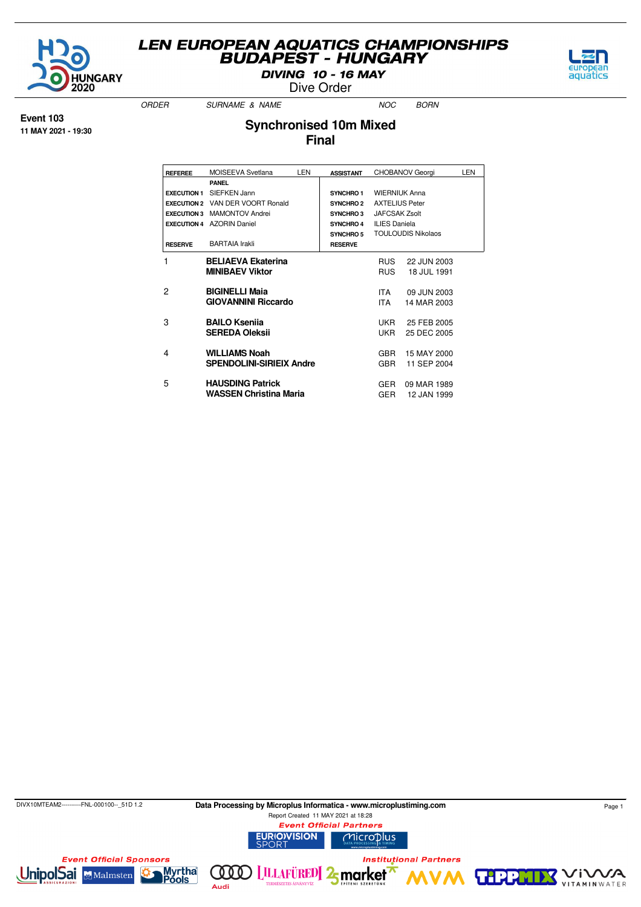# LEN EUROPEAN AQUATICS CHAMPIONSHIPS
## BUDAPEST - HUNGARY

**DIVING 10 - 16 MAY**

Dive Order

**Event 103**
**11 MAY 2021 - 19:30**

## Synchronised 10m Mixed
### Final

| | | | | | |
|---|---|---|---|---|---|
| **REFEREE** | MOISEEVA Svetlana | LEN | **ASSISTANT** | CHOBANOV Georgi | LEN |
| | **PANEL** | | | | |
| **EXECUTION 1** | SIEFKEN Jann | | **SYNCHRO 1** | WIERNIUK Anna | |
| **EXECUTION 2** | VAN DER VOORT Ronald | | **SYNCHRO 2** | AXTELIUS Peter | |
| **EXECUTION 3** | MAMONTOV Andrei | | **SYNCHRO 3** | JAFCSAK Zsolt | |
| **EXECUTION 4** | AZORIN Daniel | | **SYNCHRO 4** | ILIES Daniela | |
| | | | **SYNCHRO 5** | TOULOUDIS Nikolaos | |
| **RESERVE** | BARTAIA Irakli | | **RESERVE** | | |

| ORDER | SURNAME & NAME | NOC | BORN |
|---|---|---|---|
| 1 | **BELIAEVA Ekaterina** | RUS | 22 JUN 2003 |
| | **MINIBAEV Viktor** | RUS | 18 JUL 1991 |
| 2 | **BIGINELLI Maia** | ITA | 09 JUN 2003 |
| | **GIOVANNINI Riccardo** | ITA | 14 MAR 2003 |
| 3 | **BAILO Kseniia** | UKR | 25 FEB 2005 |
| | **SEREDA Oleksii** | UKR | 25 DEC 2005 |
| 4 | **WILLIAMS Noah** | GBR | 15 MAY 2000 |
| | **SPENDOLINI-SIRIEIX Andre** | GBR | 11 SEP 2004 |
| 5 | **HAUSDING Patrick** | GER | 09 MAR 1989 |
| | **WASSEN Christina Maria** | GER | 12 JAN 1999 |

DIVX10MTEAM2----------FNL-000100--_51D 1.2

**Data Processing by Microplus Informatica - www.microplustiming.com**

Report Created 11 MAY 2021 at 18:28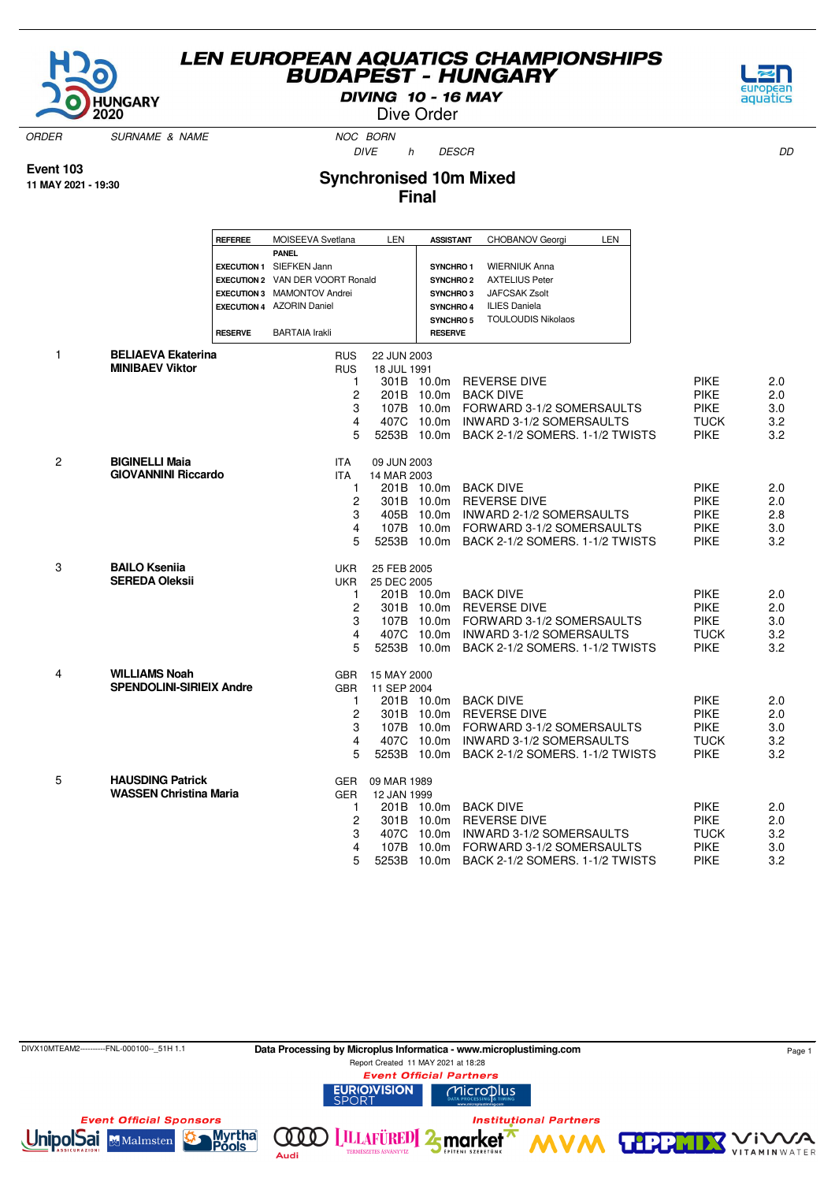# LEN EUROPEAN AQUATICS CHAMPIONSHIPS
## BUDAPEST - HUNGARY

**DIVING 10 - 16 MAY**

Dive Order

**Event 103**
**11 MAY 2021 - 19:30**

## Synchronised 10m Mixed
## Final

| | | | |
|---|---|---|---|
| **REFEREE** | MOISEEVA Svetlana LEN | **ASSISTANT** | CHOBANOV Georgi LEN |
| | **PANEL** | | |
| **EXECUTION 1** | SIEFKEN Jann | **SYNCHRO 1** | WIERNIUK Anna |
| **EXECUTION 2** | VAN DER VOORT Ronald | **SYNCHRO 2** | AXTELIUS Peter |
| **EXECUTION 3** | MAMONTOV Andrei | **SYNCHRO 3** | JAFCSAK Zsolt |
| **EXECUTION 4** | AZORIN Daniel | **SYNCHRO 4** | ILIES Daniela |
| | | **SYNCHRO 5** | TOULOUDIS Nikolaos |
| **RESERVE** | BARTAIA Irakli | **RESERVE** | |

| ORDER | SURNAME & NAME | NOC | BORN / DIVE | h | DESCR | | DD |
|---|---|---|---|---|---|---|---|
| 1 | **BELIAEVA Ekaterina** | RUS | 22 JUN 2003 | | | | |
| | **MINIBAEV Viktor** | RUS | 18 JUL 1991 | | | | |
| | | 1 | 301B | 10.0m | REVERSE DIVE | PIKE | 2.0 |
| | | 2 | 201B | 10.0m | BACK DIVE | PIKE | 2.0 |
| | | 3 | 107B | 10.0m | FORWARD 3-1/2 SOMERSAULTS | PIKE | 3.0 |
| | | 4 | 407C | 10.0m | INWARD 3-1/2 SOMERSAULTS | TUCK | 3.2 |
| | | 5 | 5253B | 10.0m | BACK 2-1/2 SOMERS. 1-1/2 TWISTS | PIKE | 3.2 |
| 2 | **BIGINELLI Maia** | ITA | 09 JUN 2003 | | | | |
| | **GIOVANNINI Riccardo** | ITA | 14 MAR 2003 | | | | |
| | | 1 | 201B | 10.0m | BACK DIVE | PIKE | 2.0 |
| | | 2 | 301B | 10.0m | REVERSE DIVE | PIKE | 2.0 |
| | | 3 | 405B | 10.0m | INWARD 2-1/2 SOMERSAULTS | PIKE | 2.8 |
| | | 4 | 107B | 10.0m | FORWARD 3-1/2 SOMERSAULTS | PIKE | 3.0 |
| | | 5 | 5253B | 10.0m | BACK 2-1/2 SOMERS. 1-1/2 TWISTS | PIKE | 3.2 |
| 3 | **BAILO Kseniia** | UKR | 25 FEB 2005 | | | | |
| | **SEREDA Oleksii** | UKR | 25 DEC 2005 | | | | |
| | | 1 | 201B | 10.0m | BACK DIVE | PIKE | 2.0 |
| | | 2 | 301B | 10.0m | REVERSE DIVE | PIKE | 2.0 |
| | | 3 | 107B | 10.0m | FORWARD 3-1/2 SOMERSAULTS | PIKE | 3.0 |
| | | 4 | 407C | 10.0m | INWARD 3-1/2 SOMERSAULTS | TUCK | 3.2 |
| | | 5 | 5253B | 10.0m | BACK 2-1/2 SOMERS. 1-1/2 TWISTS | PIKE | 3.2 |
| 4 | **WILLIAMS Noah** | GBR | 15 MAY 2000 | | | | |
| | **SPENDOLINI-SIRIEIX Andre** | GBR | 11 SEP 2004 | | | | |
| | | 1 | 201B | 10.0m | BACK DIVE | PIKE | 2.0 |
| | | 2 | 301B | 10.0m | REVERSE DIVE | PIKE | 2.0 |
| | | 3 | 107B | 10.0m | FORWARD 3-1/2 SOMERSAULTS | PIKE | 3.0 |
| | | 4 | 407C | 10.0m | INWARD 3-1/2 SOMERSAULTS | TUCK | 3.2 |
| | | 5 | 5253B | 10.0m | BACK 2-1/2 SOMERS. 1-1/2 TWISTS | PIKE | 3.2 |
| 5 | **HAUSDING Patrick** | GER | 09 MAR 1989 | | | | |
| | **WASSEN Christina Maria** | GER | 12 JAN 1999 | | | | |
| | | 1 | 201B | 10.0m | BACK DIVE | PIKE | 2.0 |
| | | 2 | 301B | 10.0m | REVERSE DIVE | PIKE | 2.0 |
| | | 3 | 407C | 10.0m | INWARD 3-1/2 SOMERSAULTS | TUCK | 3.2 |
| | | 4 | 107B | 10.0m | FORWARD 3-1/2 SOMERSAULTS | PIKE | 3.0 |
| | | 5 | 5253B | 10.0m | BACK 2-1/2 SOMERS. 1-1/2 TWISTS | PIKE | 3.2 |

DIVX10MTEAM2----------FNL-000100--_51H 1.1

Data Processing by Microplus Informatica - www.microplustiming.com

Report Created 11 MAY 2021 at 18:28

*Event Official Partners* · *Event Official Sponsors* · *Institutional Partners*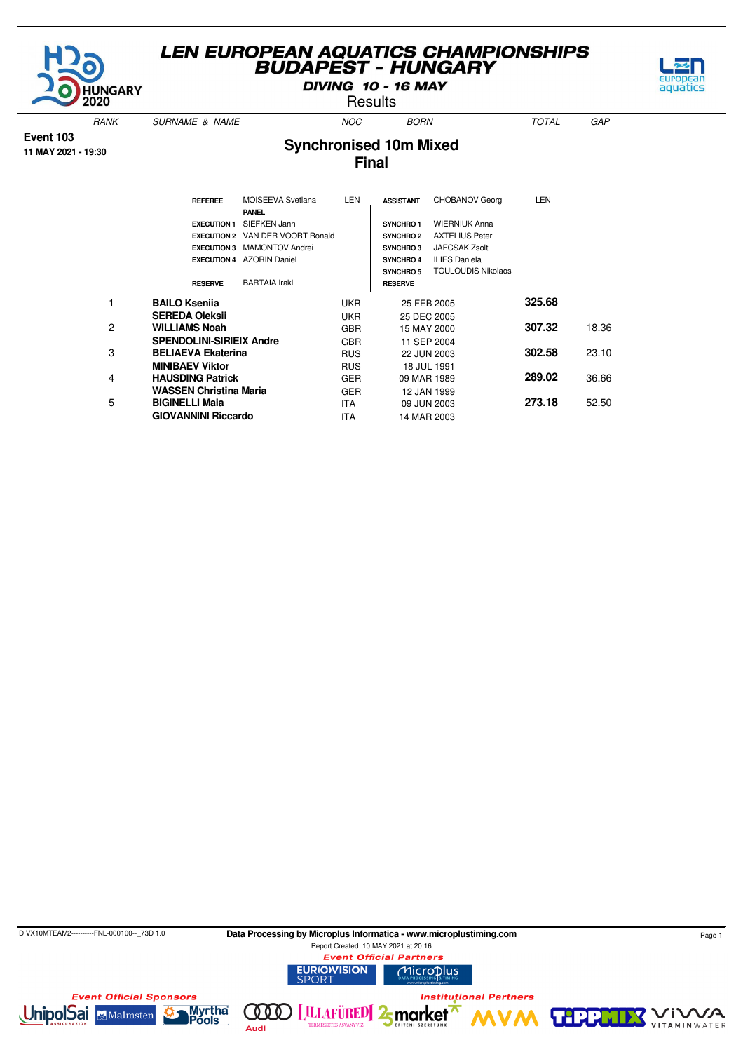# LEN EUROPEAN AQUATICS CHAMPIONSHIPS
## BUDAPEST - HUNGARY

**DIVING 10 - 16 MAY**

Results

**Event 103**
**11 MAY 2021 - 19:30**

## Synchronised 10m Mixed
### Final

| REFEREE | MOISEEVA Svetlana | LEN | ASSISTANT | CHOBANOV Georgi | LEN |
|---|---|---|---|---|---|
| | **PANEL** | | | | |
| EXECUTION 1 | SIEFKEN Jann | | SYNCHRO 1 | WIERNIUK Anna | |
| EXECUTION 2 | VAN DER VOORT Ronald | | SYNCHRO 2 | AXTELIUS Peter | |
| EXECUTION 3 | MAMONTOV Andrei | | SYNCHRO 3 | JAFCSAK Zsolt | |
| EXECUTION 4 | AZORIN Daniel | | SYNCHRO 4 | ILIES Daniela | |
| | | | SYNCHRO 5 | TOULOUDIS Nikolaos | |
| RESERVE | BARTAIA Irakli | | RESERVE | | |

| RANK | SURNAME & NAME | NOC | BORN | TOTAL | GAP |
|---|---|---|---|---|---|
| 1 | **BAILO Kseniia** | UKR | 25 FEB 2005 | **325.68** | |
| | **SEREDA Oleksii** | UKR | 25 DEC 2005 | | |
| 2 | **WILLIAMS Noah** | GBR | 15 MAY 2000 | **307.32** | 18.36 |
| | **SPENDOLINI-SIRIEIX Andre** | GBR | 11 SEP 2004 | | |
| 3 | **BELIAEVA Ekaterina** | RUS | 22 JUN 2003 | **302.58** | 23.10 |
| | **MINIBAEV Viktor** | RUS | 18 JUL 1991 | | |
| 4 | **HAUSDING Patrick** | GER | 09 MAR 1989 | **289.02** | 36.66 |
| | **WASSEN Christina Maria** | GER | 12 JAN 1999 | | |
| 5 | **BIGINELLI Maia** | ITA | 09 JUN 2003 | **273.18** | 52.50 |
| | **GIOVANNINI Riccardo** | ITA | 14 MAR 2003 | | |

DIVX10MTEAM2----------FNL-000100--_73D 1.0

**Data Processing by Microplus Informatica - www.microplustiming.com**

Report Created 10 MAY 2021 at 20:16

**Event Official Partners**

**Event Official Sponsors**

**Institutional Partners**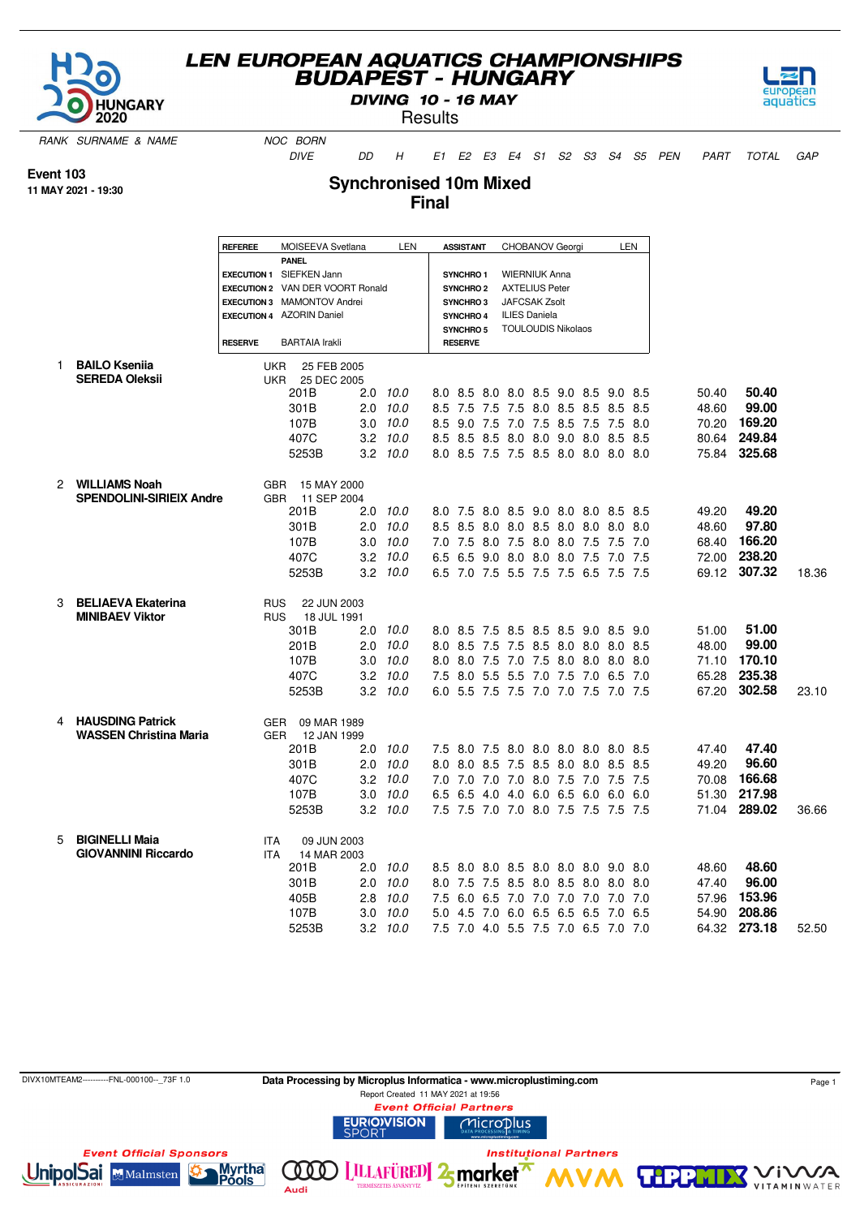# LEN EUROPEAN AQUATICS CHAMPIONSHIPS
## BUDAPEST - HUNGARY
### DIVING 10 - 16 MAY
Results

**Event 103**
**11 MAY 2021 - 19:30**

## Synchronised 10m Mixed
## Final

| REFEREE | MOISEEVA Svetlana | LEN | ASSISTANT | CHOBANOV Georgi | LEN |
|---|---|---|---|---|---|
| | PANEL | | | | |
| EXECUTION 1 | SIEFKEN Jann | | SYNCHRO 1 | WIERNIUK Anna | |
| EXECUTION 2 | VAN DER VOORT Ronald | | SYNCHRO 2 | AXTELIUS Peter | |
| EXECUTION 3 | MAMONTOV Andrei | | SYNCHRO 3 | JAFCSAK Zsolt | |
| EXECUTION 4 | AZORIN Daniel | | SYNCHRO 4 | ILIES Daniela | |
| | | | SYNCHRO 5 | TOULOUDIS Nikolaos | |
| RESERVE | BARTAIA Irakli | | RESERVE | | |

| RANK | SURNAME & NAME | NOC | BORN | DIVE | DD | H | E1 | E2 | E3 | E4 | S1 | S2 | S3 | S4 | S5 | PEN | PART | TOTAL | GAP |
|---|---|---|---|---|---|---|---|---|---|---|---|---|---|---|---|---|---|---|---|
| 1 | **BAILO Kseniia** | UKR | 25 FEB 2005 | | | | | | | | | | | | | | | | |
| | **SEREDA Oleksii** | UKR | 25 DEC 2005 | | | | | | | | | | | | | | | | |
| | | | | 201B | 2.0 | 10.0 | 8.0 | 8.5 | 8.0 | 8.0 | 8.5 | 9.0 | 8.5 | 9.0 | 8.5 | | 50.40 | **50.40** | |
| | | | | 301B | 2.0 | 10.0 | 8.5 | 7.5 | 7.5 | 7.5 | 8.0 | 8.5 | 8.5 | 8.5 | 8.5 | | 48.60 | **99.00** | |
| | | | | 107B | 3.0 | 10.0 | 8.5 | 9.0 | 7.5 | 7.0 | 7.5 | 8.5 | 7.5 | 7.5 | 8.0 | | 70.20 | **169.20** | |
| | | | | 407C | 3.2 | 10.0 | 8.5 | 8.5 | 8.5 | 8.0 | 8.0 | 9.0 | 8.0 | 8.5 | 8.5 | | 80.64 | **249.84** | |
| | | | | 5253B | 3.2 | 10.0 | 8.0 | 8.5 | 7.5 | 7.5 | 8.5 | 8.0 | 8.0 | 8.0 | 8.0 | | 75.84 | **325.68** | |
| 2 | **WILLIAMS Noah** | GBR | 15 MAY 2000 | | | | | | | | | | | | | | | | |
| | **SPENDOLINI-SIRIEIX Andre** | GBR | 11 SEP 2004 | | | | | | | | | | | | | | | | |
| | | | | 201B | 2.0 | 10.0 | 8.0 | 7.5 | 8.0 | 8.5 | 9.0 | 8.0 | 8.0 | 8.5 | 8.5 | | 49.20 | **49.20** | |
| | | | | 301B | 2.0 | 10.0 | 8.5 | 8.5 | 8.0 | 8.0 | 8.5 | 8.0 | 8.0 | 8.0 | 8.0 | | 48.60 | **97.80** | |
| | | | | 107B | 3.0 | 10.0 | 7.0 | 7.5 | 8.0 | 7.5 | 8.0 | 8.0 | 7.5 | 7.5 | 7.0 | | 68.40 | **166.20** | |
| | | | | 407C | 3.2 | 10.0 | 6.5 | 6.5 | 9.0 | 8.0 | 8.0 | 8.0 | 7.5 | 7.0 | 7.5 | | 72.00 | **238.20** | |
| | | | | 5253B | 3.2 | 10.0 | 6.5 | 7.0 | 7.5 | 5.5 | 7.5 | 7.5 | 6.5 | 7.5 | 7.5 | | 69.12 | **307.32** | 18.36 |
| 3 | **BELIAEVA Ekaterina** | RUS | 22 JUN 2003 | | | | | | | | | | | | | | | | |
| | **MINIBAEV Viktor** | RUS | 18 JUL 1991 | | | | | | | | | | | | | | | | |
| | | | | 301B | 2.0 | 10.0 | 8.0 | 8.5 | 7.5 | 8.5 | 8.5 | 8.5 | 9.0 | 8.5 | 9.0 | | 51.00 | **51.00** | |
| | | | | 201B | 2.0 | 10.0 | 8.0 | 8.5 | 7.5 | 7.5 | 8.5 | 8.0 | 8.0 | 8.0 | 8.5 | | 48.00 | **99.00** | |
| | | | | 107B | 3.0 | 10.0 | 8.0 | 8.0 | 7.5 | 7.0 | 7.5 | 8.0 | 8.0 | 8.0 | 8.0 | | 71.10 | **170.10** | |
| | | | | 407C | 3.2 | 10.0 | 7.5 | 8.0 | 5.5 | 5.5 | 7.0 | 7.5 | 7.0 | 6.5 | 7.0 | | 65.28 | **235.38** | |
| | | | | 5253B | 3.2 | 10.0 | 6.0 | 5.5 | 7.5 | 7.5 | 7.0 | 7.0 | 7.5 | 7.0 | 7.5 | | 67.20 | **302.58** | 23.10 |
| 4 | **HAUSDING Patrick** | GER | 09 MAR 1989 | | | | | | | | | | | | | | | | |
| | **WASSEN Christina Maria** | GER | 12 JAN 1999 | | | | | | | | | | | | | | | | |
| | | | | 201B | 2.0 | 10.0 | 7.5 | 8.0 | 7.5 | 8.0 | 8.0 | 8.0 | 8.0 | 8.0 | 8.5 | | 47.40 | **47.40** | |
| | | | | 301B | 2.0 | 10.0 | 8.0 | 8.0 | 8.5 | 7.5 | 8.5 | 8.0 | 8.0 | 8.5 | 8.5 | | 49.20 | **96.60** | |
| | | | | 407C | 3.2 | 10.0 | 7.0 | 7.0 | 7.0 | 7.0 | 8.0 | 7.5 | 7.0 | 7.5 | 7.5 | | 70.08 | **166.68** | |
| | | | | 107B | 3.0 | 10.0 | 6.5 | 6.5 | 4.0 | 4.0 | 6.0 | 6.5 | 6.0 | 6.0 | 6.0 | | 51.30 | **217.98** | |
| | | | | 5253B | 3.2 | 10.0 | 7.5 | 7.5 | 7.0 | 7.0 | 8.0 | 7.5 | 7.5 | 7.5 | 7.5 | | 71.04 | **289.02** | 36.66 |
| 5 | **BIGINELLI Maia** | ITA | 09 JUN 2003 | | | | | | | | | | | | | | | | |
| | **GIOVANNINI Riccardo** | ITA | 14 MAR 2003 | | | | | | | | | | | | | | | | |
| | | | | 201B | 2.0 | 10.0 | 8.5 | 8.0 | 8.0 | 8.5 | 8.0 | 8.0 | 8.0 | 9.0 | 8.0 | | 48.60 | **48.60** | |
| | | | | 301B | 2.0 | 10.0 | 8.0 | 7.5 | 7.5 | 8.5 | 8.0 | 8.5 | 8.0 | 8.0 | 8.0 | | 47.40 | **96.00** | |
| | | | | 405B | 2.8 | 10.0 | 7.5 | 6.0 | 6.5 | 7.0 | 7.0 | 7.0 | 7.0 | 7.0 | 7.0 | | 57.96 | **153.96** | |
| | | | | 107B | 3.0 | 10.0 | 5.0 | 4.5 | 7.0 | 6.0 | 6.5 | 6.5 | 6.5 | 7.0 | 6.5 | | 54.90 | **208.86** | |
| | | | | 5253B | 3.2 | 10.0 | 7.5 | 7.0 | 4.0 | 5.5 | 7.5 | 7.0 | 6.5 | 7.0 | 7.0 | | 64.32 | **273.18** | 52.50 |

DIVX10MTEAM2----------FNL-000100--_73F 1.0

Data Processing by Microplus Informatica - www.microplustiming.com

Report Created 11 MAY 2021 at 19:56

Event Official Partners

Event Official Sponsors

Institutional Partners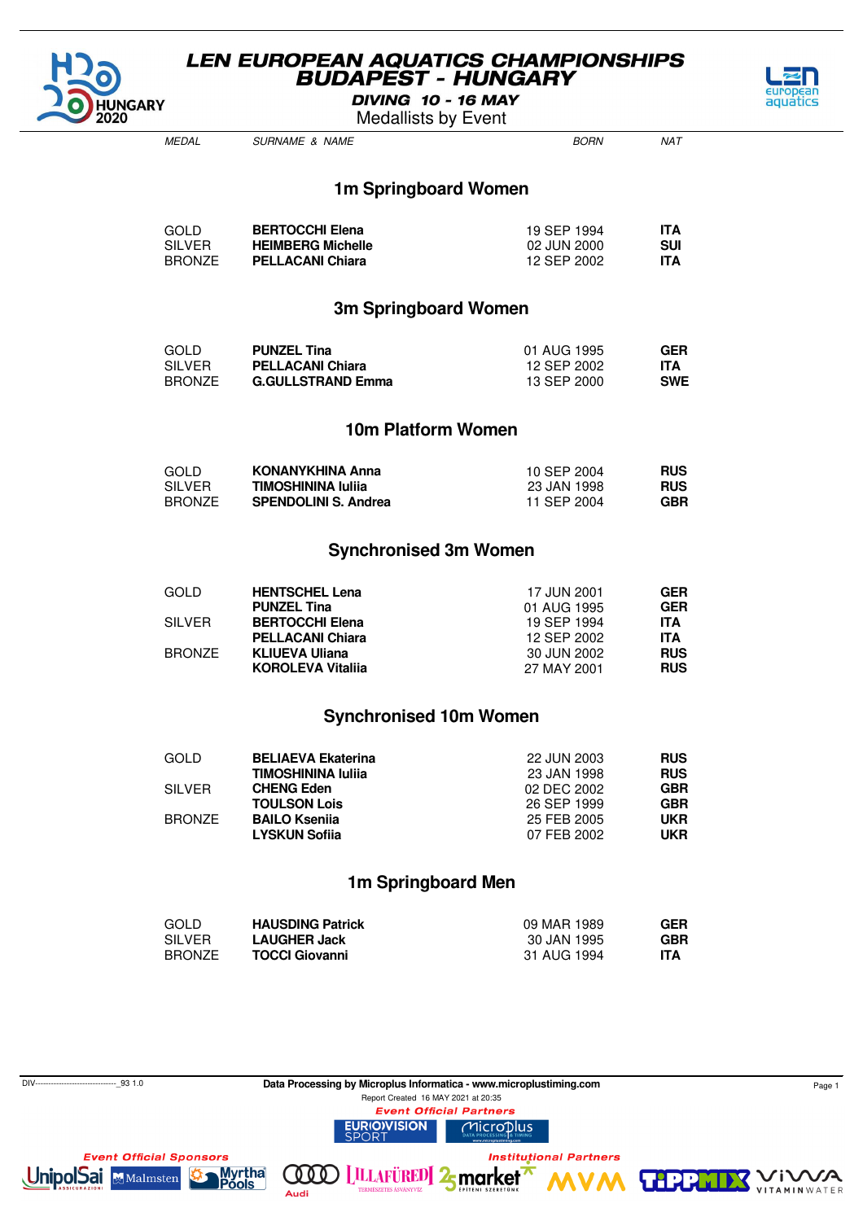# LEN EUROPEAN AQUATICS CHAMPIONSHIPS
# BUDAPEST - HUNGARY

**DIVING 10 - 16 MAY**

Medallists by Event

## 1m Springboard Women

| MEDAL | SURNAME & NAME | BORN | NAT |
|---|---|---|---|
| GOLD | **BERTOCCHI Elena** | 19 SEP 1994 | **ITA** |
| SILVER | **HEIMBERG Michelle** | 02 JUN 2000 | **SUI** |
| BRONZE | **PELLACANI Chiara** | 12 SEP 2002 | **ITA** |

## 3m Springboard Women

| MEDAL | SURNAME & NAME | BORN | NAT |
|---|---|---|---|
| GOLD | **PUNZEL Tina** | 01 AUG 1995 | **GER** |
| SILVER | **PELLACANI Chiara** | 12 SEP 2002 | **ITA** |
| BRONZE | **G.GULLSTRAND Emma** | 13 SEP 2000 | **SWE** |

## 10m Platform Women

| MEDAL | SURNAME & NAME | BORN | NAT |
|---|---|---|---|
| GOLD | **KONANYKHINA Anna** | 10 SEP 2004 | **RUS** |
| SILVER | **TIMOSHININA Iuliia** | 23 JAN 1998 | **RUS** |
| BRONZE | **SPENDOLINI S. Andrea** | 11 SEP 2004 | **GBR** |

## Synchronised 3m Women

| MEDAL | SURNAME & NAME | BORN | NAT |
|---|---|---|---|
| GOLD | **HENTSCHEL Lena** | 17 JUN 2001 | **GER** |
| | **PUNZEL Tina** | 01 AUG 1995 | **GER** |
| SILVER | **BERTOCCHI Elena** | 19 SEP 1994 | **ITA** |
| | **PELLACANI Chiara** | 12 SEP 2002 | **ITA** |
| BRONZE | **KLIUEVA Uliana** | 30 JUN 2002 | **RUS** |
| | **KOROLEVA Vitaliia** | 27 MAY 2001 | **RUS** |

## Synchronised 10m Women

| MEDAL | SURNAME & NAME | BORN | NAT |
|---|---|---|---|
| GOLD | **BELIAEVA Ekaterina** | 22 JUN 2003 | **RUS** |
| | **TIMOSHININA Iuliia** | 23 JAN 1998 | **RUS** |
| SILVER | **CHENG Eden** | 02 DEC 2002 | **GBR** |
| | **TOULSON Lois** | 26 SEP 1999 | **GBR** |
| BRONZE | **BAILO Kseniia** | 25 FEB 2005 | **UKR** |
| | **LYSKUN Sofiia** | 07 FEB 2002 | **UKR** |

## 1m Springboard Men

| MEDAL | SURNAME & NAME | BORN | NAT |
|---|---|---|---|
| GOLD | **HAUSDING Patrick** | 09 MAR 1989 | **GER** |
| SILVER | **LAUGHER Jack** | 30 JAN 1995 | **GBR** |
| BRONZE | **TOCCI Giovanni** | 31 AUG 1994 | **ITA** |

**Data Processing by Microplus Informatica - www.microplustiming.com**

Report Created 16 MAY 2021 at 20:35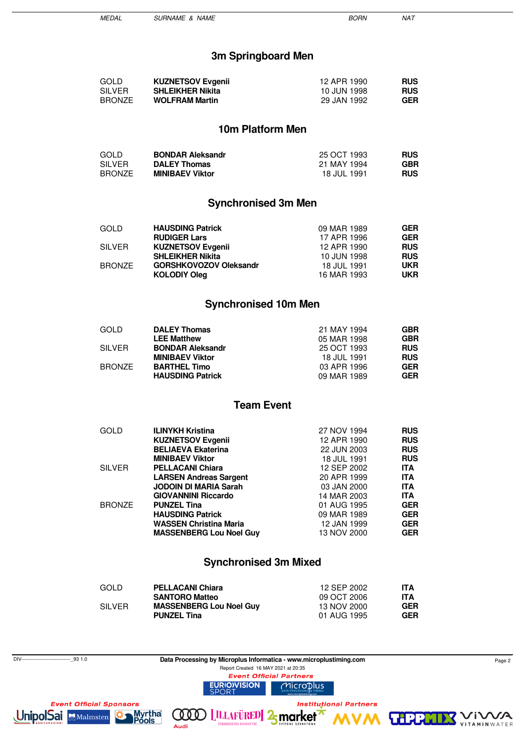| MEDAL | SURNAME & NAME | BORN | NAT |
|---|---|---|---|

## 3m Springboard Men

| MEDAL | SURNAME & NAME | BORN | NAT |
|---|---|---|---|
| GOLD | **KUZNETSOV Evgenii** | 12 APR 1990 | **RUS** |
| SILVER | **SHLEIKHER Nikita** | 10 JUN 1998 | **RUS** |
| BRONZE | **WOLFRAM Martin** | 29 JAN 1992 | **GER** |

## 10m Platform Men

| MEDAL | SURNAME & NAME | BORN | NAT |
|---|---|---|---|
| GOLD | **BONDAR Aleksandr** | 25 OCT 1993 | **RUS** |
| SILVER | **DALEY Thomas** | 21 MAY 1994 | **GBR** |
| BRONZE | **MINIBAEV Viktor** | 18 JUL 1991 | **RUS** |

## Synchronised 3m Men

| MEDAL | SURNAME & NAME | BORN | NAT |
|---|---|---|---|
| GOLD | **HAUSDING Patrick** | 09 MAR 1989 | **GER** |
| | **RUDIGER Lars** | 17 APR 1996 | **GER** |
| SILVER | **KUZNETSOV Evgenii** | 12 APR 1990 | **RUS** |
| | **SHLEIKHER Nikita** | 10 JUN 1998 | **RUS** |
| BRONZE | **GORSHKOVOZOV Oleksandr** | 18 JUL 1991 | **UKR** |
| | **KOLODIY Oleg** | 16 MAR 1993 | **UKR** |

## Synchronised 10m Men

| MEDAL | SURNAME & NAME | BORN | NAT |
|---|---|---|---|
| GOLD | **DALEY Thomas** | 21 MAY 1994 | **GBR** |
| | **LEE Matthew** | 05 MAR 1998 | **GBR** |
| SILVER | **BONDAR Aleksandr** | 25 OCT 1993 | **RUS** |
| | **MINIBAEV Viktor** | 18 JUL 1991 | **RUS** |
| BRONZE | **BARTHEL Timo** | 03 APR 1996 | **GER** |
| | **HAUSDING Patrick** | 09 MAR 1989 | **GER** |

## Team Event

| MEDAL | SURNAME & NAME | BORN | NAT |
|---|---|---|---|
| GOLD | **ILINYKH Kristina** | 27 NOV 1994 | **RUS** |
| | **KUZNETSOV Evgenii** | 12 APR 1990 | **RUS** |
| | **BELIAEVA Ekaterina** | 22 JUN 2003 | **RUS** |
| | **MINIBAEV Viktor** | 18 JUL 1991 | **RUS** |
| SILVER | **PELLACANI Chiara** | 12 SEP 2002 | **ITA** |
| | **LARSEN Andreas Sargent** | 20 APR 1999 | **ITA** |
| | **JODOIN DI MARIA Sarah** | 03 JAN 2000 | **ITA** |
| | **GIOVANNINI Riccardo** | 14 MAR 2003 | **ITA** |
| BRONZE | **PUNZEL Tina** | 01 AUG 1995 | **GER** |
| | **HAUSDING Patrick** | 09 MAR 1989 | **GER** |
| | **WASSEN Christina Maria** | 12 JAN 1999 | **GER** |
| | **MASSENBERG Lou Noel Guy** | 13 NOV 2000 | **GER** |

## Synchronised 3m Mixed

| MEDAL | SURNAME & NAME | BORN | NAT |
|---|---|---|---|
| GOLD | **PELLACANI Chiara** | 12 SEP 2002 | **ITA** |
| | **SANTORO Matteo** | 09 OCT 2006 | **ITA** |
| SILVER | **MASSENBERG Lou Noel Guy** | 13 NOV 2000 | **GER** |
| | **PUNZEL Tina** | 01 AUG 1995 | **GER** |

DIV------------------------------_93 1.0

**Data Processing by Microplus Informatica - www.microplustiming.com**

Report Created 16 MAY 2021 at 20:35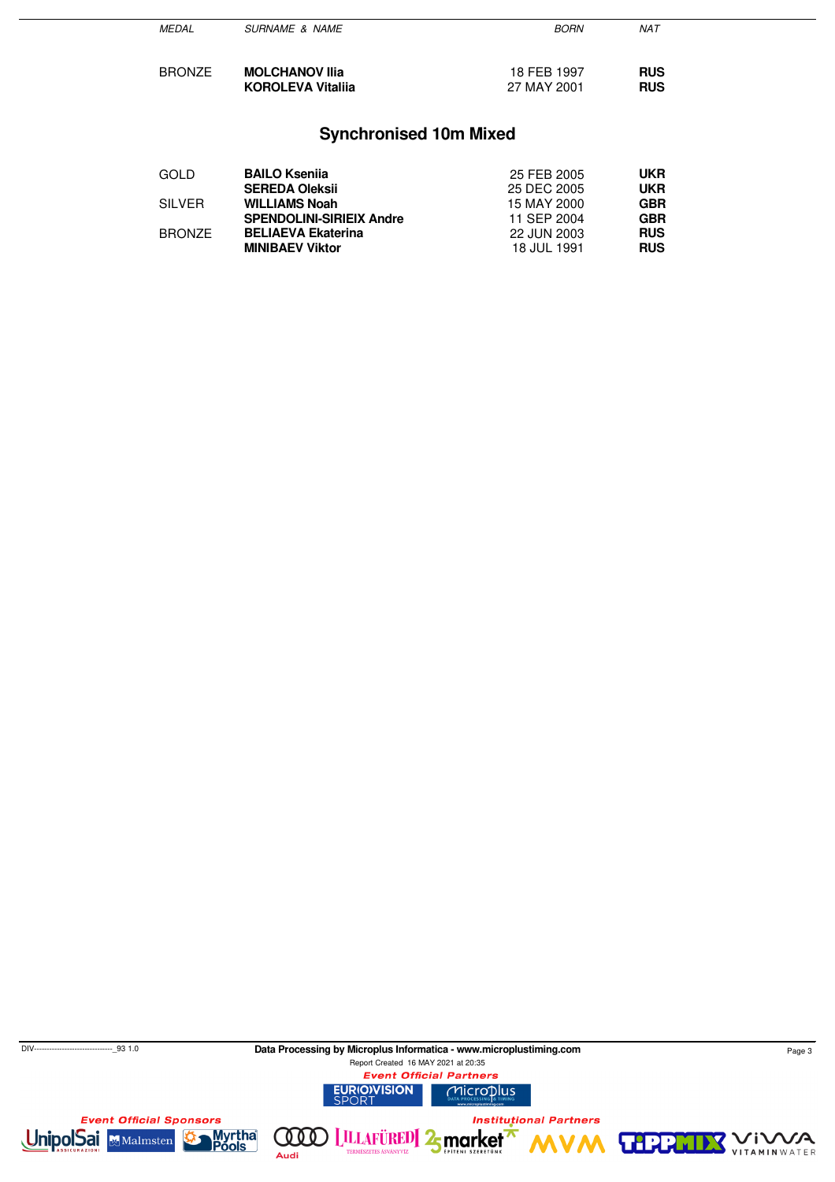| MEDAL | SURNAME & NAME | BORN | NAT |
|---|---|---|---|
| BRONZE | **MOLCHANOV Ilia** | 18 FEB 1997 | **RUS** |
| | **KOROLEVA Vitaliia** | 27 MAY 2001 | **RUS** |

## Synchronised 10m Mixed

| MEDAL | SURNAME & NAME | BORN | NAT |
|---|---|---|---|
| GOLD | **BAILO Kseniia** | 25 FEB 2005 | **UKR** |
| | **SEREDA Oleksii** | 25 DEC 2005 | **UKR** |
| SILVER | **WILLIAMS Noah** | 15 MAY 2000 | **GBR** |
| | **SPENDOLINI-SIRIEIX Andre** | 11 SEP 2004 | **GBR** |
| BRONZE | **BELIAEVA Ekaterina** | 22 JUN 2003 | **RUS** |
| | **MINIBAEV Viktor** | 18 JUL 1991 | **RUS** |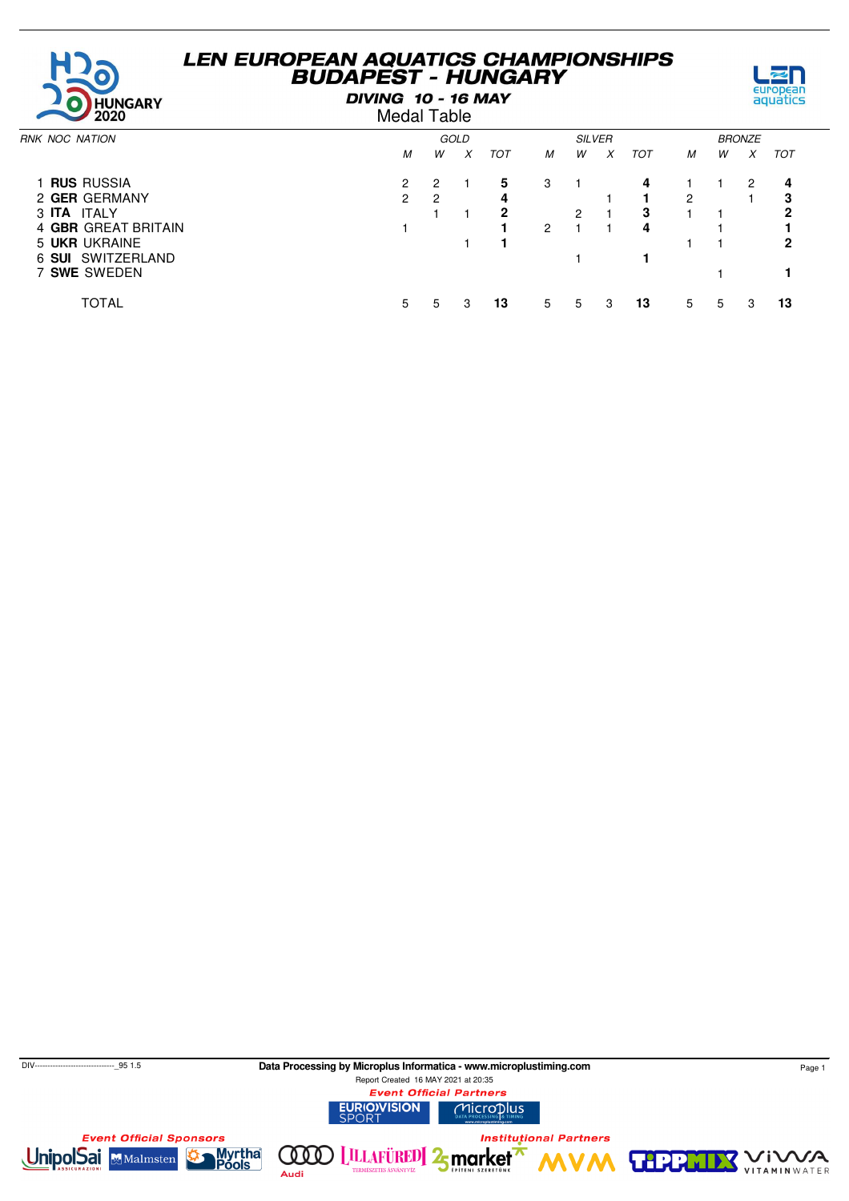# LEN EUROPEAN AQUATICS CHAMPIONSHIPS
# BUDAPEST - HUNGARY

### DIVING 10 - 16 MAY

## Medal Table

| RNK | NOC | NATION | GOLD | | | | SILVER | | | | BRONZE | | | |
|---|---|---|---|---|---|---|---|---|---|---|---|---|---|---|
| | | | M | W | X | TOT | M | W | X | TOT | M | W | X | TOT |
| 1 | **RUS** | RUSSIA | 2 | 2 | 1 | **5** | 3 | 1 | | **4** | 1 | 1 | 2 | **4** |
| 2 | **GER** | GERMANY | 2 | 2 | | **4** | | | 1 | **1** | 2 | | 1 | **3** |
| 3 | **ITA** | ITALY | | 1 | 1 | **2** | | 2 | 1 | **3** | 1 | 1 | | **2** |
| 4 | **GBR** | GREAT BRITAIN | 1 | | | **1** | 2 | 1 | 1 | **4** | | 1 | | **1** |
| 5 | **UKR** | UKRAINE | | | 1 | **1** | | | | | 1 | 1 | | **2** |
| 6 | **SUI** | SWITZERLAND | | | | | | 1 | | **1** | | | | |
| 7 | **SWE** | SWEDEN | | | | | | | | | | 1 | | **1** |
| | | TOTAL | 5 | 5 | 3 | **13** | 5 | 5 | 3 | **13** | 5 | 5 | 3 | **13** |

DIV-------------------------------_95 1.5

**Data Processing by Microplus Informatica - www.microplustiming.com**

Report Created 16 MAY 2021 at 20:35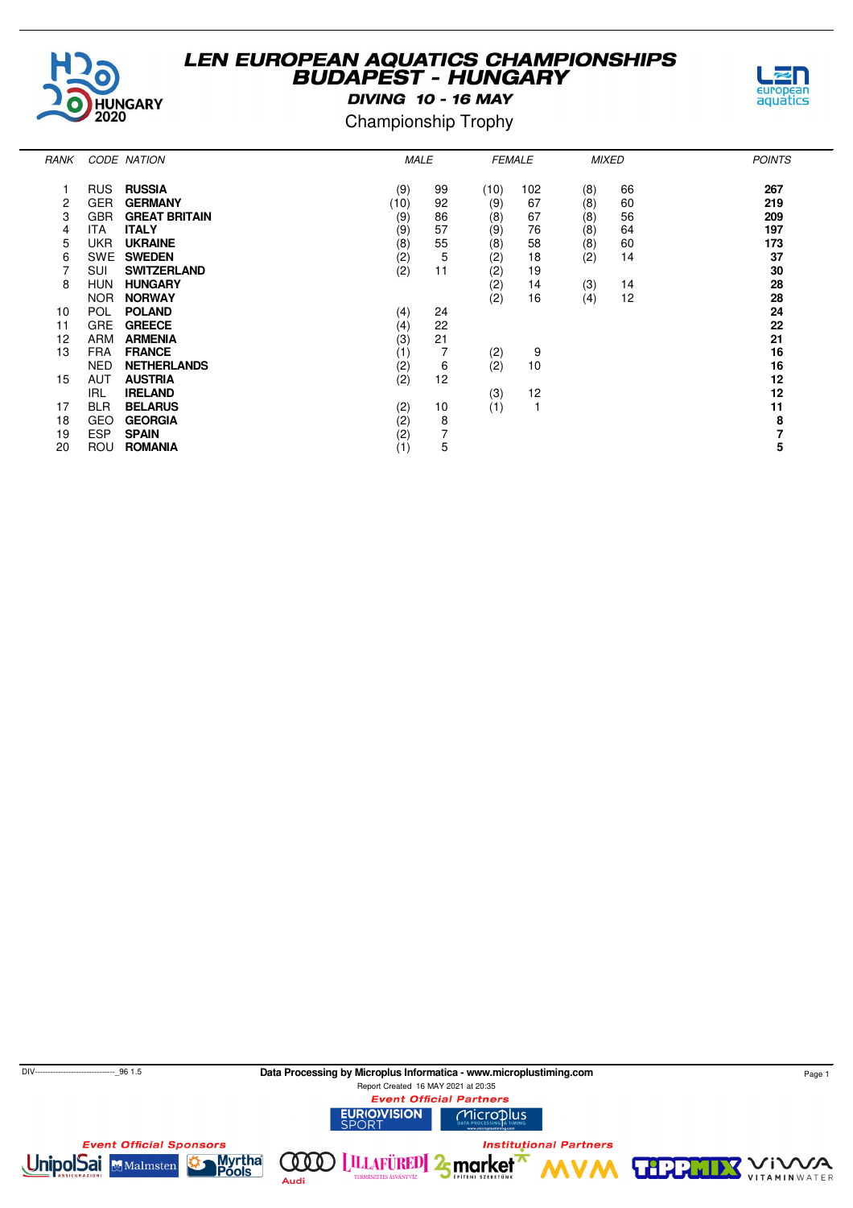# LEN EUROPEAN AQUATICS CHAMPIONSHIPS
## BUDAPEST - HUNGARY
### DIVING 10 - 16 MAY

Championship Trophy

| RANK | CODE | NATION | MALE | | FEMALE | | MIXED | | POINTS |
|---|---|---|---|---|---|---|---|---|---|
| 1 | RUS | **RUSSIA** | (9) | 99 | (10) | 102 | (8) | 66 | **267** |
| 2 | GER | **GERMANY** | (10) | 92 | (9) | 67 | (8) | 60 | **219** |
| 3 | GBR | **GREAT BRITAIN** | (9) | 86 | (8) | 67 | (8) | 56 | **209** |
| 4 | ITA | **ITALY** | (9) | 57 | (9) | 76 | (8) | 64 | **197** |
| 5 | UKR | **UKRAINE** | (8) | 55 | (8) | 58 | (8) | 60 | **173** |
| 6 | SWE | **SWEDEN** | (2) | 5 | (2) | 18 | (2) | 14 | **37** |
| 7 | SUI | **SWITZERLAND** | (2) | 11 | (2) | 19 | | | **30** |
| 8 | HUN | **HUNGARY** | | | (2) | 14 | (3) | 14 | **28** |
| | NOR | **NORWAY** | | | (2) | 16 | (4) | 12 | **28** |
| 10 | POL | **POLAND** | (4) | 24 | | | | | **24** |
| 11 | GRE | **GREECE** | (4) | 22 | | | | | **22** |
| 12 | ARM | **ARMENIA** | (3) | 21 | | | | | **21** |
| 13 | FRA | **FRANCE** | (1) | 7 | (2) | 9 | | | **16** |
| | NED | **NETHERLANDS** | (2) | 6 | (2) | 10 | | | **16** |
| 15 | AUT | **AUSTRIA** | (2) | 12 | | | | | **12** |
| | IRL | **IRELAND** | | | (3) | 12 | | | **12** |
| 17 | BLR | **BELARUS** | (2) | 10 | (1) | 1 | | | **11** |
| 18 | GEO | **GEORGIA** | (2) | 8 | | | | | **8** |
| 19 | ESP | **SPAIN** | (2) | 7 | | | | | **7** |
| 20 | ROU | **ROMANIA** | (1) | 5 | | | | | **5** |

DIV-------------------------------_96 1.5

**Data Processing by Microplus Informatica - www.microplustiming.com**

Report Created 16 MAY 2021 at 20:35